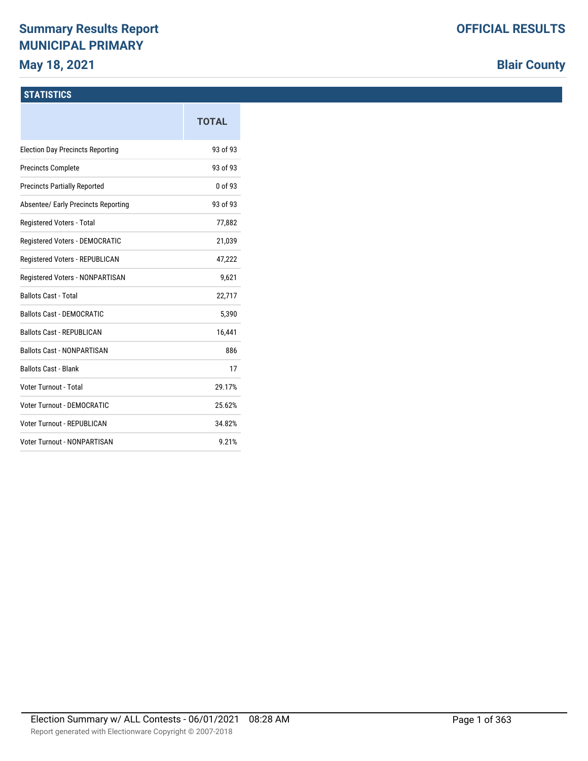# Summary Results Report
## MUNICIPAL PRIMARY
### May 18, 2021

**OFFICIAL RESULTS**

**Blair County**

## STATISTICS

| | TOTAL |
|---|---|
| Election Day Precincts Reporting | 93 of 93 |
| Precincts Complete | 93 of 93 |
| Precincts Partially Reported | 0 of 93 |
| Absentee/ Early Precincts Reporting | 93 of 93 |
| Registered Voters - Total | 77,882 |
| Registered Voters - DEMOCRATIC | 21,039 |
| Registered Voters - REPUBLICAN | 47,222 |
| Registered Voters - NONPARTISAN | 9,621 |
| Ballots Cast - Total | 22,717 |
| Ballots Cast - DEMOCRATIC | 5,390 |
| Ballots Cast - REPUBLICAN | 16,441 |
| Ballots Cast - NONPARTISAN | 886 |
| Ballots Cast - Blank | 17 |
| Voter Turnout - Total | 29.17% |
| Voter Turnout - DEMOCRATIC | 25.62% |
| Voter Turnout - REPUBLICAN | 34.82% |
| Voter Turnout - NONPARTISAN | 9.21% |

Election Summary w/ ALL Contests - 06/01/2021 08:28 AM

Report generated with Electionware Copyright © 2007-2018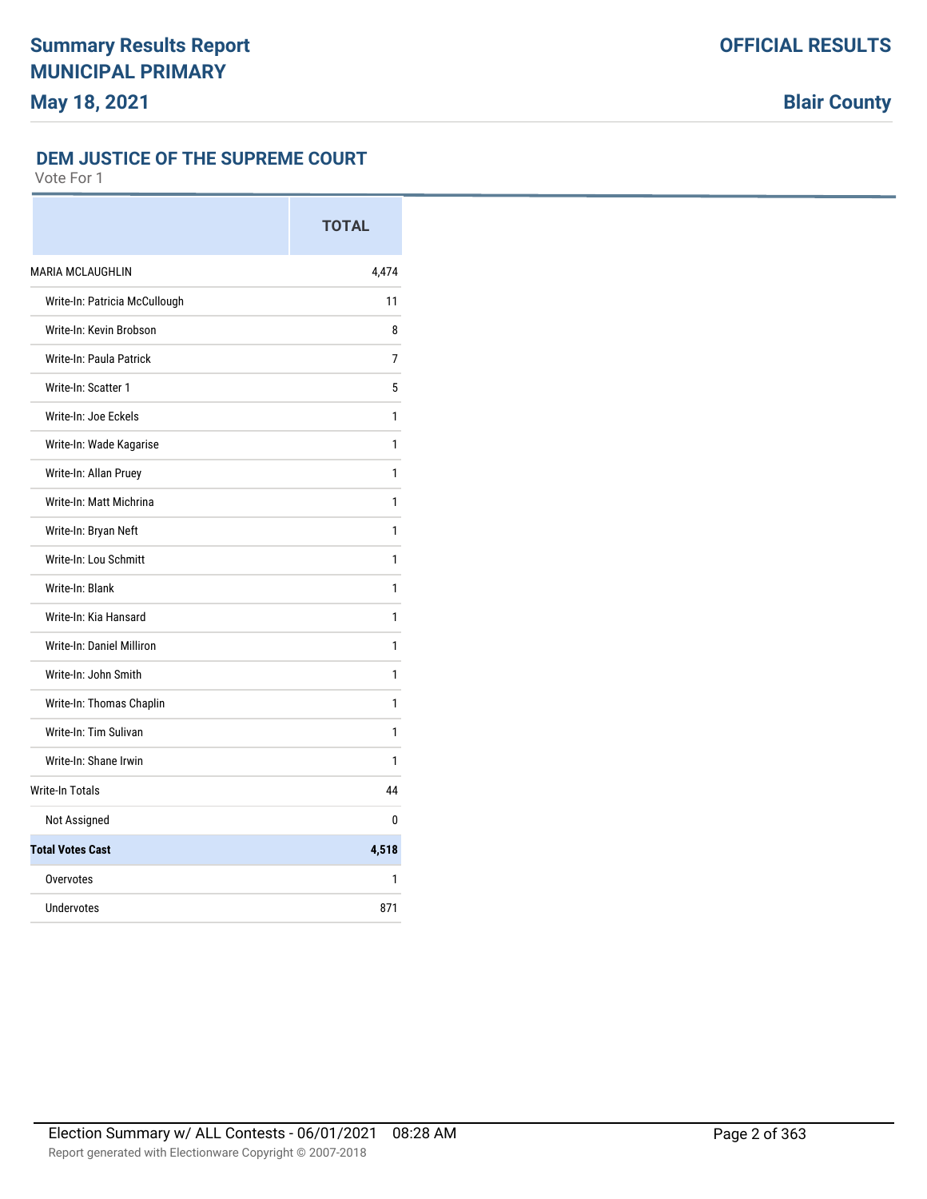**Summary Results Report**
**MUNICIPAL PRIMARY**
**May 18, 2021**

**OFFICIAL RESULTS**

**Blair County**

## DEM JUSTICE OF THE SUPREME COURT

Vote For 1

| | TOTAL |
|---|---|
| MARIA MCLAUGHLIN | 4,474 |
| Write-In: Patricia McCullough | 11 |
| Write-In: Kevin Brobson | 8 |
| Write-In: Paula Patrick | 7 |
| Write-In: Scatter 1 | 5 |
| Write-In: Joe Eckels | 1 |
| Write-In: Wade Kagarise | 1 |
| Write-In: Allan Pruey | 1 |
| Write-In: Matt Michrina | 1 |
| Write-In: Bryan Neft | 1 |
| Write-In: Lou Schmitt | 1 |
| Write-In: Blank | 1 |
| Write-In: Kia Hansard | 1 |
| Write-In: Daniel Milliron | 1 |
| Write-In: John Smith | 1 |
| Write-In: Thomas Chaplin | 1 |
| Write-In: Tim Sulivan | 1 |
| Write-In: Shane Irwin | 1 |
| Write-In Totals | 44 |
| Not Assigned | 0 |
| **Total Votes Cast** | **4,518** |
| Overvotes | 1 |
| Undervotes | 871 |

Election Summary w/ ALL Contests - 06/01/2021 08:28 AM

Report generated with Electionware Copyright © 2007-2018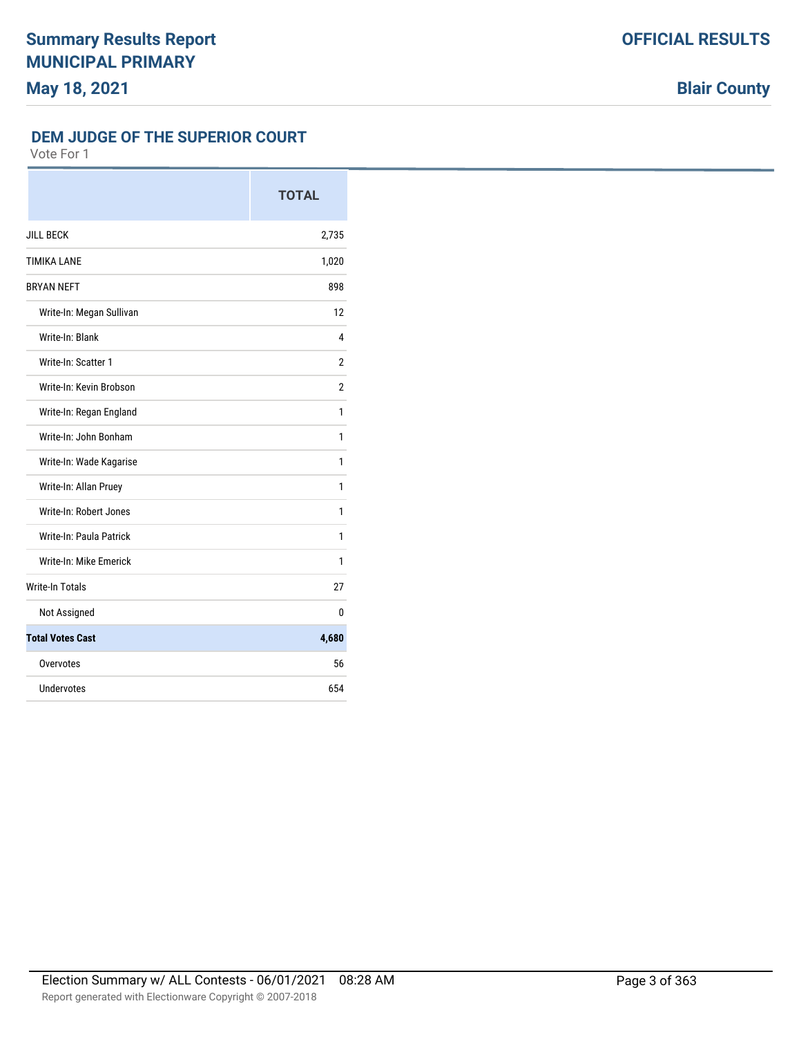## DEM JUDGE OF THE SUPERIOR COURT

Vote For 1

| | TOTAL |
|---|---|
| JILL BECK | 2,735 |
| TIMIKA LANE | 1,020 |
| BRYAN NEFT | 898 |
| Write-In: Megan Sullivan | 12 |
| Write-In: Blank | 4 |
| Write-In: Scatter 1 | 2 |
| Write-In: Kevin Brobson | 2 |
| Write-In: Regan England | 1 |
| Write-In: John Bonham | 1 |
| Write-In: Wade Kagarise | 1 |
| Write-In: Allan Pruey | 1 |
| Write-In: Robert Jones | 1 |
| Write-In: Paula Patrick | 1 |
| Write-In: Mike Emerick | 1 |
| Write-In Totals | 27 |
| Not Assigned | 0 |
| **Total Votes Cast** | **4,680** |
| Overvotes | 56 |
| Undervotes | 654 |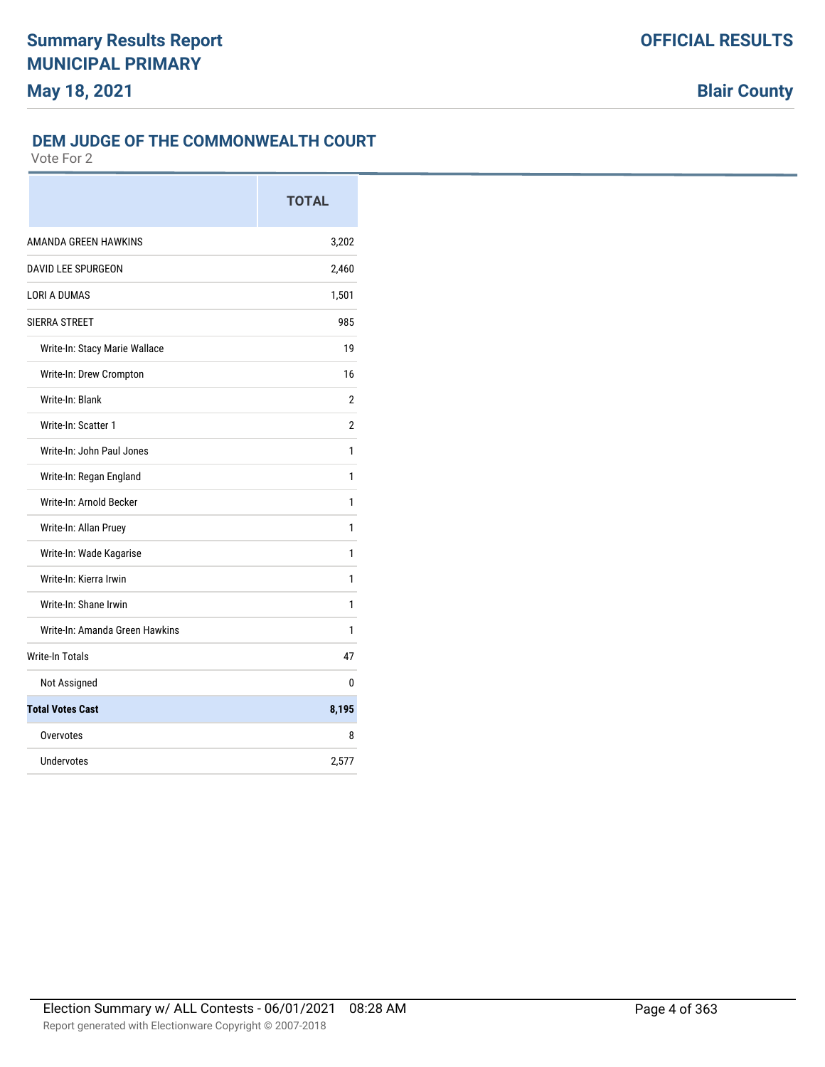**Summary Results Report**
**MUNICIPAL PRIMARY**
**May 18, 2021**

**OFFICIAL RESULTS**

**Blair County**

## DEM JUDGE OF THE COMMONWEALTH COURT

Vote For 2

| | TOTAL |
|---|---|
| AMANDA GREEN HAWKINS | 3,202 |
| DAVID LEE SPURGEON | 2,460 |
| LORI A DUMAS | 1,501 |
| SIERRA STREET | 985 |
| Write-In: Stacy Marie Wallace | 19 |
| Write-In: Drew Crompton | 16 |
| Write-In: Blank | 2 |
| Write-In: Scatter 1 | 2 |
| Write-In: John Paul Jones | 1 |
| Write-In: Regan England | 1 |
| Write-In: Arnold Becker | 1 |
| Write-In: Allan Pruey | 1 |
| Write-In: Wade Kagarise | 1 |
| Write-In: Kierra Irwin | 1 |
| Write-In: Shane Irwin | 1 |
| Write-In: Amanda Green Hawkins | 1 |
| Write-In Totals | 47 |
| Not Assigned | 0 |
| **Total Votes Cast** | **8,195** |
| Overvotes | 8 |
| Undervotes | 2,577 |

Election Summary w/ ALL Contests - 06/01/2021 08:28 AM

Report generated with Electionware Copyright © 2007-2018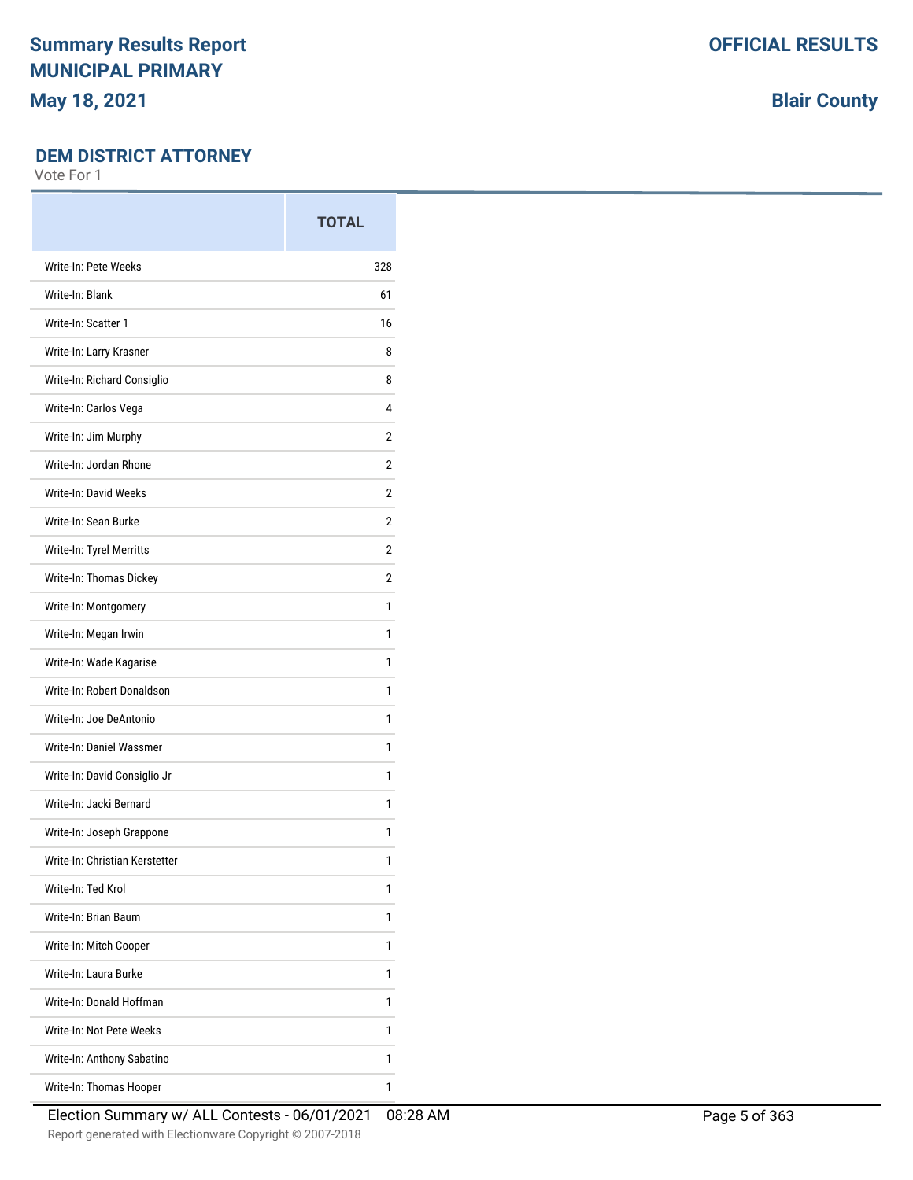# Summary Results Report
# MUNICIPAL PRIMARY
## May 18, 2021

**OFFICIAL RESULTS**

**Blair County**

### DEM DISTRICT ATTORNEY

Vote For 1

| | TOTAL |
|---|---|
| Write-In: Pete Weeks | 328 |
| Write-In: Blank | 61 |
| Write-In: Scatter 1 | 16 |
| Write-In: Larry Krasner | 8 |
| Write-In: Richard Consiglio | 8 |
| Write-In: Carlos Vega | 4 |
| Write-In: Jim Murphy | 2 |
| Write-In: Jordan Rhone | 2 |
| Write-In: David Weeks | 2 |
| Write-In: Sean Burke | 2 |
| Write-In: Tyrel Merritts | 2 |
| Write-In: Thomas Dickey | 2 |
| Write-In: Montgomery | 1 |
| Write-In: Megan Irwin | 1 |
| Write-In: Wade Kagarise | 1 |
| Write-In: Robert Donaldson | 1 |
| Write-In: Joe DeAntonio | 1 |
| Write-In: Daniel Wassmer | 1 |
| Write-In: David Consiglio Jr | 1 |
| Write-In: Jacki Bernard | 1 |
| Write-In: Joseph Grappone | 1 |
| Write-In: Christian Kerstetter | 1 |
| Write-In: Ted Krol | 1 |
| Write-In: Brian Baum | 1 |
| Write-In: Mitch Cooper | 1 |
| Write-In: Laura Burke | 1 |
| Write-In: Donald Hoffman | 1 |
| Write-In: Not Pete Weeks | 1 |
| Write-In: Anthony Sabatino | 1 |
| Write-In: Thomas Hooper | 1 |

Election Summary w/ ALL Contests - 06/01/2021 08:28 AM

Report generated with Electionware Copyright © 2007-2018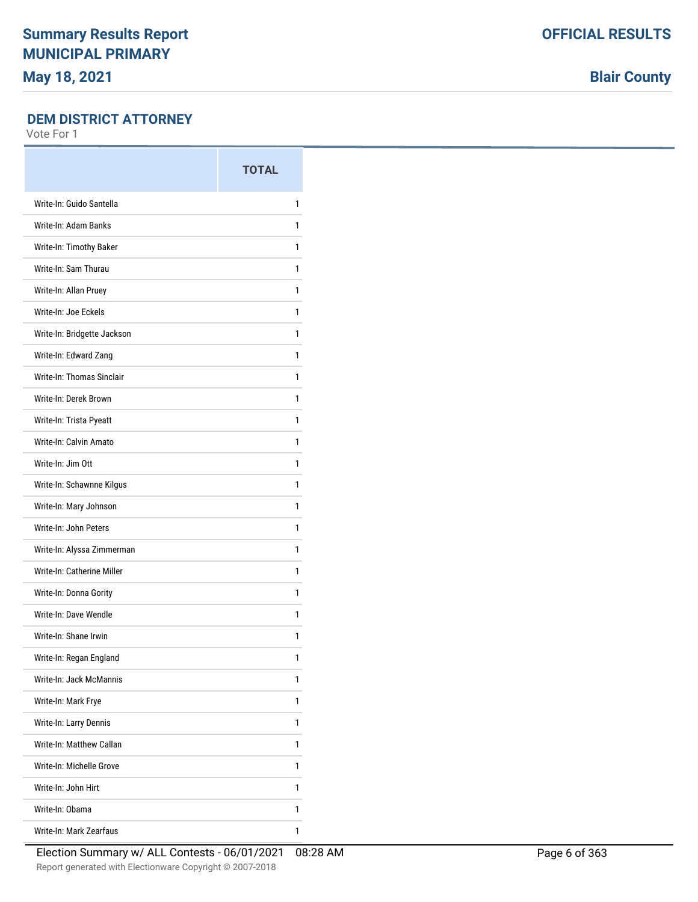## DEM DISTRICT ATTORNEY

Vote For 1

| | TOTAL |
|---|---|
| Write-In: Guido Santella | 1 |
| Write-In: Adam Banks | 1 |
| Write-In: Timothy Baker | 1 |
| Write-In: Sam Thurau | 1 |
| Write-In: Allan Pruey | 1 |
| Write-In: Joe Eckels | 1 |
| Write-In: Bridgette Jackson | 1 |
| Write-In: Edward Zang | 1 |
| Write-In: Thomas Sinclair | 1 |
| Write-In: Derek Brown | 1 |
| Write-In: Trista Pyeatt | 1 |
| Write-In: Calvin Amato | 1 |
| Write-In: Jim Ott | 1 |
| Write-In: Schawnne Kilgus | 1 |
| Write-In: Mary Johnson | 1 |
| Write-In: John Peters | 1 |
| Write-In: Alyssa Zimmerman | 1 |
| Write-In: Catherine Miller | 1 |
| Write-In: Donna Gority | 1 |
| Write-In: Dave Wendle | 1 |
| Write-In: Shane Irwin | 1 |
| Write-In: Regan England | 1 |
| Write-In: Jack McMannis | 1 |
| Write-In: Mark Frye | 1 |
| Write-In: Larry Dennis | 1 |
| Write-In: Matthew Callan | 1 |
| Write-In: Michelle Grove | 1 |
| Write-In: John Hirt | 1 |
| Write-In: Obama | 1 |
| Write-In: Mark Zearfaus | 1 |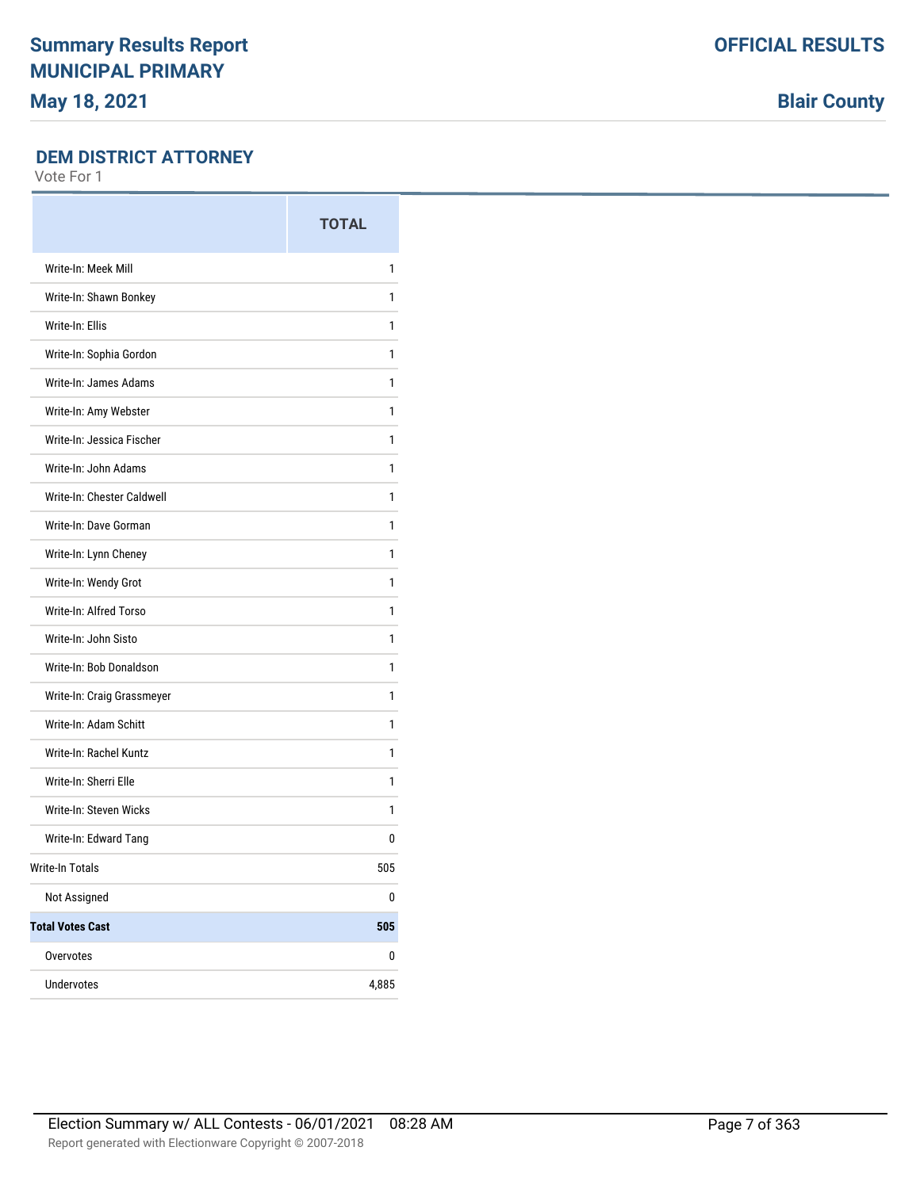# Summary Results Report
# MUNICIPAL PRIMARY
**May 18, 2021**

**OFFICIAL RESULTS**

**Blair County**

## DEM DISTRICT ATTORNEY

Vote For 1

| | TOTAL |
|---|---|
| Write-In: Meek Mill | 1 |
| Write-In: Shawn Bonkey | 1 |
| Write-In: Ellis | 1 |
| Write-In: Sophia Gordon | 1 |
| Write-In: James Adams | 1 |
| Write-In: Amy Webster | 1 |
| Write-In: Jessica Fischer | 1 |
| Write-In: John Adams | 1 |
| Write-In: Chester Caldwell | 1 |
| Write-In: Dave Gorman | 1 |
| Write-In: Lynn Cheney | 1 |
| Write-In: Wendy Grot | 1 |
| Write-In: Alfred Torso | 1 |
| Write-In: John Sisto | 1 |
| Write-In: Bob Donaldson | 1 |
| Write-In: Craig Grassmeyer | 1 |
| Write-In: Adam Schitt | 1 |
| Write-In: Rachel Kuntz | 1 |
| Write-In: Sherri Elle | 1 |
| Write-In: Steven Wicks | 1 |
| Write-In: Edward Tang | 0 |
| Write-In Totals | 505 |
| Not Assigned | 0 |
| **Total Votes Cast** | **505** |
| Overvotes | 0 |
| Undervotes | 4,885 |

Election Summary w/ ALL Contests - 06/01/2021 08:28 AM

Report generated with Electionware Copyright © 2007-2018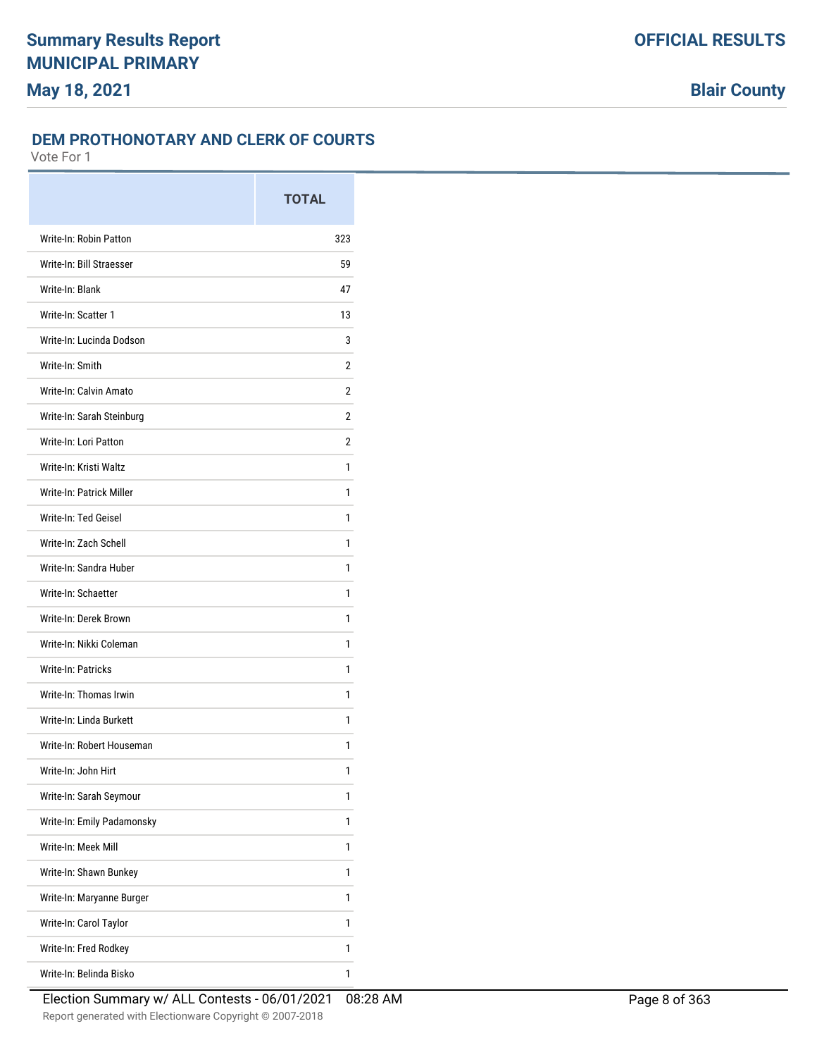Summary Results Report
MUNICIPAL PRIMARY
May 18, 2021

OFFICIAL RESULTS
Blair County

## DEM PROTHONOTARY AND CLERK OF COURTS

Vote For 1

| | TOTAL |
|---|---|
| Write-In: Robin Patton | 323 |
| Write-In: Bill Straesser | 59 |
| Write-In: Blank | 47 |
| Write-In: Scatter 1 | 13 |
| Write-In: Lucinda Dodson | 3 |
| Write-In: Smith | 2 |
| Write-In: Calvin Amato | 2 |
| Write-In: Sarah Steinburg | 2 |
| Write-In: Lori Patton | 2 |
| Write-In: Kristi Waltz | 1 |
| Write-In: Patrick Miller | 1 |
| Write-In: Ted Geisel | 1 |
| Write-In: Zach Schell | 1 |
| Write-In: Sandra Huber | 1 |
| Write-In: Schaetter | 1 |
| Write-In: Derek Brown | 1 |
| Write-In: Nikki Coleman | 1 |
| Write-In: Patricks | 1 |
| Write-In: Thomas Irwin | 1 |
| Write-In: Linda Burkett | 1 |
| Write-In: Robert Houseman | 1 |
| Write-In: John Hirt | 1 |
| Write-In: Sarah Seymour | 1 |
| Write-In: Emily Padamonsky | 1 |
| Write-In: Meek Mill | 1 |
| Write-In: Shawn Bunkey | 1 |
| Write-In: Maryanne Burger | 1 |
| Write-In: Carol Taylor | 1 |
| Write-In: Fred Rodkey | 1 |
| Write-In: Belinda Bisko | 1 |

Election Summary w/ ALL Contests - 06/01/2021 08:28 AM

Report generated with Electionware Copyright © 2007-2018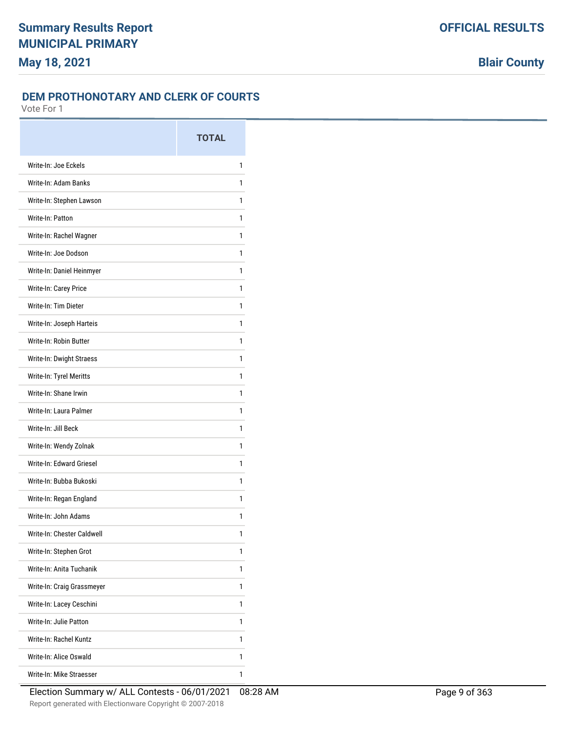# Summary Results Report
# MUNICIPAL PRIMARY
# May 18, 2021

**OFFICIAL RESULTS**

**Blair County**

## DEM PROTHONOTARY AND CLERK OF COURTS

Vote For 1

| | TOTAL |
|---|---|
| Write-In: Joe Eckels | 1 |
| Write-In: Adam Banks | 1 |
| Write-In: Stephen Lawson | 1 |
| Write-In: Patton | 1 |
| Write-In: Rachel Wagner | 1 |
| Write-In: Joe Dodson | 1 |
| Write-In: Daniel Heinmyer | 1 |
| Write-In: Carey Price | 1 |
| Write-In: Tim Dieter | 1 |
| Write-In: Joseph Harteis | 1 |
| Write-In: Robin Butter | 1 |
| Write-In: Dwight Straess | 1 |
| Write-In: Tyrel Meritts | 1 |
| Write-In: Shane Irwin | 1 |
| Write-In: Laura Palmer | 1 |
| Write-In: Jill Beck | 1 |
| Write-In: Wendy Zolnak | 1 |
| Write-In: Edward Griesel | 1 |
| Write-In: Bubba Bukoski | 1 |
| Write-In: Regan England | 1 |
| Write-In: John Adams | 1 |
| Write-In: Chester Caldwell | 1 |
| Write-In: Stephen Grot | 1 |
| Write-In: Anita Tuchanik | 1 |
| Write-In: Craig Grassmeyer | 1 |
| Write-In: Lacey Ceschini | 1 |
| Write-In: Julie Patton | 1 |
| Write-In: Rachel Kuntz | 1 |
| Write-In: Alice Oswald | 1 |
| Write-In: Mike Straesser | 1 |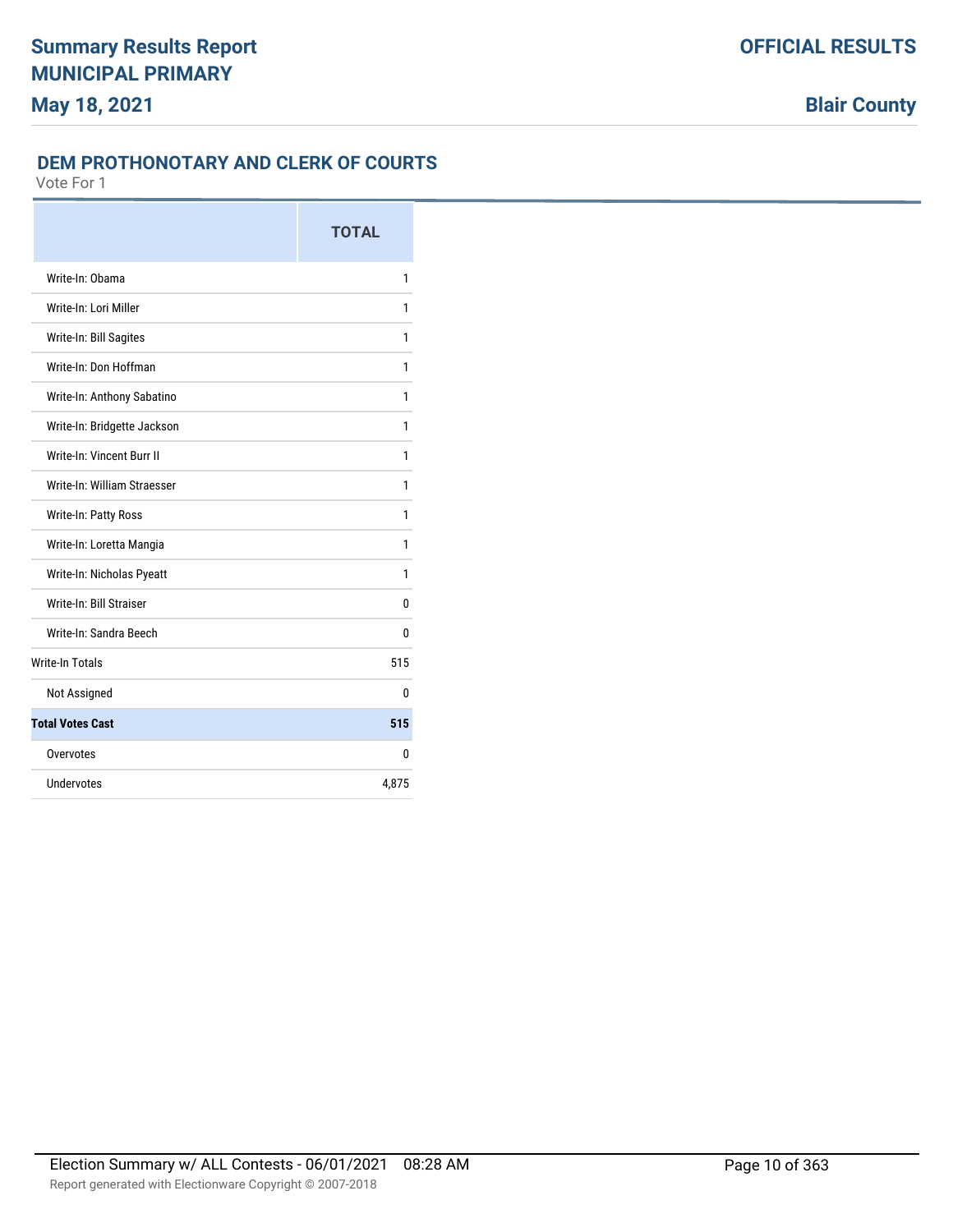Summary Results Report
MUNICIPAL PRIMARY
May 18, 2021

OFFICIAL RESULTS

Blair County

## DEM PROTHONOTARY AND CLERK OF COURTS

Vote For 1

| | TOTAL |
|---|---|
| Write-In: Obama | 1 |
| Write-In: Lori Miller | 1 |
| Write-In: Bill Sagites | 1 |
| Write-In: Don Hoffman | 1 |
| Write-In: Anthony Sabatino | 1 |
| Write-In: Bridgette Jackson | 1 |
| Write-In: Vincent Burr II | 1 |
| Write-In: William Straesser | 1 |
| Write-In: Patty Ross | 1 |
| Write-In: Loretta Mangia | 1 |
| Write-In: Nicholas Pyeatt | 1 |
| Write-In: Bill Straiser | 0 |
| Write-In: Sandra Beech | 0 |
| Write-In Totals | 515 |
| Not Assigned | 0 |
| **Total Votes Cast** | **515** |
| Overvotes | 0 |
| Undervotes | 4,875 |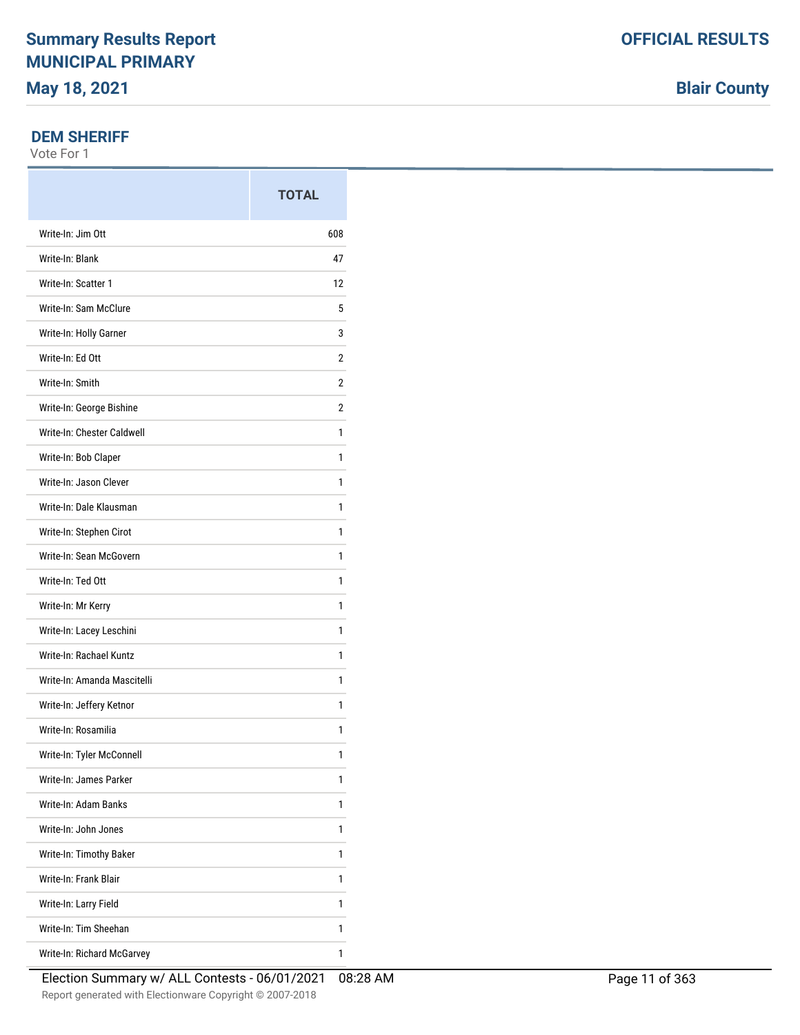# Summary Results Report

## MUNICIPAL PRIMARY

**May 18, 2021**

**OFFICIAL RESULTS**

**Blair County**

### DEM SHERIFF

Vote For 1

| | TOTAL |
|---|---|
| Write-In: Jim Ott | 608 |
| Write-In: Blank | 47 |
| Write-In: Scatter 1 | 12 |
| Write-In: Sam McClure | 5 |
| Write-In: Holly Garner | 3 |
| Write-In: Ed Ott | 2 |
| Write-In: Smith | 2 |
| Write-In: George Bishine | 2 |
| Write-In: Chester Caldwell | 1 |
| Write-In: Bob Claper | 1 |
| Write-In: Jason Clever | 1 |
| Write-In: Dale Klausman | 1 |
| Write-In: Stephen Cirot | 1 |
| Write-In: Sean McGovern | 1 |
| Write-In: Ted Ott | 1 |
| Write-In: Mr Kerry | 1 |
| Write-In: Lacey Leschini | 1 |
| Write-In: Rachael Kuntz | 1 |
| Write-In: Amanda Mascitelli | 1 |
| Write-In: Jeffery Ketnor | 1 |
| Write-In: Rosamilia | 1 |
| Write-In: Tyler McConnell | 1 |
| Write-In: James Parker | 1 |
| Write-In: Adam Banks | 1 |
| Write-In: John Jones | 1 |
| Write-In: Timothy Baker | 1 |
| Write-In: Frank Blair | 1 |
| Write-In: Larry Field | 1 |
| Write-In: Tim Sheehan | 1 |
| Write-In: Richard McGarvey | 1 |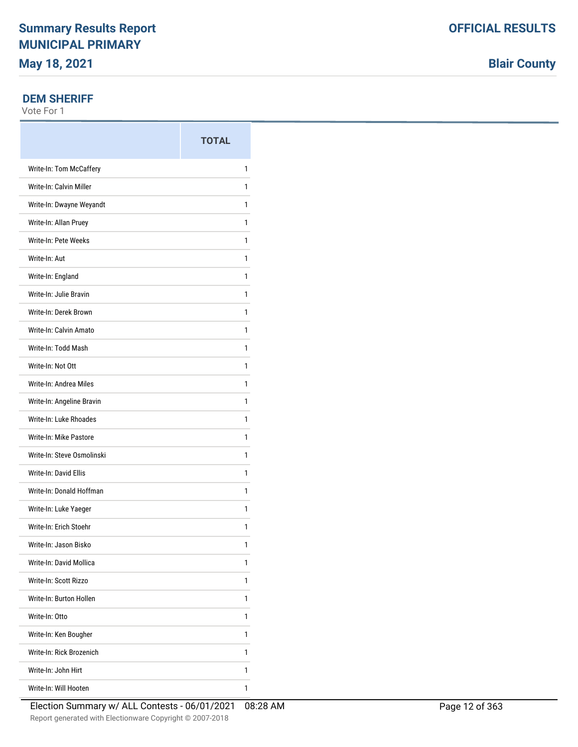# Summary Results Report

## MUNICIPAL PRIMARY

**May 18, 2021**

**OFFICIAL RESULTS**

**Blair County**

### DEM SHERIFF

Vote For 1

| | TOTAL |
|---|---|
| Write-In: Tom McCaffery | 1 |
| Write-In: Calvin Miller | 1 |
| Write-In: Dwayne Weyandt | 1 |
| Write-In: Allan Pruey | 1 |
| Write-In: Pete Weeks | 1 |
| Write-In: Aut | 1 |
| Write-In: England | 1 |
| Write-In: Julie Bravin | 1 |
| Write-In: Derek Brown | 1 |
| Write-In: Calvin Amato | 1 |
| Write-In: Todd Mash | 1 |
| Write-In: Not Ott | 1 |
| Write-In: Andrea Miles | 1 |
| Write-In: Angeline Bravin | 1 |
| Write-In: Luke Rhoades | 1 |
| Write-In: Mike Pastore | 1 |
| Write-In: Steve Osmolinski | 1 |
| Write-In: David Ellis | 1 |
| Write-In: Donald Hoffman | 1 |
| Write-In: Luke Yaeger | 1 |
| Write-In: Erich Stoehr | 1 |
| Write-In: Jason Bisko | 1 |
| Write-In: David Mollica | 1 |
| Write-In: Scott Rizzo | 1 |
| Write-In: Burton Hollen | 1 |
| Write-In: Otto | 1 |
| Write-In: Ken Bougher | 1 |
| Write-In: Rick Brozenich | 1 |
| Write-In: John Hirt | 1 |
| Write-In: Will Hooten | 1 |

Election Summary w/ ALL Contests - 06/01/2021 08:28 AM

Report generated with Electionware Copyright © 2007-2018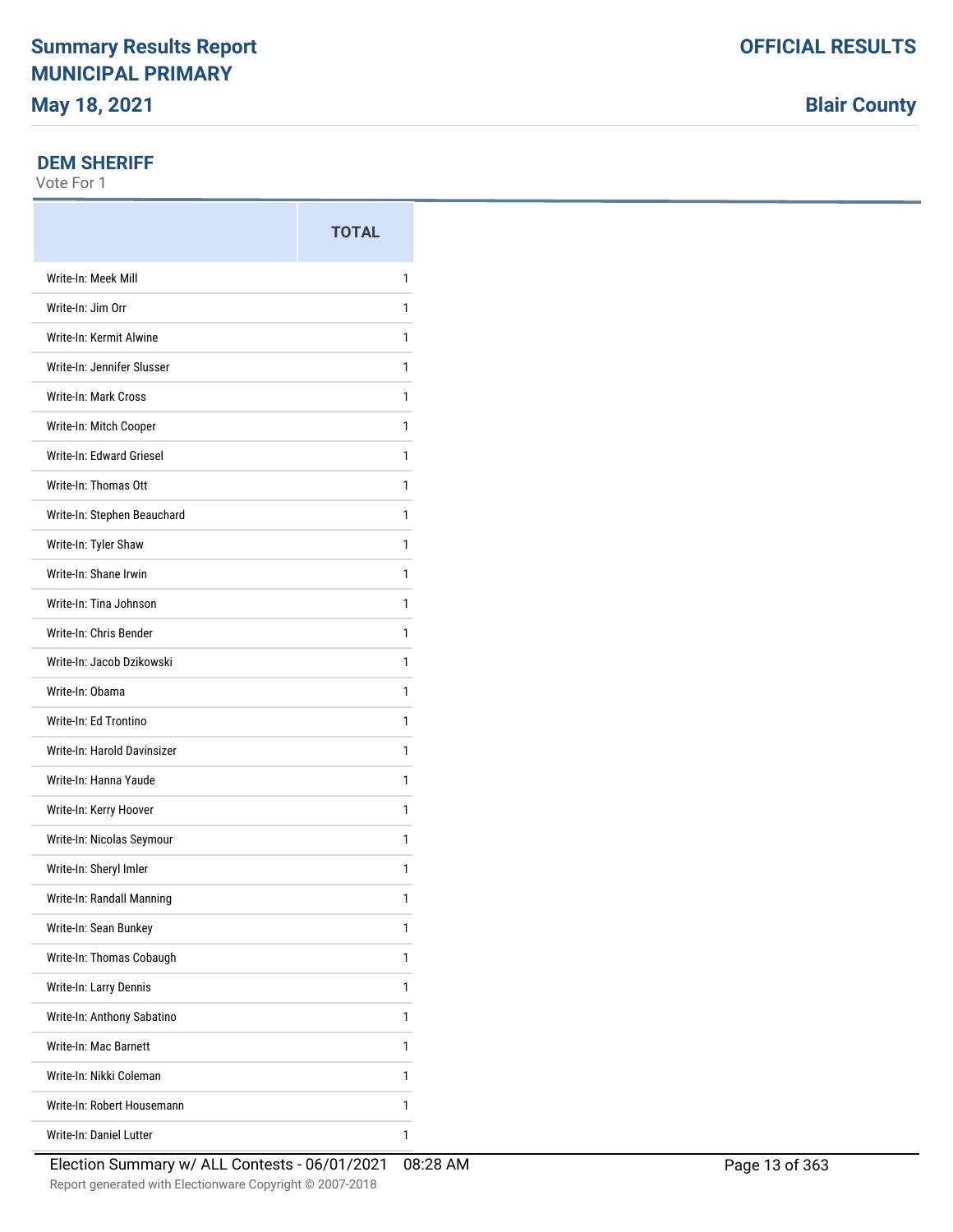## DEM SHERIFF

Vote For 1

| | TOTAL |
|---|---|
| Write-In: Meek Mill | 1 |
| Write-In: Jim Orr | 1 |
| Write-In: Kermit Alwine | 1 |
| Write-In: Jennifer Slusser | 1 |
| Write-In: Mark Cross | 1 |
| Write-In: Mitch Cooper | 1 |
| Write-In: Edward Griesel | 1 |
| Write-In: Thomas Ott | 1 |
| Write-In: Stephen Beauchard | 1 |
| Write-In: Tyler Shaw | 1 |
| Write-In: Shane Irwin | 1 |
| Write-In: Tina Johnson | 1 |
| Write-In: Chris Bender | 1 |
| Write-In: Jacob Dzikowski | 1 |
| Write-In: Obama | 1 |
| Write-In: Ed Trontino | 1 |
| Write-In: Harold Davinsizer | 1 |
| Write-In: Hanna Yaude | 1 |
| Write-In: Kerry Hoover | 1 |
| Write-In: Nicolas Seymour | 1 |
| Write-In: Sheryl Imler | 1 |
| Write-In: Randall Manning | 1 |
| Write-In: Sean Bunkey | 1 |
| Write-In: Thomas Cobaugh | 1 |
| Write-In: Larry Dennis | 1 |
| Write-In: Anthony Sabatino | 1 |
| Write-In: Mac Barnett | 1 |
| Write-In: Nikki Coleman | 1 |
| Write-In: Robert Housemann | 1 |
| Write-In: Daniel Lutter | 1 |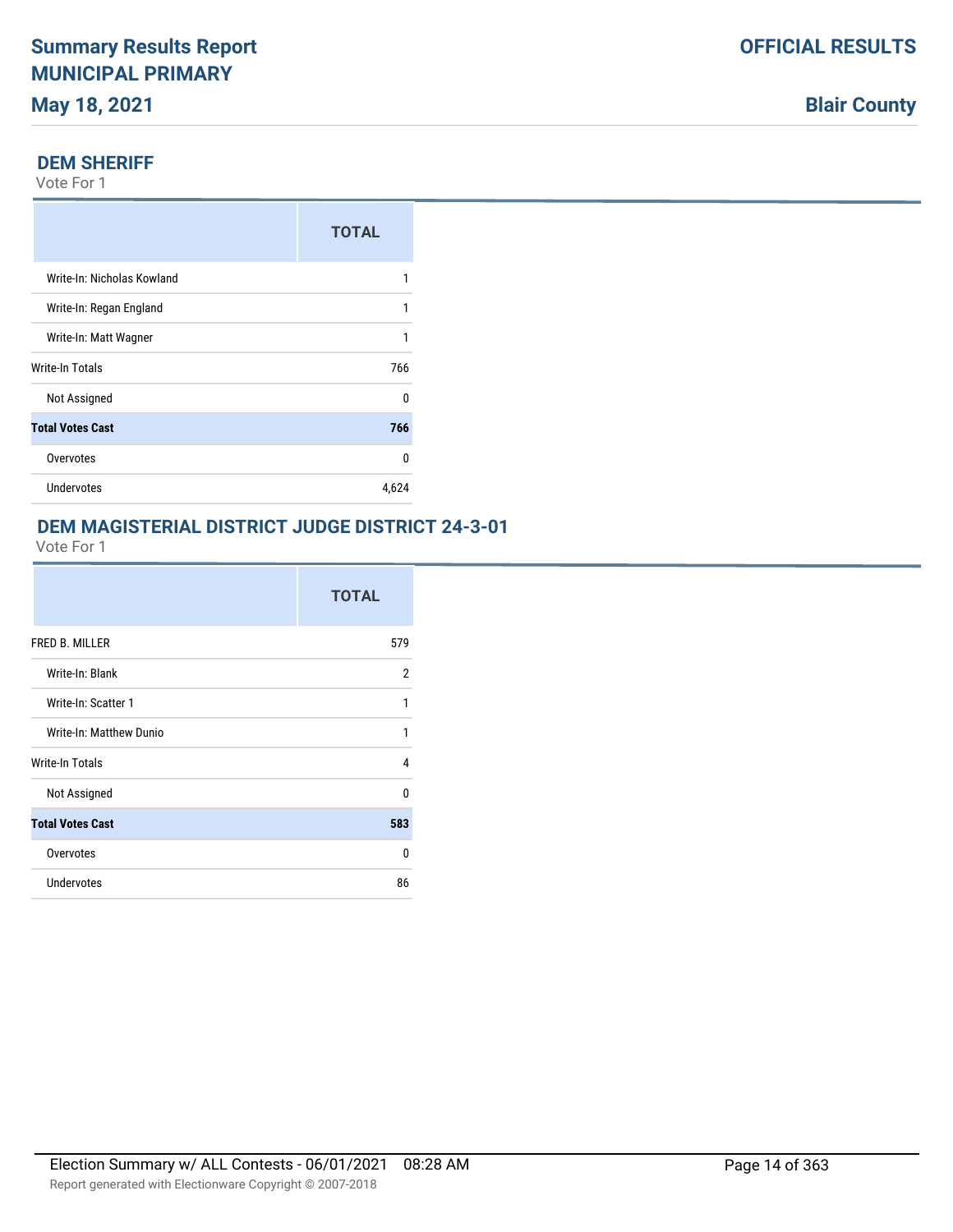## DEM SHERIFF

Vote For 1

| | TOTAL |
|---|---|
| Write-In: Nicholas Kowland | 1 |
| Write-In: Regan England | 1 |
| Write-In: Matt Wagner | 1 |
| Write-In Totals | 766 |
| Not Assigned | 0 |
| **Total Votes Cast** | **766** |
| Overvotes | 0 |
| Undervotes | 4,624 |

## DEM MAGISTERIAL DISTRICT JUDGE DISTRICT 24-3-01

Vote For 1

| | TOTAL |
|---|---|
| FRED B. MILLER | 579 |
| Write-In: Blank | 2 |
| Write-In: Scatter 1 | 1 |
| Write-In: Matthew Dunio | 1 |
| Write-In Totals | 4 |
| Not Assigned | 0 |
| **Total Votes Cast** | **583** |
| Overvotes | 0 |
| Undervotes | 86 |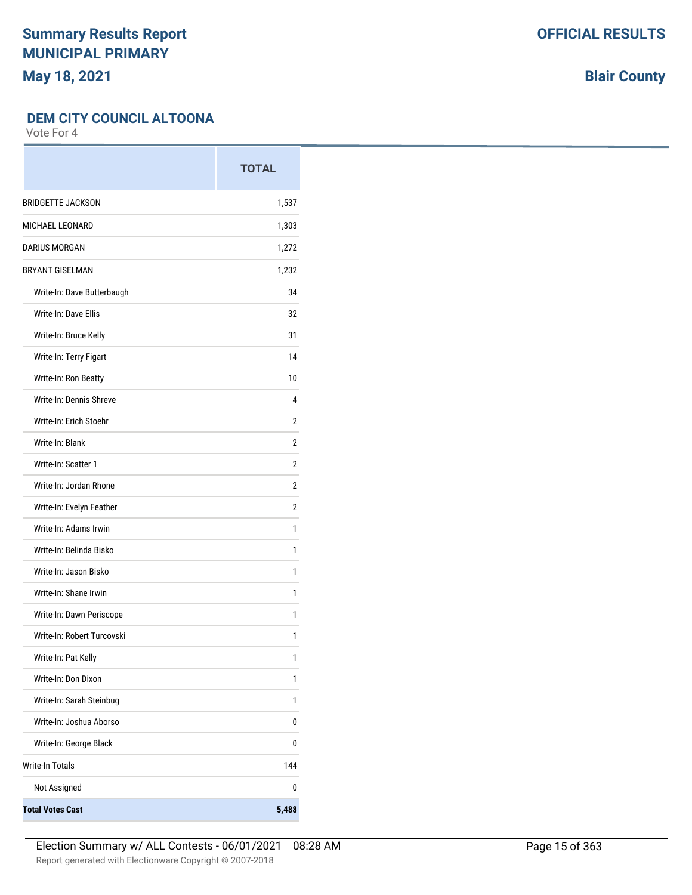# Summary Results Report
# MUNICIPAL PRIMARY
## May 18, 2021

**OFFICIAL RESULTS**

**Blair County**

### DEM CITY COUNCIL ALTOONA

Vote For 4

| | TOTAL |
|---|---|
| BRIDGETTE JACKSON | 1,537 |
| MICHAEL LEONARD | 1,303 |
| DARIUS MORGAN | 1,272 |
| BRYANT GISELMAN | 1,232 |
| Write-In: Dave Butterbaugh | 34 |
| Write-In: Dave Ellis | 32 |
| Write-In: Bruce Kelly | 31 |
| Write-In: Terry Figart | 14 |
| Write-In: Ron Beatty | 10 |
| Write-In: Dennis Shreve | 4 |
| Write-In: Erich Stoehr | 2 |
| Write-In: Blank | 2 |
| Write-In: Scatter 1 | 2 |
| Write-In: Jordan Rhone | 2 |
| Write-In: Evelyn Feather | 2 |
| Write-In: Adams Irwin | 1 |
| Write-In: Belinda Bisko | 1 |
| Write-In: Jason Bisko | 1 |
| Write-In: Shane Irwin | 1 |
| Write-In: Dawn Periscope | 1 |
| Write-In: Robert Turcovski | 1 |
| Write-In: Pat Kelly | 1 |
| Write-In: Don Dixon | 1 |
| Write-In: Sarah Steinbug | 1 |
| Write-In: Joshua Aborso | 0 |
| Write-In: George Black | 0 |
| Write-In Totals | 144 |
| Not Assigned | 0 |
| **Total Votes Cast** | **5,488** |

Election Summary w/ ALL Contests - 06/01/2021 08:28 AM

Report generated with Electionware Copyright © 2007-2018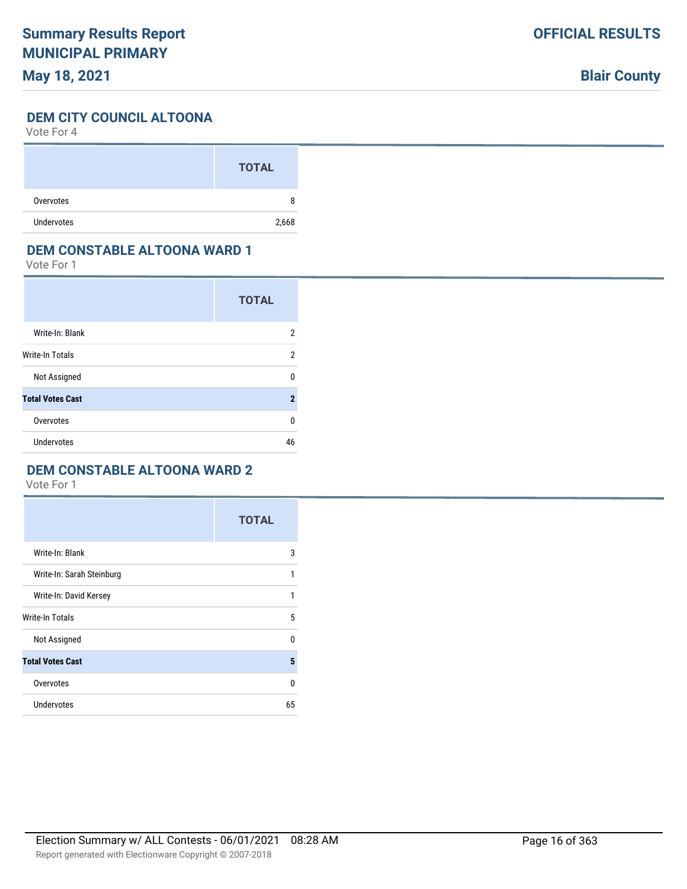## DEM CITY COUNCIL ALTOONA

Vote For 4

| | TOTAL |
|---|---|
| Overvotes | 8 |
| Undervotes | 2,668 |

## DEM CONSTABLE ALTOONA WARD 1

Vote For 1

| | TOTAL |
|---|---|
| Write-In: Blank | 2 |
| Write-In Totals | 2 |
| Not Assigned | 0 |
| **Total Votes Cast** | **2** |
| Overvotes | 0 |
| Undervotes | 46 |

## DEM CONSTABLE ALTOONA WARD 2

Vote For 1

| | TOTAL |
|---|---|
| Write-In: Blank | 3 |
| Write-In: Sarah Steinburg | 1 |
| Write-In: David Kersey | 1 |
| Write-In Totals | 5 |
| Not Assigned | 0 |
| **Total Votes Cast** | **5** |
| Overvotes | 0 |
| Undervotes | 65 |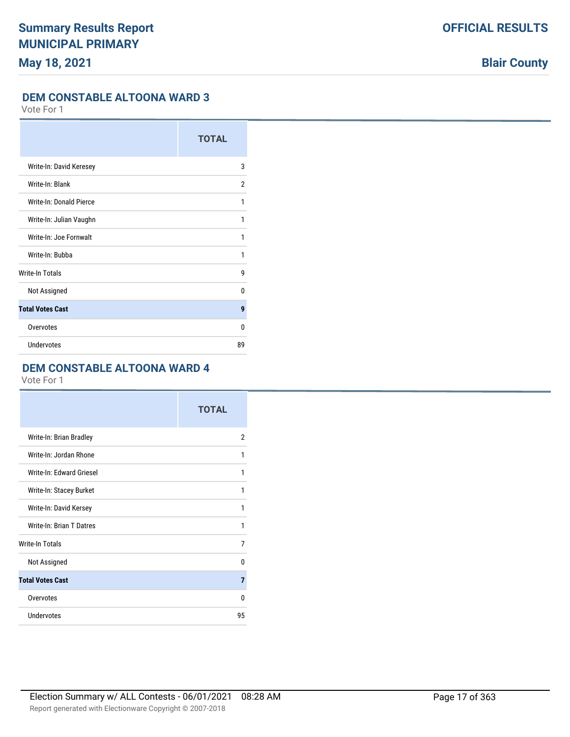## DEM CONSTABLE ALTOONA WARD 3

Vote For 1

| | TOTAL |
|---|---|
| Write-In: David Keresey | 3 |
| Write-In: Blank | 2 |
| Write-In: Donald Pierce | 1 |
| Write-In: Julian Vaughn | 1 |
| Write-In: Joe Fornwalt | 1 |
| Write-In: Bubba | 1 |
| Write-In Totals | 9 |
| Not Assigned | 0 |
| **Total Votes Cast** | **9** |
| Overvotes | 0 |
| Undervotes | 89 |

## DEM CONSTABLE ALTOONA WARD 4

Vote For 1

| | TOTAL |
|---|---|
| Write-In: Brian Bradley | 2 |
| Write-In: Jordan Rhone | 1 |
| Write-In: Edward Griesel | 1 |
| Write-In: Stacey Burket | 1 |
| Write-In: David Kersey | 1 |
| Write-In: Brian T Datres | 1 |
| Write-In Totals | 7 |
| Not Assigned | 0 |
| **Total Votes Cast** | **7** |
| Overvotes | 0 |
| Undervotes | 95 |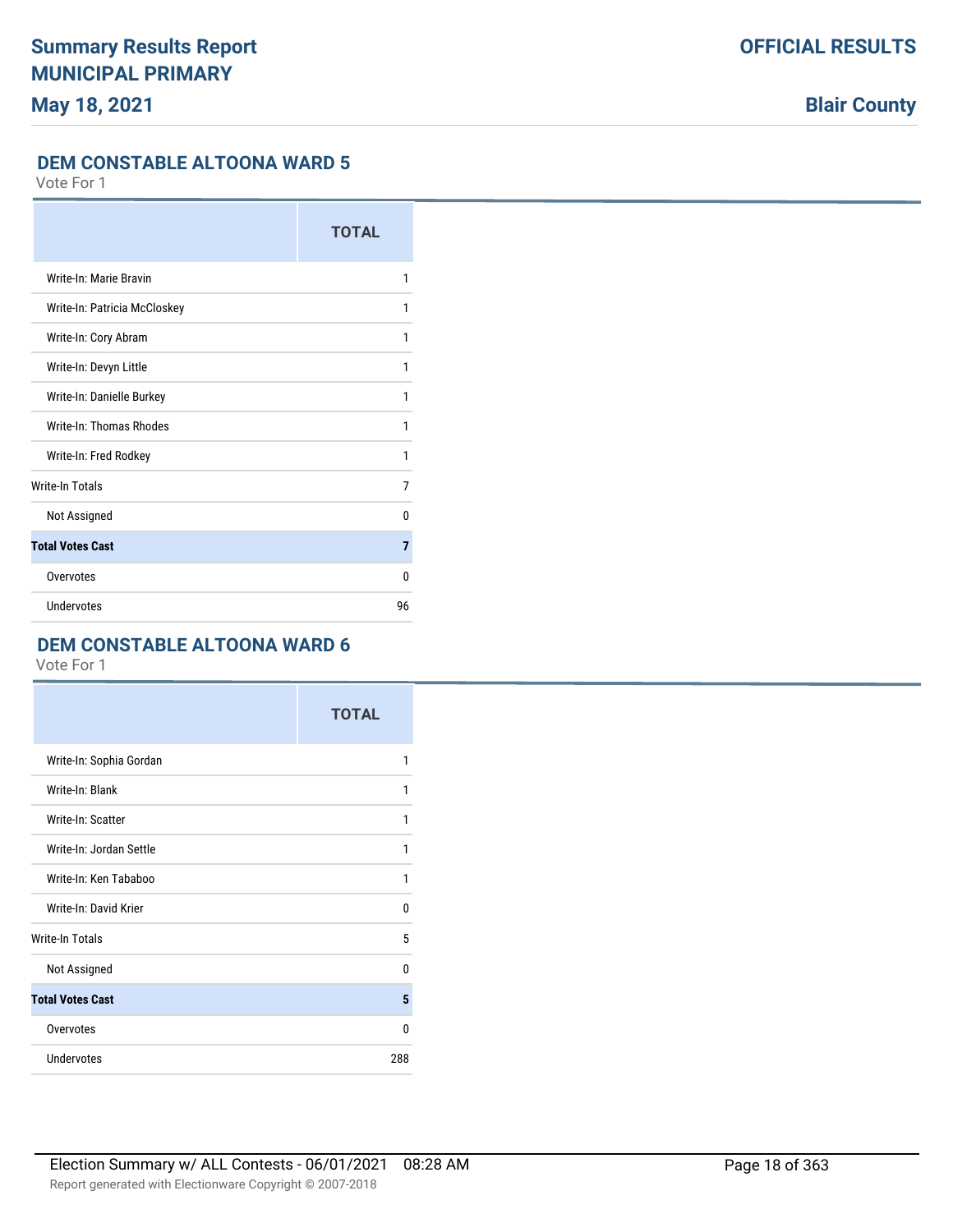## DEM CONSTABLE ALTOONA WARD 5

Vote For 1

| | TOTAL |
|---|---|
| Write-In: Marie Bravin | 1 |
| Write-In: Patricia McCloskey | 1 |
| Write-In: Cory Abram | 1 |
| Write-In: Devyn Little | 1 |
| Write-In: Danielle Burkey | 1 |
| Write-In: Thomas Rhodes | 1 |
| Write-In: Fred Rodkey | 1 |
| Write-In Totals | 7 |
| Not Assigned | 0 |
| **Total Votes Cast** | **7** |
| Overvotes | 0 |
| Undervotes | 96 |

## DEM CONSTABLE ALTOONA WARD 6

Vote For 1

| | TOTAL |
|---|---|
| Write-In: Sophia Gordan | 1 |
| Write-In: Blank | 1 |
| Write-In: Scatter | 1 |
| Write-In: Jordan Settle | 1 |
| Write-In: Ken Tababoo | 1 |
| Write-In: David Krier | 0 |
| Write-In Totals | 5 |
| Not Assigned | 0 |
| **Total Votes Cast** | **5** |
| Overvotes | 0 |
| Undervotes | 288 |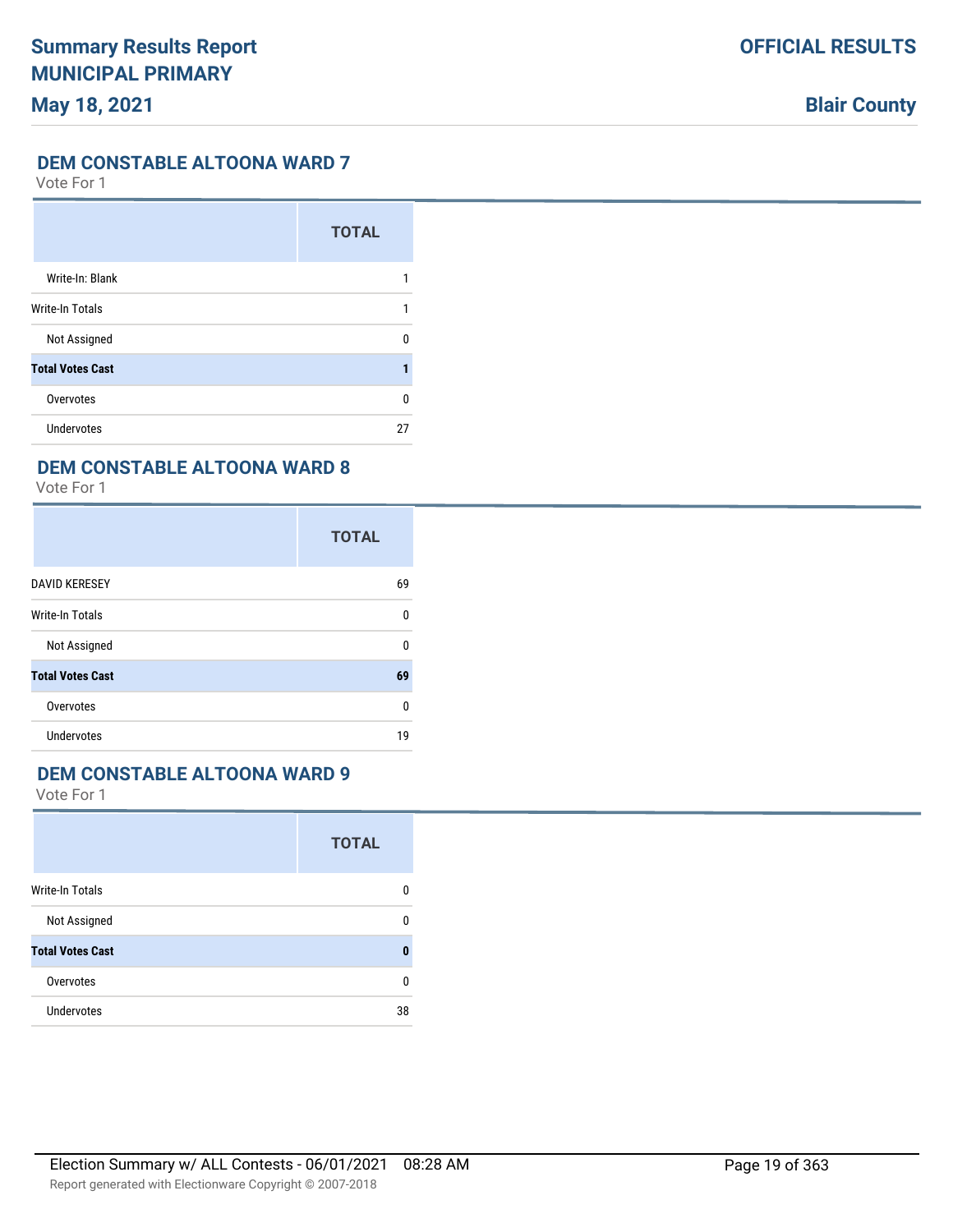## DEM CONSTABLE ALTOONA WARD 7

Vote For 1

| | TOTAL |
|---|---|
| Write-In: Blank | 1 |
| Write-In Totals | 1 |
| Not Assigned | 0 |
| **Total Votes Cast** | **1** |
| Overvotes | 0 |
| Undervotes | 27 |

## DEM CONSTABLE ALTOONA WARD 8

Vote For 1

| | TOTAL |
|---|---|
| DAVID KERESEY | 69 |
| Write-In Totals | 0 |
| Not Assigned | 0 |
| **Total Votes Cast** | **69** |
| Overvotes | 0 |
| Undervotes | 19 |

## DEM CONSTABLE ALTOONA WARD 9

Vote For 1

| | TOTAL |
|---|---|
| Write-In Totals | 0 |
| Not Assigned | 0 |
| **Total Votes Cast** | **0** |
| Overvotes | 0 |
| Undervotes | 38 |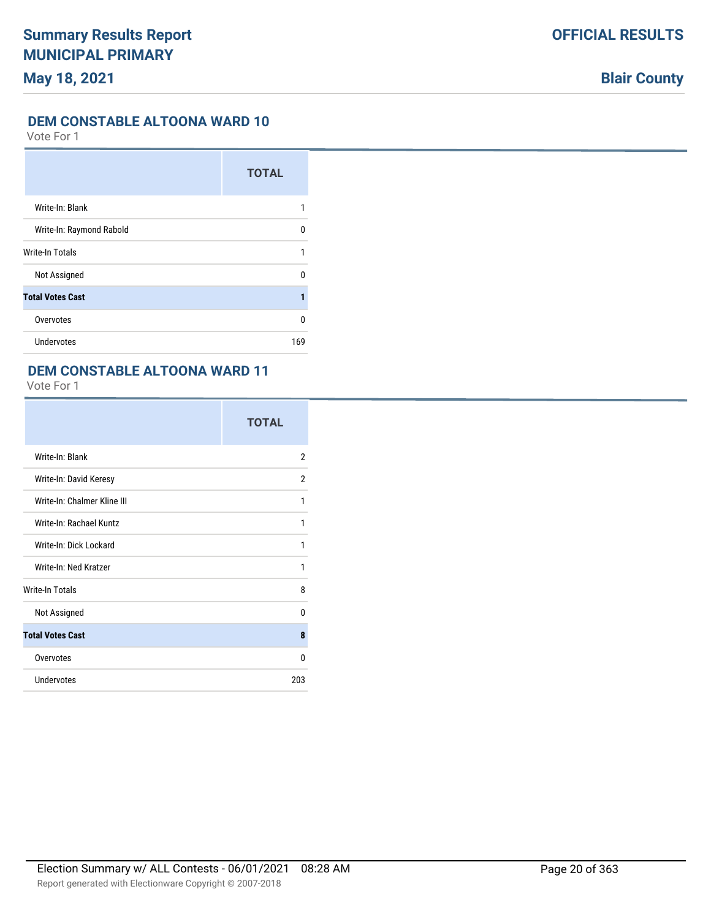## DEM CONSTABLE ALTOONA WARD 10

Vote For 1

| | TOTAL |
|---|---|
| Write-In: Blank | 1 |
| Write-In: Raymond Rabold | 0 |
| Write-In Totals | 1 |
| Not Assigned | 0 |
| **Total Votes Cast** | **1** |
| Overvotes | 0 |
| Undervotes | 169 |

## DEM CONSTABLE ALTOONA WARD 11

Vote For 1

| | TOTAL |
|---|---|
| Write-In: Blank | 2 |
| Write-In: David Keresy | 2 |
| Write-In: Chalmer Kline III | 1 |
| Write-In: Rachael Kuntz | 1 |
| Write-In: Dick Lockard | 1 |
| Write-In: Ned Kratzer | 1 |
| Write-In Totals | 8 |
| Not Assigned | 0 |
| **Total Votes Cast** | **8** |
| Overvotes | 0 |
| Undervotes | 203 |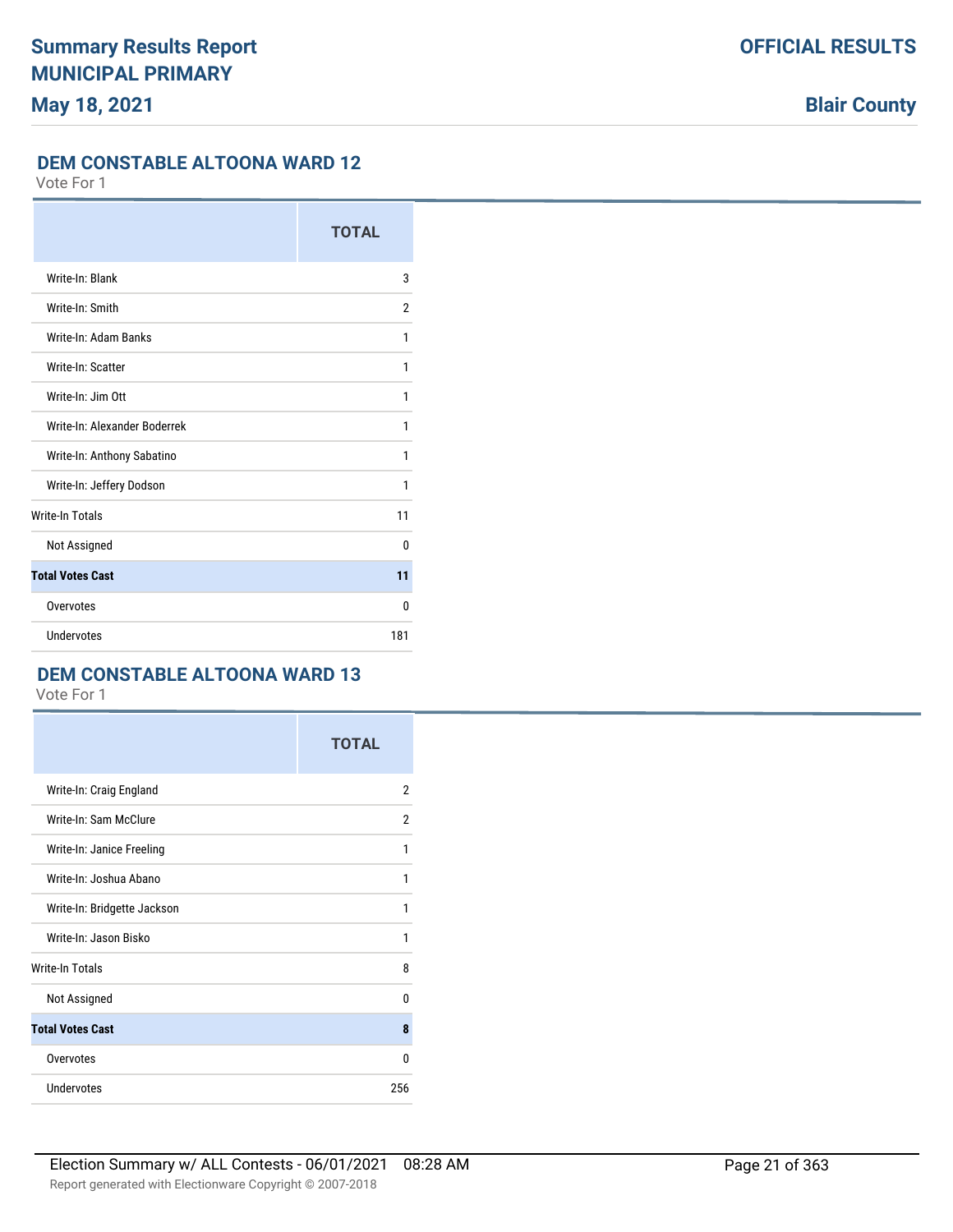## DEM CONSTABLE ALTOONA WARD 12

Vote For 1

| | TOTAL |
|---|---|
| Write-In: Blank | 3 |
| Write-In: Smith | 2 |
| Write-In: Adam Banks | 1 |
| Write-In: Scatter | 1 |
| Write-In: Jim Ott | 1 |
| Write-In: Alexander Boderrek | 1 |
| Write-In: Anthony Sabatino | 1 |
| Write-In: Jeffery Dodson | 1 |
| Write-In Totals | 11 |
| Not Assigned | 0 |
| **Total Votes Cast** | **11** |
| Overvotes | 0 |
| Undervotes | 181 |

## DEM CONSTABLE ALTOONA WARD 13

Vote For 1

| | TOTAL |
|---|---|
| Write-In: Craig England | 2 |
| Write-In: Sam McClure | 2 |
| Write-In: Janice Freeling | 1 |
| Write-In: Joshua Abano | 1 |
| Write-In: Bridgette Jackson | 1 |
| Write-In: Jason Bisko | 1 |
| Write-In Totals | 8 |
| Not Assigned | 0 |
| **Total Votes Cast** | **8** |
| Overvotes | 0 |
| Undervotes | 256 |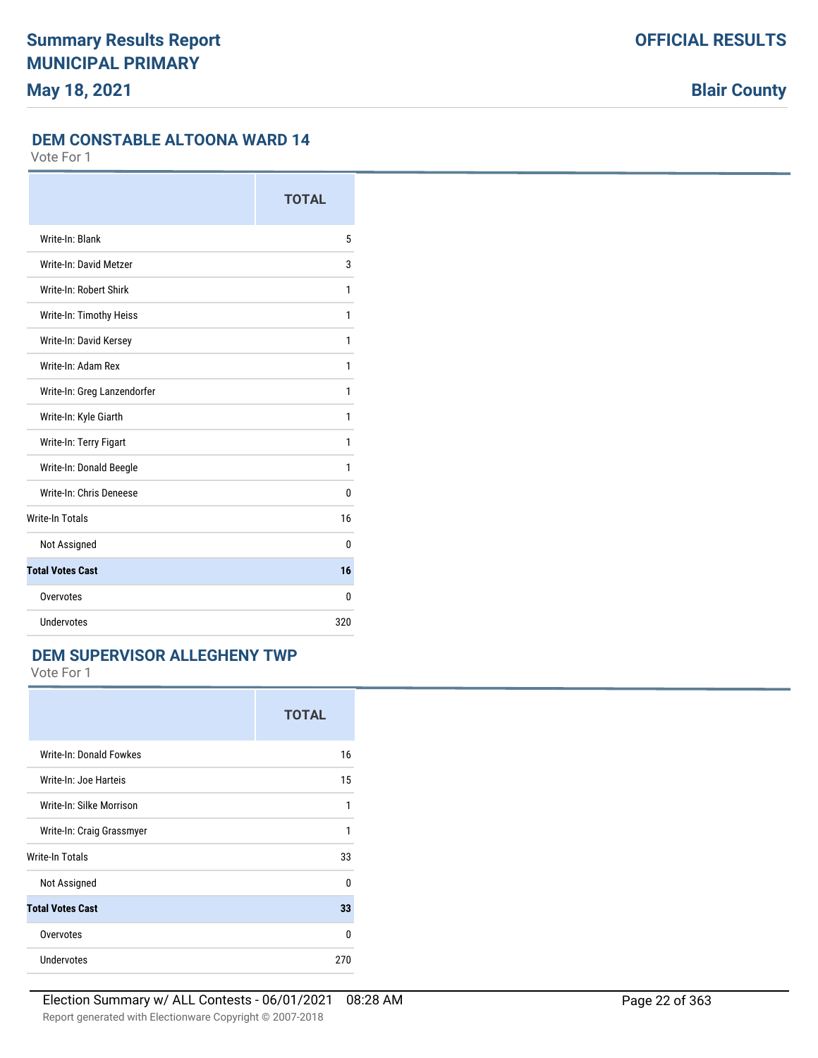# Summary Results Report
# MUNICIPAL PRIMARY
## May 18, 2021

**OFFICIAL RESULTS**

**Blair County**

### DEM CONSTABLE ALTOONA WARD 14

Vote For 1

| | TOTAL |
|---|---|
| Write-In: Blank | 5 |
| Write-In: David Metzer | 3 |
| Write-In: Robert Shirk | 1 |
| Write-In: Timothy Heiss | 1 |
| Write-In: David Kersey | 1 |
| Write-In: Adam Rex | 1 |
| Write-In: Greg Lanzendorfer | 1 |
| Write-In: Kyle Giarth | 1 |
| Write-In: Terry Figart | 1 |
| Write-In: Donald Beegle | 1 |
| Write-In: Chris Deneese | 0 |
| Write-In Totals | 16 |
| Not Assigned | 0 |
| **Total Votes Cast** | **16** |
| Overvotes | 0 |
| Undervotes | 320 |

### DEM SUPERVISOR ALLEGHENY TWP

Vote For 1

| | TOTAL |
|---|---|
| Write-In: Donald Fowkes | 16 |
| Write-In: Joe Harteis | 15 |
| Write-In: Silke Morrison | 1 |
| Write-In: Craig Grassmyer | 1 |
| Write-In Totals | 33 |
| Not Assigned | 0 |
| **Total Votes Cast** | **33** |
| Overvotes | 0 |
| Undervotes | 270 |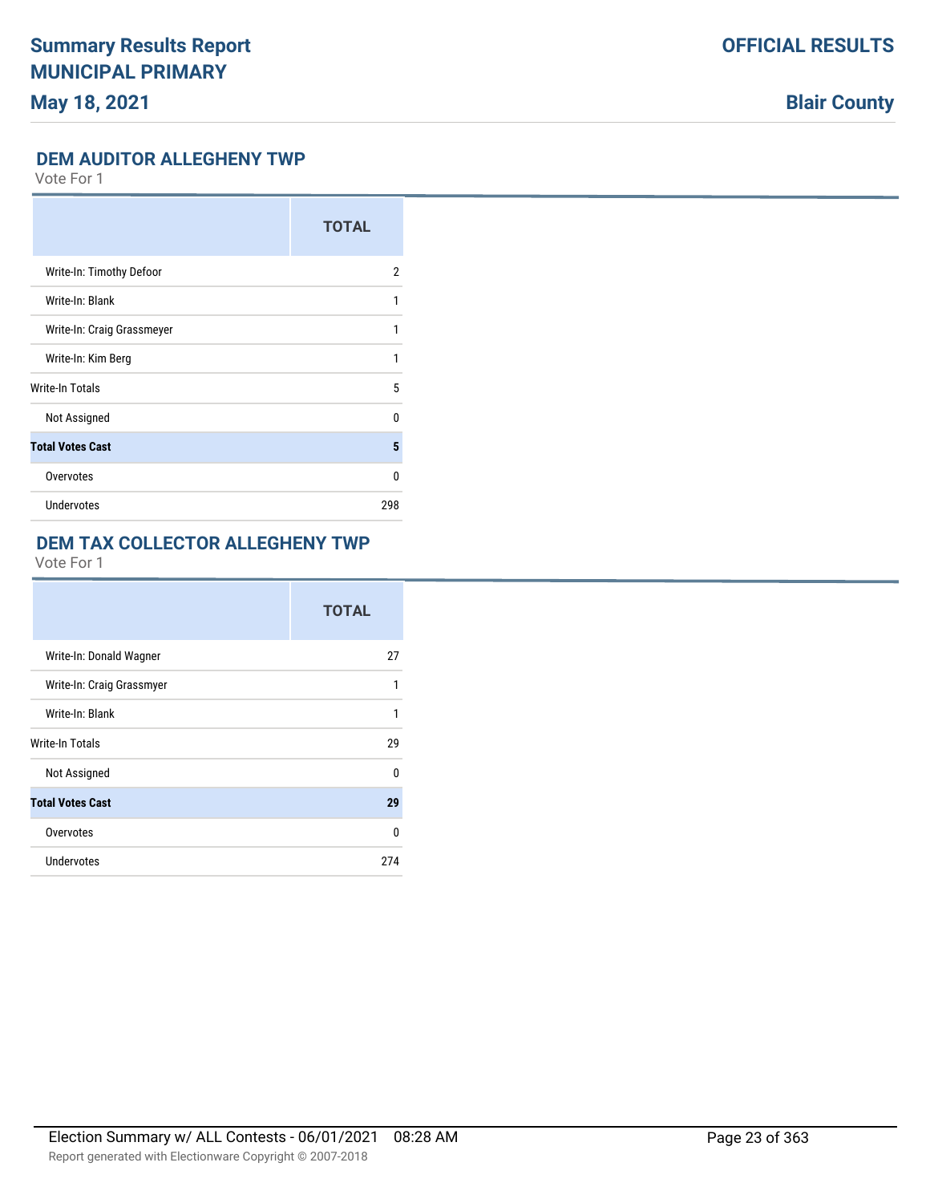## DEM AUDITOR ALLEGHENY TWP

Vote For 1

| | TOTAL |
|---|---|
| Write-In: Timothy Defoor | 2 |
| Write-In: Blank | 1 |
| Write-In: Craig Grassmeyer | 1 |
| Write-In: Kim Berg | 1 |
| Write-In Totals | 5 |
| Not Assigned | 0 |
| **Total Votes Cast** | **5** |
| Overvotes | 0 |
| Undervotes | 298 |

## DEM TAX COLLECTOR ALLEGHENY TWP

Vote For 1

| | TOTAL |
|---|---|
| Write-In: Donald Wagner | 27 |
| Write-In: Craig Grassmyer | 1 |
| Write-In: Blank | 1 |
| Write-In Totals | 29 |
| Not Assigned | 0 |
| **Total Votes Cast** | **29** |
| Overvotes | 0 |
| Undervotes | 274 |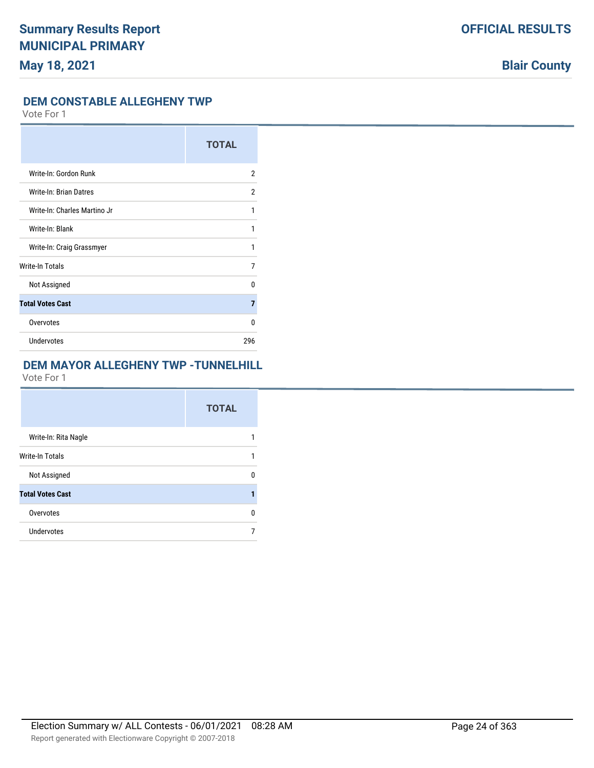## DEM CONSTABLE ALLEGHENY TWP

Vote For 1

| | TOTAL |
|---|---|
| Write-In: Gordon Runk | 2 |
| Write-In: Brian Datres | 2 |
| Write-In: Charles Martino Jr | 1 |
| Write-In: Blank | 1 |
| Write-In: Craig Grassmyer | 1 |
| Write-In Totals | 7 |
| Not Assigned | 0 |
| **Total Votes Cast** | **7** |
| Overvotes | 0 |
| Undervotes | 296 |

## DEM MAYOR ALLEGHENY TWP -TUNNELHILL

Vote For 1

| | TOTAL |
|---|---|
| Write-In: Rita Nagle | 1 |
| Write-In Totals | 1 |
| Not Assigned | 0 |
| **Total Votes Cast** | **1** |
| Overvotes | 0 |
| Undervotes | 7 |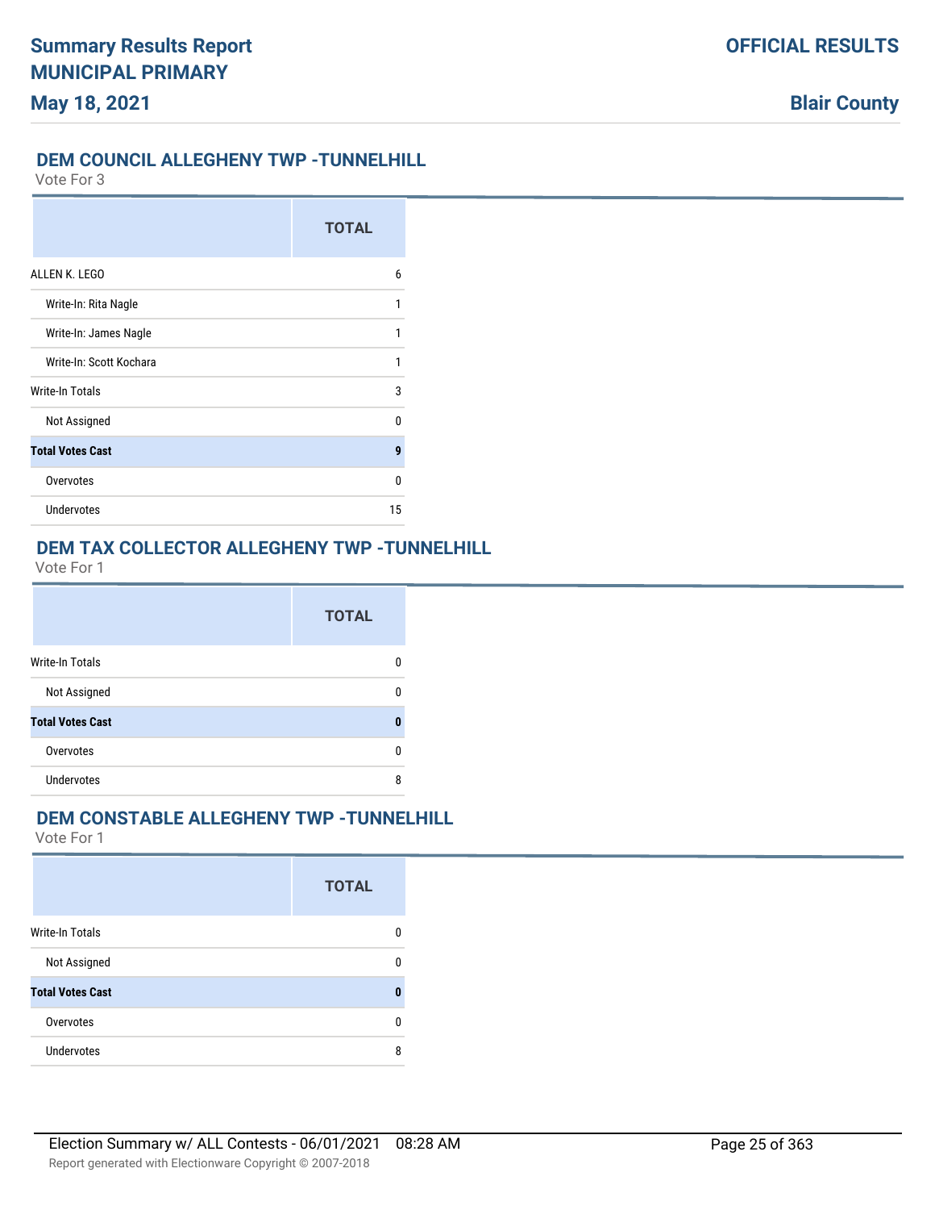## DEM COUNCIL ALLEGHENY TWP -TUNNELHILL

Vote For 3

| | TOTAL |
|---|---|
| ALLEN K. LEGO | 6 |
| Write-In: Rita Nagle | 1 |
| Write-In: James Nagle | 1 |
| Write-In: Scott Kochara | 1 |
| Write-In Totals | 3 |
| Not Assigned | 0 |
| **Total Votes Cast** | **9** |
| Overvotes | 0 |
| Undervotes | 15 |

## DEM TAX COLLECTOR ALLEGHENY TWP -TUNNELHILL

Vote For 1

| | TOTAL |
|---|---|
| Write-In Totals | 0 |
| Not Assigned | 0 |
| **Total Votes Cast** | **0** |
| Overvotes | 0 |
| Undervotes | 8 |

## DEM CONSTABLE ALLEGHENY TWP -TUNNELHILL

Vote For 1

| | TOTAL |
|---|---|
| Write-In Totals | 0 |
| Not Assigned | 0 |
| **Total Votes Cast** | **0** |
| Overvotes | 0 |
| Undervotes | 8 |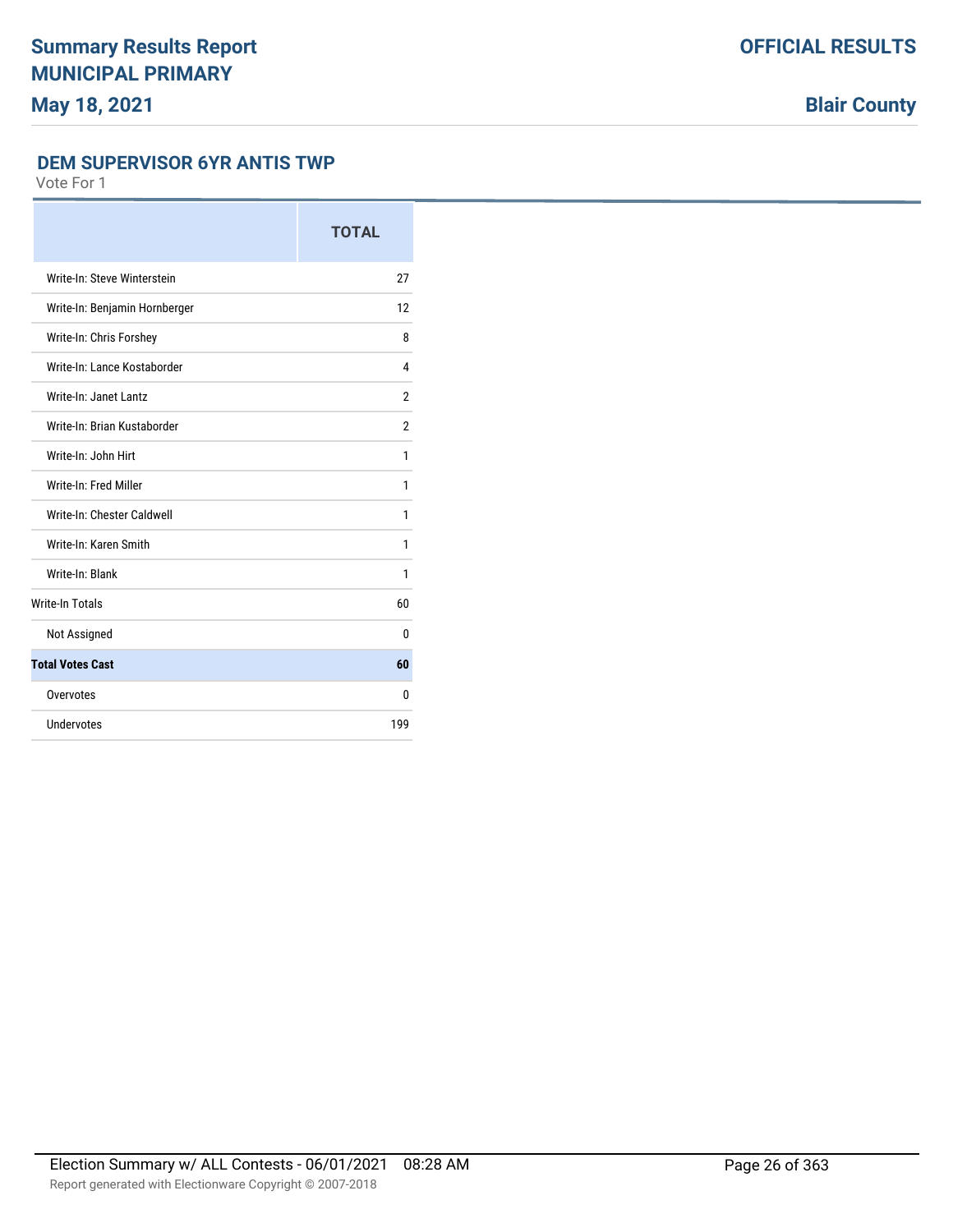## DEM SUPERVISOR 6YR ANTIS TWP

Vote For 1

| | TOTAL |
|---|---|
| Write-In: Steve Winterstein | 27 |
| Write-In: Benjamin Hornberger | 12 |
| Write-In: Chris Forshey | 8 |
| Write-In: Lance Kostaborder | 4 |
| Write-In: Janet Lantz | 2 |
| Write-In: Brian Kustaborder | 2 |
| Write-In: John Hirt | 1 |
| Write-In: Fred Miller | 1 |
| Write-In: Chester Caldwell | 1 |
| Write-In: Karen Smith | 1 |
| Write-In: Blank | 1 |
| Write-In Totals | 60 |
| Not Assigned | 0 |
| **Total Votes Cast** | **60** |
| Overvotes | 0 |
| Undervotes | 199 |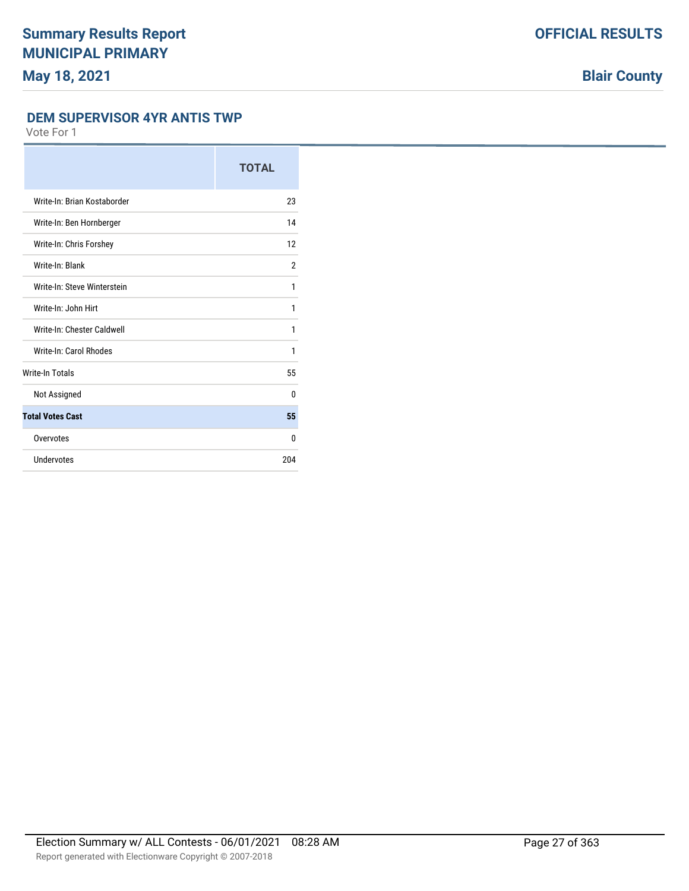# Summary Results Report

## MUNICIPAL PRIMARY

**May 18, 2021**

**OFFICIAL RESULTS**

**Blair County**

### DEM SUPERVISOR 4YR ANTIS TWP

Vote For 1

| | TOTAL |
|---|---|
| Write-In: Brian Kostaborder | 23 |
| Write-In: Ben Hornberger | 14 |
| Write-In: Chris Forshey | 12 |
| Write-In: Blank | 2 |
| Write-In: Steve Winterstein | 1 |
| Write-In: John Hirt | 1 |
| Write-In: Chester Caldwell | 1 |
| Write-In: Carol Rhodes | 1 |
| Write-In Totals | 55 |
| Not Assigned | 0 |
| **Total Votes Cast** | **55** |
| Overvotes | 0 |
| Undervotes | 204 |

Election Summary w/ ALL Contests - 06/01/2021 08:28 AM

Report generated with Electionware Copyright © 2007-2018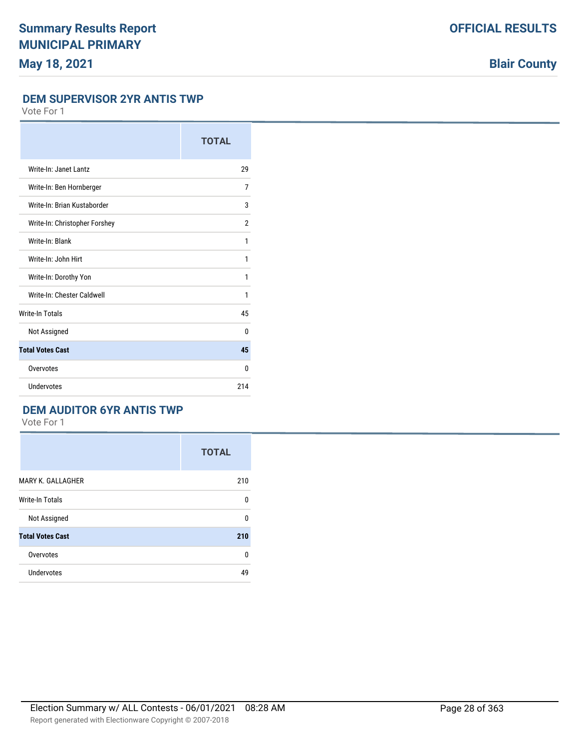## DEM SUPERVISOR 2YR ANTIS TWP

Vote For 1

| | TOTAL |
|---|---|
| Write-In: Janet Lantz | 29 |
| Write-In: Ben Hornberger | 7 |
| Write-In: Brian Kustaborder | 3 |
| Write-In: Christopher Forshey | 2 |
| Write-In: Blank | 1 |
| Write-In: John Hirt | 1 |
| Write-In: Dorothy Yon | 1 |
| Write-In: Chester Caldwell | 1 |
| Write-In Totals | 45 |
| Not Assigned | 0 |
| **Total Votes Cast** | **45** |
| Overvotes | 0 |
| Undervotes | 214 |

## DEM AUDITOR 6YR ANTIS TWP

Vote For 1

| | TOTAL |
|---|---|
| MARY K. GALLAGHER | 210 |
| Write-In Totals | 0 |
| Not Assigned | 0 |
| **Total Votes Cast** | **210** |
| Overvotes | 0 |
| Undervotes | 49 |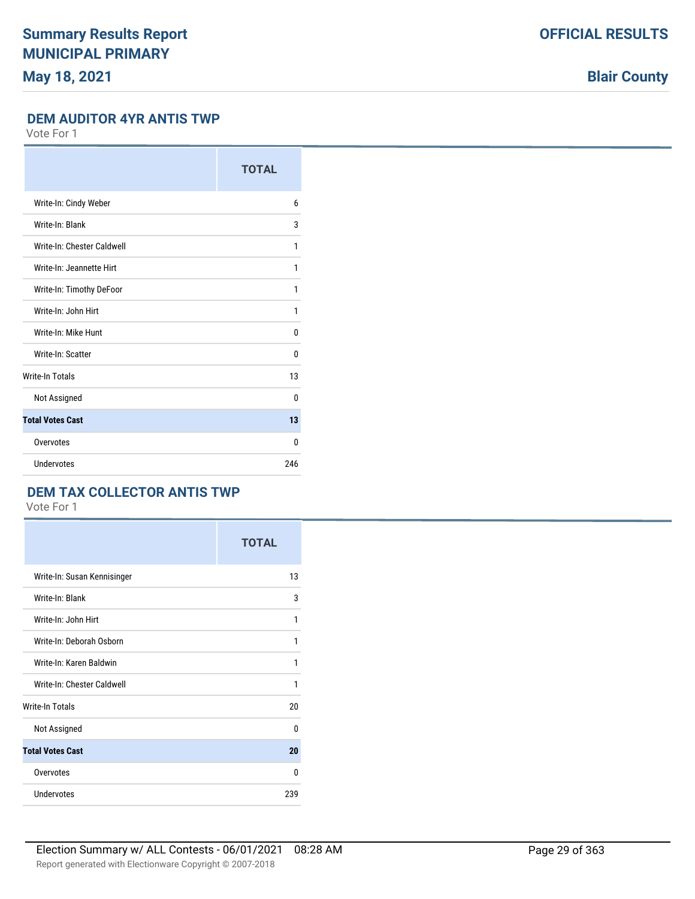## DEM AUDITOR 4YR ANTIS TWP

Vote For 1

| | TOTAL |
|---|---|
| Write-In: Cindy Weber | 6 |
| Write-In: Blank | 3 |
| Write-In: Chester Caldwell | 1 |
| Write-In: Jeannette Hirt | 1 |
| Write-In: Timothy DeFoor | 1 |
| Write-In: John Hirt | 1 |
| Write-In: Mike Hunt | 0 |
| Write-In: Scatter | 0 |
| Write-In Totals | 13 |
| Not Assigned | 0 |
| **Total Votes Cast** | **13** |
| Overvotes | 0 |
| Undervotes | 246 |

## DEM TAX COLLECTOR ANTIS TWP

Vote For 1

| | TOTAL |
|---|---|
| Write-In: Susan Kennisinger | 13 |
| Write-In: Blank | 3 |
| Write-In: John Hirt | 1 |
| Write-In: Deborah Osborn | 1 |
| Write-In: Karen Baldwin | 1 |
| Write-In: Chester Caldwell | 1 |
| Write-In Totals | 20 |
| Not Assigned | 0 |
| **Total Votes Cast** | **20** |
| Overvotes | 0 |
| Undervotes | 239 |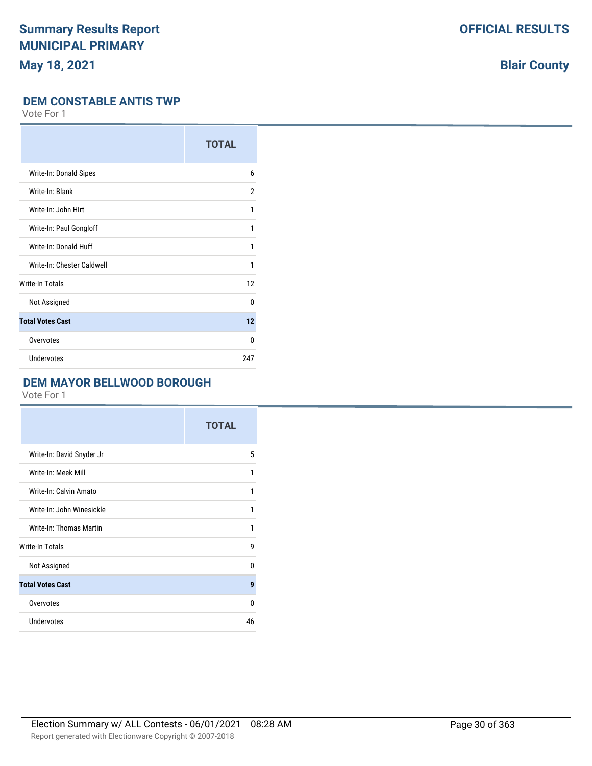## DEM CONSTABLE ANTIS TWP

Vote For 1

| | TOTAL |
|---|---|
| Write-In: Donald Sipes | 6 |
| Write-In: Blank | 2 |
| Write-In: John HIrt | 1 |
| Write-In: Paul Gongloff | 1 |
| Write-In: Donald Huff | 1 |
| Write-In: Chester Caldwell | 1 |
| Write-In Totals | 12 |
| Not Assigned | 0 |
| **Total Votes Cast** | **12** |
| Overvotes | 0 |
| Undervotes | 247 |

## DEM MAYOR BELLWOOD BOROUGH

Vote For 1

| | TOTAL |
|---|---|
| Write-In: David Snyder Jr | 5 |
| Write-In: Meek Mill | 1 |
| Write-In: Calvin Amato | 1 |
| Write-In: John Winesickle | 1 |
| Write-In: Thomas Martin | 1 |
| Write-In Totals | 9 |
| Not Assigned | 0 |
| **Total Votes Cast** | **9** |
| Overvotes | 0 |
| Undervotes | 46 |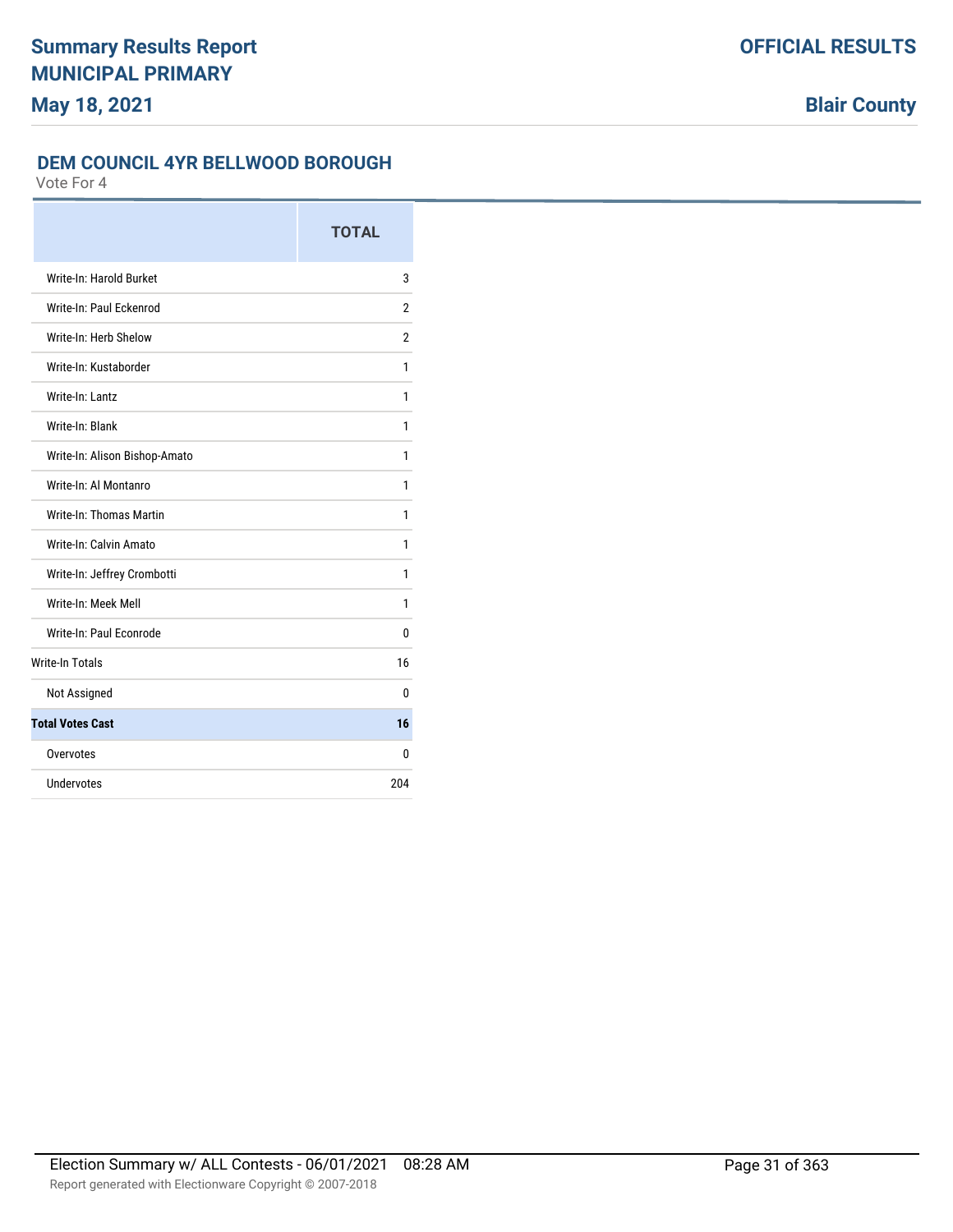# Summary Results Report
# MUNICIPAL PRIMARY
## May 18, 2021

**OFFICIAL RESULTS**

**Blair County**

### DEM COUNCIL 4YR BELLWOOD BOROUGH

Vote For 4

| | TOTAL |
|---|---|
| Write-In: Harold Burket | 3 |
| Write-In: Paul Eckenrod | 2 |
| Write-In: Herb Shelow | 2 |
| Write-In: Kustaborder | 1 |
| Write-In: Lantz | 1 |
| Write-In: Blank | 1 |
| Write-In: Alison Bishop-Amato | 1 |
| Write-In: Al Montanro | 1 |
| Write-In: Thomas Martin | 1 |
| Write-In: Calvin Amato | 1 |
| Write-In: Jeffrey Crombotti | 1 |
| Write-In: Meek Mell | 1 |
| Write-In: Paul Econrode | 0 |
| Write-In Totals | 16 |
| Not Assigned | 0 |
| **Total Votes Cast** | **16** |
| Overvotes | 0 |
| Undervotes | 204 |

Election Summary w/ ALL Contests - 06/01/2021 08:28 AM

Report generated with Electionware Copyright © 2007-2018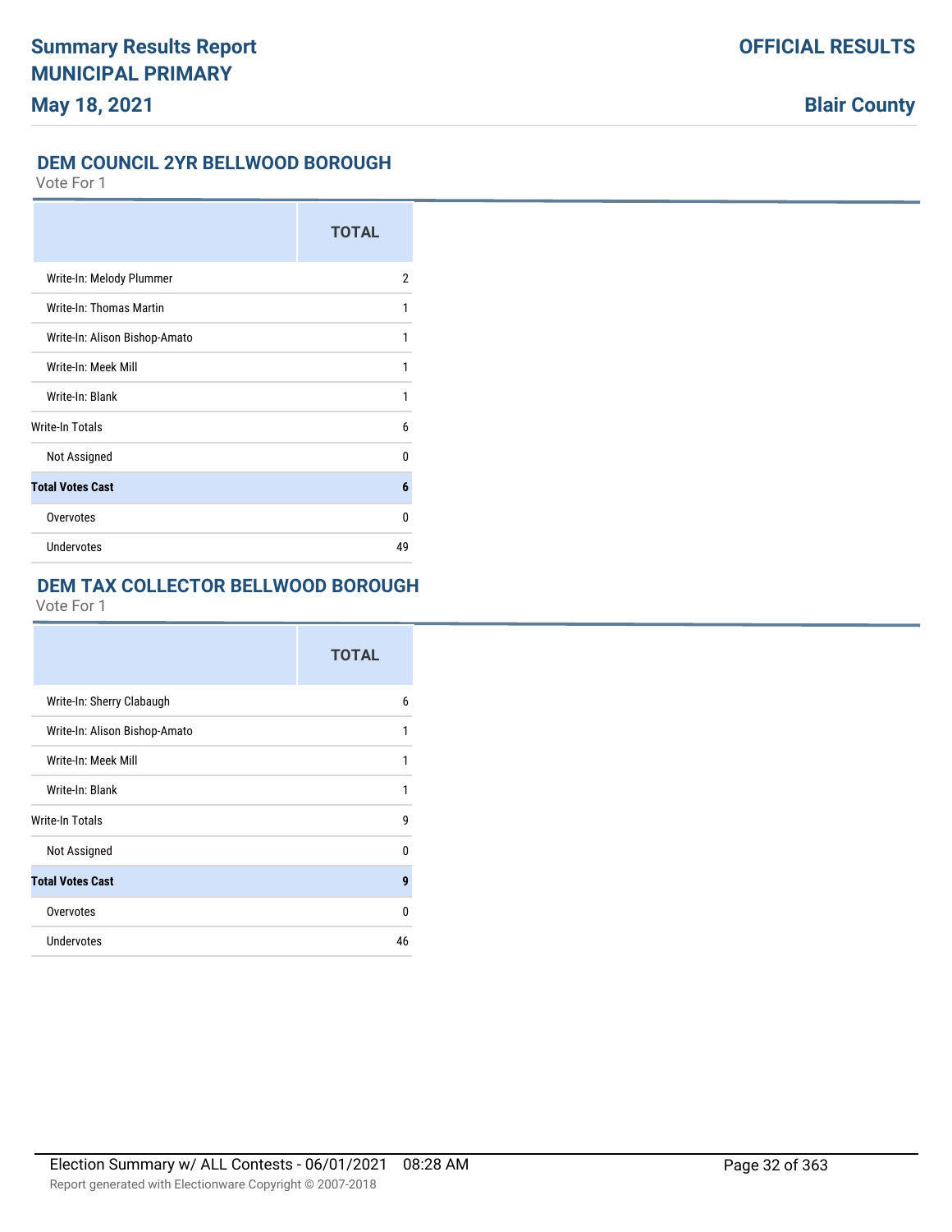## DEM COUNCIL 2YR BELLWOOD BOROUGH

Vote For 1

| | TOTAL |
|---|---|
| Write-In: Melody Plummer | 2 |
| Write-In: Thomas Martin | 1 |
| Write-In: Alison Bishop-Amato | 1 |
| Write-In: Meek Mill | 1 |
| Write-In: Blank | 1 |
| Write-In Totals | 6 |
| Not Assigned | 0 |
| **Total Votes Cast** | **6** |
| Overvotes | 0 |
| Undervotes | 49 |

## DEM TAX COLLECTOR BELLWOOD BOROUGH

Vote For 1

| | TOTAL |
|---|---|
| Write-In: Sherry Clabaugh | 6 |
| Write-In: Alison Bishop-Amato | 1 |
| Write-In: Meek Mill | 1 |
| Write-In: Blank | 1 |
| Write-In Totals | 9 |
| Not Assigned | 0 |
| **Total Votes Cast** | **9** |
| Overvotes | 0 |
| Undervotes | 46 |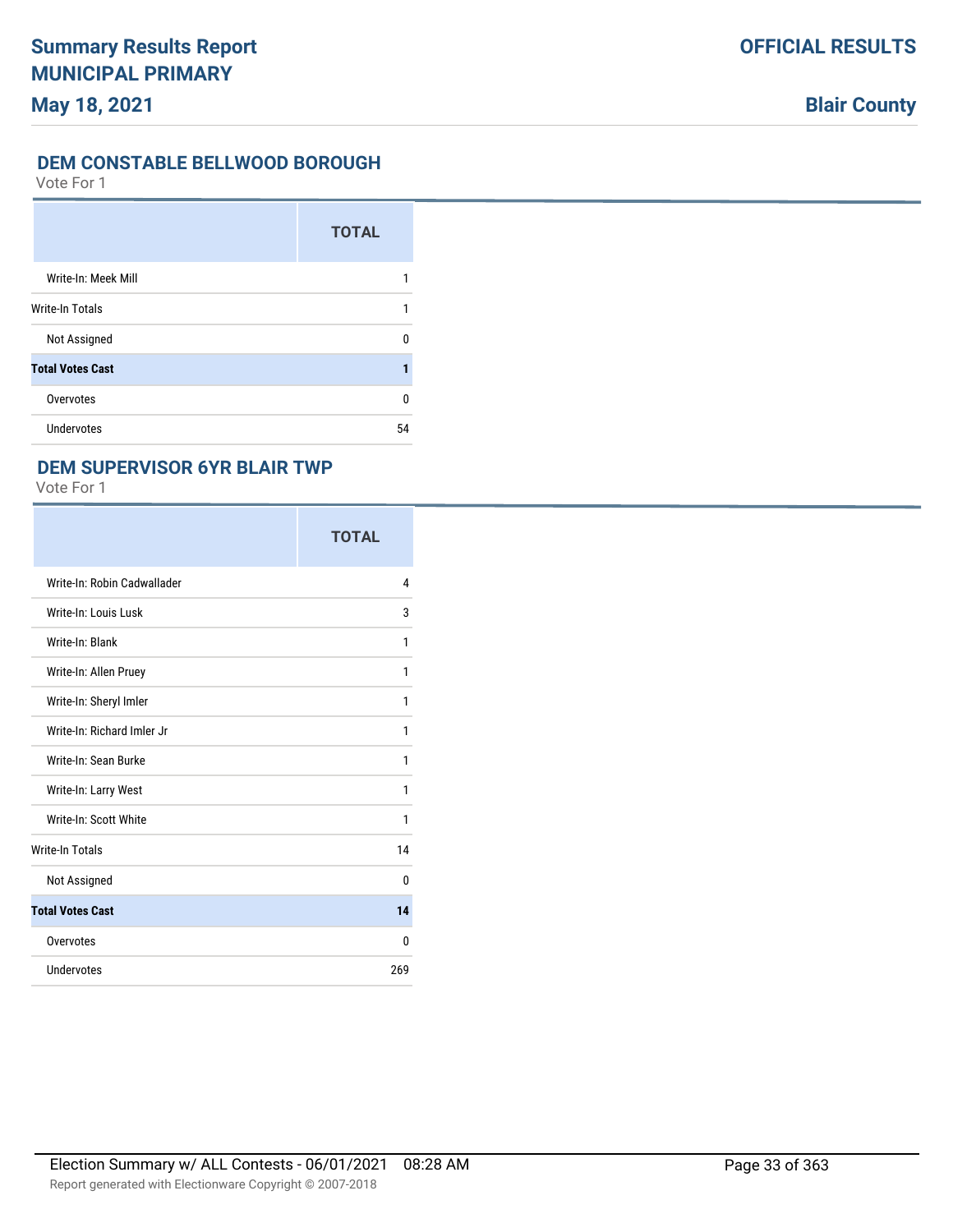## DEM CONSTABLE BELLWOOD BOROUGH

Vote For 1

| | TOTAL |
|---|---|
| Write-In: Meek Mill | 1 |
| Write-In Totals | 1 |
| Not Assigned | 0 |
| **Total Votes Cast** | **1** |
| Overvotes | 0 |
| Undervotes | 54 |

## DEM SUPERVISOR 6YR BLAIR TWP

Vote For 1

| | TOTAL |
|---|---|
| Write-In: Robin Cadwallader | 4 |
| Write-In: Louis Lusk | 3 |
| Write-In: Blank | 1 |
| Write-In: Allen Pruey | 1 |
| Write-In: Sheryl Imler | 1 |
| Write-In: Richard Imler Jr | 1 |
| Write-In: Sean Burke | 1 |
| Write-In: Larry West | 1 |
| Write-In: Scott White | 1 |
| Write-In Totals | 14 |
| Not Assigned | 0 |
| **Total Votes Cast** | **14** |
| Overvotes | 0 |
| Undervotes | 269 |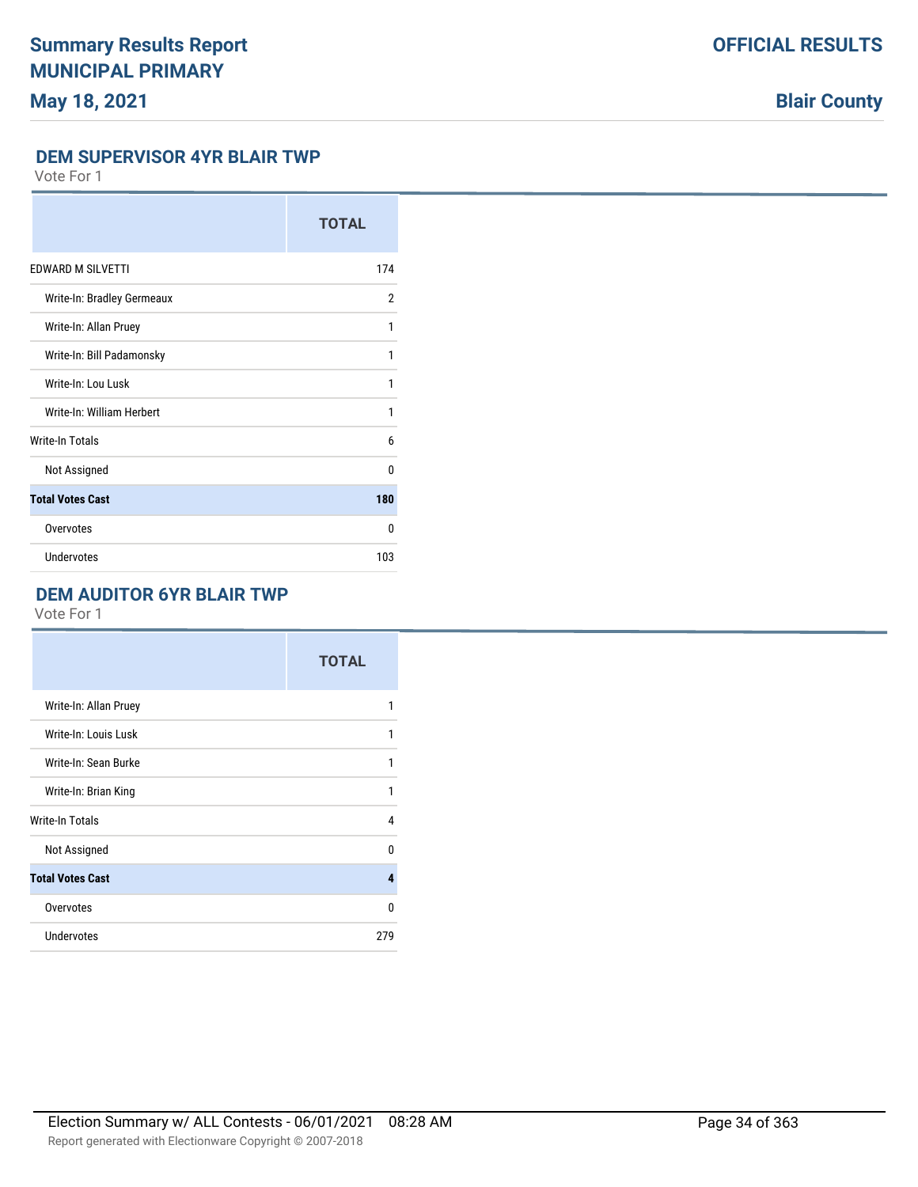## DEM SUPERVISOR 4YR BLAIR TWP

Vote For 1

| | TOTAL |
|---|---|
| EDWARD M SILVETTI | 174 |
| Write-In: Bradley Germeaux | 2 |
| Write-In: Allan Pruey | 1 |
| Write-In: Bill Padamonsky | 1 |
| Write-In: Lou Lusk | 1 |
| Write-In: William Herbert | 1 |
| Write-In Totals | 6 |
| Not Assigned | 0 |
| **Total Votes Cast** | **180** |
| Overvotes | 0 |
| Undervotes | 103 |

## DEM AUDITOR 6YR BLAIR TWP

Vote For 1

| | TOTAL |
|---|---|
| Write-In: Allan Pruey | 1 |
| Write-In: Louis Lusk | 1 |
| Write-In: Sean Burke | 1 |
| Write-In: Brian King | 1 |
| Write-In Totals | 4 |
| Not Assigned | 0 |
| **Total Votes Cast** | **4** |
| Overvotes | 0 |
| Undervotes | 279 |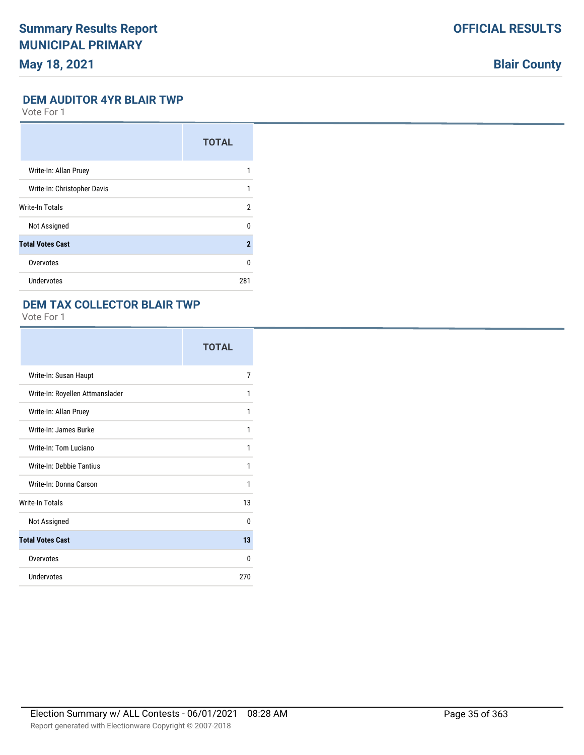## DEM AUDITOR 4YR BLAIR TWP

Vote For 1

| | TOTAL |
|---|---|
| Write-In: Allan Pruey | 1 |
| Write-In: Christopher Davis | 1 |
| Write-In Totals | 2 |
| Not Assigned | 0 |
| **Total Votes Cast** | **2** |
| Overvotes | 0 |
| Undervotes | 281 |

## DEM TAX COLLECTOR BLAIR TWP

Vote For 1

| | TOTAL |
|---|---|
| Write-In: Susan Haupt | 7 |
| Write-In: Royellen Attmanslader | 1 |
| Write-In: Allan Pruey | 1 |
| Write-In: James Burke | 1 |
| Write-In: Tom Luciano | 1 |
| Write-In: Debbie Tantius | 1 |
| Write-In: Donna Carson | 1 |
| Write-In Totals | 13 |
| Not Assigned | 0 |
| **Total Votes Cast** | **13** |
| Overvotes | 0 |
| Undervotes | 270 |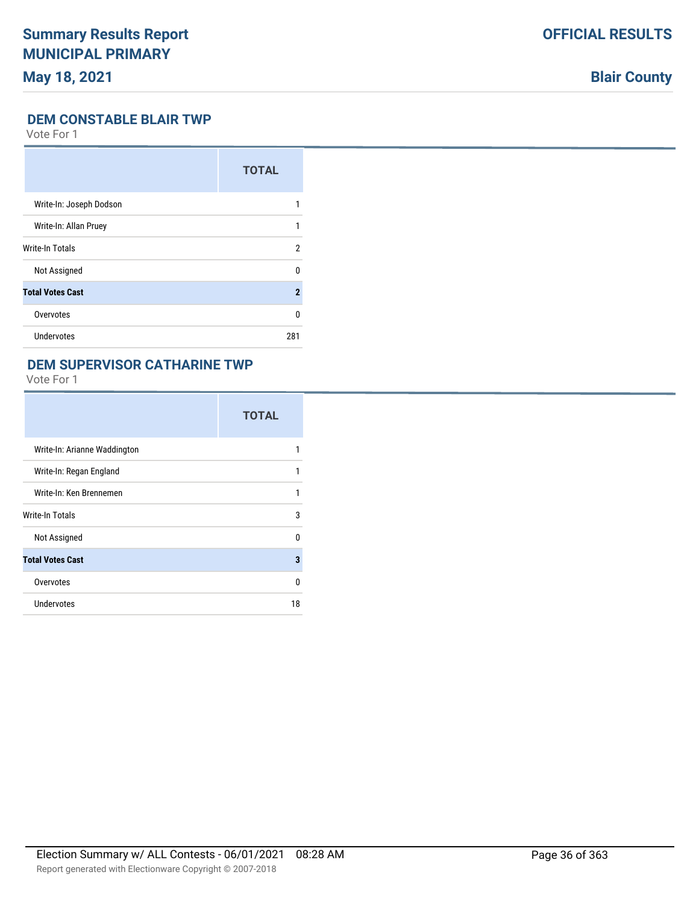## DEM CONSTABLE BLAIR TWP

Vote For 1

| | TOTAL |
|---|---|
| Write-In: Joseph Dodson | 1 |
| Write-In: Allan Pruey | 1 |
| Write-In Totals | 2 |
| Not Assigned | 0 |
| **Total Votes Cast** | **2** |
| Overvotes | 0 |
| Undervotes | 281 |

## DEM SUPERVISOR CATHARINE TWP

Vote For 1

| | TOTAL |
|---|---|
| Write-In: Arianne Waddington | 1 |
| Write-In: Regan England | 1 |
| Write-In: Ken Brennemen | 1 |
| Write-In Totals | 3 |
| Not Assigned | 0 |
| **Total Votes Cast** | **3** |
| Overvotes | 0 |
| Undervotes | 18 |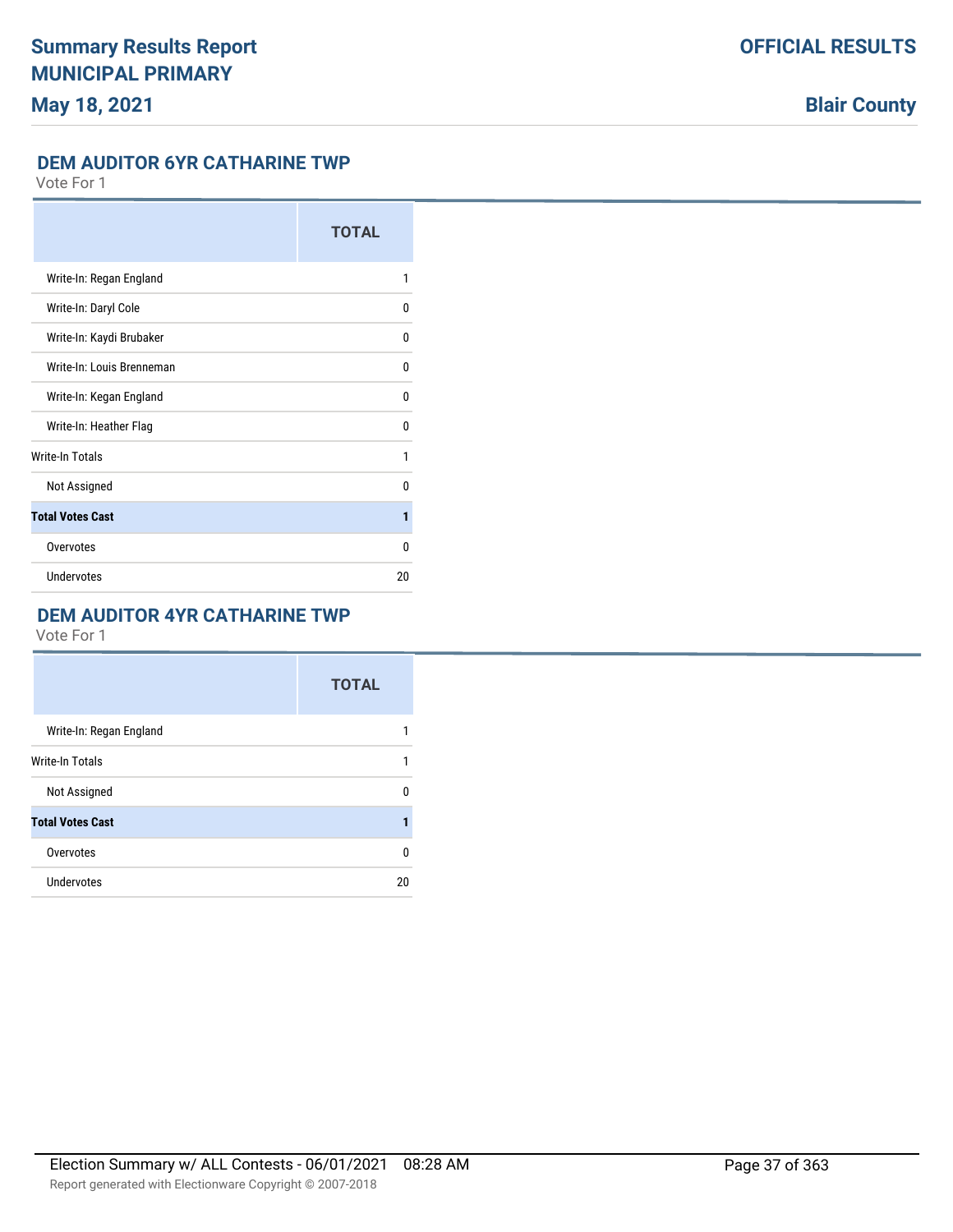# Summary Results Report
# MUNICIPAL PRIMARY
## May 18, 2021

**OFFICIAL RESULTS**

**Blair County**

### DEM AUDITOR 6YR CATHARINE TWP

Vote For 1

| | TOTAL |
|---|---|
| Write-In: Regan England | 1 |
| Write-In: Daryl Cole | 0 |
| Write-In: Kaydi Brubaker | 0 |
| Write-In: Louis Brenneman | 0 |
| Write-In: Kegan England | 0 |
| Write-In: Heather Flag | 0 |
| Write-In Totals | 1 |
| Not Assigned | 0 |
| **Total Votes Cast** | **1** |
| Overvotes | 0 |
| Undervotes | 20 |

### DEM AUDITOR 4YR CATHARINE TWP

Vote For 1

| | TOTAL |
|---|---|
| Write-In: Regan England | 1 |
| Write-In Totals | 1 |
| Not Assigned | 0 |
| **Total Votes Cast** | **1** |
| Overvotes | 0 |
| Undervotes | 20 |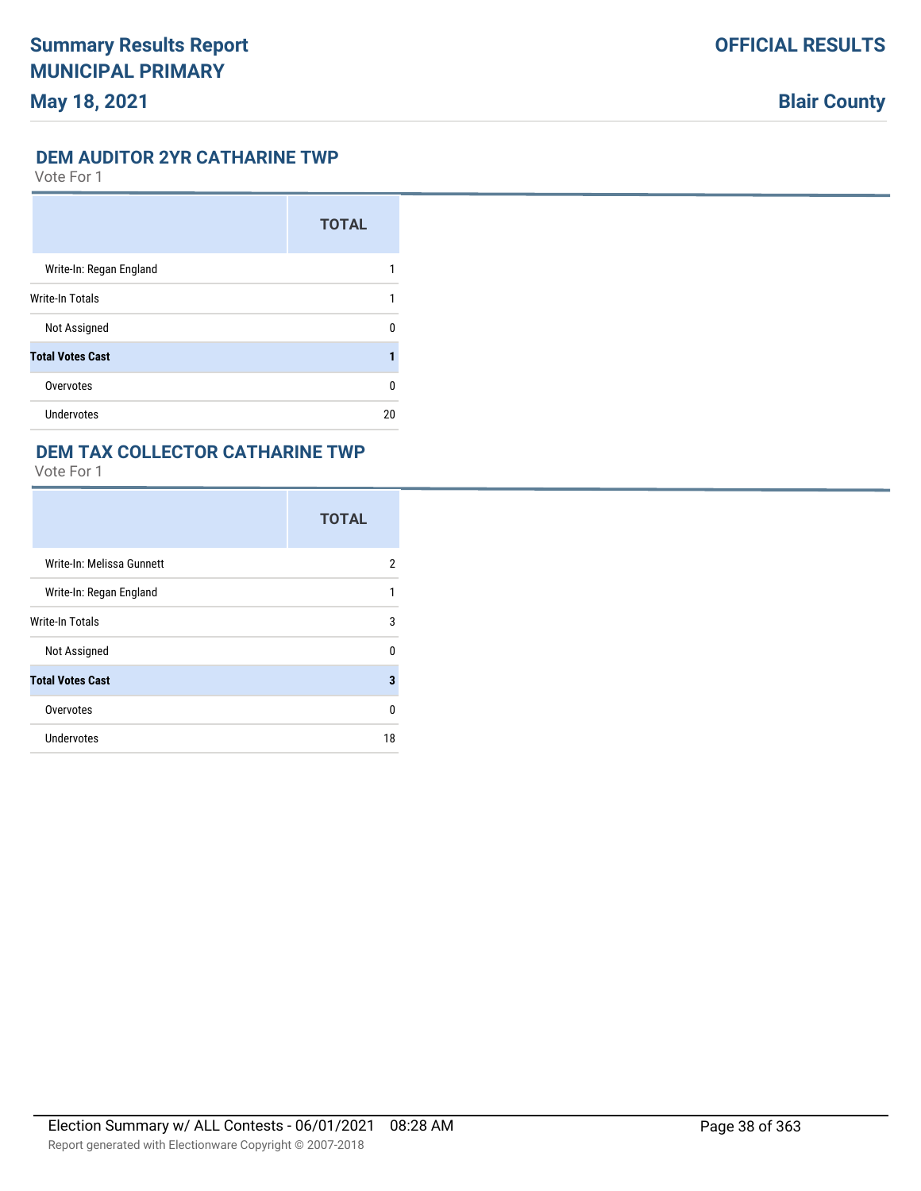## DEM AUDITOR 2YR CATHARINE TWP

Vote For 1

| | TOTAL |
|---|---|
| Write-In: Regan England | 1 |
| Write-In Totals | 1 |
| Not Assigned | 0 |
| **Total Votes Cast** | **1** |
| Overvotes | 0 |
| Undervotes | 20 |

## DEM TAX COLLECTOR CATHARINE TWP

Vote For 1

| | TOTAL |
|---|---|
| Write-In: Melissa Gunnett | 2 |
| Write-In: Regan England | 1 |
| Write-In Totals | 3 |
| Not Assigned | 0 |
| **Total Votes Cast** | **3** |
| Overvotes | 0 |
| Undervotes | 18 |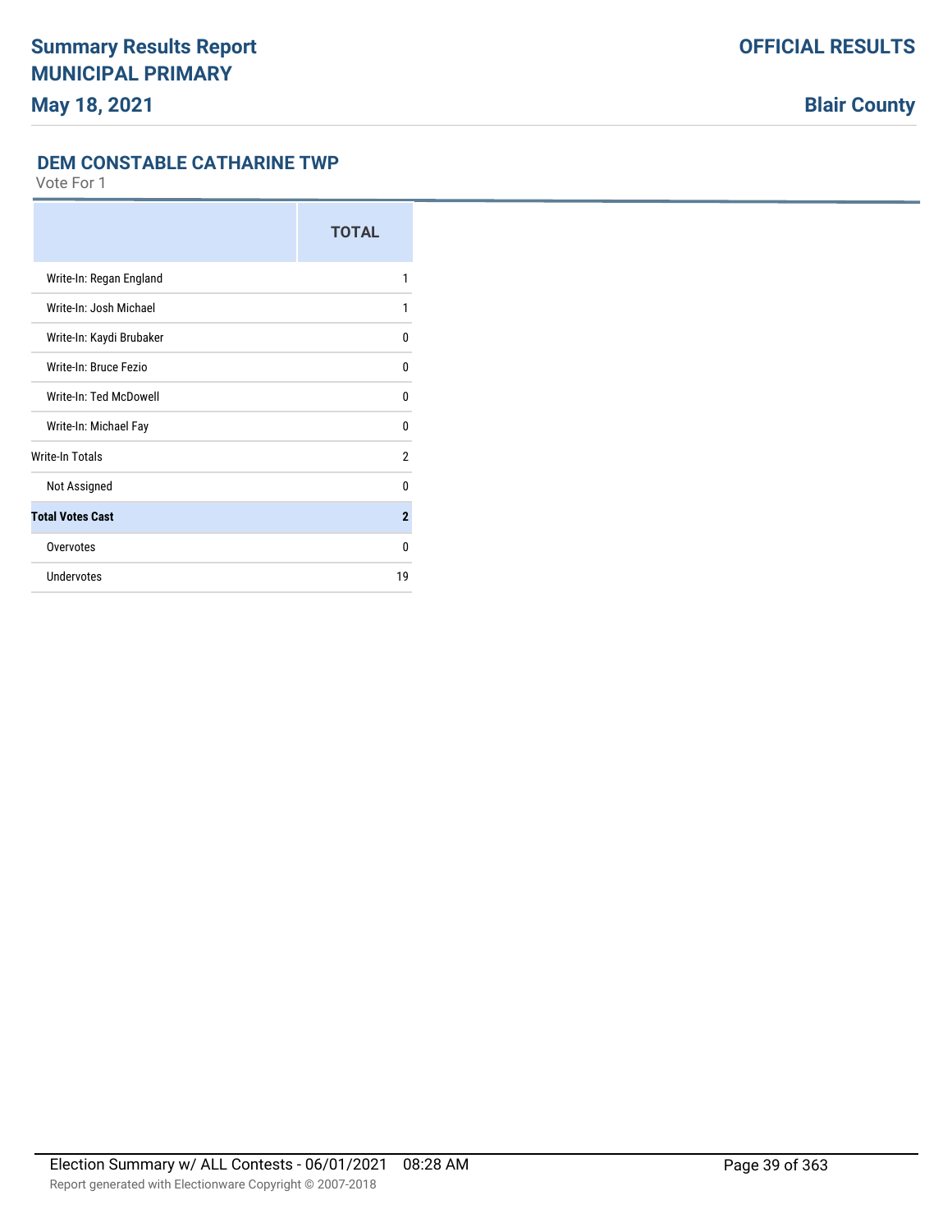## DEM CONSTABLE CATHARINE TWP

Vote For 1

| | TOTAL |
|---|---|
| Write-In: Regan England | 1 |
| Write-In: Josh Michael | 1 |
| Write-In: Kaydi Brubaker | 0 |
| Write-In: Bruce Fezio | 0 |
| Write-In: Ted McDowell | 0 |
| Write-In: Michael Fay | 0 |
| Write-In Totals | 2 |
| Not Assigned | 0 |
| **Total Votes Cast** | **2** |
| Overvotes | 0 |
| Undervotes | 19 |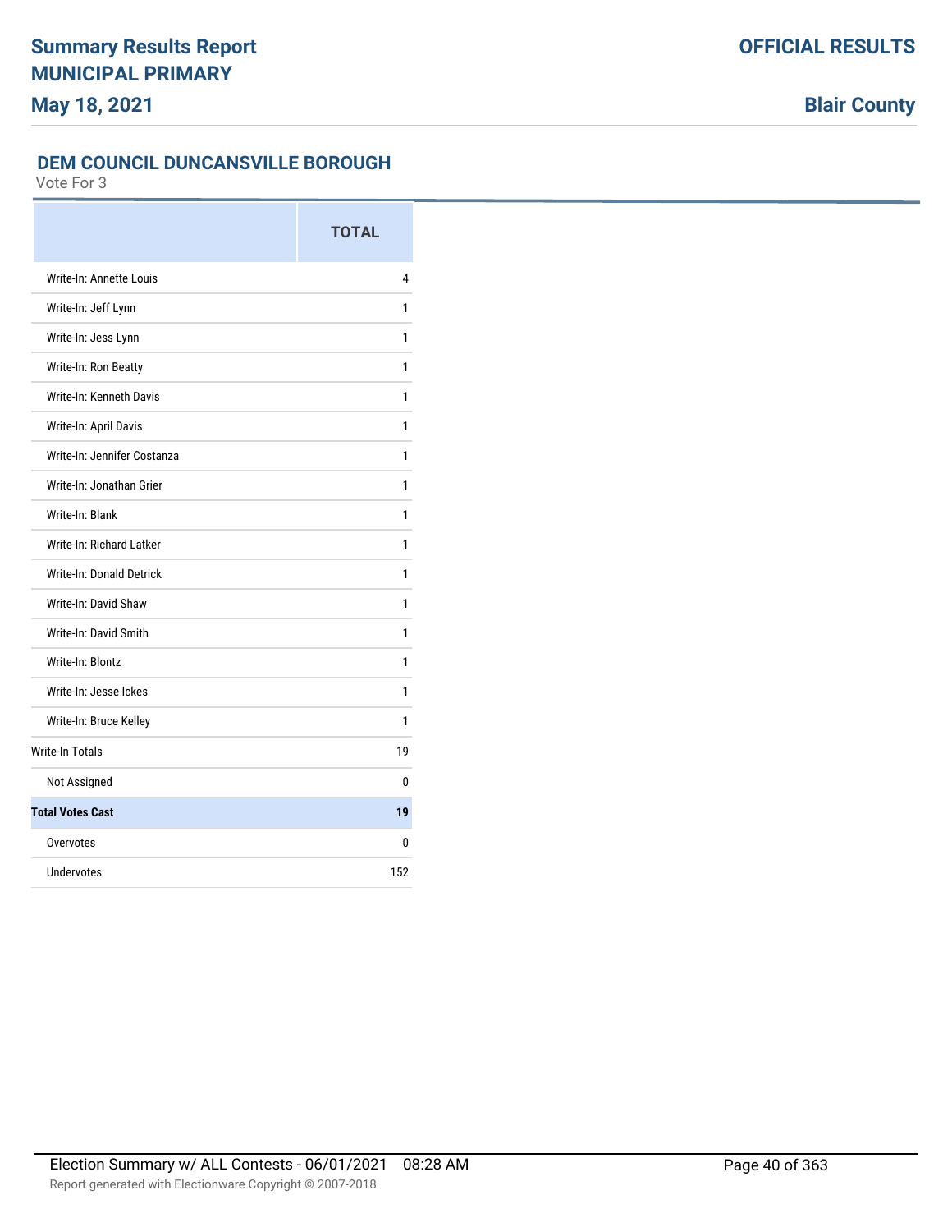## DEM COUNCIL DUNCANSVILLE BOROUGH

Vote For 3

| | TOTAL |
|---|---|
| Write-In: Annette Louis | 4 |
| Write-In: Jeff Lynn | 1 |
| Write-In: Jess Lynn | 1 |
| Write-In: Ron Beatty | 1 |
| Write-In: Kenneth Davis | 1 |
| Write-In: April Davis | 1 |
| Write-In: Jennifer Costanza | 1 |
| Write-In: Jonathan Grier | 1 |
| Write-In: Blank | 1 |
| Write-In: Richard Latker | 1 |
| Write-In: Donald Detrick | 1 |
| Write-In: David Shaw | 1 |
| Write-In: David Smith | 1 |
| Write-In: Blontz | 1 |
| Write-In: Jesse Ickes | 1 |
| Write-In: Bruce Kelley | 1 |
| Write-In Totals | 19 |
| Not Assigned | 0 |
| **Total Votes Cast** | **19** |
| Overvotes | 0 |
| Undervotes | 152 |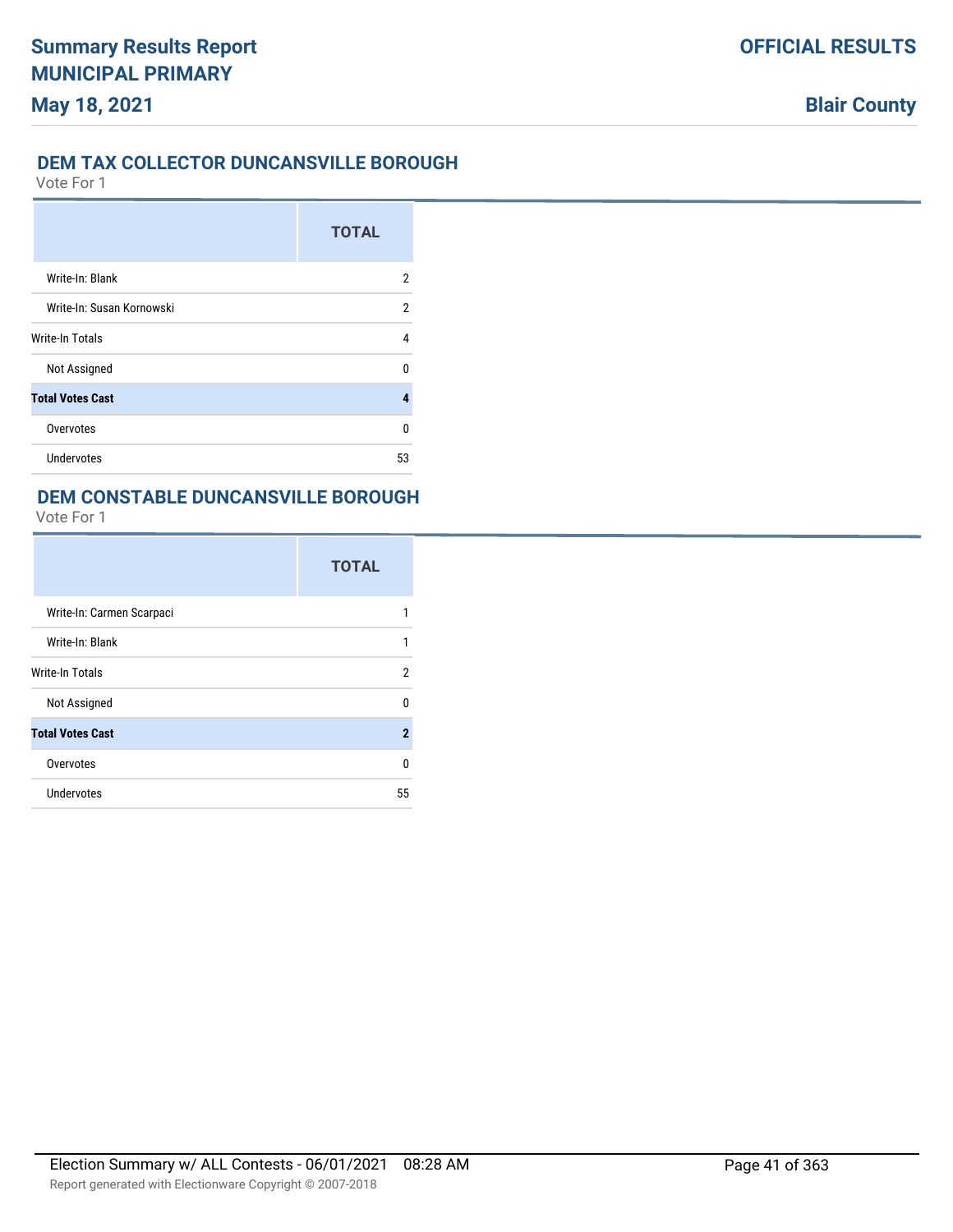## DEM TAX COLLECTOR DUNCANSVILLE BOROUGH

Vote For 1

| | TOTAL |
|---|---|
| Write-In: Blank | 2 |
| Write-In: Susan Kornowski | 2 |
| Write-In Totals | 4 |
| Not Assigned | 0 |
| **Total Votes Cast** | **4** |
| Overvotes | 0 |
| Undervotes | 53 |

## DEM CONSTABLE DUNCANSVILLE BOROUGH

Vote For 1

| | TOTAL |
|---|---|
| Write-In: Carmen Scarpaci | 1 |
| Write-In: Blank | 1 |
| Write-In Totals | 2 |
| Not Assigned | 0 |
| **Total Votes Cast** | **2** |
| Overvotes | 0 |
| Undervotes | 55 |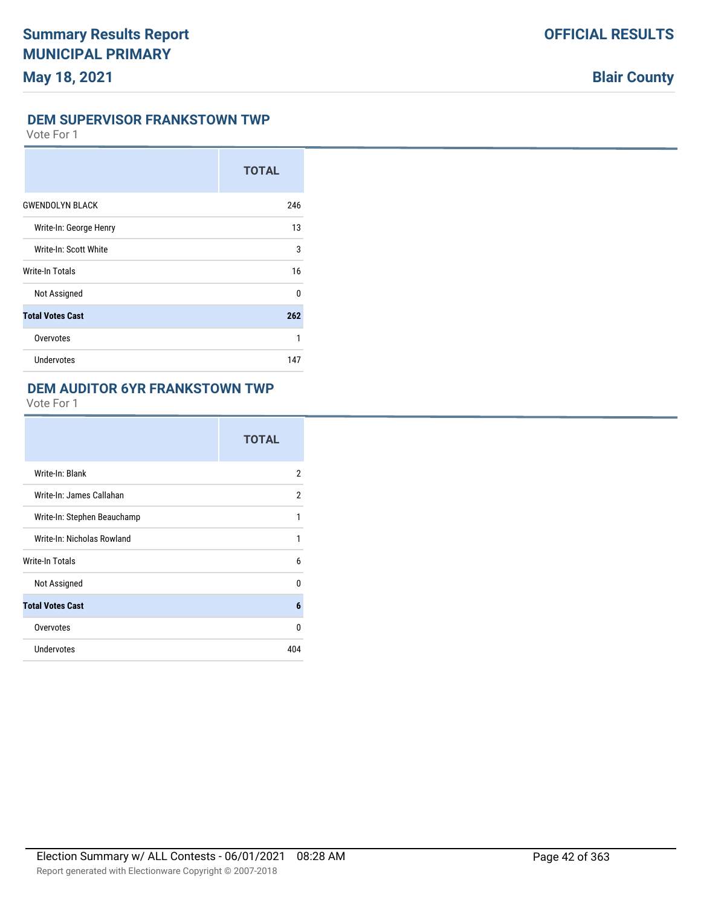# Summary Results Report
# MUNICIPAL PRIMARY
**May 18, 2021**

**OFFICIAL RESULTS**

**Blair County**

## DEM SUPERVISOR FRANKSTOWN TWP

Vote For 1

| | TOTAL |
|---|---|
| GWENDOLYN BLACK | 246 |
| Write-In: George Henry | 13 |
| Write-In: Scott White | 3 |
| Write-In Totals | 16 |
| Not Assigned | 0 |
| **Total Votes Cast** | **262** |
| Overvotes | 1 |
| Undervotes | 147 |

## DEM AUDITOR 6YR FRANKSTOWN TWP

Vote For 1

| | TOTAL |
|---|---|
| Write-In: Blank | 2 |
| Write-In: James Callahan | 2 |
| Write-In: Stephen Beauchamp | 1 |
| Write-In: Nicholas Rowland | 1 |
| Write-In Totals | 6 |
| Not Assigned | 0 |
| **Total Votes Cast** | **6** |
| Overvotes | 0 |
| Undervotes | 404 |

Election Summary w/ ALL Contests - 06/01/2021 08:28 AM

Report generated with Electionware Copyright © 2007-2018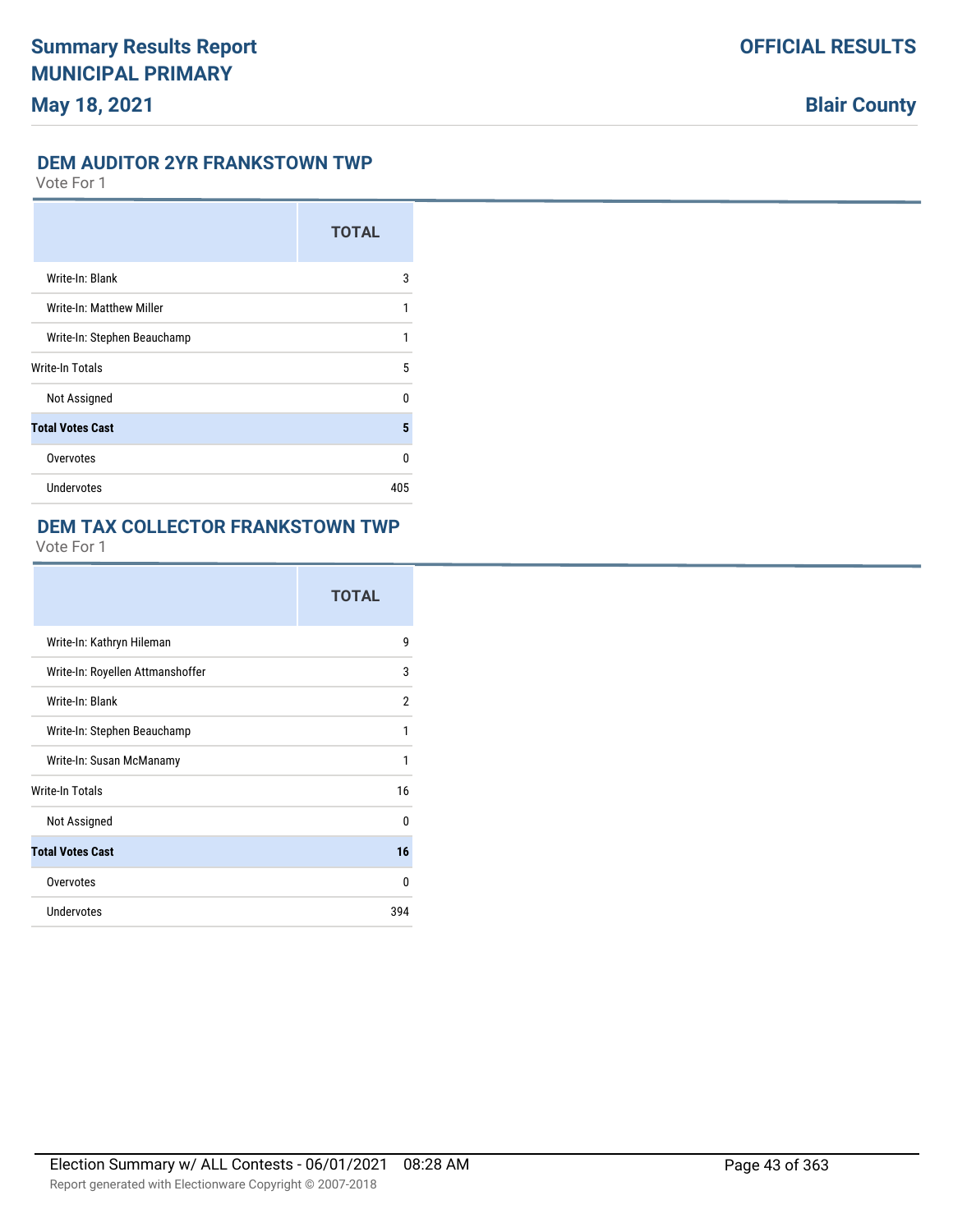## DEM AUDITOR 2YR FRANKSTOWN TWP

Vote For 1

| | TOTAL |
|---|---|
| Write-In: Blank | 3 |
| Write-In: Matthew Miller | 1 |
| Write-In: Stephen Beauchamp | 1 |
| Write-In Totals | 5 |
| Not Assigned | 0 |
| **Total Votes Cast** | **5** |
| Overvotes | 0 |
| Undervotes | 405 |

## DEM TAX COLLECTOR FRANKSTOWN TWP

Vote For 1

| | TOTAL |
|---|---|
| Write-In: Kathryn Hileman | 9 |
| Write-In: Royellen Attmanshoffer | 3 |
| Write-In: Blank | 2 |
| Write-In: Stephen Beauchamp | 1 |
| Write-In: Susan McManamy | 1 |
| Write-In Totals | 16 |
| Not Assigned | 0 |
| **Total Votes Cast** | **16** |
| Overvotes | 0 |
| Undervotes | 394 |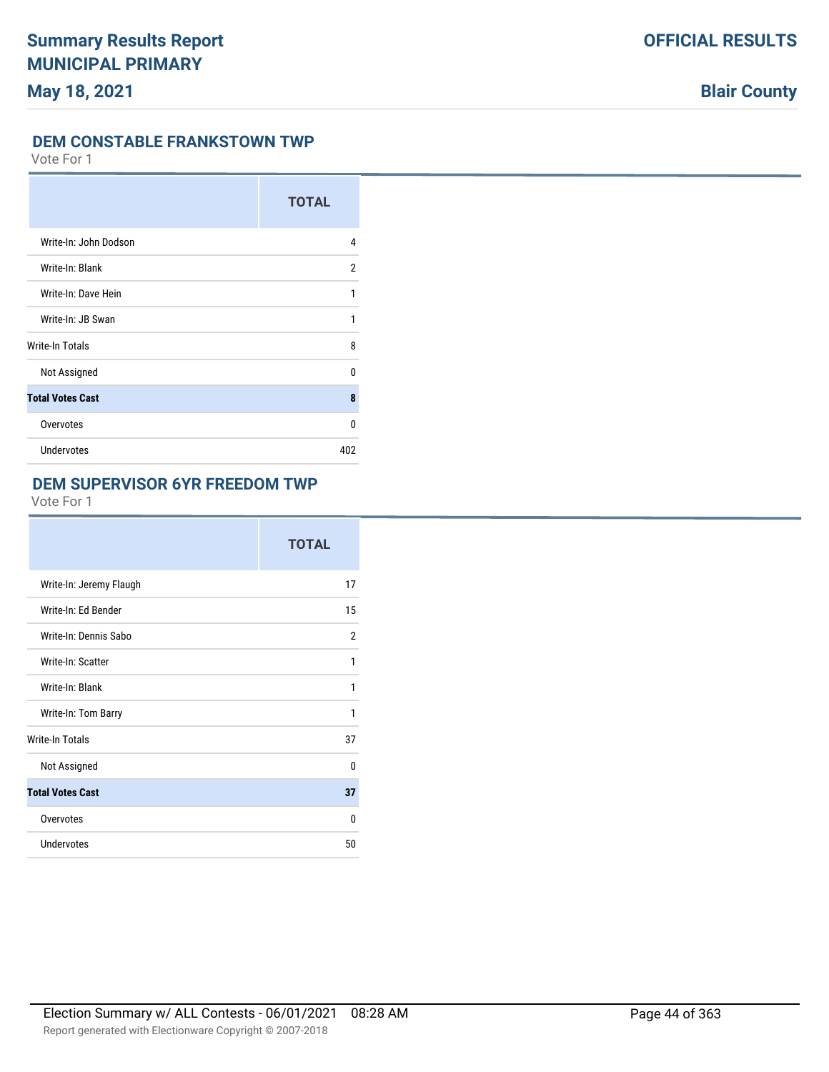## DEM CONSTABLE FRANKSTOWN TWP

Vote For 1

| | TOTAL |
|---|---|
| Write-In: John Dodson | 4 |
| Write-In: Blank | 2 |
| Write-In: Dave Hein | 1 |
| Write-In: JB Swan | 1 |
| Write-In Totals | 8 |
| Not Assigned | 0 |
| **Total Votes Cast** | **8** |
| Overvotes | 0 |
| Undervotes | 402 |

## DEM SUPERVISOR 6YR FREEDOM TWP

Vote For 1

| | TOTAL |
|---|---|
| Write-In: Jeremy Flaugh | 17 |
| Write-In: Ed Bender | 15 |
| Write-In: Dennis Sabo | 2 |
| Write-In: Scatter | 1 |
| Write-In: Blank | 1 |
| Write-In: Tom Barry | 1 |
| Write-In Totals | 37 |
| Not Assigned | 0 |
| **Total Votes Cast** | **37** |
| Overvotes | 0 |
| Undervotes | 50 |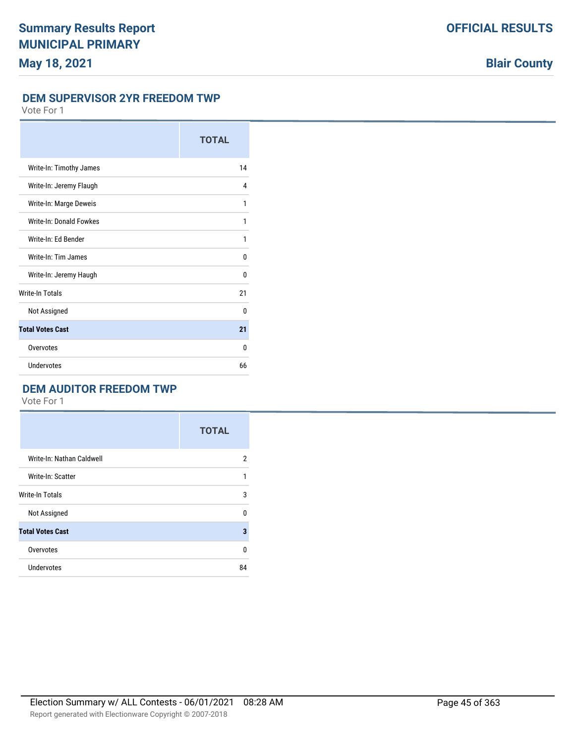## DEM SUPERVISOR 2YR FREEDOM TWP

Vote For 1

| | TOTAL |
|---|---|
| Write-In: Timothy James | 14 |
| Write-In: Jeremy Flaugh | 4 |
| Write-In: Marge Deweis | 1 |
| Write-In: Donald Fowkes | 1 |
| Write-In: Ed Bender | 1 |
| Write-In: Tim James | 0 |
| Write-In: Jeremy Haugh | 0 |
| Write-In Totals | 21 |
| Not Assigned | 0 |
| **Total Votes Cast** | **21** |
| Overvotes | 0 |
| Undervotes | 66 |

## DEM AUDITOR FREEDOM TWP

Vote For 1

| | TOTAL |
|---|---|
| Write-In: Nathan Caldwell | 2 |
| Write-In: Scatter | 1 |
| Write-In Totals | 3 |
| Not Assigned | 0 |
| **Total Votes Cast** | **3** |
| Overvotes | 0 |
| Undervotes | 84 |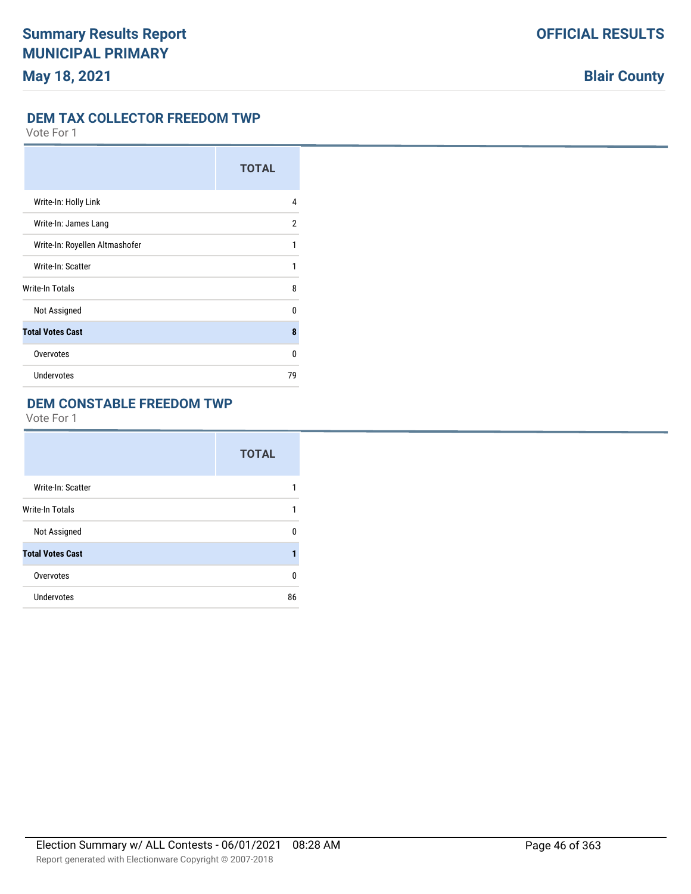## DEM TAX COLLECTOR FREEDOM TWP

Vote For 1

| | TOTAL |
|---|---|
| Write-In: Holly Link | 4 |
| Write-In: James Lang | 2 |
| Write-In: Royellen Altmashofer | 1 |
| Write-In: Scatter | 1 |
| Write-In Totals | 8 |
| Not Assigned | 0 |
| **Total Votes Cast** | **8** |
| Overvotes | 0 |
| Undervotes | 79 |

## DEM CONSTABLE FREEDOM TWP

Vote For 1

| | TOTAL |
|---|---|
| Write-In: Scatter | 1 |
| Write-In Totals | 1 |
| Not Assigned | 0 |
| **Total Votes Cast** | **1** |
| Overvotes | 0 |
| Undervotes | 86 |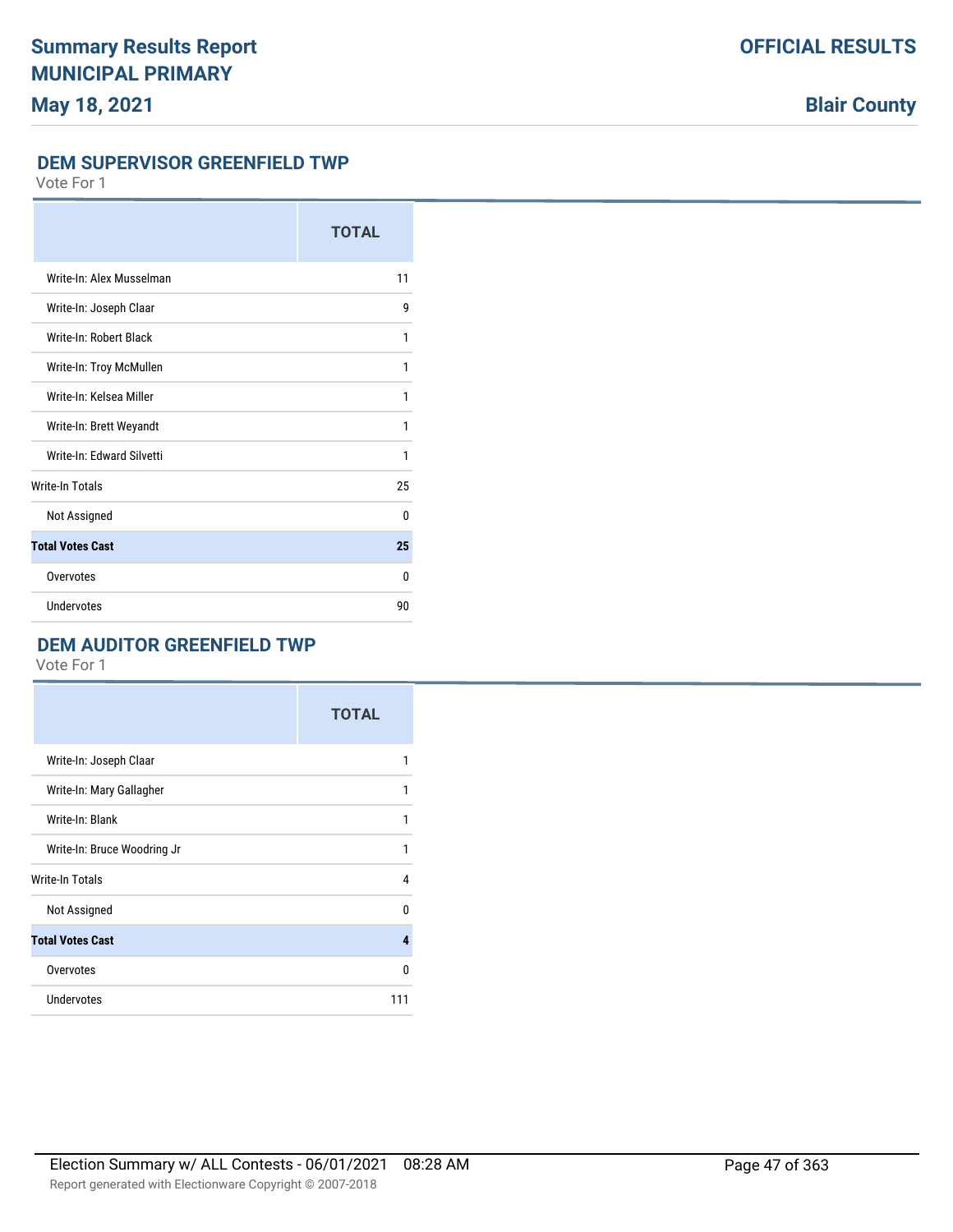## DEM SUPERVISOR GREENFIELD TWP

Vote For 1

| | TOTAL |
|---|---|
| Write-In: Alex Musselman | 11 |
| Write-In: Joseph Claar | 9 |
| Write-In: Robert Black | 1 |
| Write-In: Troy McMullen | 1 |
| Write-In: Kelsea Miller | 1 |
| Write-In: Brett Weyandt | 1 |
| Write-In: Edward Silvetti | 1 |
| Write-In Totals | 25 |
| Not Assigned | 0 |
| **Total Votes Cast** | **25** |
| Overvotes | 0 |
| Undervotes | 90 |

## DEM AUDITOR GREENFIELD TWP

Vote For 1

| | TOTAL |
|---|---|
| Write-In: Joseph Claar | 1 |
| Write-In: Mary Gallagher | 1 |
| Write-In: Blank | 1 |
| Write-In: Bruce Woodring Jr | 1 |
| Write-In Totals | 4 |
| Not Assigned | 0 |
| **Total Votes Cast** | **4** |
| Overvotes | 0 |
| Undervotes | 111 |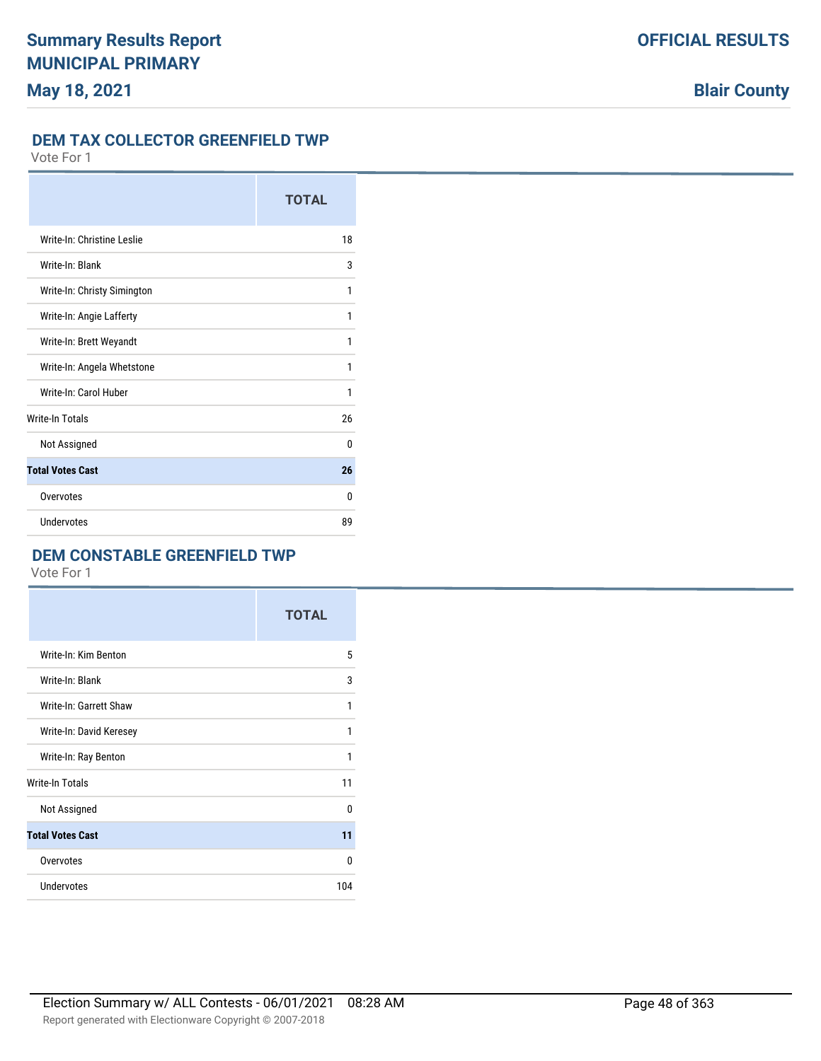## DEM TAX COLLECTOR GREENFIELD TWP

Vote For 1

| | TOTAL |
|---|---|
| Write-In: Christine Leslie | 18 |
| Write-In: Blank | 3 |
| Write-In: Christy Simington | 1 |
| Write-In: Angie Lafferty | 1 |
| Write-In: Brett Weyandt | 1 |
| Write-In: Angela Whetstone | 1 |
| Write-In: Carol Huber | 1 |
| Write-In Totals | 26 |
| Not Assigned | 0 |
| **Total Votes Cast** | **26** |
| Overvotes | 0 |
| Undervotes | 89 |

## DEM CONSTABLE GREENFIELD TWP

Vote For 1

| | TOTAL |
|---|---|
| Write-In: Kim Benton | 5 |
| Write-In: Blank | 3 |
| Write-In: Garrett Shaw | 1 |
| Write-In: David Keresey | 1 |
| Write-In: Ray Benton | 1 |
| Write-In Totals | 11 |
| Not Assigned | 0 |
| **Total Votes Cast** | **11** |
| Overvotes | 0 |
| Undervotes | 104 |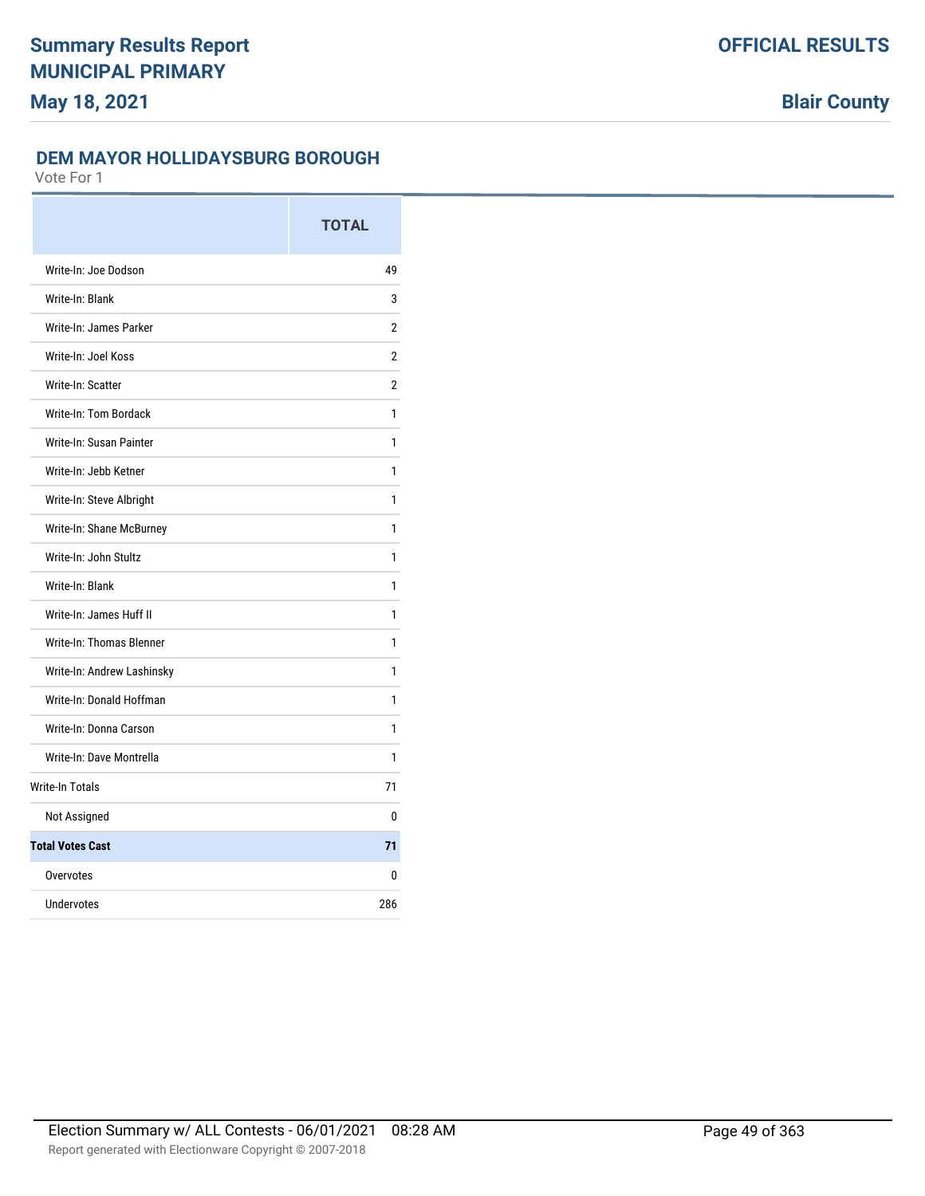# Summary Results Report
# MUNICIPAL PRIMARY
**May 18, 2021**

**OFFICIAL RESULTS**

**Blair County**

## DEM MAYOR HOLLIDAYSBURG BOROUGH

Vote For 1

| | TOTAL |
|---|---|
| Write-In: Joe Dodson | 49 |
| Write-In: Blank | 3 |
| Write-In: James Parker | 2 |
| Write-In: Joel Koss | 2 |
| Write-In: Scatter | 2 |
| Write-In: Tom Bordack | 1 |
| Write-In: Susan Painter | 1 |
| Write-In: Jebb Ketner | 1 |
| Write-In: Steve Albright | 1 |
| Write-In: Shane McBurney | 1 |
| Write-In: John Stultz | 1 |
| Write-In: Blank | 1 |
| Write-In: James Huff II | 1 |
| Write-In: Thomas Blenner | 1 |
| Write-In: Andrew Lashinsky | 1 |
| Write-In: Donald Hoffman | 1 |
| Write-In: Donna Carson | 1 |
| Write-In: Dave Montrella | 1 |
| Write-In Totals | 71 |
| Not Assigned | 0 |
| **Total Votes Cast** | **71** |
| Overvotes | 0 |
| Undervotes | 286 |

Election Summary w/ ALL Contests - 06/01/2021 08:28 AM

Report generated with Electionware Copyright © 2007-2018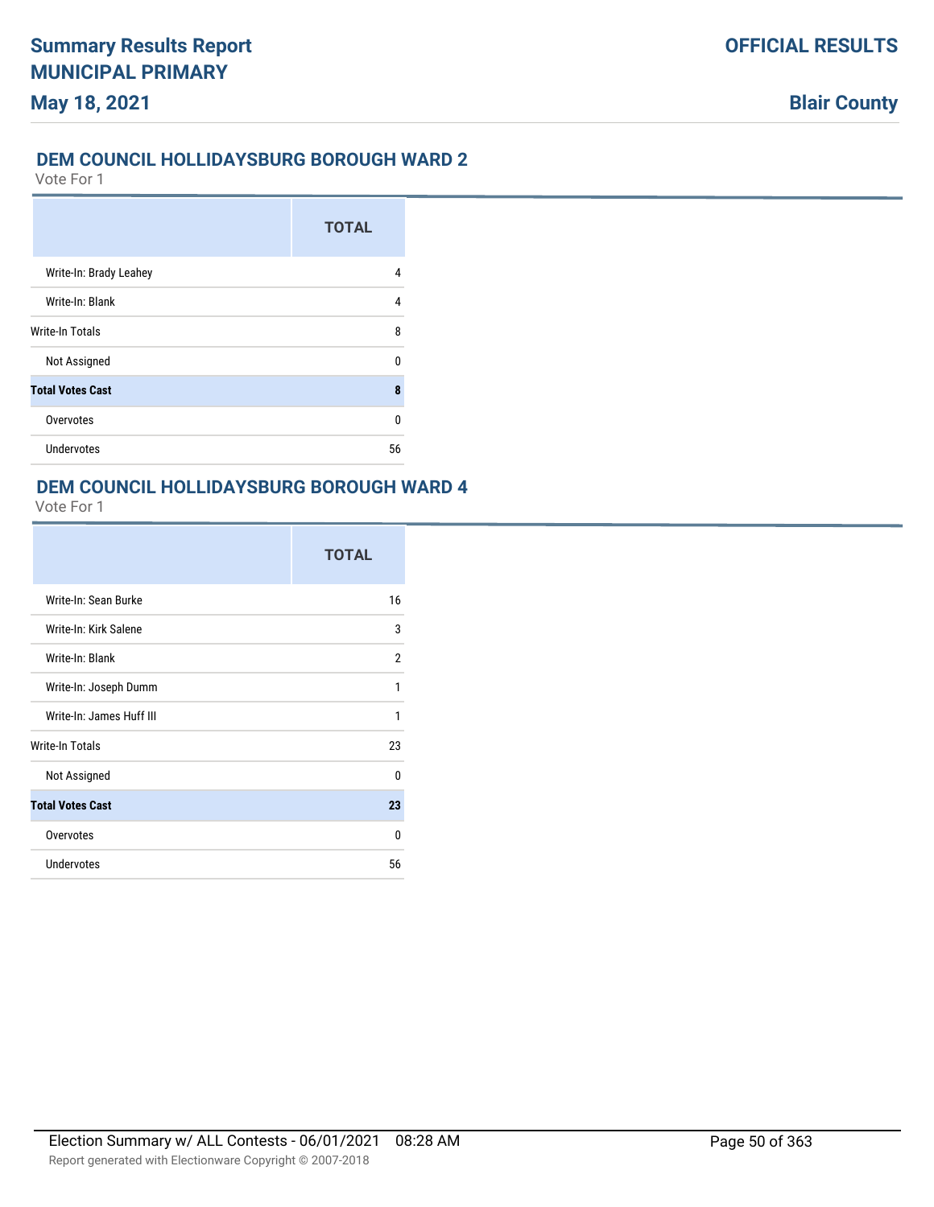## DEM COUNCIL HOLLIDAYSBURG BOROUGH WARD 2

Vote For 1

| | TOTAL |
|---|---|
| Write-In: Brady Leahey | 4 |
| Write-In: Blank | 4 |
| Write-In Totals | 8 |
| Not Assigned | 0 |
| **Total Votes Cast** | **8** |
| Overvotes | 0 |
| Undervotes | 56 |

## DEM COUNCIL HOLLIDAYSBURG BOROUGH WARD 4

Vote For 1

| | TOTAL |
|---|---|
| Write-In: Sean Burke | 16 |
| Write-In: Kirk Salene | 3 |
| Write-In: Blank | 2 |
| Write-In: Joseph Dumm | 1 |
| Write-In: James Huff III | 1 |
| Write-In Totals | 23 |
| Not Assigned | 0 |
| **Total Votes Cast** | **23** |
| Overvotes | 0 |
| Undervotes | 56 |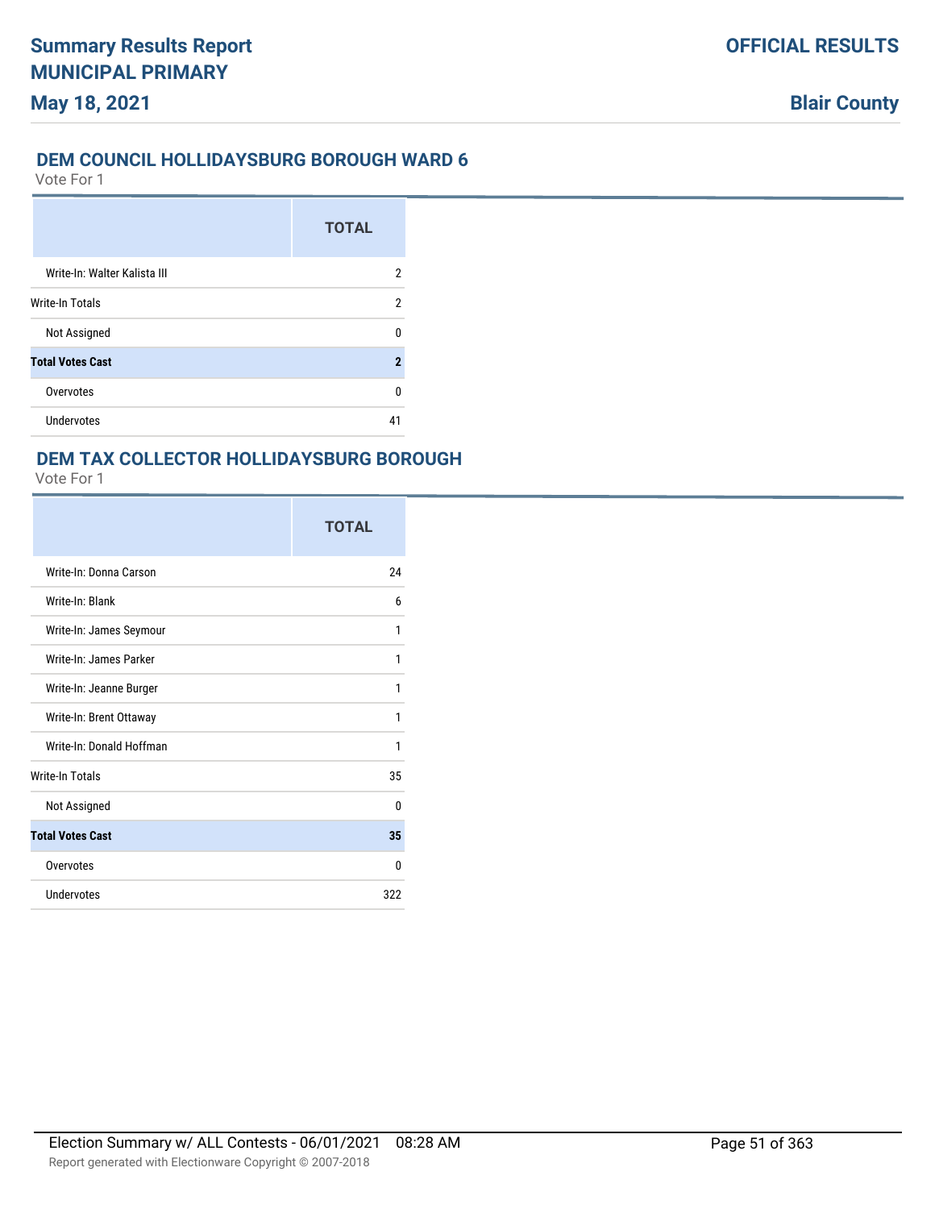## DEM COUNCIL HOLLIDAYSBURG BOROUGH WARD 6

Vote For 1

| | TOTAL |
|---|---|
| Write-In: Walter Kalista III | 2 |
| Write-In Totals | 2 |
| Not Assigned | 0 |
| **Total Votes Cast** | **2** |
| Overvotes | 0 |
| Undervotes | 41 |

## DEM TAX COLLECTOR HOLLIDAYSBURG BOROUGH

Vote For 1

| | TOTAL |
|---|---|
| Write-In: Donna Carson | 24 |
| Write-In: Blank | 6 |
| Write-In: James Seymour | 1 |
| Write-In: James Parker | 1 |
| Write-In: Jeanne Burger | 1 |
| Write-In: Brent Ottaway | 1 |
| Write-In: Donald Hoffman | 1 |
| Write-In Totals | 35 |
| Not Assigned | 0 |
| **Total Votes Cast** | **35** |
| Overvotes | 0 |
| Undervotes | 322 |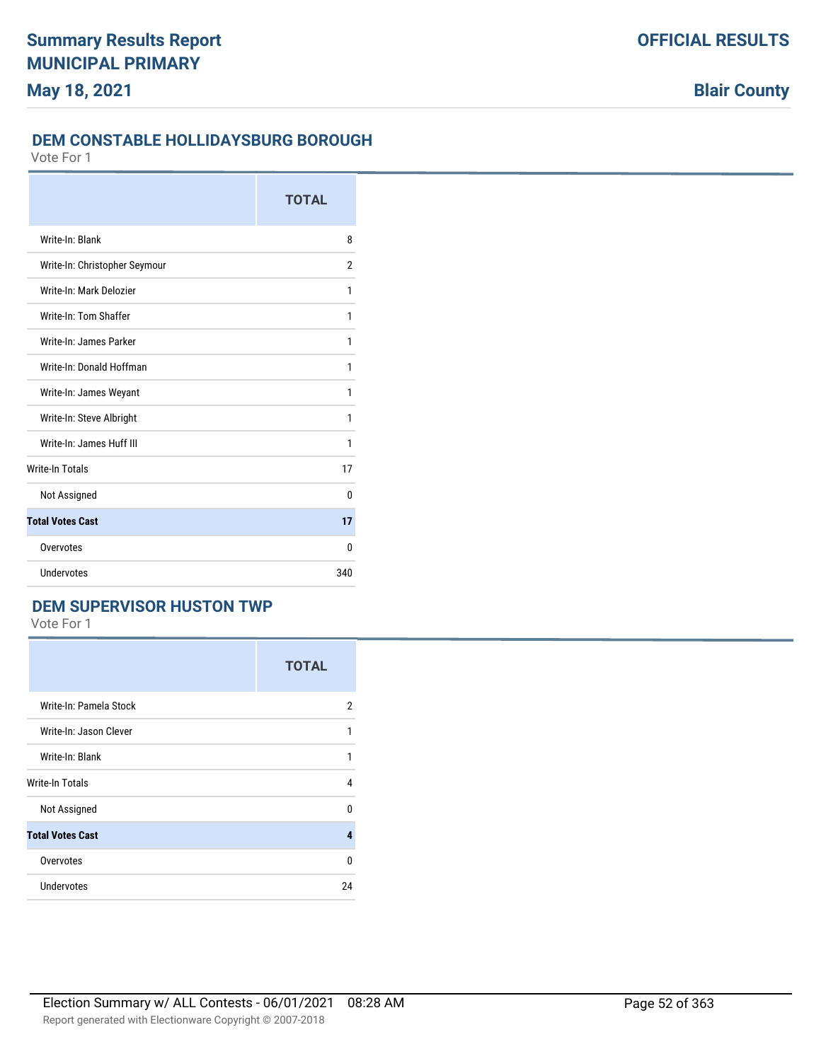# Summary Results Report
# MUNICIPAL PRIMARY
**May 18, 2021**

**OFFICIAL RESULTS**

**Blair County**

## DEM CONSTABLE HOLLIDAYSBURG BOROUGH

Vote For 1

| | TOTAL |
|---|---|
| Write-In: Blank | 8 |
| Write-In: Christopher Seymour | 2 |
| Write-In: Mark Delozier | 1 |
| Write-In: Tom Shaffer | 1 |
| Write-In: James Parker | 1 |
| Write-In: Donald Hoffman | 1 |
| Write-In: James Weyant | 1 |
| Write-In: Steve Albright | 1 |
| Write-In: James Huff III | 1 |
| Write-In Totals | 17 |
| Not Assigned | 0 |
| **Total Votes Cast** | **17** |
| Overvotes | 0 |
| Undervotes | 340 |

## DEM SUPERVISOR HUSTON TWP

Vote For 1

| | TOTAL |
|---|---|
| Write-In: Pamela Stock | 2 |
| Write-In: Jason Clever | 1 |
| Write-In: Blank | 1 |
| Write-In Totals | 4 |
| Not Assigned | 0 |
| **Total Votes Cast** | **4** |
| Overvotes | 0 |
| Undervotes | 24 |

Election Summary w/ ALL Contests - 06/01/2021 08:28 AM

Report generated with Electionware Copyright © 2007-2018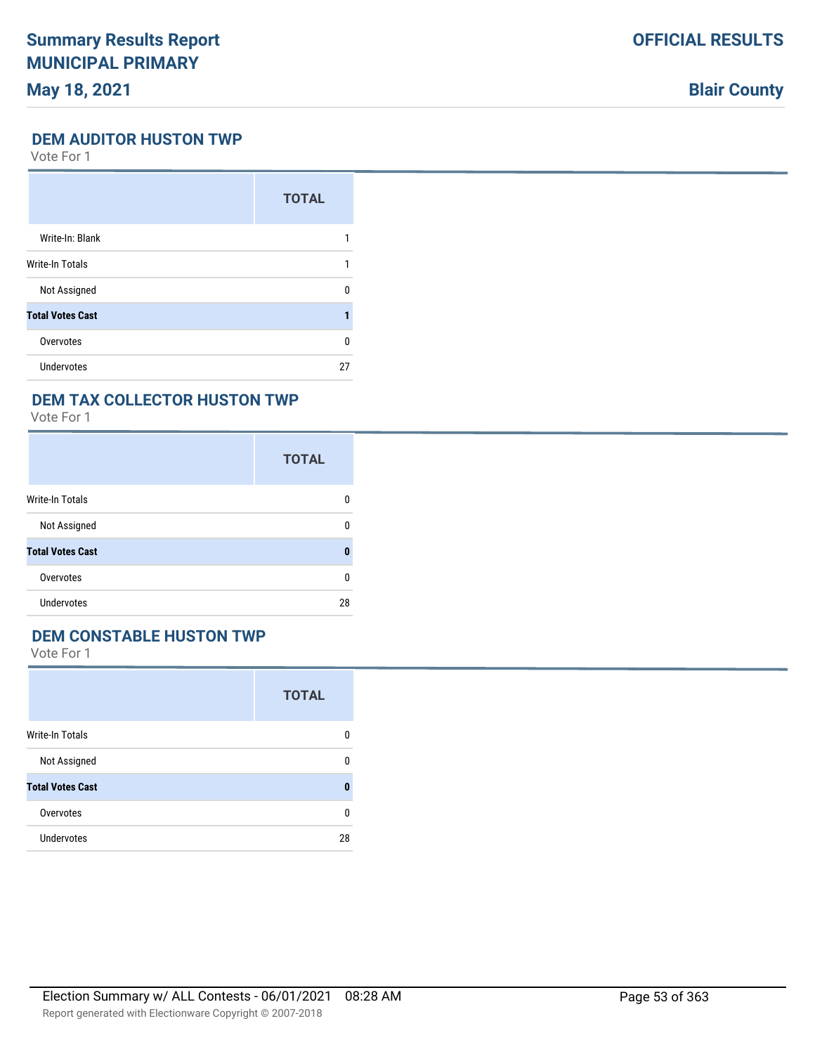## DEM AUDITOR HUSTON TWP

Vote For 1

| | TOTAL |
|---|---|
| Write-In: Blank | 1 |
| Write-In Totals | 1 |
| Not Assigned | 0 |
| **Total Votes Cast** | **1** |
| Overvotes | 0 |
| Undervotes | 27 |

## DEM TAX COLLECTOR HUSTON TWP

Vote For 1

| | TOTAL |
|---|---|
| Write-In Totals | 0 |
| Not Assigned | 0 |
| **Total Votes Cast** | **0** |
| Overvotes | 0 |
| Undervotes | 28 |

## DEM CONSTABLE HUSTON TWP

Vote For 1

| | TOTAL |
|---|---|
| Write-In Totals | 0 |
| Not Assigned | 0 |
| **Total Votes Cast** | **0** |
| Overvotes | 0 |
| Undervotes | 28 |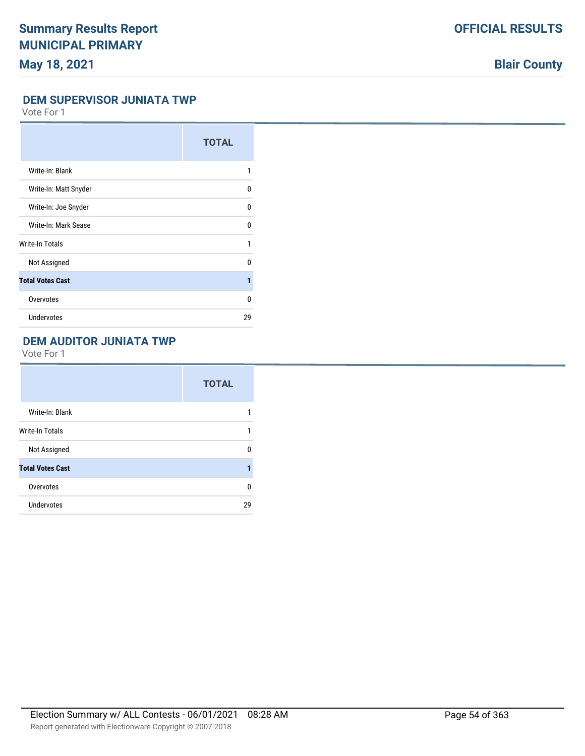## DEM SUPERVISOR JUNIATA TWP

Vote For 1

| | TOTAL |
|---|---|
| Write-In: Blank | 1 |
| Write-In: Matt Snyder | 0 |
| Write-In: Joe Snyder | 0 |
| Write-In: Mark Sease | 0 |
| Write-In Totals | 1 |
| Not Assigned | 0 |
| **Total Votes Cast** | **1** |
| Overvotes | 0 |
| Undervotes | 29 |

## DEM AUDITOR JUNIATA TWP

Vote For 1

| | TOTAL |
|---|---|
| Write-In: Blank | 1 |
| Write-In Totals | 1 |
| Not Assigned | 0 |
| **Total Votes Cast** | **1** |
| Overvotes | 0 |
| Undervotes | 29 |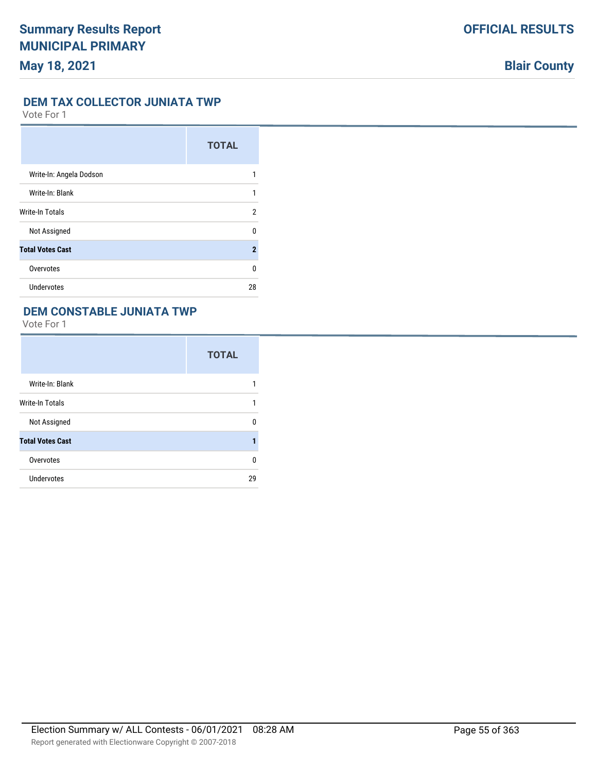## DEM TAX COLLECTOR JUNIATA TWP

Vote For 1

| | TOTAL |
|---|---|
| Write-In: Angela Dodson | 1 |
| Write-In: Blank | 1 |
| Write-In Totals | 2 |
| Not Assigned | 0 |
| **Total Votes Cast** | **2** |
| Overvotes | 0 |
| Undervotes | 28 |

## DEM CONSTABLE JUNIATA TWP

Vote For 1

| | TOTAL |
|---|---|
| Write-In: Blank | 1 |
| Write-In Totals | 1 |
| Not Assigned | 0 |
| **Total Votes Cast** | **1** |
| Overvotes | 0 |
| Undervotes | 29 |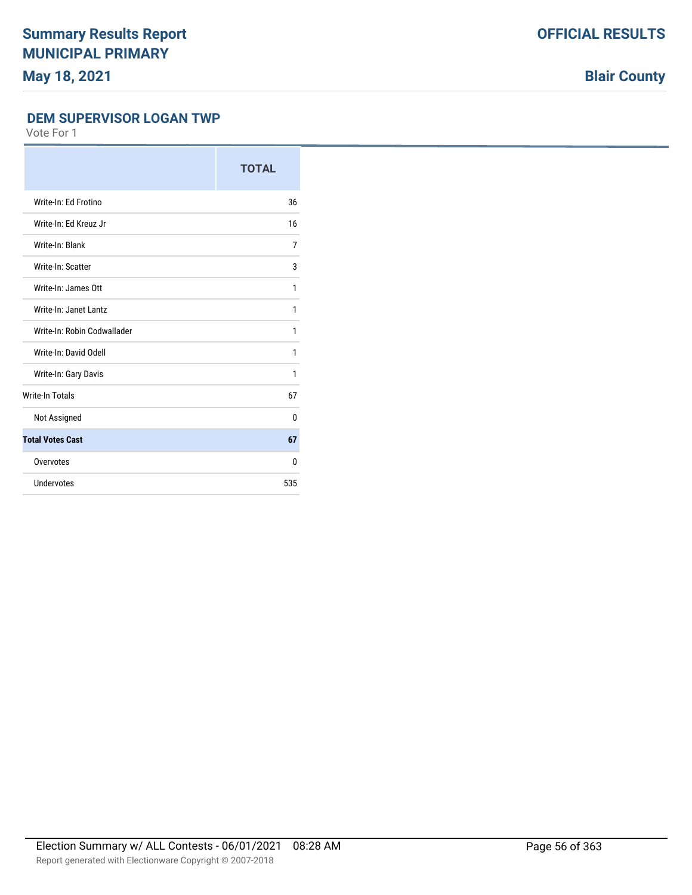## DEM SUPERVISOR LOGAN TWP

Vote For 1

| | TOTAL |
|---|---|
| Write-In: Ed Frotino | 36 |
| Write-In: Ed Kreuz Jr | 16 |
| Write-In: Blank | 7 |
| Write-In: Scatter | 3 |
| Write-In: James Ott | 1 |
| Write-In: Janet Lantz | 1 |
| Write-In: Robin Codwallader | 1 |
| Write-In: David Odell | 1 |
| Write-In: Gary Davis | 1 |
| Write-In Totals | 67 |
| Not Assigned | 0 |
| **Total Votes Cast** | **67** |
| Overvotes | 0 |
| Undervotes | 535 |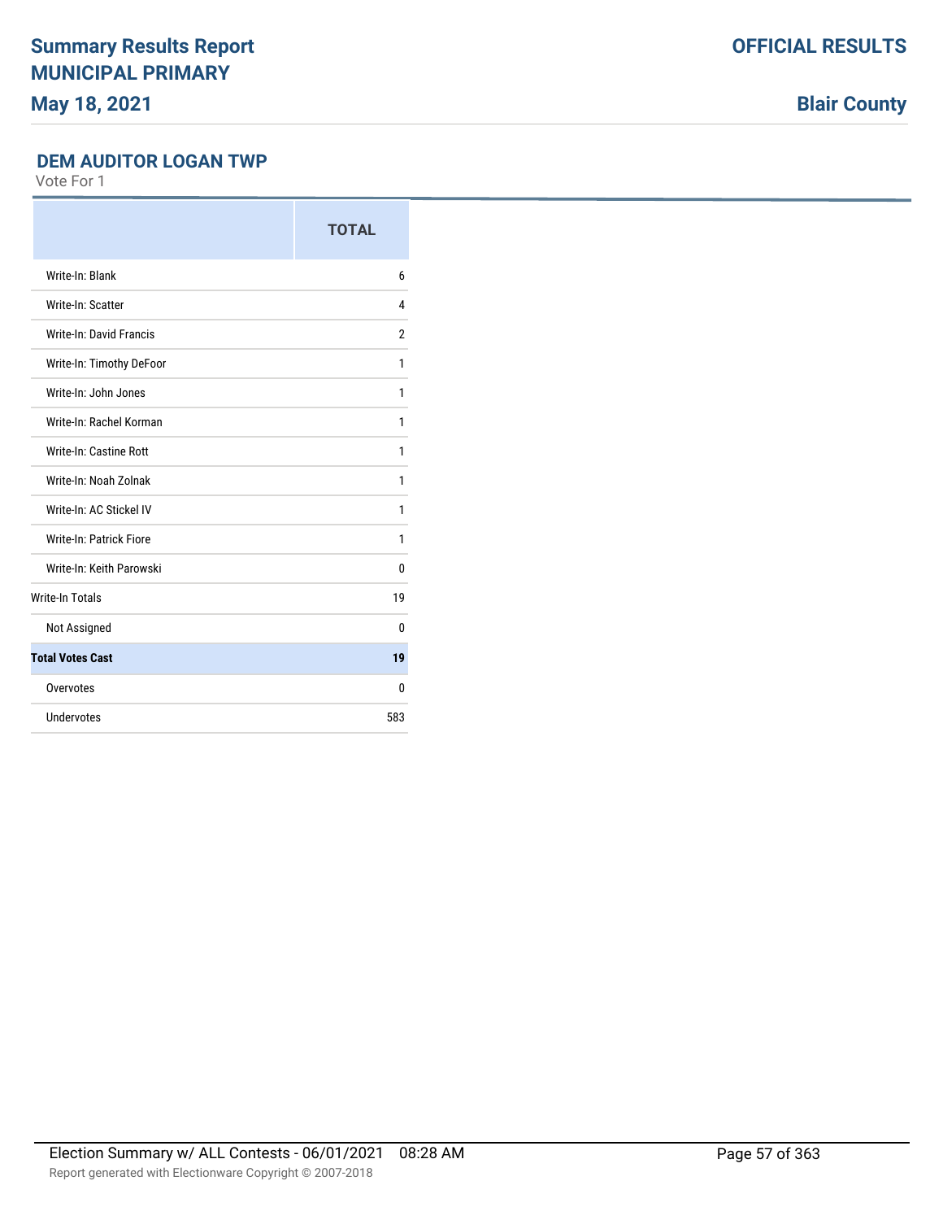# Summary Results Report
# MUNICIPAL PRIMARY
## May 18, 2021

**OFFICIAL RESULTS**

**Blair County**

### DEM AUDITOR LOGAN TWP

Vote For 1

| | TOTAL |
|---|---|
| Write-In: Blank | 6 |
| Write-In: Scatter | 4 |
| Write-In: David Francis | 2 |
| Write-In: Timothy DeFoor | 1 |
| Write-In: John Jones | 1 |
| Write-In: Rachel Korman | 1 |
| Write-In: Castine Rott | 1 |
| Write-In: Noah Zolnak | 1 |
| Write-In: AC Stickel IV | 1 |
| Write-In: Patrick Fiore | 1 |
| Write-In: Keith Parowski | 0 |
| Write-In Totals | 19 |
| Not Assigned | 0 |
| **Total Votes Cast** | **19** |
| Overvotes | 0 |
| Undervotes | 583 |

Election Summary w/ ALL Contests - 06/01/2021 08:28 AM

Report generated with Electionware Copyright © 2007-2018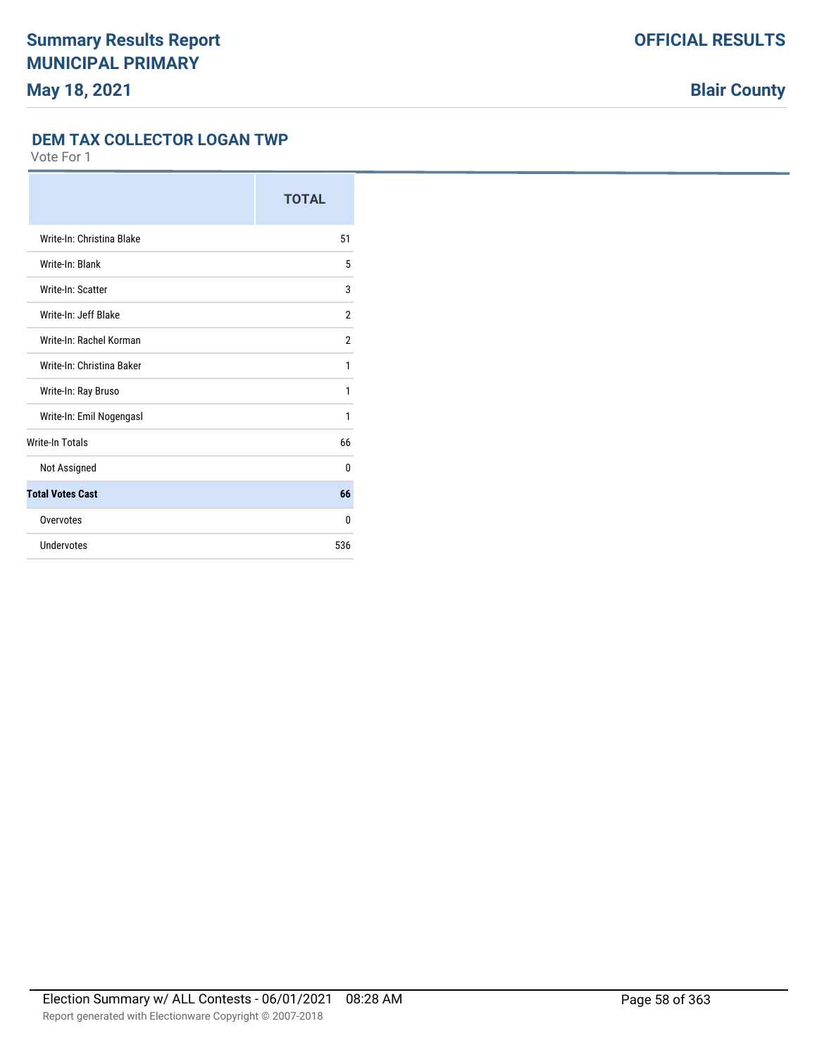Summary Results Report
MUNICIPAL PRIMARY
May 18, 2021

OFFICIAL RESULTS
Blair County

## DEM TAX COLLECTOR LOGAN TWP

Vote For 1

| | TOTAL |
|---|---|
| Write-In: Christina Blake | 51 |
| Write-In: Blank | 5 |
| Write-In: Scatter | 3 |
| Write-In: Jeff Blake | 2 |
| Write-In: Rachel Korman | 2 |
| Write-In: Christina Baker | 1 |
| Write-In: Ray Bruso | 1 |
| Write-In: Emil Nogengasl | 1 |
| Write-In Totals | 66 |
| Not Assigned | 0 |
| **Total Votes Cast** | **66** |
| Overvotes | 0 |
| Undervotes | 536 |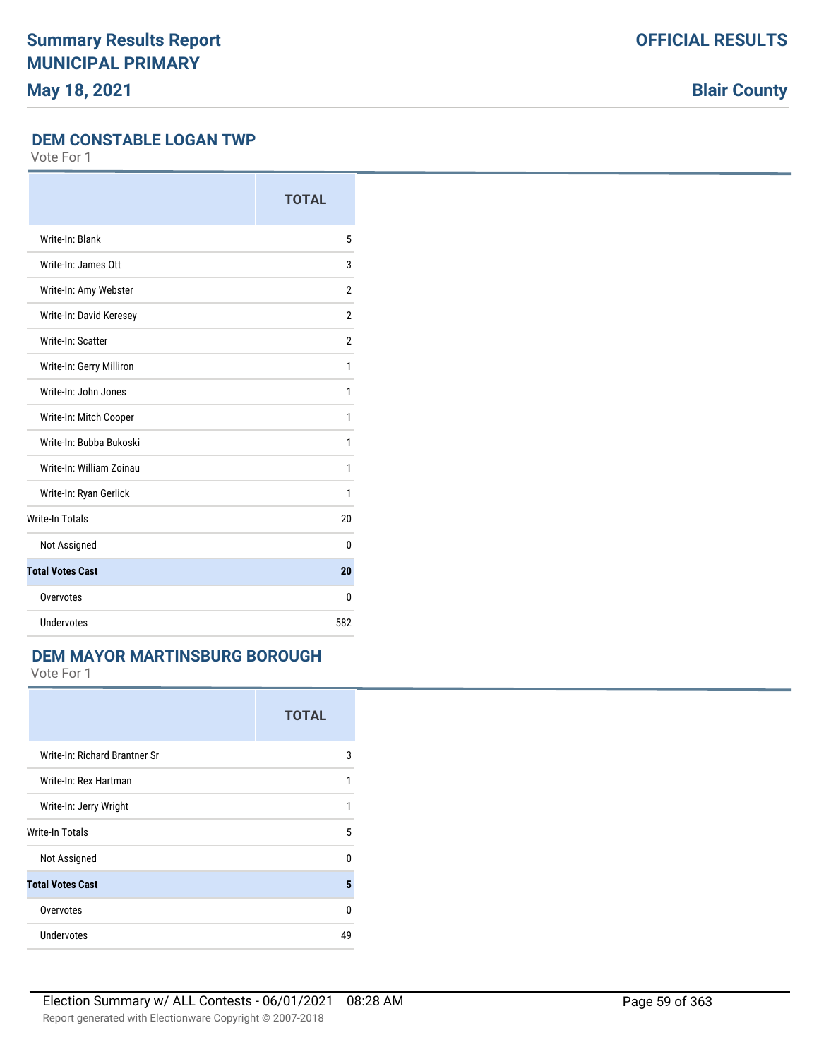## DEM CONSTABLE LOGAN TWP

Vote For 1

| | TOTAL |
|---|---|
| Write-In: Blank | 5 |
| Write-In: James Ott | 3 |
| Write-In: Amy Webster | 2 |
| Write-In: David Keresey | 2 |
| Write-In: Scatter | 2 |
| Write-In: Gerry Milliron | 1 |
| Write-In: John Jones | 1 |
| Write-In: Mitch Cooper | 1 |
| Write-In: Bubba Bukoski | 1 |
| Write-In: William Zoinau | 1 |
| Write-In: Ryan Gerlick | 1 |
| Write-In Totals | 20 |
| Not Assigned | 0 |
| **Total Votes Cast** | **20** |
| Overvotes | 0 |
| Undervotes | 582 |

## DEM MAYOR MARTINSBURG BOROUGH

Vote For 1

| | TOTAL |
|---|---|
| Write-In: Richard Brantner Sr | 3 |
| Write-In: Rex Hartman | 1 |
| Write-In: Jerry Wright | 1 |
| Write-In Totals | 5 |
| Not Assigned | 0 |
| **Total Votes Cast** | **5** |
| Overvotes | 0 |
| Undervotes | 49 |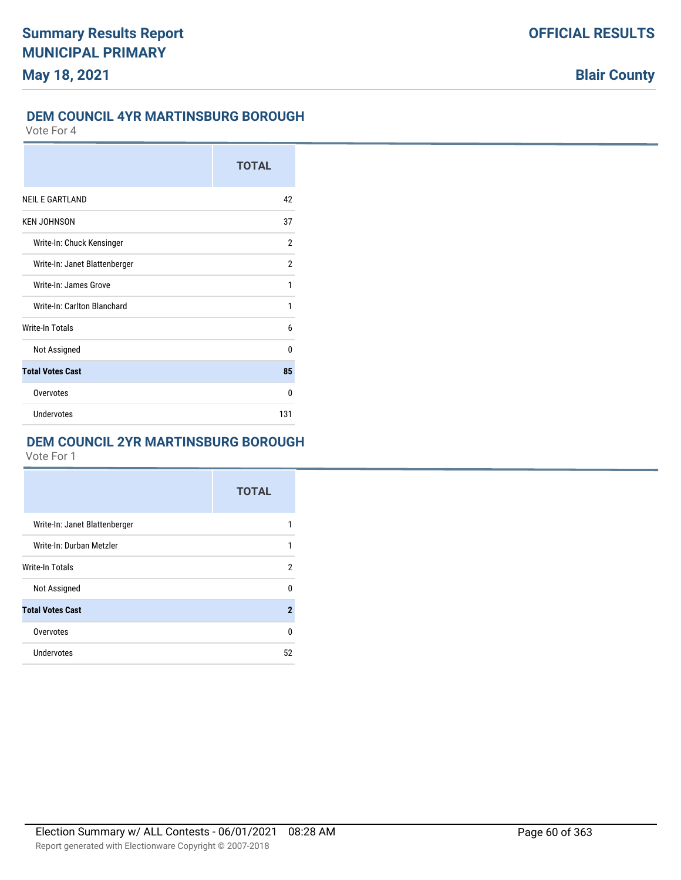## DEM COUNCIL 4YR MARTINSBURG BOROUGH

Vote For 4

| | TOTAL |
|---|---|
| NEIL E GARTLAND | 42 |
| KEN JOHNSON | 37 |
| Write-In: Chuck Kensinger | 2 |
| Write-In: Janet Blattenberger | 2 |
| Write-In: James Grove | 1 |
| Write-In: Carlton Blanchard | 1 |
| Write-In Totals | 6 |
| Not Assigned | 0 |
| **Total Votes Cast** | **85** |
| Overvotes | 0 |
| Undervotes | 131 |

## DEM COUNCIL 2YR MARTINSBURG BOROUGH

Vote For 1

| | TOTAL |
|---|---|
| Write-In: Janet Blattenberger | 1 |
| Write-In: Durban Metzler | 1 |
| Write-In Totals | 2 |
| Not Assigned | 0 |
| **Total Votes Cast** | **2** |
| Overvotes | 0 |
| Undervotes | 52 |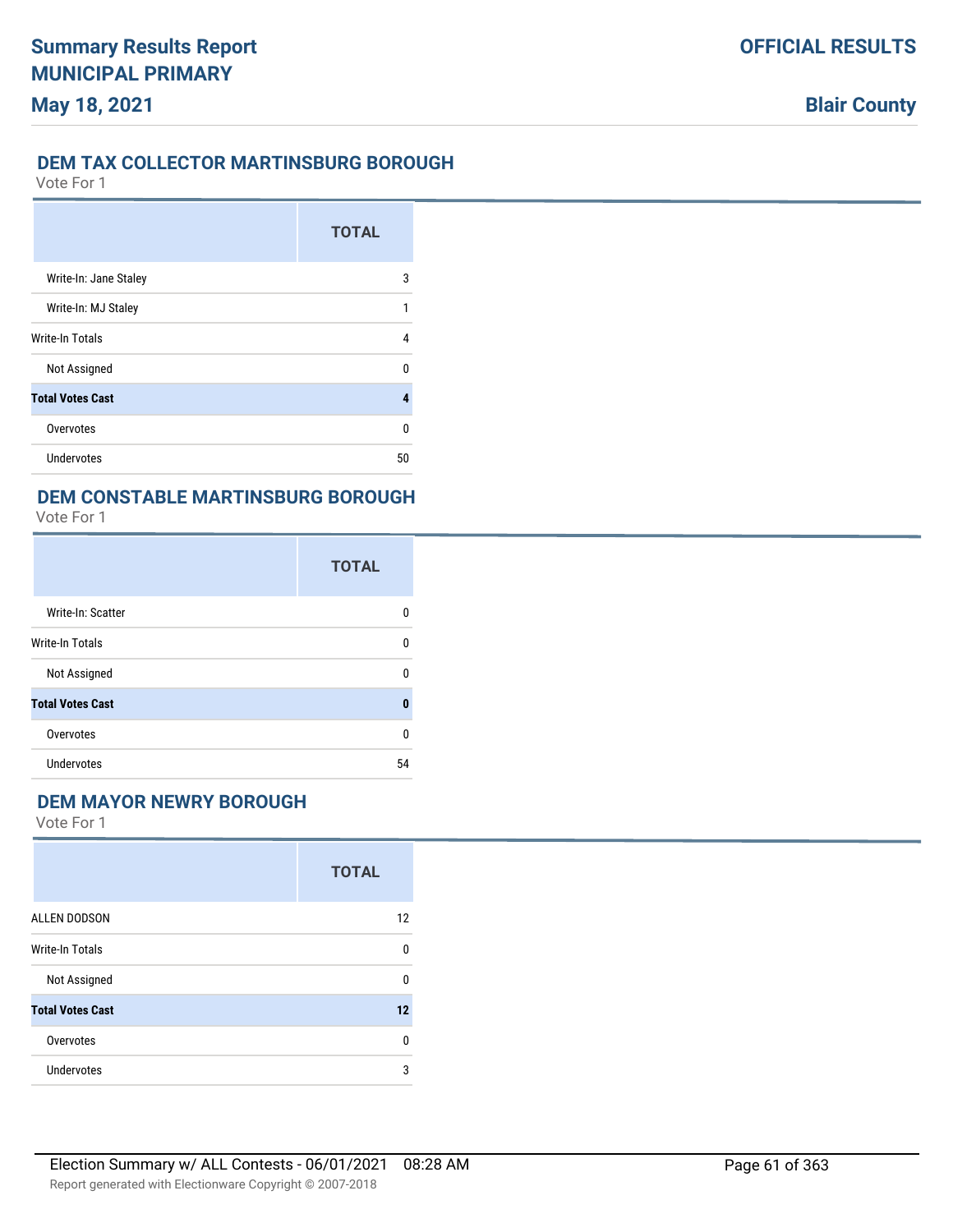## DEM TAX COLLECTOR MARTINSBURG BOROUGH

Vote For 1

| | TOTAL |
|---|---|
| Write-In: Jane Staley | 3 |
| Write-In: MJ Staley | 1 |
| Write-In Totals | 4 |
| Not Assigned | 0 |
| **Total Votes Cast** | **4** |
| Overvotes | 0 |
| Undervotes | 50 |

## DEM CONSTABLE MARTINSBURG BOROUGH

Vote For 1

| | TOTAL |
|---|---|
| Write-In: Scatter | 0 |
| Write-In Totals | 0 |
| Not Assigned | 0 |
| **Total Votes Cast** | **0** |
| Overvotes | 0 |
| Undervotes | 54 |

## DEM MAYOR NEWRY BOROUGH

Vote For 1

| | TOTAL |
|---|---|
| ALLEN DODSON | 12 |
| Write-In Totals | 0 |
| Not Assigned | 0 |
| **Total Votes Cast** | **12** |
| Overvotes | 0 |
| Undervotes | 3 |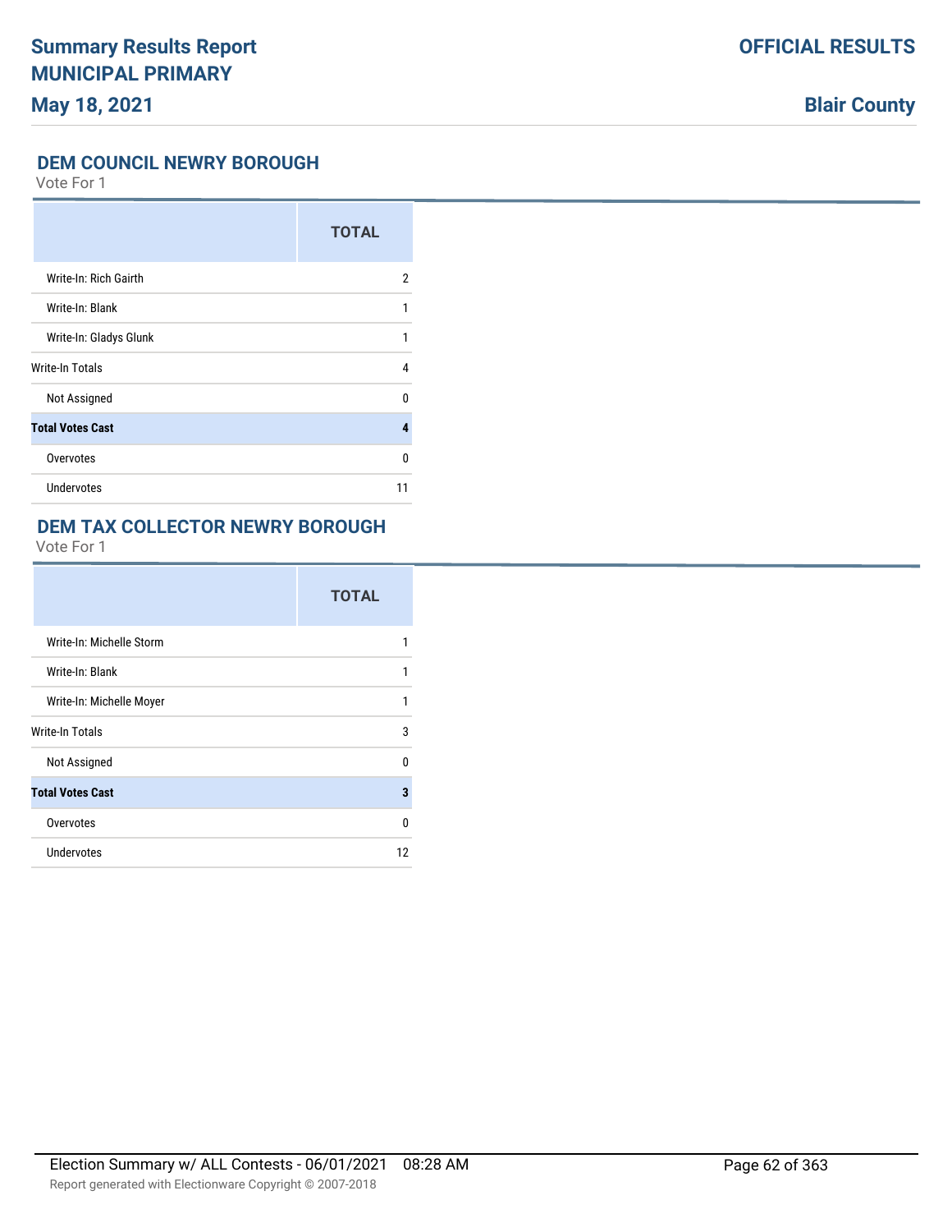## DEM COUNCIL NEWRY BOROUGH

Vote For 1

| | TOTAL |
|---|---|
| Write-In: Rich Gairth | 2 |
| Write-In: Blank | 1 |
| Write-In: Gladys Glunk | 1 |
| Write-In Totals | 4 |
| Not Assigned | 0 |
| **Total Votes Cast** | **4** |
| Overvotes | 0 |
| Undervotes | 11 |

## DEM TAX COLLECTOR NEWRY BOROUGH

Vote For 1

| | TOTAL |
|---|---|
| Write-In: Michelle Storm | 1 |
| Write-In: Blank | 1 |
| Write-In: Michelle Moyer | 1 |
| Write-In Totals | 3 |
| Not Assigned | 0 |
| **Total Votes Cast** | **3** |
| Overvotes | 0 |
| Undervotes | 12 |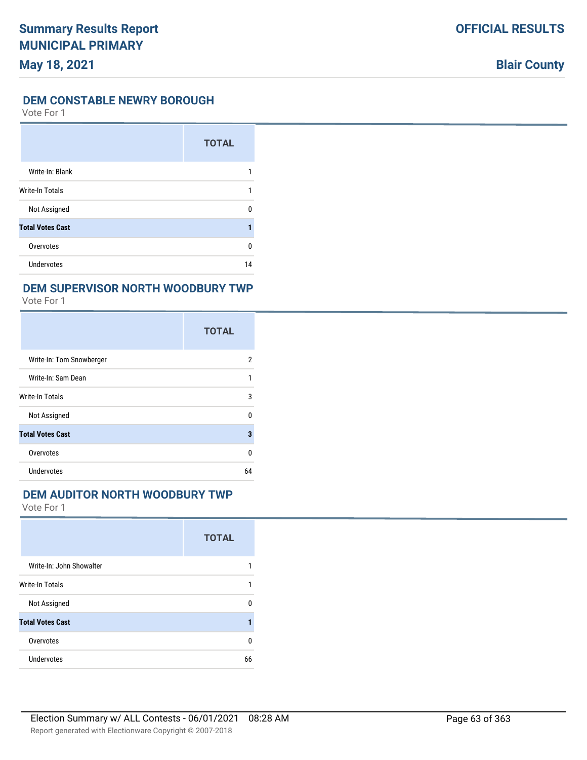## DEM CONSTABLE NEWRY BOROUGH

Vote For 1

| | TOTAL |
|---|---|
| Write-In: Blank | 1 |
| Write-In Totals | 1 |
| Not Assigned | 0 |
| **Total Votes Cast** | **1** |
| Overvotes | 0 |
| Undervotes | 14 |

## DEM SUPERVISOR NORTH WOODBURY TWP

Vote For 1

| | TOTAL |
|---|---|
| Write-In: Tom Snowberger | 2 |
| Write-In: Sam Dean | 1 |
| Write-In Totals | 3 |
| Not Assigned | 0 |
| **Total Votes Cast** | **3** |
| Overvotes | 0 |
| Undervotes | 64 |

## DEM AUDITOR NORTH WOODBURY TWP

Vote For 1

| | TOTAL |
|---|---|
| Write-In: John Showalter | 1 |
| Write-In Totals | 1 |
| Not Assigned | 0 |
| **Total Votes Cast** | **1** |
| Overvotes | 0 |
| Undervotes | 66 |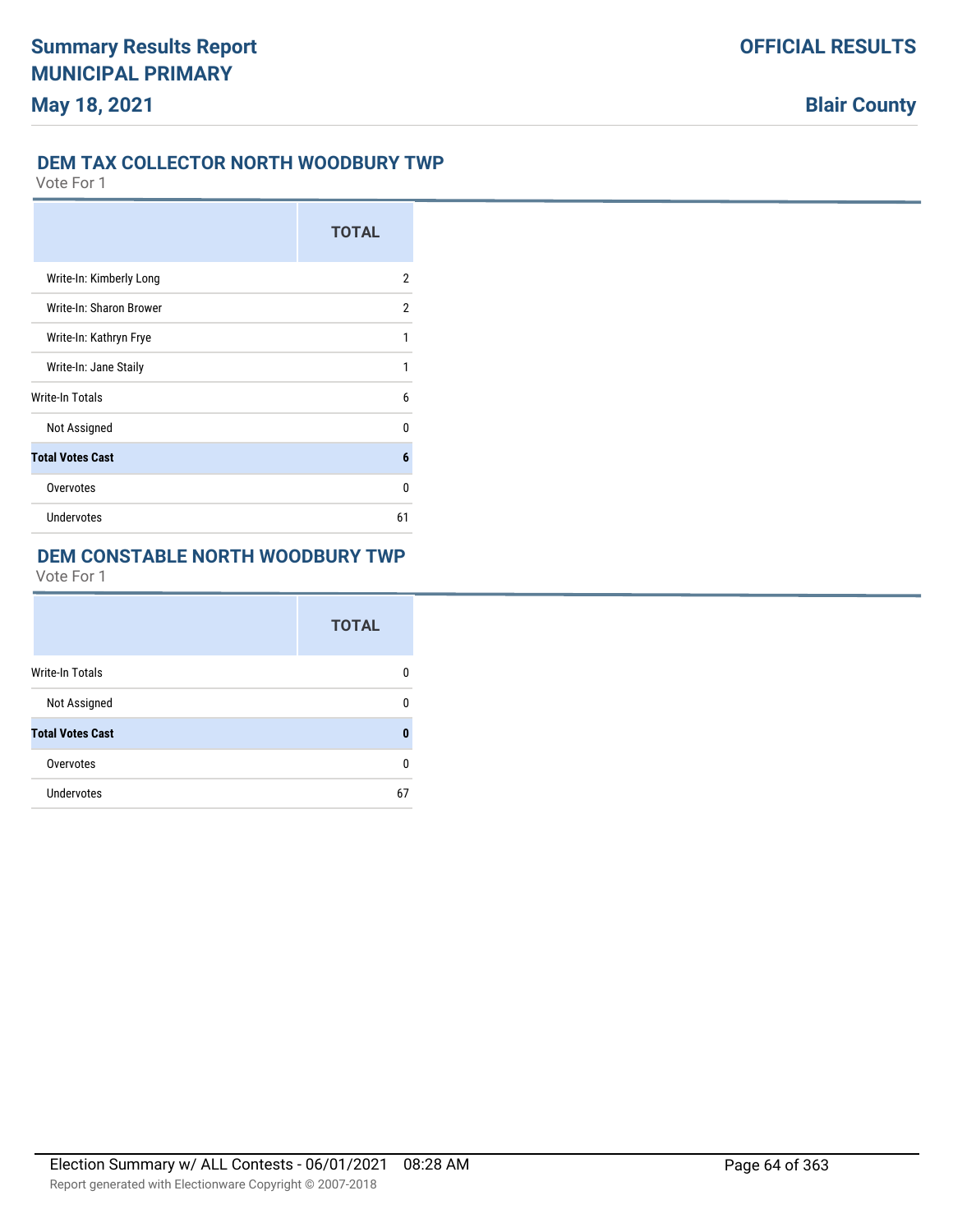## DEM TAX COLLECTOR NORTH WOODBURY TWP

Vote For 1

| | TOTAL |
|---|---|
| Write-In: Kimberly Long | 2 |
| Write-In: Sharon Brower | 2 |
| Write-In: Kathryn Frye | 1 |
| Write-In: Jane Staily | 1 |
| Write-In Totals | 6 |
| Not Assigned | 0 |
| **Total Votes Cast** | **6** |
| Overvotes | 0 |
| Undervotes | 61 |

## DEM CONSTABLE NORTH WOODBURY TWP

Vote For 1

| | TOTAL |
|---|---|
| Write-In Totals | 0 |
| Not Assigned | 0 |
| **Total Votes Cast** | **0** |
| Overvotes | 0 |
| Undervotes | 67 |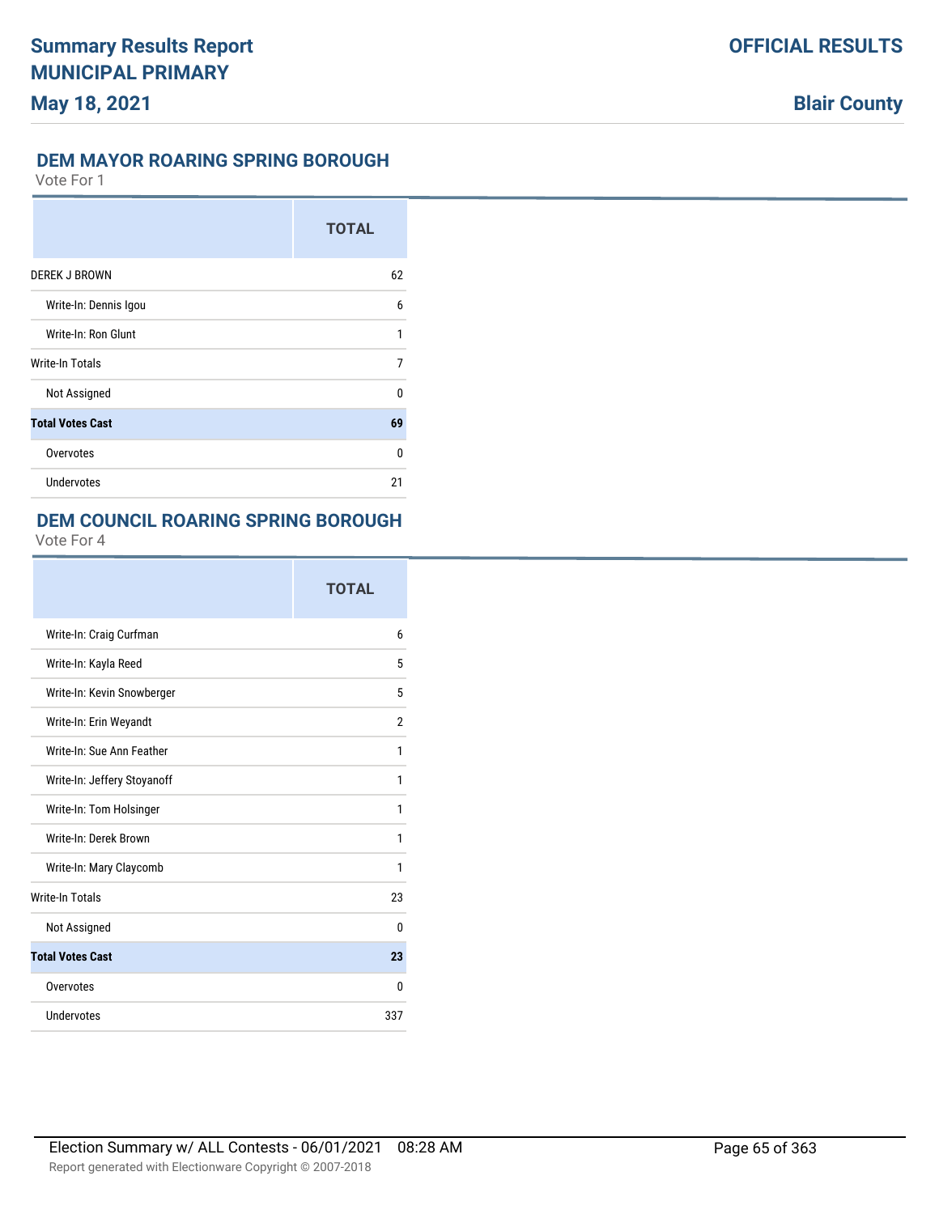## DEM MAYOR ROARING SPRING BOROUGH

Vote For 1

| | TOTAL |
|---|---|
| DEREK J BROWN | 62 |
| Write-In: Dennis Igou | 6 |
| Write-In: Ron Glunt | 1 |
| Write-In Totals | 7 |
| Not Assigned | 0 |
| **Total Votes Cast** | **69** |
| Overvotes | 0 |
| Undervotes | 21 |

## DEM COUNCIL ROARING SPRING BOROUGH

Vote For 4

| | TOTAL |
|---|---|
| Write-In: Craig Curfman | 6 |
| Write-In: Kayla Reed | 5 |
| Write-In: Kevin Snowberger | 5 |
| Write-In: Erin Weyandt | 2 |
| Write-In: Sue Ann Feather | 1 |
| Write-In: Jeffery Stoyanoff | 1 |
| Write-In: Tom Holsinger | 1 |
| Write-In: Derek Brown | 1 |
| Write-In: Mary Claycomb | 1 |
| Write-In Totals | 23 |
| Not Assigned | 0 |
| **Total Votes Cast** | **23** |
| Overvotes | 0 |
| Undervotes | 337 |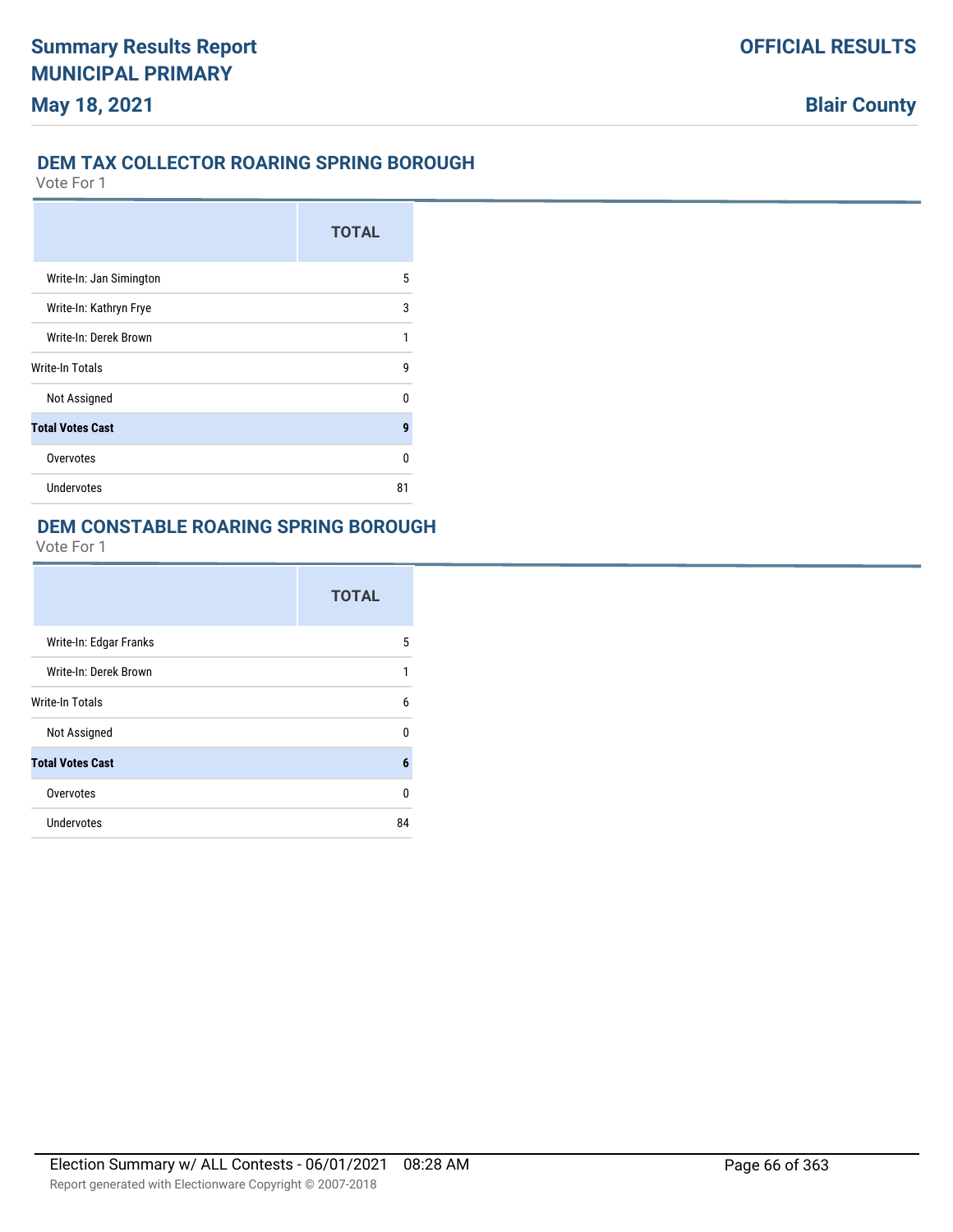# Summary Results Report
# MUNICIPAL PRIMARY
# May 18, 2021

**OFFICIAL RESULTS**

**Blair County**

## DEM TAX COLLECTOR ROARING SPRING BOROUGH

Vote For 1

| | TOTAL |
|---|---|
| Write-In: Jan Simington | 5 |
| Write-In: Kathryn Frye | 3 |
| Write-In: Derek Brown | 1 |
| Write-In Totals | 9 |
| Not Assigned | 0 |
| **Total Votes Cast** | **9** |
| Overvotes | 0 |
| Undervotes | 81 |

## DEM CONSTABLE ROARING SPRING BOROUGH

Vote For 1

| | TOTAL |
|---|---|
| Write-In: Edgar Franks | 5 |
| Write-In: Derek Brown | 1 |
| Write-In Totals | 6 |
| Not Assigned | 0 |
| **Total Votes Cast** | **6** |
| Overvotes | 0 |
| Undervotes | 84 |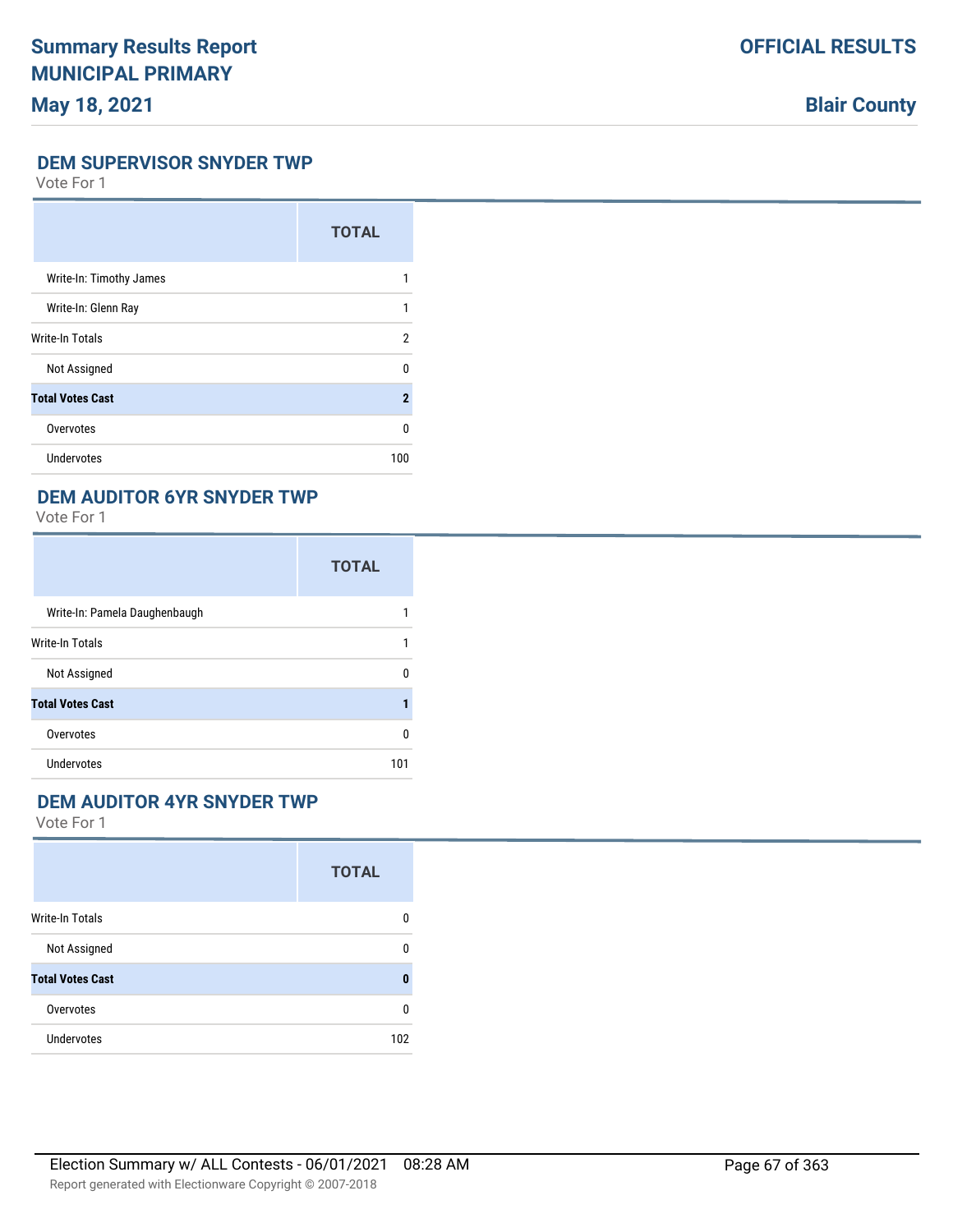## DEM SUPERVISOR SNYDER TWP

Vote For 1

| | TOTAL |
|---|---|
| Write-In: Timothy James | 1 |
| Write-In: Glenn Ray | 1 |
| Write-In Totals | 2 |
| Not Assigned | 0 |
| **Total Votes Cast** | **2** |
| Overvotes | 0 |
| Undervotes | 100 |

## DEM AUDITOR 6YR SNYDER TWP

Vote For 1

| | TOTAL |
|---|---|
| Write-In: Pamela Daughenbaugh | 1 |
| Write-In Totals | 1 |
| Not Assigned | 0 |
| **Total Votes Cast** | **1** |
| Overvotes | 0 |
| Undervotes | 101 |

## DEM AUDITOR 4YR SNYDER TWP

Vote For 1

| | TOTAL |
|---|---|
| Write-In Totals | 0 |
| Not Assigned | 0 |
| **Total Votes Cast** | **0** |
| Overvotes | 0 |
| Undervotes | 102 |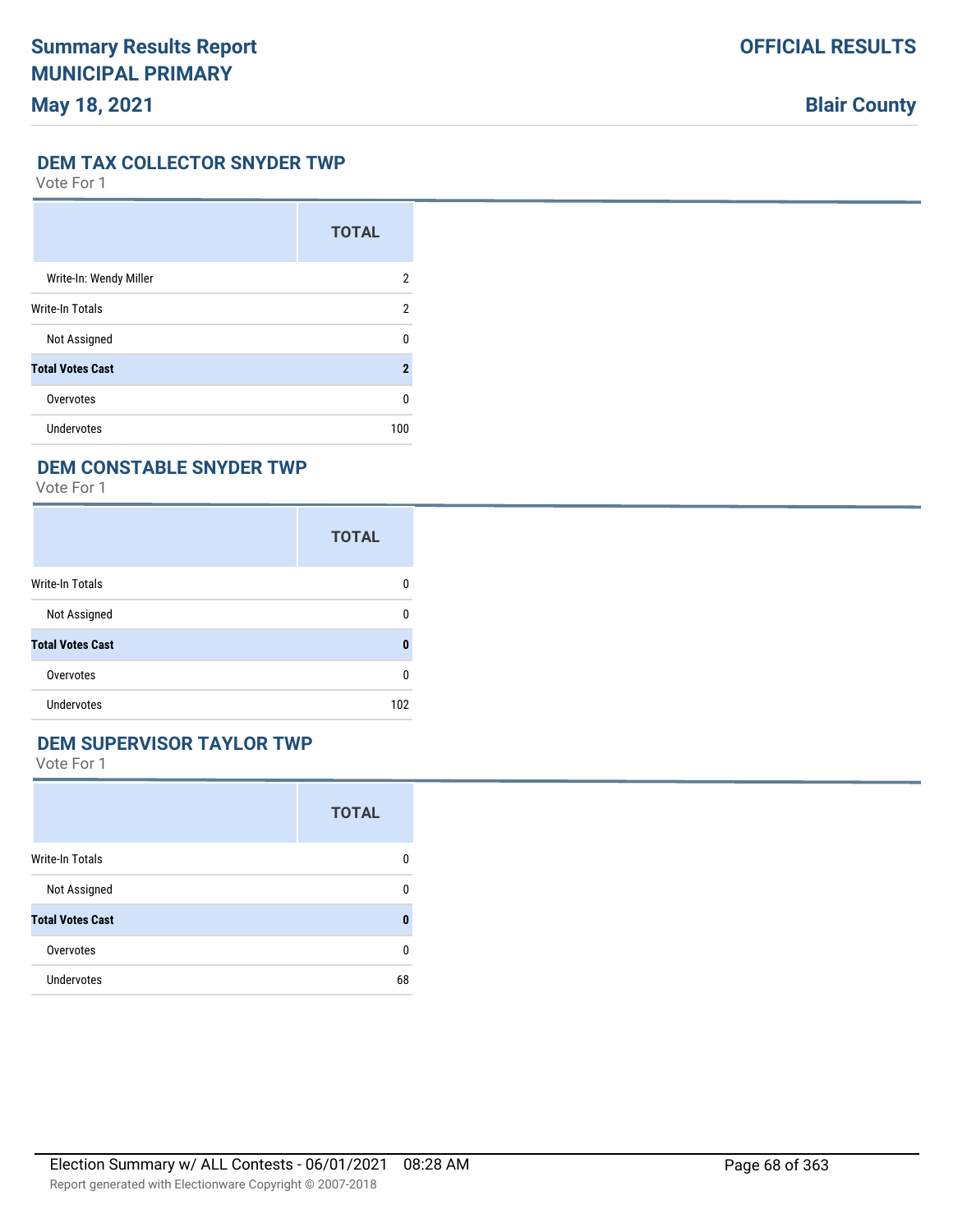## DEM TAX COLLECTOR SNYDER TWP

Vote For 1

| | TOTAL |
|---|---|
| Write-In: Wendy Miller | 2 |
| Write-In Totals | 2 |
| Not Assigned | 0 |
| **Total Votes Cast** | **2** |
| Overvotes | 0 |
| Undervotes | 100 |

## DEM CONSTABLE SNYDER TWP

Vote For 1

| | TOTAL |
|---|---|
| Write-In Totals | 0 |
| Not Assigned | 0 |
| **Total Votes Cast** | **0** |
| Overvotes | 0 |
| Undervotes | 102 |

## DEM SUPERVISOR TAYLOR TWP

Vote For 1

| | TOTAL |
|---|---|
| Write-In Totals | 0 |
| Not Assigned | 0 |
| **Total Votes Cast** | **0** |
| Overvotes | 0 |
| Undervotes | 68 |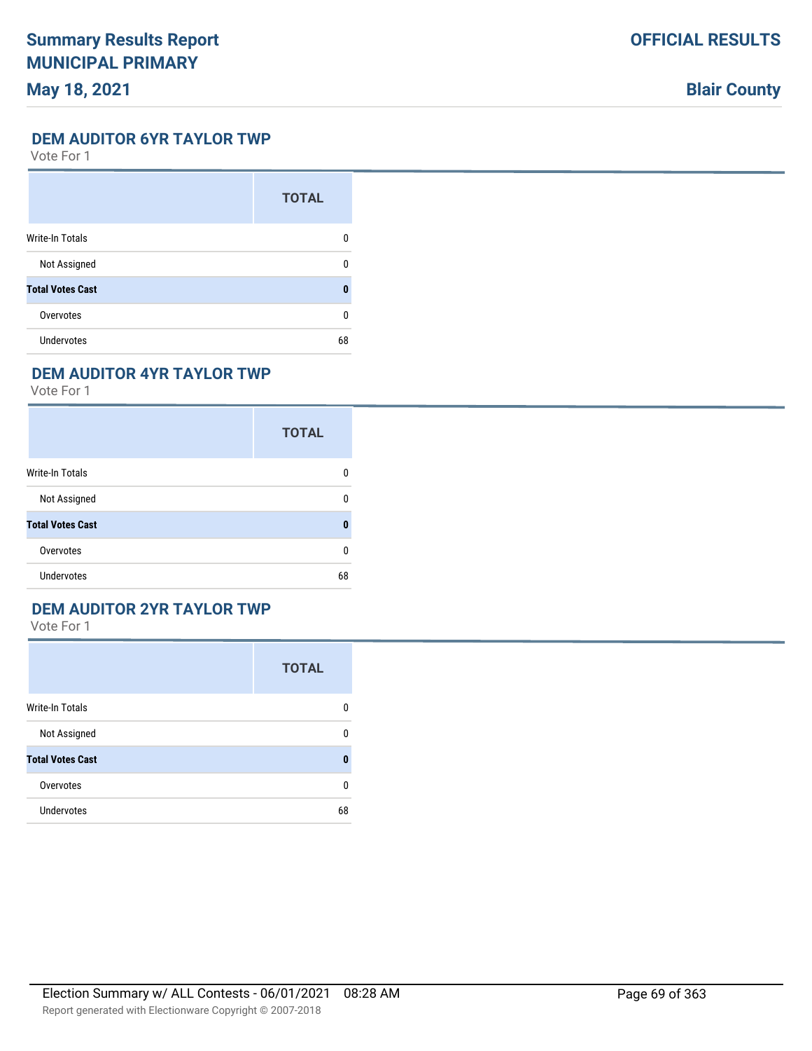## DEM AUDITOR 6YR TAYLOR TWP

Vote For 1

| | TOTAL |
|---|---|
| Write-In Totals | 0 |
| Not Assigned | 0 |
| **Total Votes Cast** | **0** |
| Overvotes | 0 |
| Undervotes | 68 |

## DEM AUDITOR 4YR TAYLOR TWP

Vote For 1

| | TOTAL |
|---|---|
| Write-In Totals | 0 |
| Not Assigned | 0 |
| **Total Votes Cast** | **0** |
| Overvotes | 0 |
| Undervotes | 68 |

## DEM AUDITOR 2YR TAYLOR TWP

Vote For 1

| | TOTAL |
|---|---|
| Write-In Totals | 0 |
| Not Assigned | 0 |
| **Total Votes Cast** | **0** |
| Overvotes | 0 |
| Undervotes | 68 |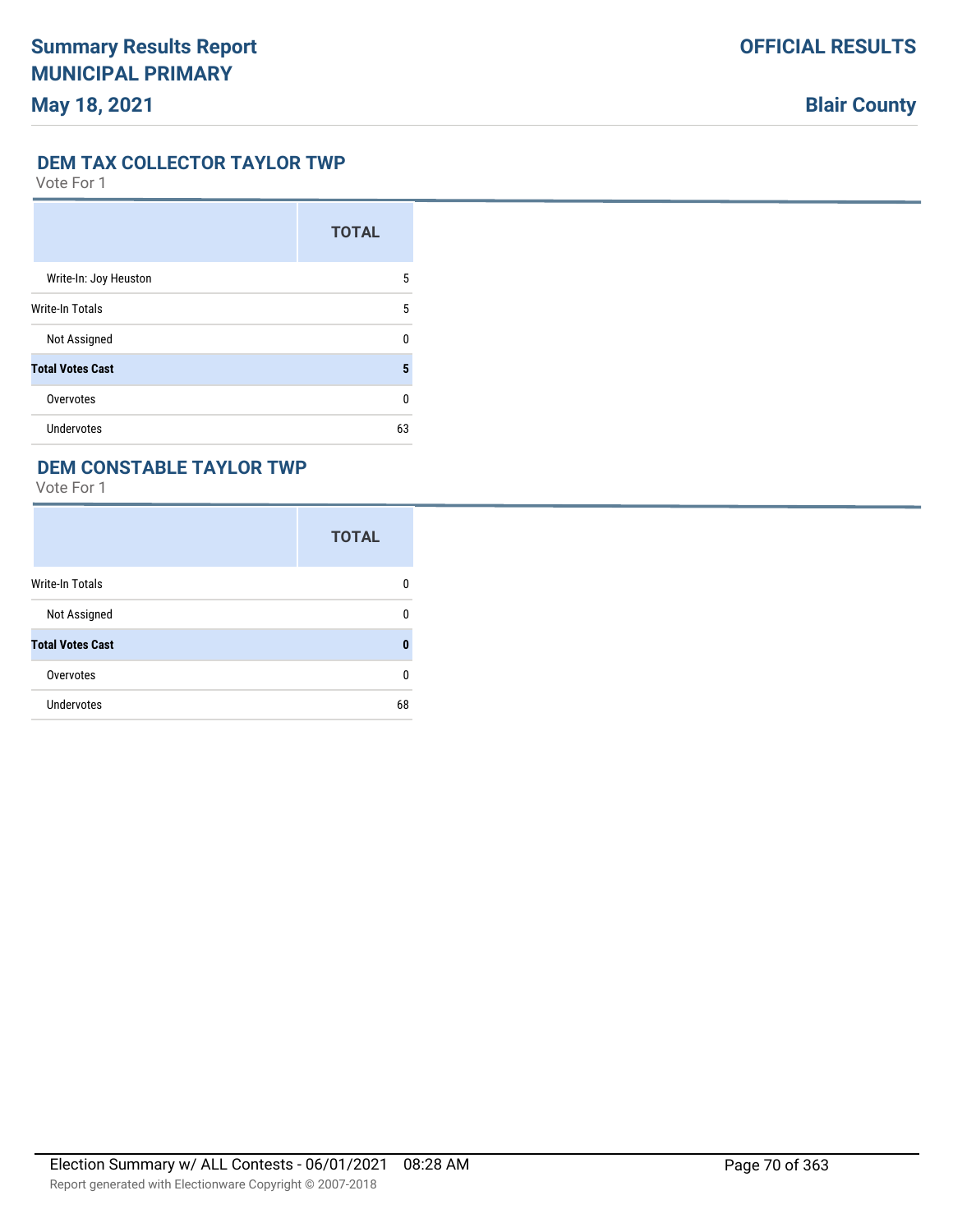## DEM TAX COLLECTOR TAYLOR TWP

Vote For 1

| | TOTAL |
|---|---|
| Write-In: Joy Heuston | 5 |
| Write-In Totals | 5 |
| Not Assigned | 0 |
| **Total Votes Cast** | **5** |
| Overvotes | 0 |
| Undervotes | 63 |

## DEM CONSTABLE TAYLOR TWP

Vote For 1

| | TOTAL |
|---|---|
| Write-In Totals | 0 |
| Not Assigned | 0 |
| **Total Votes Cast** | **0** |
| Overvotes | 0 |
| Undervotes | 68 |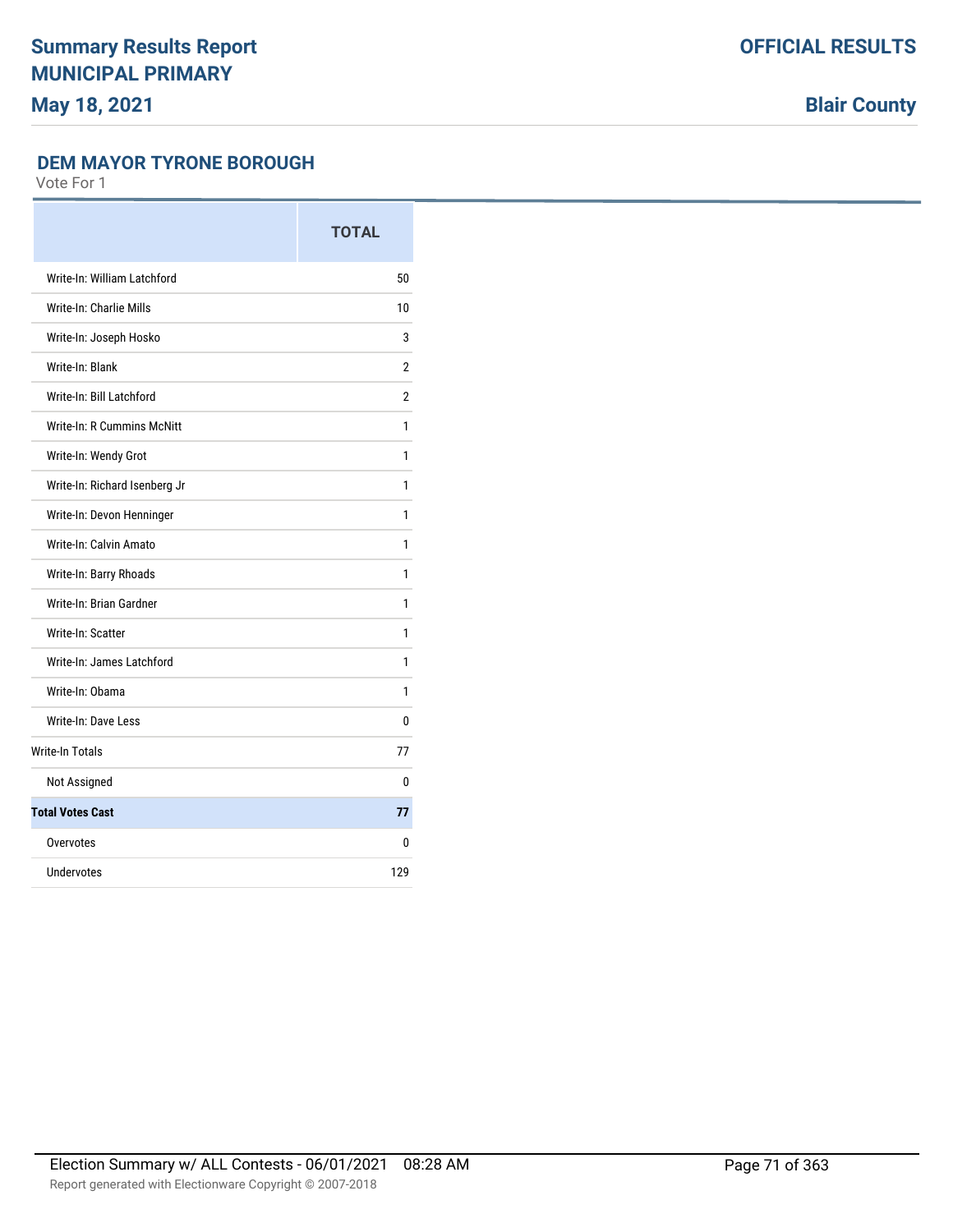# Summary Results Report
# MUNICIPAL PRIMARY
## May 18, 2021

**OFFICIAL RESULTS**

**Blair County**

### DEM MAYOR TYRONE BOROUGH

Vote For 1

| | TOTAL |
|---|---|
| Write-In: William Latchford | 50 |
| Write-In: Charlie Mills | 10 |
| Write-In: Joseph Hosko | 3 |
| Write-In: Blank | 2 |
| Write-In: Bill Latchford | 2 |
| Write-In: R Cummins McNitt | 1 |
| Write-In: Wendy Grot | 1 |
| Write-In: Richard Isenberg Jr | 1 |
| Write-In: Devon Henninger | 1 |
| Write-In: Calvin Amato | 1 |
| Write-In: Barry Rhoads | 1 |
| Write-In: Brian Gardner | 1 |
| Write-In: Scatter | 1 |
| Write-In: James Latchford | 1 |
| Write-In: Obama | 1 |
| Write-In: Dave Less | 0 |
| Write-In Totals | 77 |
| Not Assigned | 0 |
| **Total Votes Cast** | **77** |
| Overvotes | 0 |
| Undervotes | 129 |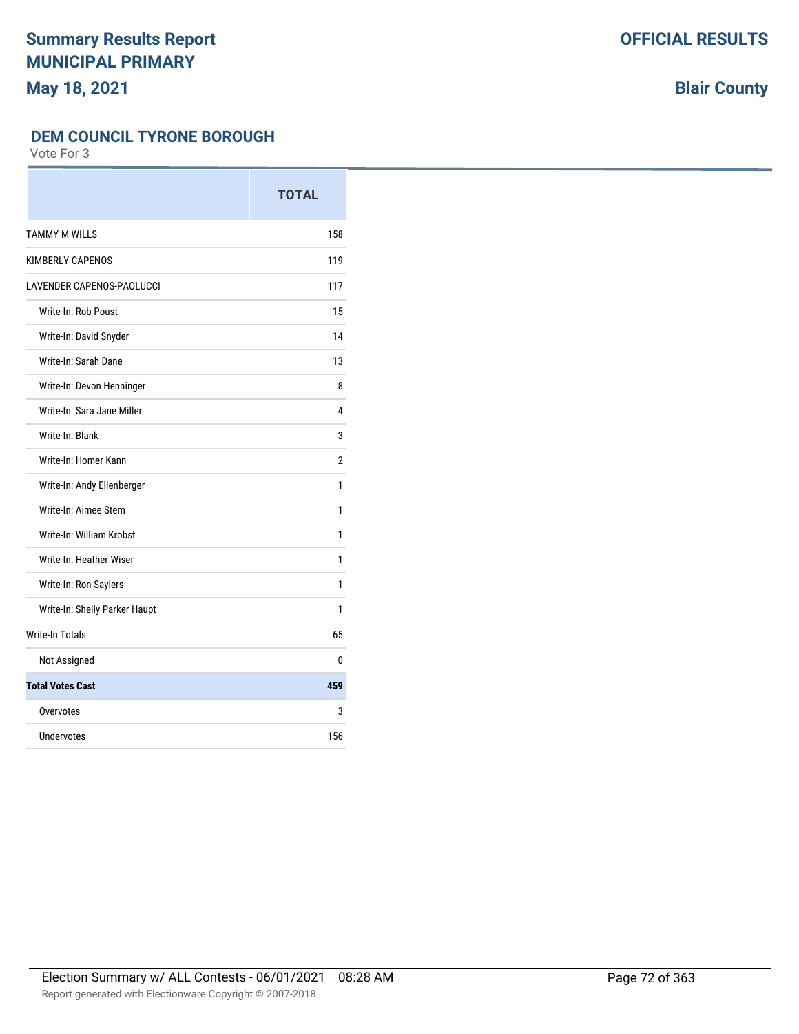# Summary Results Report
# MUNICIPAL PRIMARY

**May 18, 2021**

**OFFICIAL RESULTS**

**Blair County**

## DEM COUNCIL TYRONE BOROUGH

Vote For 3

| | TOTAL |
|---|---|
| TAMMY M WILLS | 158 |
| KIMBERLY CAPENOS | 119 |
| LAVENDER CAPENOS-PAOLUCCI | 117 |
| Write-In: Rob Poust | 15 |
| Write-In: David Snyder | 14 |
| Write-In: Sarah Dane | 13 |
| Write-In: Devon Henninger | 8 |
| Write-In: Sara Jane Miller | 4 |
| Write-In: Blank | 3 |
| Write-In: Homer Kann | 2 |
| Write-In: Andy Ellenberger | 1 |
| Write-In: Aimee Stem | 1 |
| Write-In: William Krobst | 1 |
| Write-In: Heather Wiser | 1 |
| Write-In: Ron Saylers | 1 |
| Write-In: Shelly Parker Haupt | 1 |
| Write-In Totals | 65 |
| Not Assigned | 0 |
| **Total Votes Cast** | **459** |
| Overvotes | 3 |
| Undervotes | 156 |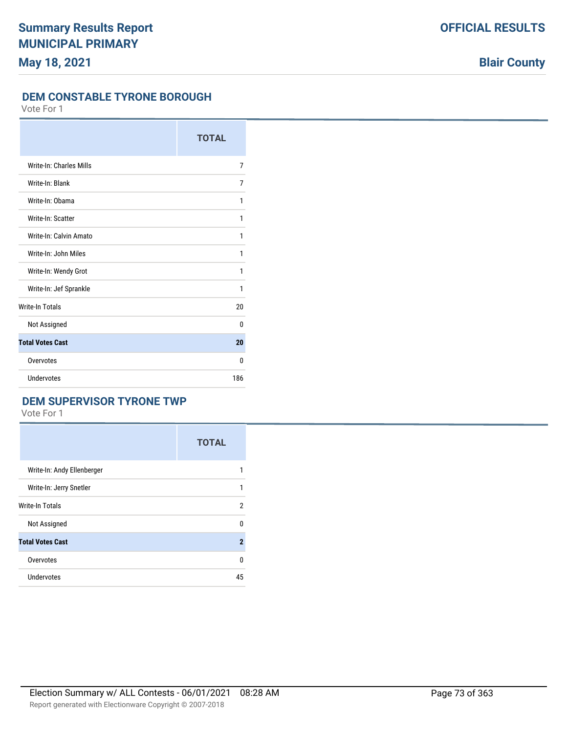## DEM CONSTABLE TYRONE BOROUGH

Vote For 1

| | TOTAL |
|---|---|
| Write-In: Charles Mills | 7 |
| Write-In: Blank | 7 |
| Write-In: Obama | 1 |
| Write-In: Scatter | 1 |
| Write-In: Calvin Amato | 1 |
| Write-In: John Miles | 1 |
| Write-In: Wendy Grot | 1 |
| Write-In: Jef Sprankle | 1 |
| Write-In Totals | 20 |
| Not Assigned | 0 |
| **Total Votes Cast** | **20** |
| Overvotes | 0 |
| Undervotes | 186 |

## DEM SUPERVISOR TYRONE TWP

Vote For 1

| | TOTAL |
|---|---|
| Write-In: Andy Ellenberger | 1 |
| Write-In: Jerry Snetler | 1 |
| Write-In Totals | 2 |
| Not Assigned | 0 |
| **Total Votes Cast** | **2** |
| Overvotes | 0 |
| Undervotes | 45 |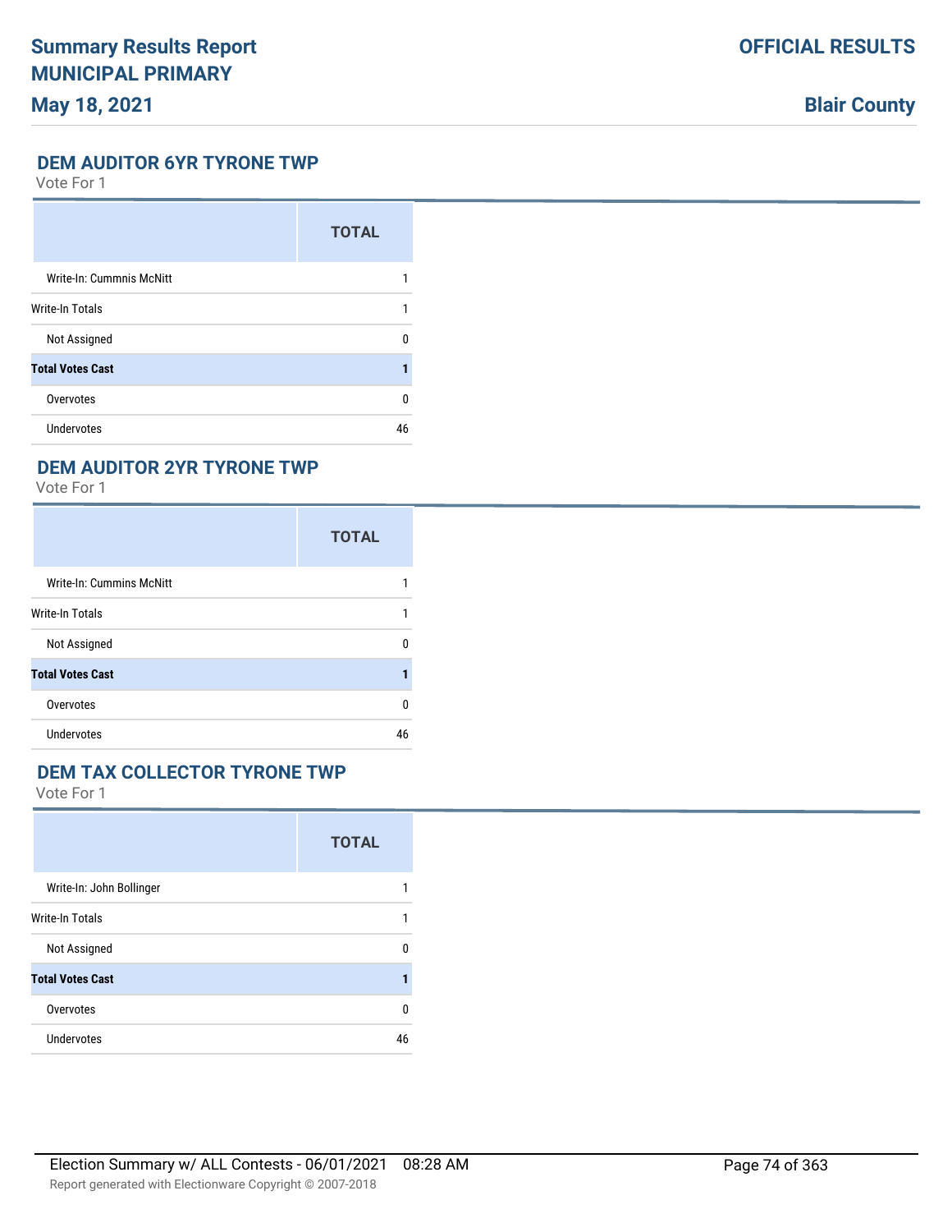## DEM AUDITOR 6YR TYRONE TWP

Vote For 1

| | TOTAL |
|---|---|
| Write-In: Cummnis McNitt | 1 |
| Write-In Totals | 1 |
| Not Assigned | 0 |
| **Total Votes Cast** | **1** |
| Overvotes | 0 |
| Undervotes | 46 |

## DEM AUDITOR 2YR TYRONE TWP

Vote For 1

| | TOTAL |
|---|---|
| Write-In: Cummins McNitt | 1 |
| Write-In Totals | 1 |
| Not Assigned | 0 |
| **Total Votes Cast** | **1** |
| Overvotes | 0 |
| Undervotes | 46 |

## DEM TAX COLLECTOR TYRONE TWP

Vote For 1

| | TOTAL |
|---|---|
| Write-In: John Bollinger | 1 |
| Write-In Totals | 1 |
| Not Assigned | 0 |
| **Total Votes Cast** | **1** |
| Overvotes | 0 |
| Undervotes | 46 |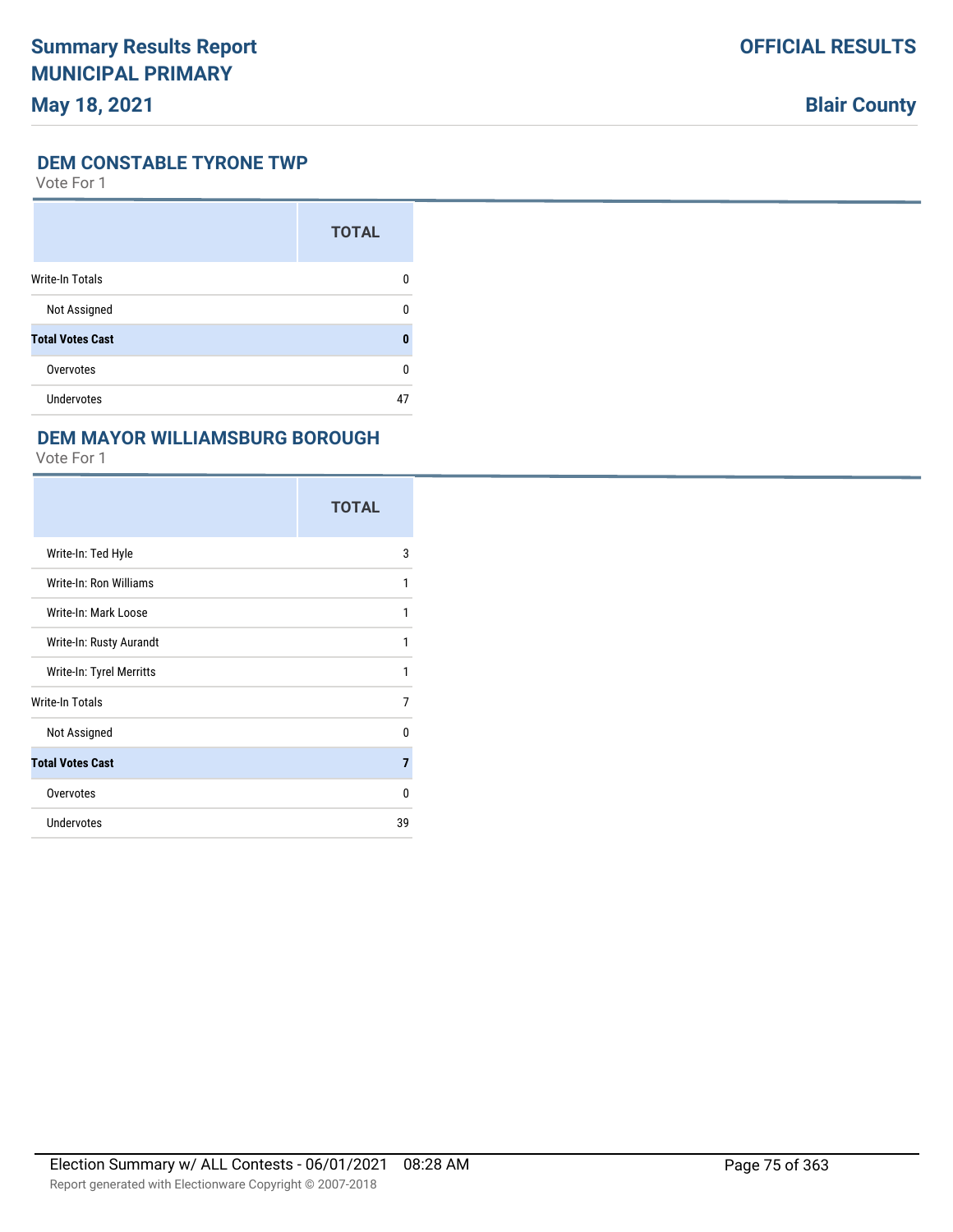## DEM CONSTABLE TYRONE TWP

Vote For 1

| | TOTAL |
|---|---|
| Write-In Totals | 0 |
| Not Assigned | 0 |
| **Total Votes Cast** | **0** |
| Overvotes | 0 |
| Undervotes | 47 |

## DEM MAYOR WILLIAMSBURG BOROUGH

Vote For 1

| | TOTAL |
|---|---|
| Write-In: Ted Hyle | 3 |
| Write-In: Ron Williams | 1 |
| Write-In: Mark Loose | 1 |
| Write-In: Rusty Aurandt | 1 |
| Write-In: Tyrel Merritts | 1 |
| Write-In Totals | 7 |
| Not Assigned | 0 |
| **Total Votes Cast** | **7** |
| Overvotes | 0 |
| Undervotes | 39 |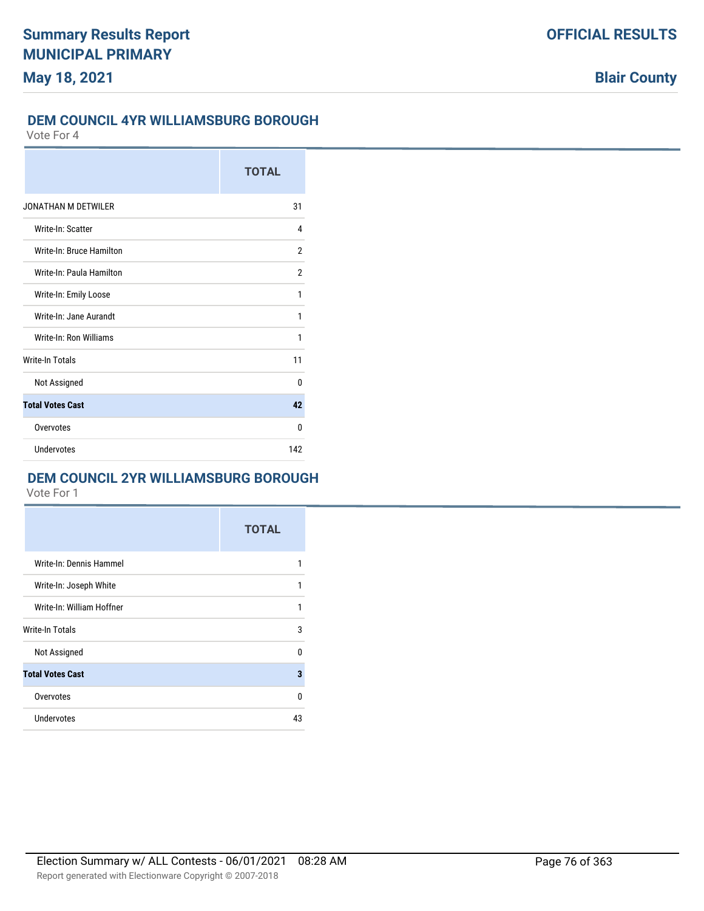## DEM COUNCIL 4YR WILLIAMSBURG BOROUGH

Vote For 4

| | TOTAL |
|---|---|
| JONATHAN M DETWILER | 31 |
| Write-In: Scatter | 4 |
| Write-In: Bruce Hamilton | 2 |
| Write-In: Paula Hamilton | 2 |
| Write-In: Emily Loose | 1 |
| Write-In: Jane Aurandt | 1 |
| Write-In: Ron Williams | 1 |
| Write-In Totals | 11 |
| Not Assigned | 0 |
| **Total Votes Cast** | **42** |
| Overvotes | 0 |
| Undervotes | 142 |

## DEM COUNCIL 2YR WILLIAMSBURG BOROUGH

Vote For 1

| | TOTAL |
|---|---|
| Write-In: Dennis Hammel | 1 |
| Write-In: Joseph White | 1 |
| Write-In: William Hoffner | 1 |
| Write-In Totals | 3 |
| Not Assigned | 0 |
| **Total Votes Cast** | **3** |
| Overvotes | 0 |
| Undervotes | 43 |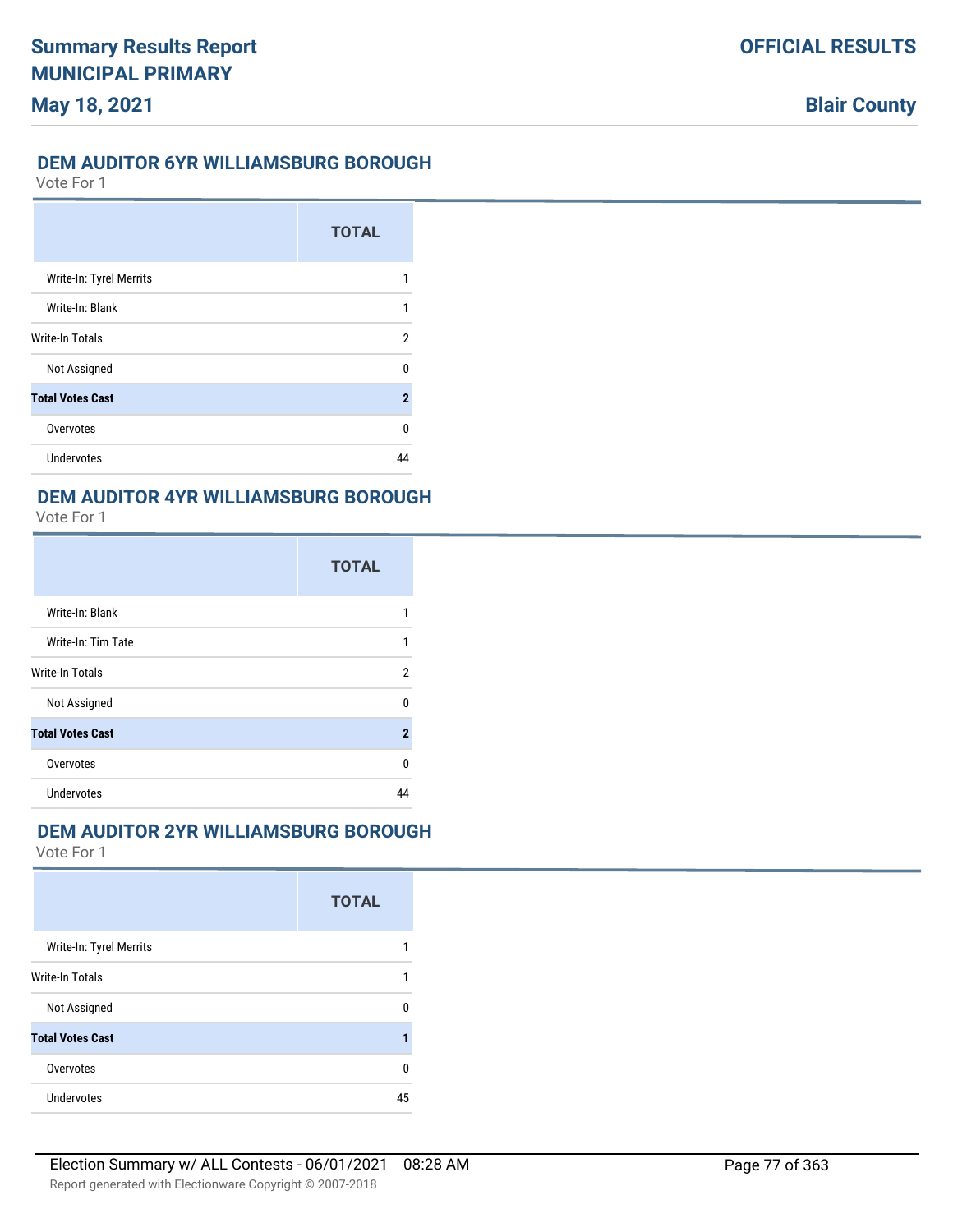## DEM AUDITOR 6YR WILLIAMSBURG BOROUGH

Vote For 1

| | TOTAL |
|---|---|
| Write-In: Tyrel Merrits | 1 |
| Write-In: Blank | 1 |
| Write-In Totals | 2 |
| Not Assigned | 0 |
| **Total Votes Cast** | **2** |
| Overvotes | 0 |
| Undervotes | 44 |

## DEM AUDITOR 4YR WILLIAMSBURG BOROUGH

Vote For 1

| | TOTAL |
|---|---|
| Write-In: Blank | 1 |
| Write-In: Tim Tate | 1 |
| Write-In Totals | 2 |
| Not Assigned | 0 |
| **Total Votes Cast** | **2** |
| Overvotes | 0 |
| Undervotes | 44 |

## DEM AUDITOR 2YR WILLIAMSBURG BOROUGH

Vote For 1

| | TOTAL |
|---|---|
| Write-In: Tyrel Merrits | 1 |
| Write-In Totals | 1 |
| Not Assigned | 0 |
| **Total Votes Cast** | **1** |
| Overvotes | 0 |
| Undervotes | 45 |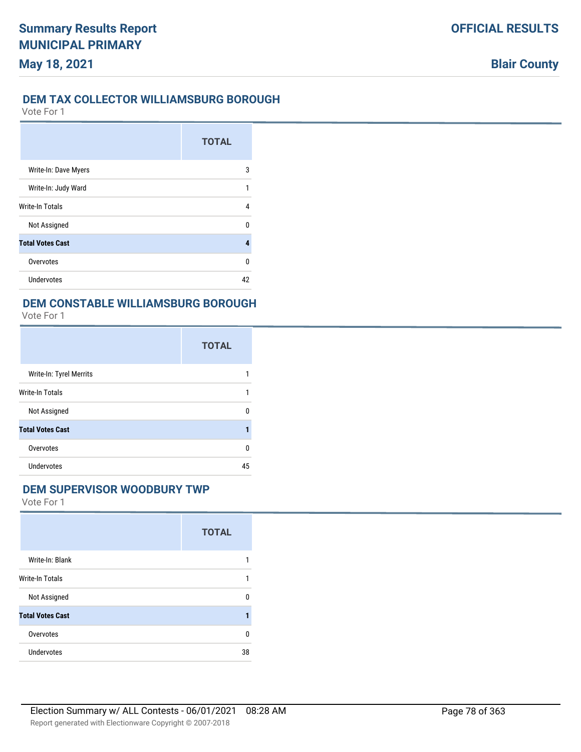## DEM TAX COLLECTOR WILLIAMSBURG BOROUGH

Vote For 1

| | TOTAL |
|---|---|
| Write-In: Dave Myers | 3 |
| Write-In: Judy Ward | 1 |
| Write-In Totals | 4 |
| Not Assigned | 0 |
| **Total Votes Cast** | **4** |
| Overvotes | 0 |
| Undervotes | 42 |

## DEM CONSTABLE WILLIAMSBURG BOROUGH

Vote For 1

| | TOTAL |
|---|---|
| Write-In: Tyrel Merrits | 1 |
| Write-In Totals | 1 |
| Not Assigned | 0 |
| **Total Votes Cast** | **1** |
| Overvotes | 0 |
| Undervotes | 45 |

## DEM SUPERVISOR WOODBURY TWP

Vote For 1

| | TOTAL |
|---|---|
| Write-In: Blank | 1 |
| Write-In Totals | 1 |
| Not Assigned | 0 |
| **Total Votes Cast** | **1** |
| Overvotes | 0 |
| Undervotes | 38 |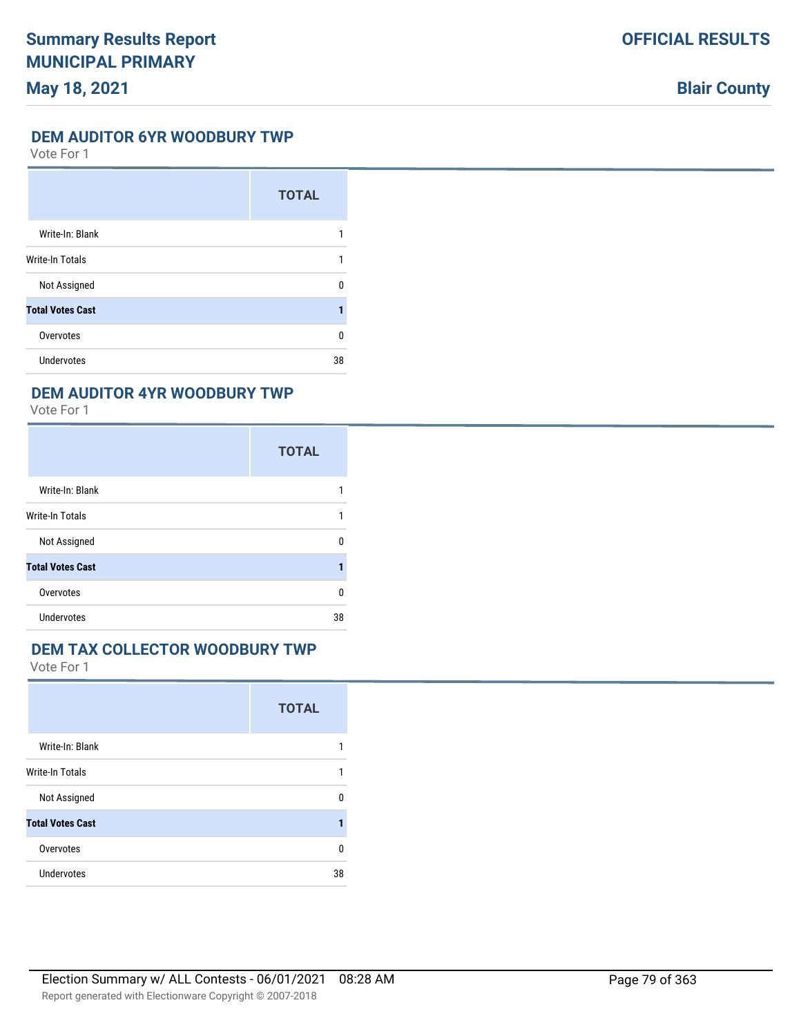## DEM AUDITOR 6YR WOODBURY TWP

Vote For 1

| | TOTAL |
|---|---|
| Write-In: Blank | 1 |
| Write-In Totals | 1 |
| Not Assigned | 0 |
| **Total Votes Cast** | **1** |
| Overvotes | 0 |
| Undervotes | 38 |

## DEM AUDITOR 4YR WOODBURY TWP

Vote For 1

| | TOTAL |
|---|---|
| Write-In: Blank | 1 |
| Write-In Totals | 1 |
| Not Assigned | 0 |
| **Total Votes Cast** | **1** |
| Overvotes | 0 |
| Undervotes | 38 |

## DEM TAX COLLECTOR WOODBURY TWP

Vote For 1

| | TOTAL |
|---|---|
| Write-In: Blank | 1 |
| Write-In Totals | 1 |
| Not Assigned | 0 |
| **Total Votes Cast** | **1** |
| Overvotes | 0 |
| Undervotes | 38 |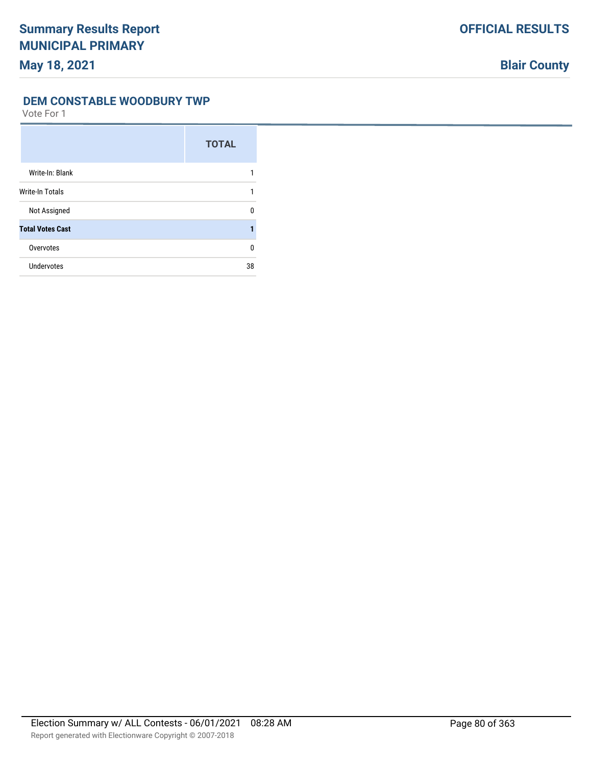### DEM CONSTABLE WOODBURY TWP

Vote For 1

| | TOTAL |
|---|---|
| Write-In: Blank | 1 |
| Write-In Totals | 1 |
| Not Assigned | 0 |
| **Total Votes Cast** | **1** |
| Overvotes | 0 |
| Undervotes | 38 |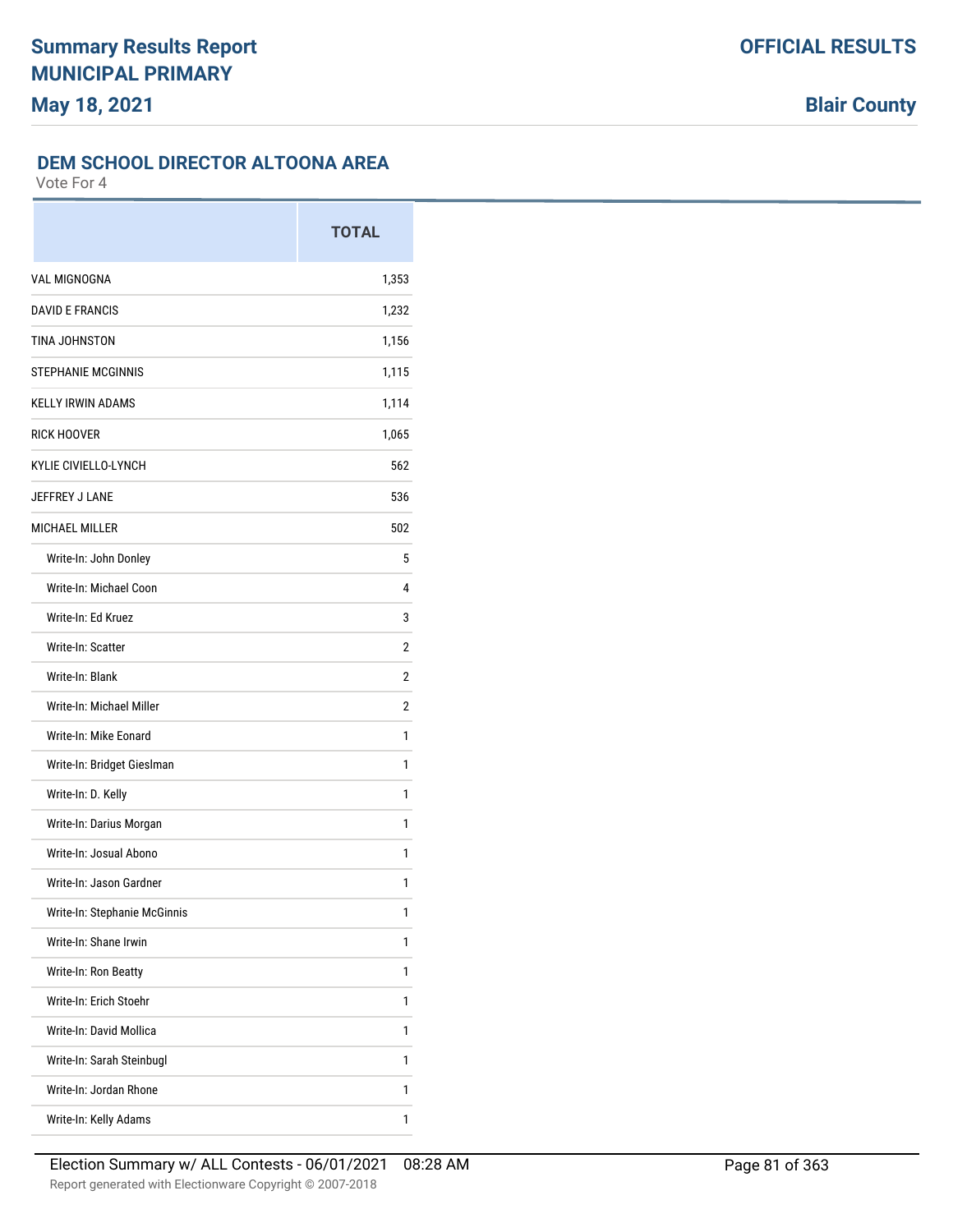# Summary Results Report
## MUNICIPAL PRIMARY
**May 18, 2021**

**OFFICIAL RESULTS**

**Blair County**

### DEM SCHOOL DIRECTOR ALTOONA AREA

Vote For 4

| | TOTAL |
|---|---|
| VAL MIGNOGNA | 1,353 |
| DAVID E FRANCIS | 1,232 |
| TINA JOHNSTON | 1,156 |
| STEPHANIE MCGINNIS | 1,115 |
| KELLY IRWIN ADAMS | 1,114 |
| RICK HOOVER | 1,065 |
| KYLIE CIVIELLO-LYNCH | 562 |
| JEFFREY J LANE | 536 |
| MICHAEL MILLER | 502 |
| Write-In: John Donley | 5 |
| Write-In: Michael Coon | 4 |
| Write-In: Ed Kruez | 3 |
| Write-In: Scatter | 2 |
| Write-In: Blank | 2 |
| Write-In: Michael Miller | 2 |
| Write-In: Mike Eonard | 1 |
| Write-In: Bridget Gieslman | 1 |
| Write-In: D. Kelly | 1 |
| Write-In: Darius Morgan | 1 |
| Write-In: Josual Abono | 1 |
| Write-In: Jason Gardner | 1 |
| Write-In: Stephanie McGinnis | 1 |
| Write-In: Shane Irwin | 1 |
| Write-In: Ron Beatty | 1 |
| Write-In: Erich Stoehr | 1 |
| Write-In: David Mollica | 1 |
| Write-In: Sarah Steinbugl | 1 |
| Write-In: Jordan Rhone | 1 |
| Write-In: Kelly Adams | 1 |

Election Summary w/ ALL Contests - 06/01/2021 08:28 AM

Report generated with Electionware Copyright © 2007-2018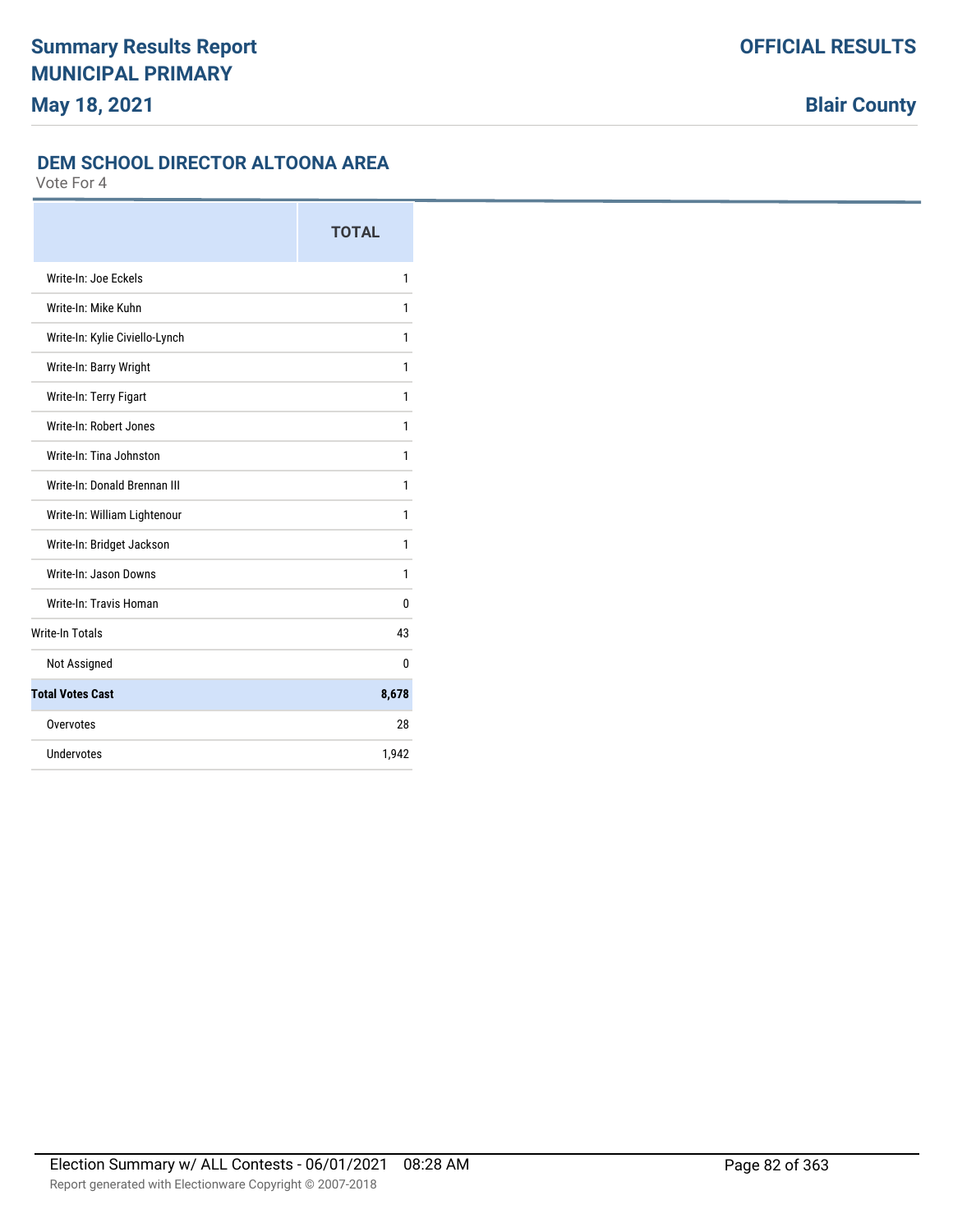## DEM SCHOOL DIRECTOR ALTOONA AREA

Vote For 4

| | TOTAL |
|---|---|
| Write-In: Joe Eckels | 1 |
| Write-In: Mike Kuhn | 1 |
| Write-In: Kylie Civiello-Lynch | 1 |
| Write-In: Barry Wright | 1 |
| Write-In: Terry Figart | 1 |
| Write-In: Robert Jones | 1 |
| Write-In: Tina Johnston | 1 |
| Write-In: Donald Brennan III | 1 |
| Write-In: William Lightenour | 1 |
| Write-In: Bridget Jackson | 1 |
| Write-In: Jason Downs | 1 |
| Write-In: Travis Homan | 0 |
| Write-In Totals | 43 |
| Not Assigned | 0 |
| **Total Votes Cast** | **8,678** |
| Overvotes | 28 |
| Undervotes | 1,942 |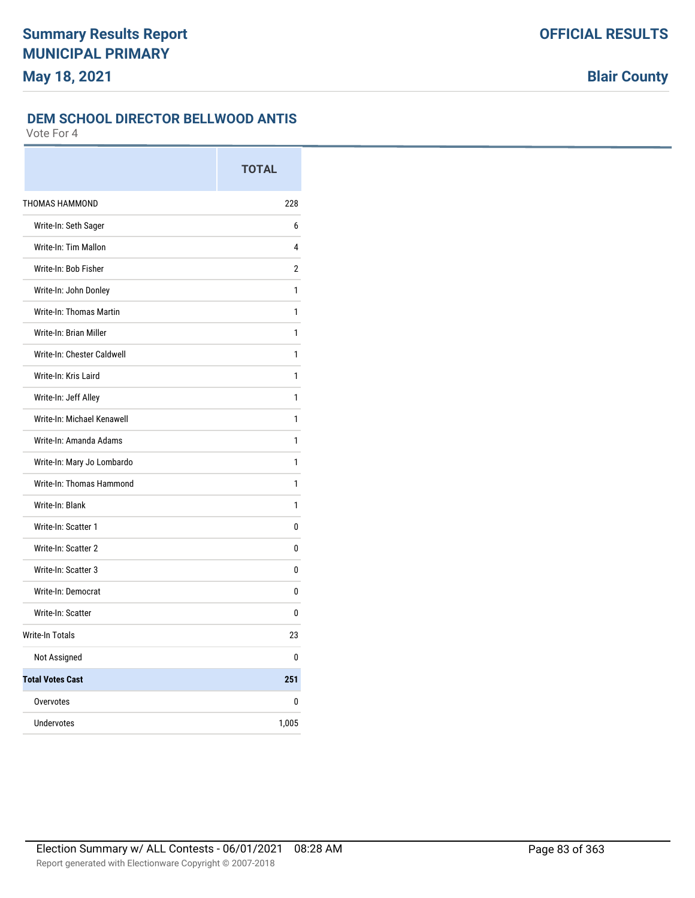## DEM SCHOOL DIRECTOR BELLWOOD ANTIS

Vote For 4

| | TOTAL |
|---|---|
| THOMAS HAMMOND | 228 |
| Write-In: Seth Sager | 6 |
| Write-In: Tim Mallon | 4 |
| Write-In: Bob Fisher | 2 |
| Write-In: John Donley | 1 |
| Write-In: Thomas Martin | 1 |
| Write-In: Brian Miller | 1 |
| Write-In: Chester Caldwell | 1 |
| Write-In: Kris Laird | 1 |
| Write-In: Jeff Alley | 1 |
| Write-In: Michael Kenawell | 1 |
| Write-In: Amanda Adams | 1 |
| Write-In: Mary Jo Lombardo | 1 |
| Write-In: Thomas Hammond | 1 |
| Write-In: Blank | 1 |
| Write-In: Scatter 1 | 0 |
| Write-In: Scatter 2 | 0 |
| Write-In: Scatter 3 | 0 |
| Write-In: Democrat | 0 |
| Write-In: Scatter | 0 |
| Write-In Totals | 23 |
| Not Assigned | 0 |
| **Total Votes Cast** | **251** |
| Overvotes | 0 |
| Undervotes | 1,005 |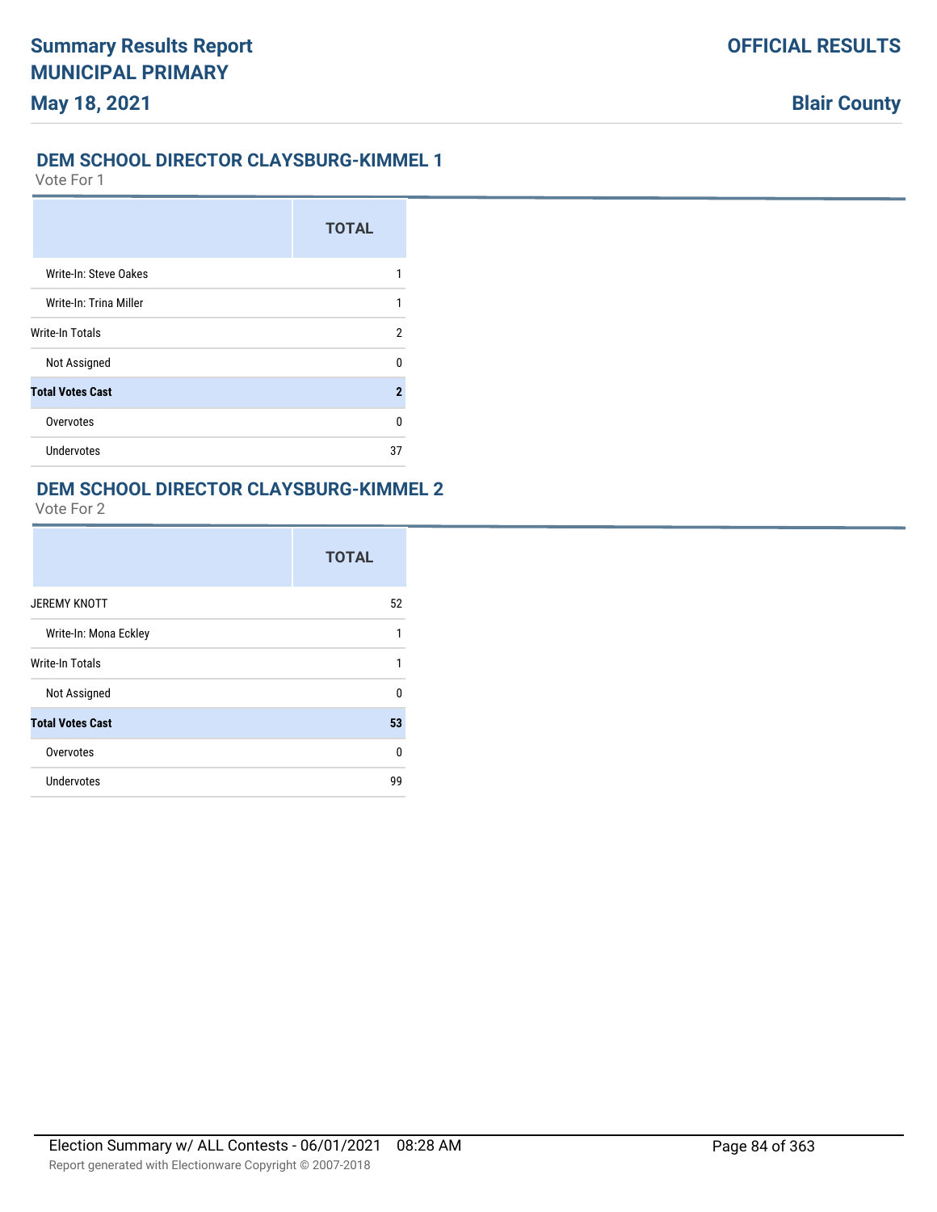## DEM SCHOOL DIRECTOR CLAYSBURG-KIMMEL 1

Vote For 1

| | TOTAL |
|---|---|
| Write-In: Steve Oakes | 1 |
| Write-In: Trina Miller | 1 |
| Write-In Totals | 2 |
| Not Assigned | 0 |
| **Total Votes Cast** | **2** |
| Overvotes | 0 |
| Undervotes | 37 |

## DEM SCHOOL DIRECTOR CLAYSBURG-KIMMEL 2

Vote For 2

| | TOTAL |
|---|---|
| JEREMY KNOTT | 52 |
| Write-In: Mona Eckley | 1 |
| Write-In Totals | 1 |
| Not Assigned | 0 |
| **Total Votes Cast** | **53** |
| Overvotes | 0 |
| Undervotes | 99 |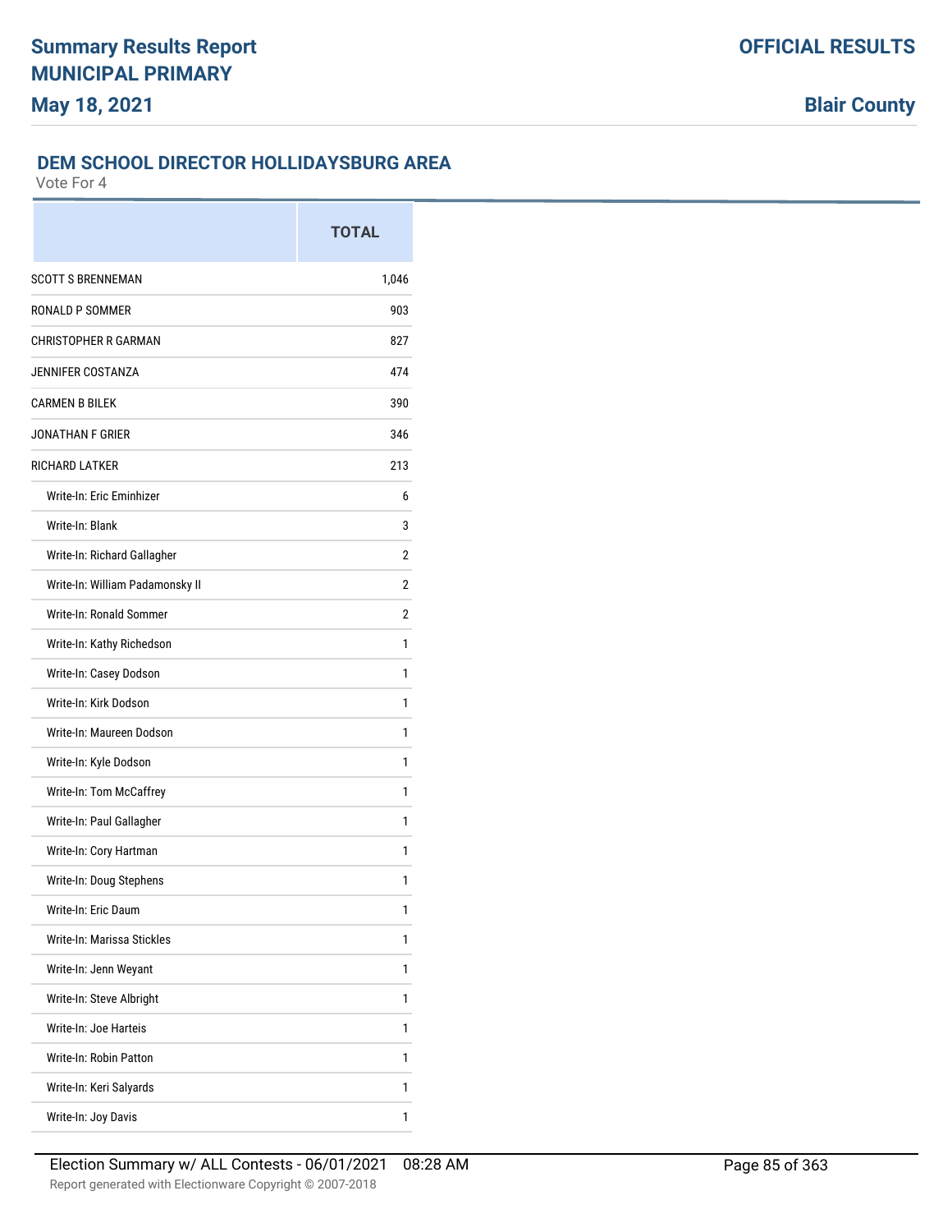## DEM SCHOOL DIRECTOR HOLLIDAYSBURG AREA

Vote For 4

| | TOTAL |
|---|---|
| SCOTT S BRENNEMAN | 1,046 |
| RONALD P SOMMER | 903 |
| CHRISTOPHER R GARMAN | 827 |
| JENNIFER COSTANZA | 474 |
| CARMEN B BILEK | 390 |
| JONATHAN F GRIER | 346 |
| RICHARD LATKER | 213 |
| Write-In: Eric Eminhizer | 6 |
| Write-In: Blank | 3 |
| Write-In: Richard Gallagher | 2 |
| Write-In: William Padamonsky II | 2 |
| Write-In: Ronald Sommer | 2 |
| Write-In: Kathy Richedson | 1 |
| Write-In: Casey Dodson | 1 |
| Write-In: Kirk Dodson | 1 |
| Write-In: Maureen Dodson | 1 |
| Write-In: Kyle Dodson | 1 |
| Write-In: Tom McCaffrey | 1 |
| Write-In: Paul Gallagher | 1 |
| Write-In: Cory Hartman | 1 |
| Write-In: Doug Stephens | 1 |
| Write-In: Eric Daum | 1 |
| Write-In: Marissa Stickles | 1 |
| Write-In: Jenn Weyant | 1 |
| Write-In: Steve Albright | 1 |
| Write-In: Joe Harteis | 1 |
| Write-In: Robin Patton | 1 |
| Write-In: Keri Salyards | 1 |
| Write-In: Joy Davis | 1 |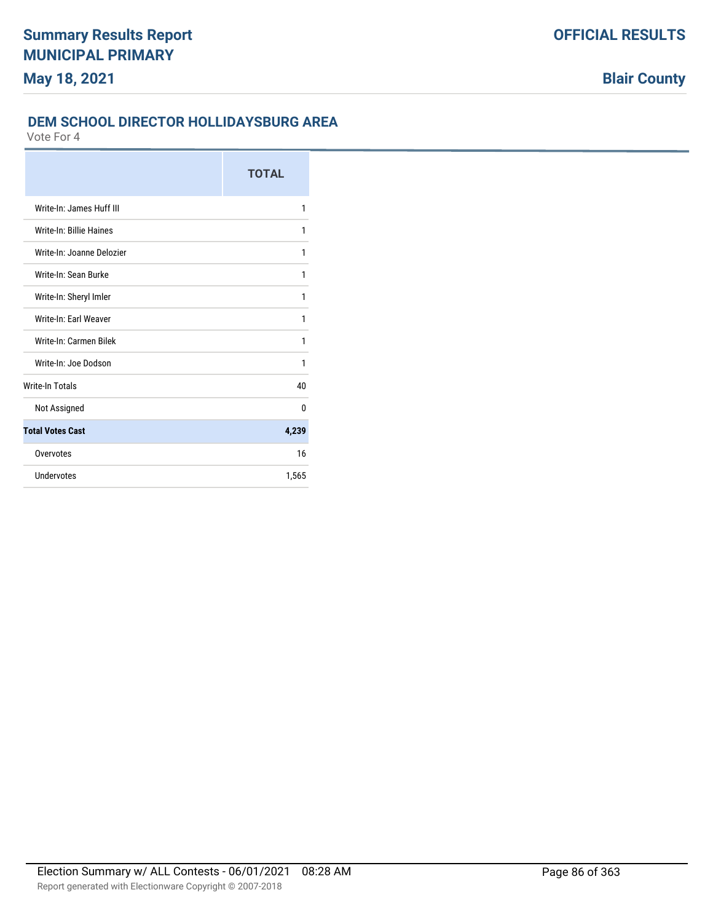## DEM SCHOOL DIRECTOR HOLLIDAYSBURG AREA

Vote For 4

| | TOTAL |
|---|---|
| Write-In: James Huff III | 1 |
| Write-In: Billie Haines | 1 |
| Write-In: Joanne Delozier | 1 |
| Write-In: Sean Burke | 1 |
| Write-In: Sheryl Imler | 1 |
| Write-In: Earl Weaver | 1 |
| Write-In: Carmen Bilek | 1 |
| Write-In: Joe Dodson | 1 |
| Write-In Totals | 40 |
| Not Assigned | 0 |
| **Total Votes Cast** | **4,239** |
| Overvotes | 16 |
| Undervotes | 1,565 |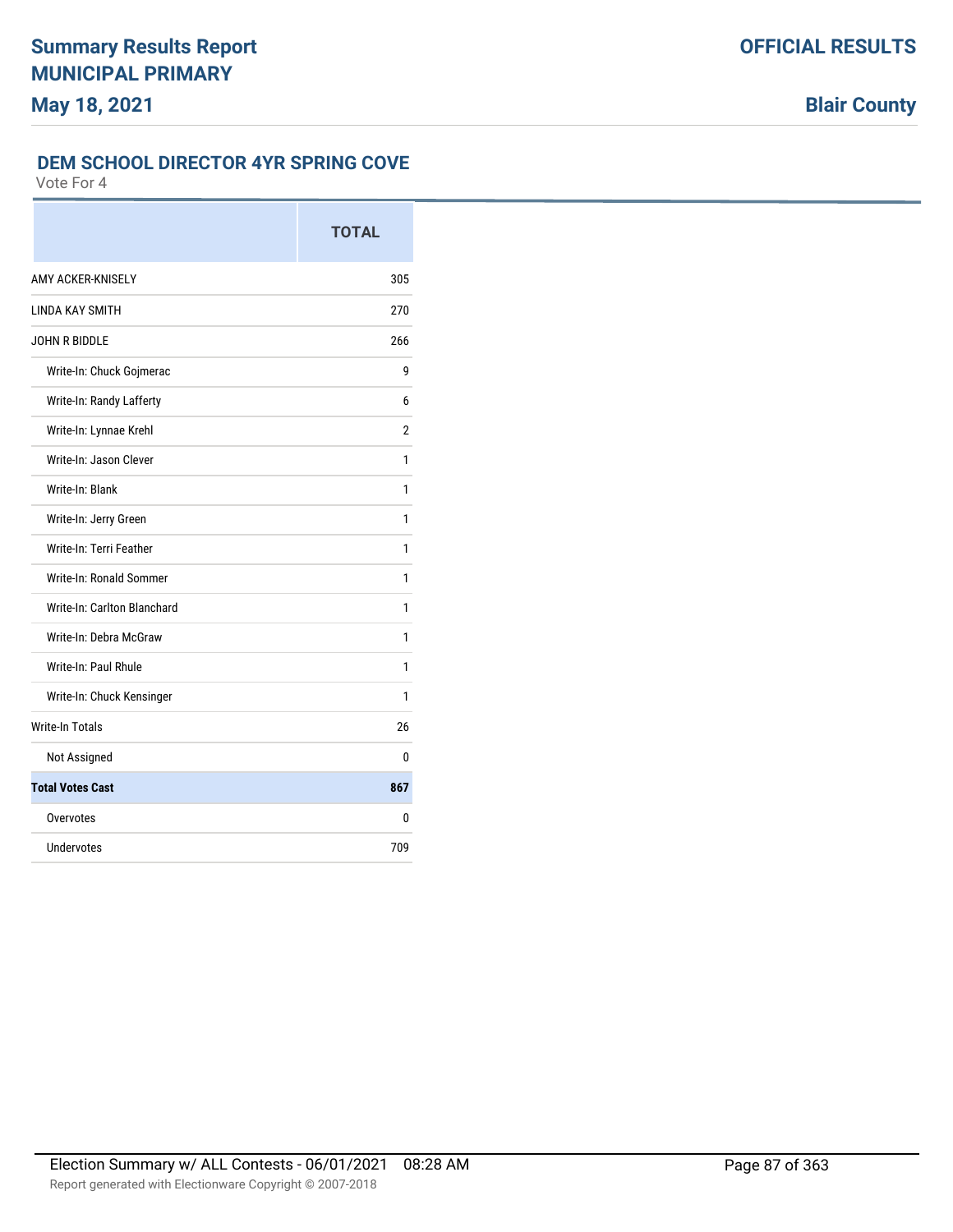# Summary Results Report
# MUNICIPAL PRIMARY
## May 18, 2021

**OFFICIAL RESULTS**

**Blair County**

### DEM SCHOOL DIRECTOR 4YR SPRING COVE

Vote For 4

| | TOTAL |
|---|---|
| AMY ACKER-KNISELY | 305 |
| LINDA KAY SMITH | 270 |
| JOHN R BIDDLE | 266 |
| Write-In: Chuck Gojmerac | 9 |
| Write-In: Randy Lafferty | 6 |
| Write-In: Lynnae Krehl | 2 |
| Write-In: Jason Clever | 1 |
| Write-In: Blank | 1 |
| Write-In: Jerry Green | 1 |
| Write-In: Terri Feather | 1 |
| Write-In: Ronald Sommer | 1 |
| Write-In: Carlton Blanchard | 1 |
| Write-In: Debra McGraw | 1 |
| Write-In: Paul Rhule | 1 |
| Write-In: Chuck Kensinger | 1 |
| Write-In Totals | 26 |
| Not Assigned | 0 |
| **Total Votes Cast** | **867** |
| Overvotes | 0 |
| Undervotes | 709 |

Election Summary w/ ALL Contests - 06/01/2021 08:28 AM

Report generated with Electionware Copyright © 2007-2018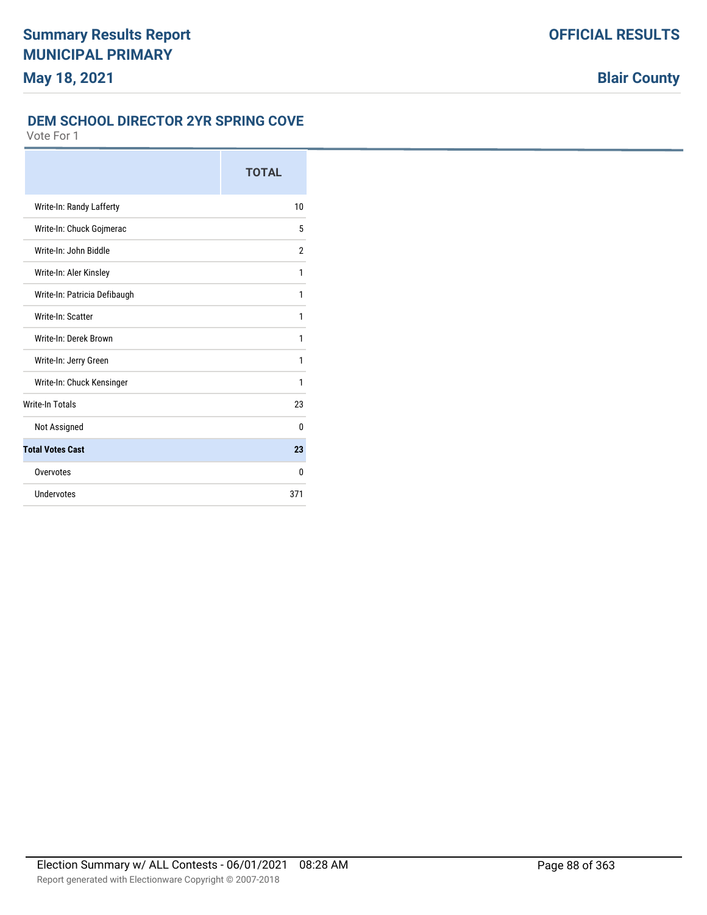# Summary Results Report
## MUNICIPAL PRIMARY
**May 18, 2021**

**OFFICIAL RESULTS**

**Blair County**

### DEM SCHOOL DIRECTOR 2YR SPRING COVE

Vote For 1

| | TOTAL |
|---|---|
| Write-In: Randy Lafferty | 10 |
| Write-In: Chuck Gojmerac | 5 |
| Write-In: John Biddle | 2 |
| Write-In: Aler Kinsley | 1 |
| Write-In: Patricia Defibaugh | 1 |
| Write-In: Scatter | 1 |
| Write-In: Derek Brown | 1 |
| Write-In: Jerry Green | 1 |
| Write-In: Chuck Kensinger | 1 |
| Write-In Totals | 23 |
| Not Assigned | 0 |
| **Total Votes Cast** | **23** |
| Overvotes | 0 |
| Undervotes | 371 |

Election Summary w/ ALL Contests - 06/01/2021 08:28 AM

Report generated with Electionware Copyright © 2007-2018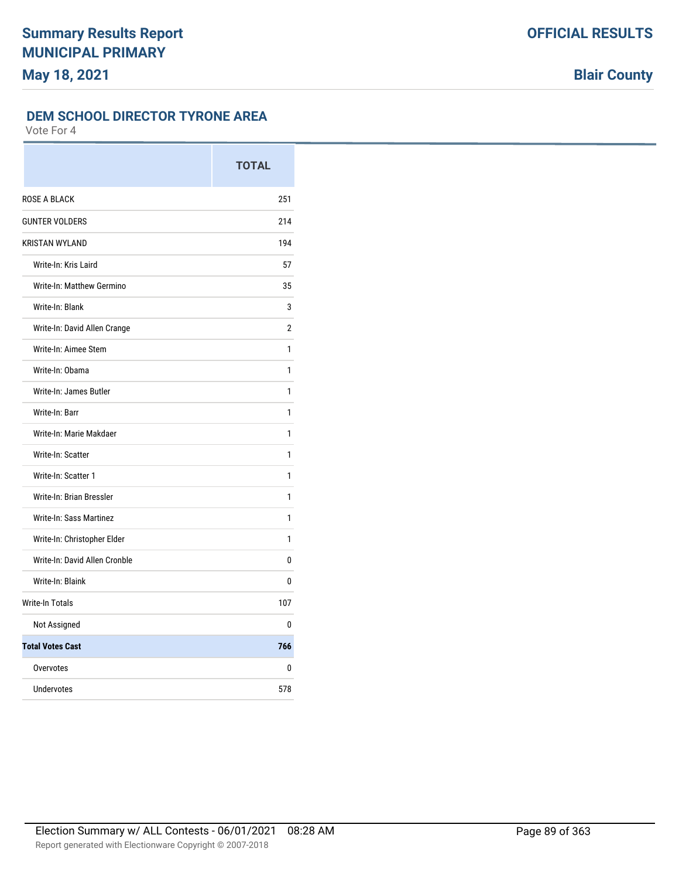**Summary Results Report**
**MUNICIPAL PRIMARY**
**May 18, 2021**

**OFFICIAL RESULTS**

**Blair County**

## DEM SCHOOL DIRECTOR TYRONE AREA

Vote For 4

| | TOTAL |
|---|---|
| ROSE A BLACK | 251 |
| GUNTER VOLDERS | 214 |
| KRISTAN WYLAND | 194 |
| Write-In: Kris Laird | 57 |
| Write-In: Matthew Germino | 35 |
| Write-In: Blank | 3 |
| Write-In: David Allen Crange | 2 |
| Write-In: Aimee Stem | 1 |
| Write-In: Obama | 1 |
| Write-In: James Butler | 1 |
| Write-In: Barr | 1 |
| Write-In: Marie Makdaer | 1 |
| Write-In: Scatter | 1 |
| Write-In: Scatter 1 | 1 |
| Write-In: Brian Bressler | 1 |
| Write-In: Sass Martinez | 1 |
| Write-In: Christopher Elder | 1 |
| Write-In: David Allen Cronble | 0 |
| Write-In: Blaink | 0 |
| Write-In Totals | 107 |
| Not Assigned | 0 |
| **Total Votes Cast** | **766** |
| Overvotes | 0 |
| Undervotes | 578 |

Election Summary w/ ALL Contests - 06/01/2021 08:28 AM

Report generated with Electionware Copyright © 2007-2018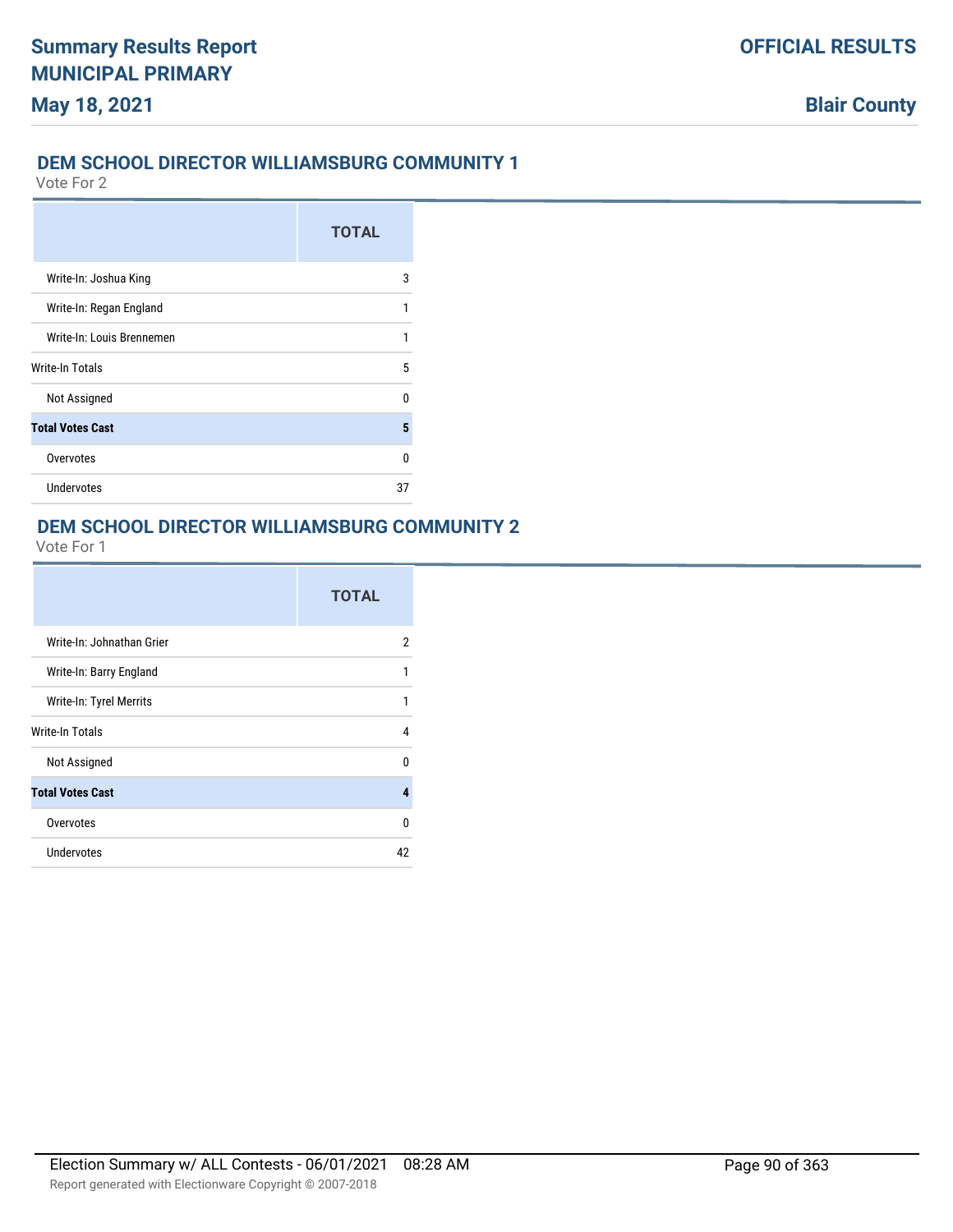## DEM SCHOOL DIRECTOR WILLIAMSBURG COMMUNITY 1

Vote For 2

| | TOTAL |
|---|---|
| Write-In: Joshua King | 3 |
| Write-In: Regan England | 1 |
| Write-In: Louis Brennemen | 1 |
| Write-In Totals | 5 |
| Not Assigned | 0 |
| **Total Votes Cast** | **5** |
| Overvotes | 0 |
| Undervotes | 37 |

## DEM SCHOOL DIRECTOR WILLIAMSBURG COMMUNITY 2

Vote For 1

| | TOTAL |
|---|---|
| Write-In: Johnathan Grier | 2 |
| Write-In: Barry England | 1 |
| Write-In: Tyrel Merrits | 1 |
| Write-In Totals | 4 |
| Not Assigned | 0 |
| **Total Votes Cast** | **4** |
| Overvotes | 0 |
| Undervotes | 42 |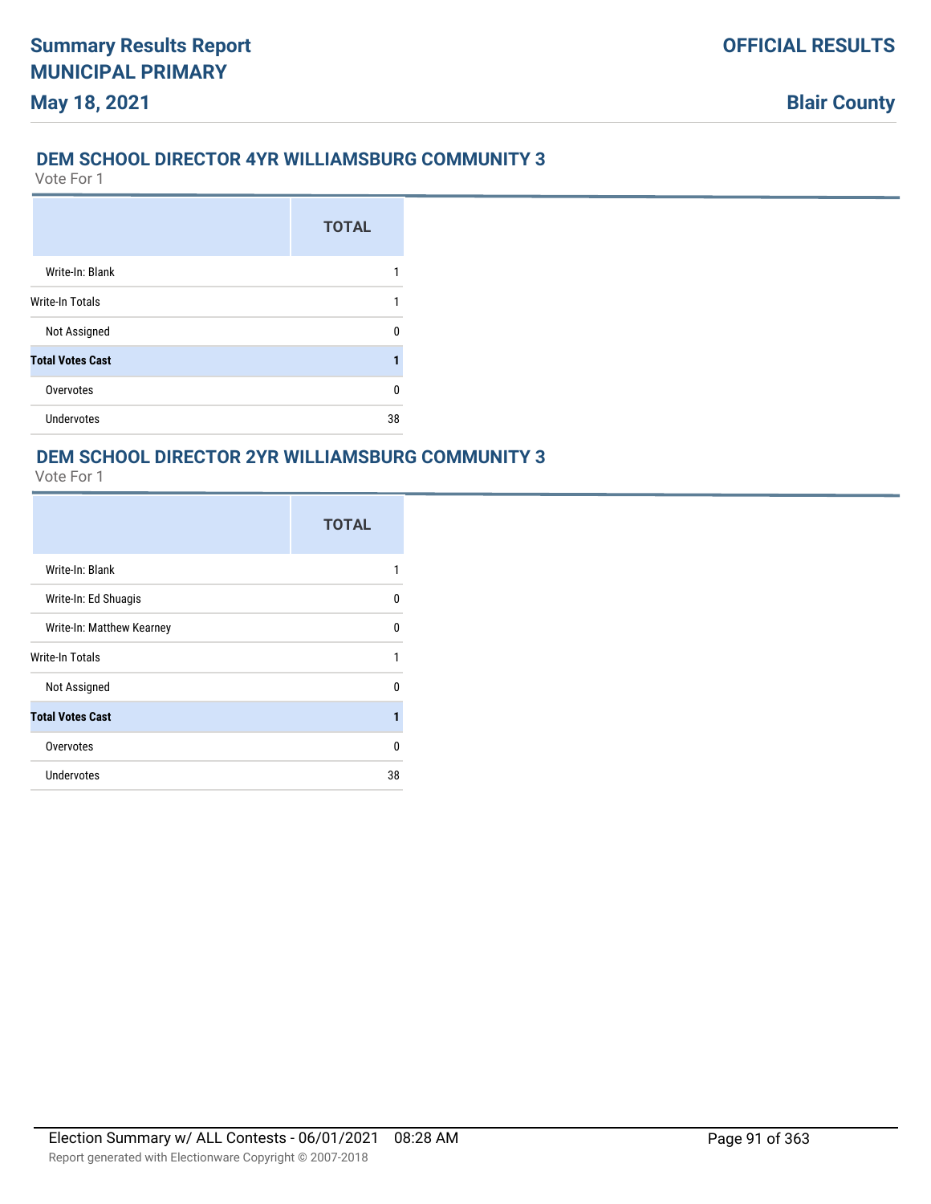## DEM SCHOOL DIRECTOR 4YR WILLIAMSBURG COMMUNITY 3

Vote For 1

| | TOTAL |
|---|---|
| Write-In: Blank | 1 |
| Write-In Totals | 1 |
| Not Assigned | 0 |
| **Total Votes Cast** | **1** |
| Overvotes | 0 |
| Undervotes | 38 |

## DEM SCHOOL DIRECTOR 2YR WILLIAMSBURG COMMUNITY 3

Vote For 1

| | TOTAL |
|---|---|
| Write-In: Blank | 1 |
| Write-In: Ed Shuagis | 0 |
| Write-In: Matthew Kearney | 0 |
| Write-In Totals | 1 |
| Not Assigned | 0 |
| **Total Votes Cast** | **1** |
| Overvotes | 0 |
| Undervotes | 38 |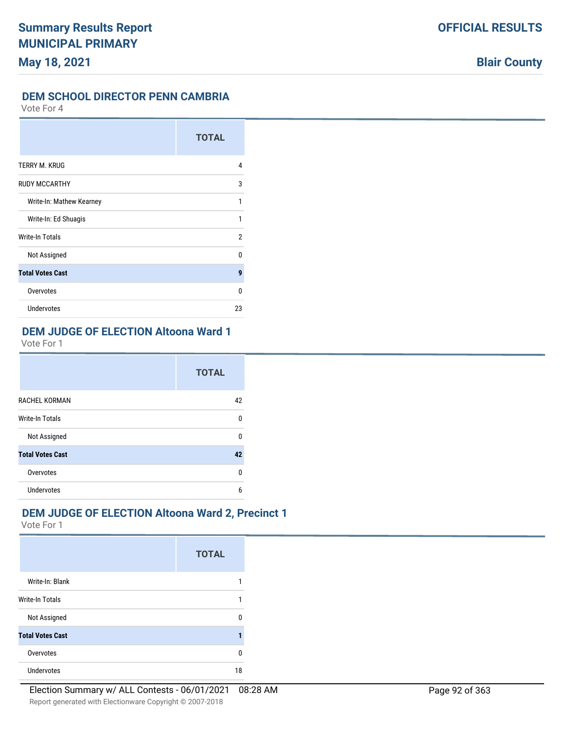## DEM SCHOOL DIRECTOR PENN CAMBRIA

Vote For 4

| | TOTAL |
|---|---|
| TERRY M. KRUG | 4 |
| RUDY MCCARTHY | 3 |
| Write-In: Mathew Kearney | 1 |
| Write-In: Ed Shuagis | 1 |
| Write-In Totals | 2 |
| Not Assigned | 0 |
| **Total Votes Cast** | **9** |
| Overvotes | 0 |
| Undervotes | 23 |

## DEM JUDGE OF ELECTION Altoona Ward 1

Vote For 1

| | TOTAL |
|---|---|
| RACHEL KORMAN | 42 |
| Write-In Totals | 0 |
| Not Assigned | 0 |
| **Total Votes Cast** | **42** |
| Overvotes | 0 |
| Undervotes | 6 |

## DEM JUDGE OF ELECTION Altoona Ward 2, Precinct 1

Vote For 1

| | TOTAL |
|---|---|
| Write-In: Blank | 1 |
| Write-In Totals | 1 |
| Not Assigned | 0 |
| **Total Votes Cast** | **1** |
| Overvotes | 0 |
| Undervotes | 18 |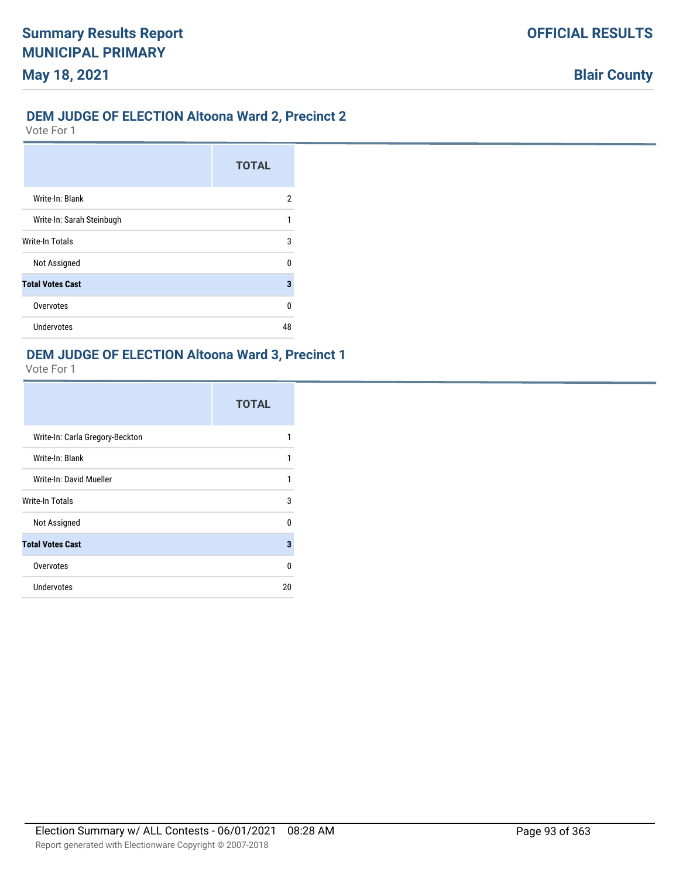## DEM JUDGE OF ELECTION Altoona Ward 2, Precinct 2

Vote For 1

| | TOTAL |
|---|---|
| Write-In: Blank | 2 |
| Write-In: Sarah Steinbugh | 1 |
| Write-In Totals | 3 |
| Not Assigned | 0 |
| **Total Votes Cast** | **3** |
| Overvotes | 0 |
| Undervotes | 48 |

## DEM JUDGE OF ELECTION Altoona Ward 3, Precinct 1

Vote For 1

| | TOTAL |
|---|---|
| Write-In: Carla Gregory-Beckton | 1 |
| Write-In: Blank | 1 |
| Write-In: David Mueller | 1 |
| Write-In Totals | 3 |
| Not Assigned | 0 |
| **Total Votes Cast** | **3** |
| Overvotes | 0 |
| Undervotes | 20 |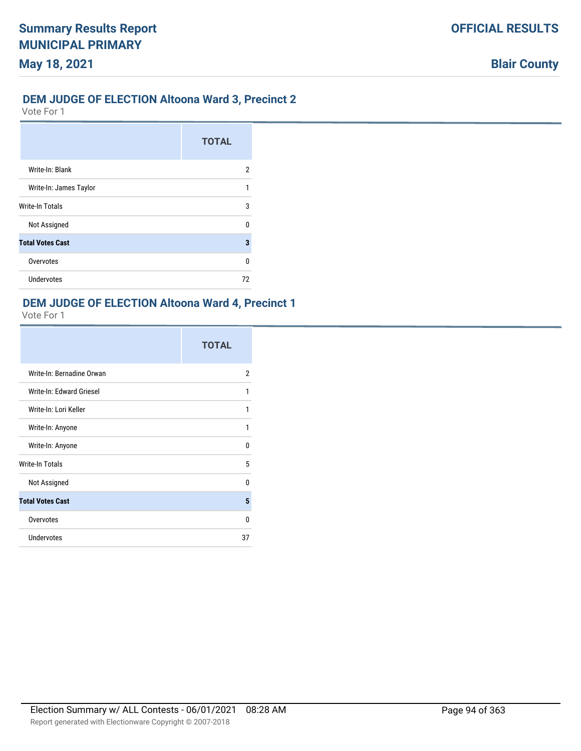## DEM JUDGE OF ELECTION Altoona Ward 3, Precinct 2

Vote For 1

| | TOTAL |
|---|---|
| Write-In: Blank | 2 |
| Write-In: James Taylor | 1 |
| Write-In Totals | 3 |
| Not Assigned | 0 |
| **Total Votes Cast** | **3** |
| Overvotes | 0 |
| Undervotes | 72 |

## DEM JUDGE OF ELECTION Altoona Ward 4, Precinct 1

Vote For 1

| | TOTAL |
|---|---|
| Write-In: Bernadine Orwan | 2 |
| Write-In: Edward Griesel | 1 |
| Write-In: Lori Keller | 1 |
| Write-In: Anyone | 1 |
| Write-In: Anyone | 0 |
| Write-In Totals | 5 |
| Not Assigned | 0 |
| **Total Votes Cast** | **5** |
| Overvotes | 0 |
| Undervotes | 37 |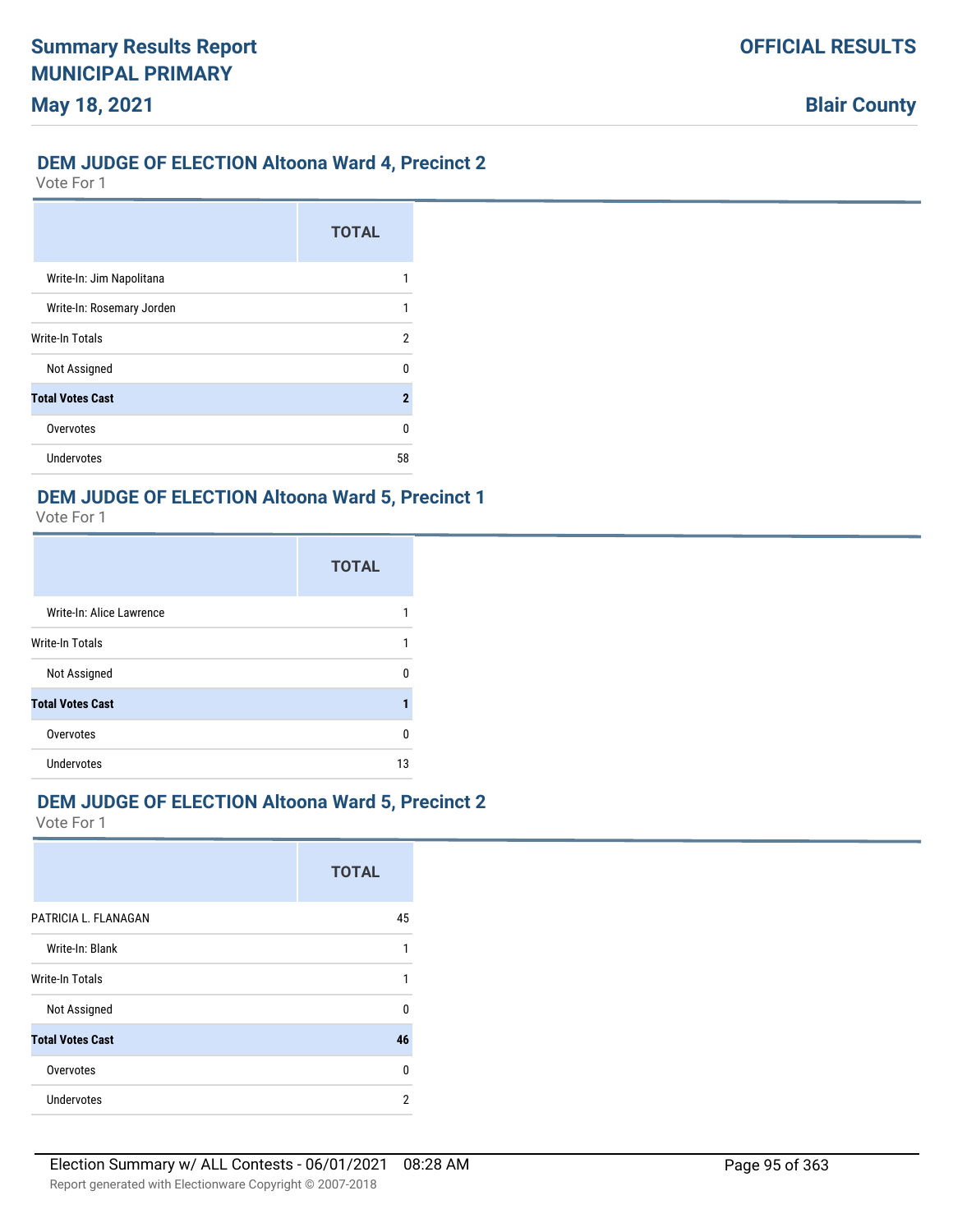## DEM JUDGE OF ELECTION Altoona Ward 4, Precinct 2

Vote For 1

| | TOTAL |
|---|---|
| Write-In: Jim Napolitana | 1 |
| Write-In: Rosemary Jorden | 1 |
| Write-In Totals | 2 |
| Not Assigned | 0 |
| **Total Votes Cast** | **2** |
| Overvotes | 0 |
| Undervotes | 58 |

## DEM JUDGE OF ELECTION Altoona Ward 5, Precinct 1

Vote For 1

| | TOTAL |
|---|---|
| Write-In: Alice Lawrence | 1 |
| Write-In Totals | 1 |
| Not Assigned | 0 |
| **Total Votes Cast** | **1** |
| Overvotes | 0 |
| Undervotes | 13 |

## DEM JUDGE OF ELECTION Altoona Ward 5, Precinct 2

Vote For 1

| | TOTAL |
|---|---|
| PATRICIA L. FLANAGAN | 45 |
| Write-In: Blank | 1 |
| Write-In Totals | 1 |
| Not Assigned | 0 |
| **Total Votes Cast** | **46** |
| Overvotes | 0 |
| Undervotes | 2 |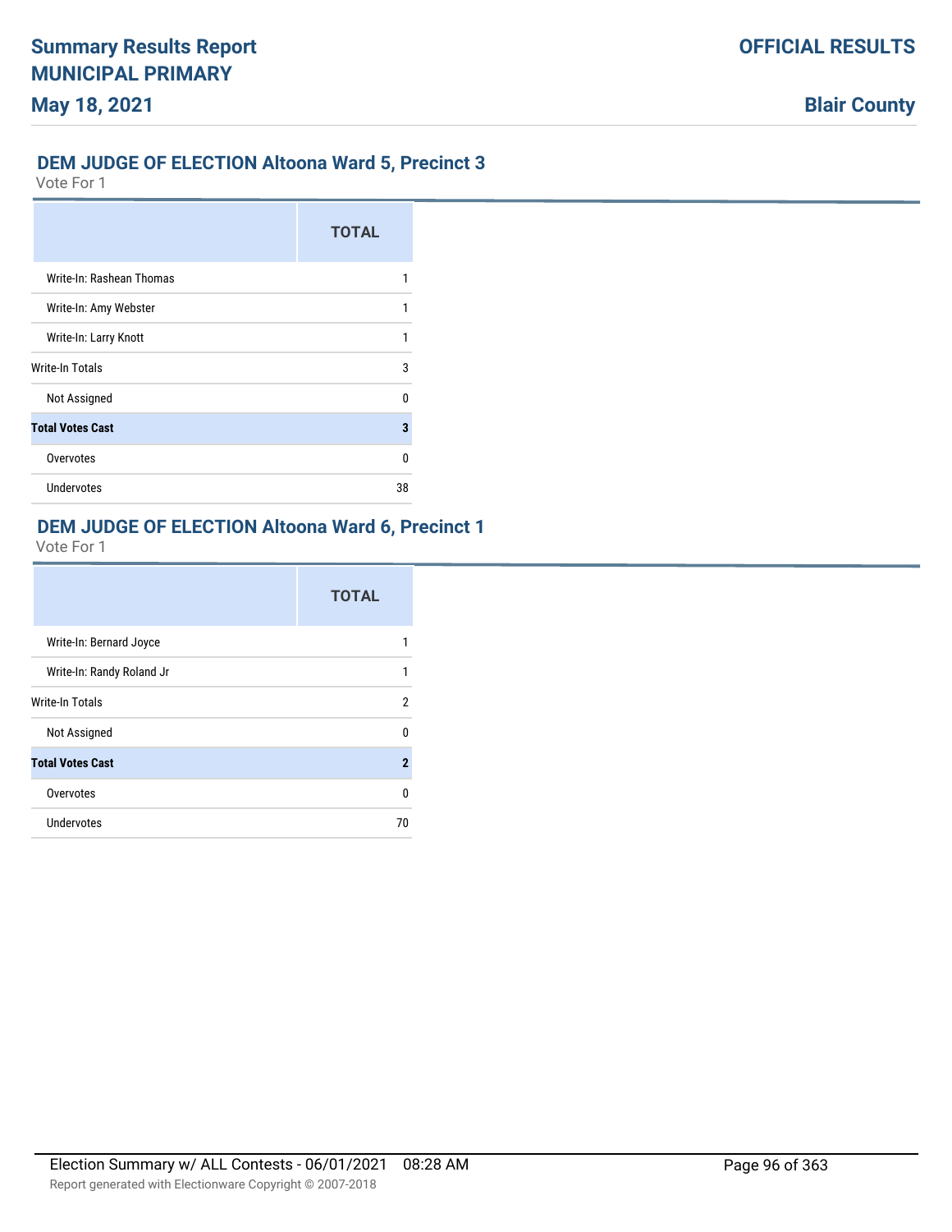## DEM JUDGE OF ELECTION Altoona Ward 5, Precinct 3

Vote For 1

| | TOTAL |
|---|---|
| Write-In: Rashean Thomas | 1 |
| Write-In: Amy Webster | 1 |
| Write-In: Larry Knott | 1 |
| Write-In Totals | 3 |
| Not Assigned | 0 |
| **Total Votes Cast** | **3** |
| Overvotes | 0 |
| Undervotes | 38 |

## DEM JUDGE OF ELECTION Altoona Ward 6, Precinct 1

Vote For 1

| | TOTAL |
|---|---|
| Write-In: Bernard Joyce | 1 |
| Write-In: Randy Roland Jr | 1 |
| Write-In Totals | 2 |
| Not Assigned | 0 |
| **Total Votes Cast** | **2** |
| Overvotes | 0 |
| Undervotes | 70 |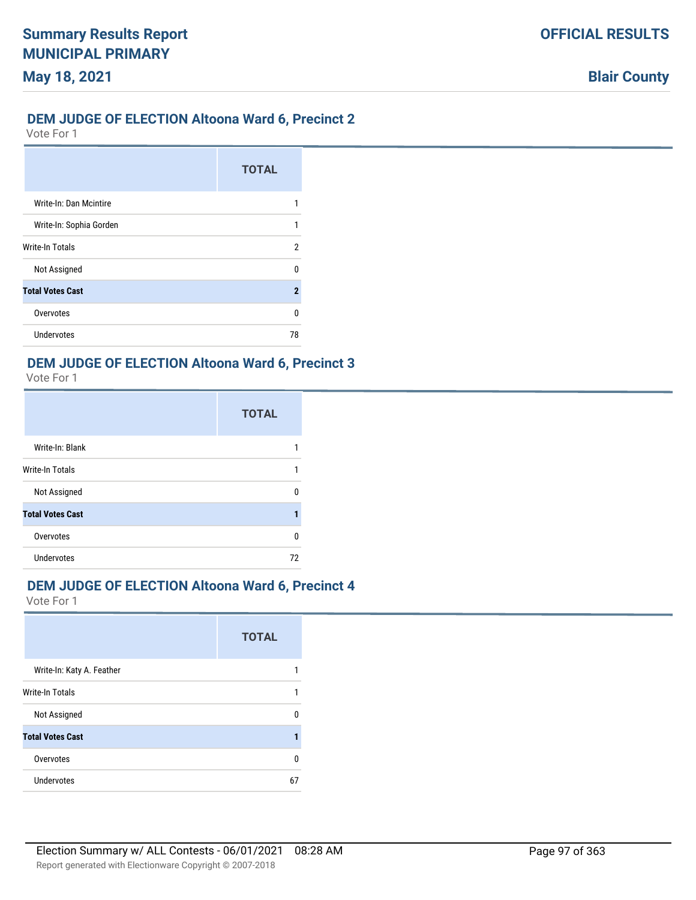## DEM JUDGE OF ELECTION Altoona Ward 6, Precinct 2

Vote For 1

| | TOTAL |
|---|---|
| Write-In: Dan Mcintire | 1 |
| Write-In: Sophia Gorden | 1 |
| Write-In Totals | 2 |
| Not Assigned | 0 |
| **Total Votes Cast** | **2** |
| Overvotes | 0 |
| Undervotes | 78 |

## DEM JUDGE OF ELECTION Altoona Ward 6, Precinct 3

Vote For 1

| | TOTAL |
|---|---|
| Write-In: Blank | 1 |
| Write-In Totals | 1 |
| Not Assigned | 0 |
| **Total Votes Cast** | **1** |
| Overvotes | 0 |
| Undervotes | 72 |

## DEM JUDGE OF ELECTION Altoona Ward 6, Precinct 4

Vote For 1

| | TOTAL |
|---|---|
| Write-In: Katy A. Feather | 1 |
| Write-In Totals | 1 |
| Not Assigned | 0 |
| **Total Votes Cast** | **1** |
| Overvotes | 0 |
| Undervotes | 67 |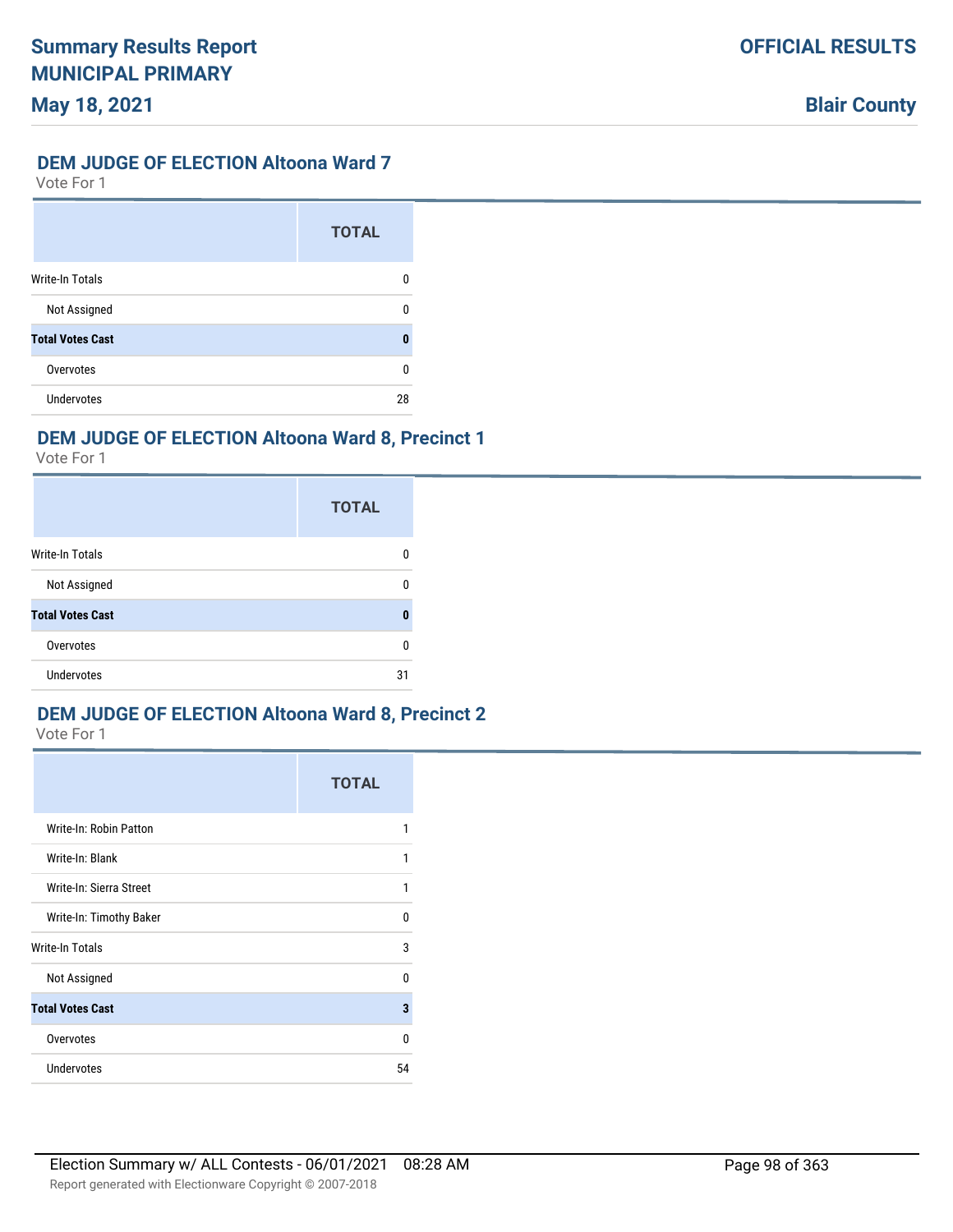## DEM JUDGE OF ELECTION Altoona Ward 7

Vote For 1

| | TOTAL |
|---|---|
| Write-In Totals | 0 |
| Not Assigned | 0 |
| **Total Votes Cast** | **0** |
| Overvotes | 0 |
| Undervotes | 28 |

## DEM JUDGE OF ELECTION Altoona Ward 8, Precinct 1

Vote For 1

| | TOTAL |
|---|---|
| Write-In Totals | 0 |
| Not Assigned | 0 |
| **Total Votes Cast** | **0** |
| Overvotes | 0 |
| Undervotes | 31 |

## DEM JUDGE OF ELECTION Altoona Ward 8, Precinct 2

Vote For 1

| | TOTAL |
|---|---|
| Write-In: Robin Patton | 1 |
| Write-In: Blank | 1 |
| Write-In: Sierra Street | 1 |
| Write-In: Timothy Baker | 0 |
| Write-In Totals | 3 |
| Not Assigned | 0 |
| **Total Votes Cast** | **3** |
| Overvotes | 0 |
| Undervotes | 54 |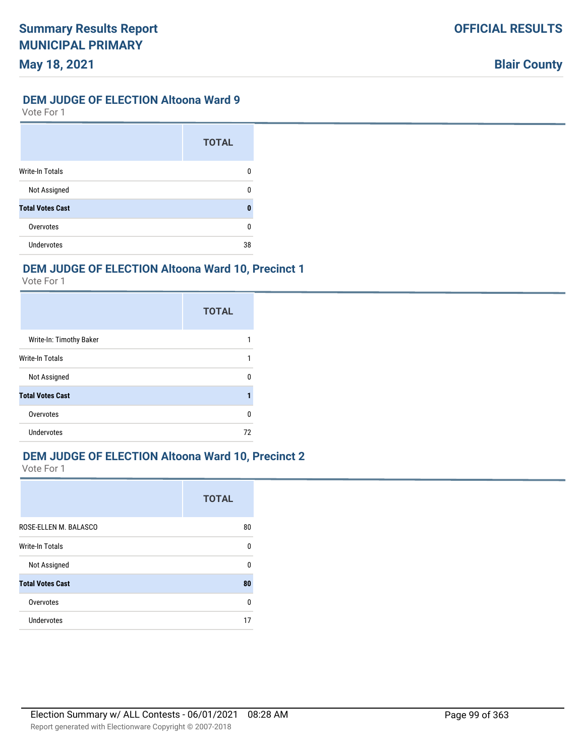## DEM JUDGE OF ELECTION Altoona Ward 9

Vote For 1

| | TOTAL |
|---|---|
| Write-In Totals | 0 |
| Not Assigned | 0 |
| **Total Votes Cast** | **0** |
| Overvotes | 0 |
| Undervotes | 38 |

## DEM JUDGE OF ELECTION Altoona Ward 10, Precinct 1

Vote For 1

| | TOTAL |
|---|---|
| Write-In: Timothy Baker | 1 |
| Write-In Totals | 1 |
| Not Assigned | 0 |
| **Total Votes Cast** | **1** |
| Overvotes | 0 |
| Undervotes | 72 |

## DEM JUDGE OF ELECTION Altoona Ward 10, Precinct 2

Vote For 1

| | TOTAL |
|---|---|
| ROSE-ELLEN M. BALASCO | 80 |
| Write-In Totals | 0 |
| Not Assigned | 0 |
| **Total Votes Cast** | **80** |
| Overvotes | 0 |
| Undervotes | 17 |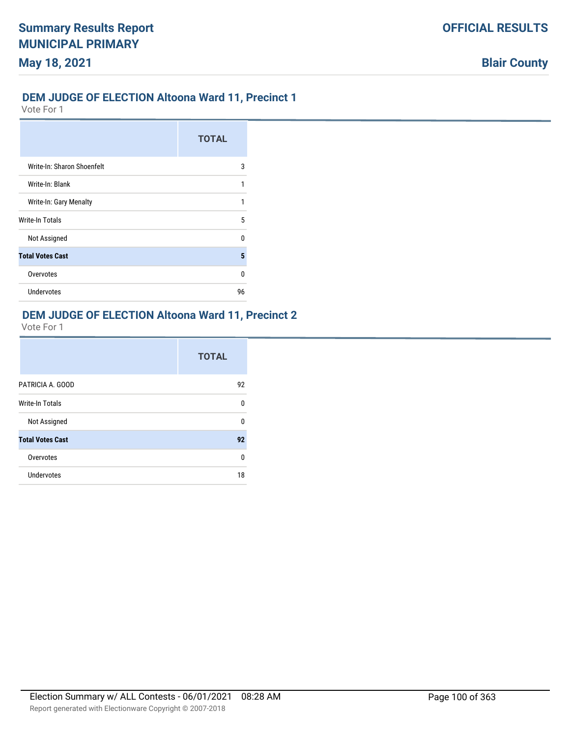## DEM JUDGE OF ELECTION Altoona Ward 11, Precinct 1

Vote For 1

| | TOTAL |
|---|---|
| Write-In: Sharon Shoenfelt | 3 |
| Write-In: Blank | 1 |
| Write-In: Gary Menalty | 1 |
| Write-In Totals | 5 |
| Not Assigned | 0 |
| **Total Votes Cast** | **5** |
| Overvotes | 0 |
| Undervotes | 96 |

## DEM JUDGE OF ELECTION Altoona Ward 11, Precinct 2

Vote For 1

| | TOTAL |
|---|---|
| PATRICIA A. GOOD | 92 |
| Write-In Totals | 0 |
| Not Assigned | 0 |
| **Total Votes Cast** | **92** |
| Overvotes | 0 |
| Undervotes | 18 |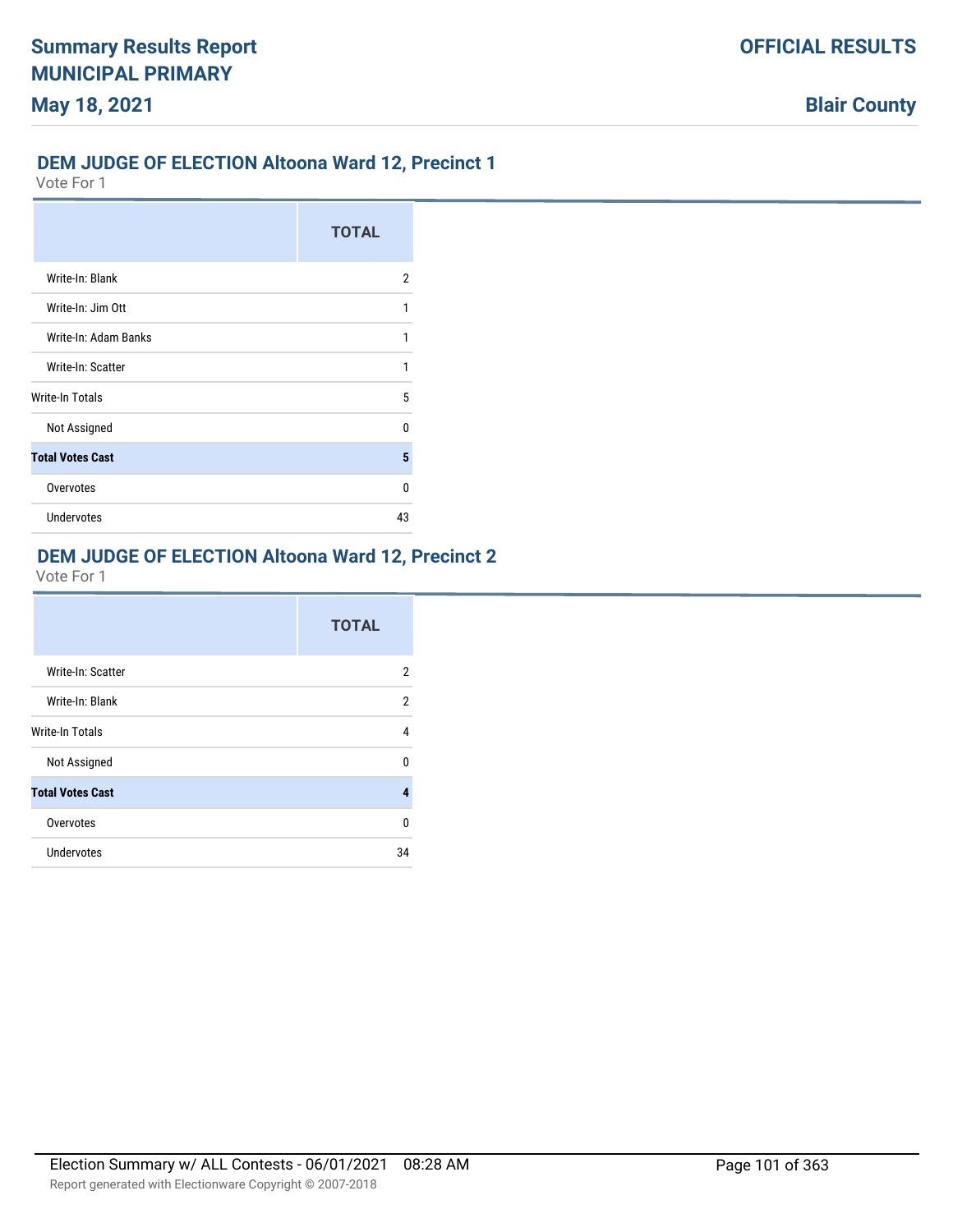## DEM JUDGE OF ELECTION Altoona Ward 12, Precinct 1

Vote For 1

| | TOTAL |
|---|---|
| Write-In: Blank | 2 |
| Write-In: Jim Ott | 1 |
| Write-In: Adam Banks | 1 |
| Write-In: Scatter | 1 |
| Write-In Totals | 5 |
| Not Assigned | 0 |
| **Total Votes Cast** | **5** |
| Overvotes | 0 |
| Undervotes | 43 |

## DEM JUDGE OF ELECTION Altoona Ward 12, Precinct 2

Vote For 1

| | TOTAL |
|---|---|
| Write-In: Scatter | 2 |
| Write-In: Blank | 2 |
| Write-In Totals | 4 |
| Not Assigned | 0 |
| **Total Votes Cast** | **4** |
| Overvotes | 0 |
| Undervotes | 34 |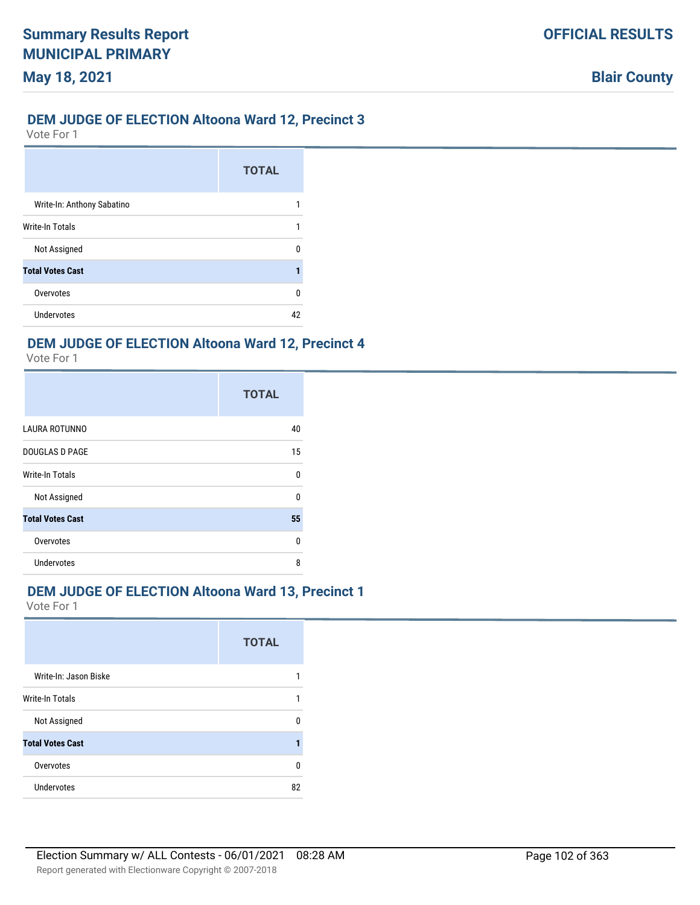## DEM JUDGE OF ELECTION Altoona Ward 12, Precinct 3

Vote For 1

| | TOTAL |
|---|---|
| Write-In: Anthony Sabatino | 1 |
| Write-In Totals | 1 |
| Not Assigned | 0 |
| **Total Votes Cast** | **1** |
| Overvotes | 0 |
| Undervotes | 42 |

## DEM JUDGE OF ELECTION Altoona Ward 12, Precinct 4

Vote For 1

| | TOTAL |
|---|---|
| LAURA ROTUNNO | 40 |
| DOUGLAS D PAGE | 15 |
| Write-In Totals | 0 |
| Not Assigned | 0 |
| **Total Votes Cast** | **55** |
| Overvotes | 0 |
| Undervotes | 8 |

## DEM JUDGE OF ELECTION Altoona Ward 13, Precinct 1

Vote For 1

| | TOTAL |
|---|---|
| Write-In: Jason Biske | 1 |
| Write-In Totals | 1 |
| Not Assigned | 0 |
| **Total Votes Cast** | **1** |
| Overvotes | 0 |
| Undervotes | 82 |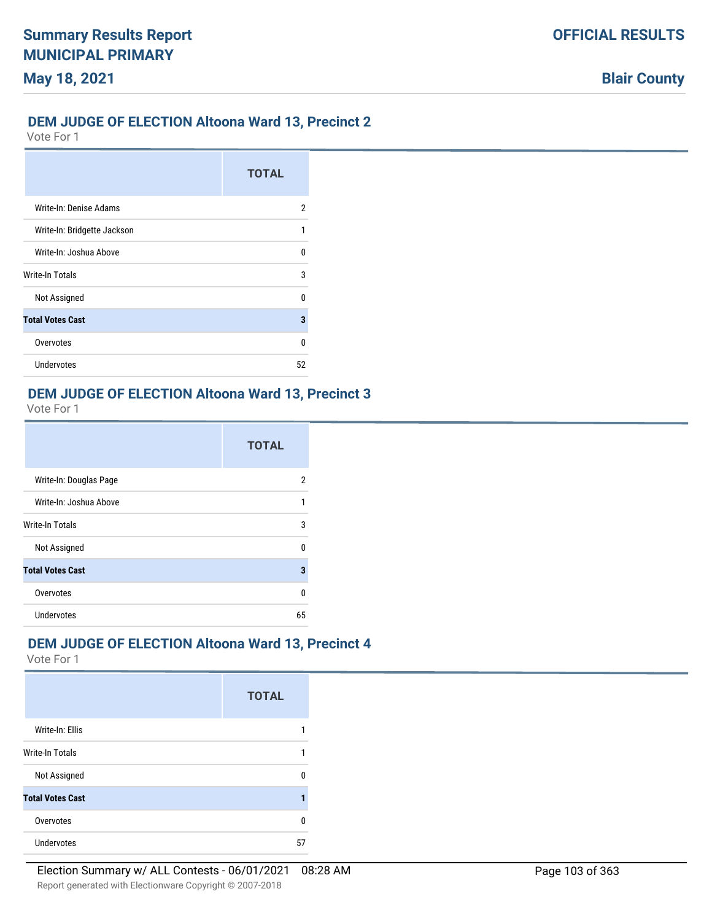## DEM JUDGE OF ELECTION Altoona Ward 13, Precinct 2

Vote For 1

| | TOTAL |
|---|---|
| Write-In: Denise Adams | 2 |
| Write-In: Bridgette Jackson | 1 |
| Write-In: Joshua Above | 0 |
| Write-In Totals | 3 |
| Not Assigned | 0 |
| **Total Votes Cast** | **3** |
| Overvotes | 0 |
| Undervotes | 52 |

## DEM JUDGE OF ELECTION Altoona Ward 13, Precinct 3

Vote For 1

| | TOTAL |
|---|---|
| Write-In: Douglas Page | 2 |
| Write-In: Joshua Above | 1 |
| Write-In Totals | 3 |
| Not Assigned | 0 |
| **Total Votes Cast** | **3** |
| Overvotes | 0 |
| Undervotes | 65 |

## DEM JUDGE OF ELECTION Altoona Ward 13, Precinct 4

Vote For 1

| | TOTAL |
|---|---|
| Write-In: Ellis | 1 |
| Write-In Totals | 1 |
| Not Assigned | 0 |
| **Total Votes Cast** | **1** |
| Overvotes | 0 |
| Undervotes | 57 |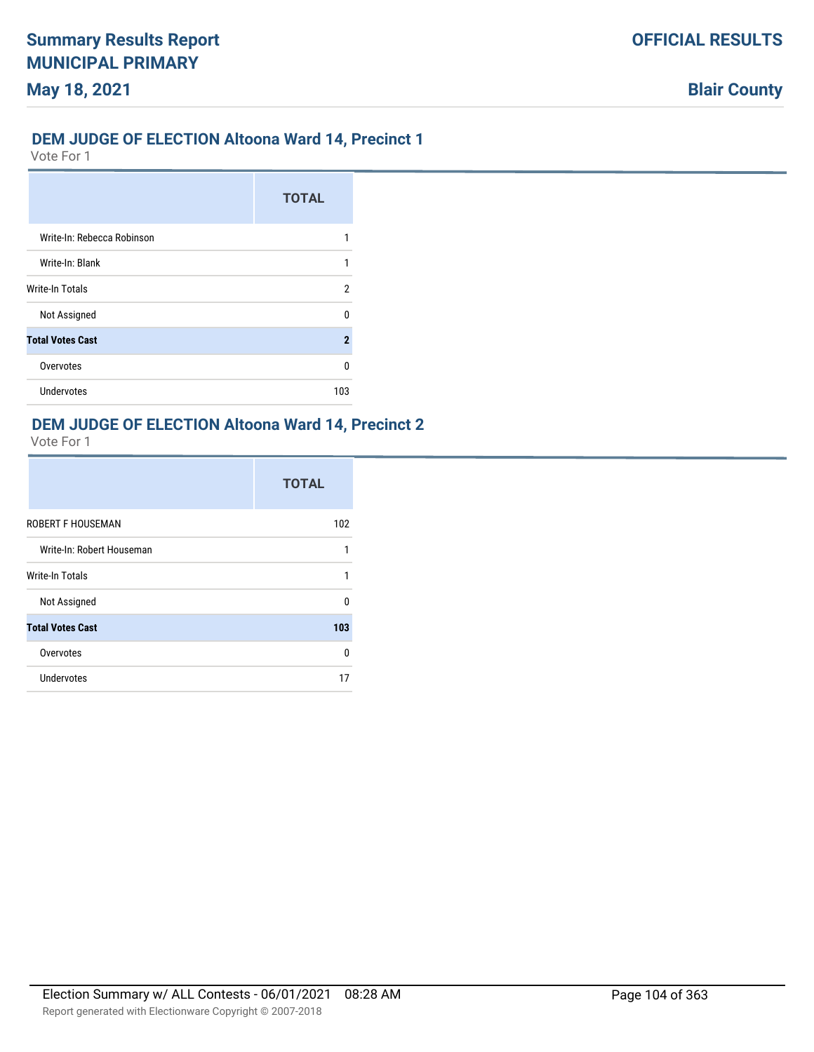### DEM JUDGE OF ELECTION Altoona Ward 14, Precinct 1

Vote For 1

| | TOTAL |
|---|---|
| Write-In: Rebecca Robinson | 1 |
| Write-In: Blank | 1 |
| Write-In Totals | 2 |
| Not Assigned | 0 |
| **Total Votes Cast** | **2** |
| Overvotes | 0 |
| Undervotes | 103 |

### DEM JUDGE OF ELECTION Altoona Ward 14, Precinct 2

Vote For 1

| | TOTAL |
|---|---|
| ROBERT F HOUSEMAN | 102 |
| Write-In: Robert Houseman | 1 |
| Write-In Totals | 1 |
| Not Assigned | 0 |
| **Total Votes Cast** | **103** |
| Overvotes | 0 |
| Undervotes | 17 |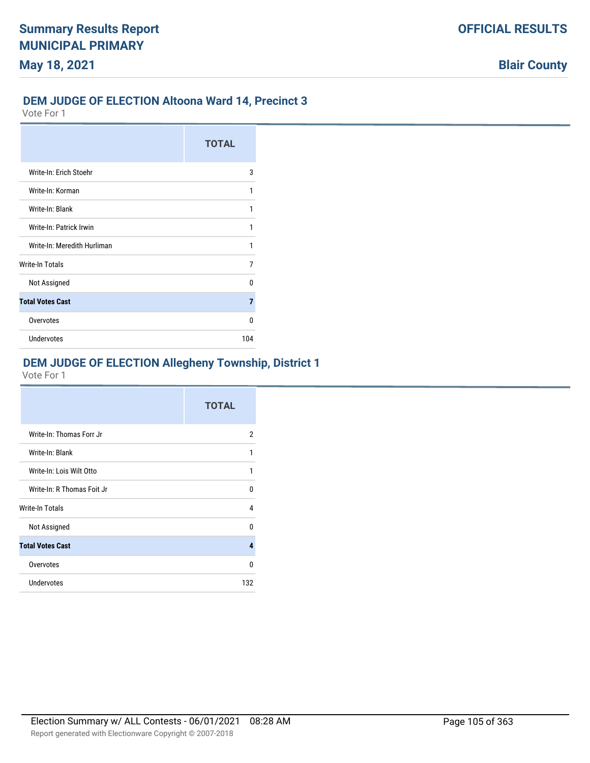## DEM JUDGE OF ELECTION Altoona Ward 14, Precinct 3

Vote For 1

| | TOTAL |
|---|---|
| Write-In: Erich Stoehr | 3 |
| Write-In: Korman | 1 |
| Write-In: Blank | 1 |
| Write-In: Patrick Irwin | 1 |
| Write-In: Meredith Hurliman | 1 |
| Write-In Totals | 7 |
| Not Assigned | 0 |
| **Total Votes Cast** | **7** |
| Overvotes | 0 |
| Undervotes | 104 |

## DEM JUDGE OF ELECTION Allegheny Township, District 1

Vote For 1

| | TOTAL |
|---|---|
| Write-In: Thomas Forr Jr | 2 |
| Write-In: Blank | 1 |
| Write-In: Lois Wilt Otto | 1 |
| Write-In: R Thomas Foit Jr | 0 |
| Write-In Totals | 4 |
| Not Assigned | 0 |
| **Total Votes Cast** | **4** |
| Overvotes | 0 |
| Undervotes | 132 |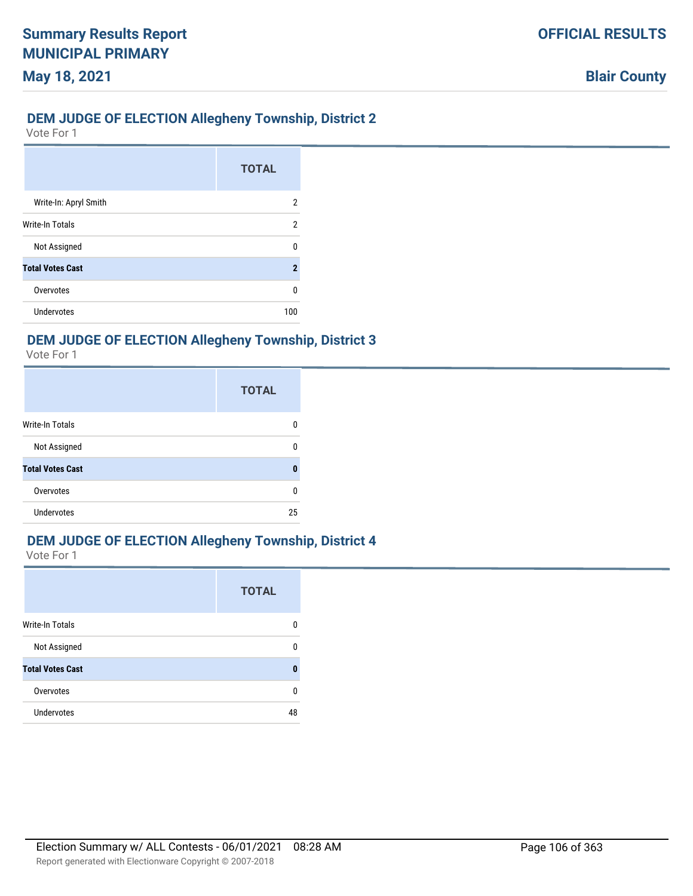## DEM JUDGE OF ELECTION Allegheny Township, District 2

Vote For 1

| | TOTAL |
|---|---|
| Write-In: Apryl Smith | 2 |
| Write-In Totals | 2 |
| Not Assigned | 0 |
| **Total Votes Cast** | **2** |
| Overvotes | 0 |
| Undervotes | 100 |

## DEM JUDGE OF ELECTION Allegheny Township, District 3

Vote For 1

| | TOTAL |
|---|---|
| Write-In Totals | 0 |
| Not Assigned | 0 |
| **Total Votes Cast** | **0** |
| Overvotes | 0 |
| Undervotes | 25 |

## DEM JUDGE OF ELECTION Allegheny Township, District 4

Vote For 1

| | TOTAL |
|---|---|
| Write-In Totals | 0 |
| Not Assigned | 0 |
| **Total Votes Cast** | **0** |
| Overvotes | 0 |
| Undervotes | 48 |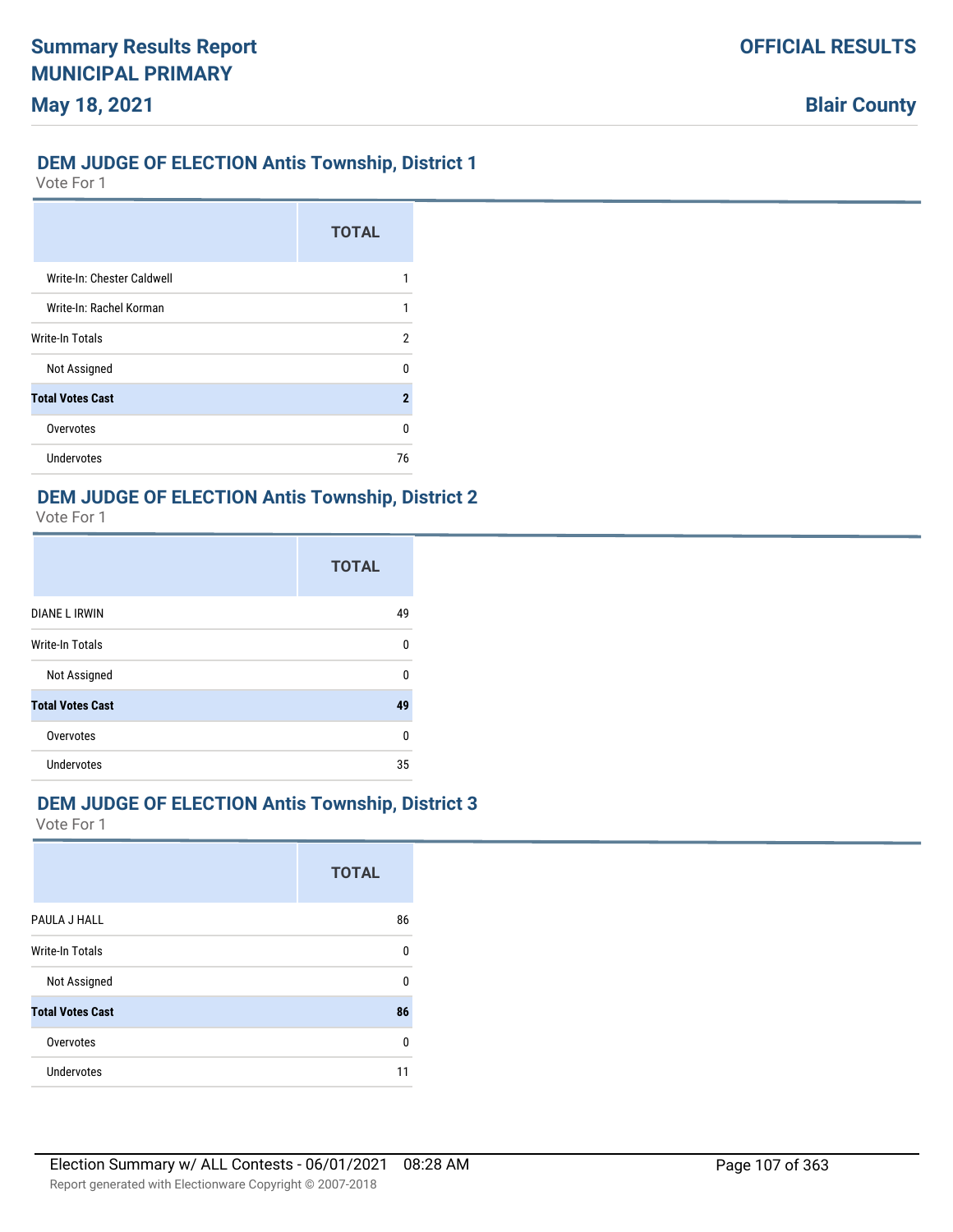## DEM JUDGE OF ELECTION Antis Township, District 1

Vote For 1

| | TOTAL |
|---|---|
| Write-In: Chester Caldwell | 1 |
| Write-In: Rachel Korman | 1 |
| Write-In Totals | 2 |
| Not Assigned | 0 |
| **Total Votes Cast** | **2** |
| Overvotes | 0 |
| Undervotes | 76 |

## DEM JUDGE OF ELECTION Antis Township, District 2

Vote For 1

| | TOTAL |
|---|---|
| DIANE L IRWIN | 49 |
| Write-In Totals | 0 |
| Not Assigned | 0 |
| **Total Votes Cast** | **49** |
| Overvotes | 0 |
| Undervotes | 35 |

## DEM JUDGE OF ELECTION Antis Township, District 3

Vote For 1

| | TOTAL |
|---|---|
| PAULA J HALL | 86 |
| Write-In Totals | 0 |
| Not Assigned | 0 |
| **Total Votes Cast** | **86** |
| Overvotes | 0 |
| Undervotes | 11 |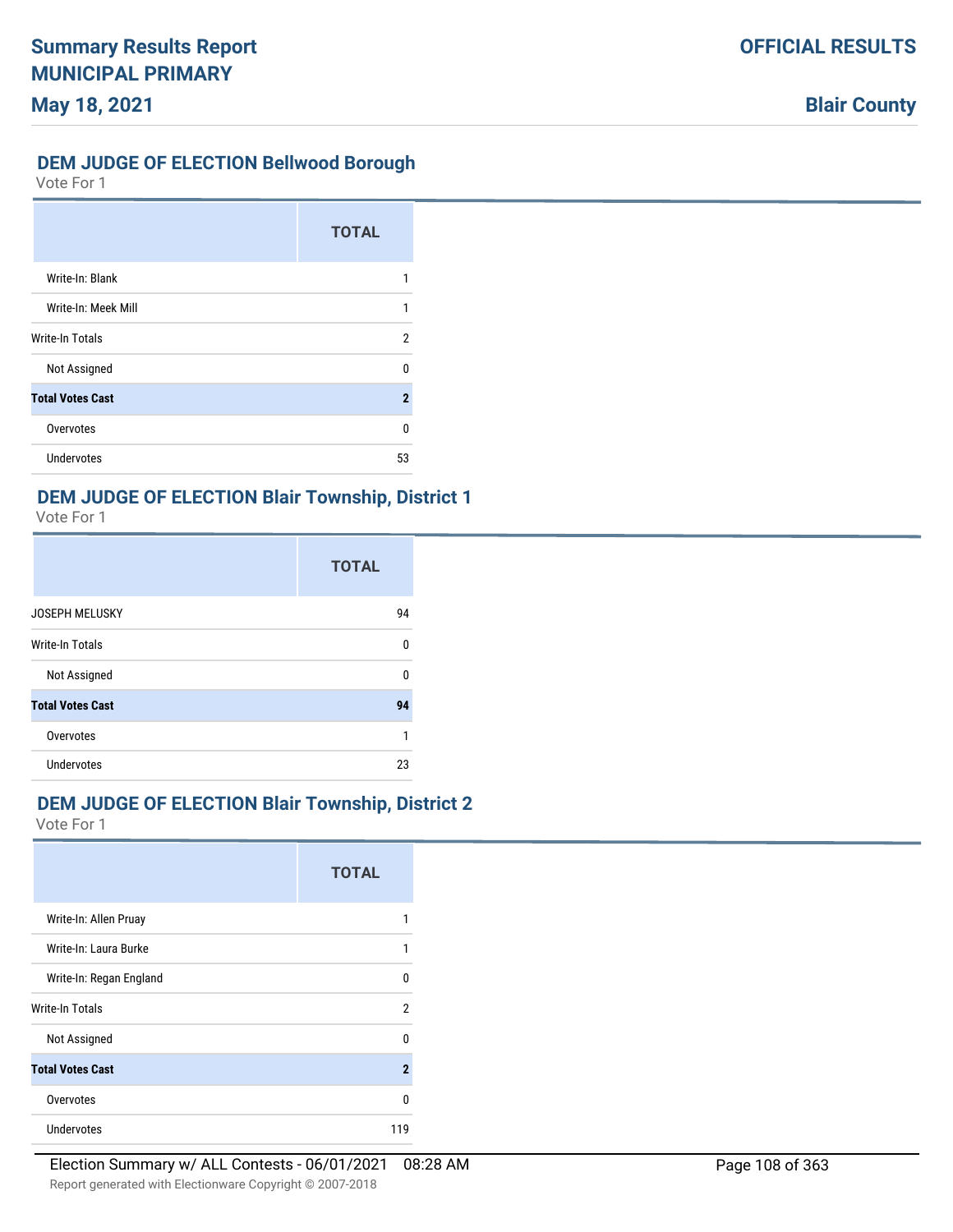## DEM JUDGE OF ELECTION Bellwood Borough

Vote For 1

| | TOTAL |
|---|---|
| Write-In: Blank | 1 |
| Write-In: Meek Mill | 1 |
| Write-In Totals | 2 |
| Not Assigned | 0 |
| **Total Votes Cast** | **2** |
| Overvotes | 0 |
| Undervotes | 53 |

## DEM JUDGE OF ELECTION Blair Township, District 1

Vote For 1

| | TOTAL |
|---|---|
| JOSEPH MELUSKY | 94 |
| Write-In Totals | 0 |
| Not Assigned | 0 |
| **Total Votes Cast** | **94** |
| Overvotes | 1 |
| Undervotes | 23 |

## DEM JUDGE OF ELECTION Blair Township, District 2

Vote For 1

| | TOTAL |
|---|---|
| Write-In: Allen Pruay | 1 |
| Write-In: Laura Burke | 1 |
| Write-In: Regan England | 0 |
| Write-In Totals | 2 |
| Not Assigned | 0 |
| **Total Votes Cast** | **2** |
| Overvotes | 0 |
| Undervotes | 119 |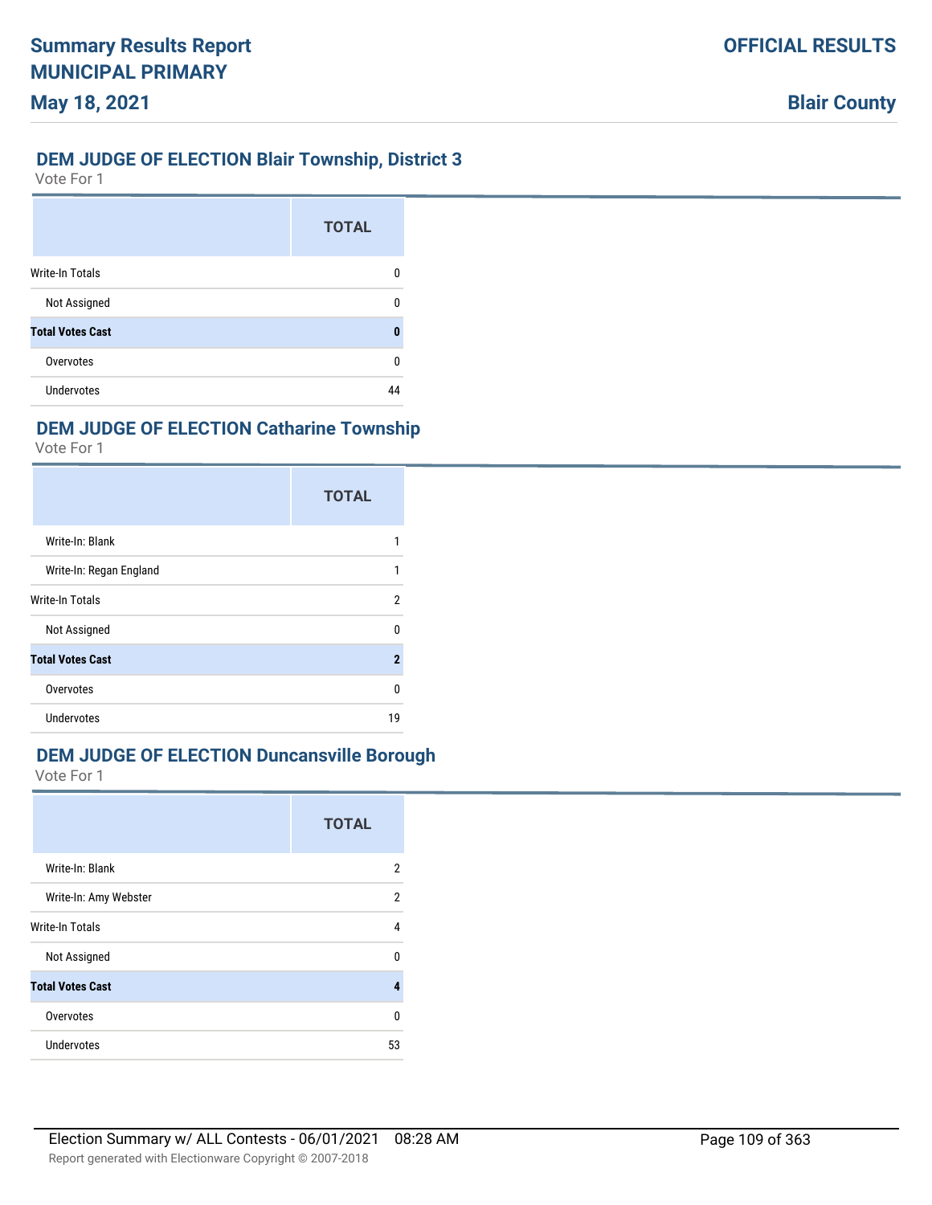## DEM JUDGE OF ELECTION Blair Township, District 3

Vote For 1

| | TOTAL |
|---|---|
| Write-In Totals | 0 |
| Not Assigned | 0 |
| **Total Votes Cast** | **0** |
| Overvotes | 0 |
| Undervotes | 44 |

## DEM JUDGE OF ELECTION Catharine Township

Vote For 1

| | TOTAL |
|---|---|
| Write-In: Blank | 1 |
| Write-In: Regan England | 1 |
| Write-In Totals | 2 |
| Not Assigned | 0 |
| **Total Votes Cast** | **2** |
| Overvotes | 0 |
| Undervotes | 19 |

## DEM JUDGE OF ELECTION Duncansville Borough

Vote For 1

| | TOTAL |
|---|---|
| Write-In: Blank | 2 |
| Write-In: Amy Webster | 2 |
| Write-In Totals | 4 |
| Not Assigned | 0 |
| **Total Votes Cast** | **4** |
| Overvotes | 0 |
| Undervotes | 53 |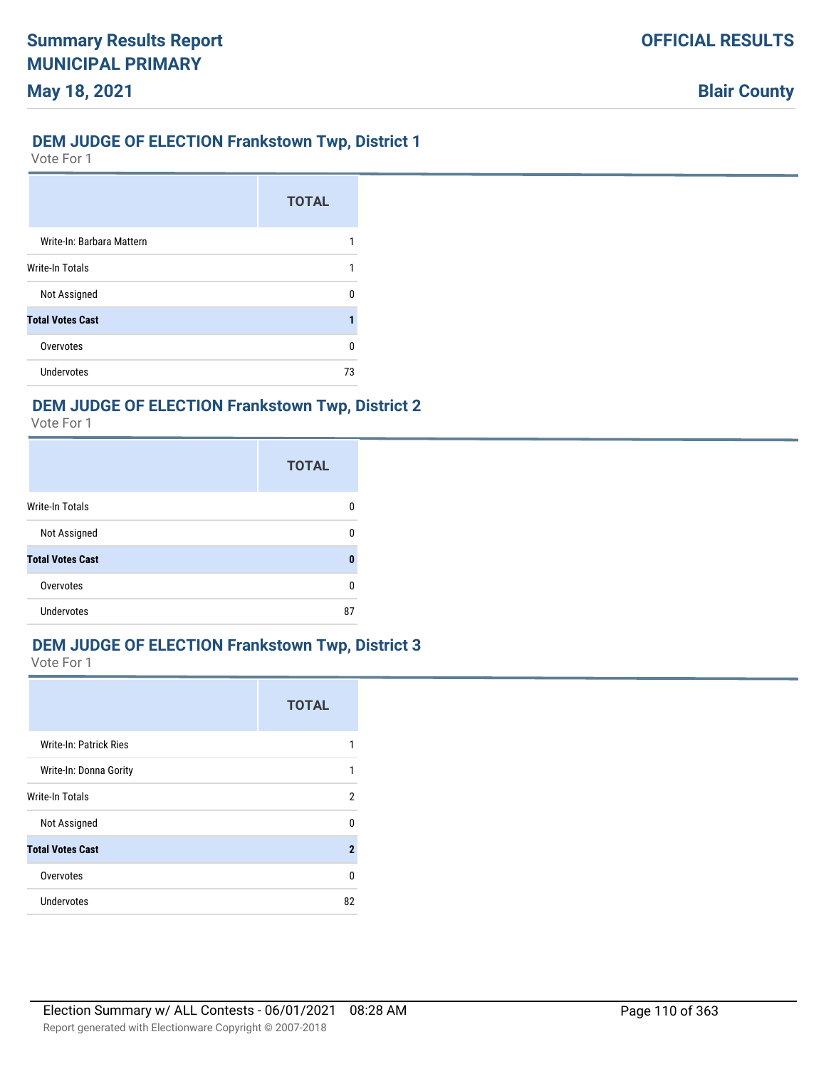## DEM JUDGE OF ELECTION Frankstown Twp, District 1

Vote For 1

| | TOTAL |
|---|---|
| Write-In: Barbara Mattern | 1 |
| Write-In Totals | 1 |
| Not Assigned | 0 |
| **Total Votes Cast** | **1** |
| Overvotes | 0 |
| Undervotes | 73 |

## DEM JUDGE OF ELECTION Frankstown Twp, District 2

Vote For 1

| | TOTAL |
|---|---|
| Write-In Totals | 0 |
| Not Assigned | 0 |
| **Total Votes Cast** | **0** |
| Overvotes | 0 |
| Undervotes | 87 |

## DEM JUDGE OF ELECTION Frankstown Twp, District 3

Vote For 1

| | TOTAL |
|---|---|
| Write-In: Patrick Ries | 1 |
| Write-In: Donna Gority | 1 |
| Write-In Totals | 2 |
| Not Assigned | 0 |
| **Total Votes Cast** | **2** |
| Overvotes | 0 |
| Undervotes | 82 |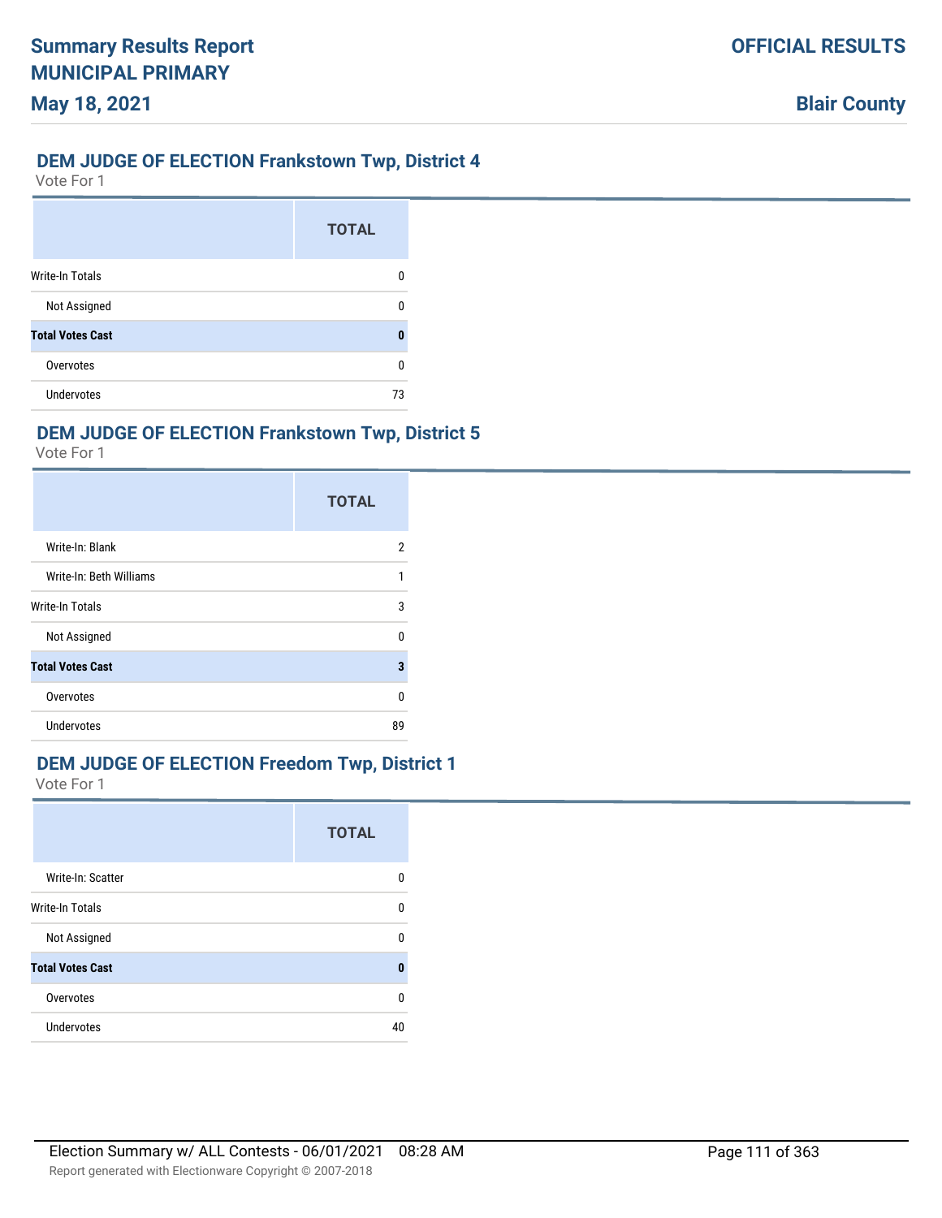## DEM JUDGE OF ELECTION Frankstown Twp, District 4

Vote For 1

| | TOTAL |
|---|---|
| Write-In Totals | 0 |
| Not Assigned | 0 |
| **Total Votes Cast** | **0** |
| Overvotes | 0 |
| Undervotes | 73 |

## DEM JUDGE OF ELECTION Frankstown Twp, District 5

Vote For 1

| | TOTAL |
|---|---|
| Write-In: Blank | 2 |
| Write-In: Beth Williams | 1 |
| Write-In Totals | 3 |
| Not Assigned | 0 |
| **Total Votes Cast** | **3** |
| Overvotes | 0 |
| Undervotes | 89 |

## DEM JUDGE OF ELECTION Freedom Twp, District 1

Vote For 1

| | TOTAL |
|---|---|
| Write-In: Scatter | 0 |
| Write-In Totals | 0 |
| Not Assigned | 0 |
| **Total Votes Cast** | **0** |
| Overvotes | 0 |
| Undervotes | 40 |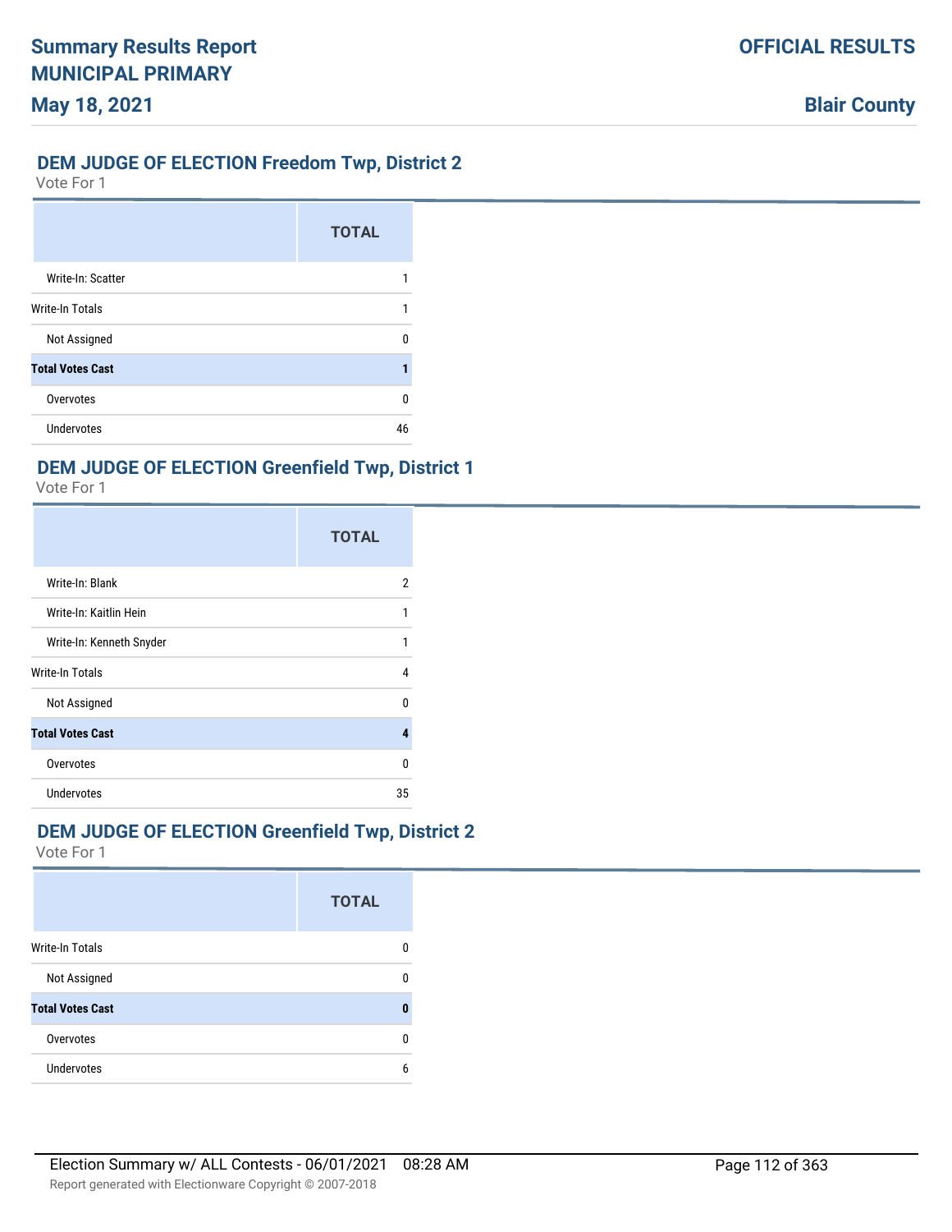## DEM JUDGE OF ELECTION Freedom Twp, District 2

Vote For 1

| | TOTAL |
|---|---|
| Write-In: Scatter | 1 |
| Write-In Totals | 1 |
| Not Assigned | 0 |
| **Total Votes Cast** | **1** |
| Overvotes | 0 |
| Undervotes | 46 |

## DEM JUDGE OF ELECTION Greenfield Twp, District 1

Vote For 1

| | TOTAL |
|---|---|
| Write-In: Blank | 2 |
| Write-In: Kaitlin Hein | 1 |
| Write-In: Kenneth Snyder | 1 |
| Write-In Totals | 4 |
| Not Assigned | 0 |
| **Total Votes Cast** | **4** |
| Overvotes | 0 |
| Undervotes | 35 |

## DEM JUDGE OF ELECTION Greenfield Twp, District 2

Vote For 1

| | TOTAL |
|---|---|
| Write-In Totals | 0 |
| Not Assigned | 0 |
| **Total Votes Cast** | **0** |
| Overvotes | 0 |
| Undervotes | 6 |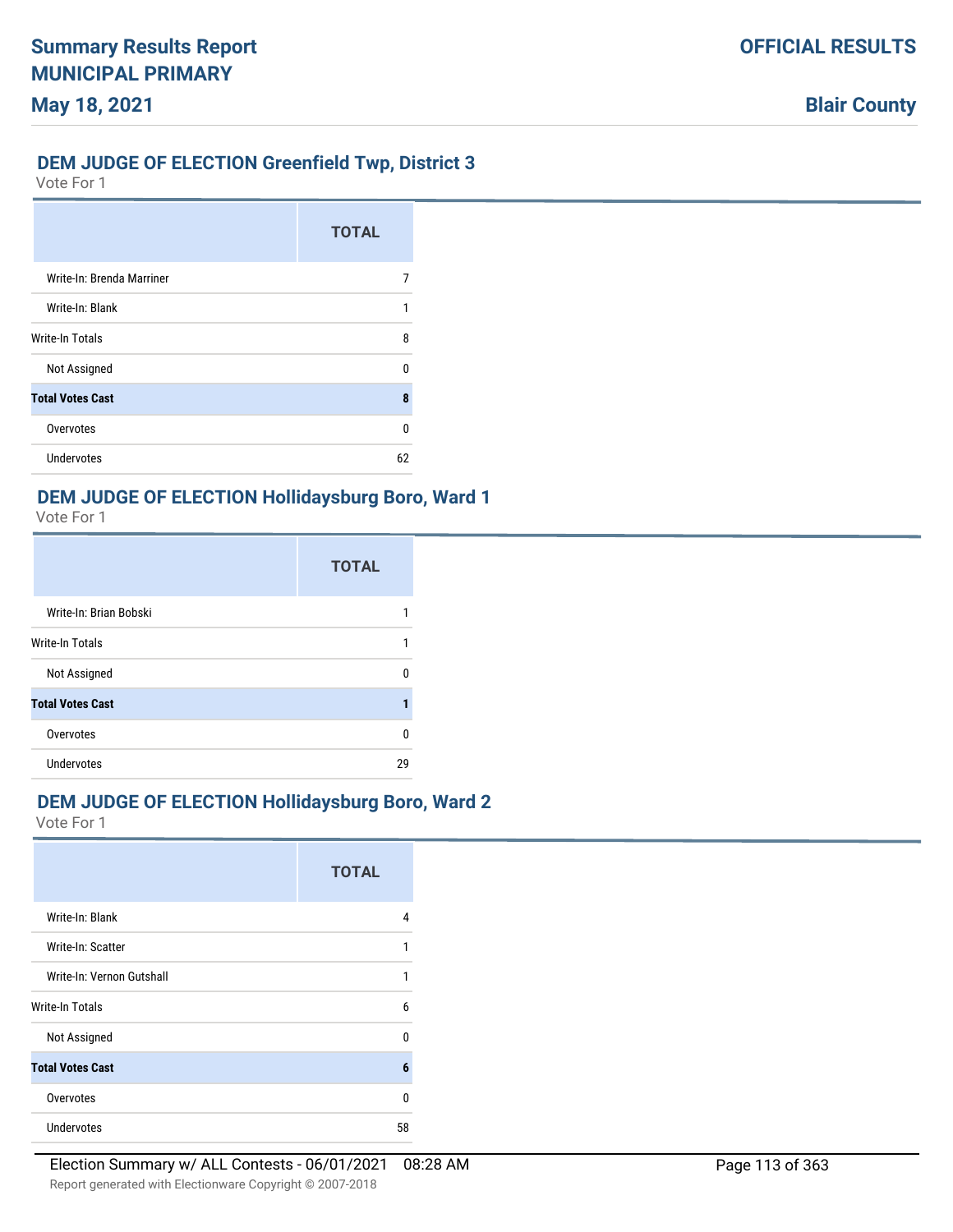## DEM JUDGE OF ELECTION Greenfield Twp, District 3

Vote For 1

| | TOTAL |
|---|---|
| Write-In: Brenda Marriner | 7 |
| Write-In: Blank | 1 |
| Write-In Totals | 8 |
| Not Assigned | 0 |
| **Total Votes Cast** | **8** |
| Overvotes | 0 |
| Undervotes | 62 |

## DEM JUDGE OF ELECTION Hollidaysburg Boro, Ward 1

Vote For 1

| | TOTAL |
|---|---|
| Write-In: Brian Bobski | 1 |
| Write-In Totals | 1 |
| Not Assigned | 0 |
| **Total Votes Cast** | **1** |
| Overvotes | 0 |
| Undervotes | 29 |

## DEM JUDGE OF ELECTION Hollidaysburg Boro, Ward 2

Vote For 1

| | TOTAL |
|---|---|
| Write-In: Blank | 4 |
| Write-In: Scatter | 1 |
| Write-In: Vernon Gutshall | 1 |
| Write-In Totals | 6 |
| Not Assigned | 0 |
| **Total Votes Cast** | **6** |
| Overvotes | 0 |
| Undervotes | 58 |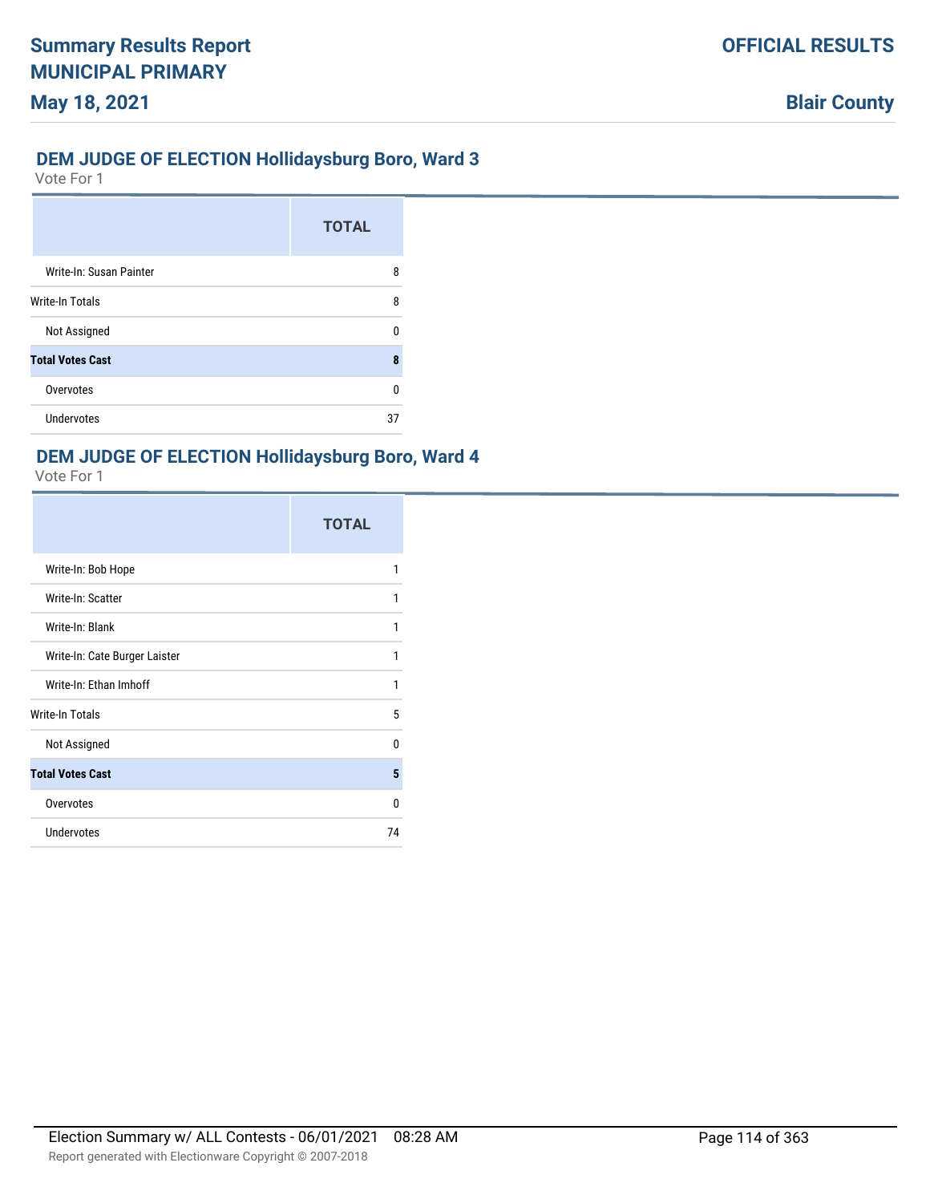## DEM JUDGE OF ELECTION Hollidaysburg Boro, Ward 3

Vote For 1

| | TOTAL |
|---|---|
| Write-In: Susan Painter | 8 |
| Write-In Totals | 8 |
| Not Assigned | 0 |
| **Total Votes Cast** | **8** |
| Overvotes | 0 |
| Undervotes | 37 |

## DEM JUDGE OF ELECTION Hollidaysburg Boro, Ward 4

Vote For 1

| | TOTAL |
|---|---|
| Write-In: Bob Hope | 1 |
| Write-In: Scatter | 1 |
| Write-In: Blank | 1 |
| Write-In: Cate Burger Laister | 1 |
| Write-In: Ethan Imhoff | 1 |
| Write-In Totals | 5 |
| Not Assigned | 0 |
| **Total Votes Cast** | **5** |
| Overvotes | 0 |
| Undervotes | 74 |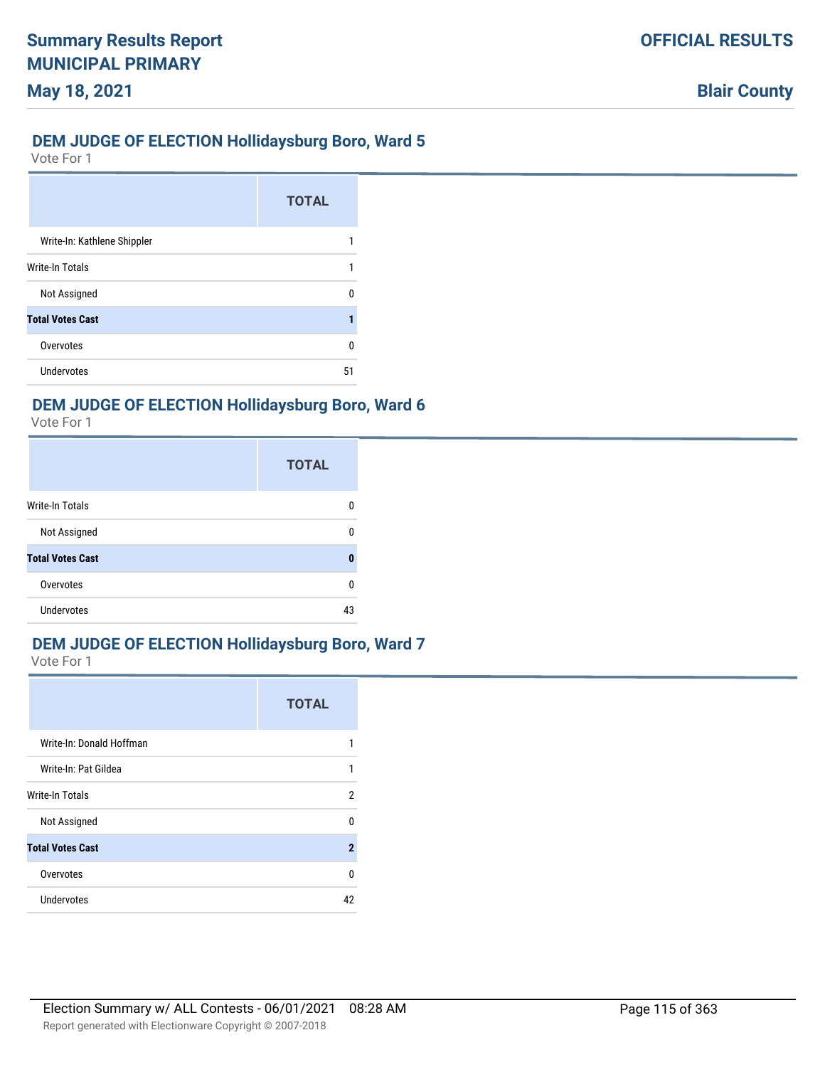## DEM JUDGE OF ELECTION Hollidaysburg Boro, Ward 5

Vote For 1

| | TOTAL |
|---|---|
| Write-In: Kathlene Shippler | 1 |
| Write-In Totals | 1 |
| Not Assigned | 0 |
| **Total Votes Cast** | **1** |
| Overvotes | 0 |
| Undervotes | 51 |

## DEM JUDGE OF ELECTION Hollidaysburg Boro, Ward 6

Vote For 1

| | TOTAL |
|---|---|
| Write-In Totals | 0 |
| Not Assigned | 0 |
| **Total Votes Cast** | **0** |
| Overvotes | 0 |
| Undervotes | 43 |

## DEM JUDGE OF ELECTION Hollidaysburg Boro, Ward 7

Vote For 1

| | TOTAL |
|---|---|
| Write-In: Donald Hoffman | 1 |
| Write-In: Pat Gildea | 1 |
| Write-In Totals | 2 |
| Not Assigned | 0 |
| **Total Votes Cast** | **2** |
| Overvotes | 0 |
| Undervotes | 42 |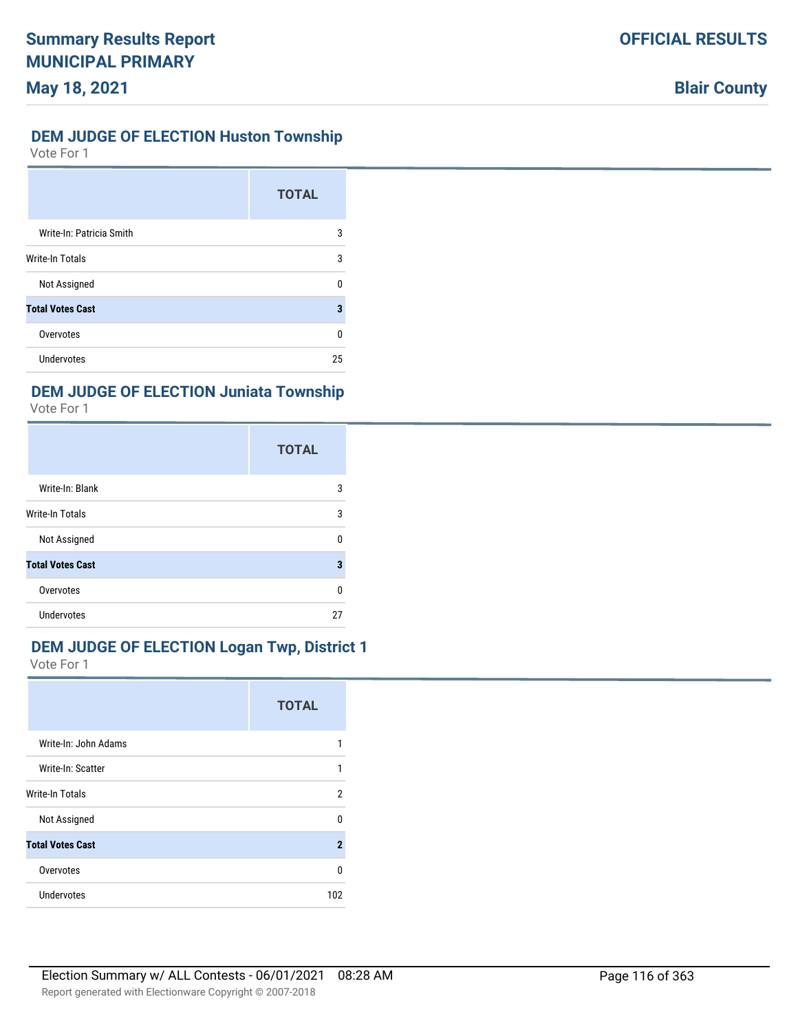## DEM JUDGE OF ELECTION Huston Township

Vote For 1

| | TOTAL |
|---|---|
| Write-In: Patricia Smith | 3 |
| Write-In Totals | 3 |
| Not Assigned | 0 |
| **Total Votes Cast** | **3** |
| Overvotes | 0 |
| Undervotes | 25 |

## DEM JUDGE OF ELECTION Juniata Township

Vote For 1

| | TOTAL |
|---|---|
| Write-In: Blank | 3 |
| Write-In Totals | 3 |
| Not Assigned | 0 |
| **Total Votes Cast** | **3** |
| Overvotes | 0 |
| Undervotes | 27 |

## DEM JUDGE OF ELECTION Logan Twp, District 1

Vote For 1

| | TOTAL |
|---|---|
| Write-In: John Adams | 1 |
| Write-In: Scatter | 1 |
| Write-In Totals | 2 |
| Not Assigned | 0 |
| **Total Votes Cast** | **2** |
| Overvotes | 0 |
| Undervotes | 102 |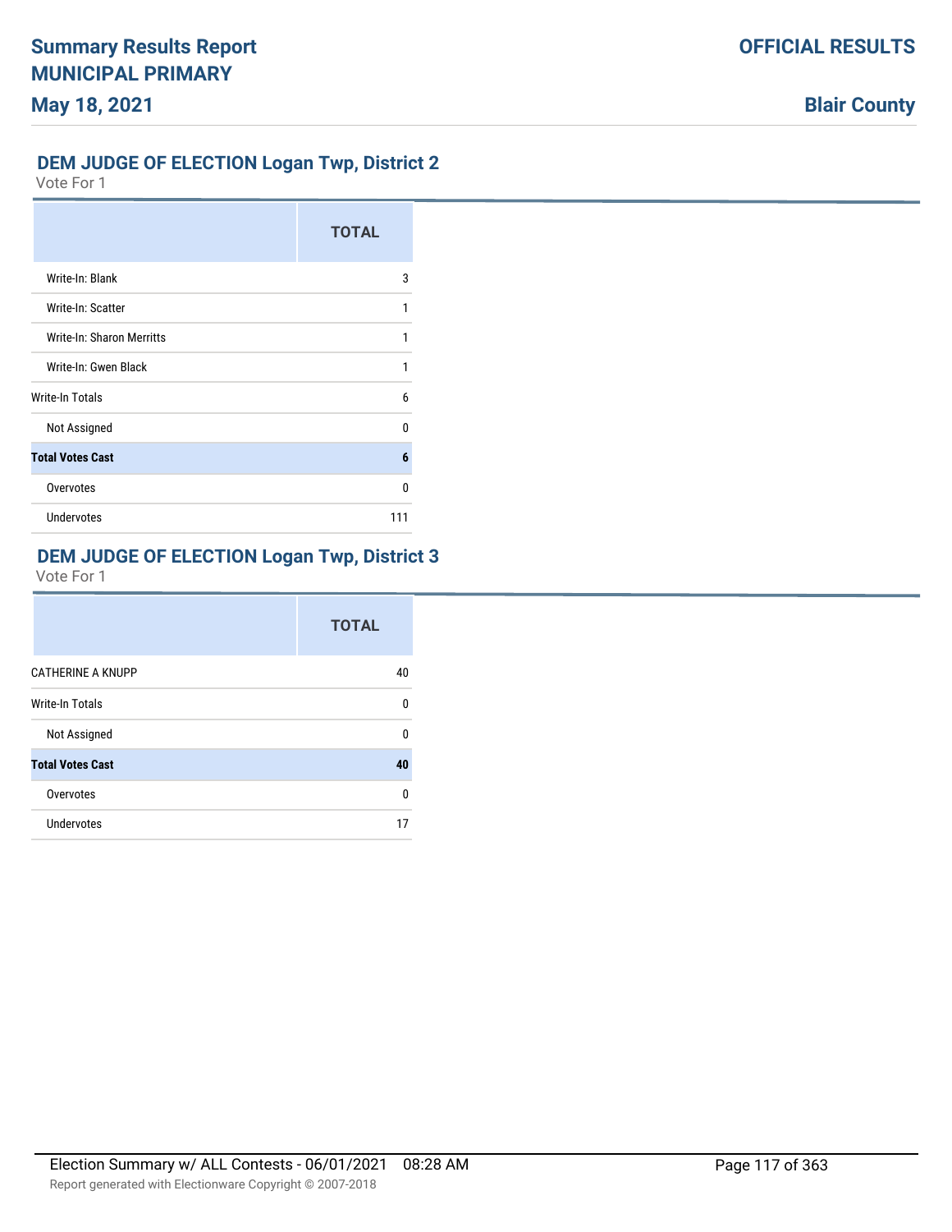## DEM JUDGE OF ELECTION Logan Twp, District 2

Vote For 1

| | TOTAL |
|---|---|
| Write-In: Blank | 3 |
| Write-In: Scatter | 1 |
| Write-In: Sharon Merritts | 1 |
| Write-In: Gwen Black | 1 |
| Write-In Totals | 6 |
| Not Assigned | 0 |
| **Total Votes Cast** | **6** |
| Overvotes | 0 |
| Undervotes | 111 |

## DEM JUDGE OF ELECTION Logan Twp, District 3

Vote For 1

| | TOTAL |
|---|---|
| CATHERINE A KNUPP | 40 |
| Write-In Totals | 0 |
| Not Assigned | 0 |
| **Total Votes Cast** | **40** |
| Overvotes | 0 |
| Undervotes | 17 |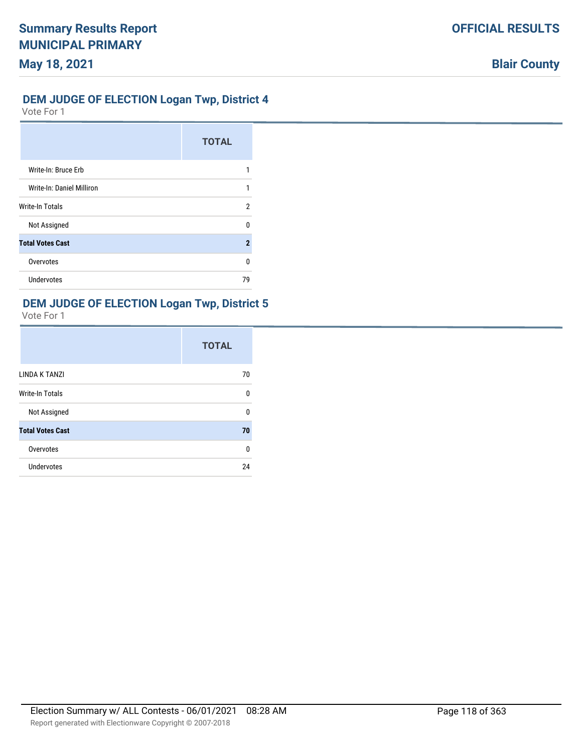## DEM JUDGE OF ELECTION Logan Twp, District 4

Vote For 1

| | TOTAL |
|---|---|
| Write-In: Bruce Erb | 1 |
| Write-In: Daniel Milliron | 1 |
| Write-In Totals | 2 |
| Not Assigned | 0 |
| **Total Votes Cast** | **2** |
| Overvotes | 0 |
| Undervotes | 79 |

## DEM JUDGE OF ELECTION Logan Twp, District 5

Vote For 1

| | TOTAL |
|---|---|
| LINDA K TANZI | 70 |
| Write-In Totals | 0 |
| Not Assigned | 0 |
| **Total Votes Cast** | **70** |
| Overvotes | 0 |
| Undervotes | 24 |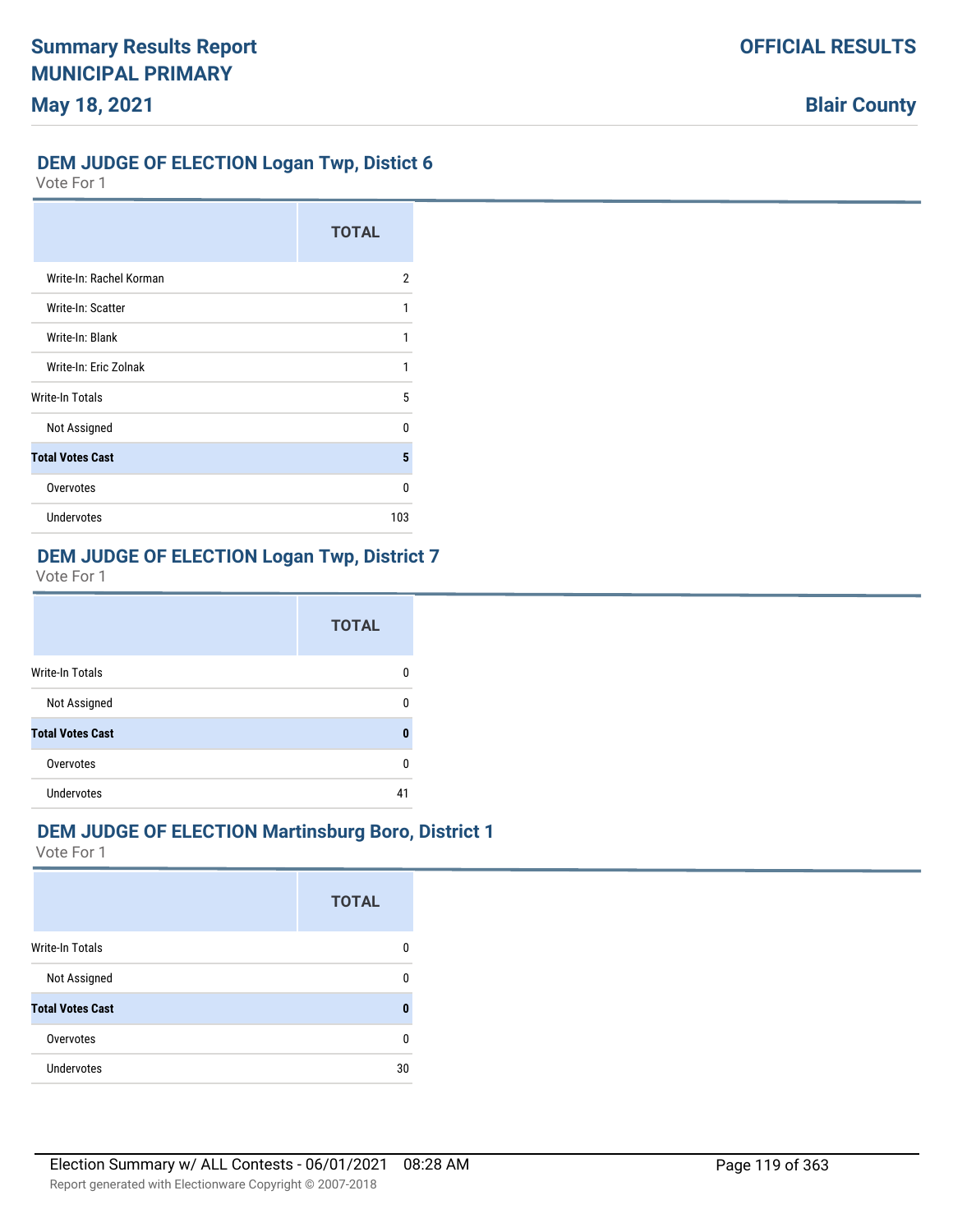## DEM JUDGE OF ELECTION Logan Twp, Distict 6

Vote For 1

| | TOTAL |
|---|---|
| Write-In: Rachel Korman | 2 |
| Write-In: Scatter | 1 |
| Write-In: Blank | 1 |
| Write-In: Eric Zolnak | 1 |
| Write-In Totals | 5 |
| Not Assigned | 0 |
| **Total Votes Cast** | **5** |
| Overvotes | 0 |
| Undervotes | 103 |

## DEM JUDGE OF ELECTION Logan Twp, District 7

Vote For 1

| | TOTAL |
|---|---|
| Write-In Totals | 0 |
| Not Assigned | 0 |
| **Total Votes Cast** | **0** |
| Overvotes | 0 |
| Undervotes | 41 |

## DEM JUDGE OF ELECTION Martinsburg Boro, District 1

Vote For 1

| | TOTAL |
|---|---|
| Write-In Totals | 0 |
| Not Assigned | 0 |
| **Total Votes Cast** | **0** |
| Overvotes | 0 |
| Undervotes | 30 |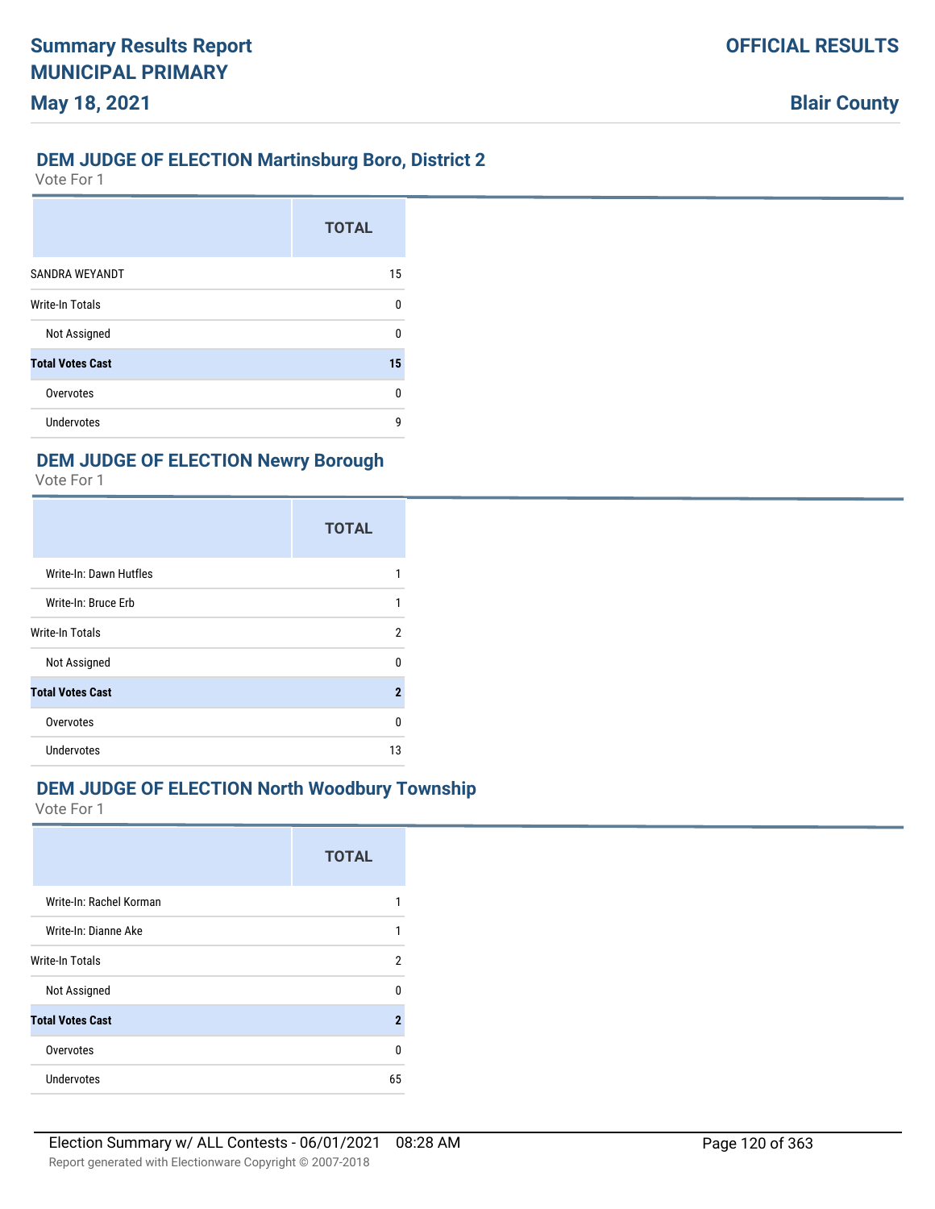## DEM JUDGE OF ELECTION Martinsburg Boro, District 2

Vote For 1

| | TOTAL |
|---|---|
| SANDRA WEYANDT | 15 |
| Write-In Totals | 0 |
| Not Assigned | 0 |
| **Total Votes Cast** | **15** |
| Overvotes | 0 |
| Undervotes | 9 |

## DEM JUDGE OF ELECTION Newry Borough

Vote For 1

| | TOTAL |
|---|---|
| Write-In: Dawn Hutfles | 1 |
| Write-In: Bruce Erb | 1 |
| Write-In Totals | 2 |
| Not Assigned | 0 |
| **Total Votes Cast** | **2** |
| Overvotes | 0 |
| Undervotes | 13 |

## DEM JUDGE OF ELECTION North Woodbury Township

Vote For 1

| | TOTAL |
|---|---|
| Write-In: Rachel Korman | 1 |
| Write-In: Dianne Ake | 1 |
| Write-In Totals | 2 |
| Not Assigned | 0 |
| **Total Votes Cast** | **2** |
| Overvotes | 0 |
| Undervotes | 65 |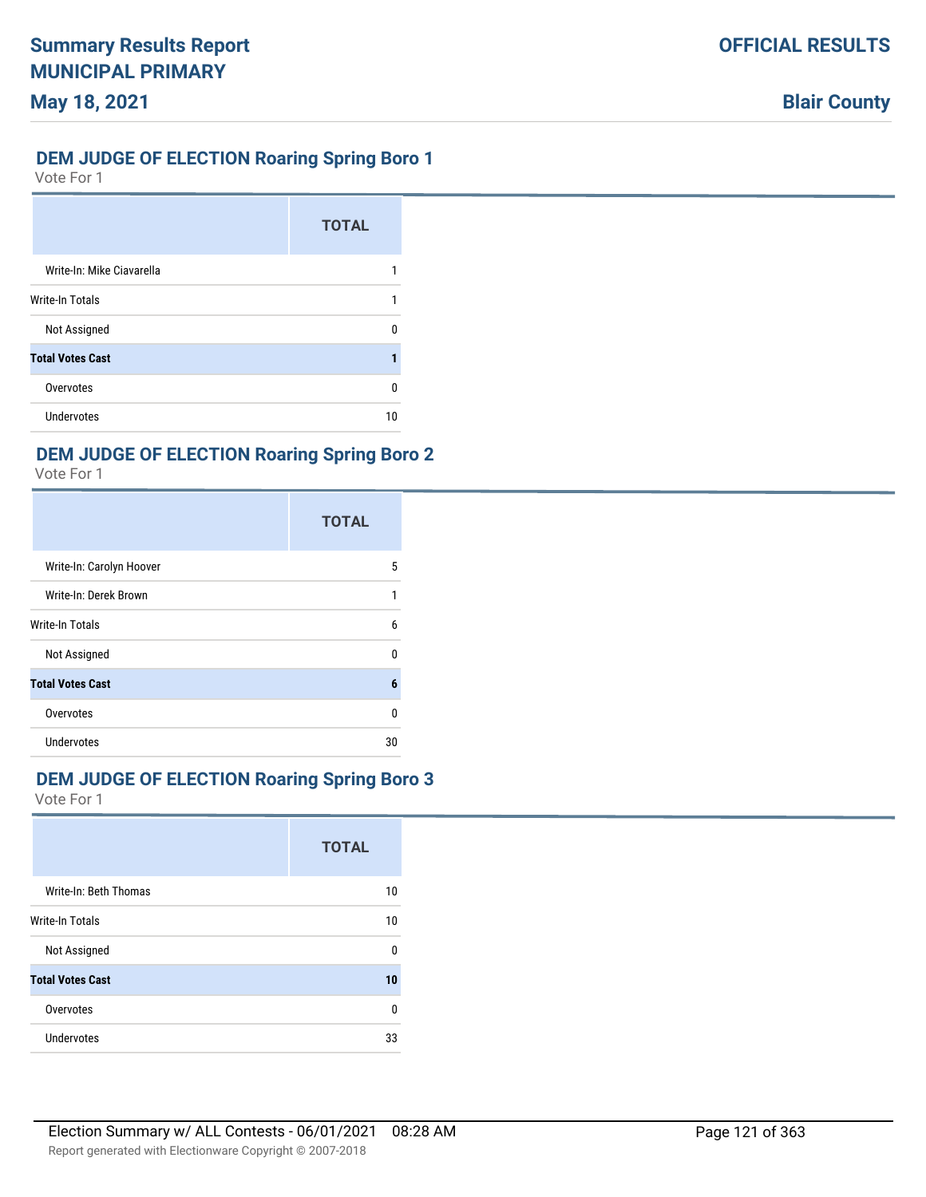## DEM JUDGE OF ELECTION Roaring Spring Boro 1

Vote For 1

| | TOTAL |
|---|---|
| Write-In: Mike Ciavarella | 1 |
| Write-In Totals | 1 |
| Not Assigned | 0 |
| **Total Votes Cast** | **1** |
| Overvotes | 0 |
| Undervotes | 10 |

## DEM JUDGE OF ELECTION Roaring Spring Boro 2

Vote For 1

| | TOTAL |
|---|---|
| Write-In: Carolyn Hoover | 5 |
| Write-In: Derek Brown | 1 |
| Write-In Totals | 6 |
| Not Assigned | 0 |
| **Total Votes Cast** | **6** |
| Overvotes | 0 |
| Undervotes | 30 |

## DEM JUDGE OF ELECTION Roaring Spring Boro 3

Vote For 1

| | TOTAL |
|---|---|
| Write-In: Beth Thomas | 10 |
| Write-In Totals | 10 |
| Not Assigned | 0 |
| **Total Votes Cast** | **10** |
| Overvotes | 0 |
| Undervotes | 33 |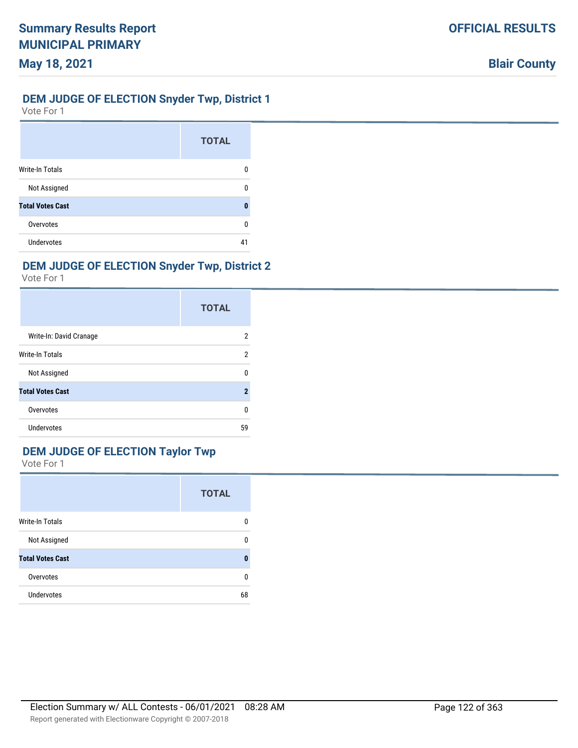## DEM JUDGE OF ELECTION Snyder Twp, District 1

Vote For 1

| | TOTAL |
|---|---|
| Write-In Totals | 0 |
| Not Assigned | 0 |
| **Total Votes Cast** | **0** |
| Overvotes | 0 |
| Undervotes | 41 |

## DEM JUDGE OF ELECTION Snyder Twp, District 2

Vote For 1

| | TOTAL |
|---|---|
| Write-In: David Cranage | 2 |
| Write-In Totals | 2 |
| Not Assigned | 0 |
| **Total Votes Cast** | **2** |
| Overvotes | 0 |
| Undervotes | 59 |

## DEM JUDGE OF ELECTION Taylor Twp

Vote For 1

| | TOTAL |
|---|---|
| Write-In Totals | 0 |
| Not Assigned | 0 |
| **Total Votes Cast** | **0** |
| Overvotes | 0 |
| Undervotes | 68 |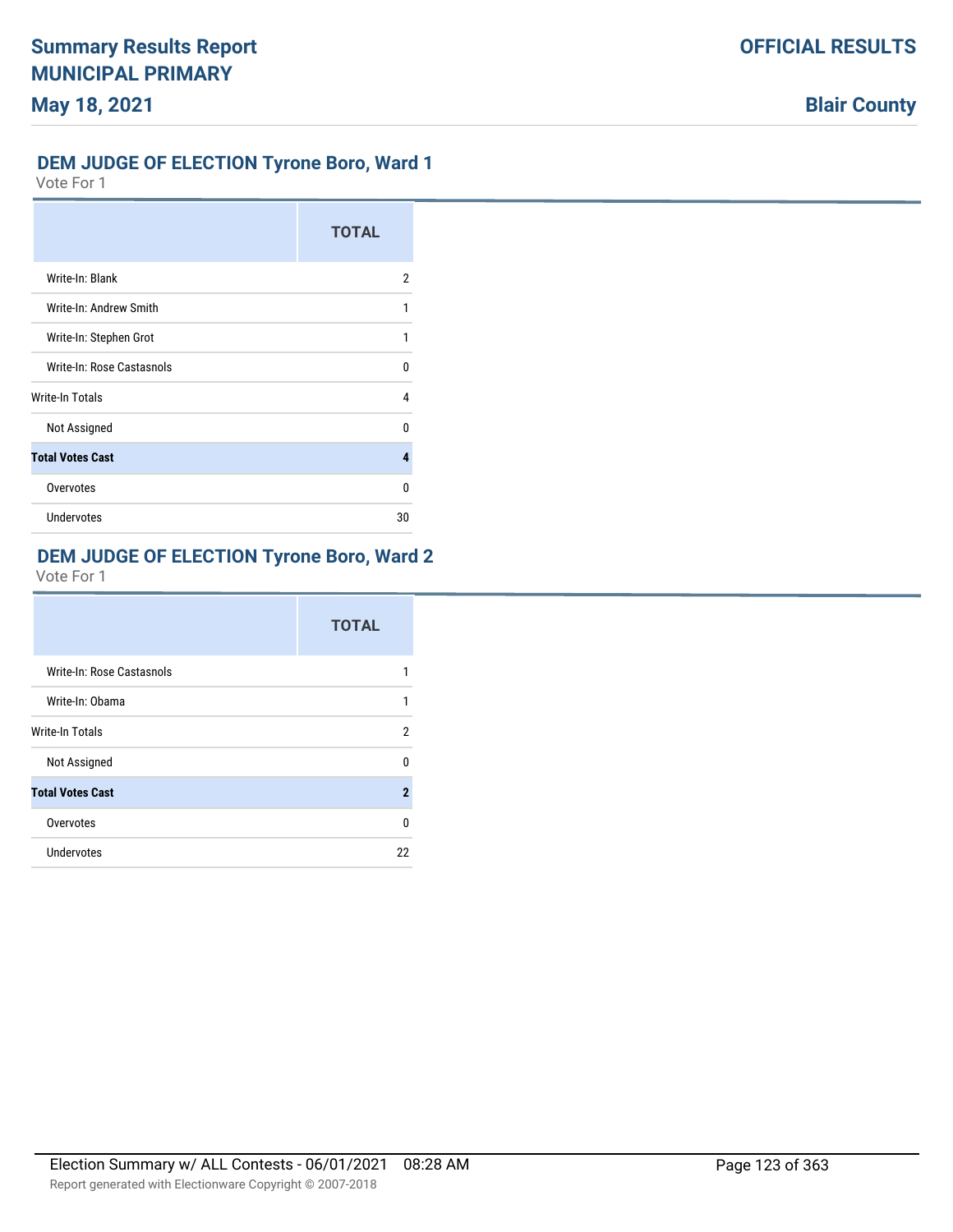## DEM JUDGE OF ELECTION Tyrone Boro, Ward 1

Vote For 1

| | TOTAL |
|---|---|
| Write-In: Blank | 2 |
| Write-In: Andrew Smith | 1 |
| Write-In: Stephen Grot | 1 |
| Write-In: Rose Castasnols | 0 |
| Write-In Totals | 4 |
| Not Assigned | 0 |
| **Total Votes Cast** | **4** |
| Overvotes | 0 |
| Undervotes | 30 |

## DEM JUDGE OF ELECTION Tyrone Boro, Ward 2

Vote For 1

| | TOTAL |
|---|---|
| Write-In: Rose Castasnols | 1 |
| Write-In: Obama | 1 |
| Write-In Totals | 2 |
| Not Assigned | 0 |
| **Total Votes Cast** | **2** |
| Overvotes | 0 |
| Undervotes | 22 |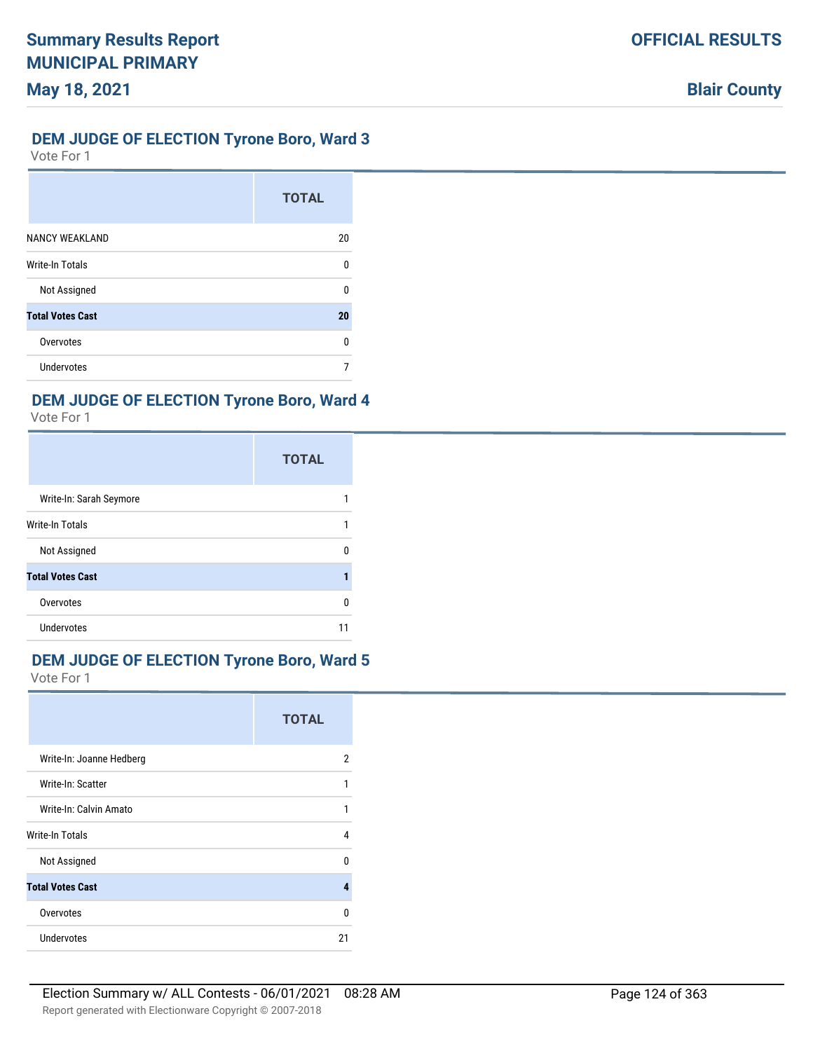## DEM JUDGE OF ELECTION Tyrone Boro, Ward 3

Vote For 1

| | TOTAL |
|---|---|
| NANCY WEAKLAND | 20 |
| Write-In Totals | 0 |
| Not Assigned | 0 |
| **Total Votes Cast** | **20** |
| Overvotes | 0 |
| Undervotes | 7 |

## DEM JUDGE OF ELECTION Tyrone Boro, Ward 4

Vote For 1

| | TOTAL |
|---|---|
| Write-In: Sarah Seymore | 1 |
| Write-In Totals | 1 |
| Not Assigned | 0 |
| **Total Votes Cast** | **1** |
| Overvotes | 0 |
| Undervotes | 11 |

## DEM JUDGE OF ELECTION Tyrone Boro, Ward 5

Vote For 1

| | TOTAL |
|---|---|
| Write-In: Joanne Hedberg | 2 |
| Write-In: Scatter | 1 |
| Write-In: Calvin Amato | 1 |
| Write-In Totals | 4 |
| Not Assigned | 0 |
| **Total Votes Cast** | **4** |
| Overvotes | 0 |
| Undervotes | 21 |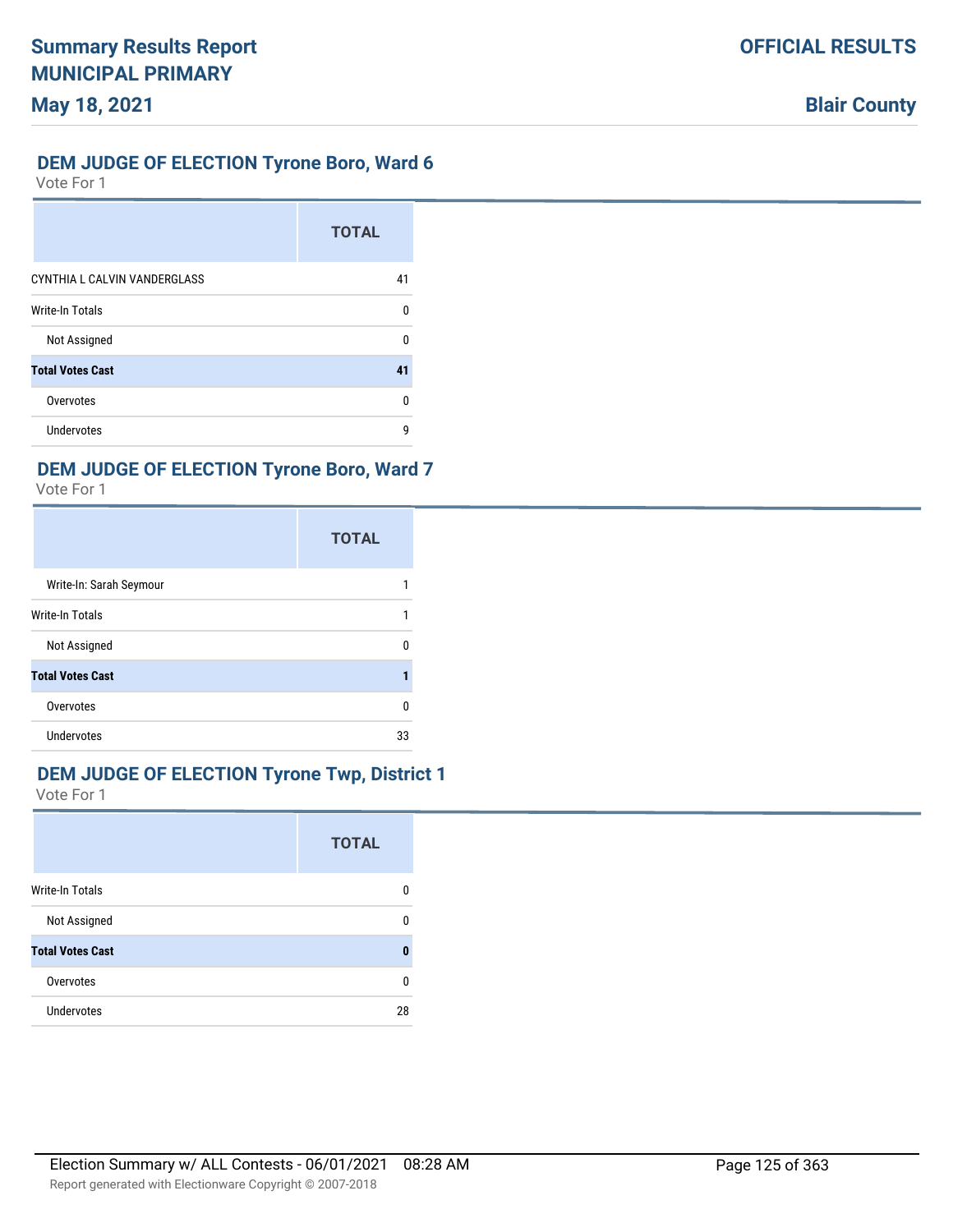## DEM JUDGE OF ELECTION Tyrone Boro, Ward 6

Vote For 1

| | TOTAL |
|---|---|
| CYNTHIA L CALVIN VANDERGLASS | 41 |
| Write-In Totals | 0 |
| Not Assigned | 0 |
| **Total Votes Cast** | **41** |
| Overvotes | 0 |
| Undervotes | 9 |

## DEM JUDGE OF ELECTION Tyrone Boro, Ward 7

Vote For 1

| | TOTAL |
|---|---|
| Write-In: Sarah Seymour | 1 |
| Write-In Totals | 1 |
| Not Assigned | 0 |
| **Total Votes Cast** | **1** |
| Overvotes | 0 |
| Undervotes | 33 |

## DEM JUDGE OF ELECTION Tyrone Twp, District 1

Vote For 1

| | TOTAL |
|---|---|
| Write-In Totals | 0 |
| Not Assigned | 0 |
| **Total Votes Cast** | **0** |
| Overvotes | 0 |
| Undervotes | 28 |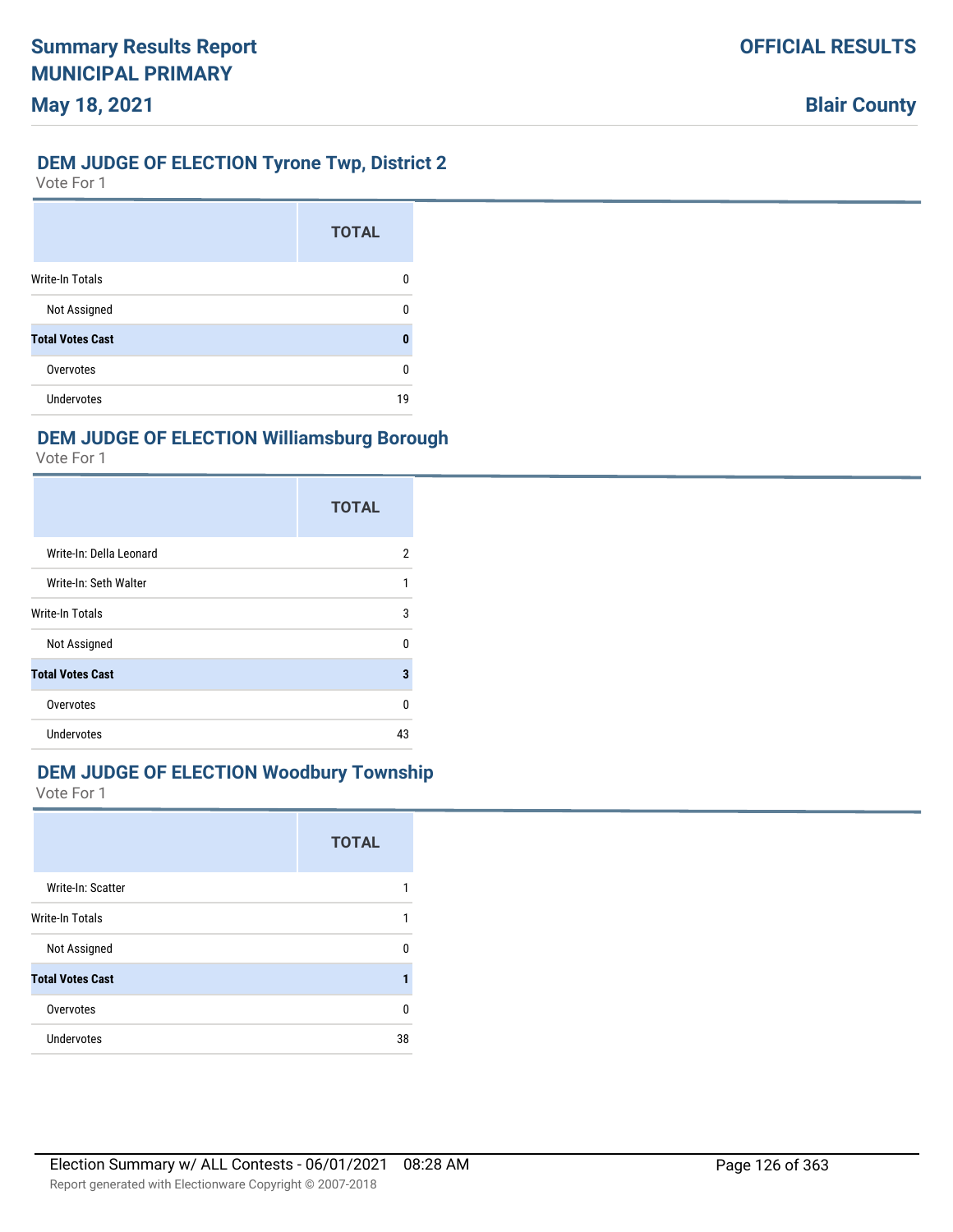## DEM JUDGE OF ELECTION Tyrone Twp, District 2

Vote For 1

| | TOTAL |
|---|---|
| Write-In Totals | 0 |
| Not Assigned | 0 |
| **Total Votes Cast** | **0** |
| Overvotes | 0 |
| Undervotes | 19 |

## DEM JUDGE OF ELECTION Williamsburg Borough

Vote For 1

| | TOTAL |
|---|---|
| Write-In: Della Leonard | 2 |
| Write-In: Seth Walter | 1 |
| Write-In Totals | 3 |
| Not Assigned | 0 |
| **Total Votes Cast** | **3** |
| Overvotes | 0 |
| Undervotes | 43 |

## DEM JUDGE OF ELECTION Woodbury Township

Vote For 1

| | TOTAL |
|---|---|
| Write-In: Scatter | 1 |
| Write-In Totals | 1 |
| Not Assigned | 0 |
| **Total Votes Cast** | **1** |
| Overvotes | 0 |
| Undervotes | 38 |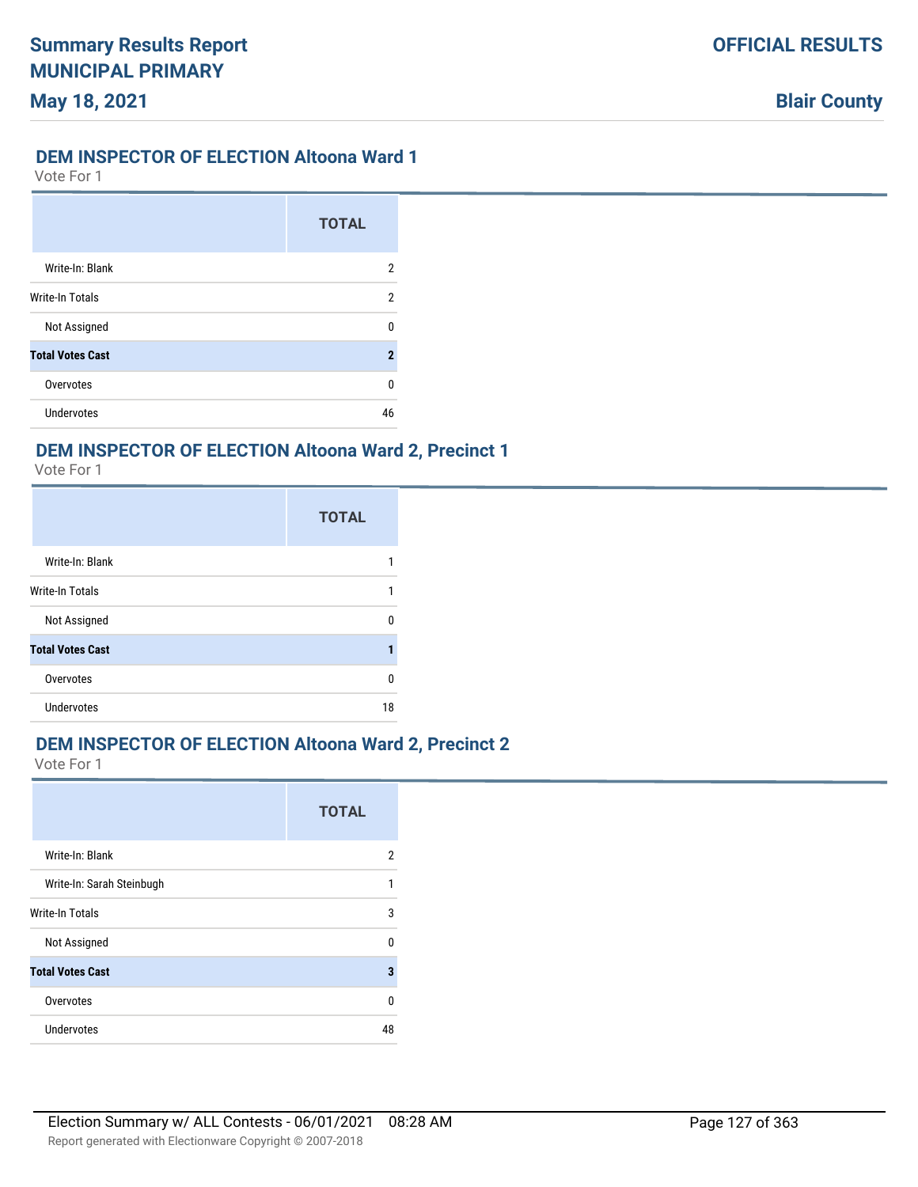## DEM INSPECTOR OF ELECTION Altoona Ward 1

Vote For 1

| | TOTAL |
|---|---|
| Write-In: Blank | 2 |
| Write-In Totals | 2 |
| Not Assigned | 0 |
| **Total Votes Cast** | **2** |
| Overvotes | 0 |
| Undervotes | 46 |

## DEM INSPECTOR OF ELECTION Altoona Ward 2, Precinct 1

Vote For 1

| | TOTAL |
|---|---|
| Write-In: Blank | 1 |
| Write-In Totals | 1 |
| Not Assigned | 0 |
| **Total Votes Cast** | **1** |
| Overvotes | 0 |
| Undervotes | 18 |

## DEM INSPECTOR OF ELECTION Altoona Ward 2, Precinct 2

Vote For 1

| | TOTAL |
|---|---|
| Write-In: Blank | 2 |
| Write-In: Sarah Steinbugh | 1 |
| Write-In Totals | 3 |
| Not Assigned | 0 |
| **Total Votes Cast** | **3** |
| Overvotes | 0 |
| Undervotes | 48 |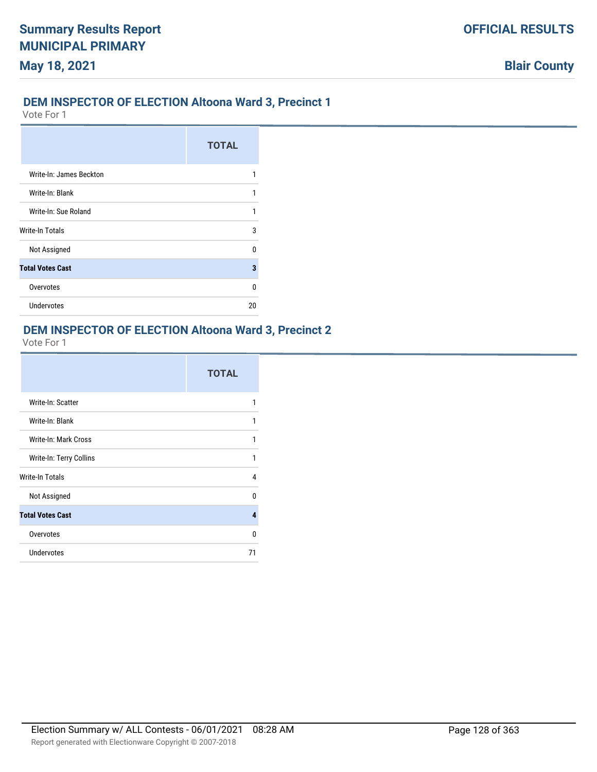## DEM INSPECTOR OF ELECTION Altoona Ward 3, Precinct 1

Vote For 1

| | TOTAL |
|---|---|
| Write-In: James Beckton | 1 |
| Write-In: Blank | 1 |
| Write-In: Sue Roland | 1 |
| Write-In Totals | 3 |
| Not Assigned | 0 |
| **Total Votes Cast** | **3** |
| Overvotes | 0 |
| Undervotes | 20 |

## DEM INSPECTOR OF ELECTION Altoona Ward 3, Precinct 2

Vote For 1

| | TOTAL |
|---|---|
| Write-In: Scatter | 1 |
| Write-In: Blank | 1 |
| Write-In: Mark Cross | 1 |
| Write-In: Terry Collins | 1 |
| Write-In Totals | 4 |
| Not Assigned | 0 |
| **Total Votes Cast** | **4** |
| Overvotes | 0 |
| Undervotes | 71 |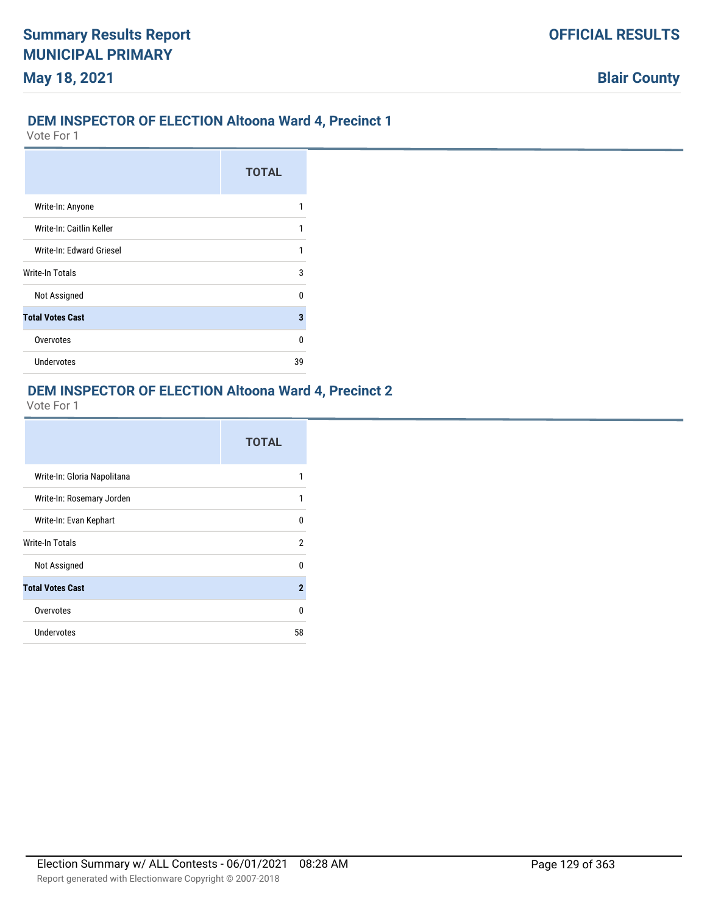## DEM INSPECTOR OF ELECTION Altoona Ward 4, Precinct 1

Vote For 1

| | TOTAL |
|---|---|
| Write-In: Anyone | 1 |
| Write-In: Caitlin Keller | 1 |
| Write-In: Edward Griesel | 1 |
| Write-In Totals | 3 |
| Not Assigned | 0 |
| **Total Votes Cast** | **3** |
| Overvotes | 0 |
| Undervotes | 39 |

## DEM INSPECTOR OF ELECTION Altoona Ward 4, Precinct 2

Vote For 1

| | TOTAL |
|---|---|
| Write-In: Gloria Napolitana | 1 |
| Write-In: Rosemary Jorden | 1 |
| Write-In: Evan Kephart | 0 |
| Write-In Totals | 2 |
| Not Assigned | 0 |
| **Total Votes Cast** | **2** |
| Overvotes | 0 |
| Undervotes | 58 |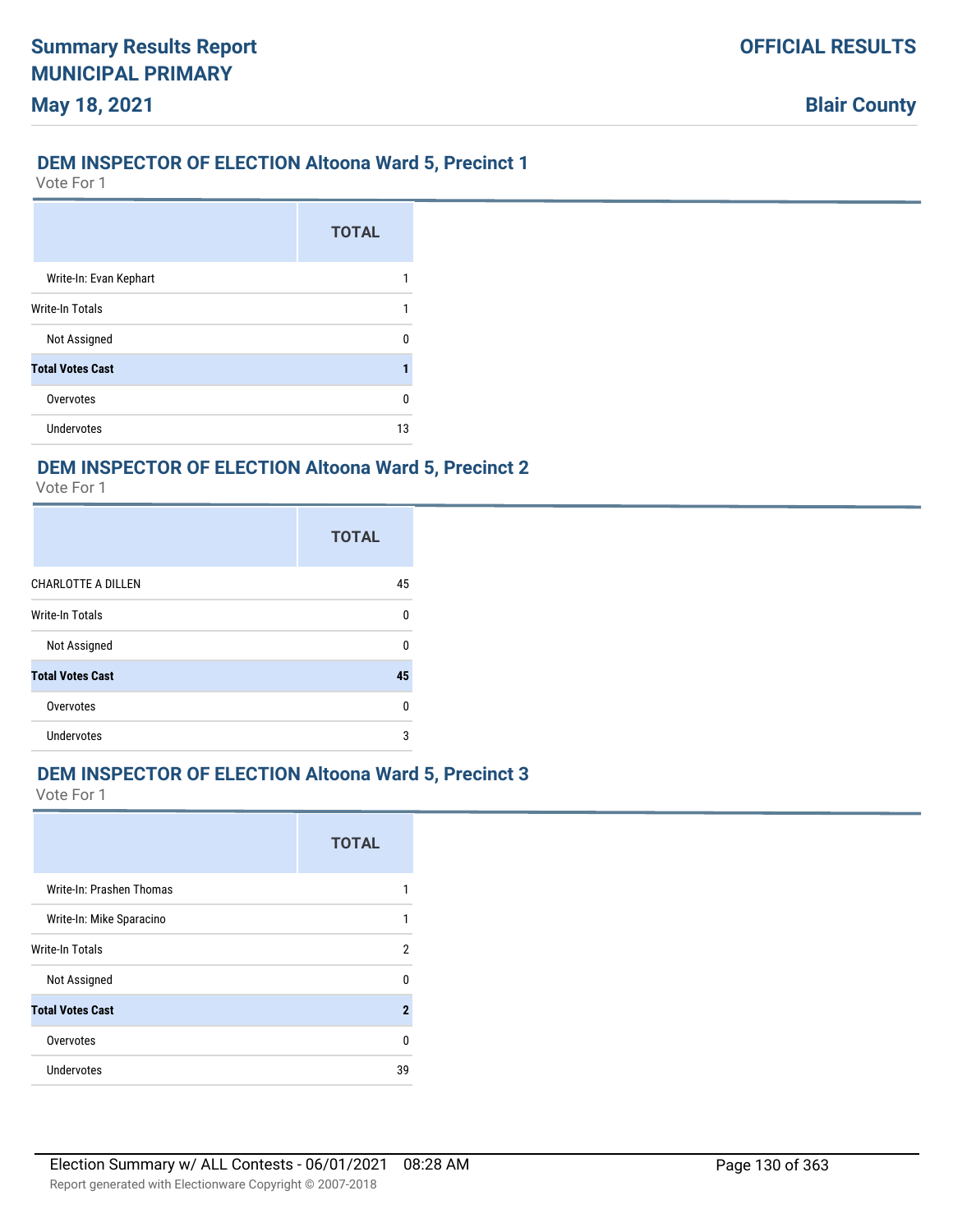## DEM INSPECTOR OF ELECTION Altoona Ward 5, Precinct 1

Vote For 1

| | TOTAL |
|---|---|
| Write-In: Evan Kephart | 1 |
| Write-In Totals | 1 |
| Not Assigned | 0 |
| **Total Votes Cast** | **1** |
| Overvotes | 0 |
| Undervotes | 13 |

## DEM INSPECTOR OF ELECTION Altoona Ward 5, Precinct 2

Vote For 1

| | TOTAL |
|---|---|
| CHARLOTTE A DILLEN | 45 |
| Write-In Totals | 0 |
| Not Assigned | 0 |
| **Total Votes Cast** | **45** |
| Overvotes | 0 |
| Undervotes | 3 |

## DEM INSPECTOR OF ELECTION Altoona Ward 5, Precinct 3

Vote For 1

| | TOTAL |
|---|---|
| Write-In: Prashen Thomas | 1 |
| Write-In: Mike Sparacino | 1 |
| Write-In Totals | 2 |
| Not Assigned | 0 |
| **Total Votes Cast** | **2** |
| Overvotes | 0 |
| Undervotes | 39 |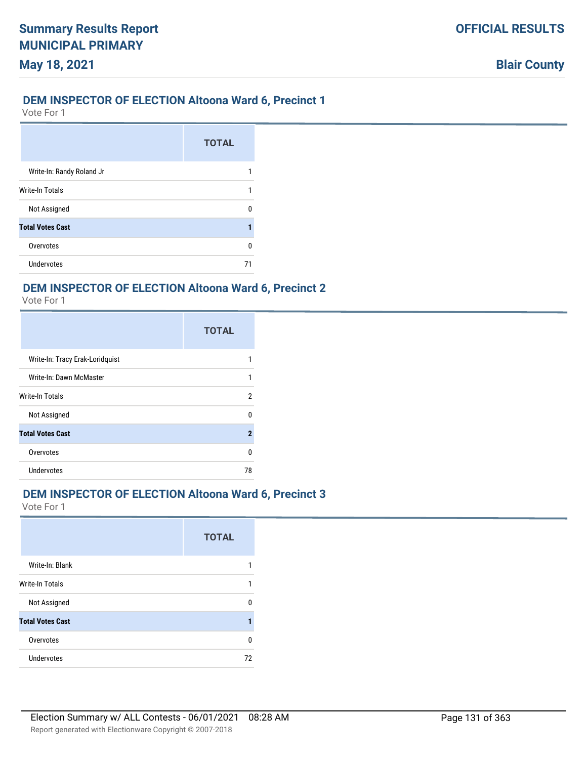## DEM INSPECTOR OF ELECTION Altoona Ward 6, Precinct 1

Vote For 1

| | TOTAL |
|---|---|
| Write-In: Randy Roland Jr | 1 |
| Write-In Totals | 1 |
| Not Assigned | 0 |
| **Total Votes Cast** | **1** |
| Overvotes | 0 |
| Undervotes | 71 |

## DEM INSPECTOR OF ELECTION Altoona Ward 6, Precinct 2

Vote For 1

| | TOTAL |
|---|---|
| Write-In: Tracy Erak-Loridquist | 1 |
| Write-In: Dawn McMaster | 1 |
| Write-In Totals | 2 |
| Not Assigned | 0 |
| **Total Votes Cast** | **2** |
| Overvotes | 0 |
| Undervotes | 78 |

## DEM INSPECTOR OF ELECTION Altoona Ward 6, Precinct 3

Vote For 1

| | TOTAL |
|---|---|
| Write-In: Blank | 1 |
| Write-In Totals | 1 |
| Not Assigned | 0 |
| **Total Votes Cast** | **1** |
| Overvotes | 0 |
| Undervotes | 72 |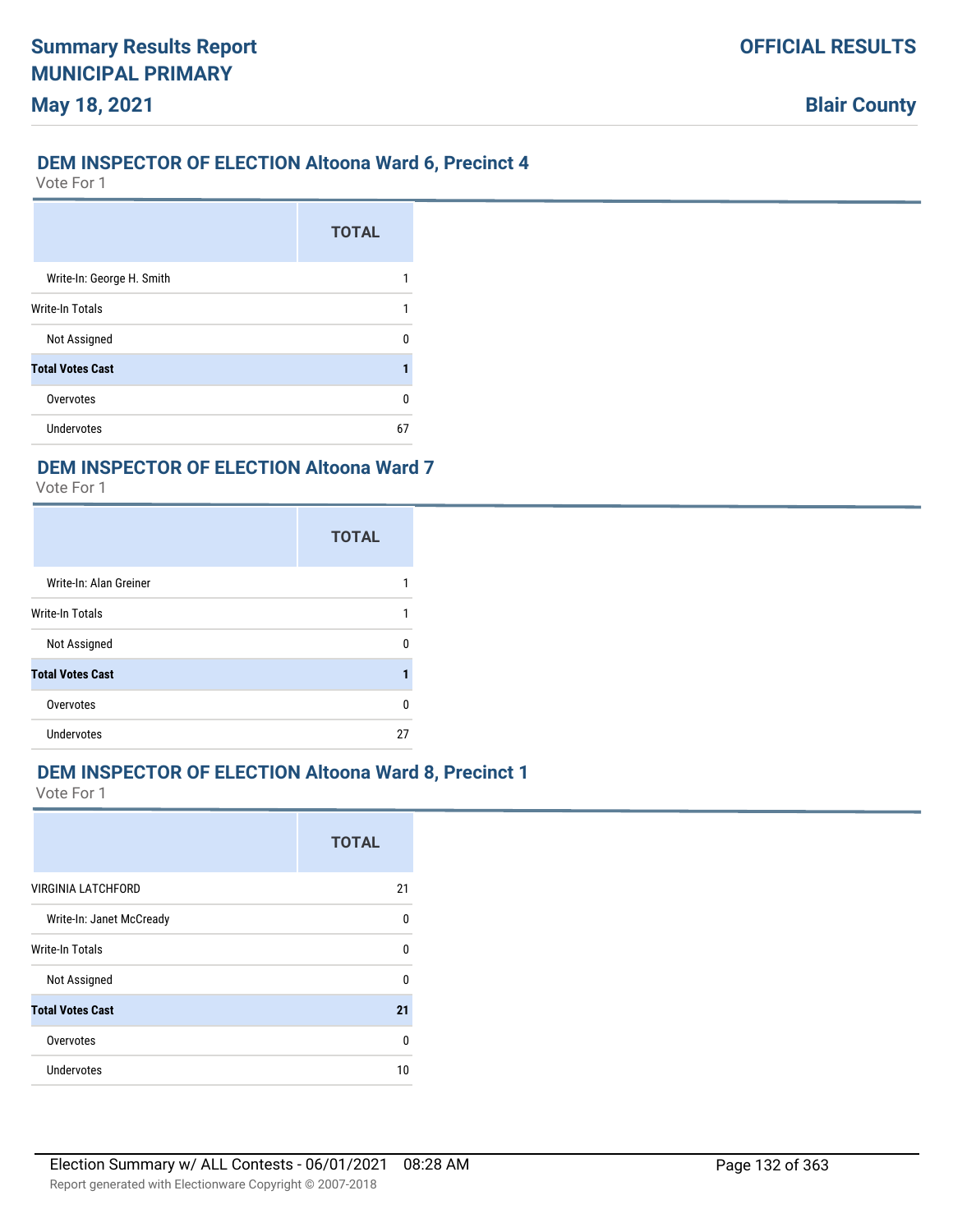## DEM INSPECTOR OF ELECTION Altoona Ward 6, Precinct 4

Vote For 1

| | TOTAL |
|---|---|
| Write-In: George H. Smith | 1 |
| Write-In Totals | 1 |
| Not Assigned | 0 |
| **Total Votes Cast** | **1** |
| Overvotes | 0 |
| Undervotes | 67 |

## DEM INSPECTOR OF ELECTION Altoona Ward 7

Vote For 1

| | TOTAL |
|---|---|
| Write-In: Alan Greiner | 1 |
| Write-In Totals | 1 |
| Not Assigned | 0 |
| **Total Votes Cast** | **1** |
| Overvotes | 0 |
| Undervotes | 27 |

## DEM INSPECTOR OF ELECTION Altoona Ward 8, Precinct 1

Vote For 1

| | TOTAL |
|---|---|
| VIRGINIA LATCHFORD | 21 |
| Write-In: Janet McCready | 0 |
| Write-In Totals | 0 |
| Not Assigned | 0 |
| **Total Votes Cast** | **21** |
| Overvotes | 0 |
| Undervotes | 10 |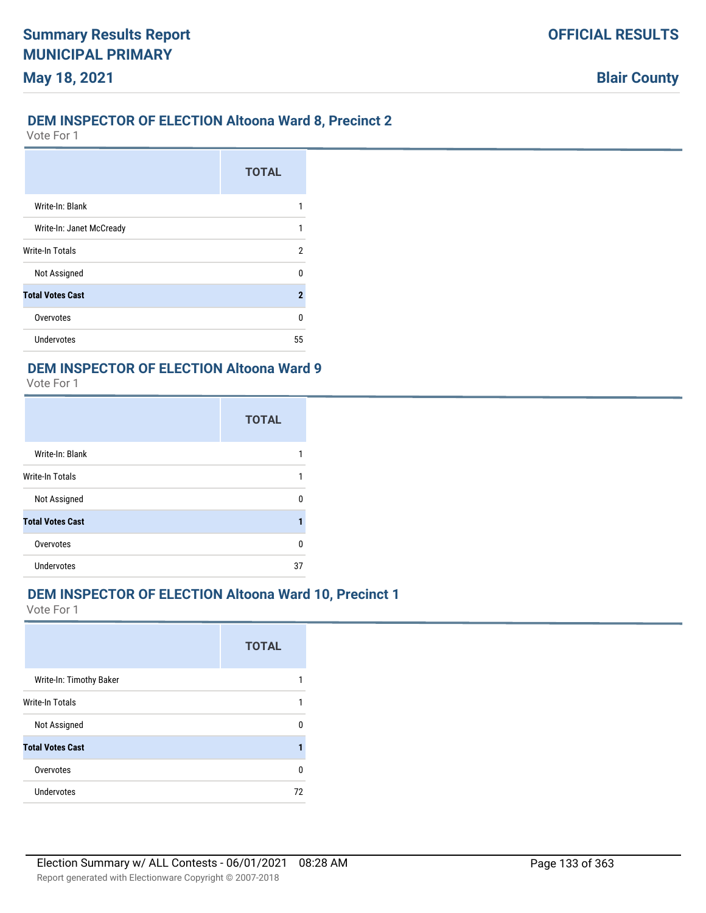## DEM INSPECTOR OF ELECTION Altoona Ward 8, Precinct 2

Vote For 1

| | TOTAL |
|---|---|
| Write-In: Blank | 1 |
| Write-In: Janet McCready | 1 |
| Write-In Totals | 2 |
| Not Assigned | 0 |
| **Total Votes Cast** | **2** |
| Overvotes | 0 |
| Undervotes | 55 |

## DEM INSPECTOR OF ELECTION Altoona Ward 9

Vote For 1

| | TOTAL |
|---|---|
| Write-In: Blank | 1 |
| Write-In Totals | 1 |
| Not Assigned | 0 |
| **Total Votes Cast** | **1** |
| Overvotes | 0 |
| Undervotes | 37 |

## DEM INSPECTOR OF ELECTION Altoona Ward 10, Precinct 1

Vote For 1

| | TOTAL |
|---|---|
| Write-In: Timothy Baker | 1 |
| Write-In Totals | 1 |
| Not Assigned | 0 |
| **Total Votes Cast** | **1** |
| Overvotes | 0 |
| Undervotes | 72 |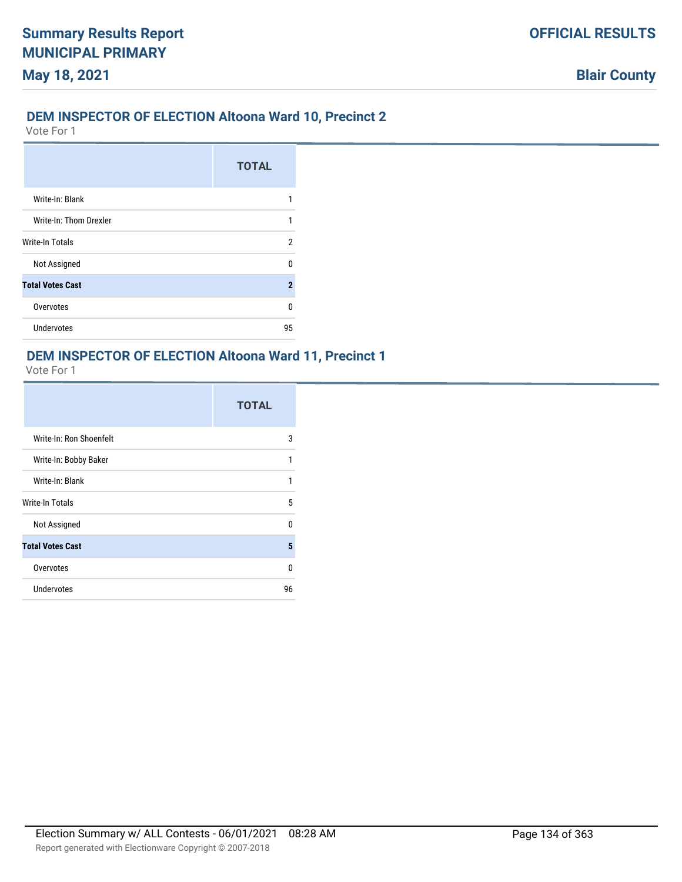## DEM INSPECTOR OF ELECTION Altoona Ward 10, Precinct 2

Vote For 1

| | TOTAL |
|---|---|
| Write-In: Blank | 1 |
| Write-In: Thom Drexler | 1 |
| Write-In Totals | 2 |
| Not Assigned | 0 |
| **Total Votes Cast** | **2** |
| Overvotes | 0 |
| Undervotes | 95 |

## DEM INSPECTOR OF ELECTION Altoona Ward 11, Precinct 1

Vote For 1

| | TOTAL |
|---|---|
| Write-In: Ron Shoenfelt | 3 |
| Write-In: Bobby Baker | 1 |
| Write-In: Blank | 1 |
| Write-In Totals | 5 |
| Not Assigned | 0 |
| **Total Votes Cast** | **5** |
| Overvotes | 0 |
| Undervotes | 96 |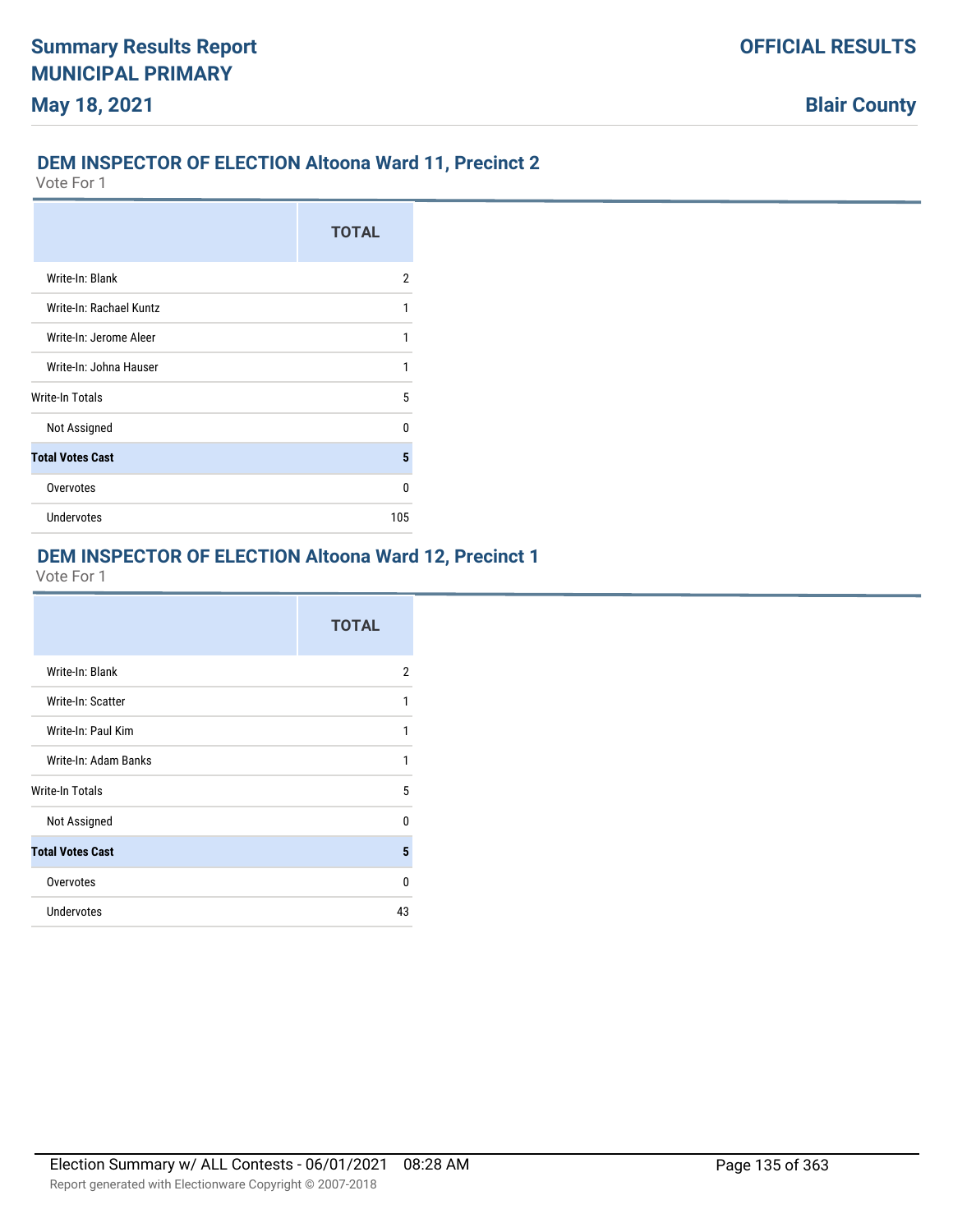## DEM INSPECTOR OF ELECTION Altoona Ward 11, Precinct 2

Vote For 1

| | TOTAL |
|---|---|
| Write-In: Blank | 2 |
| Write-In: Rachael Kuntz | 1 |
| Write-In: Jerome Aleer | 1 |
| Write-In: Johna Hauser | 1 |
| Write-In Totals | 5 |
| Not Assigned | 0 |
| **Total Votes Cast** | **5** |
| Overvotes | 0 |
| Undervotes | 105 |

## DEM INSPECTOR OF ELECTION Altoona Ward 12, Precinct 1

Vote For 1

| | TOTAL |
|---|---|
| Write-In: Blank | 2 |
| Write-In: Scatter | 1 |
| Write-In: Paul Kim | 1 |
| Write-In: Adam Banks | 1 |
| Write-In Totals | 5 |
| Not Assigned | 0 |
| **Total Votes Cast** | **5** |
| Overvotes | 0 |
| Undervotes | 43 |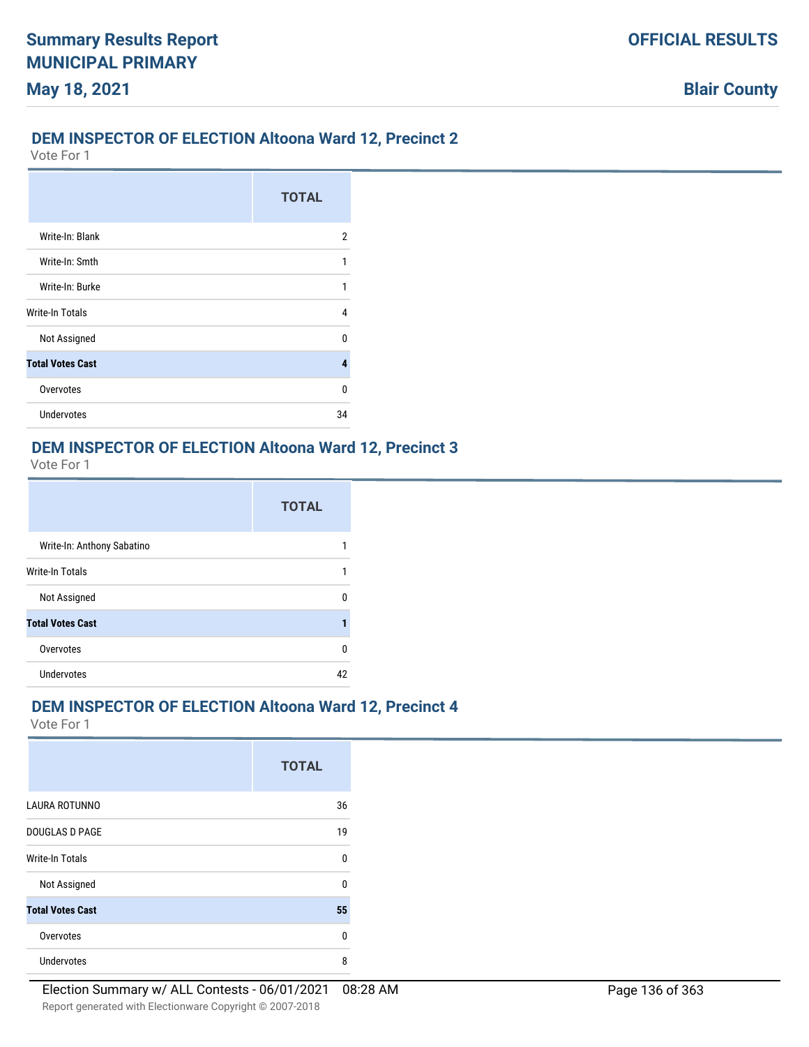## DEM INSPECTOR OF ELECTION Altoona Ward 12, Precinct 2

Vote For 1

| | TOTAL |
|---|---|
| Write-In: Blank | 2 |
| Write-In: Smth | 1 |
| Write-In: Burke | 1 |
| Write-In Totals | 4 |
| Not Assigned | 0 |
| **Total Votes Cast** | **4** |
| Overvotes | 0 |
| Undervotes | 34 |

## DEM INSPECTOR OF ELECTION Altoona Ward 12, Precinct 3

Vote For 1

| | TOTAL |
|---|---|
| Write-In: Anthony Sabatino | 1 |
| Write-In Totals | 1 |
| Not Assigned | 0 |
| **Total Votes Cast** | **1** |
| Overvotes | 0 |
| Undervotes | 42 |

## DEM INSPECTOR OF ELECTION Altoona Ward 12, Precinct 4

Vote For 1

| | TOTAL |
|---|---|
| LAURA ROTUNNO | 36 |
| DOUGLAS D PAGE | 19 |
| Write-In Totals | 0 |
| Not Assigned | 0 |
| **Total Votes Cast** | **55** |
| Overvotes | 0 |
| Undervotes | 8 |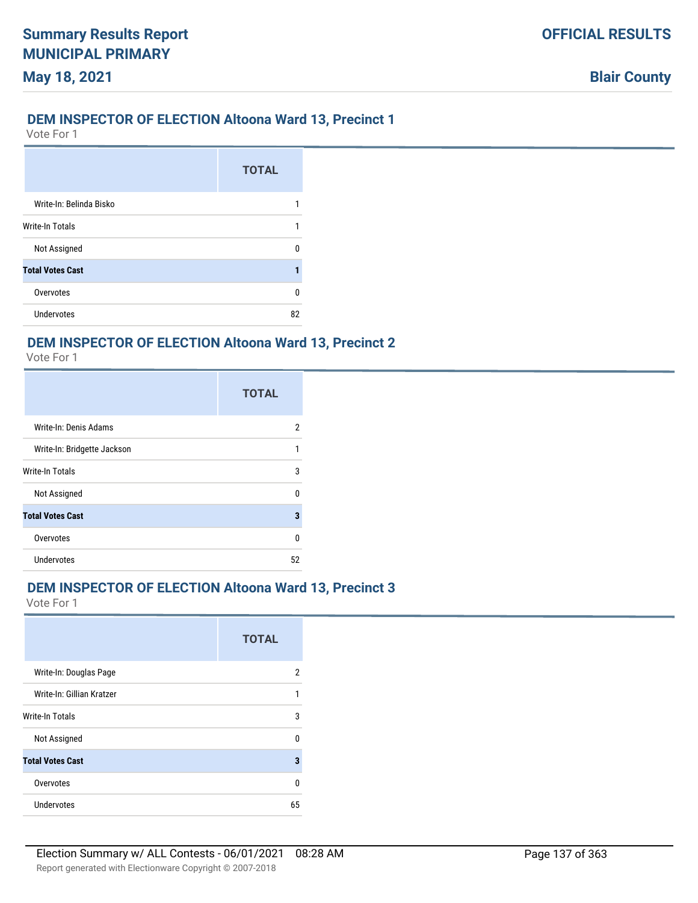## DEM INSPECTOR OF ELECTION Altoona Ward 13, Precinct 1

Vote For 1

| | TOTAL |
|---|---|
| Write-In: Belinda Bisko | 1 |
| Write-In Totals | 1 |
| Not Assigned | 0 |
| **Total Votes Cast** | **1** |
| Overvotes | 0 |
| Undervotes | 82 |

## DEM INSPECTOR OF ELECTION Altoona Ward 13, Precinct 2

Vote For 1

| | TOTAL |
|---|---|
| Write-In: Denis Adams | 2 |
| Write-In: Bridgette Jackson | 1 |
| Write-In Totals | 3 |
| Not Assigned | 0 |
| **Total Votes Cast** | **3** |
| Overvotes | 0 |
| Undervotes | 52 |

## DEM INSPECTOR OF ELECTION Altoona Ward 13, Precinct 3

Vote For 1

| | TOTAL |
|---|---|
| Write-In: Douglas Page | 2 |
| Write-In: Gillian Kratzer | 1 |
| Write-In Totals | 3 |
| Not Assigned | 0 |
| **Total Votes Cast** | **3** |
| Overvotes | 0 |
| Undervotes | 65 |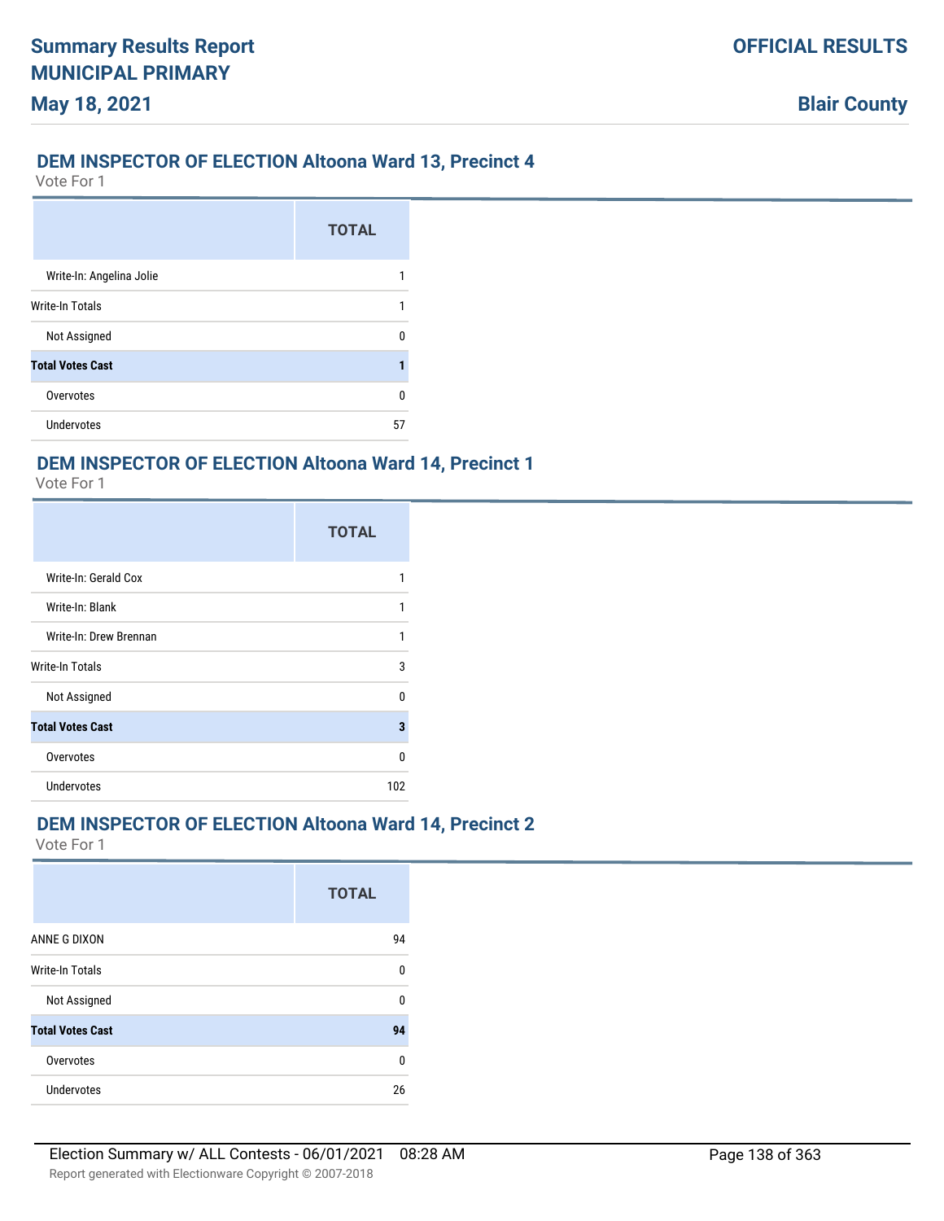## DEM INSPECTOR OF ELECTION Altoona Ward 13, Precinct 4

Vote For 1

| | TOTAL |
|---|---|
| Write-In: Angelina Jolie | 1 |
| Write-In Totals | 1 |
| Not Assigned | 0 |
| **Total Votes Cast** | **1** |
| Overvotes | 0 |
| Undervotes | 57 |

## DEM INSPECTOR OF ELECTION Altoona Ward 14, Precinct 1

Vote For 1

| | TOTAL |
|---|---|
| Write-In: Gerald Cox | 1 |
| Write-In: Blank | 1 |
| Write-In: Drew Brennan | 1 |
| Write-In Totals | 3 |
| Not Assigned | 0 |
| **Total Votes Cast** | **3** |
| Overvotes | 0 |
| Undervotes | 102 |

## DEM INSPECTOR OF ELECTION Altoona Ward 14, Precinct 2

Vote For 1

| | TOTAL |
|---|---|
| ANNE G DIXON | 94 |
| Write-In Totals | 0 |
| Not Assigned | 0 |
| **Total Votes Cast** | **94** |
| Overvotes | 0 |
| Undervotes | 26 |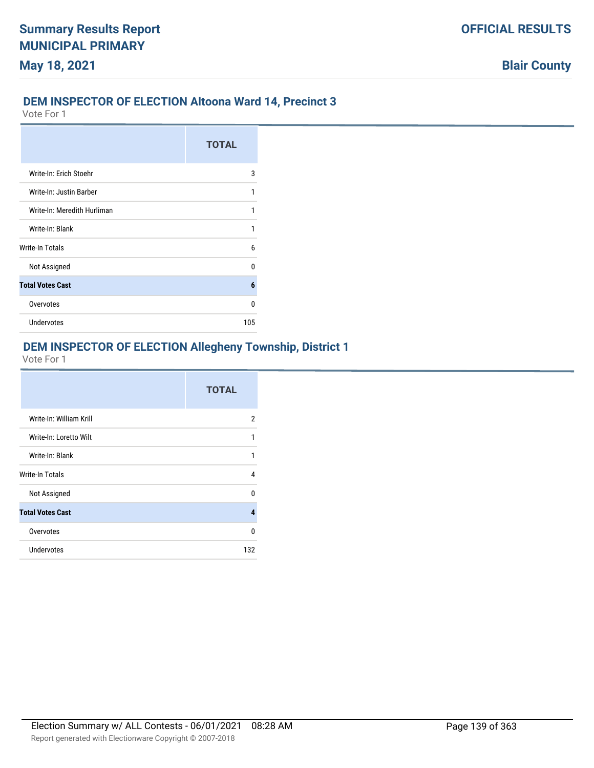## DEM INSPECTOR OF ELECTION Altoona Ward 14, Precinct 3

Vote For 1

| | TOTAL |
|---|---|
| Write-In: Erich Stoehr | 3 |
| Write-In: Justin Barber | 1 |
| Write-In: Meredith Hurliman | 1 |
| Write-In: Blank | 1 |
| Write-In Totals | 6 |
| Not Assigned | 0 |
| **Total Votes Cast** | **6** |
| Overvotes | 0 |
| Undervotes | 105 |

## DEM INSPECTOR OF ELECTION Allegheny Township, District 1

Vote For 1

| | TOTAL |
|---|---|
| Write-In: William Krill | 2 |
| Write-In: Loretto Wilt | 1 |
| Write-In: Blank | 1 |
| Write-In Totals | 4 |
| Not Assigned | 0 |
| **Total Votes Cast** | **4** |
| Overvotes | 0 |
| Undervotes | 132 |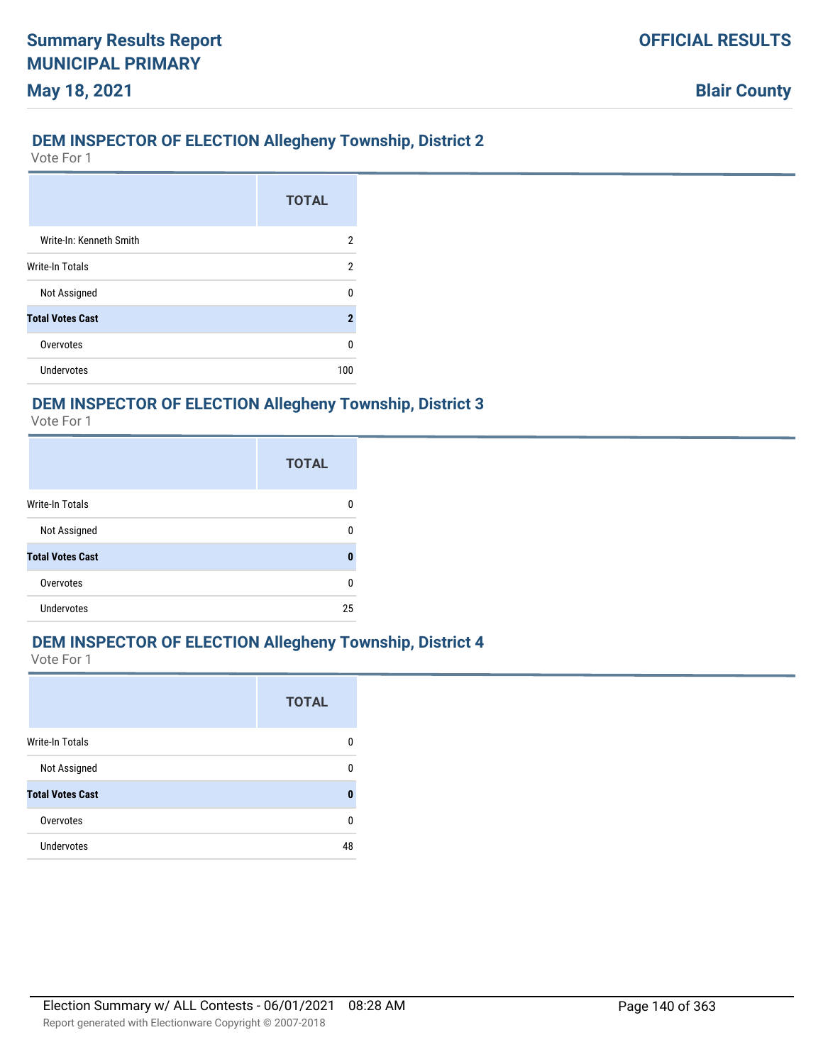## DEM INSPECTOR OF ELECTION Allegheny Township, District 2

Vote For 1

| | TOTAL |
|---|---|
| Write-In: Kenneth Smith | 2 |
| Write-In Totals | 2 |
| Not Assigned | 0 |
| **Total Votes Cast** | **2** |
| Overvotes | 0 |
| Undervotes | 100 |

## DEM INSPECTOR OF ELECTION Allegheny Township, District 3

Vote For 1

| | TOTAL |
|---|---|
| Write-In Totals | 0 |
| Not Assigned | 0 |
| **Total Votes Cast** | **0** |
| Overvotes | 0 |
| Undervotes | 25 |

## DEM INSPECTOR OF ELECTION Allegheny Township, District 4

Vote For 1

| | TOTAL |
|---|---|
| Write-In Totals | 0 |
| Not Assigned | 0 |
| **Total Votes Cast** | **0** |
| Overvotes | 0 |
| Undervotes | 48 |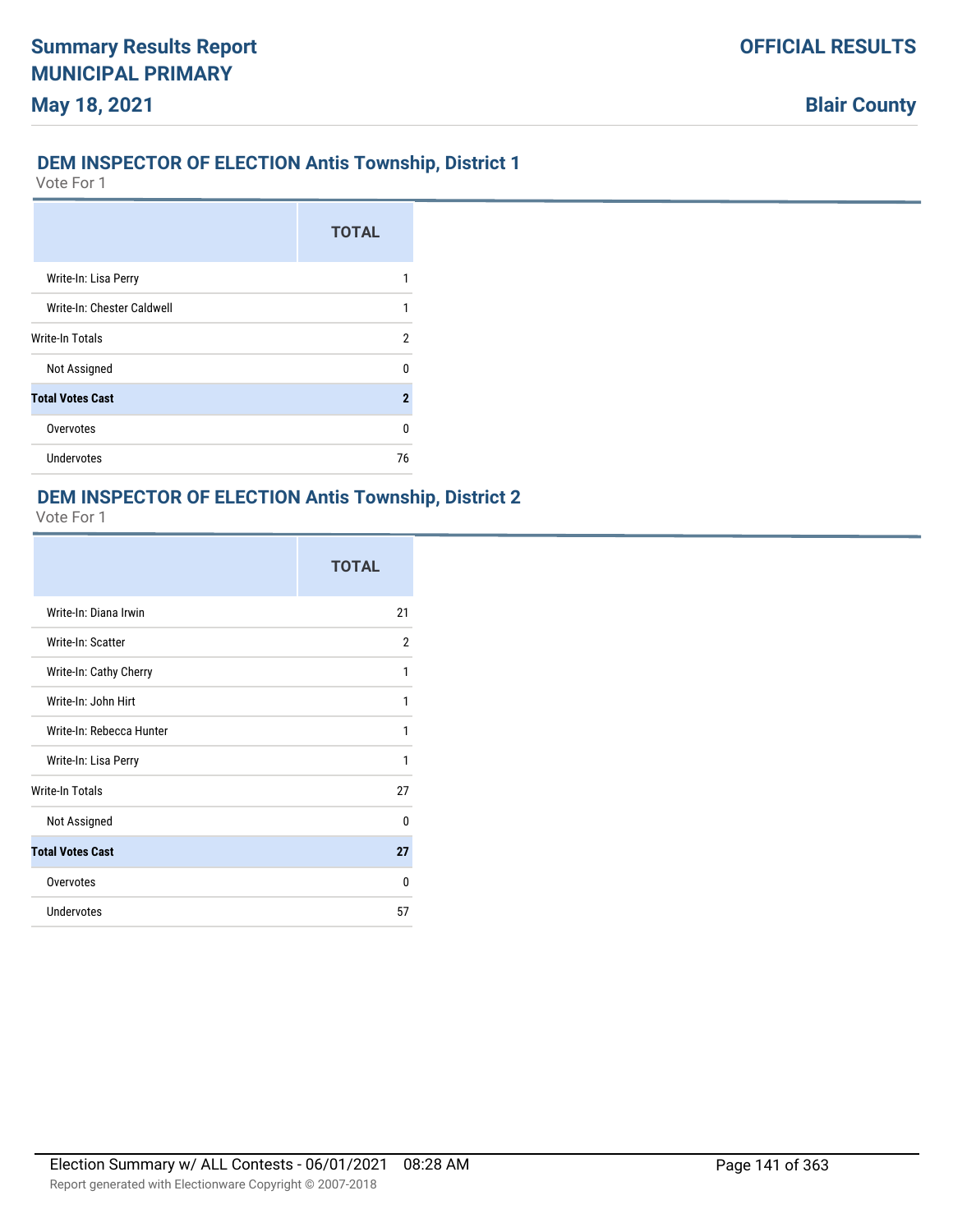## DEM INSPECTOR OF ELECTION Antis Township, District 1

Vote For 1

| | TOTAL |
|---|---|
| Write-In: Lisa Perry | 1 |
| Write-In: Chester Caldwell | 1 |
| Write-In Totals | 2 |
| Not Assigned | 0 |
| **Total Votes Cast** | **2** |
| Overvotes | 0 |
| Undervotes | 76 |

## DEM INSPECTOR OF ELECTION Antis Township, District 2

Vote For 1

| | TOTAL |
|---|---|
| Write-In: Diana Irwin | 21 |
| Write-In: Scatter | 2 |
| Write-In: Cathy Cherry | 1 |
| Write-In: John Hirt | 1 |
| Write-In: Rebecca Hunter | 1 |
| Write-In: Lisa Perry | 1 |
| Write-In Totals | 27 |
| Not Assigned | 0 |
| **Total Votes Cast** | **27** |
| Overvotes | 0 |
| Undervotes | 57 |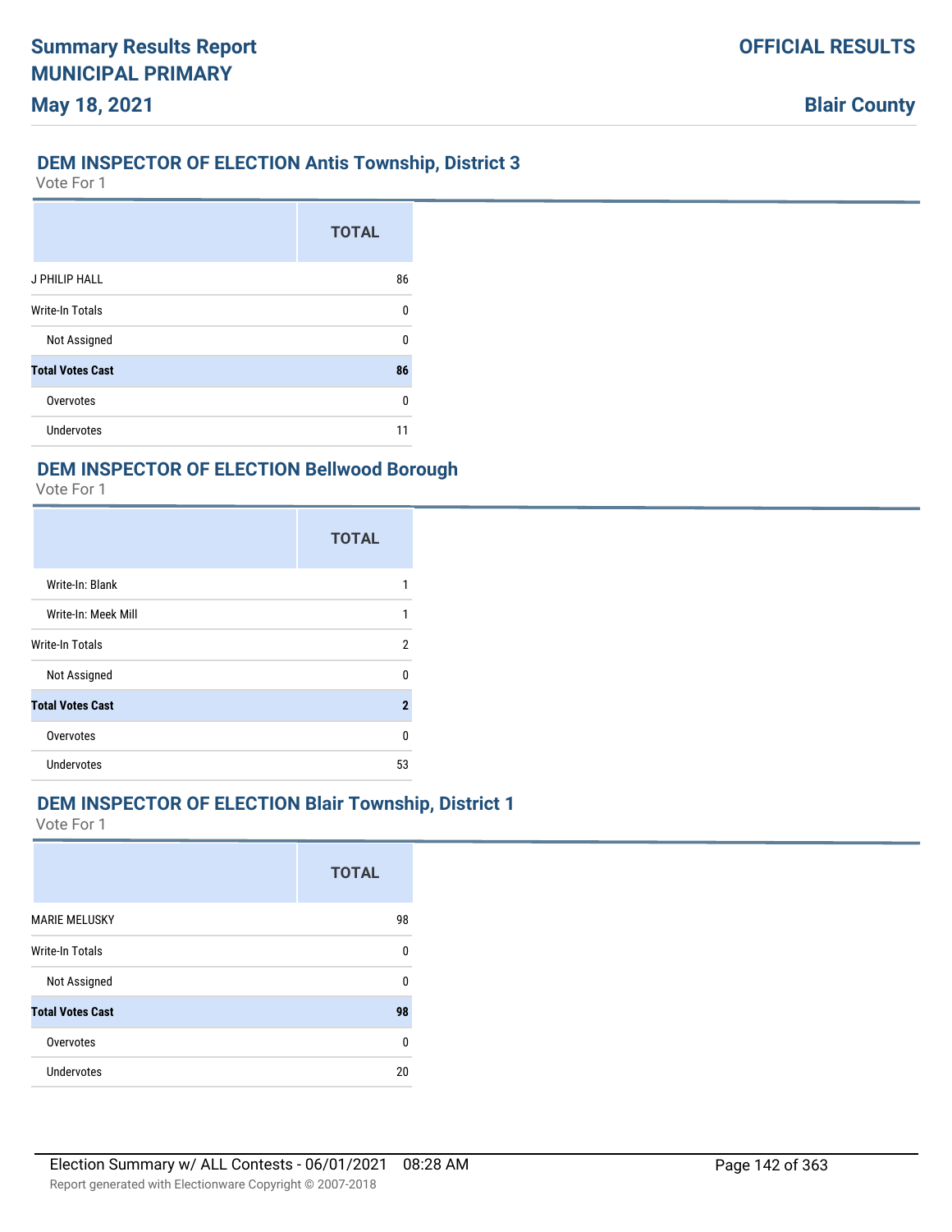## DEM INSPECTOR OF ELECTION Antis Township, District 3

Vote For 1

| | TOTAL |
|---|---|
| J PHILIP HALL | 86 |
| Write-In Totals | 0 |
| Not Assigned | 0 |
| **Total Votes Cast** | **86** |
| Overvotes | 0 |
| Undervotes | 11 |

## DEM INSPECTOR OF ELECTION Bellwood Borough

Vote For 1

| | TOTAL |
|---|---|
| Write-In: Blank | 1 |
| Write-In: Meek Mill | 1 |
| Write-In Totals | 2 |
| Not Assigned | 0 |
| **Total Votes Cast** | **2** |
| Overvotes | 0 |
| Undervotes | 53 |

## DEM INSPECTOR OF ELECTION Blair Township, District 1

Vote For 1

| | TOTAL |
|---|---|
| MARIE MELUSKY | 98 |
| Write-In Totals | 0 |
| Not Assigned | 0 |
| **Total Votes Cast** | **98** |
| Overvotes | 0 |
| Undervotes | 20 |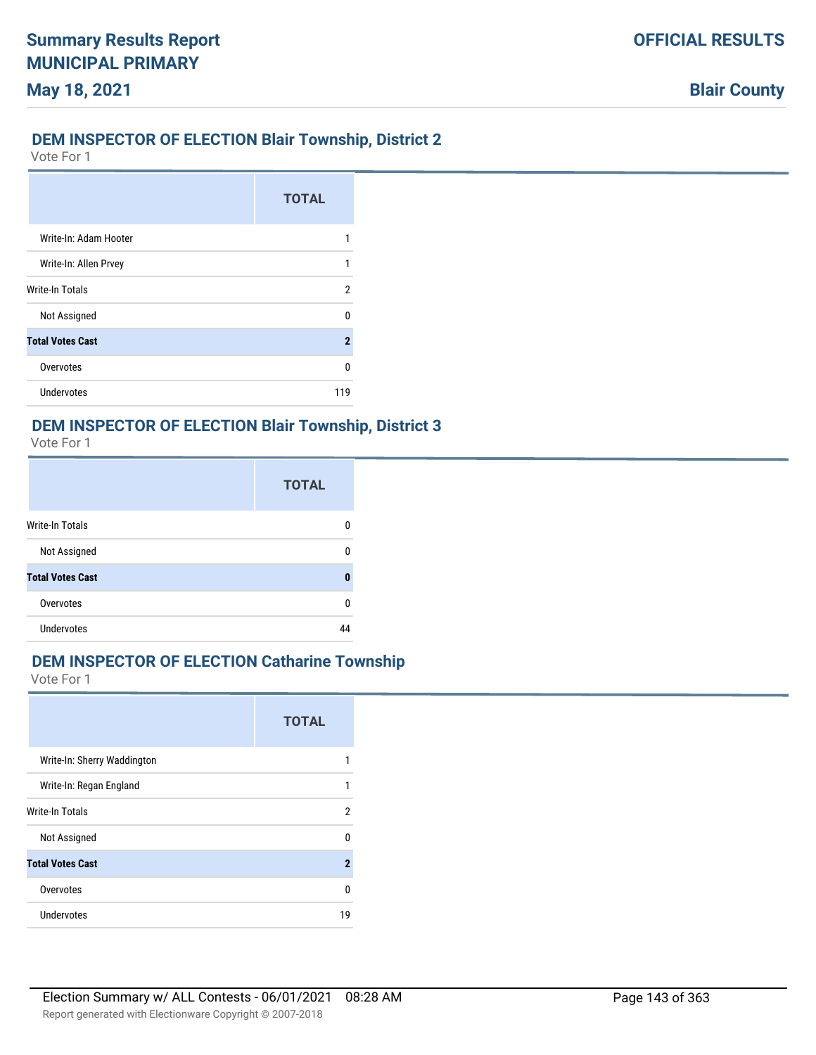## DEM INSPECTOR OF ELECTION Blair Township, District 2

Vote For 1

| | TOTAL |
|---|---|
| Write-In: Adam Hooter | 1 |
| Write-In: Allen Prvey | 1 |
| Write-In Totals | 2 |
| Not Assigned | 0 |
| **Total Votes Cast** | **2** |
| Overvotes | 0 |
| Undervotes | 119 |

## DEM INSPECTOR OF ELECTION Blair Township, District 3

Vote For 1

| | TOTAL |
|---|---|
| Write-In Totals | 0 |
| Not Assigned | 0 |
| **Total Votes Cast** | **0** |
| Overvotes | 0 |
| Undervotes | 44 |

## DEM INSPECTOR OF ELECTION Catharine Township

Vote For 1

| | TOTAL |
|---|---|
| Write-In: Sherry Waddington | 1 |
| Write-In: Regan England | 1 |
| Write-In Totals | 2 |
| Not Assigned | 0 |
| **Total Votes Cast** | **2** |
| Overvotes | 0 |
| Undervotes | 19 |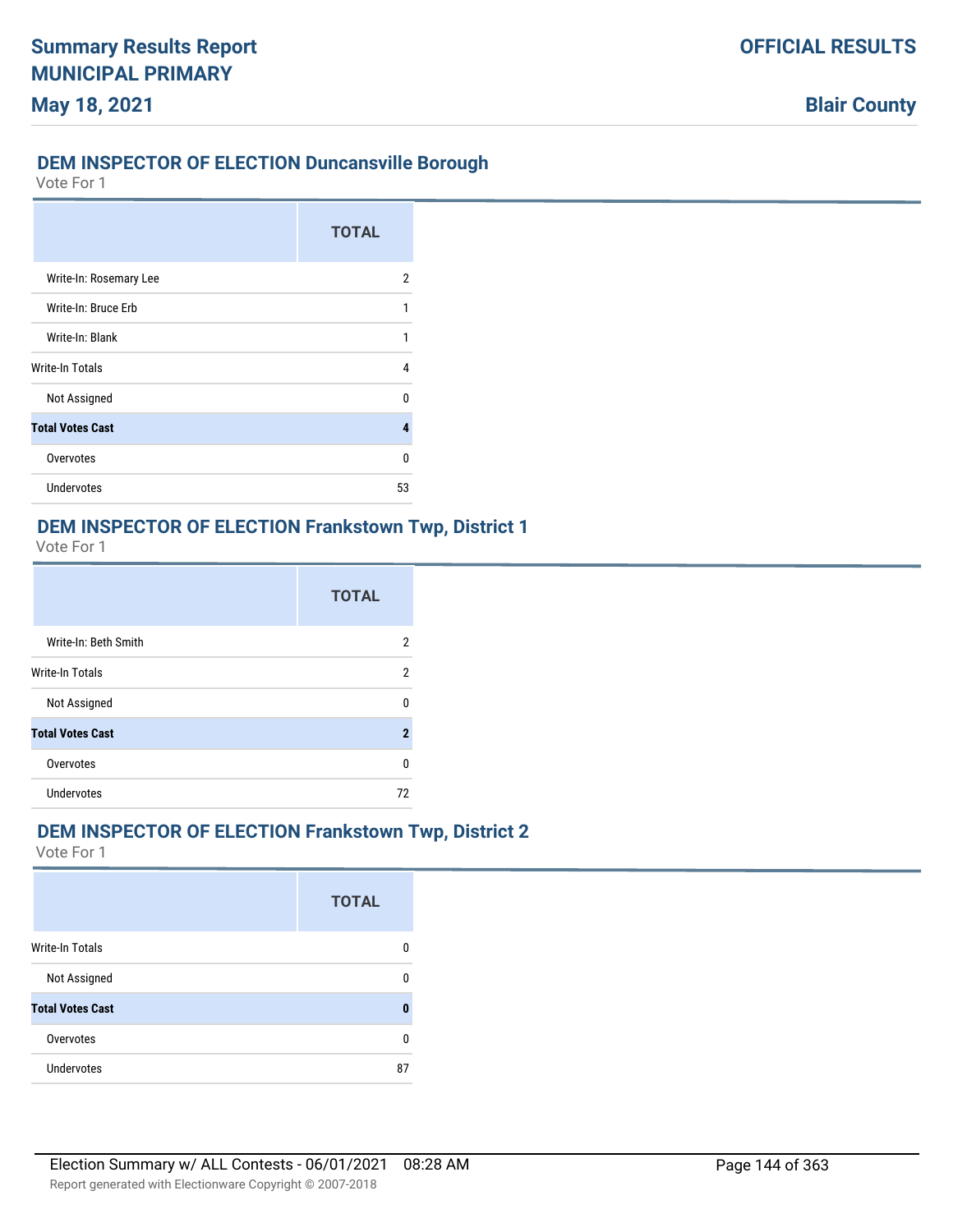## DEM INSPECTOR OF ELECTION Duncansville Borough

Vote For 1

| | TOTAL |
|---|---|
| Write-In: Rosemary Lee | 2 |
| Write-In: Bruce Erb | 1 |
| Write-In: Blank | 1 |
| Write-In Totals | 4 |
| Not Assigned | 0 |
| **Total Votes Cast** | **4** |
| Overvotes | 0 |
| Undervotes | 53 |

## DEM INSPECTOR OF ELECTION Frankstown Twp, District 1

Vote For 1

| | TOTAL |
|---|---|
| Write-In: Beth Smith | 2 |
| Write-In Totals | 2 |
| Not Assigned | 0 |
| **Total Votes Cast** | **2** |
| Overvotes | 0 |
| Undervotes | 72 |

## DEM INSPECTOR OF ELECTION Frankstown Twp, District 2

Vote For 1

| | TOTAL |
|---|---|
| Write-In Totals | 0 |
| Not Assigned | 0 |
| **Total Votes Cast** | **0** |
| Overvotes | 0 |
| Undervotes | 87 |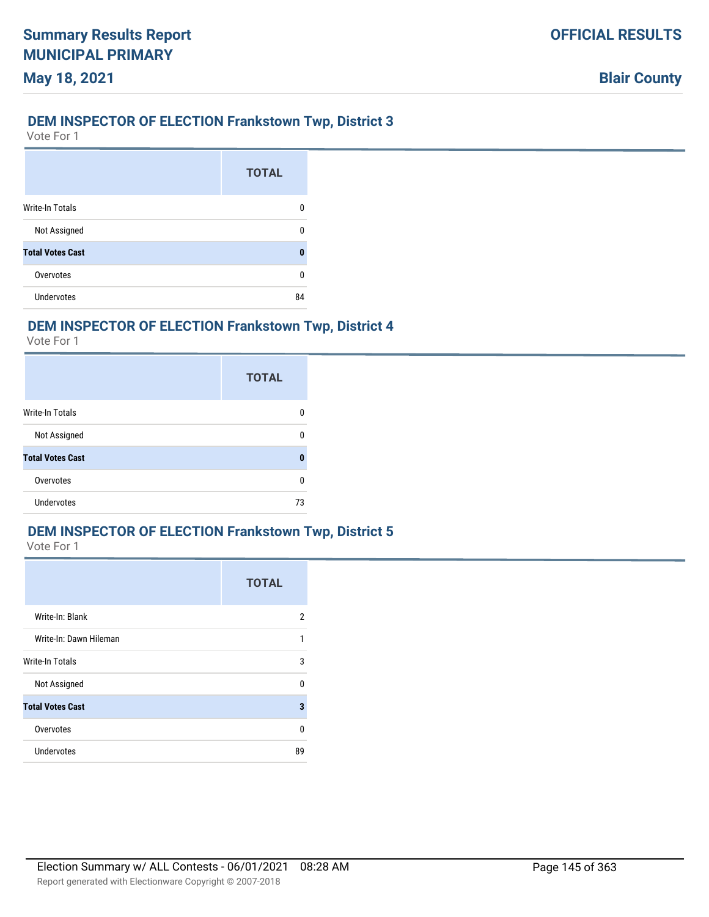## DEM INSPECTOR OF ELECTION Frankstown Twp, District 3

Vote For 1

| | TOTAL |
|---|---|
| Write-In Totals | 0 |
| Not Assigned | 0 |
| **Total Votes Cast** | **0** |
| Overvotes | 0 |
| Undervotes | 84 |

## DEM INSPECTOR OF ELECTION Frankstown Twp, District 4

Vote For 1

| | TOTAL |
|---|---|
| Write-In Totals | 0 |
| Not Assigned | 0 |
| **Total Votes Cast** | **0** |
| Overvotes | 0 |
| Undervotes | 73 |

## DEM INSPECTOR OF ELECTION Frankstown Twp, District 5

Vote For 1

| | TOTAL |
|---|---|
| Write-In: Blank | 2 |
| Write-In: Dawn Hileman | 1 |
| Write-In Totals | 3 |
| Not Assigned | 0 |
| **Total Votes Cast** | **3** |
| Overvotes | 0 |
| Undervotes | 89 |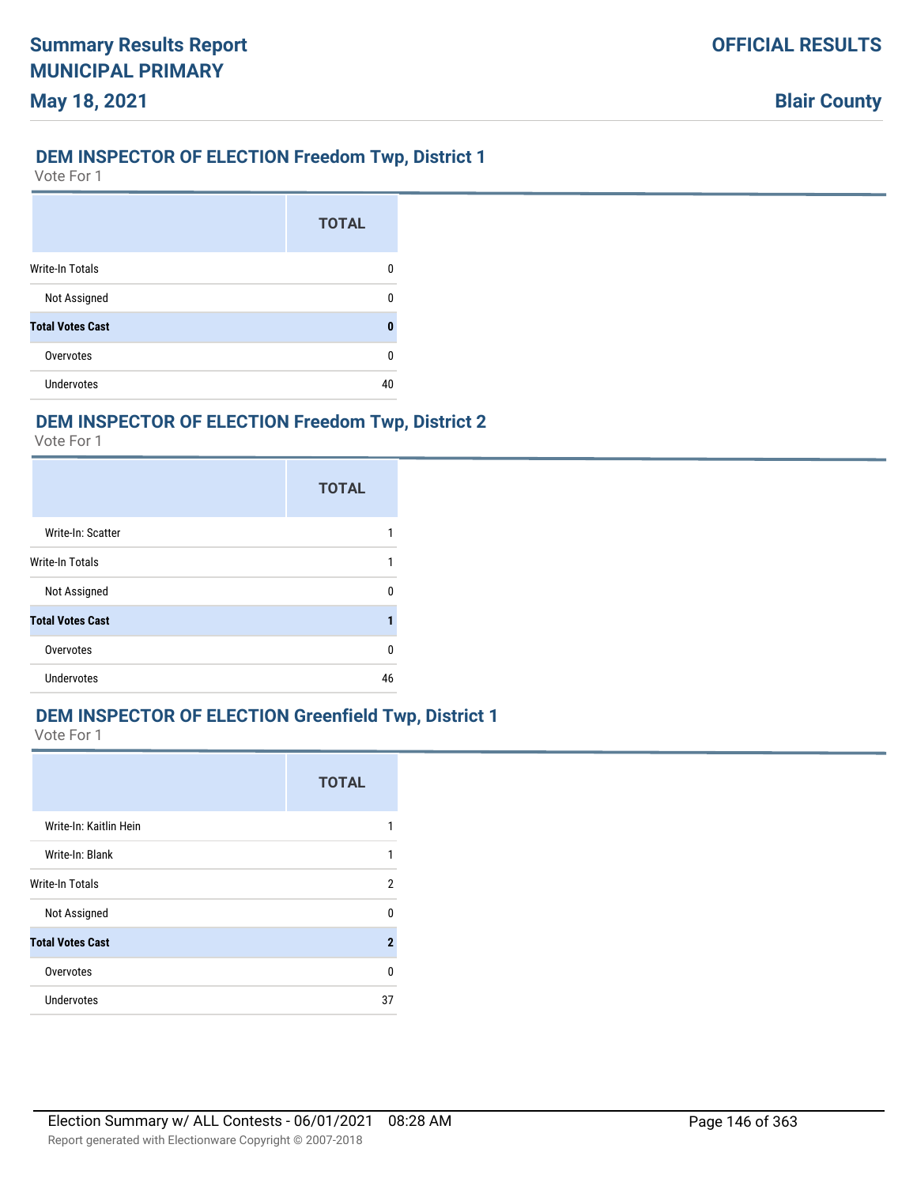## DEM INSPECTOR OF ELECTION Freedom Twp, District 1

Vote For 1

| | TOTAL |
|---|---|
| Write-In Totals | 0 |
| Not Assigned | 0 |
| **Total Votes Cast** | **0** |
| Overvotes | 0 |
| Undervotes | 40 |

## DEM INSPECTOR OF ELECTION Freedom Twp, District 2

Vote For 1

| | TOTAL |
|---|---|
| Write-In: Scatter | 1 |
| Write-In Totals | 1 |
| Not Assigned | 0 |
| **Total Votes Cast** | **1** |
| Overvotes | 0 |
| Undervotes | 46 |

## DEM INSPECTOR OF ELECTION Greenfield Twp, District 1

Vote For 1

| | TOTAL |
|---|---|
| Write-In: Kaitlin Hein | 1 |
| Write-In: Blank | 1 |
| Write-In Totals | 2 |
| Not Assigned | 0 |
| **Total Votes Cast** | **2** |
| Overvotes | 0 |
| Undervotes | 37 |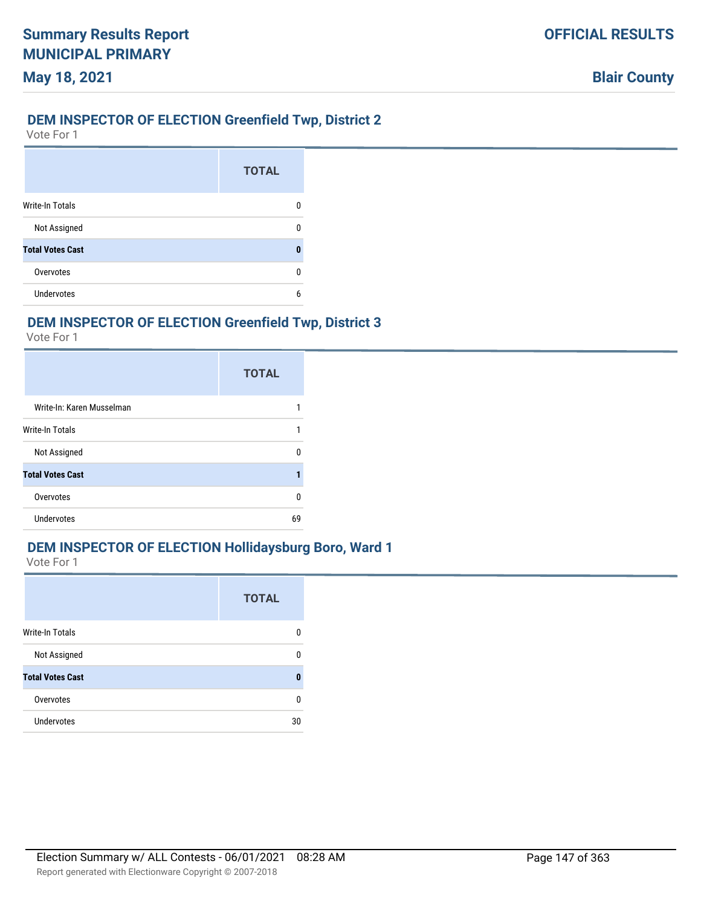## DEM INSPECTOR OF ELECTION Greenfield Twp, District 2

Vote For 1

| | TOTAL |
|---|---|
| Write-In Totals | 0 |
| Not Assigned | 0 |
| **Total Votes Cast** | **0** |
| Overvotes | 0 |
| Undervotes | 6 |

## DEM INSPECTOR OF ELECTION Greenfield Twp, District 3

Vote For 1

| | TOTAL |
|---|---|
| Write-In: Karen Musselman | 1 |
| Write-In Totals | 1 |
| Not Assigned | 0 |
| **Total Votes Cast** | **1** |
| Overvotes | 0 |
| Undervotes | 69 |

## DEM INSPECTOR OF ELECTION Hollidaysburg Boro, Ward 1

Vote For 1

| | TOTAL |
|---|---|
| Write-In Totals | 0 |
| Not Assigned | 0 |
| **Total Votes Cast** | **0** |
| Overvotes | 0 |
| Undervotes | 30 |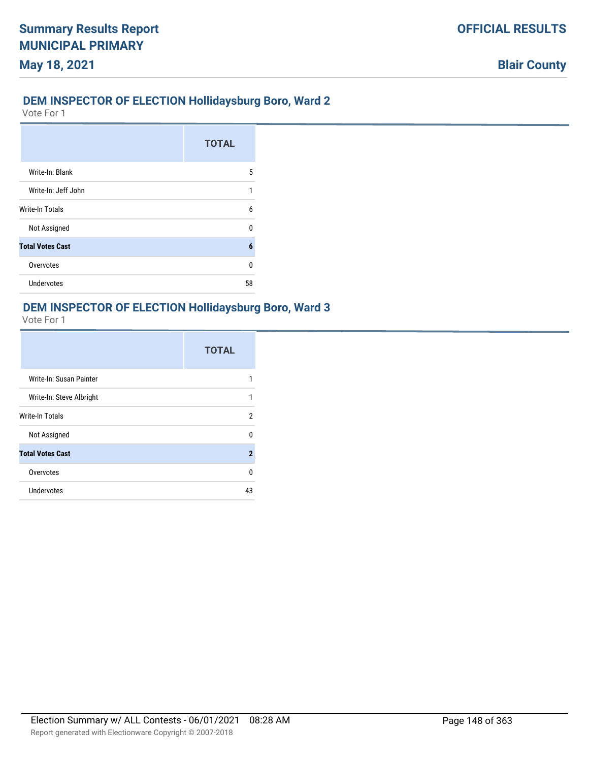## DEM INSPECTOR OF ELECTION Hollidaysburg Boro, Ward 2

Vote For 1

| | TOTAL |
|---|---|
| Write-In: Blank | 5 |
| Write-In: Jeff John | 1 |
| Write-In Totals | 6 |
| Not Assigned | 0 |
| **Total Votes Cast** | **6** |
| Overvotes | 0 |
| Undervotes | 58 |

## DEM INSPECTOR OF ELECTION Hollidaysburg Boro, Ward 3

Vote For 1

| | TOTAL |
|---|---|
| Write-In: Susan Painter | 1 |
| Write-In: Steve Albright | 1 |
| Write-In Totals | 2 |
| Not Assigned | 0 |
| **Total Votes Cast** | **2** |
| Overvotes | 0 |
| Undervotes | 43 |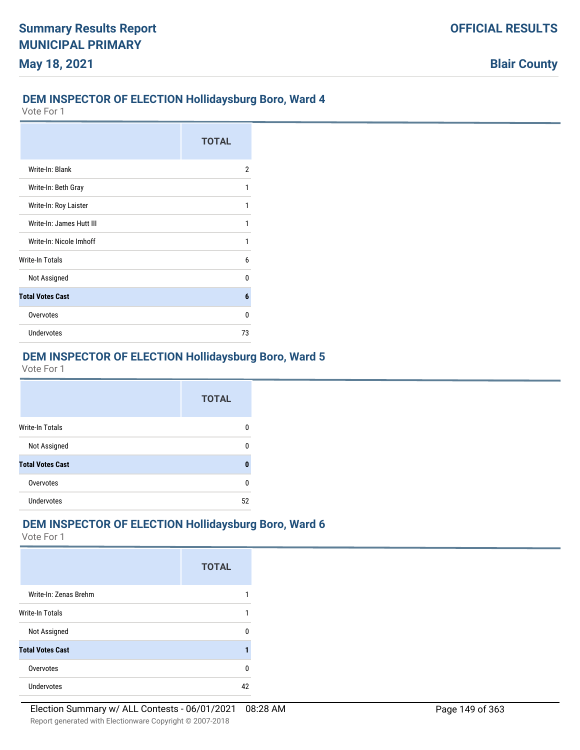## DEM INSPECTOR OF ELECTION Hollidaysburg Boro, Ward 4

Vote For 1

| | TOTAL |
|---|---|
| Write-In: Blank | 2 |
| Write-In: Beth Gray | 1 |
| Write-In: Roy Laister | 1 |
| Write-In: James Hutt III | 1 |
| Write-In: Nicole Imhoff | 1 |
| Write-In Totals | 6 |
| Not Assigned | 0 |
| **Total Votes Cast** | **6** |
| Overvotes | 0 |
| Undervotes | 73 |

## DEM INSPECTOR OF ELECTION Hollidaysburg Boro, Ward 5

Vote For 1

| | TOTAL |
|---|---|
| Write-In Totals | 0 |
| Not Assigned | 0 |
| **Total Votes Cast** | **0** |
| Overvotes | 0 |
| Undervotes | 52 |

## DEM INSPECTOR OF ELECTION Hollidaysburg Boro, Ward 6

Vote For 1

| | TOTAL |
|---|---|
| Write-In: Zenas Brehm | 1 |
| Write-In Totals | 1 |
| Not Assigned | 0 |
| **Total Votes Cast** | **1** |
| Overvotes | 0 |
| Undervotes | 42 |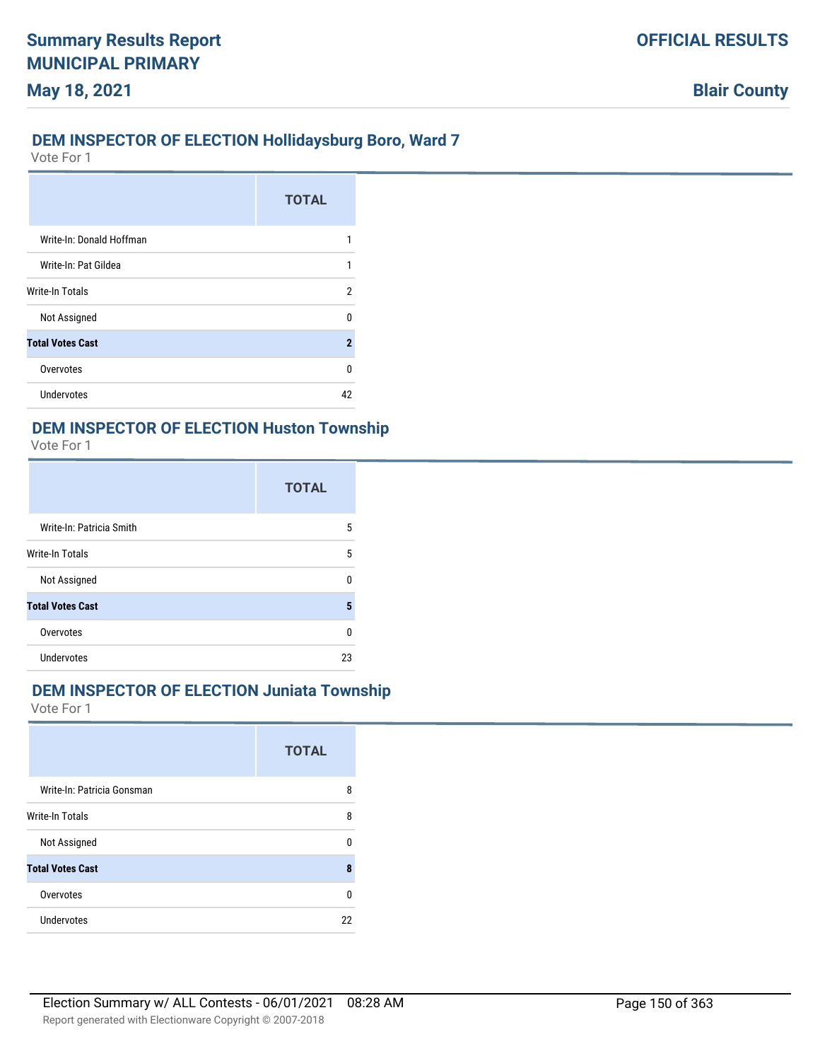### DEM INSPECTOR OF ELECTION Hollidaysburg Boro, Ward 7

Vote For 1

| | TOTAL |
|---|---|
| Write-In: Donald Hoffman | 1 |
| Write-In: Pat Gildea | 1 |
| Write-In Totals | 2 |
| Not Assigned | 0 |
| **Total Votes Cast** | **2** |
| Overvotes | 0 |
| Undervotes | 42 |

### DEM INSPECTOR OF ELECTION Huston Township

Vote For 1

| | TOTAL |
|---|---|
| Write-In: Patricia Smith | 5 |
| Write-In Totals | 5 |
| Not Assigned | 0 |
| **Total Votes Cast** | **5** |
| Overvotes | 0 |
| Undervotes | 23 |

### DEM INSPECTOR OF ELECTION Juniata Township

Vote For 1

| | TOTAL |
|---|---|
| Write-In: Patricia Gonsman | 8 |
| Write-In Totals | 8 |
| Not Assigned | 0 |
| **Total Votes Cast** | **8** |
| Overvotes | 0 |
| Undervotes | 22 |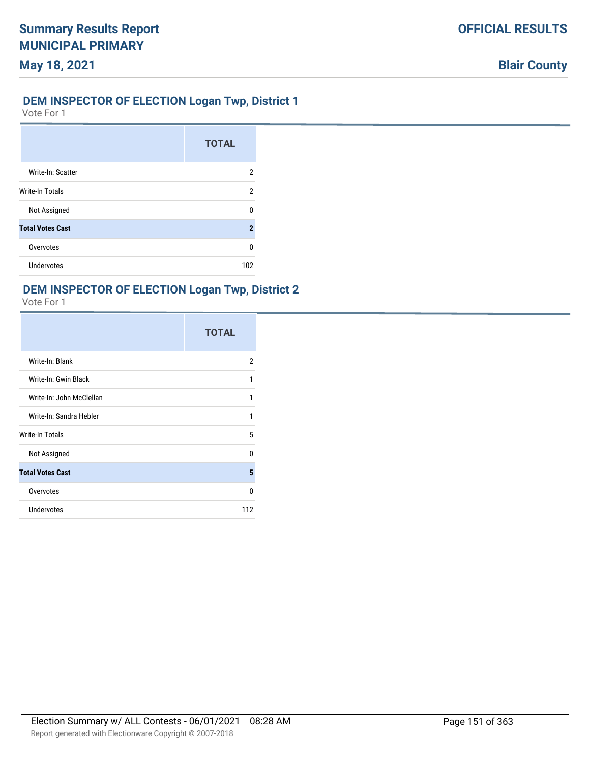## DEM INSPECTOR OF ELECTION Logan Twp, District 1

Vote For 1

| | TOTAL |
|---|---|
| Write-In: Scatter | 2 |
| Write-In Totals | 2 |
| Not Assigned | 0 |
| **Total Votes Cast** | **2** |
| Overvotes | 0 |
| Undervotes | 102 |

## DEM INSPECTOR OF ELECTION Logan Twp, District 2

Vote For 1

| | TOTAL |
|---|---|
| Write-In: Blank | 2 |
| Write-In: Gwin Black | 1 |
| Write-In: John McClellan | 1 |
| Write-In: Sandra Hebler | 1 |
| Write-In Totals | 5 |
| Not Assigned | 0 |
| **Total Votes Cast** | **5** |
| Overvotes | 0 |
| Undervotes | 112 |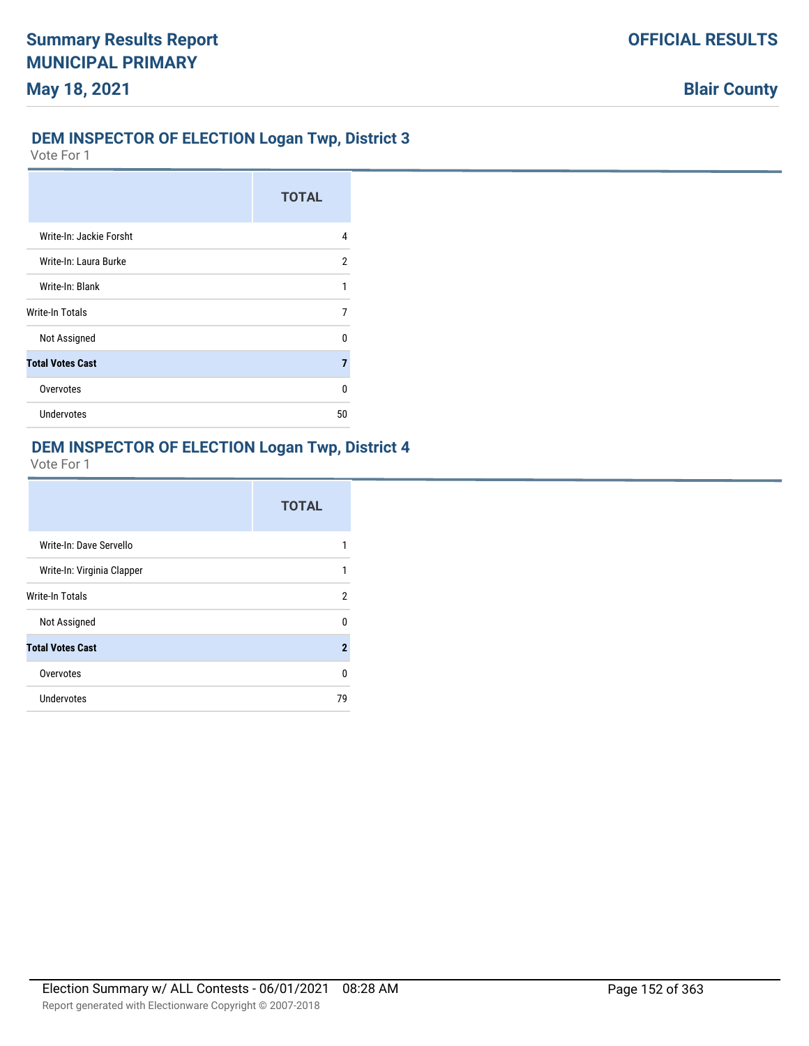## DEM INSPECTOR OF ELECTION Logan Twp, District 3

Vote For 1

| | TOTAL |
|---|---|
| Write-In: Jackie Forsht | 4 |
| Write-In: Laura Burke | 2 |
| Write-In: Blank | 1 |
| Write-In Totals | 7 |
| Not Assigned | 0 |
| **Total Votes Cast** | **7** |
| Overvotes | 0 |
| Undervotes | 50 |

## DEM INSPECTOR OF ELECTION Logan Twp, District 4

Vote For 1

| | TOTAL |
|---|---|
| Write-In: Dave Servello | 1 |
| Write-In: Virginia Clapper | 1 |
| Write-In Totals | 2 |
| Not Assigned | 0 |
| **Total Votes Cast** | **2** |
| Overvotes | 0 |
| Undervotes | 79 |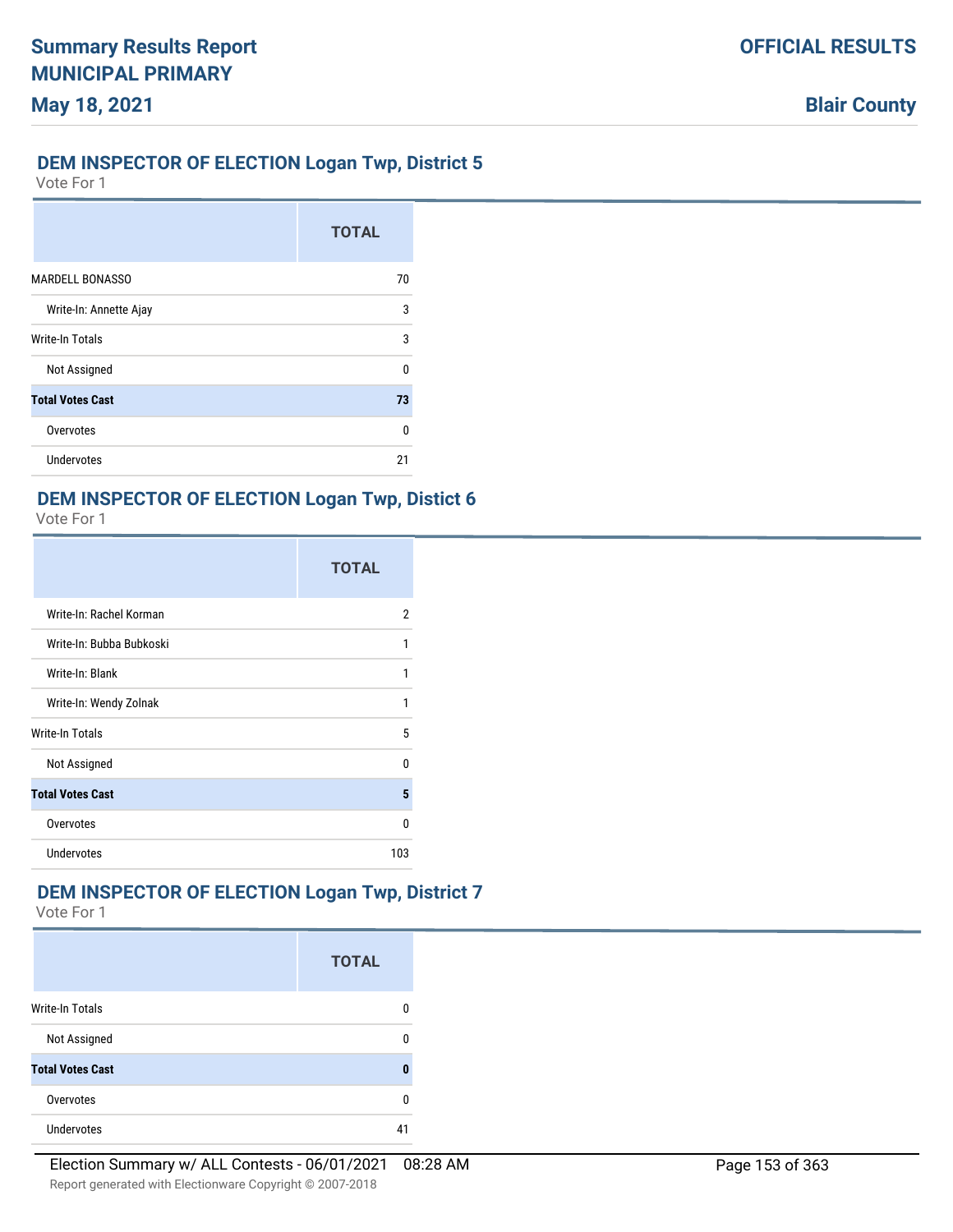### DEM INSPECTOR OF ELECTION Logan Twp, District 5

Vote For 1

| | TOTAL |
|---|---|
| MARDELL BONASSO | 70 |
| Write-In: Annette Ajay | 3 |
| Write-In Totals | 3 |
| Not Assigned | 0 |
| **Total Votes Cast** | **73** |
| Overvotes | 0 |
| Undervotes | 21 |

### DEM INSPECTOR OF ELECTION Logan Twp, Distict 6

Vote For 1

| | TOTAL |
|---|---|
| Write-In: Rachel Korman | 2 |
| Write-In: Bubba Bubkoski | 1 |
| Write-In: Blank | 1 |
| Write-In: Wendy Zolnak | 1 |
| Write-In Totals | 5 |
| Not Assigned | 0 |
| **Total Votes Cast** | **5** |
| Overvotes | 0 |
| Undervotes | 103 |

### DEM INSPECTOR OF ELECTION Logan Twp, District 7

Vote For 1

| | TOTAL |
|---|---|
| Write-In Totals | 0 |
| Not Assigned | 0 |
| **Total Votes Cast** | **0** |
| Overvotes | 0 |
| Undervotes | 41 |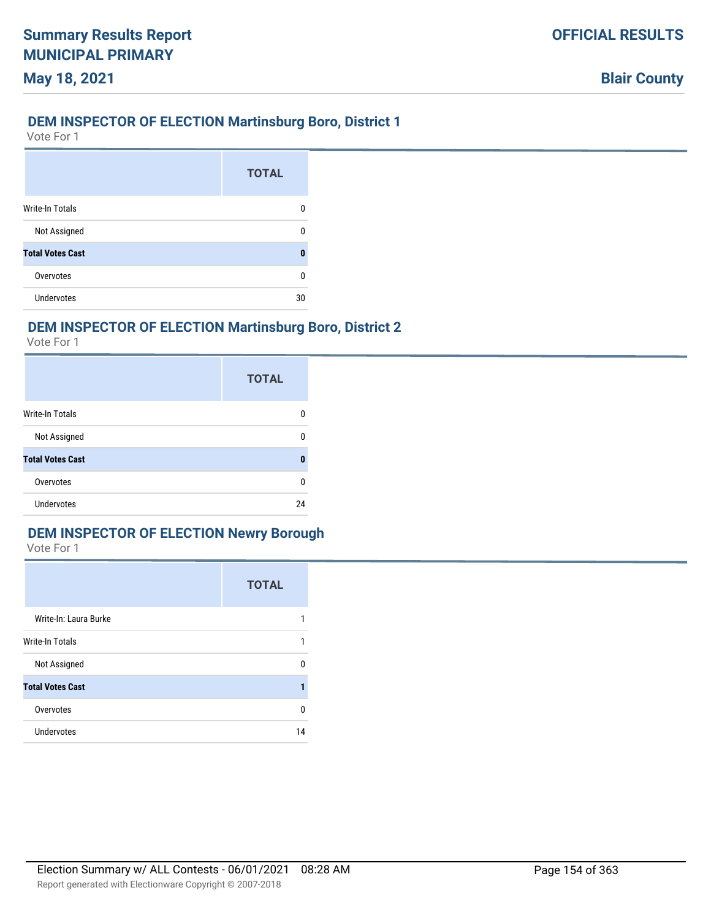## DEM INSPECTOR OF ELECTION Martinsburg Boro, District 1

Vote For 1

| | TOTAL |
|---|---|
| Write-In Totals | 0 |
| Not Assigned | 0 |
| **Total Votes Cast** | **0** |
| Overvotes | 0 |
| Undervotes | 30 |

## DEM INSPECTOR OF ELECTION Martinsburg Boro, District 2

Vote For 1

| | TOTAL |
|---|---|
| Write-In Totals | 0 |
| Not Assigned | 0 |
| **Total Votes Cast** | **0** |
| Overvotes | 0 |
| Undervotes | 24 |

## DEM INSPECTOR OF ELECTION Newry Borough

Vote For 1

| | TOTAL |
|---|---|
| Write-In: Laura Burke | 1 |
| Write-In Totals | 1 |
| Not Assigned | 0 |
| **Total Votes Cast** | **1** |
| Overvotes | 0 |
| Undervotes | 14 |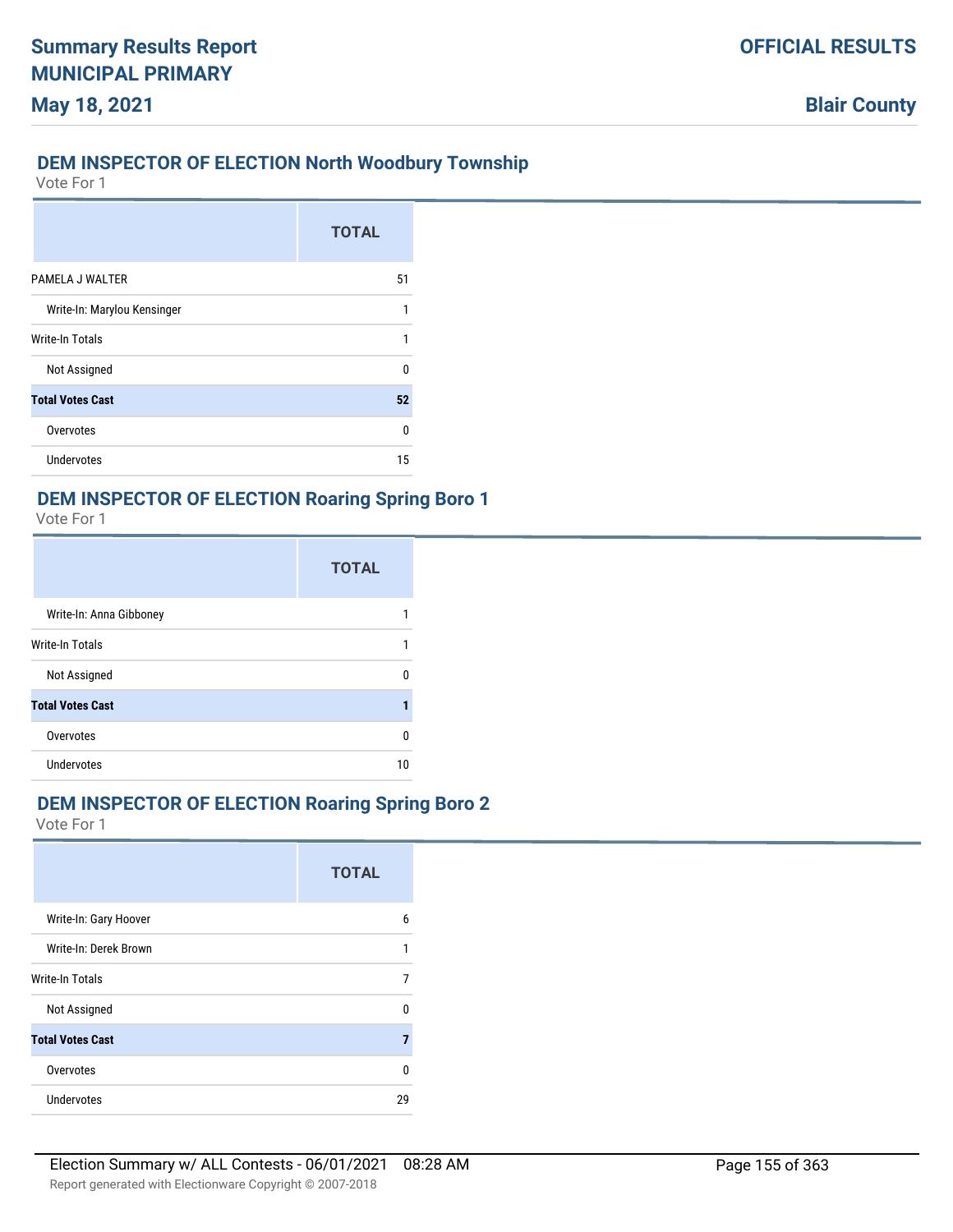## DEM INSPECTOR OF ELECTION North Woodbury Township

Vote For 1

| | TOTAL |
|---|---|
| PAMELA J WALTER | 51 |
| Write-In: Marylou Kensinger | 1 |
| Write-In Totals | 1 |
| Not Assigned | 0 |
| **Total Votes Cast** | **52** |
| Overvotes | 0 |
| Undervotes | 15 |

## DEM INSPECTOR OF ELECTION Roaring Spring Boro 1

Vote For 1

| | TOTAL |
|---|---|
| Write-In: Anna Gibboney | 1 |
| Write-In Totals | 1 |
| Not Assigned | 0 |
| **Total Votes Cast** | **1** |
| Overvotes | 0 |
| Undervotes | 10 |

## DEM INSPECTOR OF ELECTION Roaring Spring Boro 2

Vote For 1

| | TOTAL |
|---|---|
| Write-In: Gary Hoover | 6 |
| Write-In: Derek Brown | 1 |
| Write-In Totals | 7 |
| Not Assigned | 0 |
| **Total Votes Cast** | **7** |
| Overvotes | 0 |
| Undervotes | 29 |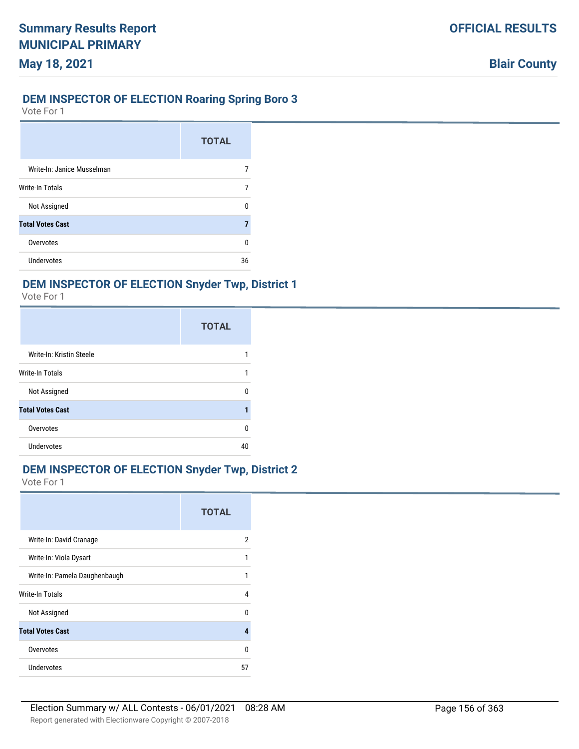## DEM INSPECTOR OF ELECTION Roaring Spring Boro 3

Vote For 1

| | TOTAL |
|---|---|
| Write-In: Janice Musselman | 7 |
| Write-In Totals | 7 |
| Not Assigned | 0 |
| **Total Votes Cast** | **7** |
| Overvotes | 0 |
| Undervotes | 36 |

## DEM INSPECTOR OF ELECTION Snyder Twp, District 1

Vote For 1

| | TOTAL |
|---|---|
| Write-In: Kristin Steele | 1 |
| Write-In Totals | 1 |
| Not Assigned | 0 |
| **Total Votes Cast** | **1** |
| Overvotes | 0 |
| Undervotes | 40 |

## DEM INSPECTOR OF ELECTION Snyder Twp, District 2

Vote For 1

| | TOTAL |
|---|---|
| Write-In: David Cranage | 2 |
| Write-In: Viola Dysart | 1 |
| Write-In: Pamela Daughenbaugh | 1 |
| Write-In Totals | 4 |
| Not Assigned | 0 |
| **Total Votes Cast** | **4** |
| Overvotes | 0 |
| Undervotes | 57 |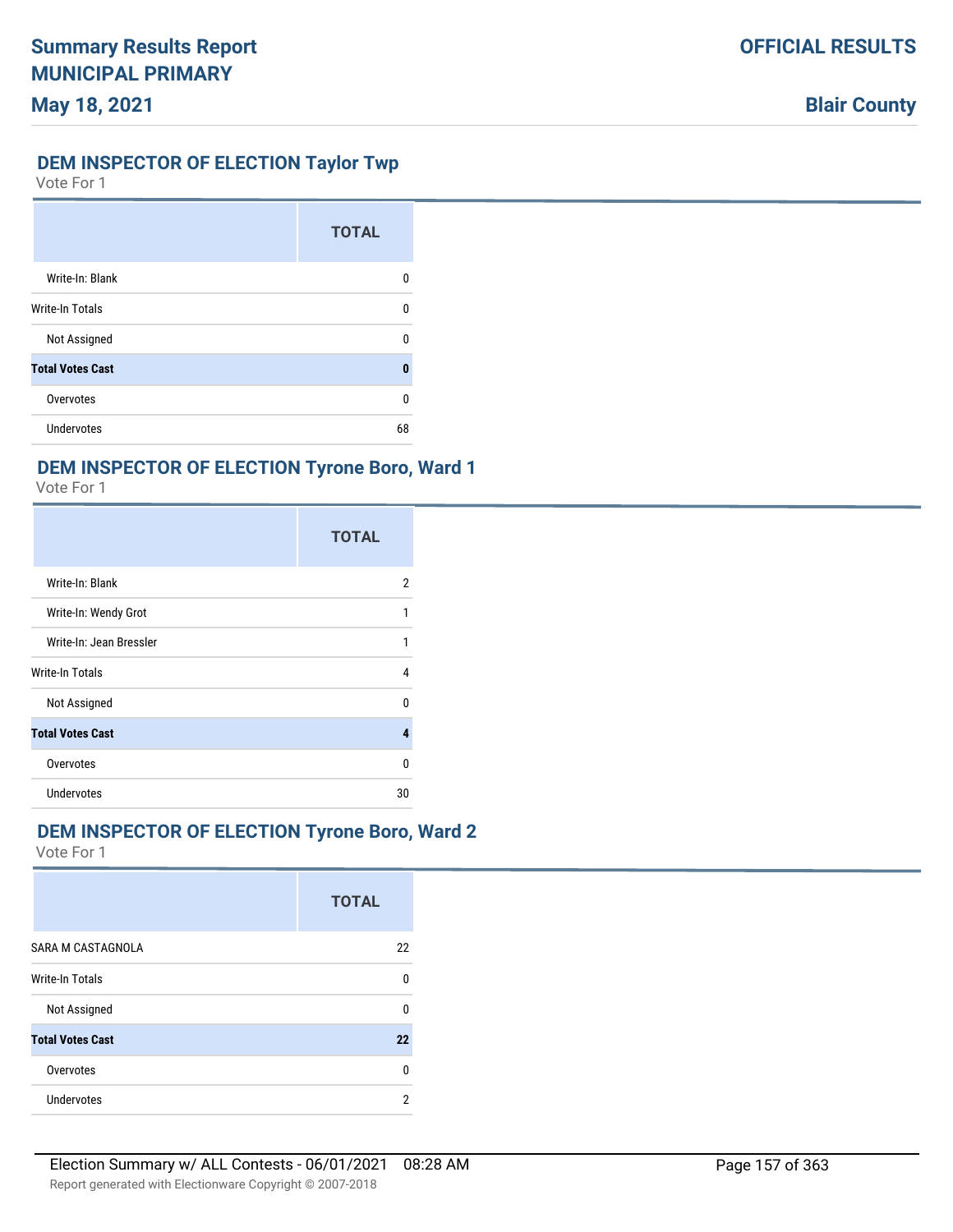## DEM INSPECTOR OF ELECTION Taylor Twp

Vote For 1

| | TOTAL |
|---|---|
| Write-In: Blank | 0 |
| Write-In Totals | 0 |
| Not Assigned | 0 |
| **Total Votes Cast** | **0** |
| Overvotes | 0 |
| Undervotes | 68 |

## DEM INSPECTOR OF ELECTION Tyrone Boro, Ward 1

Vote For 1

| | TOTAL |
|---|---|
| Write-In: Blank | 2 |
| Write-In: Wendy Grot | 1 |
| Write-In: Jean Bressler | 1 |
| Write-In Totals | 4 |
| Not Assigned | 0 |
| **Total Votes Cast** | **4** |
| Overvotes | 0 |
| Undervotes | 30 |

## DEM INSPECTOR OF ELECTION Tyrone Boro, Ward 2

Vote For 1

| | TOTAL |
|---|---|
| SARA M CASTAGNOLA | 22 |
| Write-In Totals | 0 |
| Not Assigned | 0 |
| **Total Votes Cast** | **22** |
| Overvotes | 0 |
| Undervotes | 2 |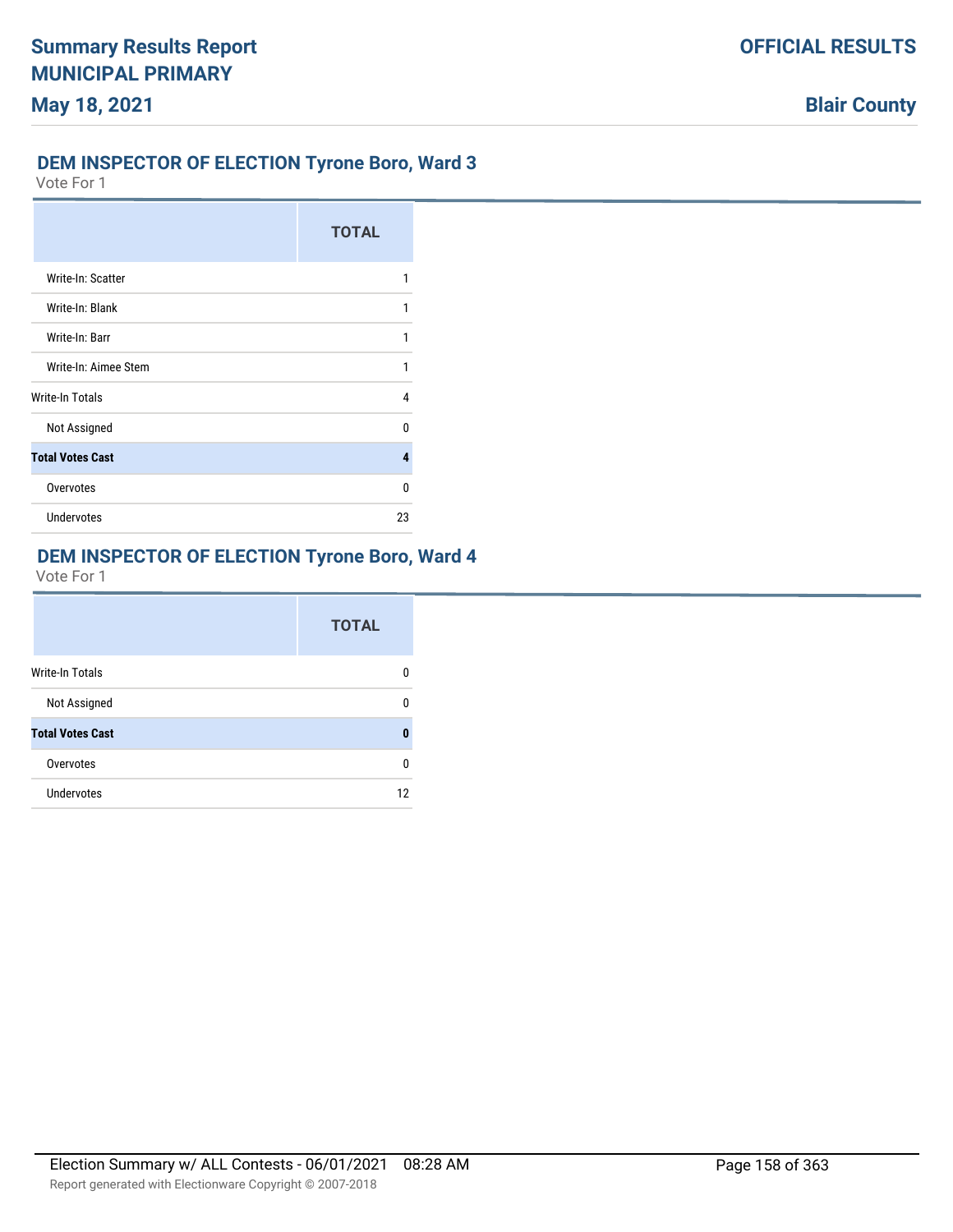## DEM INSPECTOR OF ELECTION Tyrone Boro, Ward 3

Vote For 1

| | TOTAL |
|---|---|
| Write-In: Scatter | 1 |
| Write-In: Blank | 1 |
| Write-In: Barr | 1 |
| Write-In: Aimee Stem | 1 |
| Write-In Totals | 4 |
| Not Assigned | 0 |
| **Total Votes Cast** | **4** |
| Overvotes | 0 |
| Undervotes | 23 |

## DEM INSPECTOR OF ELECTION Tyrone Boro, Ward 4

Vote For 1

| | TOTAL |
|---|---|
| Write-In Totals | 0 |
| Not Assigned | 0 |
| **Total Votes Cast** | **0** |
| Overvotes | 0 |
| Undervotes | 12 |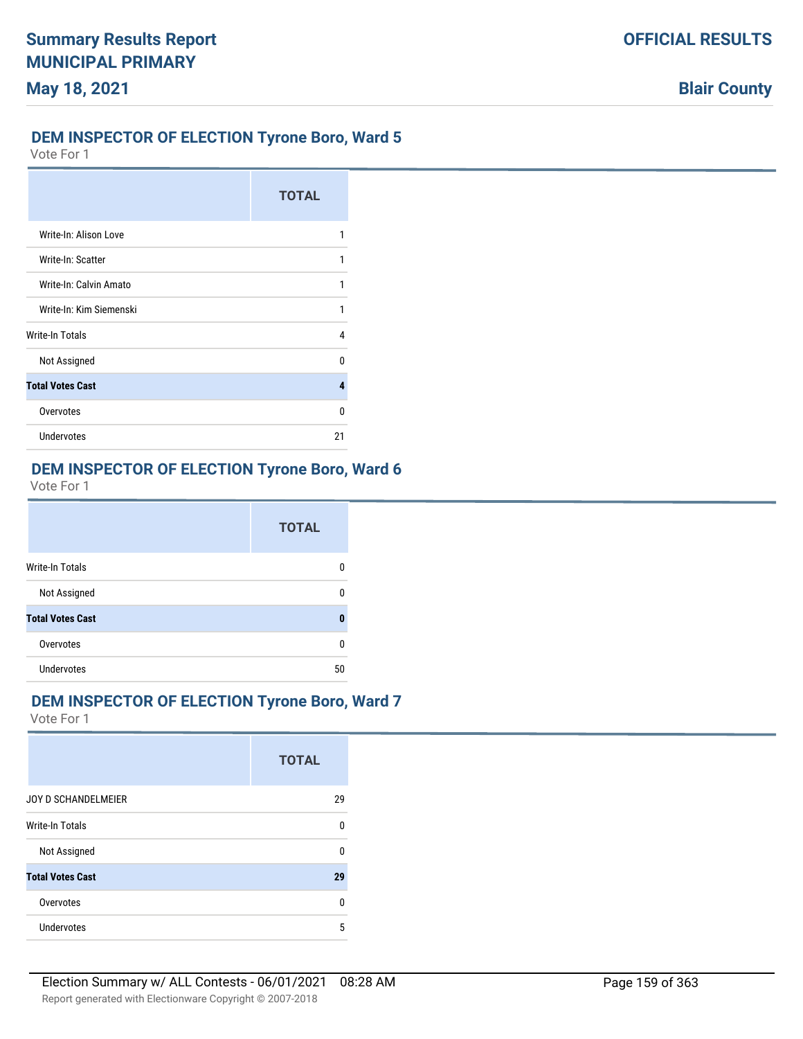## DEM INSPECTOR OF ELECTION Tyrone Boro, Ward 5

Vote For 1

| | TOTAL |
|---|---|
| Write-In: Alison Love | 1 |
| Write-In: Scatter | 1 |
| Write-In: Calvin Amato | 1 |
| Write-In: Kim Siemenski | 1 |
| Write-In Totals | 4 |
| Not Assigned | 0 |
| **Total Votes Cast** | **4** |
| Overvotes | 0 |
| Undervotes | 21 |

## DEM INSPECTOR OF ELECTION Tyrone Boro, Ward 6

Vote For 1

| | TOTAL |
|---|---|
| Write-In Totals | 0 |
| Not Assigned | 0 |
| **Total Votes Cast** | **0** |
| Overvotes | 0 |
| Undervotes | 50 |

## DEM INSPECTOR OF ELECTION Tyrone Boro, Ward 7

Vote For 1

| | TOTAL |
|---|---|
| JOY D SCHANDELMEIER | 29 |
| Write-In Totals | 0 |
| Not Assigned | 0 |
| **Total Votes Cast** | **29** |
| Overvotes | 0 |
| Undervotes | 5 |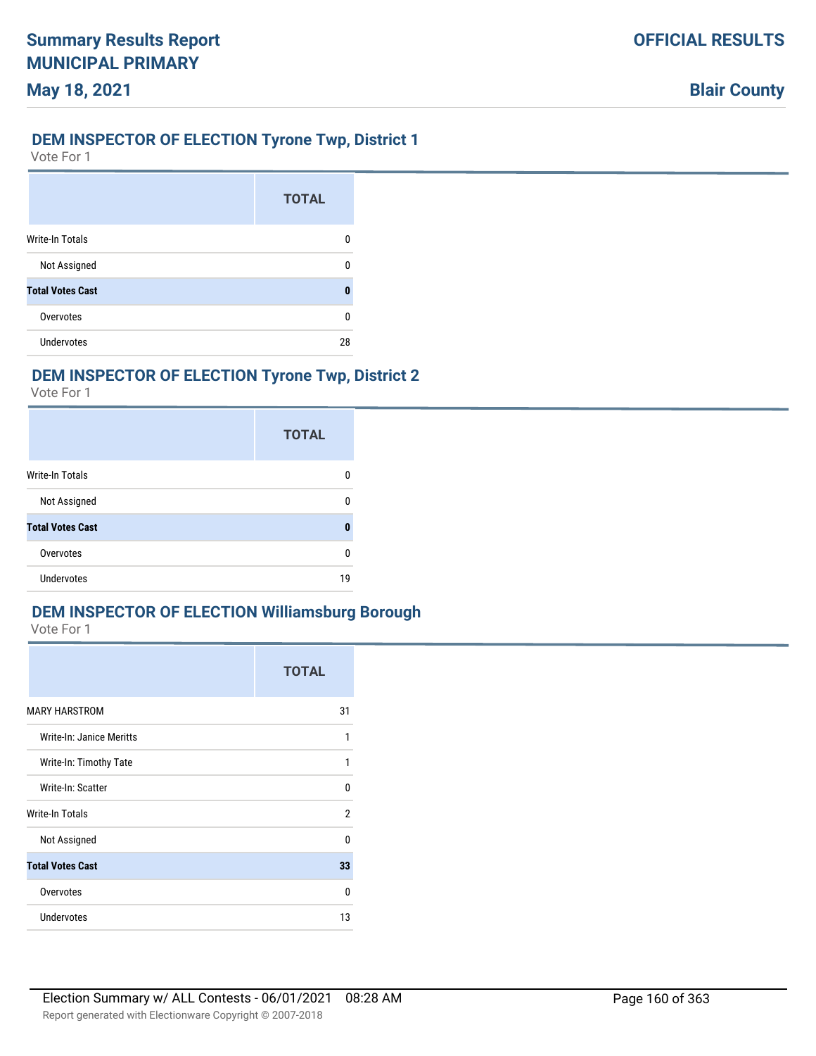## DEM INSPECTOR OF ELECTION Tyrone Twp, District 1

Vote For 1

| | TOTAL |
|---|---|
| Write-In Totals | 0 |
| Not Assigned | 0 |
| **Total Votes Cast** | **0** |
| Overvotes | 0 |
| Undervotes | 28 |

## DEM INSPECTOR OF ELECTION Tyrone Twp, District 2

Vote For 1

| | TOTAL |
|---|---|
| Write-In Totals | 0 |
| Not Assigned | 0 |
| **Total Votes Cast** | **0** |
| Overvotes | 0 |
| Undervotes | 19 |

## DEM INSPECTOR OF ELECTION Williamsburg Borough

Vote For 1

| | TOTAL |
|---|---|
| MARY HARSTROM | 31 |
| Write-In: Janice Meritts | 1 |
| Write-In: Timothy Tate | 1 |
| Write-In: Scatter | 0 |
| Write-In Totals | 2 |
| Not Assigned | 0 |
| **Total Votes Cast** | **33** |
| Overvotes | 0 |
| Undervotes | 13 |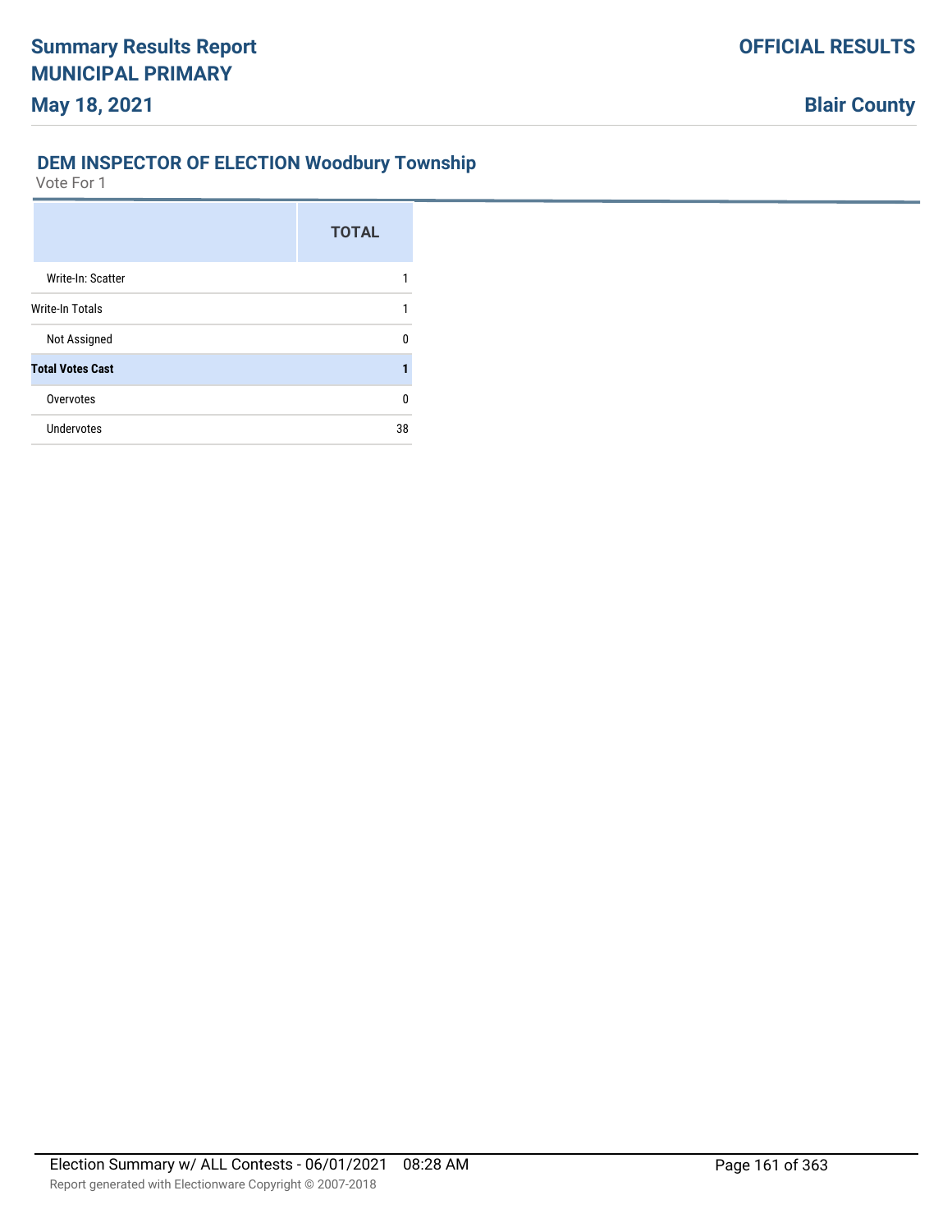## DEM INSPECTOR OF ELECTION Woodbury Township

Vote For 1

| | TOTAL |
|---|---|
| Write-In: Scatter | 1 |
| Write-In Totals | 1 |
| Not Assigned | 0 |
| **Total Votes Cast** | **1** |
| Overvotes | 0 |
| Undervotes | 38 |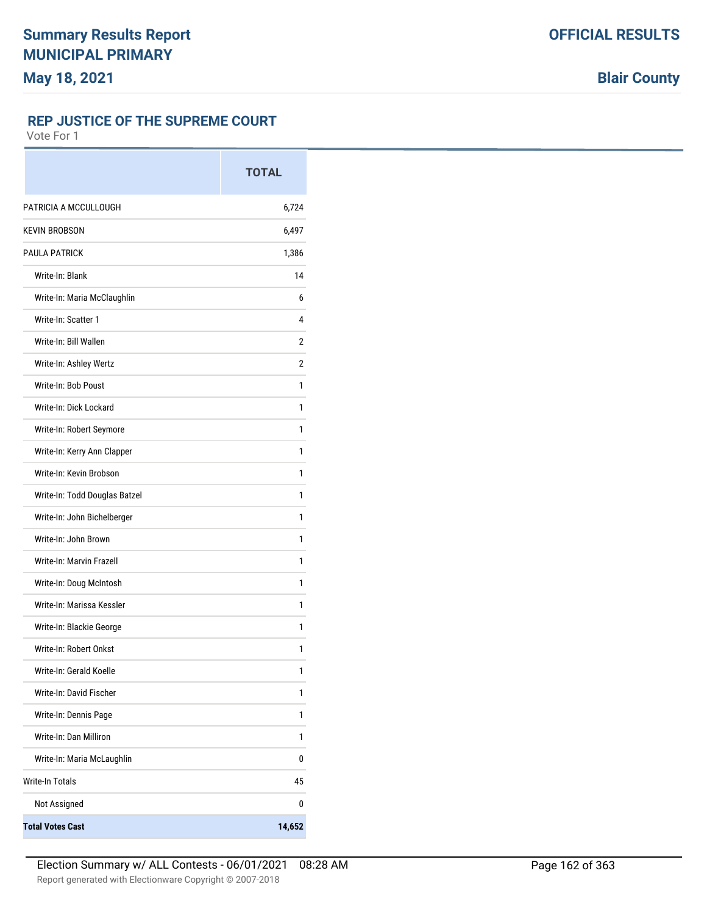**Summary Results Report**
**MUNICIPAL PRIMARY**
**May 18, 2021**

**OFFICIAL RESULTS**

**Blair County**

## REP JUSTICE OF THE SUPREME COURT

Vote For 1

| | TOTAL |
|---|---|
| PATRICIA A MCCULLOUGH | 6,724 |
| KEVIN BROBSON | 6,497 |
| PAULA PATRICK | 1,386 |
| Write-In: Blank | 14 |
| Write-In: Maria McClaughlin | 6 |
| Write-In: Scatter 1 | 4 |
| Write-In: Bill Wallen | 2 |
| Write-In: Ashley Wertz | 2 |
| Write-In: Bob Poust | 1 |
| Write-In: Dick Lockard | 1 |
| Write-In: Robert Seymore | 1 |
| Write-In: Kerry Ann Clapper | 1 |
| Write-In: Kevin Brobson | 1 |
| Write-In: Todd Douglas Batzel | 1 |
| Write-In: John Bichelberger | 1 |
| Write-In: John Brown | 1 |
| Write-In: Marvin Frazell | 1 |
| Write-In: Doug McIntosh | 1 |
| Write-In: Marissa Kessler | 1 |
| Write-In: Blackie George | 1 |
| Write-In: Robert Onkst | 1 |
| Write-In: Gerald Koelle | 1 |
| Write-In: David Fischer | 1 |
| Write-In: Dennis Page | 1 |
| Write-In: Dan Milliron | 1 |
| Write-In: Maria McLaughlin | 0 |
| Write-In Totals | 45 |
| Not Assigned | 0 |
| **Total Votes Cast** | **14,652** |

Election Summary w/ ALL Contests - 06/01/2021 08:28 AM

Report generated with Electionware Copyright © 2007-2018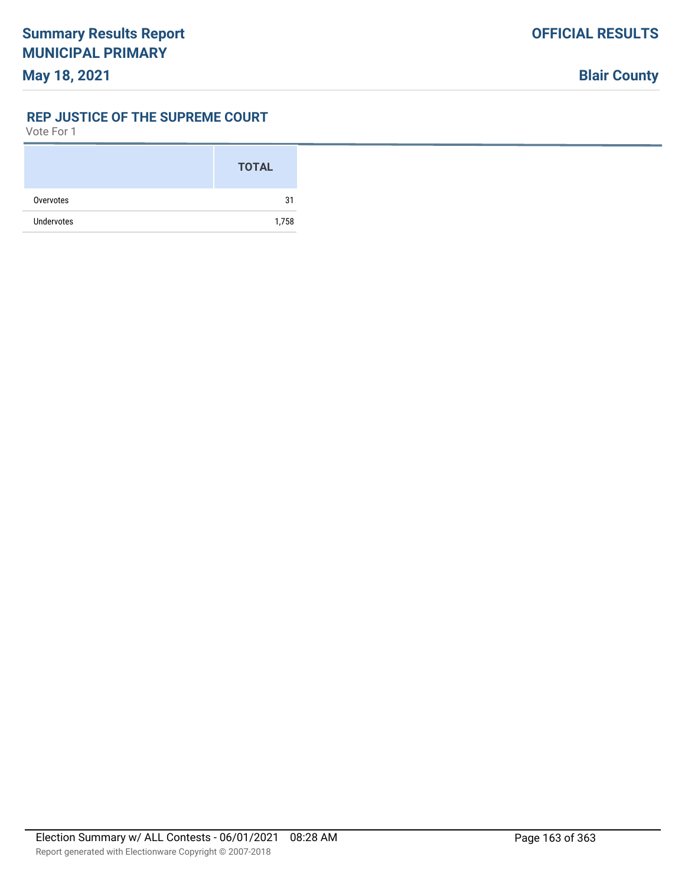## REP JUSTICE OF THE SUPREME COURT

Vote For 1

| | TOTAL |
|---|---|
| Overvotes | 31 |
| Undervotes | 1,758 |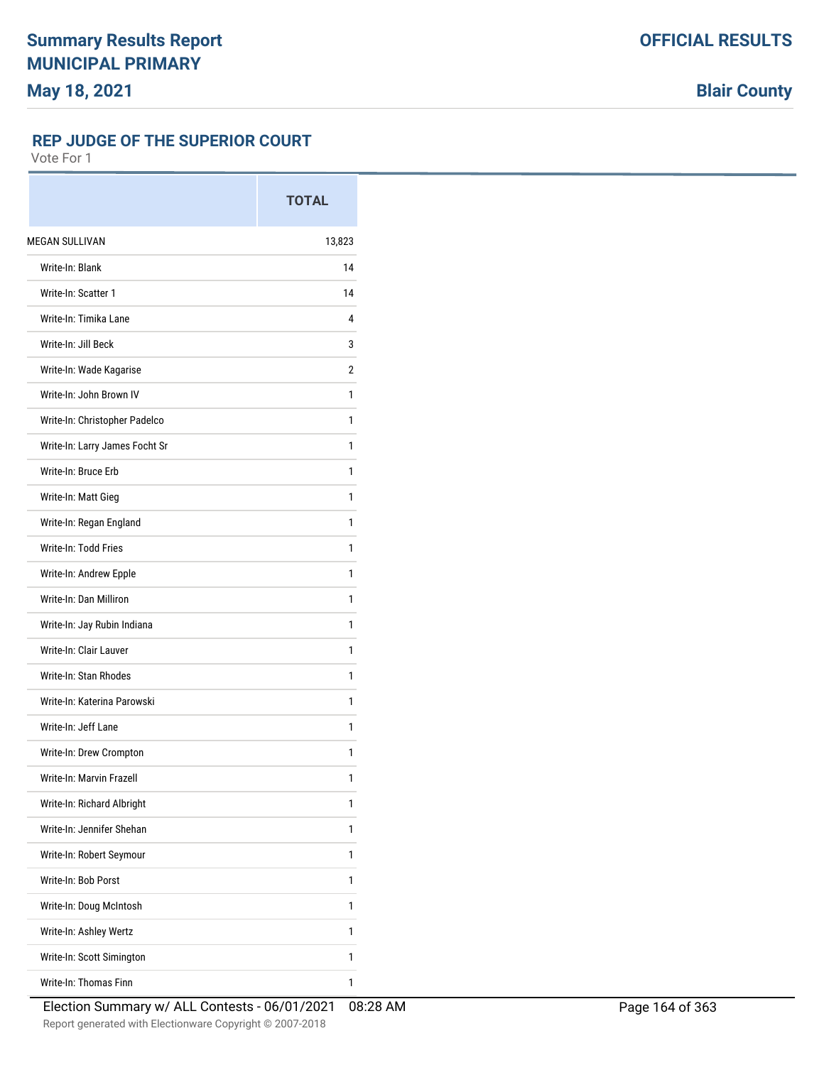# Summary Results Report
# MUNICIPAL PRIMARY
# May 18, 2021

**OFFICIAL RESULTS**

**Blair County**

## REP JUDGE OF THE SUPERIOR COURT

Vote For 1

| | TOTAL |
|---|---|
| MEGAN SULLIVAN | 13,823 |
| Write-In: Blank | 14 |
| Write-In: Scatter 1 | 14 |
| Write-In: Timika Lane | 4 |
| Write-In: Jill Beck | 3 |
| Write-In: Wade Kagarise | 2 |
| Write-In: John Brown IV | 1 |
| Write-In: Christopher Padelco | 1 |
| Write-In: Larry James Focht Sr | 1 |
| Write-In: Bruce Erb | 1 |
| Write-In: Matt Gieg | 1 |
| Write-In: Regan England | 1 |
| Write-In: Todd Fries | 1 |
| Write-In: Andrew Epple | 1 |
| Write-In: Dan Milliron | 1 |
| Write-In: Jay Rubin Indiana | 1 |
| Write-In: Clair Lauver | 1 |
| Write-In: Stan Rhodes | 1 |
| Write-In: Katerina Parowski | 1 |
| Write-In: Jeff Lane | 1 |
| Write-In: Drew Crompton | 1 |
| Write-In: Marvin Frazell | 1 |
| Write-In: Richard Albright | 1 |
| Write-In: Jennifer Shehan | 1 |
| Write-In: Robert Seymour | 1 |
| Write-In: Bob Porst | 1 |
| Write-In: Doug McIntosh | 1 |
| Write-In: Ashley Wertz | 1 |
| Write-In: Scott Simington | 1 |
| Write-In: Thomas Finn | 1 |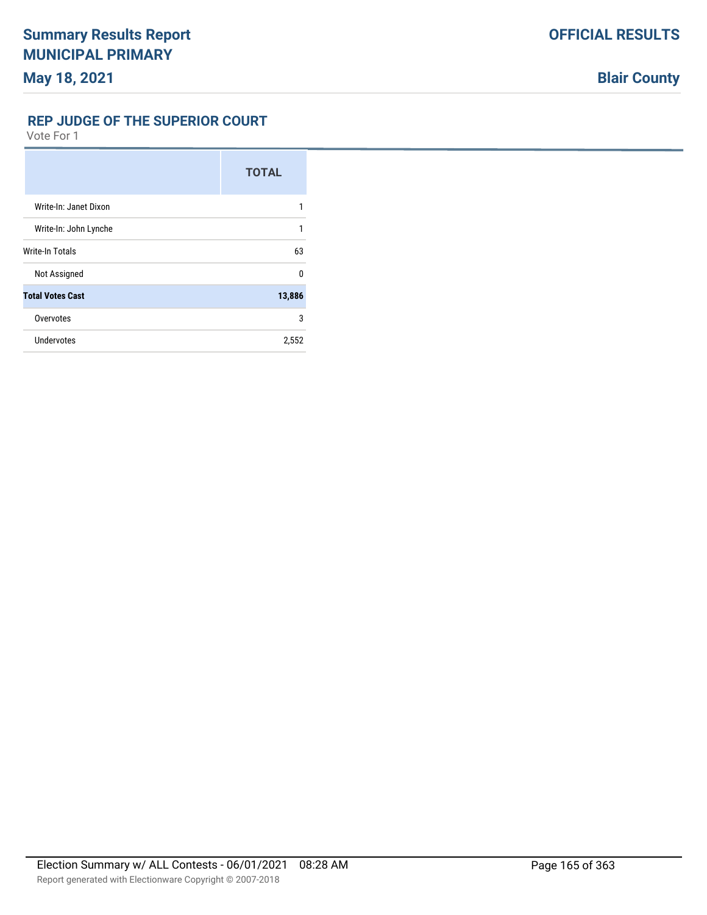## REP JUDGE OF THE SUPERIOR COURT

Vote For 1

| | TOTAL |
|---|---|
| Write-In: Janet Dixon | 1 |
| Write-In: John Lynche | 1 |
| Write-In Totals | 63 |
| Not Assigned | 0 |
| **Total Votes Cast** | **13,886** |
| Overvotes | 3 |
| Undervotes | 2,552 |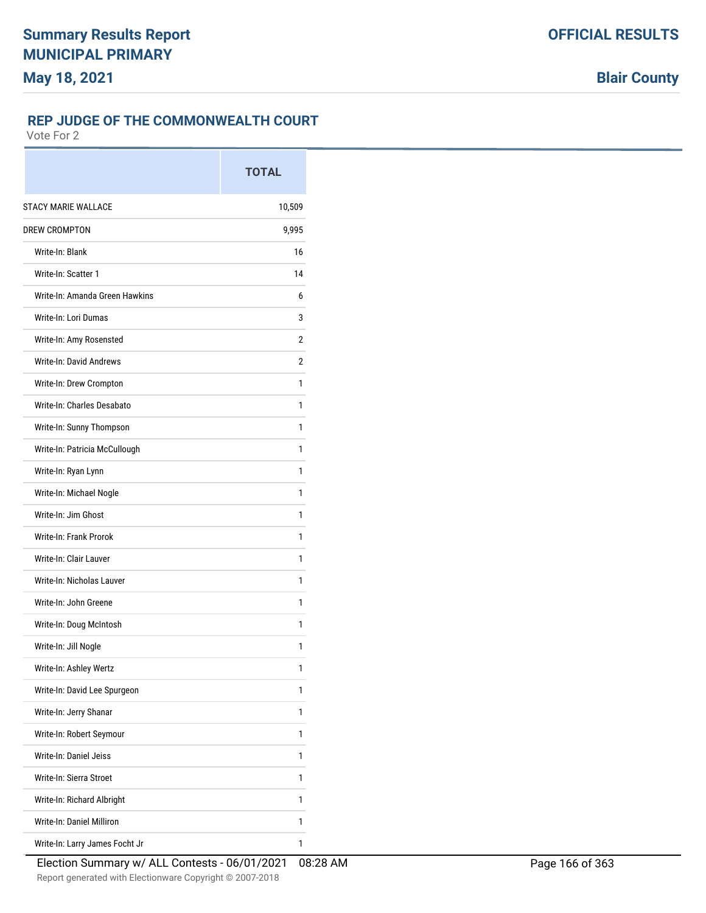**Summary Results Report**
**MUNICIPAL PRIMARY**
**May 18, 2021**

**OFFICIAL RESULTS**

**Blair County**

## REP JUDGE OF THE COMMONWEALTH COURT

Vote For 2

| | TOTAL |
|---|---|
| STACY MARIE WALLACE | 10,509 |
| DREW CROMPTON | 9,995 |
| Write-In: Blank | 16 |
| Write-In: Scatter 1 | 14 |
| Write-In: Amanda Green Hawkins | 6 |
| Write-In: Lori Dumas | 3 |
| Write-In: Amy Rosensted | 2 |
| Write-In: David Andrews | 2 |
| Write-In: Drew Crompton | 1 |
| Write-In: Charles Desabato | 1 |
| Write-In: Sunny Thompson | 1 |
| Write-In: Patricia McCullough | 1 |
| Write-In: Ryan Lynn | 1 |
| Write-In: Michael Nogle | 1 |
| Write-In: Jim Ghost | 1 |
| Write-In: Frank Prorok | 1 |
| Write-In: Clair Lauver | 1 |
| Write-In: Nicholas Lauver | 1 |
| Write-In: John Greene | 1 |
| Write-In: Doug McIntosh | 1 |
| Write-In: Jill Nogle | 1 |
| Write-In: Ashley Wertz | 1 |
| Write-In: David Lee Spurgeon | 1 |
| Write-In: Jerry Shanar | 1 |
| Write-In: Robert Seymour | 1 |
| Write-In: Daniel Jeiss | 1 |
| Write-In: Sierra Stroet | 1 |
| Write-In: Richard Albright | 1 |
| Write-In: Daniel Milliron | 1 |
| Write-In: Larry James Focht Jr | 1 |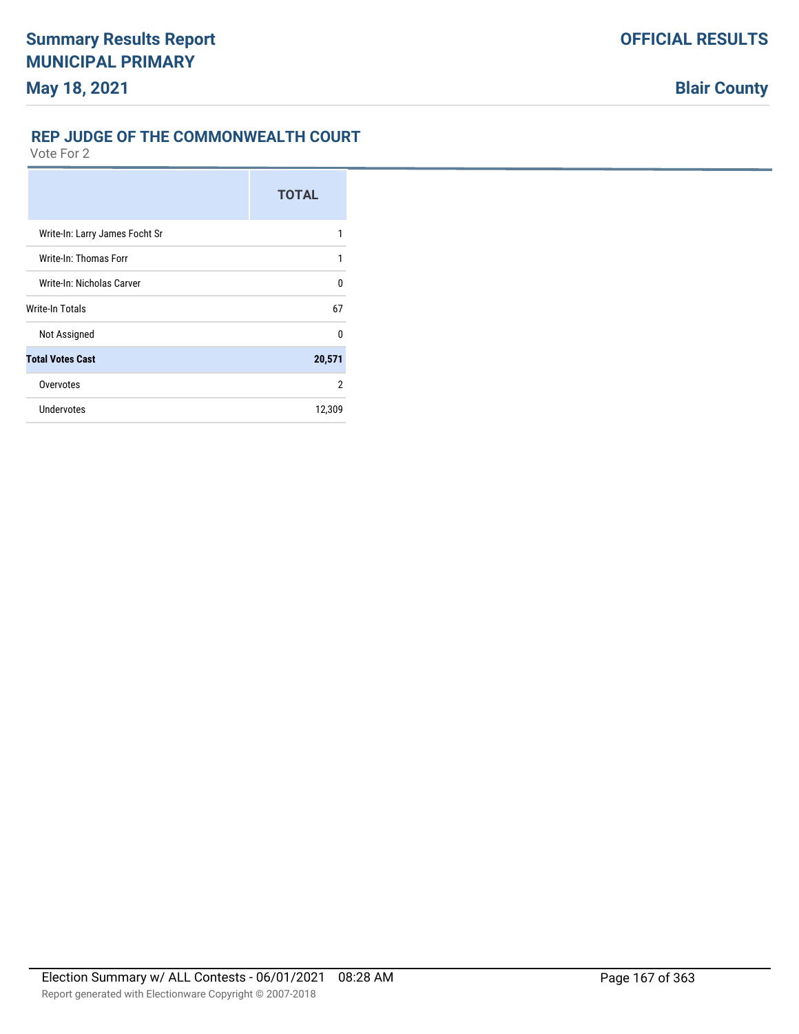## REP JUDGE OF THE COMMONWEALTH COURT

Vote For 2

| | TOTAL |
|---|---|
| Write-In: Larry James Focht Sr | 1 |
| Write-In: Thomas Forr | 1 |
| Write-In: Nicholas Carver | 0 |
| Write-In Totals | 67 |
| Not Assigned | 0 |
| **Total Votes Cast** | **20,571** |
| Overvotes | 2 |
| Undervotes | 12,309 |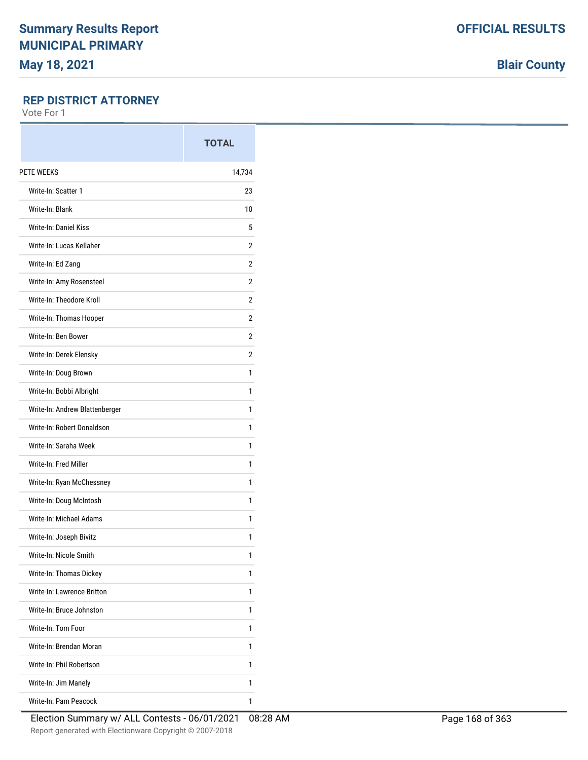# Summary Results Report
# MUNICIPAL PRIMARY
## May 18, 2021

**OFFICIAL RESULTS**

**Blair County**

### REP DISTRICT ATTORNEY

Vote For 1

| | TOTAL |
|---|---|
| PETE WEEKS | 14,734 |
| Write-In: Scatter 1 | 23 |
| Write-In: Blank | 10 |
| Write-In: Daniel Kiss | 5 |
| Write-In: Lucas Kellaher | 2 |
| Write-In: Ed Zang | 2 |
| Write-In: Amy Rosensteel | 2 |
| Write-In: Theodore Kroll | 2 |
| Write-In: Thomas Hooper | 2 |
| Write-In: Ben Bower | 2 |
| Write-In: Derek Elensky | 2 |
| Write-In: Doug Brown | 1 |
| Write-In: Bobbi Albright | 1 |
| Write-In: Andrew Blattenberger | 1 |
| Write-In: Robert Donaldson | 1 |
| Write-In: Saraha Week | 1 |
| Write-In: Fred Miller | 1 |
| Write-In: Ryan McChessney | 1 |
| Write-In: Doug McIntosh | 1 |
| Write-In: Michael Adams | 1 |
| Write-In: Joseph Bivitz | 1 |
| Write-In: Nicole Smith | 1 |
| Write-In: Thomas Dickey | 1 |
| Write-In: Lawrence Britton | 1 |
| Write-In: Bruce Johnston | 1 |
| Write-In: Tom Foor | 1 |
| Write-In: Brendan Moran | 1 |
| Write-In: Phil Robertson | 1 |
| Write-In: Jim Manely | 1 |
| Write-In: Pam Peacock | 1 |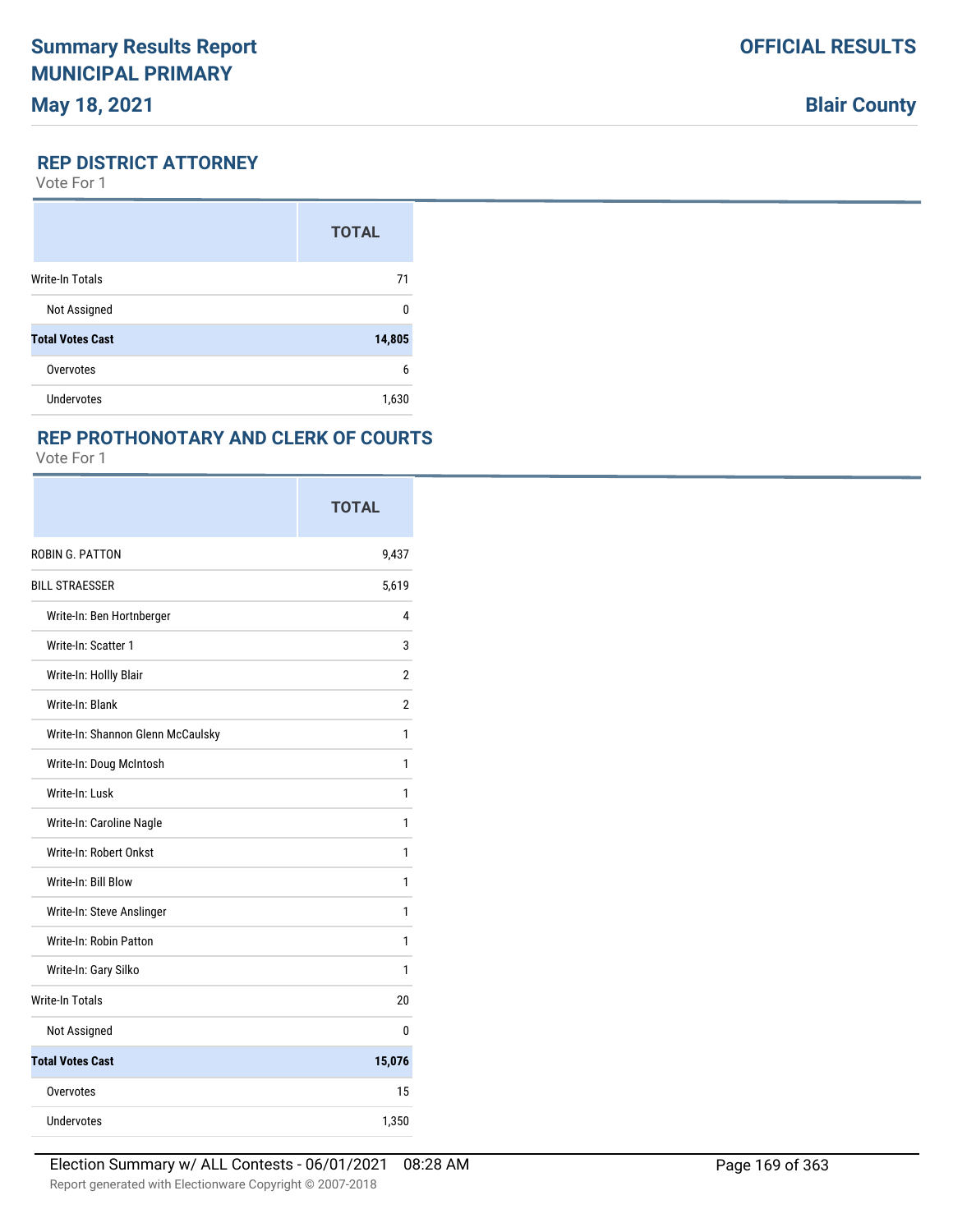# Summary Results Report MUNICIPAL PRIMARY

**May 18, 2021**

**OFFICIAL RESULTS**

**Blair County**

## REP DISTRICT ATTORNEY

Vote For 1

| | TOTAL |
|---|---|
| Write-In Totals | 71 |
| Not Assigned | 0 |
| **Total Votes Cast** | **14,805** |
| Overvotes | 6 |
| Undervotes | 1,630 |

## REP PROTHONOTARY AND CLERK OF COURTS

Vote For 1

| | TOTAL |
|---|---|
| ROBIN G. PATTON | 9,437 |
| BILL STRAESSER | 5,619 |
| Write-In: Ben Hortnberger | 4 |
| Write-In: Scatter 1 | 3 |
| Write-In: Hollly Blair | 2 |
| Write-In: Blank | 2 |
| Write-In: Shannon Glenn McCaulsky | 1 |
| Write-In: Doug McIntosh | 1 |
| Write-In: Lusk | 1 |
| Write-In: Caroline Nagle | 1 |
| Write-In: Robert Onkst | 1 |
| Write-In: Bill Blow | 1 |
| Write-In: Steve Anslinger | 1 |
| Write-In: Robin Patton | 1 |
| Write-In: Gary Silko | 1 |
| Write-In Totals | 20 |
| Not Assigned | 0 |
| **Total Votes Cast** | **15,076** |
| Overvotes | 15 |
| Undervotes | 1,350 |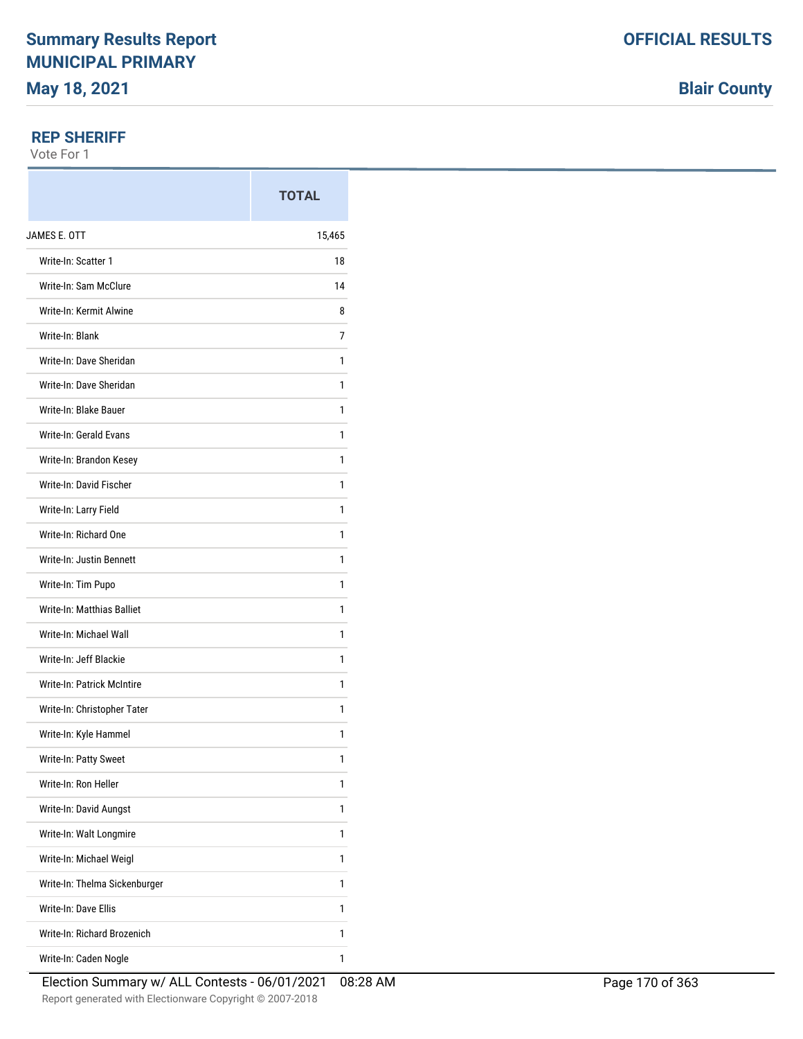# Summary Results Report

## MUNICIPAL PRIMARY

**May 18, 2021**

**OFFICIAL RESULTS**

**Blair County**

### REP SHERIFF

Vote For 1

| | TOTAL |
|---|---|
| JAMES E. OTT | 15,465 |
| Write-In: Scatter 1 | 18 |
| Write-In: Sam McClure | 14 |
| Write-In: Kermit Alwine | 8 |
| Write-In: Blank | 7 |
| Write-In: Dave Sheridan | 1 |
| Write-In: Dave Sheridan | 1 |
| Write-In: Blake Bauer | 1 |
| Write-In: Gerald Evans | 1 |
| Write-In: Brandon Kesey | 1 |
| Write-In: David Fischer | 1 |
| Write-In: Larry Field | 1 |
| Write-In: Richard One | 1 |
| Write-In: Justin Bennett | 1 |
| Write-In: Tim Pupo | 1 |
| Write-In: Matthias Balliet | 1 |
| Write-In: Michael Wall | 1 |
| Write-In: Jeff Blackie | 1 |
| Write-In: Patrick McIntire | 1 |
| Write-In: Christopher Tater | 1 |
| Write-In: Kyle Hammel | 1 |
| Write-In: Patty Sweet | 1 |
| Write-In: Ron Heller | 1 |
| Write-In: David Aungst | 1 |
| Write-In: Walt Longmire | 1 |
| Write-In: Michael Weigl | 1 |
| Write-In: Thelma Sickenburger | 1 |
| Write-In: Dave Ellis | 1 |
| Write-In: Richard Brozenich | 1 |
| Write-In: Caden Nogle | 1 |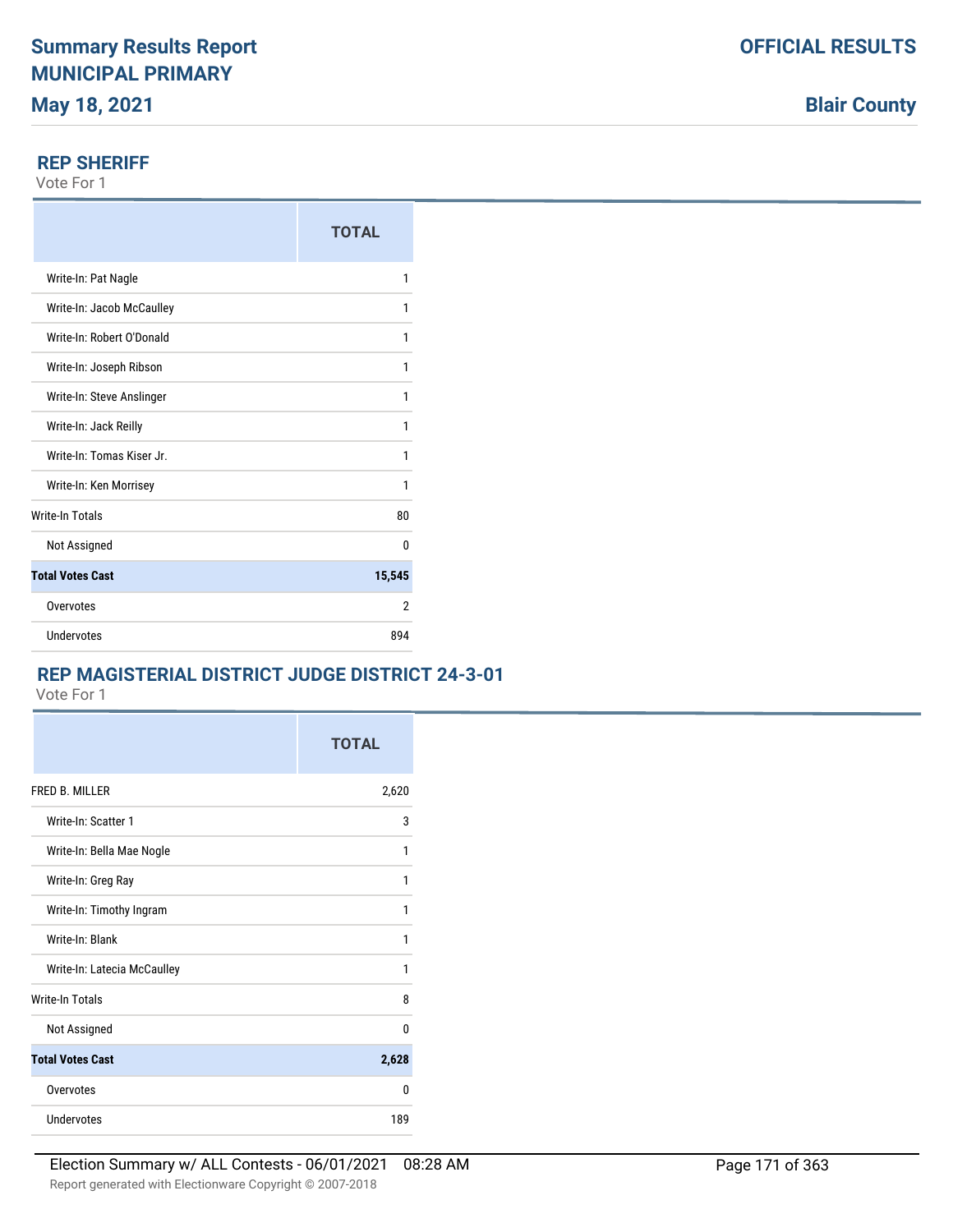## REP SHERIFF

Vote For 1

| | TOTAL |
|---|---|
| Write-In: Pat Nagle | 1 |
| Write-In: Jacob McCaulley | 1 |
| Write-In: Robert O'Donald | 1 |
| Write-In: Joseph Ribson | 1 |
| Write-In: Steve Anslinger | 1 |
| Write-In: Jack Reilly | 1 |
| Write-In: Tomas Kiser Jr. | 1 |
| Write-In: Ken Morrisey | 1 |
| Write-In Totals | 80 |
| Not Assigned | 0 |
| **Total Votes Cast** | **15,545** |
| Overvotes | 2 |
| Undervotes | 894 |

## REP MAGISTERIAL DISTRICT JUDGE DISTRICT 24-3-01

Vote For 1

| | TOTAL |
|---|---|
| FRED B. MILLER | 2,620 |
| Write-In: Scatter 1 | 3 |
| Write-In: Bella Mae Nogle | 1 |
| Write-In: Greg Ray | 1 |
| Write-In: Timothy Ingram | 1 |
| Write-In: Blank | 1 |
| Write-In: Latecia McCaulley | 1 |
| Write-In Totals | 8 |
| Not Assigned | 0 |
| **Total Votes Cast** | **2,628** |
| Overvotes | 0 |
| Undervotes | 189 |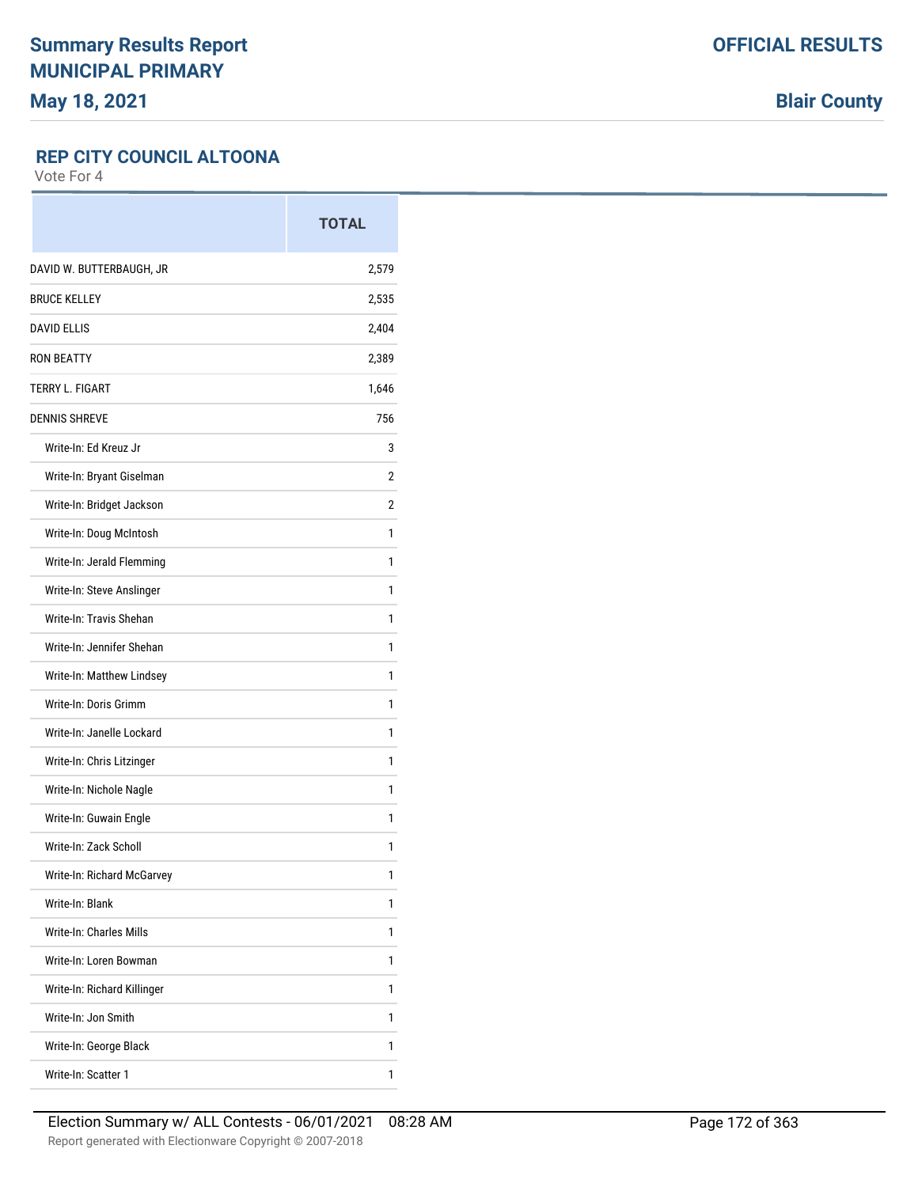# Summary Results Report
# MUNICIPAL PRIMARY
# May 18, 2021

**OFFICIAL RESULTS**

**Blair County**

## REP CITY COUNCIL ALTOONA

Vote For 4

| | TOTAL |
|---|---|
| DAVID W. BUTTERBAUGH, JR | 2,579 |
| BRUCE KELLEY | 2,535 |
| DAVID ELLIS | 2,404 |
| RON BEATTY | 2,389 |
| TERRY L. FIGART | 1,646 |
| DENNIS SHREVE | 756 |
| Write-In: Ed Kreuz Jr | 3 |
| Write-In: Bryant Giselman | 2 |
| Write-In: Bridget Jackson | 2 |
| Write-In: Doug McIntosh | 1 |
| Write-In: Jerald Flemming | 1 |
| Write-In: Steve Anslinger | 1 |
| Write-In: Travis Shehan | 1 |
| Write-In: Jennifer Shehan | 1 |
| Write-In: Matthew Lindsey | 1 |
| Write-In: Doris Grimm | 1 |
| Write-In: Janelle Lockard | 1 |
| Write-In: Chris Litzinger | 1 |
| Write-In: Nichole Nagle | 1 |
| Write-In: Guwain Engle | 1 |
| Write-In: Zack Scholl | 1 |
| Write-In: Richard McGarvey | 1 |
| Write-In: Blank | 1 |
| Write-In: Charles Mills | 1 |
| Write-In: Loren Bowman | 1 |
| Write-In: Richard Killinger | 1 |
| Write-In: Jon Smith | 1 |
| Write-In: George Black | 1 |
| Write-In: Scatter 1 | 1 |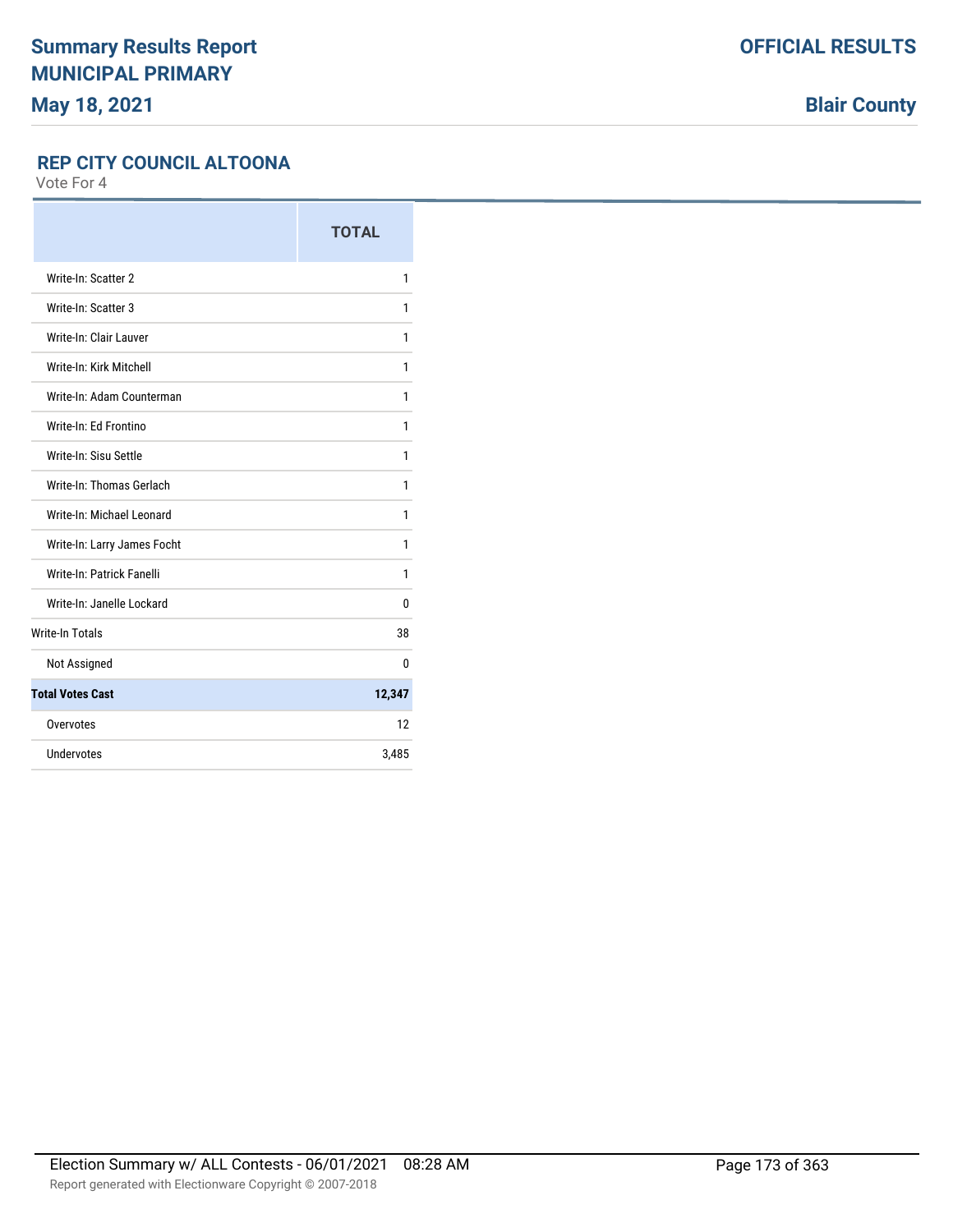# Summary Results Report
## MUNICIPAL PRIMARY
**May 18, 2021**

**OFFICIAL RESULTS**

**Blair County**

### REP CITY COUNCIL ALTOONA

Vote For 4

| | TOTAL |
|---|---|
| Write-In: Scatter 2 | 1 |
| Write-In: Scatter 3 | 1 |
| Write-In: Clair Lauver | 1 |
| Write-In: Kirk Mitchell | 1 |
| Write-In: Adam Counterman | 1 |
| Write-In: Ed Frontino | 1 |
| Write-In: Sisu Settle | 1 |
| Write-In: Thomas Gerlach | 1 |
| Write-In: Michael Leonard | 1 |
| Write-In: Larry James Focht | 1 |
| Write-In: Patrick Fanelli | 1 |
| Write-In: Janelle Lockard | 0 |
| Write-In Totals | 38 |
| Not Assigned | 0 |
| **Total Votes Cast** | **12,347** |
| Overvotes | 12 |
| Undervotes | 3,485 |

Election Summary w/ ALL Contests - 06/01/2021 08:28 AM

Report generated with Electionware Copyright © 2007-2018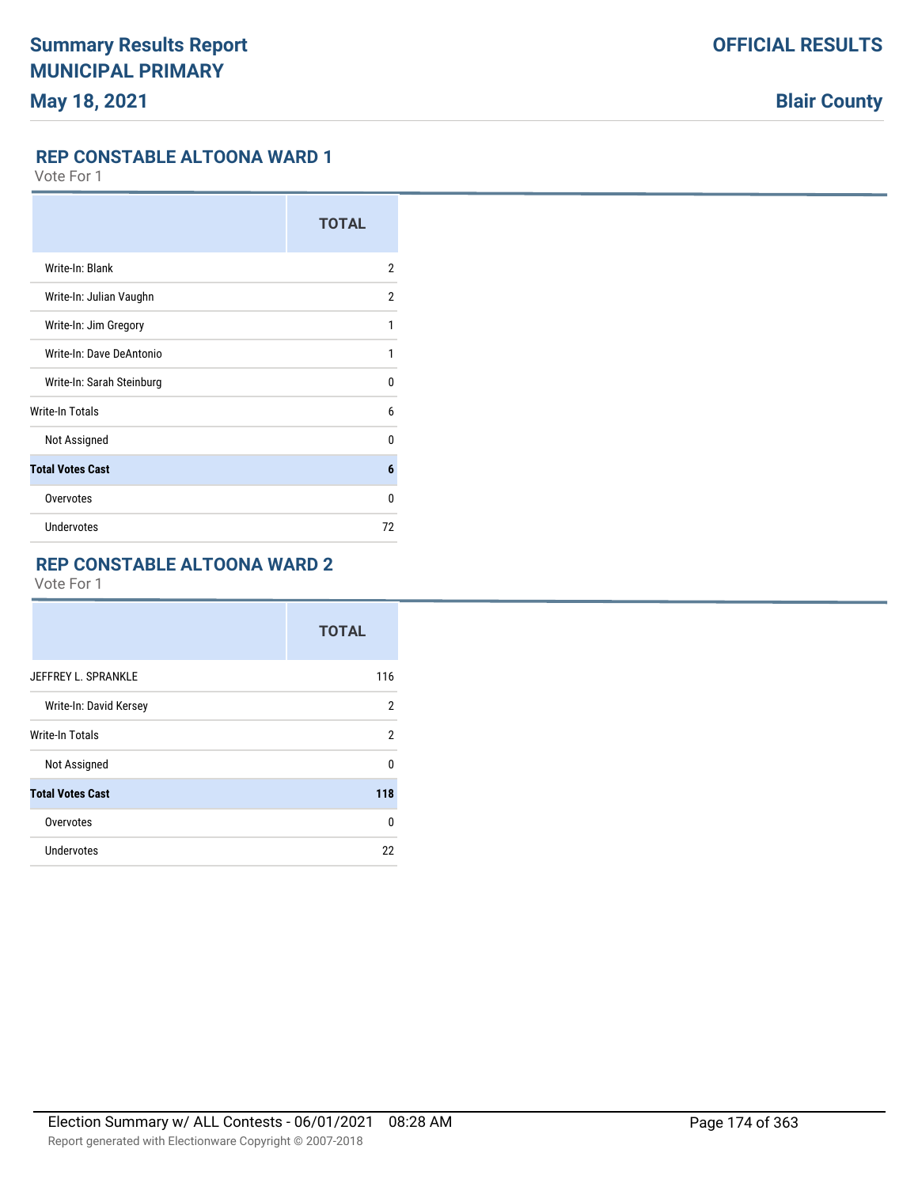## REP CONSTABLE ALTOONA WARD 1

Vote For 1

| | TOTAL |
|---|---|
| Write-In: Blank | 2 |
| Write-In: Julian Vaughn | 2 |
| Write-In: Jim Gregory | 1 |
| Write-In: Dave DeAntonio | 1 |
| Write-In: Sarah Steinburg | 0 |
| Write-In Totals | 6 |
| Not Assigned | 0 |
| **Total Votes Cast** | **6** |
| Overvotes | 0 |
| Undervotes | 72 |

## REP CONSTABLE ALTOONA WARD 2

Vote For 1

| | TOTAL |
|---|---|
| JEFFREY L. SPRANKLE | 116 |
| Write-In: David Kersey | 2 |
| Write-In Totals | 2 |
| Not Assigned | 0 |
| **Total Votes Cast** | **118** |
| Overvotes | 0 |
| Undervotes | 22 |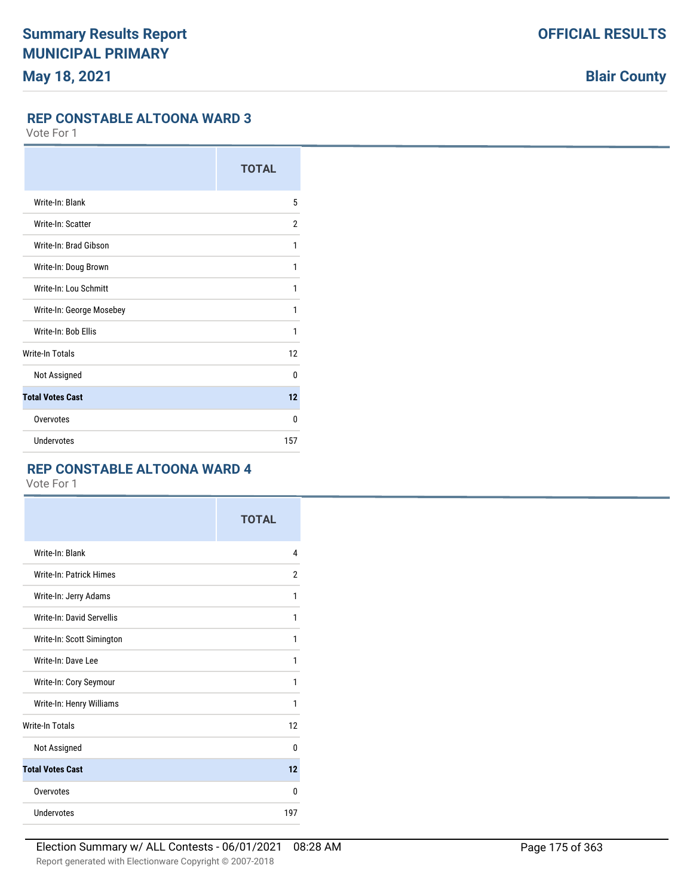## REP CONSTABLE ALTOONA WARD 3

Vote For 1

| | TOTAL |
|---|---|
| Write-In: Blank | 5 |
| Write-In: Scatter | 2 |
| Write-In: Brad Gibson | 1 |
| Write-In: Doug Brown | 1 |
| Write-In: Lou Schmitt | 1 |
| Write-In: George Mosebey | 1 |
| Write-In: Bob Ellis | 1 |
| Write-In Totals | 12 |
| Not Assigned | 0 |
| **Total Votes Cast** | **12** |
| Overvotes | 0 |
| Undervotes | 157 |

## REP CONSTABLE ALTOONA WARD 4

Vote For 1

| | TOTAL |
|---|---|
| Write-In: Blank | 4 |
| Write-In: Patrick Himes | 2 |
| Write-In: Jerry Adams | 1 |
| Write-In: David Servellis | 1 |
| Write-In: Scott Simington | 1 |
| Write-In: Dave Lee | 1 |
| Write-In: Cory Seymour | 1 |
| Write-In: Henry Williams | 1 |
| Write-In Totals | 12 |
| Not Assigned | 0 |
| **Total Votes Cast** | **12** |
| Overvotes | 0 |
| Undervotes | 197 |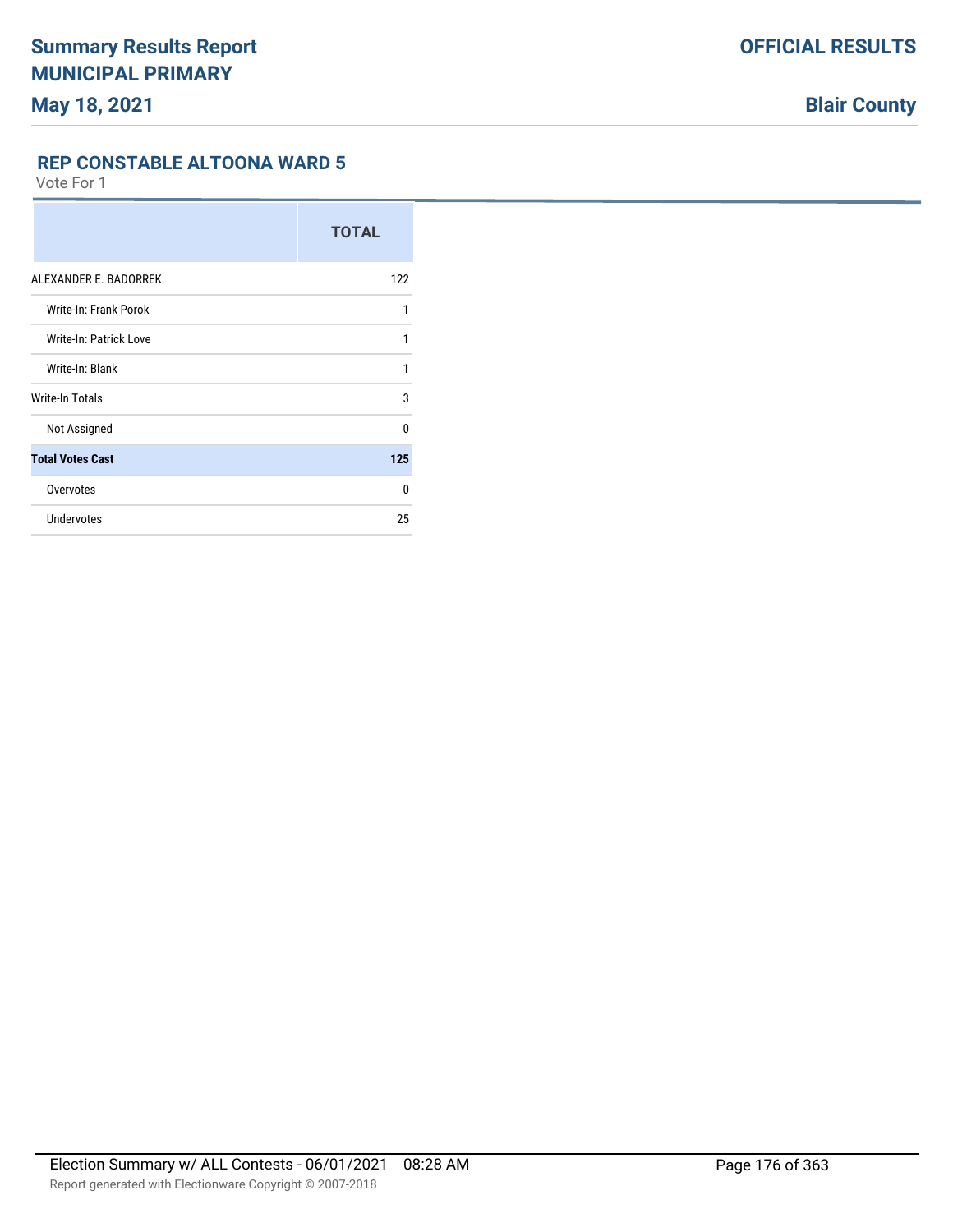## REP CONSTABLE ALTOONA WARD 5

Vote For 1

| | TOTAL |
|---|---|
| ALEXANDER E. BADORREK | 122 |
| Write-In: Frank Porok | 1 |
| Write-In: Patrick Love | 1 |
| Write-In: Blank | 1 |
| Write-In Totals | 3 |
| Not Assigned | 0 |
| **Total Votes Cast** | **125** |
| Overvotes | 0 |
| Undervotes | 25 |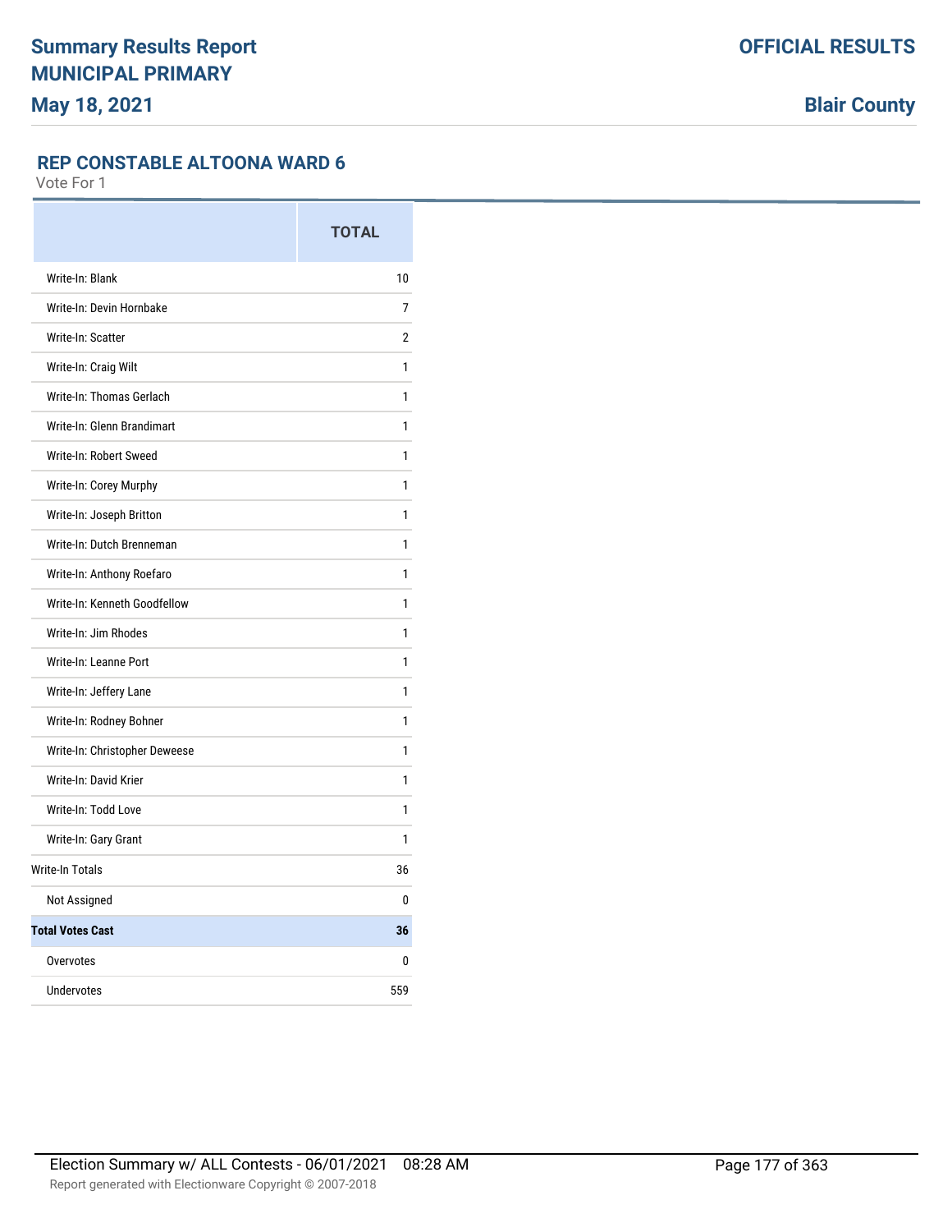# Summary Results Report
## MUNICIPAL PRIMARY
**May 18, 2021**

**OFFICIAL RESULTS**

**Blair County**

### REP CONSTABLE ALTOONA WARD 6

Vote For 1

| | TOTAL |
|---|---|
| Write-In: Blank | 10 |
| Write-In: Devin Hornbake | 7 |
| Write-In: Scatter | 2 |
| Write-In: Craig Wilt | 1 |
| Write-In: Thomas Gerlach | 1 |
| Write-In: Glenn Brandimart | 1 |
| Write-In: Robert Sweed | 1 |
| Write-In: Corey Murphy | 1 |
| Write-In: Joseph Britton | 1 |
| Write-In: Dutch Brenneman | 1 |
| Write-In: Anthony Roefaro | 1 |
| Write-In: Kenneth Goodfellow | 1 |
| Write-In: Jim Rhodes | 1 |
| Write-In: Leanne Port | 1 |
| Write-In: Jeffery Lane | 1 |
| Write-In: Rodney Bohner | 1 |
| Write-In: Christopher Deweese | 1 |
| Write-In: David Krier | 1 |
| Write-In: Todd Love | 1 |
| Write-In: Gary Grant | 1 |
| Write-In Totals | 36 |
| Not Assigned | 0 |
| **Total Votes Cast** | **36** |
| Overvotes | 0 |
| Undervotes | 559 |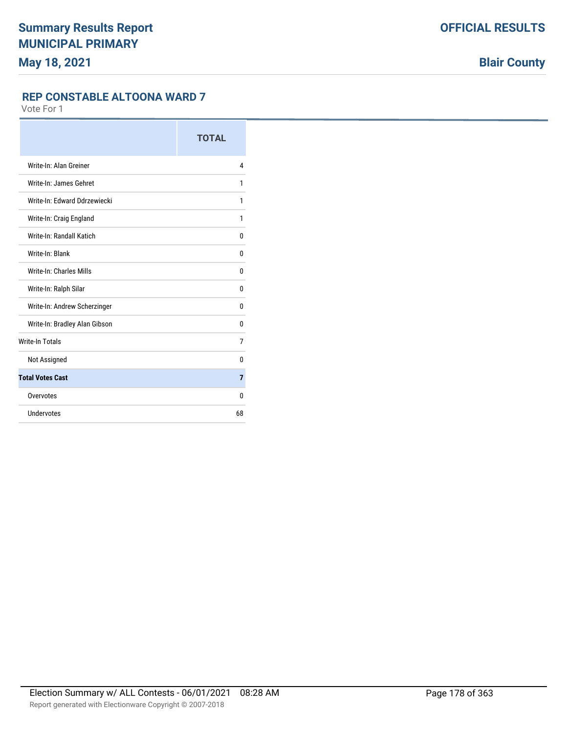## REP CONSTABLE ALTOONA WARD 7

Vote For 1

| | TOTAL |
|---|---|
| Write-In: Alan Greiner | 4 |
| Write-In: James Gehret | 1 |
| Write-In: Edward Ddrzewiecki | 1 |
| Write-In: Craig England | 1 |
| Write-In: Randall Katich | 0 |
| Write-In: Blank | 0 |
| Write-In: Charles Mills | 0 |
| Write-In: Ralph Silar | 0 |
| Write-In: Andrew Scherzinger | 0 |
| Write-In: Bradley Alan Gibson | 0 |
| Write-In Totals | 7 |
| Not Assigned | 0 |
| **Total Votes Cast** | **7** |
| Overvotes | 0 |
| Undervotes | 68 |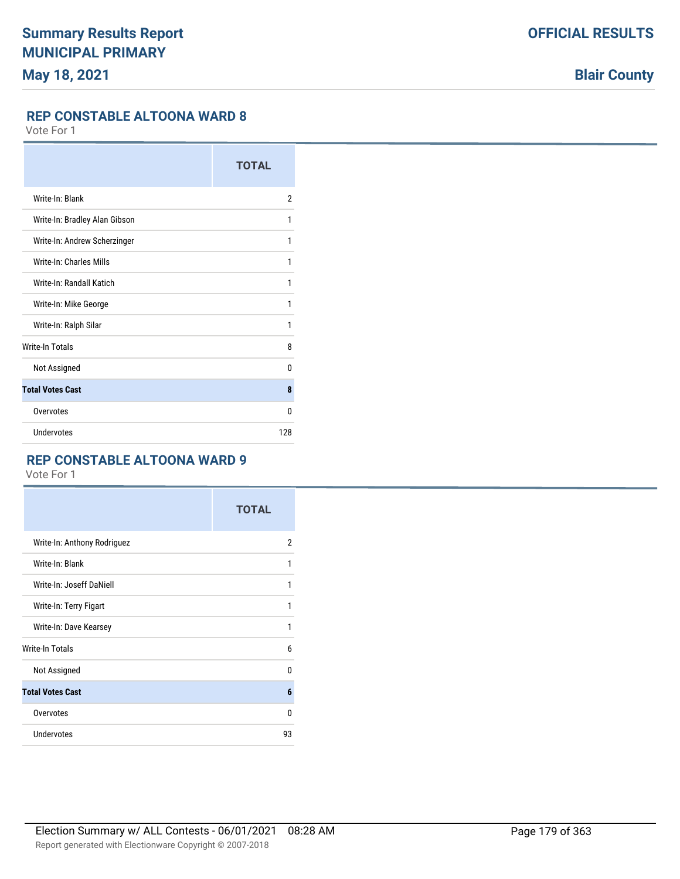## REP CONSTABLE ALTOONA WARD 8

Vote For 1

| | TOTAL |
|---|---|
| Write-In: Blank | 2 |
| Write-In: Bradley Alan Gibson | 1 |
| Write-In: Andrew Scherzinger | 1 |
| Write-In: Charles Mills | 1 |
| Write-In: Randall Katich | 1 |
| Write-In: Mike George | 1 |
| Write-In: Ralph Silar | 1 |
| Write-In Totals | 8 |
| Not Assigned | 0 |
| **Total Votes Cast** | **8** |
| Overvotes | 0 |
| Undervotes | 128 |

## REP CONSTABLE ALTOONA WARD 9

Vote For 1

| | TOTAL |
|---|---|
| Write-In: Anthony Rodriguez | 2 |
| Write-In: Blank | 1 |
| Write-In: Joseff DaNiell | 1 |
| Write-In: Terry Figart | 1 |
| Write-In: Dave Kearsey | 1 |
| Write-In Totals | 6 |
| Not Assigned | 0 |
| **Total Votes Cast** | **6** |
| Overvotes | 0 |
| Undervotes | 93 |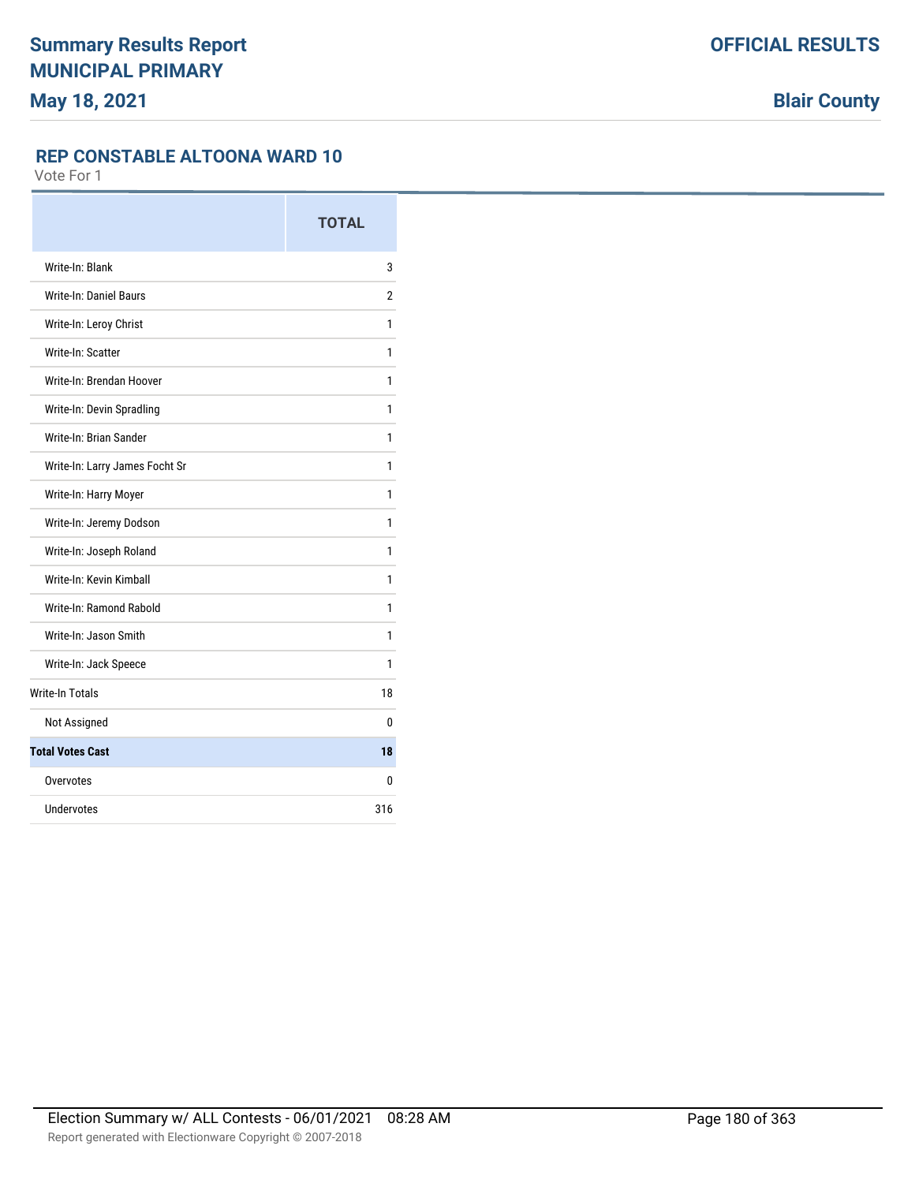## REP CONSTABLE ALTOONA WARD 10

Vote For 1

| | TOTAL |
|---|---|
| Write-In: Blank | 3 |
| Write-In: Daniel Baurs | 2 |
| Write-In: Leroy Christ | 1 |
| Write-In: Scatter | 1 |
| Write-In: Brendan Hoover | 1 |
| Write-In: Devin Spradling | 1 |
| Write-In: Brian Sander | 1 |
| Write-In: Larry James Focht Sr | 1 |
| Write-In: Harry Moyer | 1 |
| Write-In: Jeremy Dodson | 1 |
| Write-In: Joseph Roland | 1 |
| Write-In: Kevin Kimball | 1 |
| Write-In: Ramond Rabold | 1 |
| Write-In: Jason Smith | 1 |
| Write-In: Jack Speece | 1 |
| Write-In Totals | 18 |
| Not Assigned | 0 |
| **Total Votes Cast** | **18** |
| Overvotes | 0 |
| Undervotes | 316 |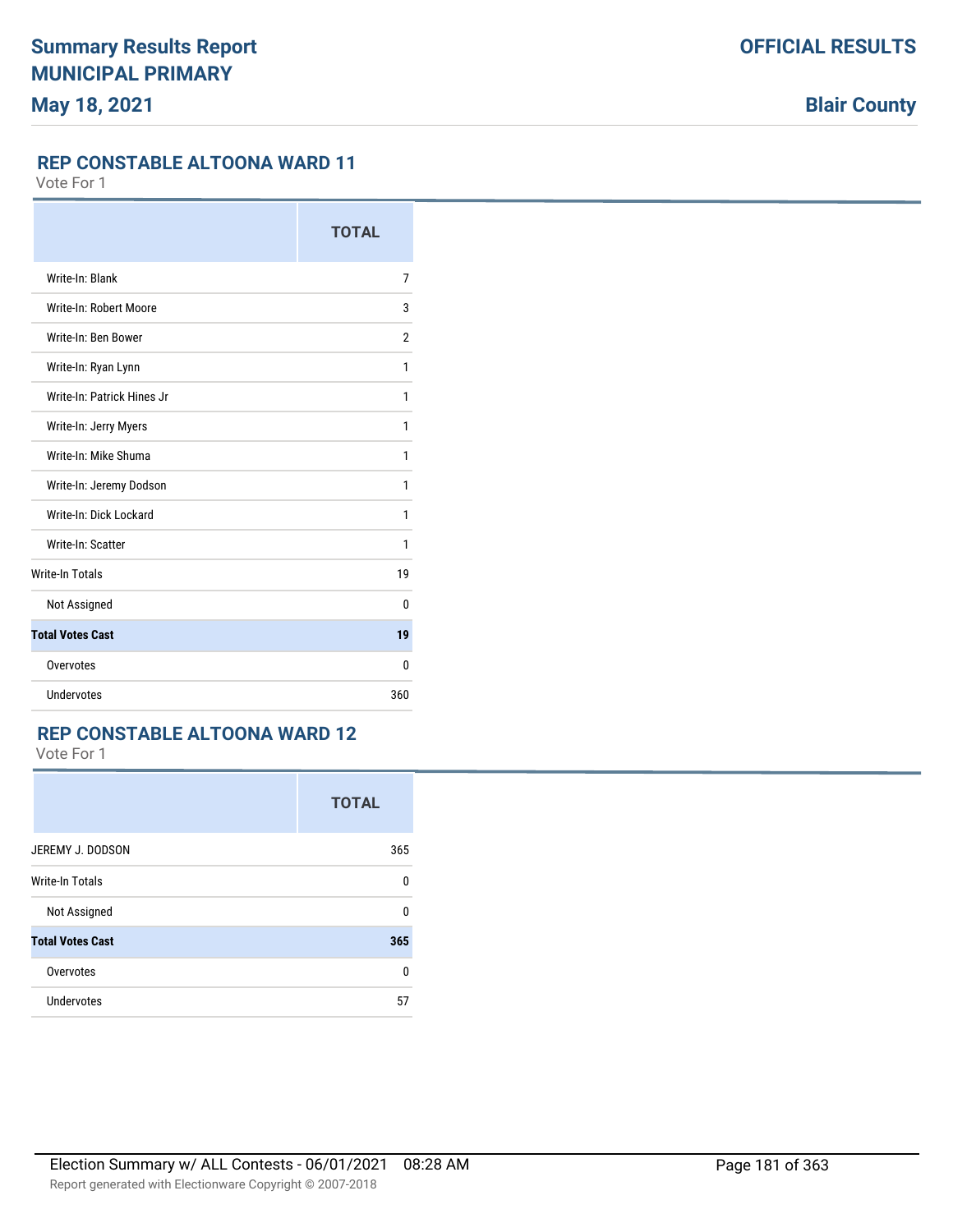## REP CONSTABLE ALTOONA WARD 11

Vote For 1

| | TOTAL |
|---|---|
| Write-In: Blank | 7 |
| Write-In: Robert Moore | 3 |
| Write-In: Ben Bower | 2 |
| Write-In: Ryan Lynn | 1 |
| Write-In: Patrick Hines Jr | 1 |
| Write-In: Jerry Myers | 1 |
| Write-In: Mike Shuma | 1 |
| Write-In: Jeremy Dodson | 1 |
| Write-In: Dick Lockard | 1 |
| Write-In: Scatter | 1 |
| Write-In Totals | 19 |
| Not Assigned | 0 |
| **Total Votes Cast** | **19** |
| Overvotes | 0 |
| Undervotes | 360 |

## REP CONSTABLE ALTOONA WARD 12

Vote For 1

| | TOTAL |
|---|---|
| JEREMY J. DODSON | 365 |
| Write-In Totals | 0 |
| Not Assigned | 0 |
| **Total Votes Cast** | **365** |
| Overvotes | 0 |
| Undervotes | 57 |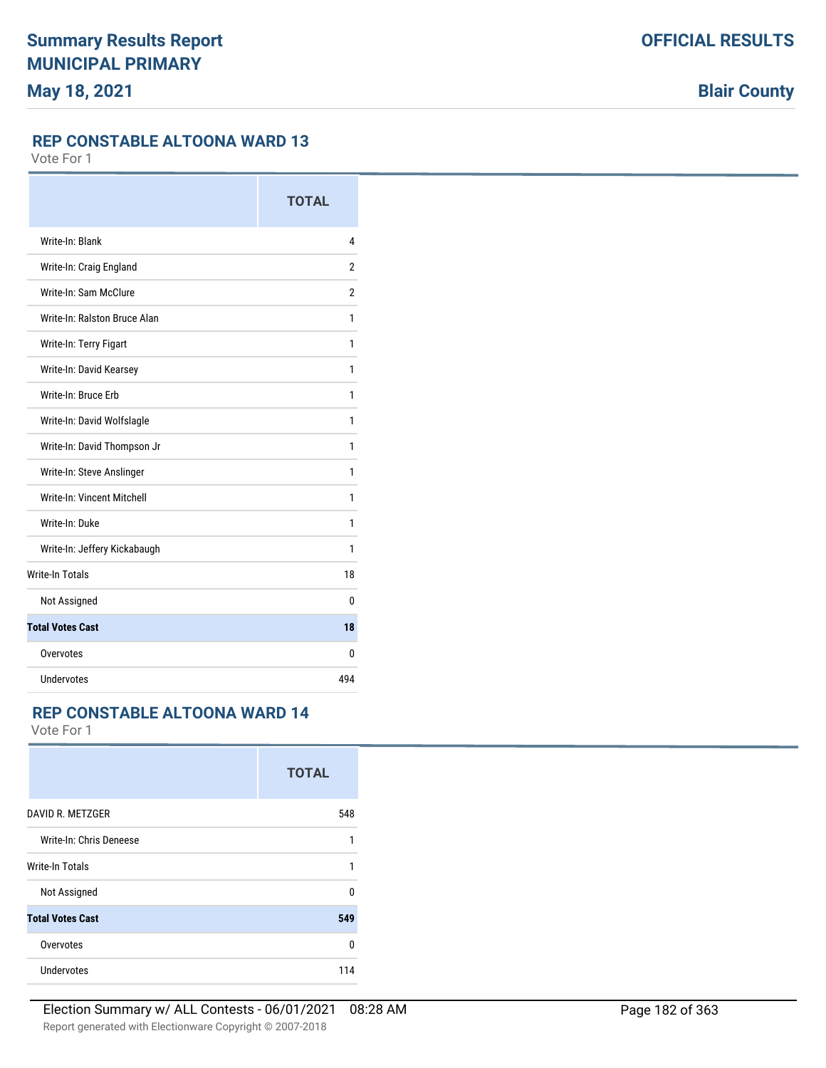## REP CONSTABLE ALTOONA WARD 13

Vote For 1

| | TOTAL |
|---|---|
| Write-In: Blank | 4 |
| Write-In: Craig England | 2 |
| Write-In: Sam McClure | 2 |
| Write-In: Ralston Bruce Alan | 1 |
| Write-In: Terry Figart | 1 |
| Write-In: David Kearsey | 1 |
| Write-In: Bruce Erb | 1 |
| Write-In: David Wolfslagle | 1 |
| Write-In: David Thompson Jr | 1 |
| Write-In: Steve Anslinger | 1 |
| Write-In: Vincent Mitchell | 1 |
| Write-In: Duke | 1 |
| Write-In: Jeffery Kickabaugh | 1 |
| Write-In Totals | 18 |
| Not Assigned | 0 |
| **Total Votes Cast** | **18** |
| Overvotes | 0 |
| Undervotes | 494 |

## REP CONSTABLE ALTOONA WARD 14

Vote For 1

| | TOTAL |
|---|---|
| DAVID R. METZGER | 548 |
| Write-In: Chris Deneese | 1 |
| Write-In Totals | 1 |
| Not Assigned | 0 |
| **Total Votes Cast** | **549** |
| Overvotes | 0 |
| Undervotes | 114 |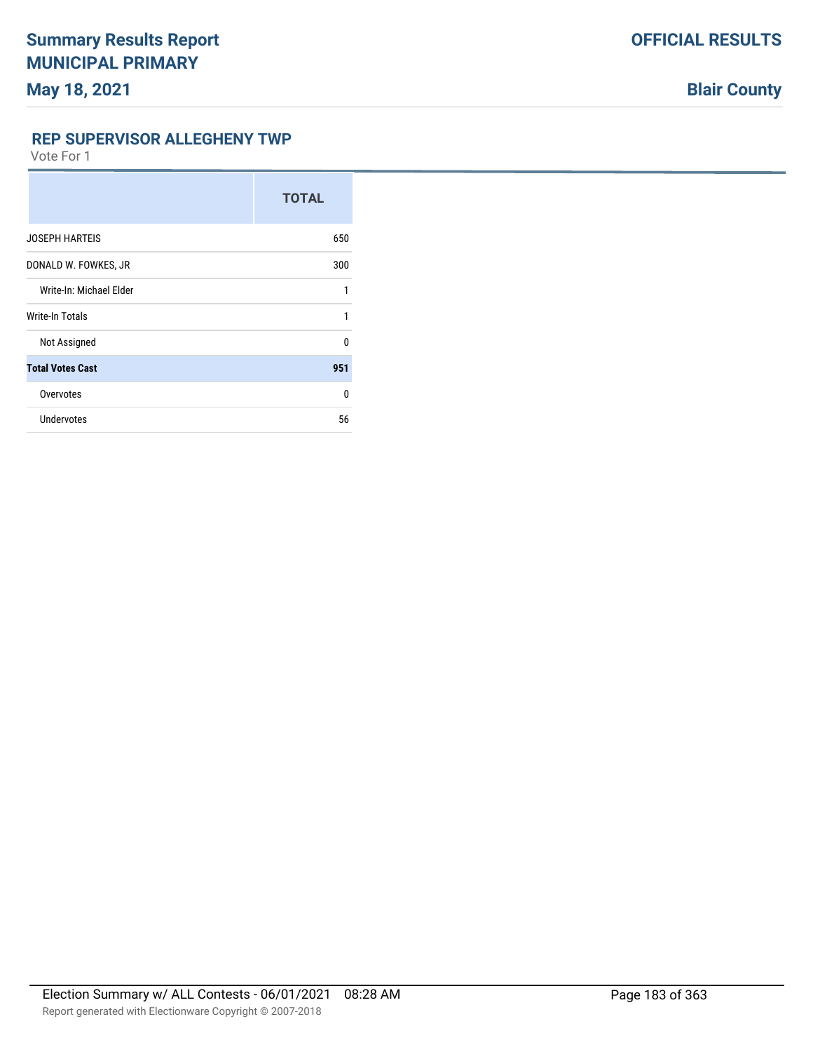**Summary Results Report**
**MUNICIPAL PRIMARY**
**May 18, 2021**

**OFFICIAL RESULTS**

**Blair County**

## REP SUPERVISOR ALLEGHENY TWP

Vote For 1

| | TOTAL |
|---|---|
| JOSEPH HARTEIS | 650 |
| DONALD W. FOWKES, JR | 300 |
| Write-In: Michael Elder | 1 |
| Write-In Totals | 1 |
| Not Assigned | 0 |
| **Total Votes Cast** | **951** |
| Overvotes | 0 |
| Undervotes | 56 |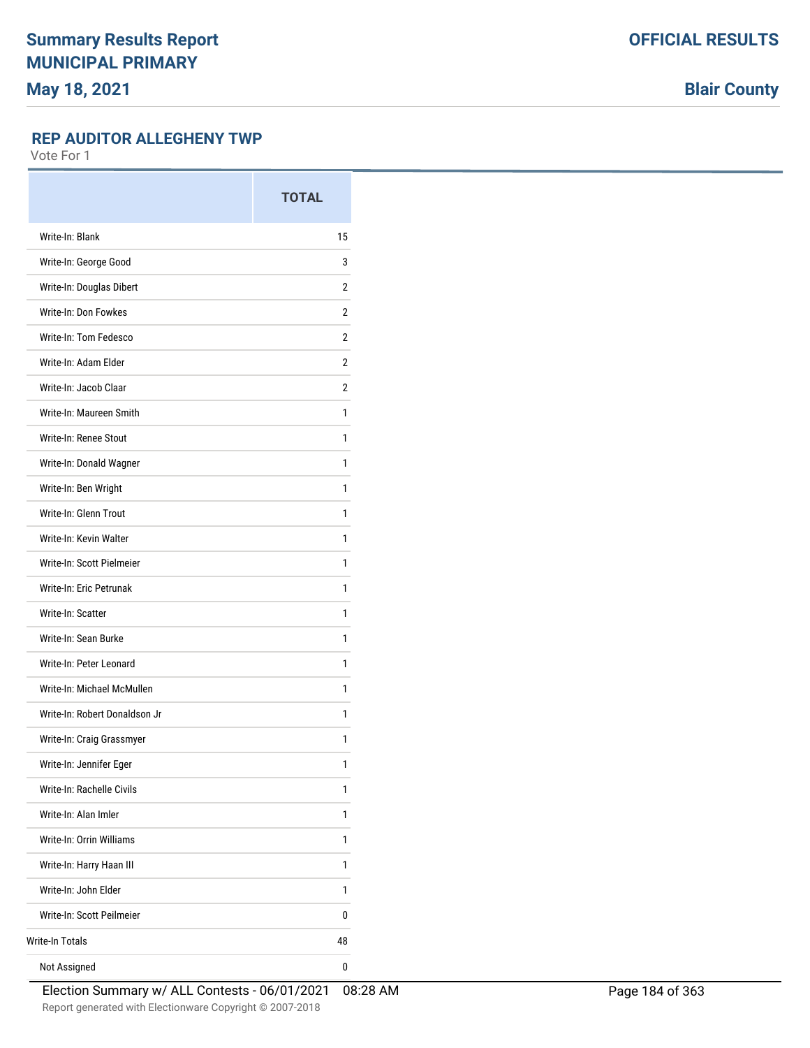## REP AUDITOR ALLEGHENY TWP

Vote For 1

| | TOTAL |
|---|---|
| Write-In: Blank | 15 |
| Write-In: George Good | 3 |
| Write-In: Douglas Dibert | 2 |
| Write-In: Don Fowkes | 2 |
| Write-In: Tom Fedesco | 2 |
| Write-In: Adam Elder | 2 |
| Write-In: Jacob Claar | 2 |
| Write-In: Maureen Smith | 1 |
| Write-In: Renee Stout | 1 |
| Write-In: Donald Wagner | 1 |
| Write-In: Ben Wright | 1 |
| Write-In: Glenn Trout | 1 |
| Write-In: Kevin Walter | 1 |
| Write-In: Scott Pielmeier | 1 |
| Write-In: Eric Petrunak | 1 |
| Write-In: Scatter | 1 |
| Write-In: Sean Burke | 1 |
| Write-In: Peter Leonard | 1 |
| Write-In: Michael McMullen | 1 |
| Write-In: Robert Donaldson Jr | 1 |
| Write-In: Craig Grassmyer | 1 |
| Write-In: Jennifer Eger | 1 |
| Write-In: Rachelle Civils | 1 |
| Write-In: Alan Imler | 1 |
| Write-In: Orrin Williams | 1 |
| Write-In: Harry Haan III | 1 |
| Write-In: John Elder | 1 |
| Write-In: Scott Peilmeier | 0 |
| Write-In Totals | 48 |
| Not Assigned | 0 |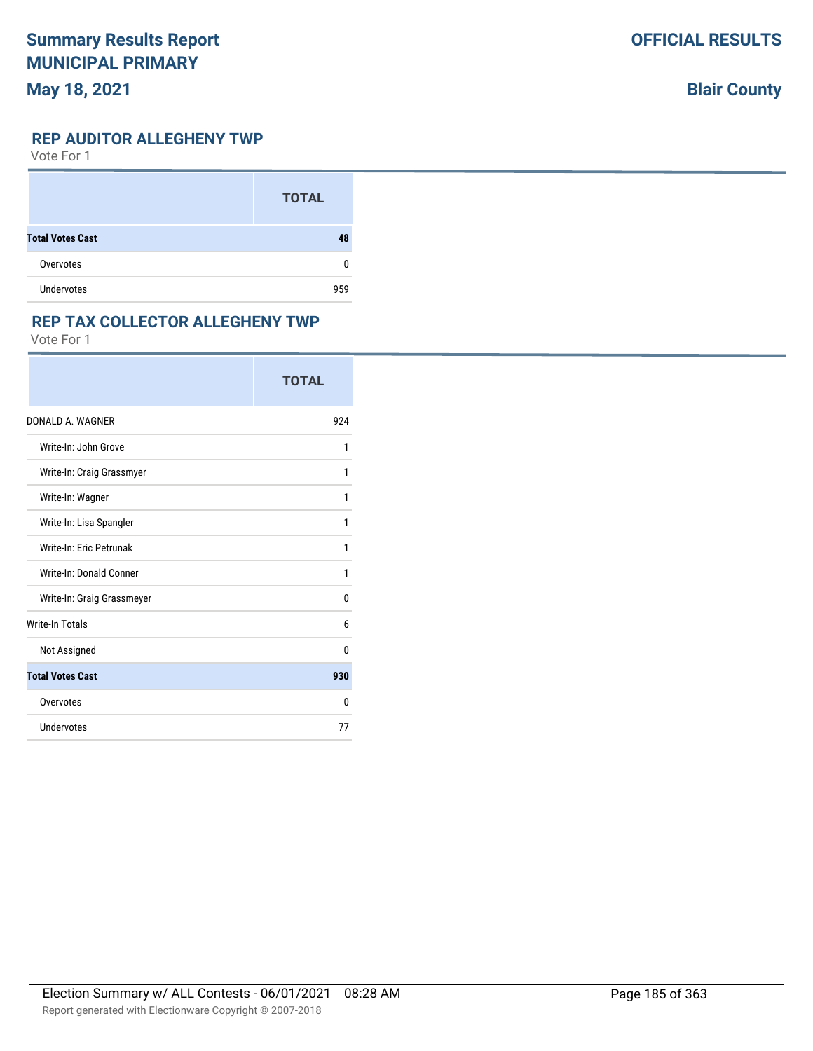Summary Results Report

MUNICIPAL PRIMARY

May 18, 2021

OFFICIAL RESULTS

Blair County

## REP AUDITOR ALLEGHENY TWP

Vote For 1

| | TOTAL |
|---|---|
| **Total Votes Cast** | **48** |
| Overvotes | 0 |
| Undervotes | 959 |

## REP TAX COLLECTOR ALLEGHENY TWP

Vote For 1

| | TOTAL |
|---|---|
| DONALD A. WAGNER | 924 |
| Write-In: John Grove | 1 |
| Write-In: Craig Grassmyer | 1 |
| Write-In: Wagner | 1 |
| Write-In: Lisa Spangler | 1 |
| Write-In: Eric Petrunak | 1 |
| Write-In: Donald Conner | 1 |
| Write-In: Graig Grassmeyer | 0 |
| Write-In Totals | 6 |
| Not Assigned | 0 |
| **Total Votes Cast** | **930** |
| Overvotes | 0 |
| Undervotes | 77 |

Election Summary w/ ALL Contests - 06/01/2021 08:28 AM

Report generated with Electionware Copyright © 2007-2018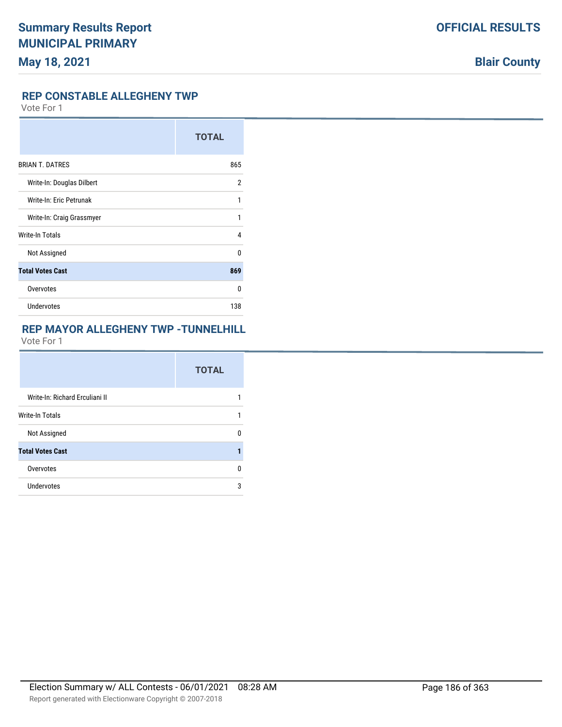# Summary Results Report
# MUNICIPAL PRIMARY
**May 18, 2021**

**OFFICIAL RESULTS**

**Blair County**

## REP CONSTABLE ALLEGHENY TWP

Vote For 1

| | TOTAL |
|---|---|
| BRIAN T. DATRES | 865 |
| Write-In: Douglas Dilbert | 2 |
| Write-In: Eric Petrunak | 1 |
| Write-In: Craig Grassmyer | 1 |
| Write-In Totals | 4 |
| Not Assigned | 0 |
| **Total Votes Cast** | **869** |
| Overvotes | 0 |
| Undervotes | 138 |

## REP MAYOR ALLEGHENY TWP -TUNNELHILL

Vote For 1

| | TOTAL |
|---|---|
| Write-In: Richard Erculiani II | 1 |
| Write-In Totals | 1 |
| Not Assigned | 0 |
| **Total Votes Cast** | **1** |
| Overvotes | 0 |
| Undervotes | 3 |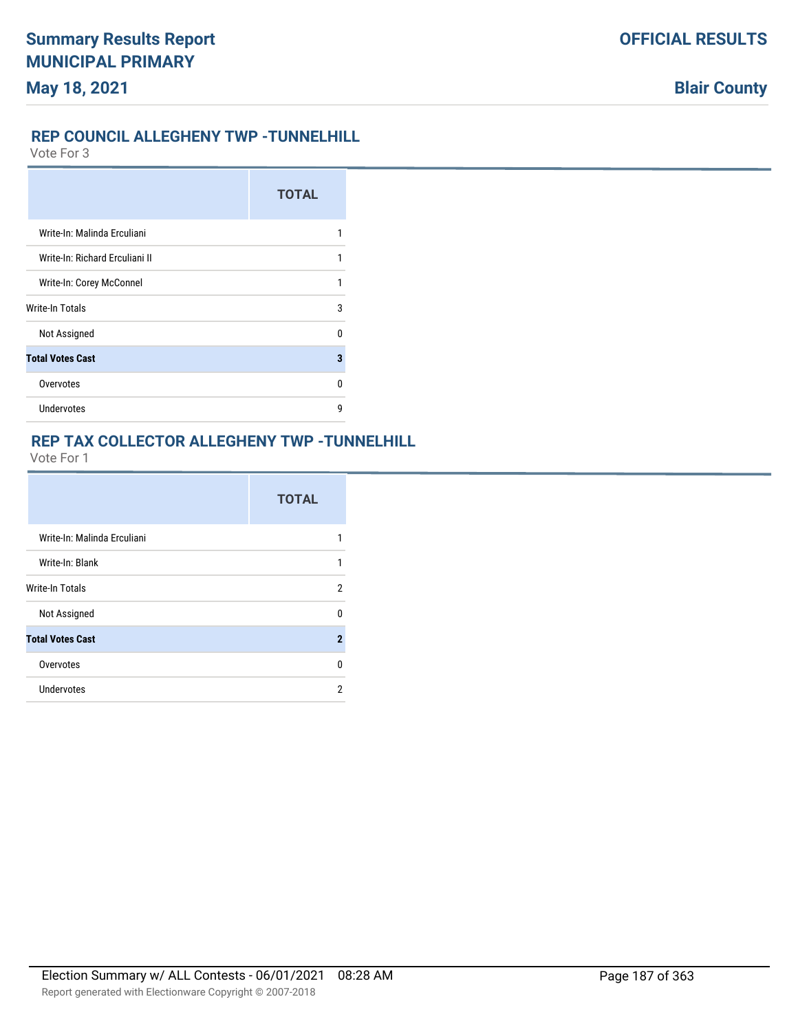## REP COUNCIL ALLEGHENY TWP -TUNNELHILL

Vote For 3

| | TOTAL |
|---|---|
| Write-In: Malinda Erculiani | 1 |
| Write-In: Richard Erculiani II | 1 |
| Write-In: Corey McConnel | 1 |
| Write-In Totals | 3 |
| Not Assigned | 0 |
| **Total Votes Cast** | **3** |
| Overvotes | 0 |
| Undervotes | 9 |

## REP TAX COLLECTOR ALLEGHENY TWP -TUNNELHILL

Vote For 1

| | TOTAL |
|---|---|
| Write-In: Malinda Erculiani | 1 |
| Write-In: Blank | 1 |
| Write-In Totals | 2 |
| Not Assigned | 0 |
| **Total Votes Cast** | **2** |
| Overvotes | 0 |
| Undervotes | 2 |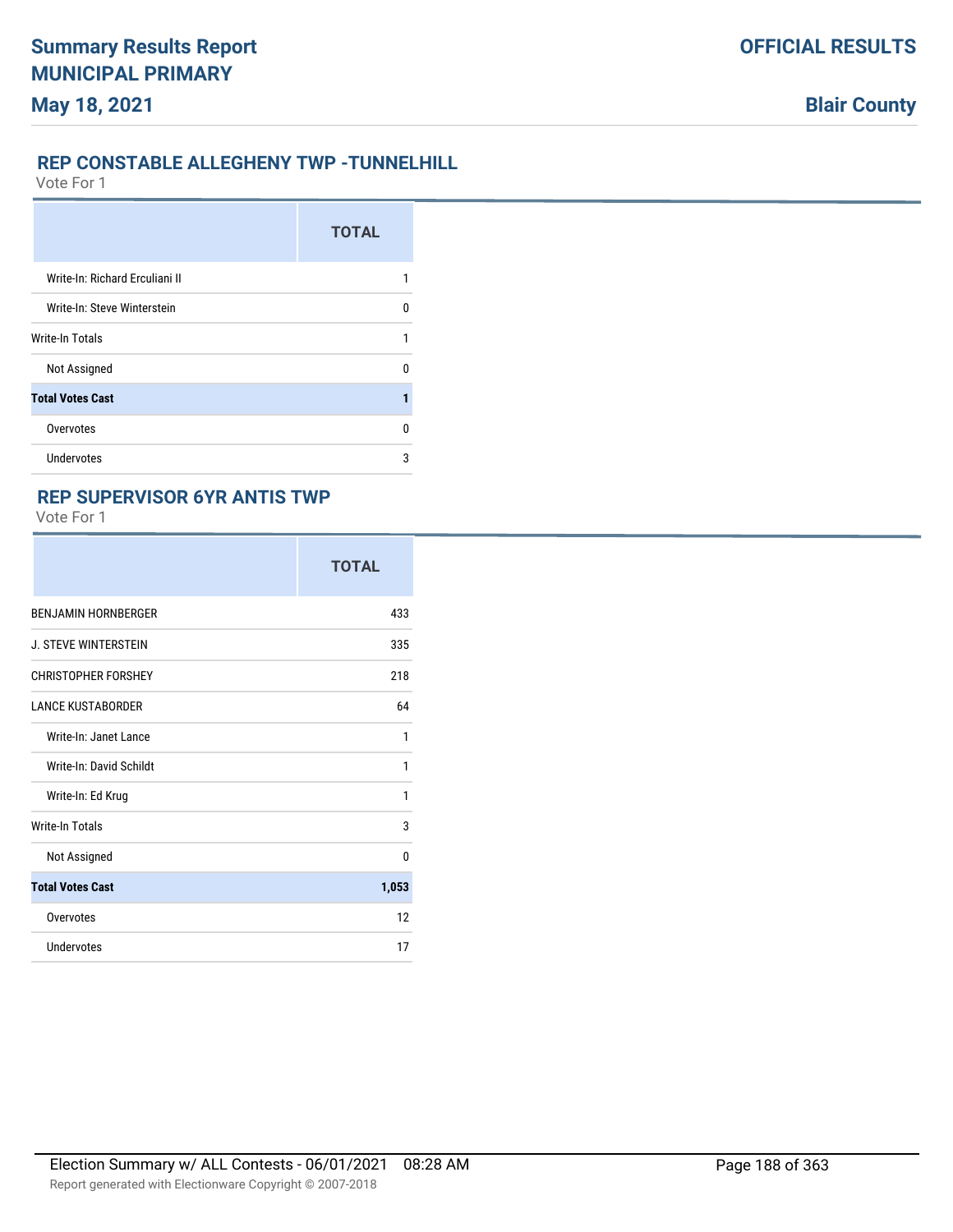## REP CONSTABLE ALLEGHENY TWP -TUNNELHILL

Vote For 1

| | TOTAL |
|---|---|
| Write-In: Richard Erculiani II | 1 |
| Write-In: Steve Winterstein | 0 |
| Write-In Totals | 1 |
| Not Assigned | 0 |
| **Total Votes Cast** | **1** |
| Overvotes | 0 |
| Undervotes | 3 |

## REP SUPERVISOR 6YR ANTIS TWP

Vote For 1

| | TOTAL |
|---|---|
| BENJAMIN HORNBERGER | 433 |
| J. STEVE WINTERSTEIN | 335 |
| CHRISTOPHER FORSHEY | 218 |
| LANCE KUSTABORDER | 64 |
| Write-In: Janet Lance | 1 |
| Write-In: David Schildt | 1 |
| Write-In: Ed Krug | 1 |
| Write-In Totals | 3 |
| Not Assigned | 0 |
| **Total Votes Cast** | **1,053** |
| Overvotes | 12 |
| Undervotes | 17 |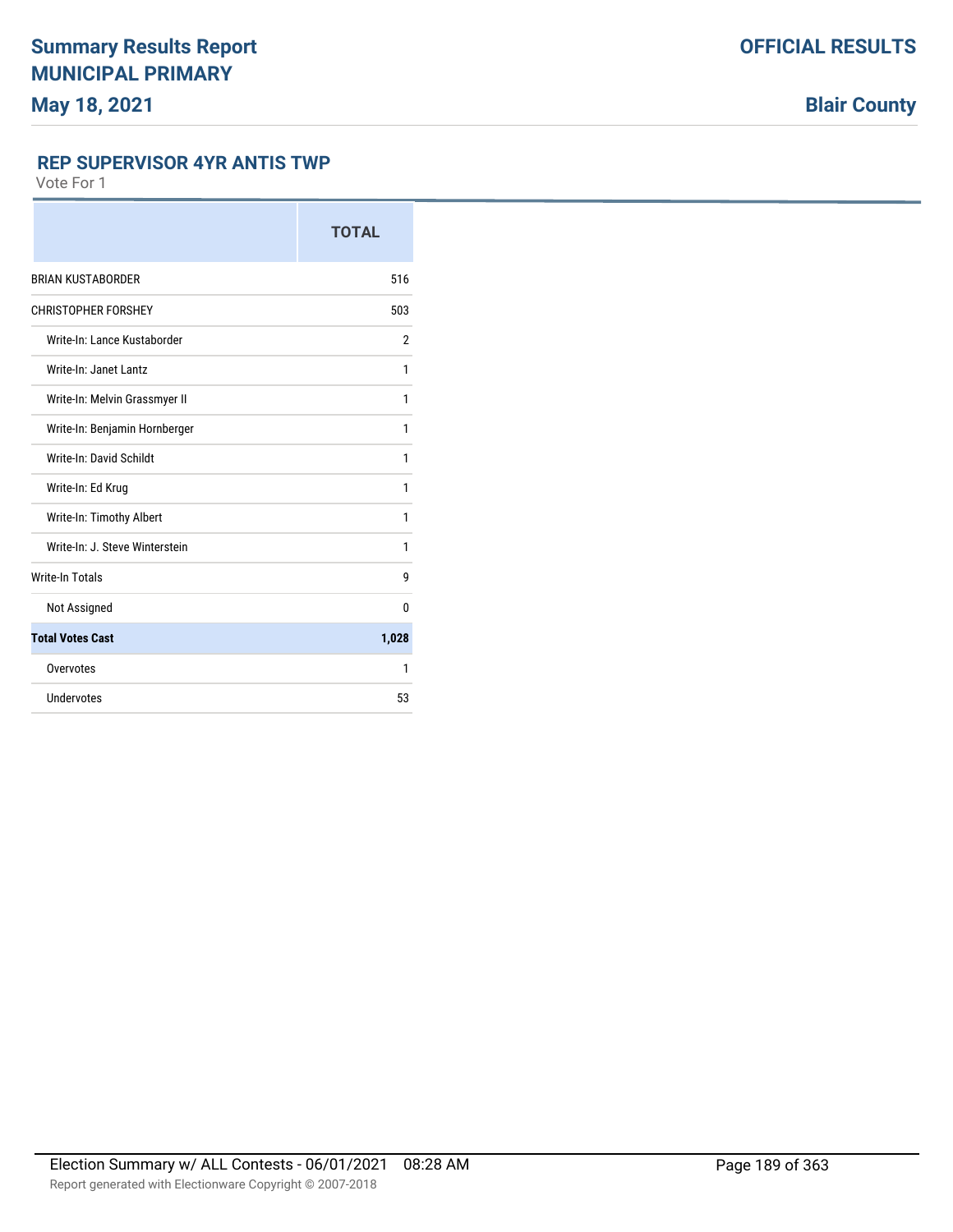# Summary Results Report
## MUNICIPAL PRIMARY
## May 18, 2021

**OFFICIAL RESULTS**

**Blair County**

### REP SUPERVISOR 4YR ANTIS TWP

Vote For 1

| | TOTAL |
|---|---|
| BRIAN KUSTABORDER | 516 |
| CHRISTOPHER FORSHEY | 503 |
| Write-In: Lance Kustaborder | 2 |
| Write-In: Janet Lantz | 1 |
| Write-In: Melvin Grassmyer II | 1 |
| Write-In: Benjamin Hornberger | 1 |
| Write-In: David Schildt | 1 |
| Write-In: Ed Krug | 1 |
| Write-In: Timothy Albert | 1 |
| Write-In: J. Steve Winterstein | 1 |
| Write-In Totals | 9 |
| Not Assigned | 0 |
| **Total Votes Cast** | **1,028** |
| Overvotes | 1 |
| Undervotes | 53 |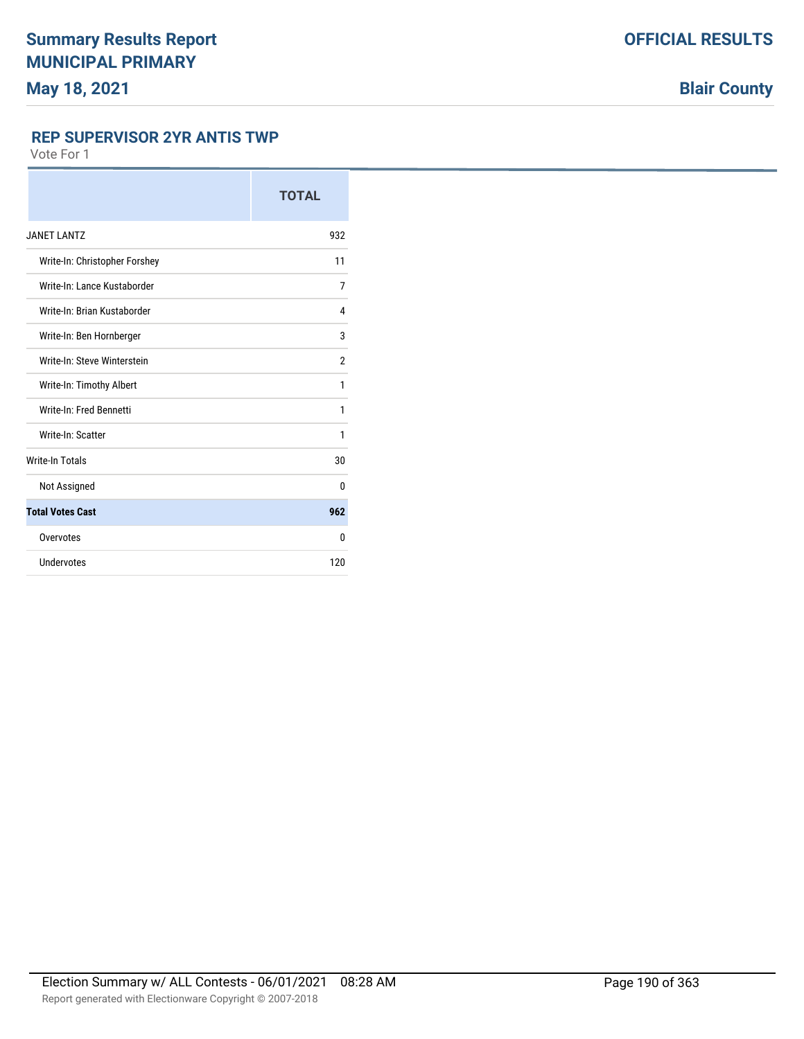## REP SUPERVISOR 2YR ANTIS TWP

Vote For 1

| | TOTAL |
|---|---|
| JANET LANTZ | 932 |
| Write-In: Christopher Forshey | 11 |
| Write-In: Lance Kustaborder | 7 |
| Write-In: Brian Kustaborder | 4 |
| Write-In: Ben Hornberger | 3 |
| Write-In: Steve Winterstein | 2 |
| Write-In: Timothy Albert | 1 |
| Write-In: Fred Bennetti | 1 |
| Write-In: Scatter | 1 |
| Write-In Totals | 30 |
| Not Assigned | 0 |
| **Total Votes Cast** | **962** |
| Overvotes | 0 |
| Undervotes | 120 |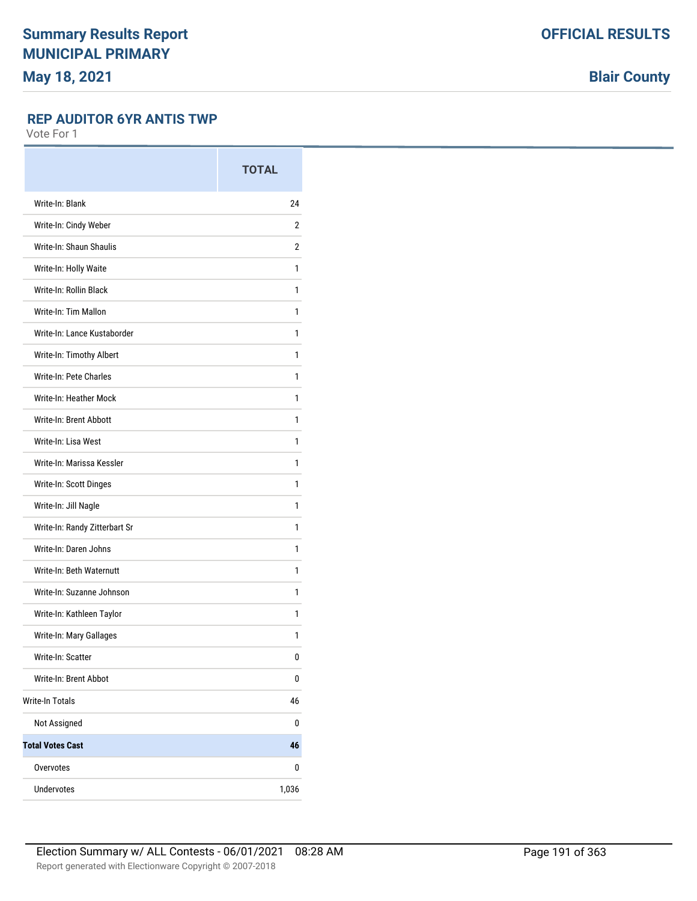# Summary Results Report
## MUNICIPAL PRIMARY
**May 18, 2021**

**OFFICIAL RESULTS**

**Blair County**

### REP AUDITOR 6YR ANTIS TWP

Vote For 1

| | TOTAL |
|---|---|
| Write-In: Blank | 24 |
| Write-In: Cindy Weber | 2 |
| Write-In: Shaun Shaulis | 2 |
| Write-In: Holly Waite | 1 |
| Write-In: Rollin Black | 1 |
| Write-In: Tim Mallon | 1 |
| Write-In: Lance Kustaborder | 1 |
| Write-In: Timothy Albert | 1 |
| Write-In: Pete Charles | 1 |
| Write-In: Heather Mock | 1 |
| Write-In: Brent Abbott | 1 |
| Write-In: Lisa West | 1 |
| Write-In: Marissa Kessler | 1 |
| Write-In: Scott Dinges | 1 |
| Write-In: Jill Nagle | 1 |
| Write-In: Randy Zitterbart Sr | 1 |
| Write-In: Daren Johns | 1 |
| Write-In: Beth Waternutt | 1 |
| Write-In: Suzanne Johnson | 1 |
| Write-In: Kathleen Taylor | 1 |
| Write-In: Mary Gallages | 1 |
| Write-In: Scatter | 0 |
| Write-In: Brent Abbot | 0 |
| Write-In Totals | 46 |
| Not Assigned | 0 |
| **Total Votes Cast** | **46** |
| Overvotes | 0 |
| Undervotes | 1,036 |

Election Summary w/ ALL Contests - 06/01/2021 08:28 AM

Report generated with Electionware Copyright © 2007-2018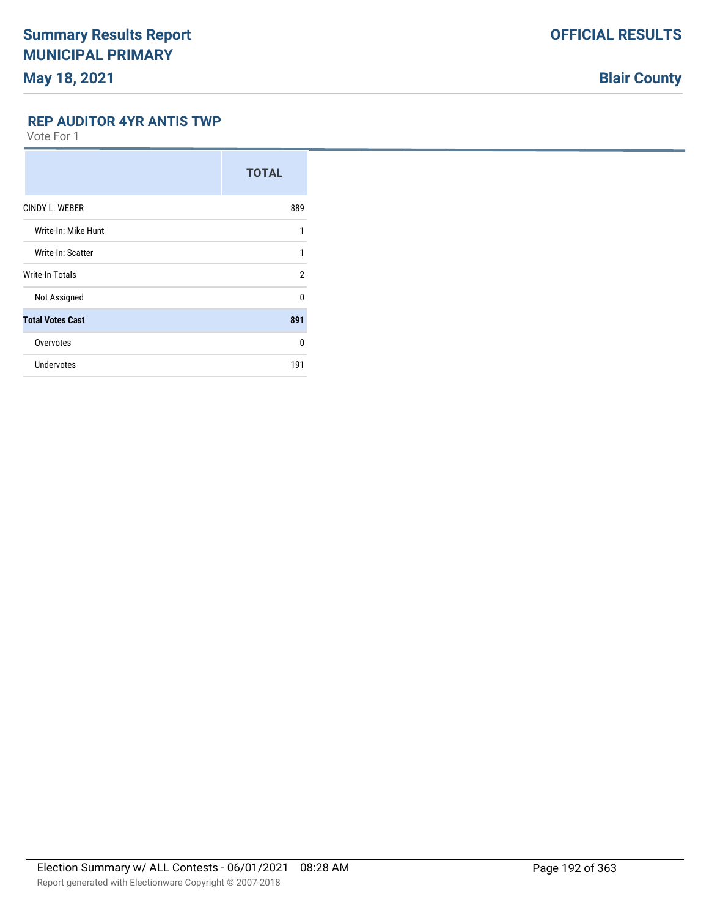## REP AUDITOR 4YR ANTIS TWP

Vote For 1

| | TOTAL |
|---|---|
| CINDY L. WEBER | 889 |
| Write-In: Mike Hunt | 1 |
| Write-In: Scatter | 1 |
| Write-In Totals | 2 |
| Not Assigned | 0 |
| **Total Votes Cast** | **891** |
| Overvotes | 0 |
| Undervotes | 191 |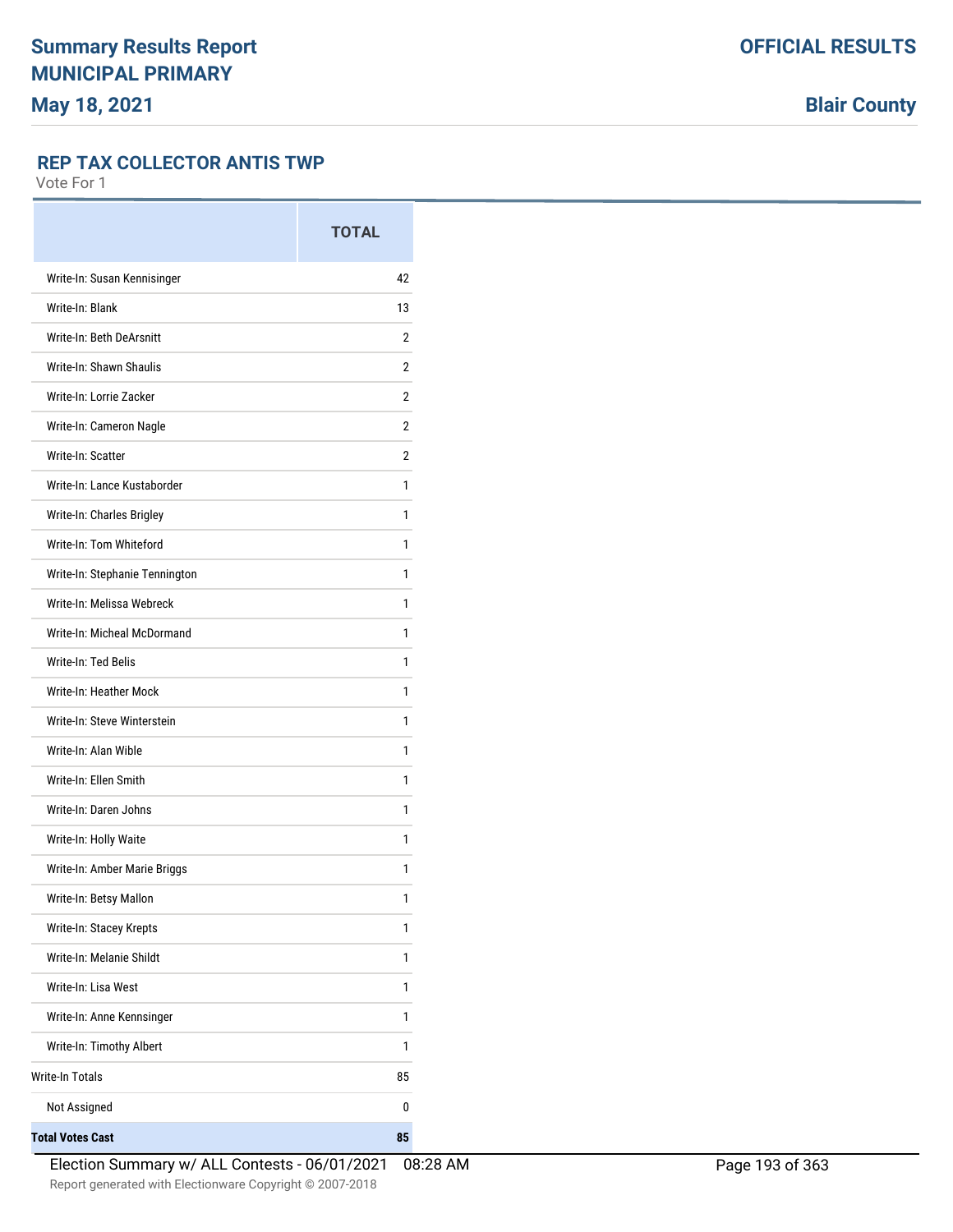**Summary Results Report**
**MUNICIPAL PRIMARY**
**May 18, 2021**

**OFFICIAL RESULTS**

**Blair County**

## REP TAX COLLECTOR ANTIS TWP

Vote For 1

| | TOTAL |
|---|---|
| Write-In: Susan Kennisinger | 42 |
| Write-In: Blank | 13 |
| Write-In: Beth DeArsnitt | 2 |
| Write-In: Shawn Shaulis | 2 |
| Write-In: Lorrie Zacker | 2 |
| Write-In: Cameron Nagle | 2 |
| Write-In: Scatter | 2 |
| Write-In: Lance Kustaborder | 1 |
| Write-In: Charles Brigley | 1 |
| Write-In: Tom Whiteford | 1 |
| Write-In: Stephanie Tennington | 1 |
| Write-In: Melissa Webreck | 1 |
| Write-In: Micheal McDormand | 1 |
| Write-In: Ted Belis | 1 |
| Write-In: Heather Mock | 1 |
| Write-In: Steve Winterstein | 1 |
| Write-In: Alan Wible | 1 |
| Write-In: Ellen Smith | 1 |
| Write-In: Daren Johns | 1 |
| Write-In: Holly Waite | 1 |
| Write-In: Amber Marie Briggs | 1 |
| Write-In: Betsy Mallon | 1 |
| Write-In: Stacey Krepts | 1 |
| Write-In: Melanie Shildt | 1 |
| Write-In: Lisa West | 1 |
| Write-In: Anne Kennsinger | 1 |
| Write-In: Timothy Albert | 1 |
| Write-In Totals | 85 |
| Not Assigned | 0 |
| **Total Votes Cast** | **85** |

Election Summary w/ ALL Contests - 06/01/2021 08:28 AM

Report generated with Electionware Copyright © 2007-2018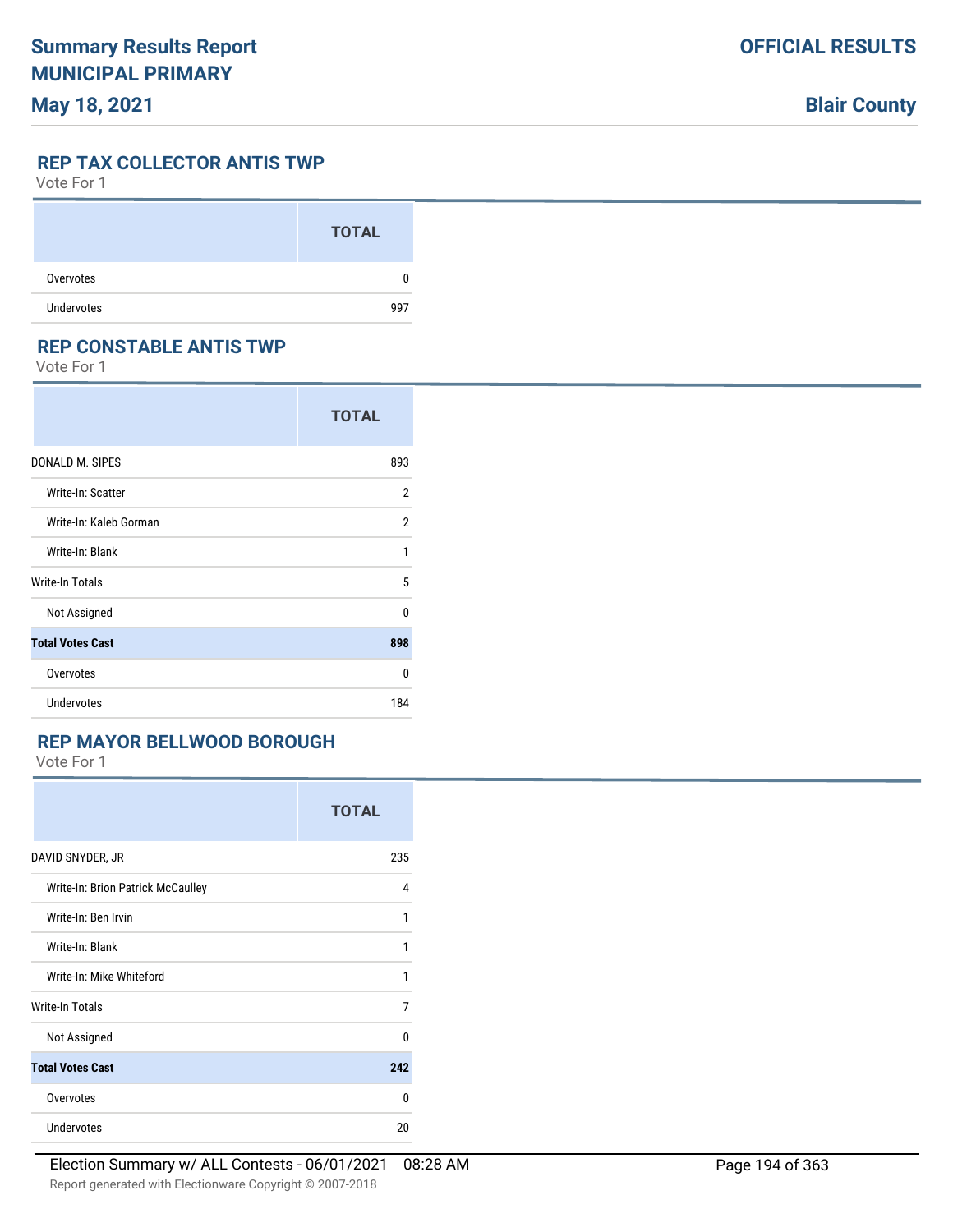## REP TAX COLLECTOR ANTIS TWP

Vote For 1

| | TOTAL |
|---|---|
| Overvotes | 0 |
| Undervotes | 997 |

## REP CONSTABLE ANTIS TWP

Vote For 1

| | TOTAL |
|---|---|
| DONALD M. SIPES | 893 |
| Write-In: Scatter | 2 |
| Write-In: Kaleb Gorman | 2 |
| Write-In: Blank | 1 |
| Write-In Totals | 5 |
| Not Assigned | 0 |
| **Total Votes Cast** | **898** |
| Overvotes | 0 |
| Undervotes | 184 |

## REP MAYOR BELLWOOD BOROUGH

Vote For 1

| | TOTAL |
|---|---|
| DAVID SNYDER, JR | 235 |
| Write-In: Brion Patrick McCaulley | 4 |
| Write-In: Ben Irvin | 1 |
| Write-In: Blank | 1 |
| Write-In: Mike Whiteford | 1 |
| Write-In Totals | 7 |
| Not Assigned | 0 |
| **Total Votes Cast** | **242** |
| Overvotes | 0 |
| Undervotes | 20 |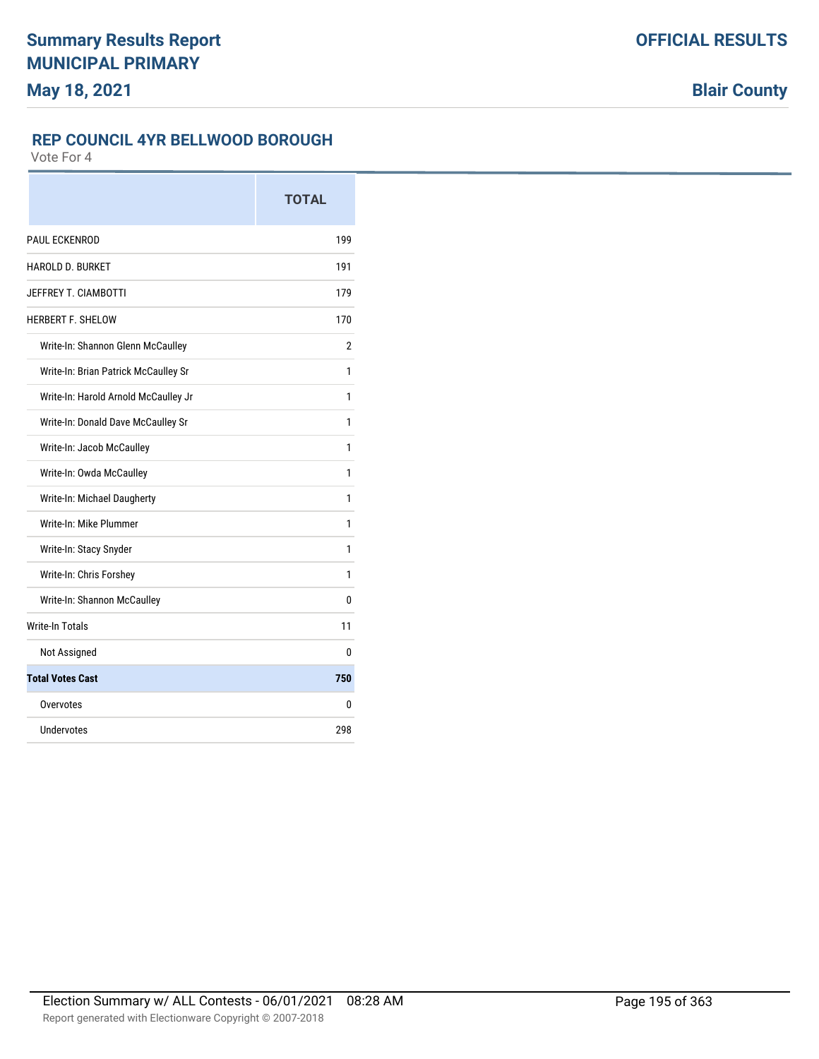# Summary Results Report
# MUNICIPAL PRIMARY
**May 18, 2021**

**OFFICIAL RESULTS**

**Blair County**

## REP COUNCIL 4YR BELLWOOD BOROUGH

Vote For 4

| | TOTAL |
|---|---|
| PAUL ECKENROD | 199 |
| HAROLD D. BURKET | 191 |
| JEFFREY T. CIAMBOTTI | 179 |
| HERBERT F. SHELOW | 170 |
| Write-In: Shannon Glenn McCaulley | 2 |
| Write-In: Brian Patrick McCaulley Sr | 1 |
| Write-In: Harold Arnold McCaulley Jr | 1 |
| Write-In: Donald Dave McCaulley Sr | 1 |
| Write-In: Jacob McCaulley | 1 |
| Write-In: Owda McCaulley | 1 |
| Write-In: Michael Daugherty | 1 |
| Write-In: Mike Plummer | 1 |
| Write-In: Stacy Snyder | 1 |
| Write-In: Chris Forshey | 1 |
| Write-In: Shannon McCaulley | 0 |
| Write-In Totals | 11 |
| Not Assigned | 0 |
| **Total Votes Cast** | **750** |
| Overvotes | 0 |
| Undervotes | 298 |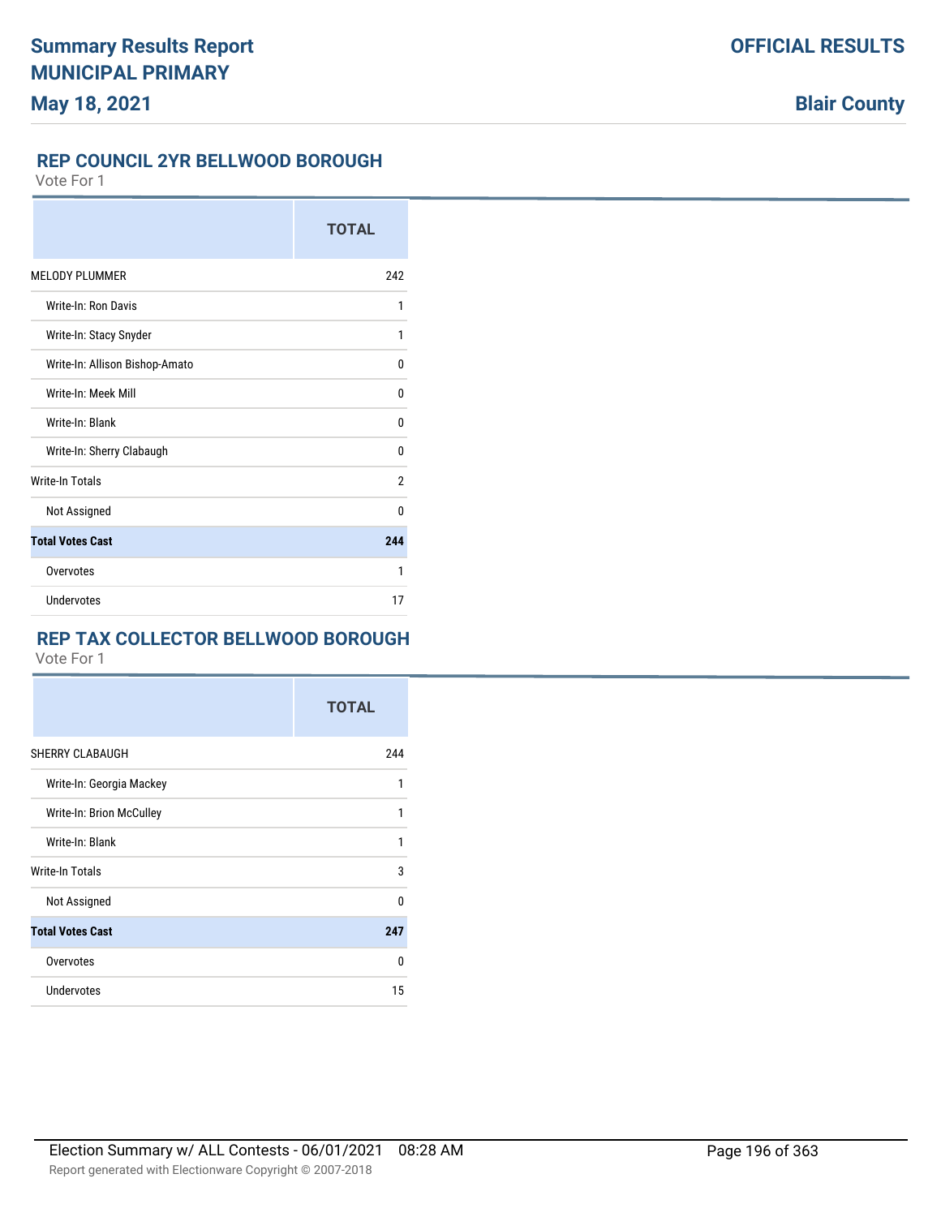## REP COUNCIL 2YR BELLWOOD BOROUGH

Vote For 1

| | TOTAL |
|---|---|
| MELODY PLUMMER | 242 |
| Write-In: Ron Davis | 1 |
| Write-In: Stacy Snyder | 1 |
| Write-In: Allison Bishop-Amato | 0 |
| Write-In: Meek Mill | 0 |
| Write-In: Blank | 0 |
| Write-In: Sherry Clabaugh | 0 |
| Write-In Totals | 2 |
| Not Assigned | 0 |
| **Total Votes Cast** | **244** |
| Overvotes | 1 |
| Undervotes | 17 |

## REP TAX COLLECTOR BELLWOOD BOROUGH

Vote For 1

| | TOTAL |
|---|---|
| SHERRY CLABAUGH | 244 |
| Write-In: Georgia Mackey | 1 |
| Write-In: Brion McCulley | 1 |
| Write-In: Blank | 1 |
| Write-In Totals | 3 |
| Not Assigned | 0 |
| **Total Votes Cast** | **247** |
| Overvotes | 0 |
| Undervotes | 15 |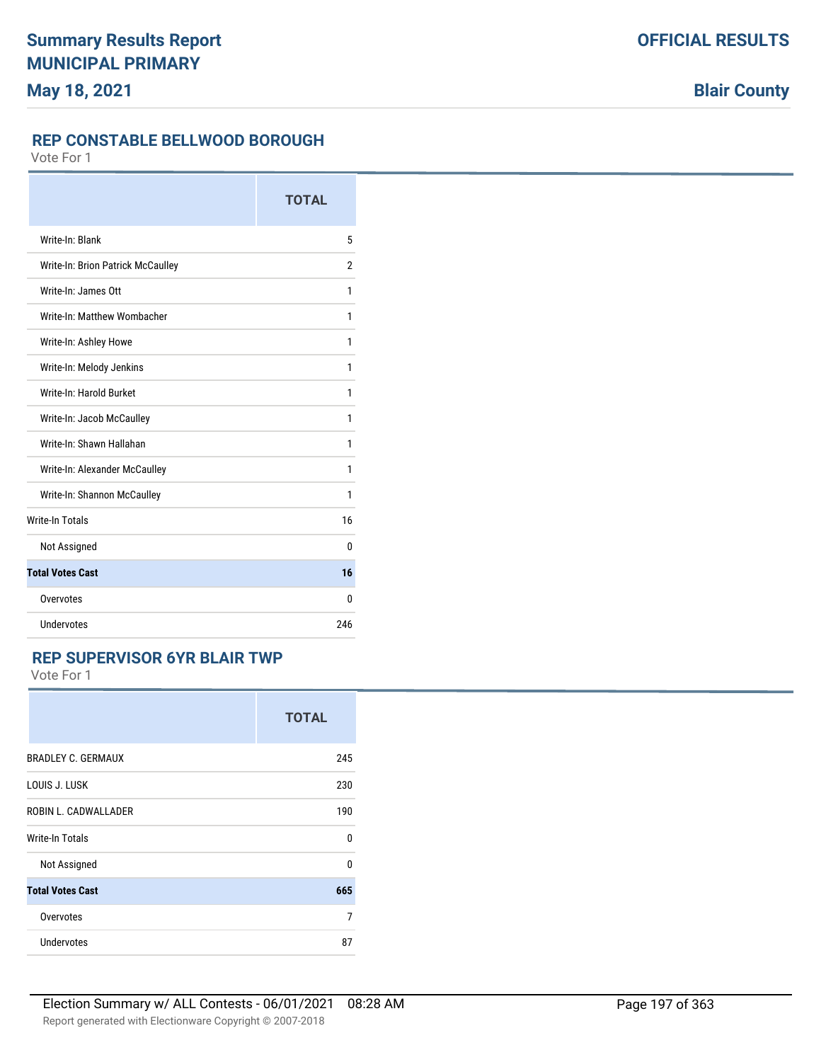## REP CONSTABLE BELLWOOD BOROUGH

Vote For 1

| | TOTAL |
|---|---|
| Write-In: Blank | 5 |
| Write-In: Brion Patrick McCaulley | 2 |
| Write-In: James Ott | 1 |
| Write-In: Matthew Wombacher | 1 |
| Write-In: Ashley Howe | 1 |
| Write-In: Melody Jenkins | 1 |
| Write-In: Harold Burket | 1 |
| Write-In: Jacob McCaulley | 1 |
| Write-In: Shawn Hallahan | 1 |
| Write-In: Alexander McCaulley | 1 |
| Write-In: Shannon McCaulley | 1 |
| Write-In Totals | 16 |
| Not Assigned | 0 |
| **Total Votes Cast** | **16** |
| Overvotes | 0 |
| Undervotes | 246 |

## REP SUPERVISOR 6YR BLAIR TWP

Vote For 1

| | TOTAL |
|---|---|
| BRADLEY C. GERMAUX | 245 |
| LOUIS J. LUSK | 230 |
| ROBIN L. CADWALLADER | 190 |
| Write-In Totals | 0 |
| Not Assigned | 0 |
| **Total Votes Cast** | **665** |
| Overvotes | 7 |
| Undervotes | 87 |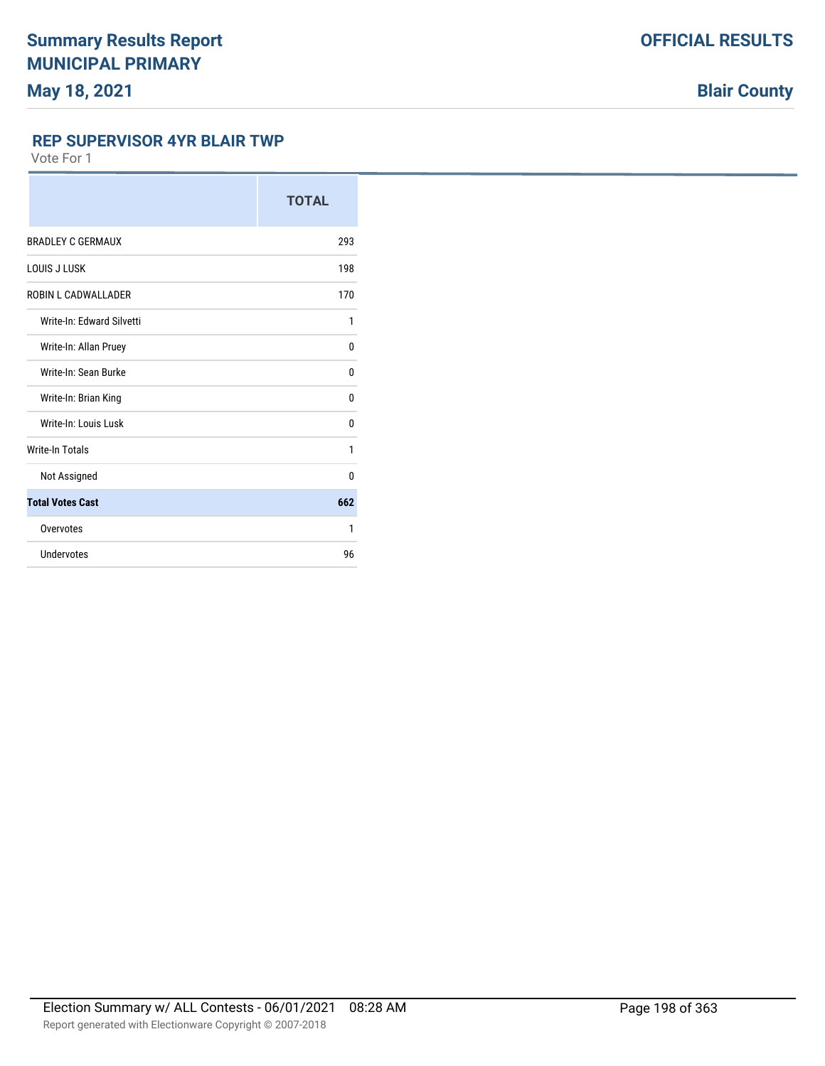# Summary Results Report
## MUNICIPAL PRIMARY
### May 18, 2021

**OFFICIAL RESULTS**

**Blair County**

### REP SUPERVISOR 4YR BLAIR TWP

Vote For 1

| | TOTAL |
|---|---|
| BRADLEY C GERMAUX | 293 |
| LOUIS J LUSK | 198 |
| ROBIN L CADWALLADER | 170 |
| Write-In: Edward Silvetti | 1 |
| Write-In: Allan Pruey | 0 |
| Write-In: Sean Burke | 0 |
| Write-In: Brian King | 0 |
| Write-In: Louis Lusk | 0 |
| Write-In Totals | 1 |
| Not Assigned | 0 |
| **Total Votes Cast** | **662** |
| Overvotes | 1 |
| Undervotes | 96 |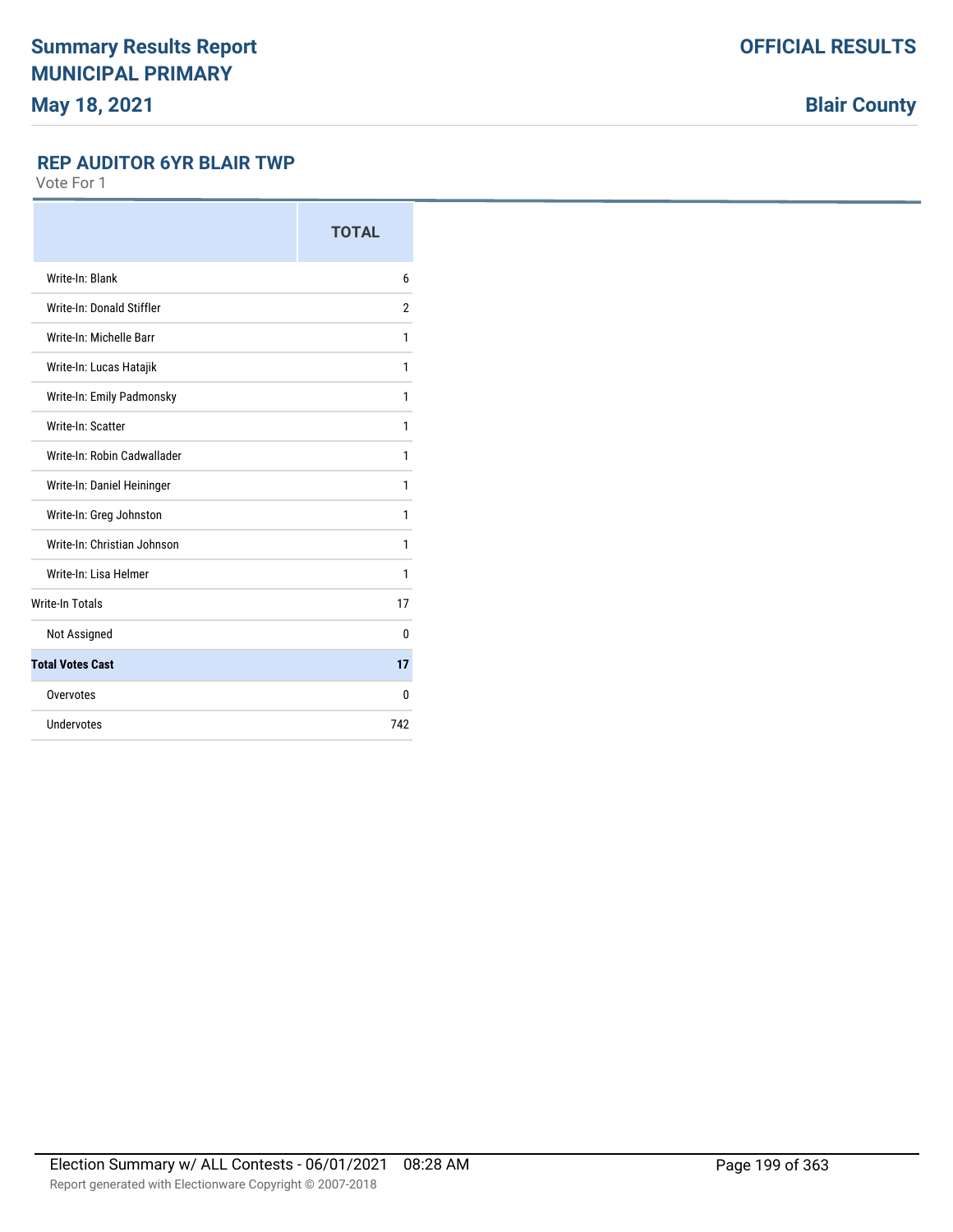# Summary Results Report MUNICIPAL PRIMARY

**May 18, 2021**

**OFFICIAL RESULTS**

**Blair County**

## REP AUDITOR 6YR BLAIR TWP

Vote For 1

| | TOTAL |
|---|---|
| Write-In: Blank | 6 |
| Write-In: Donald Stiffler | 2 |
| Write-In: Michelle Barr | 1 |
| Write-In: Lucas Hatajik | 1 |
| Write-In: Emily Padmonsky | 1 |
| Write-In: Scatter | 1 |
| Write-In: Robin Cadwallader | 1 |
| Write-In: Daniel Heininger | 1 |
| Write-In: Greg Johnston | 1 |
| Write-In: Christian Johnson | 1 |
| Write-In: Lisa Helmer | 1 |
| Write-In Totals | 17 |
| Not Assigned | 0 |
| **Total Votes Cast** | **17** |
| Overvotes | 0 |
| Undervotes | 742 |

Election Summary w/ ALL Contests - 06/01/2021 08:28 AM

Report generated with Electionware Copyright © 2007-2018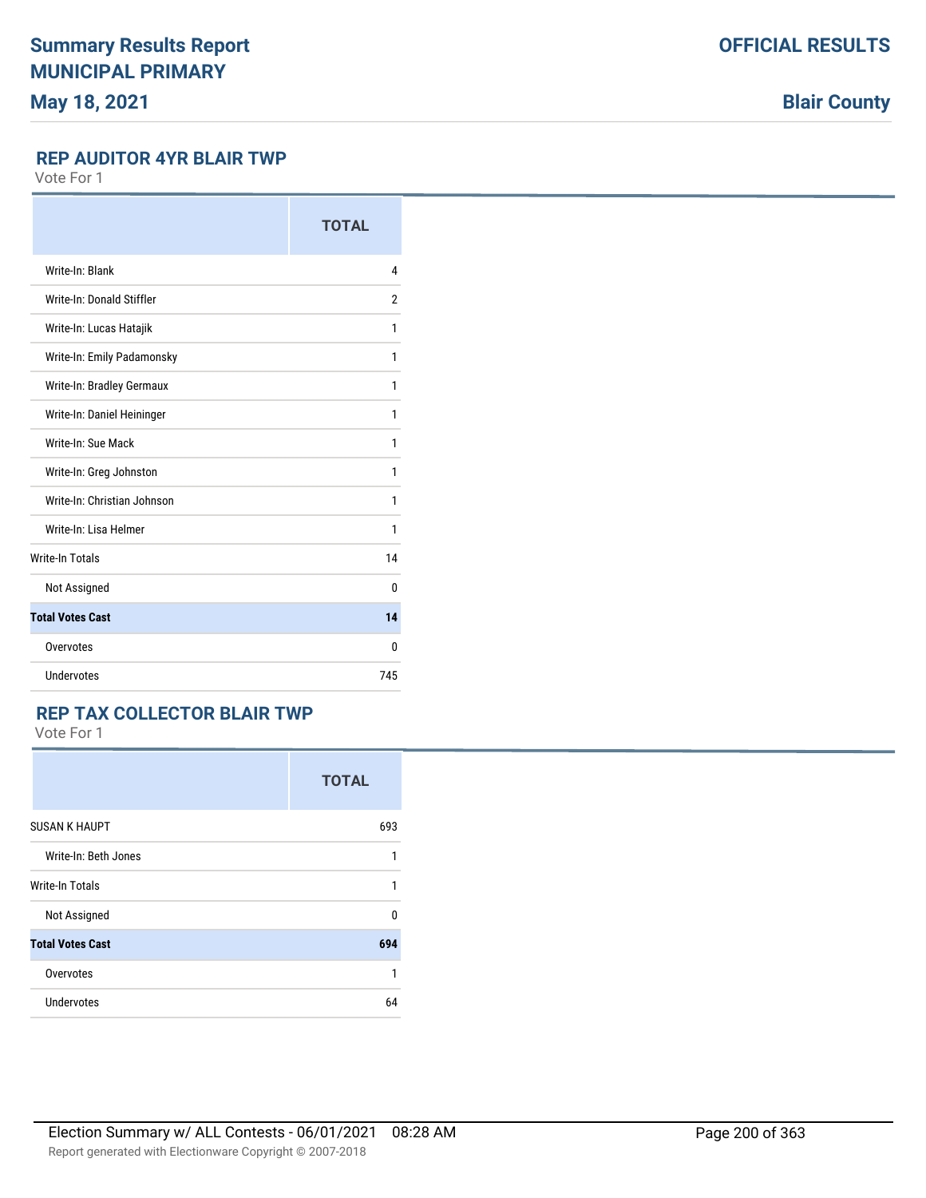# Summary Results Report
# MUNICIPAL PRIMARY
# May 18, 2021

**OFFICIAL RESULTS**

**Blair County**

## REP AUDITOR 4YR BLAIR TWP

Vote For 1

| | TOTAL |
|---|---|
| Write-In: Blank | 4 |
| Write-In: Donald Stiffler | 2 |
| Write-In: Lucas Hatajik | 1 |
| Write-In: Emily Padamonsky | 1 |
| Write-In: Bradley Germaux | 1 |
| Write-In: Daniel Heininger | 1 |
| Write-In: Sue Mack | 1 |
| Write-In: Greg Johnston | 1 |
| Write-In: Christian Johnson | 1 |
| Write-In: Lisa Helmer | 1 |
| Write-In Totals | 14 |
| Not Assigned | 0 |
| **Total Votes Cast** | **14** |
| Overvotes | 0 |
| Undervotes | 745 |

## REP TAX COLLECTOR BLAIR TWP

Vote For 1

| | TOTAL |
|---|---|
| SUSAN K HAUPT | 693 |
| Write-In: Beth Jones | 1 |
| Write-In Totals | 1 |
| Not Assigned | 0 |
| **Total Votes Cast** | **694** |
| Overvotes | 1 |
| Undervotes | 64 |

Election Summary w/ ALL Contests - 06/01/2021 08:28 AM

Report generated with Electionware Copyright © 2007-2018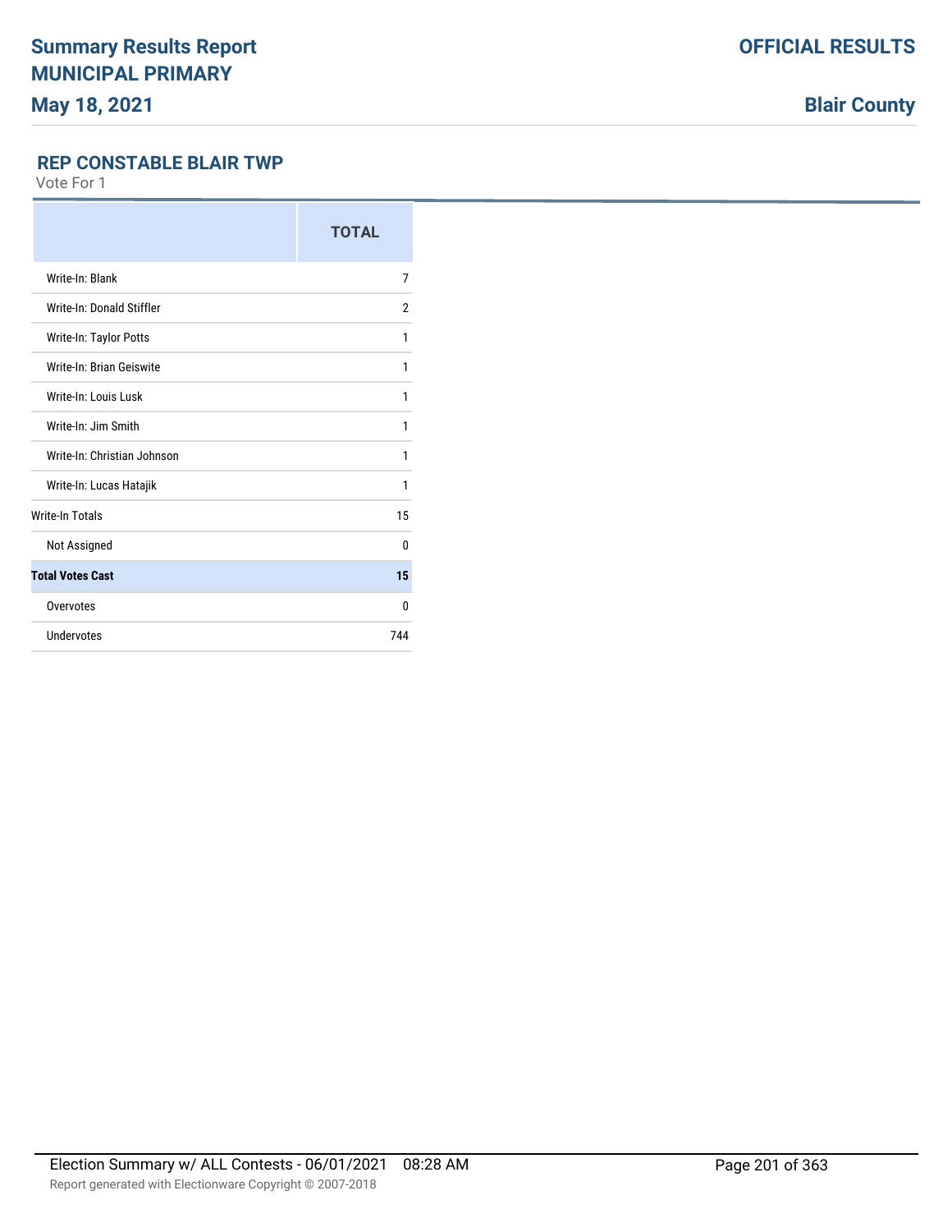## REP CONSTABLE BLAIR TWP

Vote For 1

| | TOTAL |
|---|---|
| Write-In: Blank | 7 |
| Write-In: Donald Stiffler | 2 |
| Write-In: Taylor Potts | 1 |
| Write-In: Brian Geiswite | 1 |
| Write-In: Louis Lusk | 1 |
| Write-In: Jim Smith | 1 |
| Write-In: Christian Johnson | 1 |
| Write-In: Lucas Hatajik | 1 |
| Write-In Totals | 15 |
| Not Assigned | 0 |
| **Total Votes Cast** | **15** |
| Overvotes | 0 |
| Undervotes | 744 |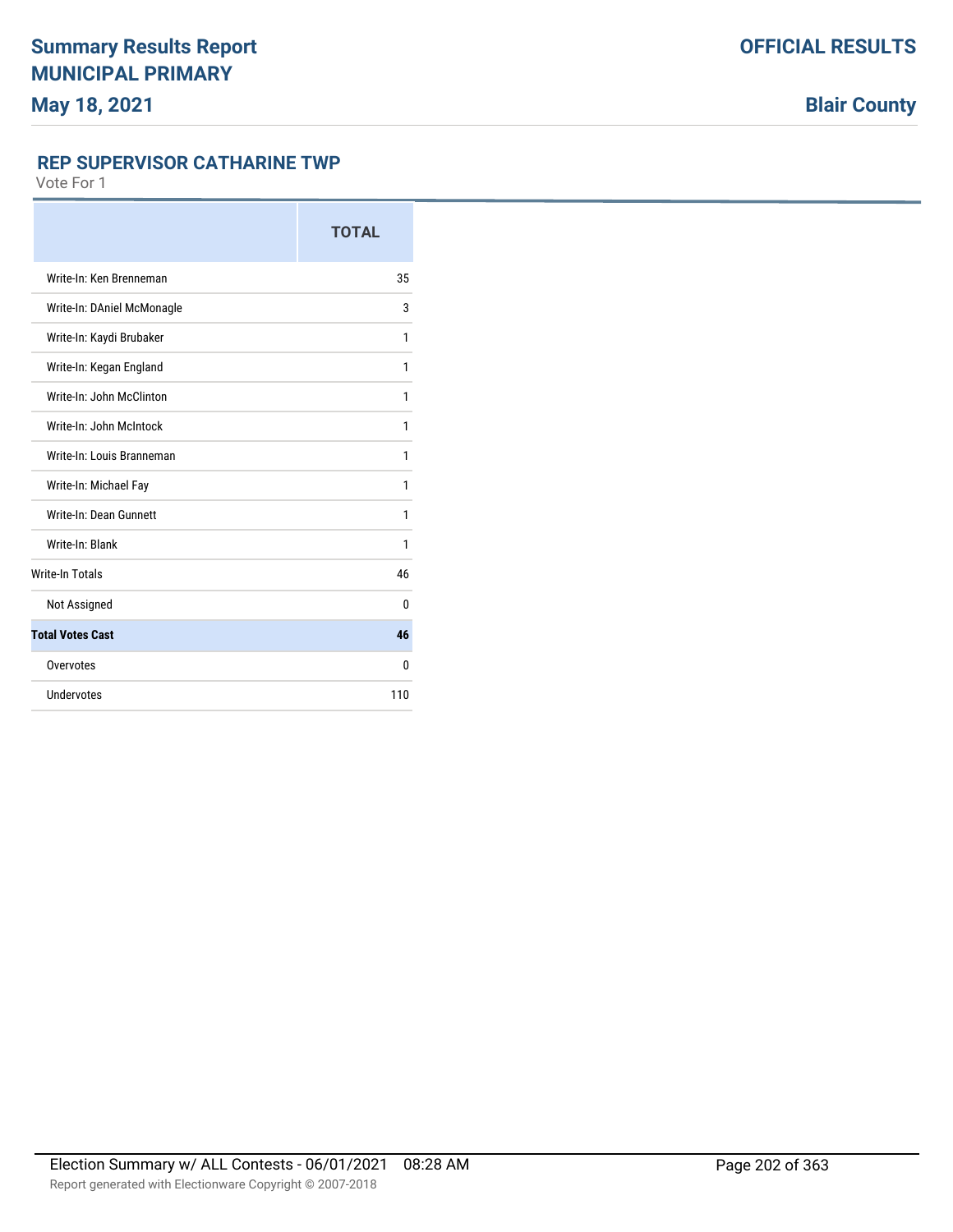## REP SUPERVISOR CATHARINE TWP

Vote For 1

| | TOTAL |
|---|---|
| Write-In: Ken Brenneman | 35 |
| Write-In: DAniel McMonagle | 3 |
| Write-In: Kaydi Brubaker | 1 |
| Write-In: Kegan England | 1 |
| Write-In: John McClinton | 1 |
| Write-In: John McIntock | 1 |
| Write-In: Louis Branneman | 1 |
| Write-In: Michael Fay | 1 |
| Write-In: Dean Gunnett | 1 |
| Write-In: Blank | 1 |
| Write-In Totals | 46 |
| Not Assigned | 0 |
| **Total Votes Cast** | **46** |
| Overvotes | 0 |
| Undervotes | 110 |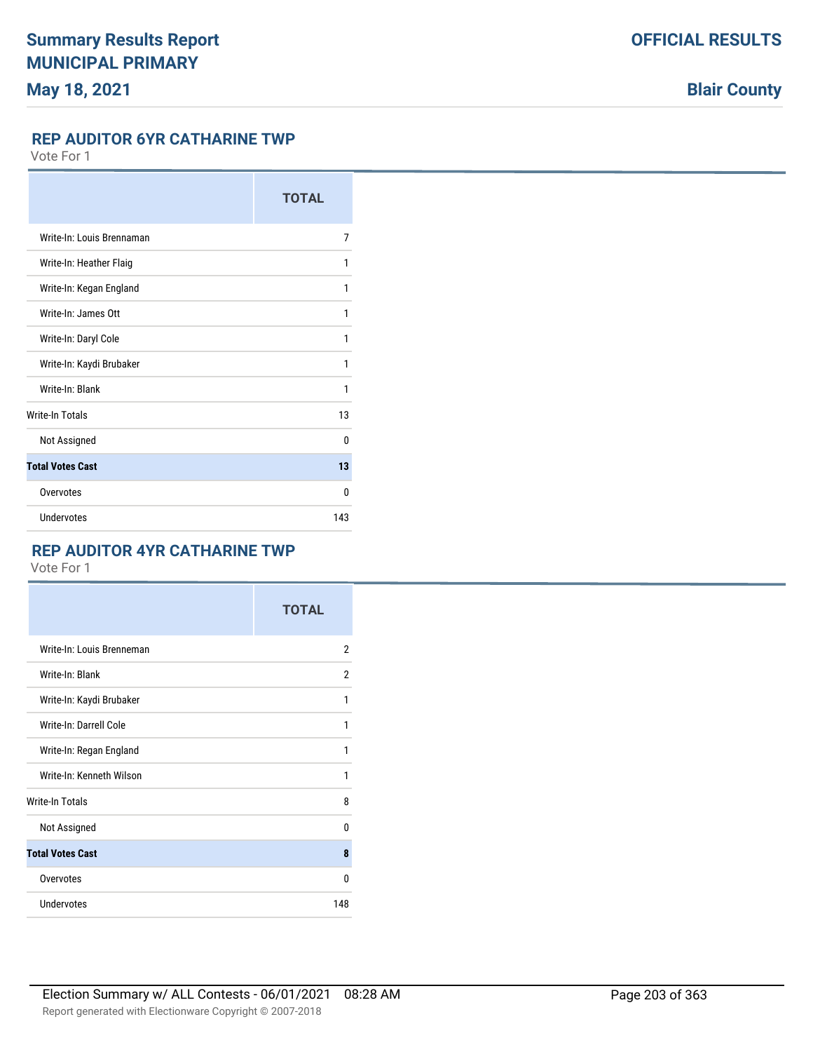# Summary Results Report
# MUNICIPAL PRIMARY
# May 18, 2021

**OFFICIAL RESULTS**

**Blair County**

## REP AUDITOR 6YR CATHARINE TWP

Vote For 1

| | TOTAL |
|---|---|
| Write-In: Louis Brennaman | 7 |
| Write-In: Heather Flaig | 1 |
| Write-In: Kegan England | 1 |
| Write-In: James Ott | 1 |
| Write-In: Daryl Cole | 1 |
| Write-In: Kaydi Brubaker | 1 |
| Write-In: Blank | 1 |
| Write-In Totals | 13 |
| Not Assigned | 0 |
| **Total Votes Cast** | **13** |
| Overvotes | 0 |
| Undervotes | 143 |

## REP AUDITOR 4YR CATHARINE TWP

Vote For 1

| | TOTAL |
|---|---|
| Write-In: Louis Brenneman | 2 |
| Write-In: Blank | 2 |
| Write-In: Kaydi Brubaker | 1 |
| Write-In: Darrell Cole | 1 |
| Write-In: Regan England | 1 |
| Write-In: Kenneth Wilson | 1 |
| Write-In Totals | 8 |
| Not Assigned | 0 |
| **Total Votes Cast** | **8** |
| Overvotes | 0 |
| Undervotes | 148 |

Election Summary w/ ALL Contests - 06/01/2021 08:28 AM

Report generated with Electionware Copyright © 2007-2018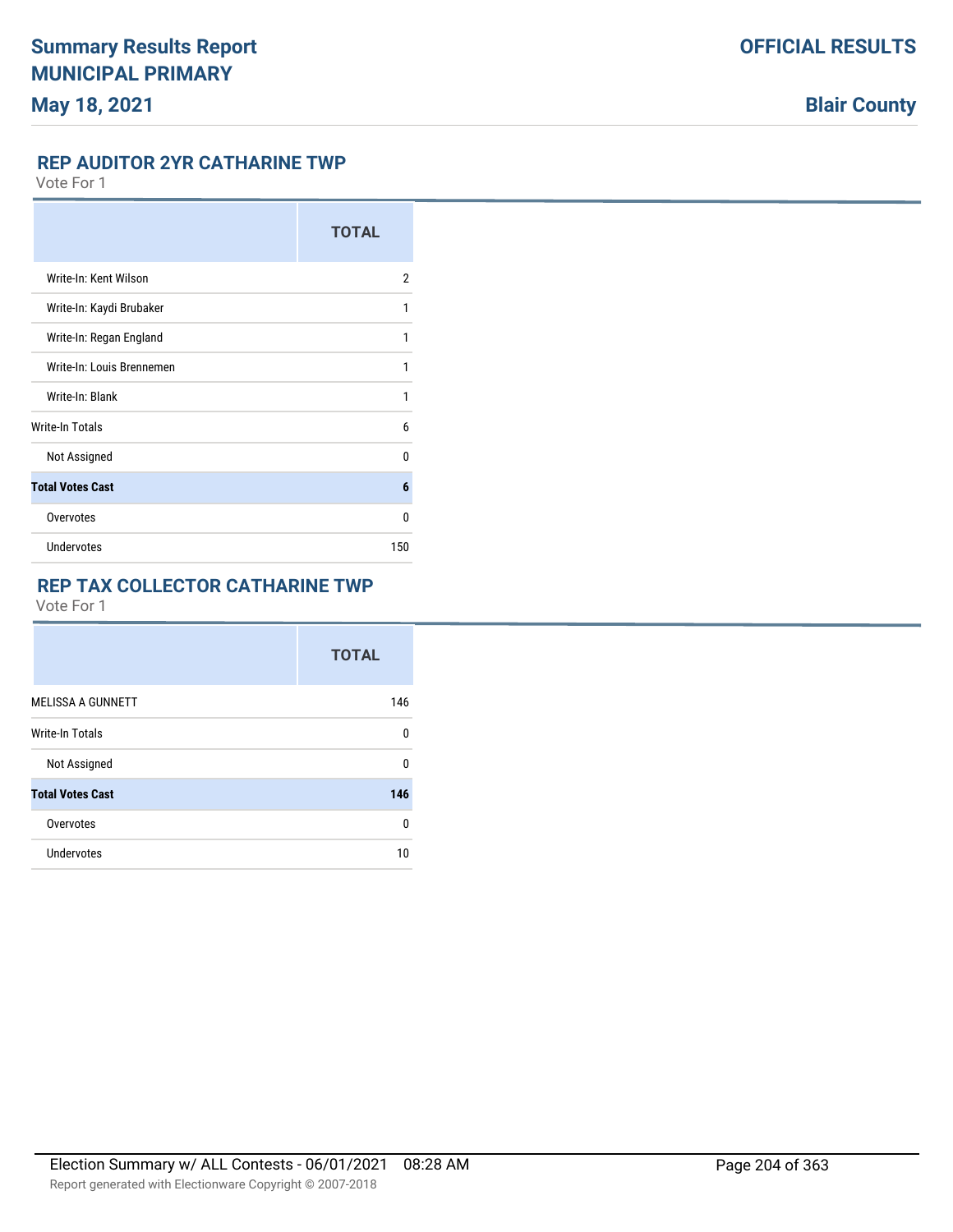## REP AUDITOR 2YR CATHARINE TWP

Vote For 1

| | TOTAL |
|---|---|
| Write-In: Kent Wilson | 2 |
| Write-In: Kaydi Brubaker | 1 |
| Write-In: Regan England | 1 |
| Write-In: Louis Brennemen | 1 |
| Write-In: Blank | 1 |
| Write-In Totals | 6 |
| Not Assigned | 0 |
| **Total Votes Cast** | **6** |
| Overvotes | 0 |
| Undervotes | 150 |

## REP TAX COLLECTOR CATHARINE TWP

Vote For 1

| | TOTAL |
|---|---|
| MELISSA A GUNNETT | 146 |
| Write-In Totals | 0 |
| Not Assigned | 0 |
| **Total Votes Cast** | **146** |
| Overvotes | 0 |
| Undervotes | 10 |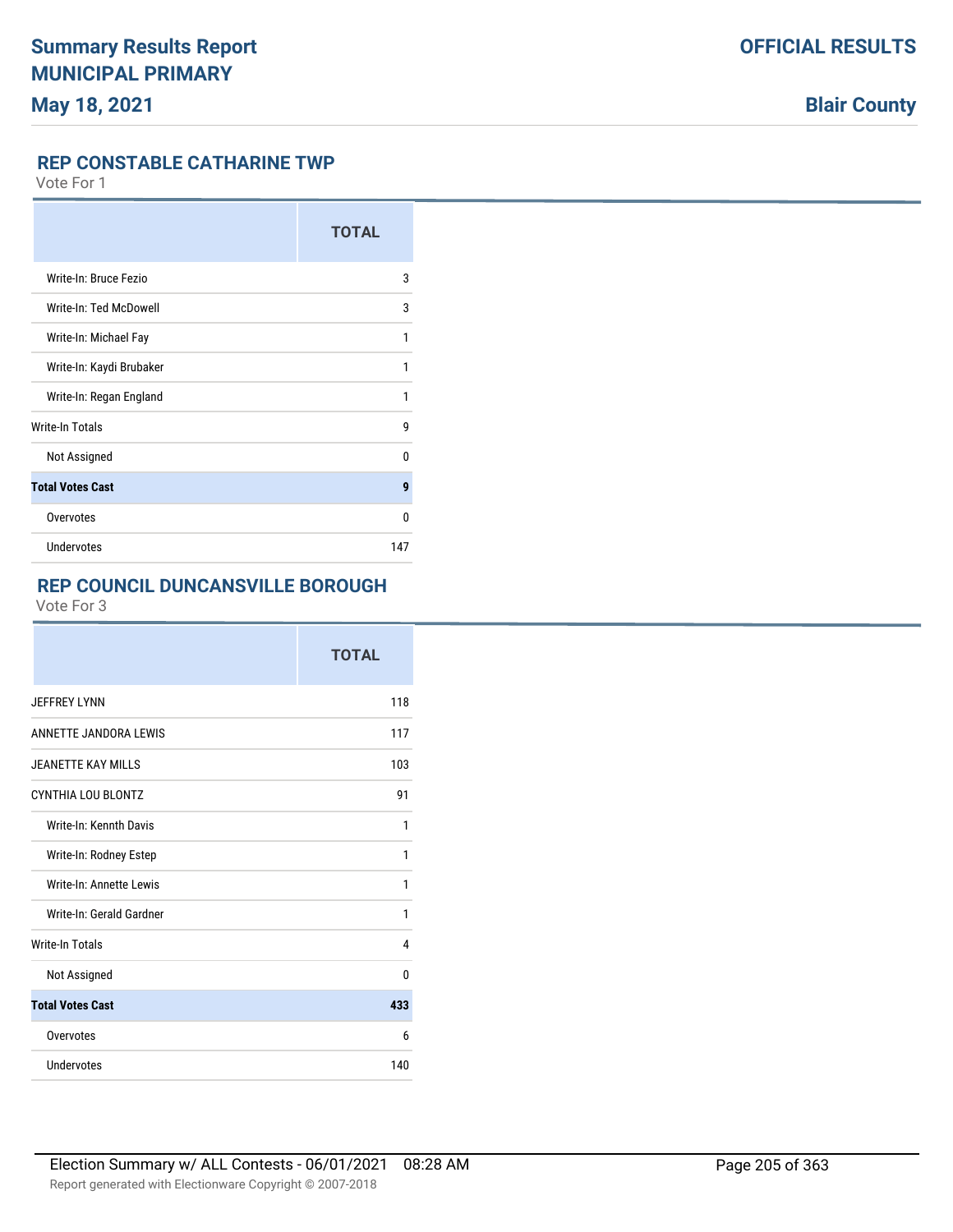## REP CONSTABLE CATHARINE TWP

Vote For 1

| | TOTAL |
|---|---|
| Write-In: Bruce Fezio | 3 |
| Write-In: Ted McDowell | 3 |
| Write-In: Michael Fay | 1 |
| Write-In: Kaydi Brubaker | 1 |
| Write-In: Regan England | 1 |
| Write-In Totals | 9 |
| Not Assigned | 0 |
| **Total Votes Cast** | **9** |
| Overvotes | 0 |
| Undervotes | 147 |

## REP COUNCIL DUNCANSVILLE BOROUGH

Vote For 3

| | TOTAL |
|---|---|
| JEFFREY LYNN | 118 |
| ANNETTE JANDORA LEWIS | 117 |
| JEANETTE KAY MILLS | 103 |
| CYNTHIA LOU BLONTZ | 91 |
| Write-In: Kennth Davis | 1 |
| Write-In: Rodney Estep | 1 |
| Write-In: Annette Lewis | 1 |
| Write-In: Gerald Gardner | 1 |
| Write-In Totals | 4 |
| Not Assigned | 0 |
| **Total Votes Cast** | **433** |
| Overvotes | 6 |
| Undervotes | 140 |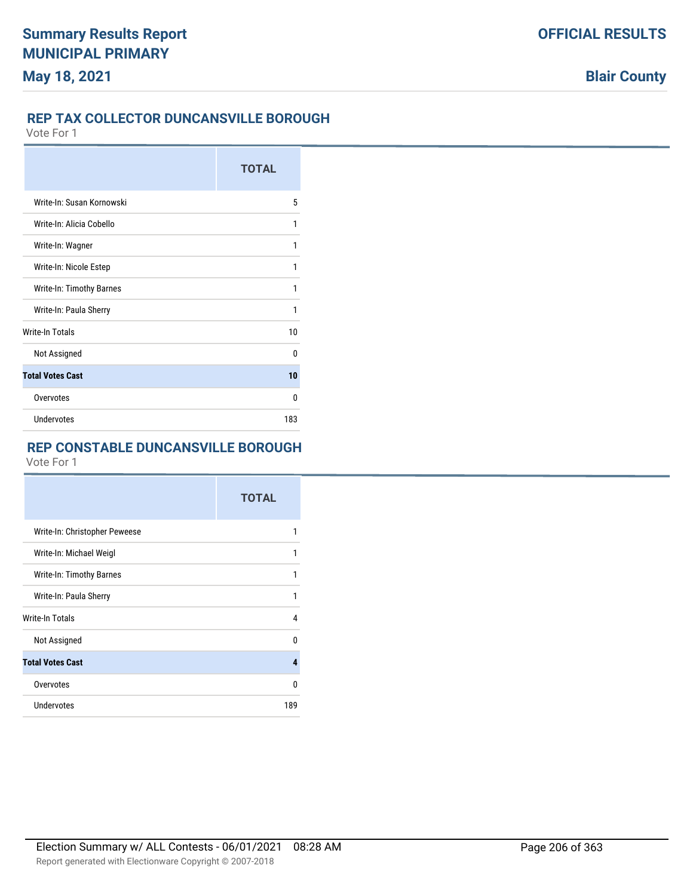## REP TAX COLLECTOR DUNCANSVILLE BOROUGH

Vote For 1

| | TOTAL |
|---|---|
| Write-In: Susan Kornowski | 5 |
| Write-In: Alicia Cobello | 1 |
| Write-In: Wagner | 1 |
| Write-In: Nicole Estep | 1 |
| Write-In: Timothy Barnes | 1 |
| Write-In: Paula Sherry | 1 |
| Write-In Totals | 10 |
| Not Assigned | 0 |
| **Total Votes Cast** | **10** |
| Overvotes | 0 |
| Undervotes | 183 |

## REP CONSTABLE DUNCANSVILLE BOROUGH

Vote For 1

| | TOTAL |
|---|---|
| Write-In: Christopher Peweese | 1 |
| Write-In: Michael Weigl | 1 |
| Write-In: Timothy Barnes | 1 |
| Write-In: Paula Sherry | 1 |
| Write-In Totals | 4 |
| Not Assigned | 0 |
| **Total Votes Cast** | **4** |
| Overvotes | 0 |
| Undervotes | 189 |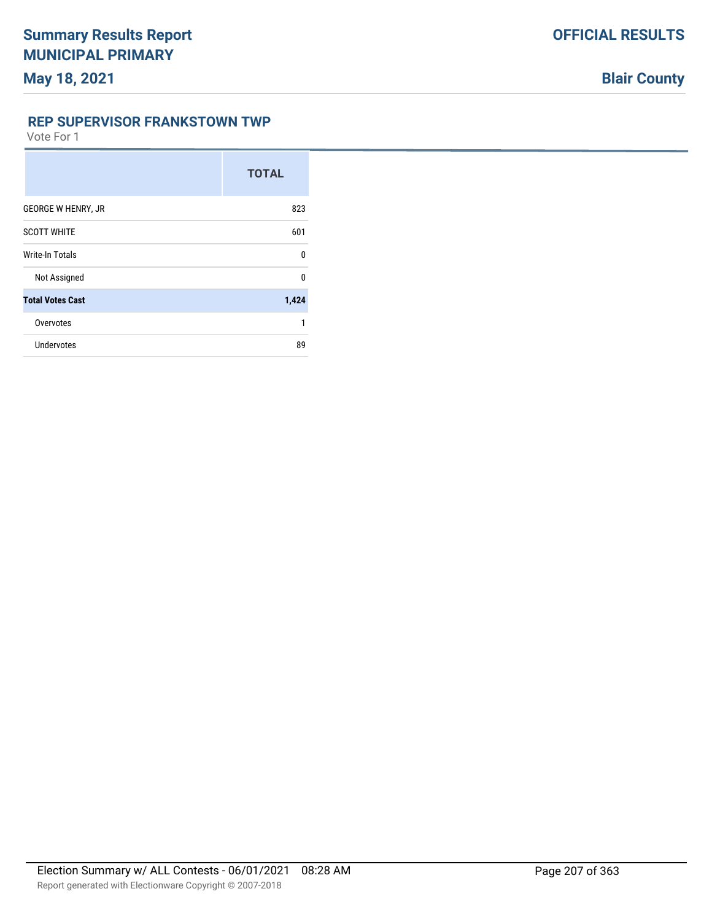## REP SUPERVISOR FRANKSTOWN TWP

Vote For 1

| | TOTAL |
|---|---|
| GEORGE W HENRY, JR | 823 |
| SCOTT WHITE | 601 |
| Write-In Totals | 0 |
| Not Assigned | 0 |
| **Total Votes Cast** | **1,424** |
| Overvotes | 1 |
| Undervotes | 89 |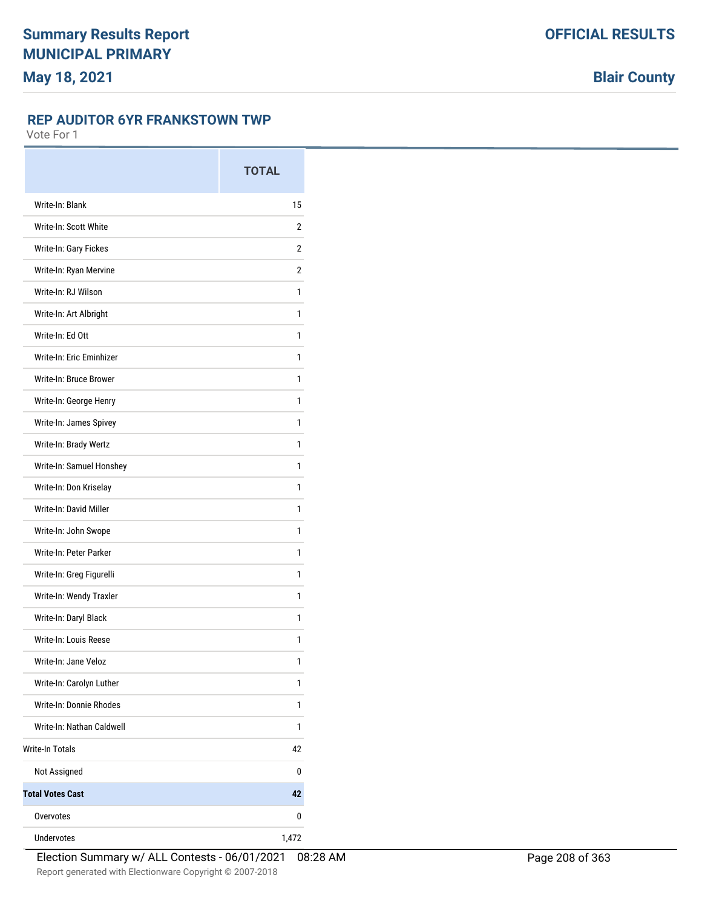# Summary Results Report

**MUNICIPAL PRIMARY**

**May 18, 2021**

**OFFICIAL RESULTS**

**Blair County**

## REP AUDITOR 6YR FRANKSTOWN TWP

Vote For 1

| | TOTAL |
|---|---|
| Write-In: Blank | 15 |
| Write-In: Scott White | 2 |
| Write-In: Gary Fickes | 2 |
| Write-In: Ryan Mervine | 2 |
| Write-In: RJ Wilson | 1 |
| Write-In: Art Albright | 1 |
| Write-In: Ed Ott | 1 |
| Write-In: Eric Eminhizer | 1 |
| Write-In: Bruce Brower | 1 |
| Write-In: George Henry | 1 |
| Write-In: James Spivey | 1 |
| Write-In: Brady Wertz | 1 |
| Write-In: Samuel Honshey | 1 |
| Write-In: Don Kriselay | 1 |
| Write-In: David Miller | 1 |
| Write-In: John Swope | 1 |
| Write-In: Peter Parker | 1 |
| Write-In: Greg Figurelli | 1 |
| Write-In: Wendy Traxler | 1 |
| Write-In: Daryl Black | 1 |
| Write-In: Louis Reese | 1 |
| Write-In: Jane Veloz | 1 |
| Write-In: Carolyn Luther | 1 |
| Write-In: Donnie Rhodes | 1 |
| Write-In: Nathan Caldwell | 1 |
| Write-In Totals | 42 |
| Not Assigned | 0 |
| **Total Votes Cast** | **42** |
| Overvotes | 0 |
| Undervotes | 1,472 |

Election Summary w/ ALL Contests - 06/01/2021 08:28 AM

Report generated with Electionware Copyright © 2007-2018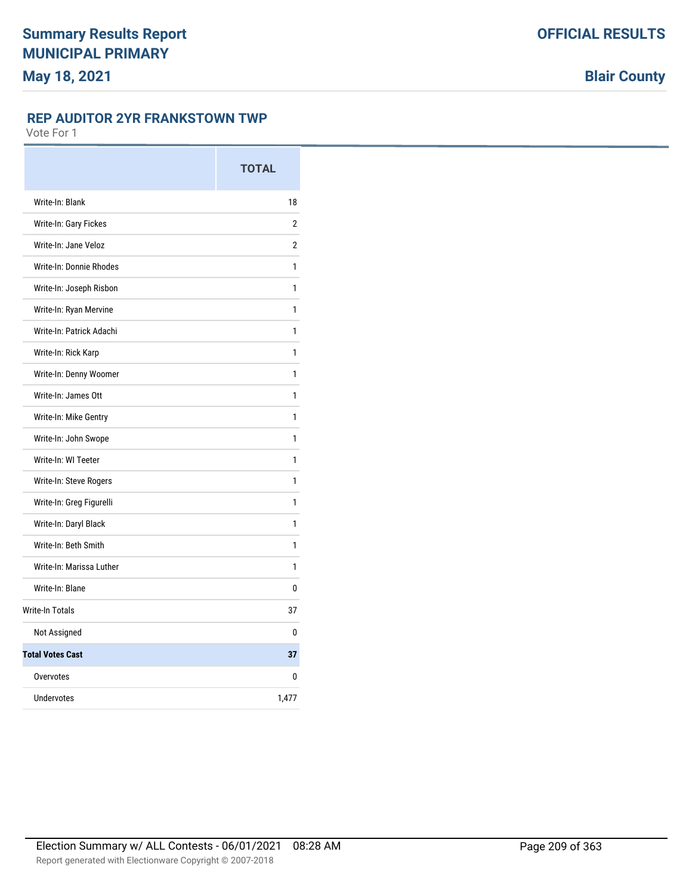Summary Results Report
MUNICIPAL PRIMARY
May 18, 2021

OFFICIAL RESULTS

Blair County

## REP AUDITOR 2YR FRANKSTOWN TWP

Vote For 1

| | TOTAL |
|---|---|
| Write-In: Blank | 18 |
| Write-In: Gary Fickes | 2 |
| Write-In: Jane Veloz | 2 |
| Write-In: Donnie Rhodes | 1 |
| Write-In: Joseph Risbon | 1 |
| Write-In: Ryan Mervine | 1 |
| Write-In: Patrick Adachi | 1 |
| Write-In: Rick Karp | 1 |
| Write-In: Denny Woomer | 1 |
| Write-In: James Ott | 1 |
| Write-In: Mike Gentry | 1 |
| Write-In: John Swope | 1 |
| Write-In: Wl Teeter | 1 |
| Write-In: Steve Rogers | 1 |
| Write-In: Greg Figurelli | 1 |
| Write-In: Daryl Black | 1 |
| Write-In: Beth Smith | 1 |
| Write-In: Marissa Luther | 1 |
| Write-In: Blane | 0 |
| Write-In Totals | 37 |
| Not Assigned | 0 |
| **Total Votes Cast** | **37** |
| Overvotes | 0 |
| Undervotes | 1,477 |

Election Summary w/ ALL Contests - 06/01/2021 08:28 AM

Report generated with Electionware Copyright © 2007-2018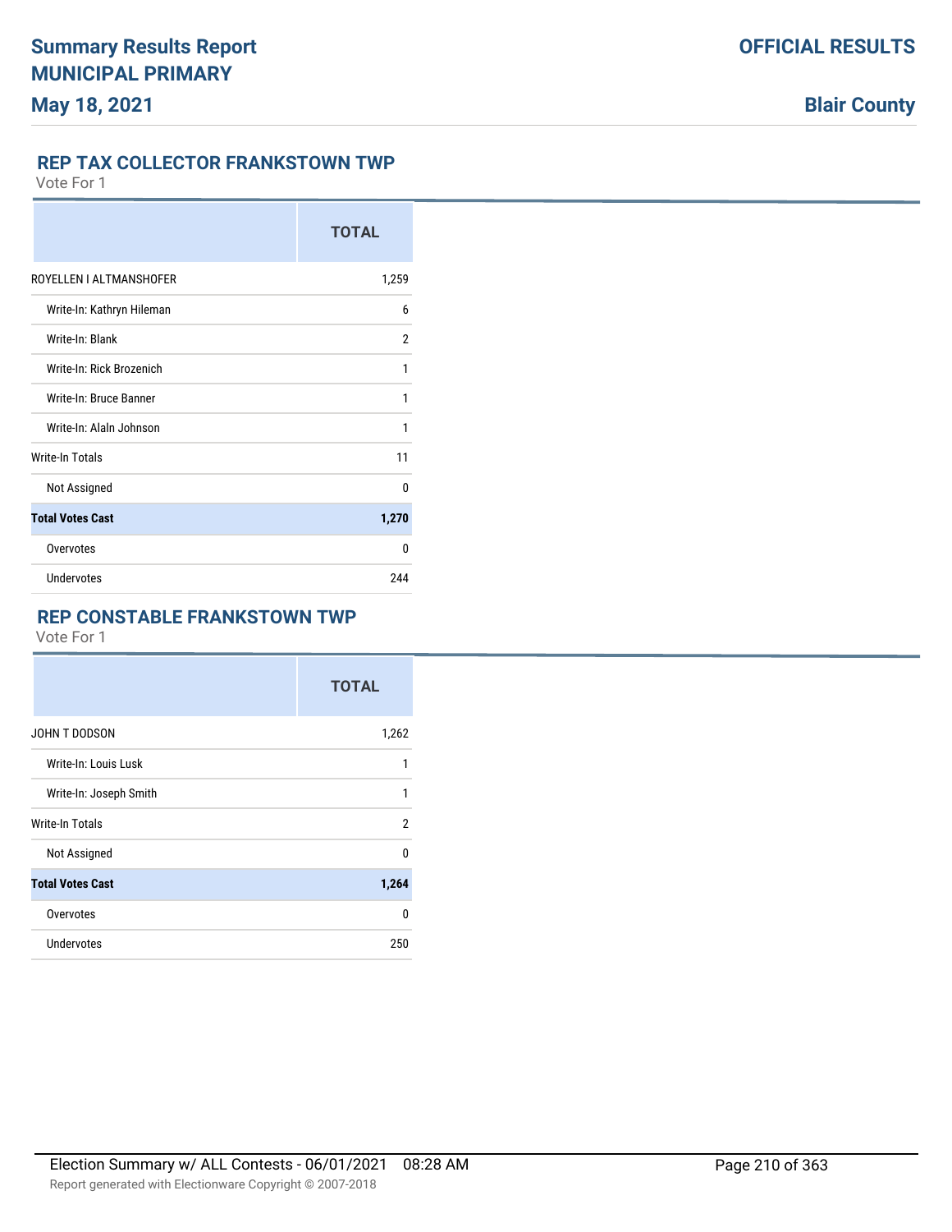## REP TAX COLLECTOR FRANKSTOWN TWP

Vote For 1

| | TOTAL |
|---|---|
| ROYELLEN I ALTMANSHOFER | 1,259 |
| Write-In: Kathryn Hileman | 6 |
| Write-In: Blank | 2 |
| Write-In: Rick Brozenich | 1 |
| Write-In: Bruce Banner | 1 |
| Write-In: Alaln Johnson | 1 |
| Write-In Totals | 11 |
| Not Assigned | 0 |
| **Total Votes Cast** | **1,270** |
| Overvotes | 0 |
| Undervotes | 244 |

## REP CONSTABLE FRANKSTOWN TWP

Vote For 1

| | TOTAL |
|---|---|
| JOHN T DODSON | 1,262 |
| Write-In: Louis Lusk | 1 |
| Write-In: Joseph Smith | 1 |
| Write-In Totals | 2 |
| Not Assigned | 0 |
| **Total Votes Cast** | **1,264** |
| Overvotes | 0 |
| Undervotes | 250 |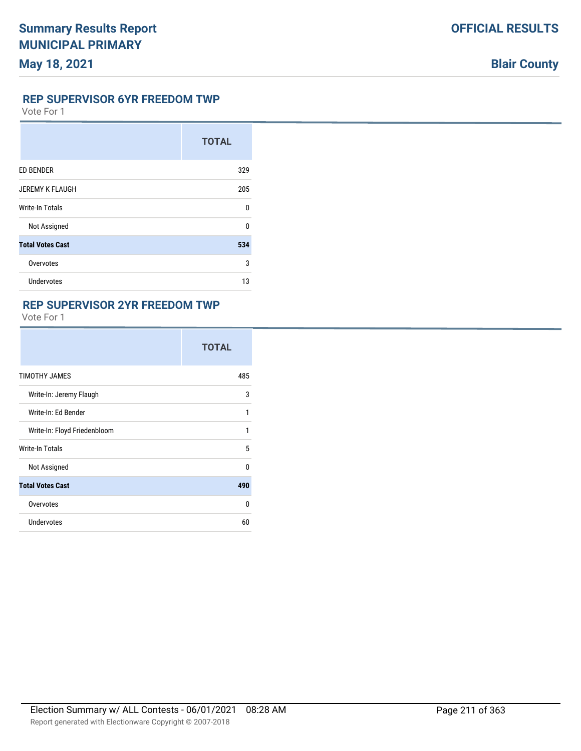# Summary Results Report
# MUNICIPAL PRIMARY
# May 18, 2021

**OFFICIAL RESULTS**

**Blair County**

## REP SUPERVISOR 6YR FREEDOM TWP

Vote For 1

| | TOTAL |
|---|---|
| ED BENDER | 329 |
| JEREMY K FLAUGH | 205 |
| Write-In Totals | 0 |
| Not Assigned | 0 |
| **Total Votes Cast** | **534** |
| Overvotes | 3 |
| Undervotes | 13 |

## REP SUPERVISOR 2YR FREEDOM TWP

Vote For 1

| | TOTAL |
|---|---|
| TIMOTHY JAMES | 485 |
| Write-In: Jeremy Flaugh | 3 |
| Write-In: Ed Bender | 1 |
| Write-In: Floyd Friedenbloom | 1 |
| Write-In Totals | 5 |
| Not Assigned | 0 |
| **Total Votes Cast** | **490** |
| Overvotes | 0 |
| Undervotes | 60 |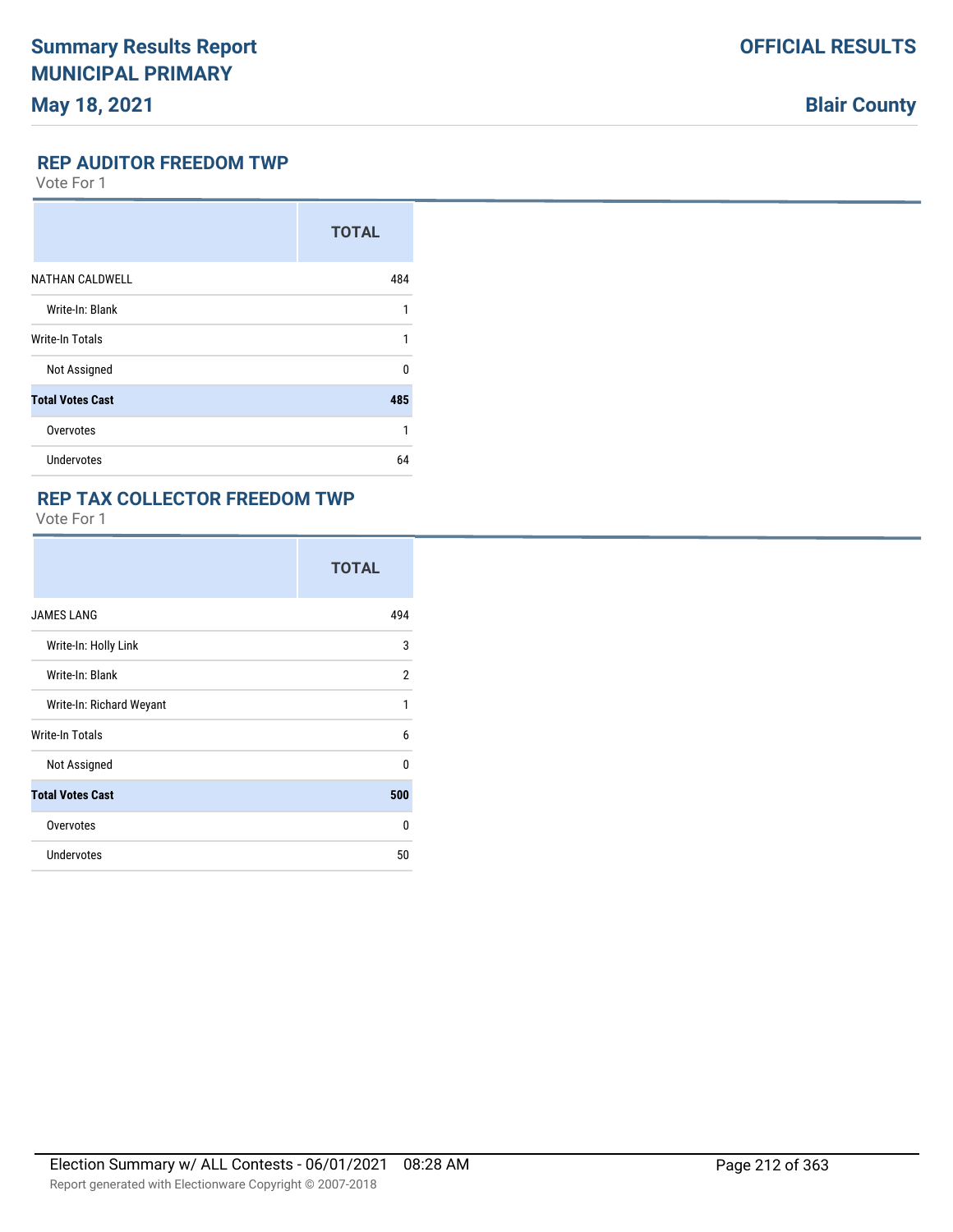# Summary Results Report
# MUNICIPAL PRIMARY
## May 18, 2021

**OFFICIAL RESULTS**

**Blair County**

### REP AUDITOR FREEDOM TWP

Vote For 1

| | TOTAL |
|---|---|
| NATHAN CALDWELL | 484 |
| Write-In: Blank | 1 |
| Write-In Totals | 1 |
| Not Assigned | 0 |
| **Total Votes Cast** | **485** |
| Overvotes | 1 |
| Undervotes | 64 |

### REP TAX COLLECTOR FREEDOM TWP

Vote For 1

| | TOTAL |
|---|---|
| JAMES LANG | 494 |
| Write-In: Holly Link | 3 |
| Write-In: Blank | 2 |
| Write-In: Richard Weyant | 1 |
| Write-In Totals | 6 |
| Not Assigned | 0 |
| **Total Votes Cast** | **500** |
| Overvotes | 0 |
| Undervotes | 50 |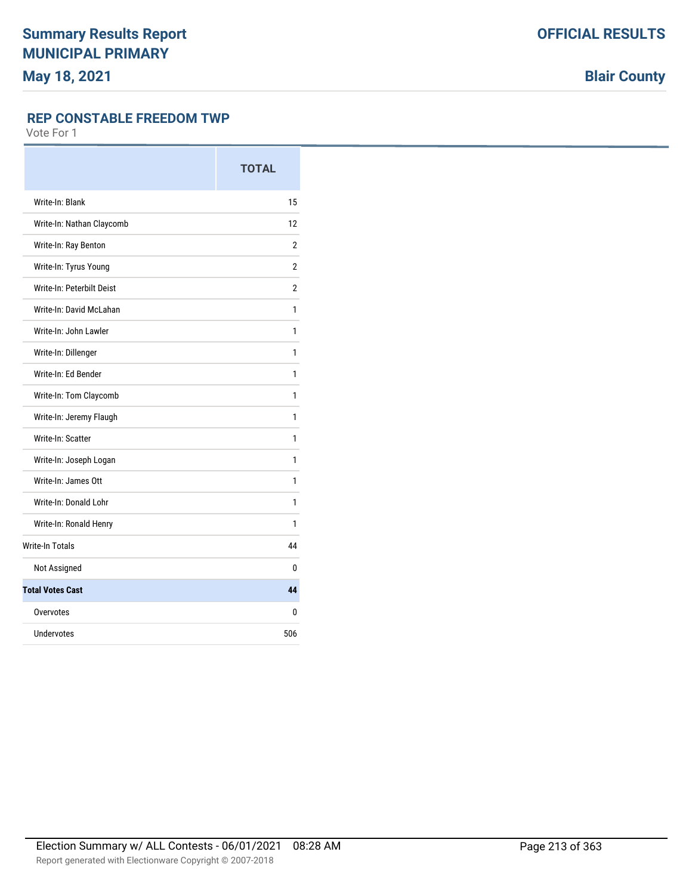## REP CONSTABLE FREEDOM TWP

Vote For 1

| | TOTAL |
|---|---|
| Write-In: Blank | 15 |
| Write-In: Nathan Claycomb | 12 |
| Write-In: Ray Benton | 2 |
| Write-In: Tyrus Young | 2 |
| Write-In: Peterbilt Deist | 2 |
| Write-In: David McLahan | 1 |
| Write-In: John Lawler | 1 |
| Write-In: Dillenger | 1 |
| Write-In: Ed Bender | 1 |
| Write-In: Tom Claycomb | 1 |
| Write-In: Jeremy Flaugh | 1 |
| Write-In: Scatter | 1 |
| Write-In: Joseph Logan | 1 |
| Write-In: James Ott | 1 |
| Write-In: Donald Lohr | 1 |
| Write-In: Ronald Henry | 1 |
| Write-In Totals | 44 |
| Not Assigned | 0 |
| **Total Votes Cast** | **44** |
| Overvotes | 0 |
| Undervotes | 506 |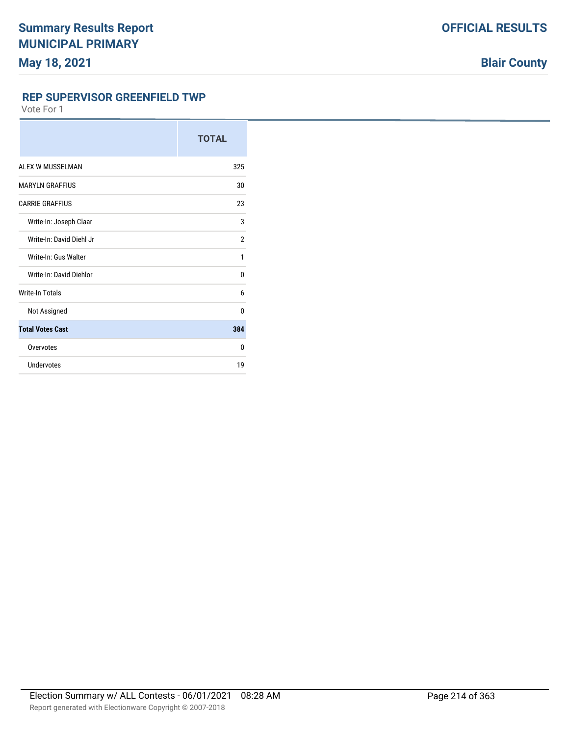## REP SUPERVISOR GREENFIELD TWP

Vote For 1

| | TOTAL |
|---|---|
| ALEX W MUSSELMAN | 325 |
| MARYLN GRAFFIUS | 30 |
| CARRIE GRAFFIUS | 23 |
| Write-In: Joseph Claar | 3 |
| Write-In: David Diehl Jr | 2 |
| Write-In: Gus Walter | 1 |
| Write-In: David Diehlor | 0 |
| Write-In Totals | 6 |
| Not Assigned | 0 |
| **Total Votes Cast** | **384** |
| Overvotes | 0 |
| Undervotes | 19 |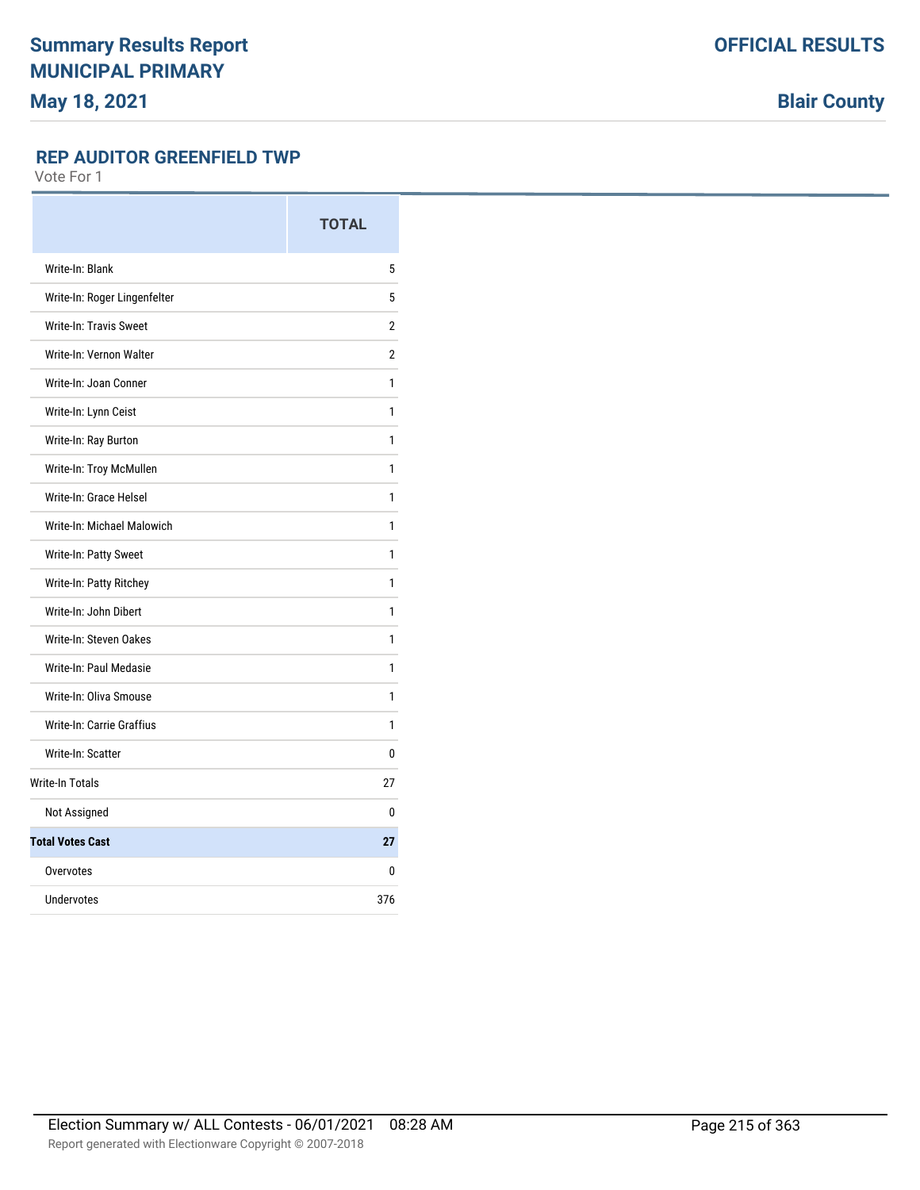## REP AUDITOR GREENFIELD TWP

Vote For 1

| | TOTAL |
|---|---|
| Write-In: Blank | 5 |
| Write-In: Roger Lingenfelter | 5 |
| Write-In: Travis Sweet | 2 |
| Write-In: Vernon Walter | 2 |
| Write-In: Joan Conner | 1 |
| Write-In: Lynn Ceist | 1 |
| Write-In: Ray Burton | 1 |
| Write-In: Troy McMullen | 1 |
| Write-In: Grace Helsel | 1 |
| Write-In: Michael Malowich | 1 |
| Write-In: Patty Sweet | 1 |
| Write-In: Patty Ritchey | 1 |
| Write-In: John Dibert | 1 |
| Write-In: Steven Oakes | 1 |
| Write-In: Paul Medasie | 1 |
| Write-In: Oliva Smouse | 1 |
| Write-In: Carrie Graffius | 1 |
| Write-In: Scatter | 0 |
| Write-In Totals | 27 |
| Not Assigned | 0 |
| **Total Votes Cast** | **27** |
| Overvotes | 0 |
| Undervotes | 376 |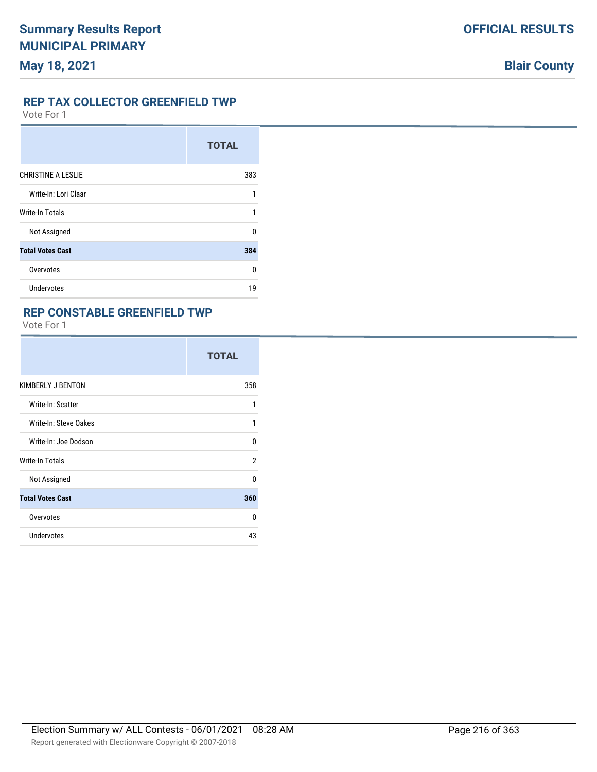## REP TAX COLLECTOR GREENFIELD TWP

Vote For 1

| | TOTAL |
|---|---|
| CHRISTINE A LESLIE | 383 |
| Write-In: Lori Claar | 1 |
| Write-In Totals | 1 |
| Not Assigned | 0 |
| **Total Votes Cast** | **384** |
| Overvotes | 0 |
| Undervotes | 19 |

## REP CONSTABLE GREENFIELD TWP

Vote For 1

| | TOTAL |
|---|---|
| KIMBERLY J BENTON | 358 |
| Write-In: Scatter | 1 |
| Write-In: Steve Oakes | 1 |
| Write-In: Joe Dodson | 0 |
| Write-In Totals | 2 |
| Not Assigned | 0 |
| **Total Votes Cast** | **360** |
| Overvotes | 0 |
| Undervotes | 43 |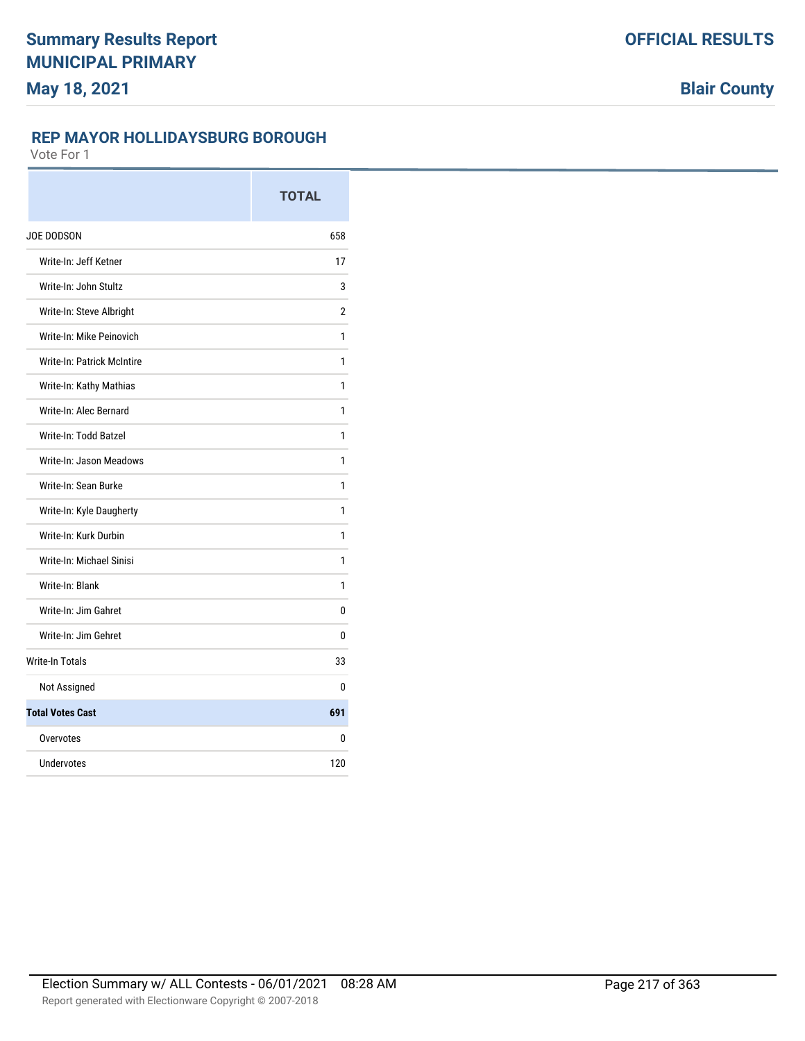## REP MAYOR HOLLIDAYSBURG BOROUGH

Vote For 1

| | TOTAL |
|---|---|
| JOE DODSON | 658 |
| Write-In: Jeff Ketner | 17 |
| Write-In: John Stultz | 3 |
| Write-In: Steve Albright | 2 |
| Write-In: Mike Peinovich | 1 |
| Write-In: Patrick McIntire | 1 |
| Write-In: Kathy Mathias | 1 |
| Write-In: Alec Bernard | 1 |
| Write-In: Todd Batzel | 1 |
| Write-In: Jason Meadows | 1 |
| Write-In: Sean Burke | 1 |
| Write-In: Kyle Daugherty | 1 |
| Write-In: Kurk Durbin | 1 |
| Write-In: Michael Sinisi | 1 |
| Write-In: Blank | 1 |
| Write-In: Jim Gahret | 0 |
| Write-In: Jim Gehret | 0 |
| Write-In Totals | 33 |
| Not Assigned | 0 |
| **Total Votes Cast** | **691** |
| Overvotes | 0 |
| Undervotes | 120 |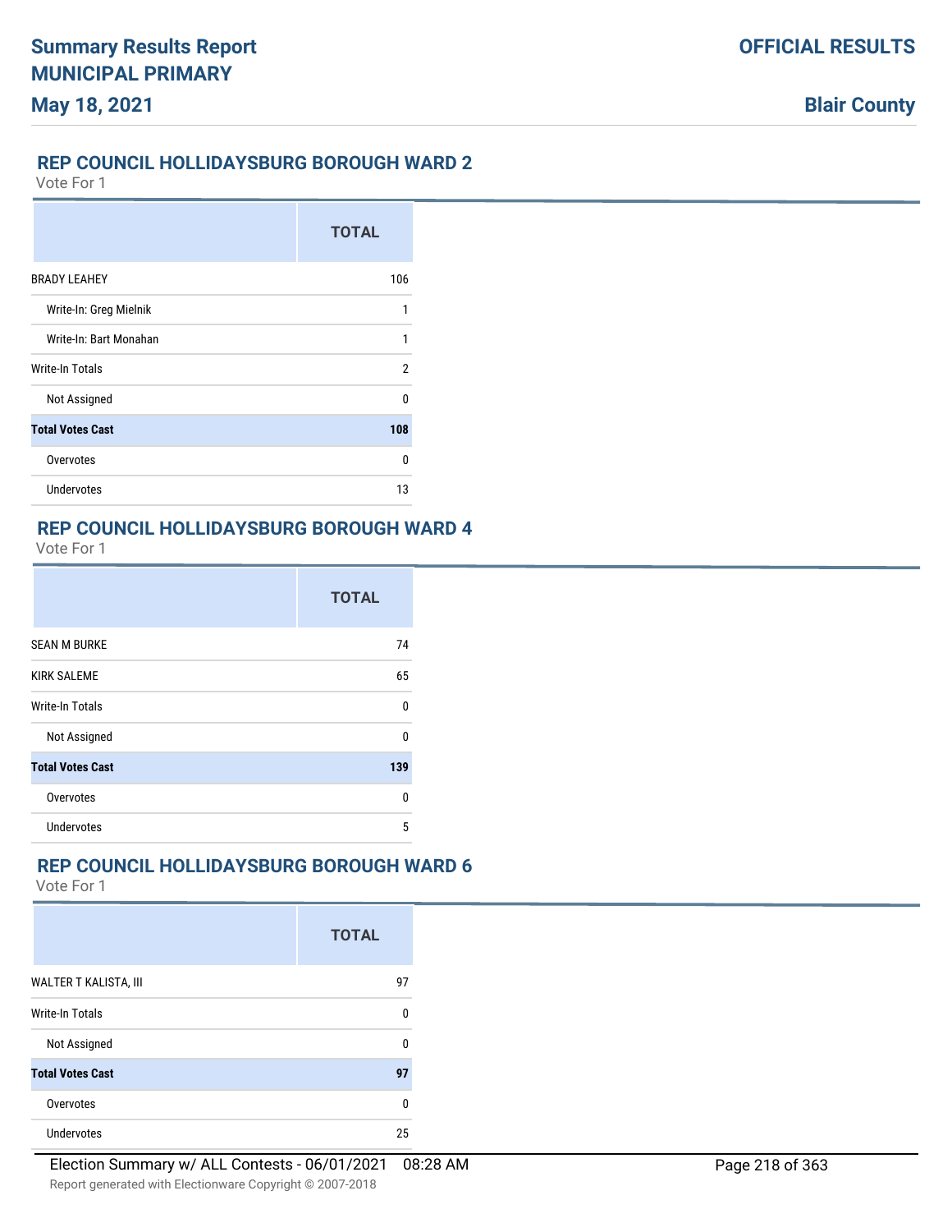## REP COUNCIL HOLLIDAYSBURG BOROUGH WARD 2

Vote For 1

| | TOTAL |
|---|---|
| BRADY LEAHEY | 106 |
| Write-In: Greg Mielnik | 1 |
| Write-In: Bart Monahan | 1 |
| Write-In Totals | 2 |
| Not Assigned | 0 |
| **Total Votes Cast** | **108** |
| Overvotes | 0 |
| Undervotes | 13 |

## REP COUNCIL HOLLIDAYSBURG BOROUGH WARD 4

Vote For 1

| | TOTAL |
|---|---|
| SEAN M BURKE | 74 |
| KIRK SALEME | 65 |
| Write-In Totals | 0 |
| Not Assigned | 0 |
| **Total Votes Cast** | **139** |
| Overvotes | 0 |
| Undervotes | 5 |

## REP COUNCIL HOLLIDAYSBURG BOROUGH WARD 6

Vote For 1

| | TOTAL |
|---|---|
| WALTER T KALISTA, III | 97 |
| Write-In Totals | 0 |
| Not Assigned | 0 |
| **Total Votes Cast** | **97** |
| Overvotes | 0 |
| Undervotes | 25 |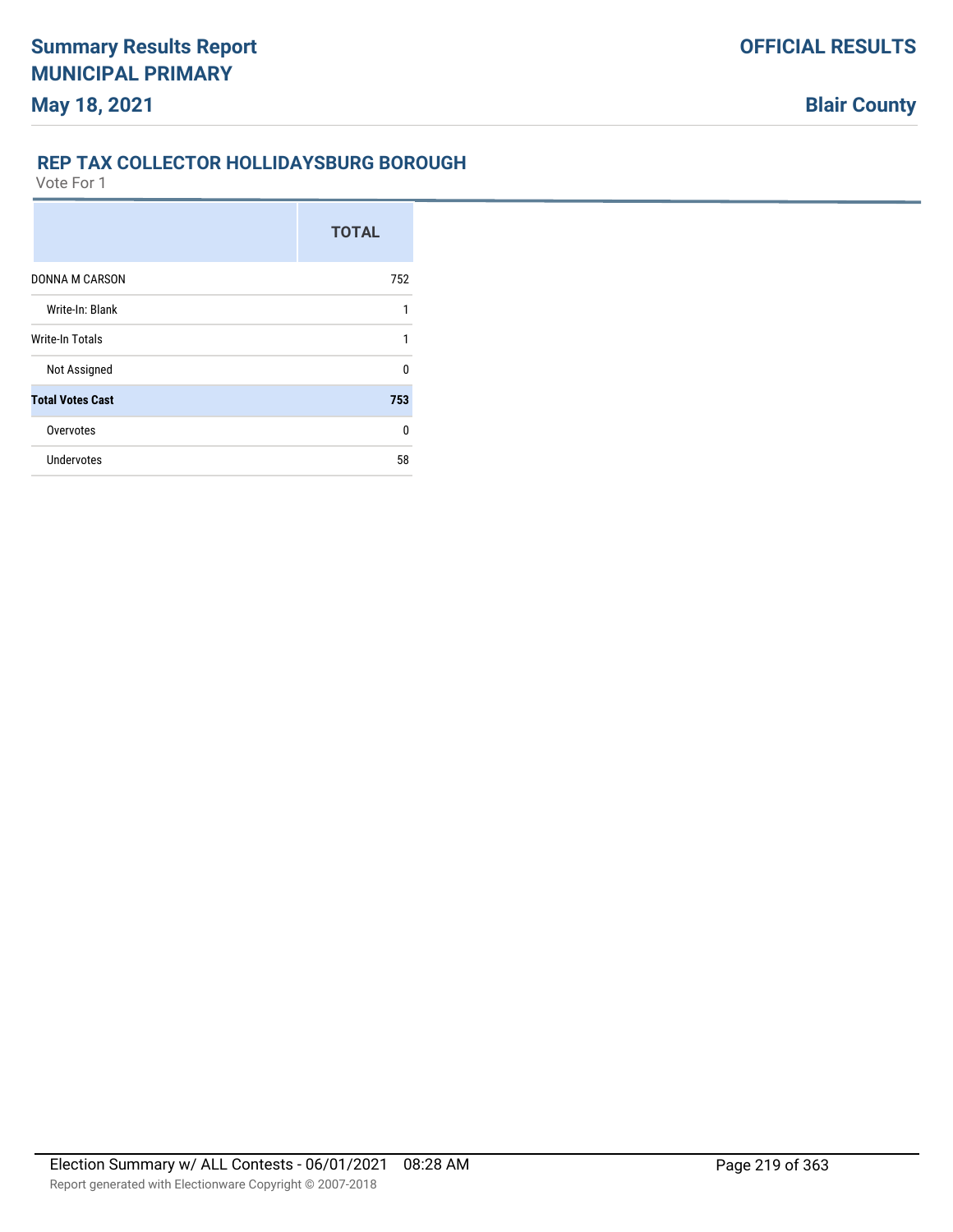# Summary Results Report
# MUNICIPAL PRIMARY

**May 18, 2021**

**OFFICIAL RESULTS**

**Blair County**

## REP TAX COLLECTOR HOLLIDAYSBURG BOROUGH

Vote For 1

| | TOTAL |
|---|---|
| DONNA M CARSON | 752 |
| Write-In: Blank | 1 |
| Write-In Totals | 1 |
| Not Assigned | 0 |
| **Total Votes Cast** | **753** |
| Overvotes | 0 |
| Undervotes | 58 |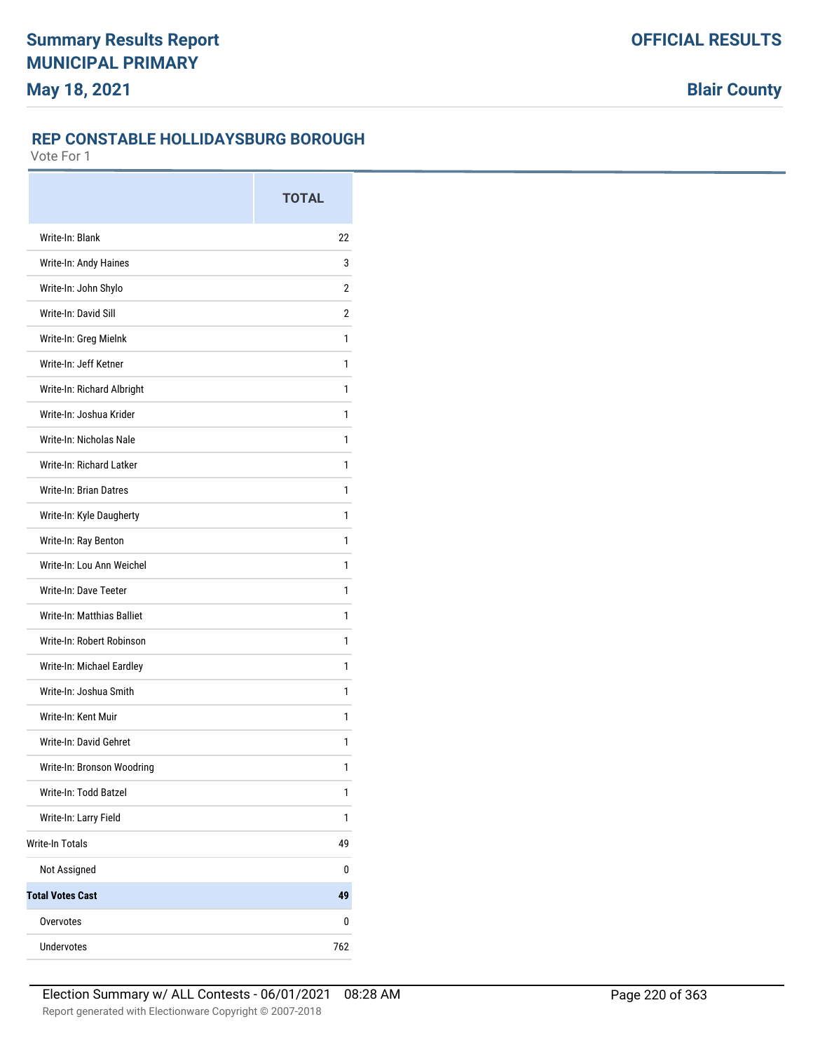# Summary Results Report
# MUNICIPAL PRIMARY
# May 18, 2021

**OFFICIAL RESULTS**

**Blair County**

## REP CONSTABLE HOLLIDAYSBURG BOROUGH

Vote For 1

| | TOTAL |
|---|---|
| Write-In: Blank | 22 |
| Write-In: Andy Haines | 3 |
| Write-In: John Shylo | 2 |
| Write-In: David Sill | 2 |
| Write-In: Greg Mielnk | 1 |
| Write-In: Jeff Ketner | 1 |
| Write-In: Richard Albright | 1 |
| Write-In: Joshua Krider | 1 |
| Write-In: Nicholas Nale | 1 |
| Write-In: Richard Latker | 1 |
| Write-In: Brian Datres | 1 |
| Write-In: Kyle Daugherty | 1 |
| Write-In: Ray Benton | 1 |
| Write-In: Lou Ann Weichel | 1 |
| Write-In: Dave Teeter | 1 |
| Write-In: Matthias Balliet | 1 |
| Write-In: Robert Robinson | 1 |
| Write-In: Michael Eardley | 1 |
| Write-In: Joshua Smith | 1 |
| Write-In: Kent Muir | 1 |
| Write-In: David Gehret | 1 |
| Write-In: Bronson Woodring | 1 |
| Write-In: Todd Batzel | 1 |
| Write-In: Larry Field | 1 |
| Write-In Totals | 49 |
| Not Assigned | 0 |
| **Total Votes Cast** | **49** |
| Overvotes | 0 |
| Undervotes | 762 |

Election Summary w/ ALL Contests - 06/01/2021 08:28 AM

Report generated with Electionware Copyright © 2007-2018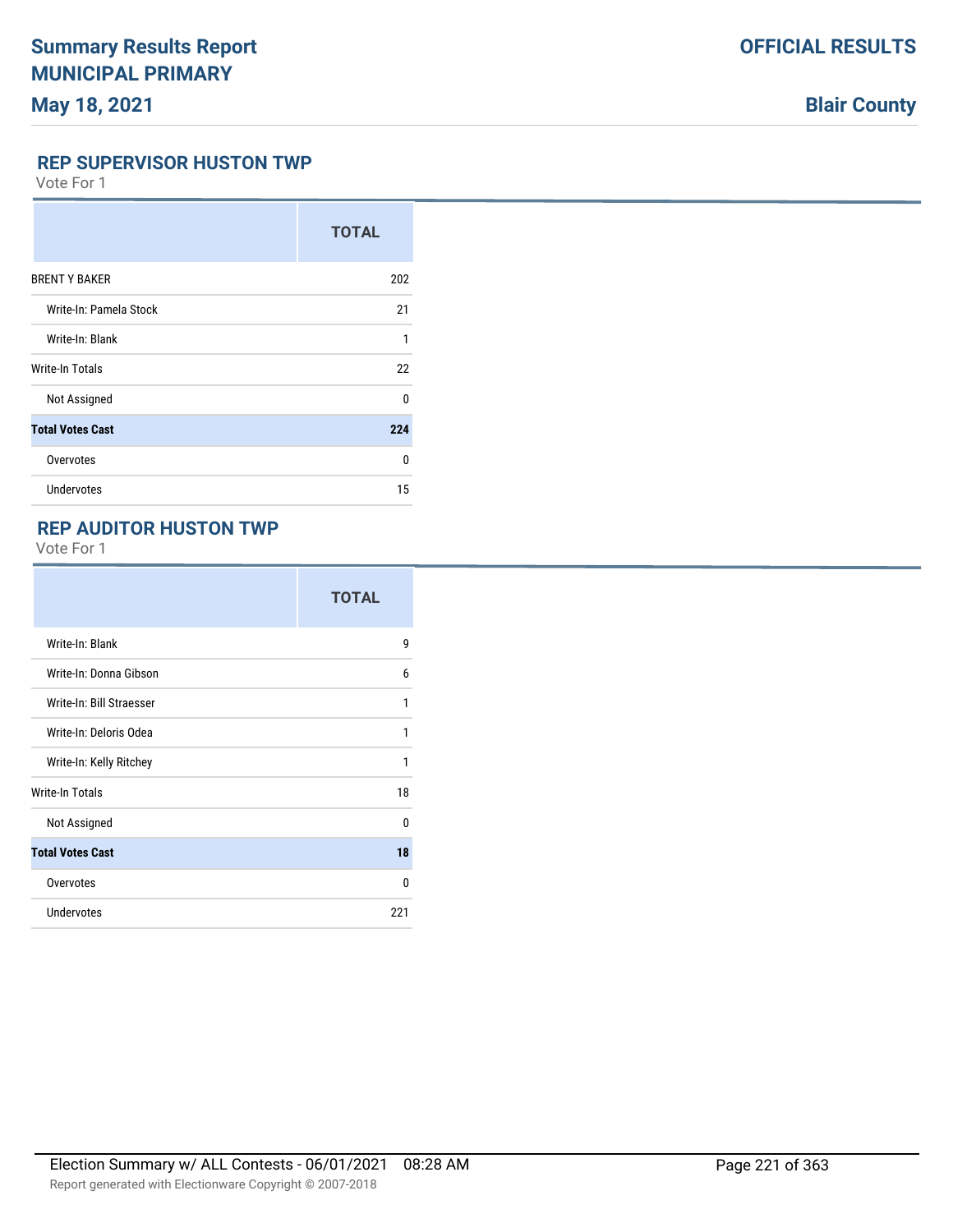# Summary Results Report
# MUNICIPAL PRIMARY
# May 18, 2021

**OFFICIAL RESULTS**

**Blair County**

## REP SUPERVISOR HUSTON TWP

Vote For 1

| | TOTAL |
|---|---|
| BRENT Y BAKER | 202 |
| Write-In: Pamela Stock | 21 |
| Write-In: Blank | 1 |
| Write-In Totals | 22 |
| Not Assigned | 0 |
| **Total Votes Cast** | **224** |
| Overvotes | 0 |
| Undervotes | 15 |

## REP AUDITOR HUSTON TWP

Vote For 1

| | TOTAL |
|---|---|
| Write-In: Blank | 9 |
| Write-In: Donna Gibson | 6 |
| Write-In: Bill Straesser | 1 |
| Write-In: Deloris Odea | 1 |
| Write-In: Kelly Ritchey | 1 |
| Write-In Totals | 18 |
| Not Assigned | 0 |
| **Total Votes Cast** | **18** |
| Overvotes | 0 |
| Undervotes | 221 |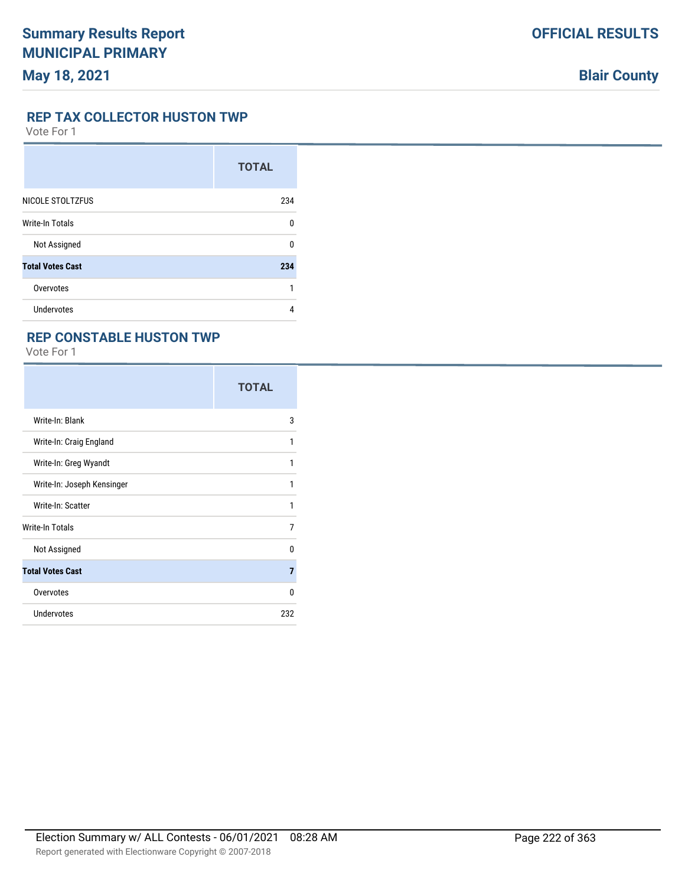## REP TAX COLLECTOR HUSTON TWP

Vote For 1

| | TOTAL |
|---|---|
| NICOLE STOLTZFUS | 234 |
| Write-In Totals | 0 |
| Not Assigned | 0 |
| **Total Votes Cast** | **234** |
| Overvotes | 1 |
| Undervotes | 4 |

## REP CONSTABLE HUSTON TWP

Vote For 1

| | TOTAL |
|---|---|
| Write-In: Blank | 3 |
| Write-In: Craig England | 1 |
| Write-In: Greg Wyandt | 1 |
| Write-In: Joseph Kensinger | 1 |
| Write-In: Scatter | 1 |
| Write-In Totals | 7 |
| Not Assigned | 0 |
| **Total Votes Cast** | **7** |
| Overvotes | 0 |
| Undervotes | 232 |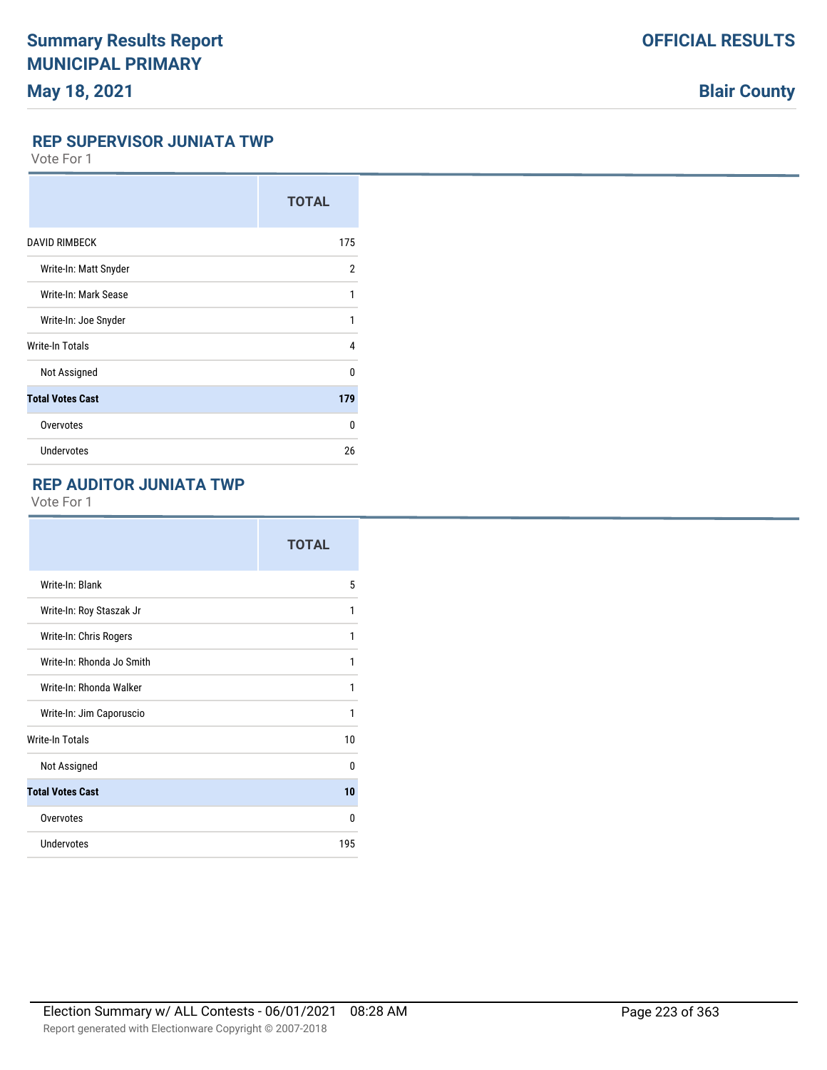# Summary Results Report
# MUNICIPAL PRIMARY
**May 18, 2021**

**OFFICIAL RESULTS**

**Blair County**

## REP SUPERVISOR JUNIATA TWP

Vote For 1

| | TOTAL |
|---|---|
| DAVID RIMBECK | 175 |
| Write-In: Matt Snyder | 2 |
| Write-In: Mark Sease | 1 |
| Write-In: Joe Snyder | 1 |
| Write-In Totals | 4 |
| Not Assigned | 0 |
| **Total Votes Cast** | **179** |
| Overvotes | 0 |
| Undervotes | 26 |

## REP AUDITOR JUNIATA TWP

Vote For 1

| | TOTAL |
|---|---|
| Write-In: Blank | 5 |
| Write-In: Roy Staszak Jr | 1 |
| Write-In: Chris Rogers | 1 |
| Write-In: Rhonda Jo Smith | 1 |
| Write-In: Rhonda Walker | 1 |
| Write-In: Jim Caporuscio | 1 |
| Write-In Totals | 10 |
| Not Assigned | 0 |
| **Total Votes Cast** | **10** |
| Overvotes | 0 |
| Undervotes | 195 |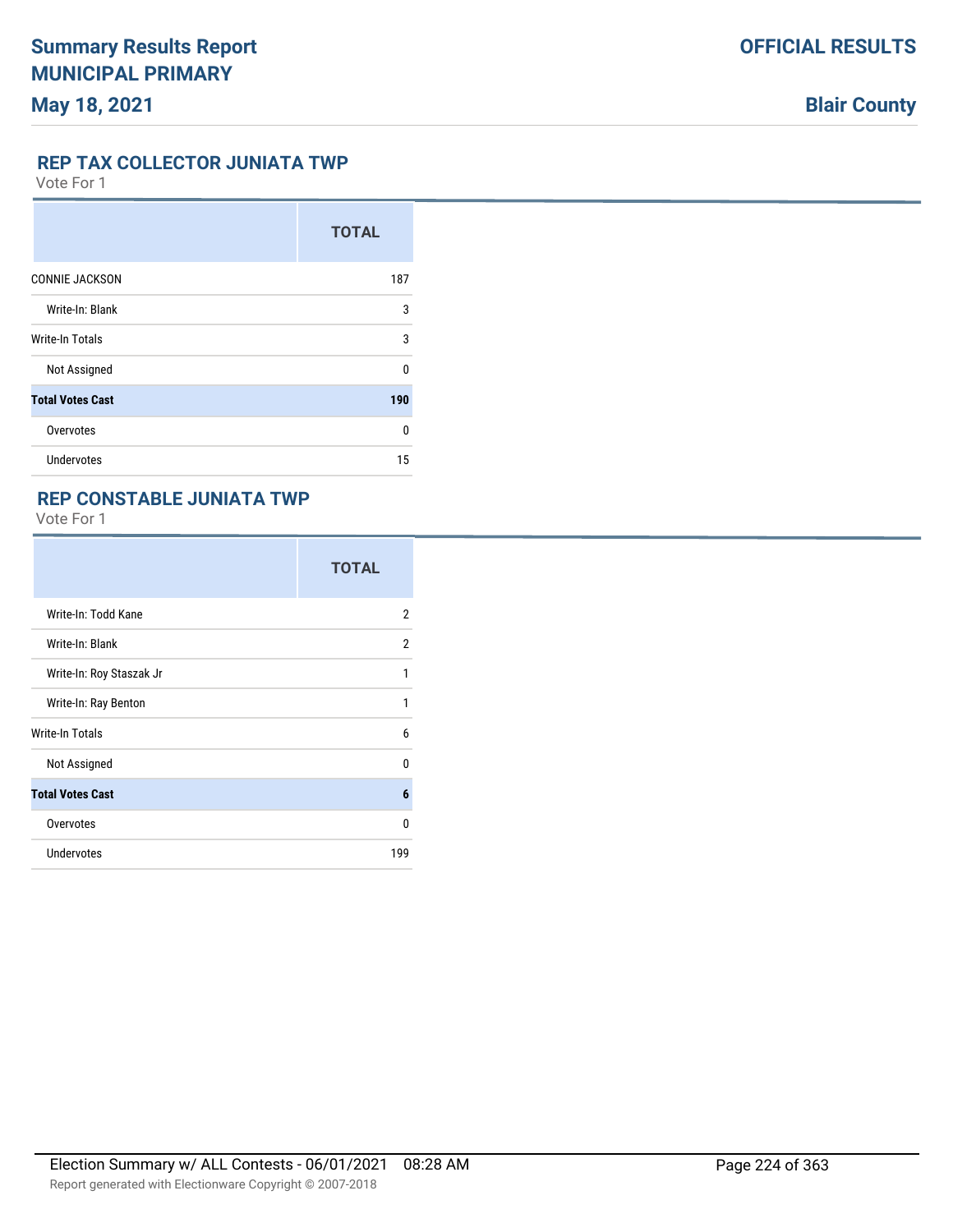## REP TAX COLLECTOR JUNIATA TWP

Vote For 1

| | TOTAL |
|---|---|
| CONNIE JACKSON | 187 |
| Write-In: Blank | 3 |
| Write-In Totals | 3 |
| Not Assigned | 0 |
| **Total Votes Cast** | **190** |
| Overvotes | 0 |
| Undervotes | 15 |

## REP CONSTABLE JUNIATA TWP

Vote For 1

| | TOTAL |
|---|---|
| Write-In: Todd Kane | 2 |
| Write-In: Blank | 2 |
| Write-In: Roy Staszak Jr | 1 |
| Write-In: Ray Benton | 1 |
| Write-In Totals | 6 |
| Not Assigned | 0 |
| **Total Votes Cast** | **6** |
| Overvotes | 0 |
| Undervotes | 199 |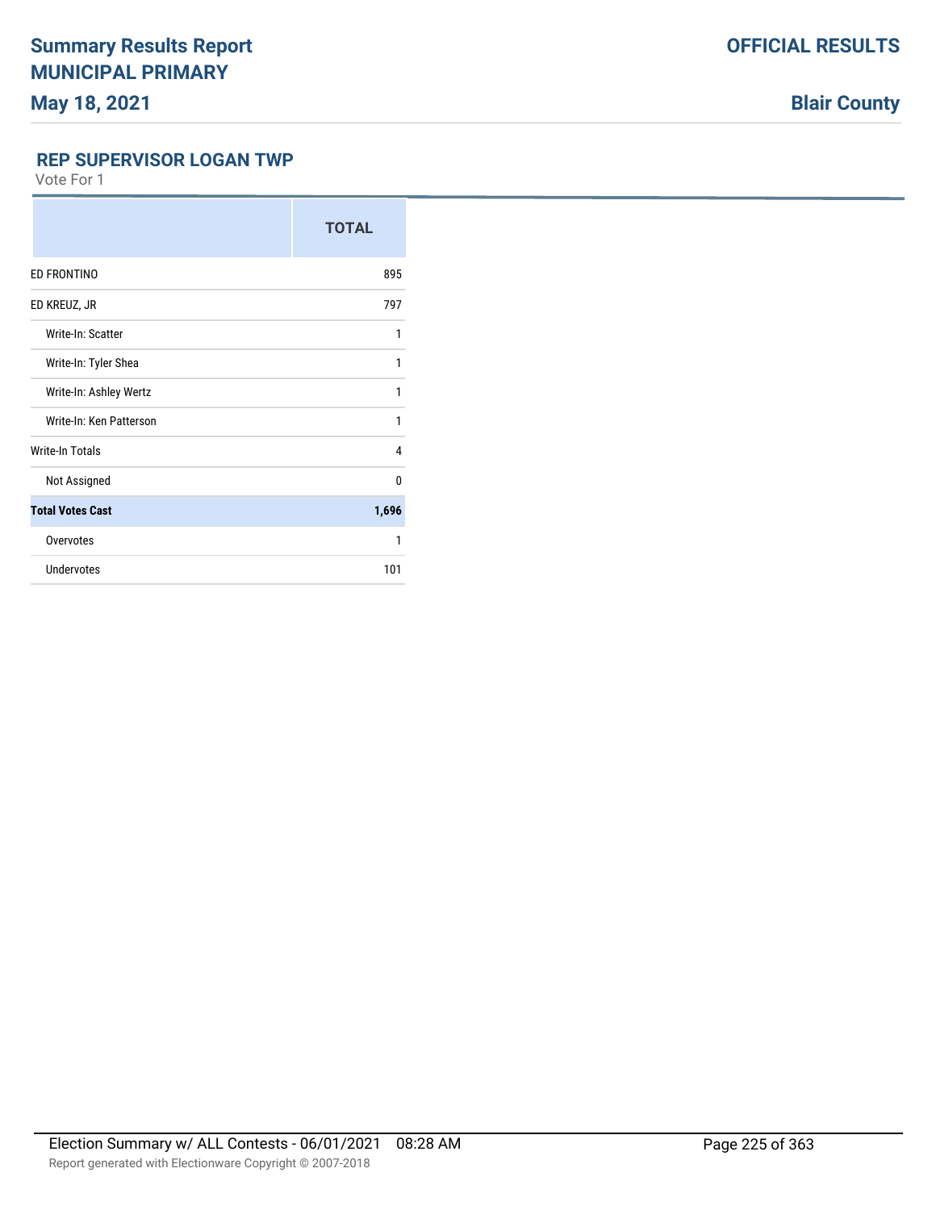# Summary Results Report
## MUNICIPAL PRIMARY
**May 18, 2021**

**OFFICIAL RESULTS**

**Blair County**

### REP SUPERVISOR LOGAN TWP

Vote For 1

| | TOTAL |
|---|---|
| ED FRONTINO | 895 |
| ED KREUZ, JR | 797 |
| Write-In: Scatter | 1 |
| Write-In: Tyler Shea | 1 |
| Write-In: Ashley Wertz | 1 |
| Write-In: Ken Patterson | 1 |
| Write-In Totals | 4 |
| Not Assigned | 0 |
| **Total Votes Cast** | **1,696** |
| Overvotes | 1 |
| Undervotes | 101 |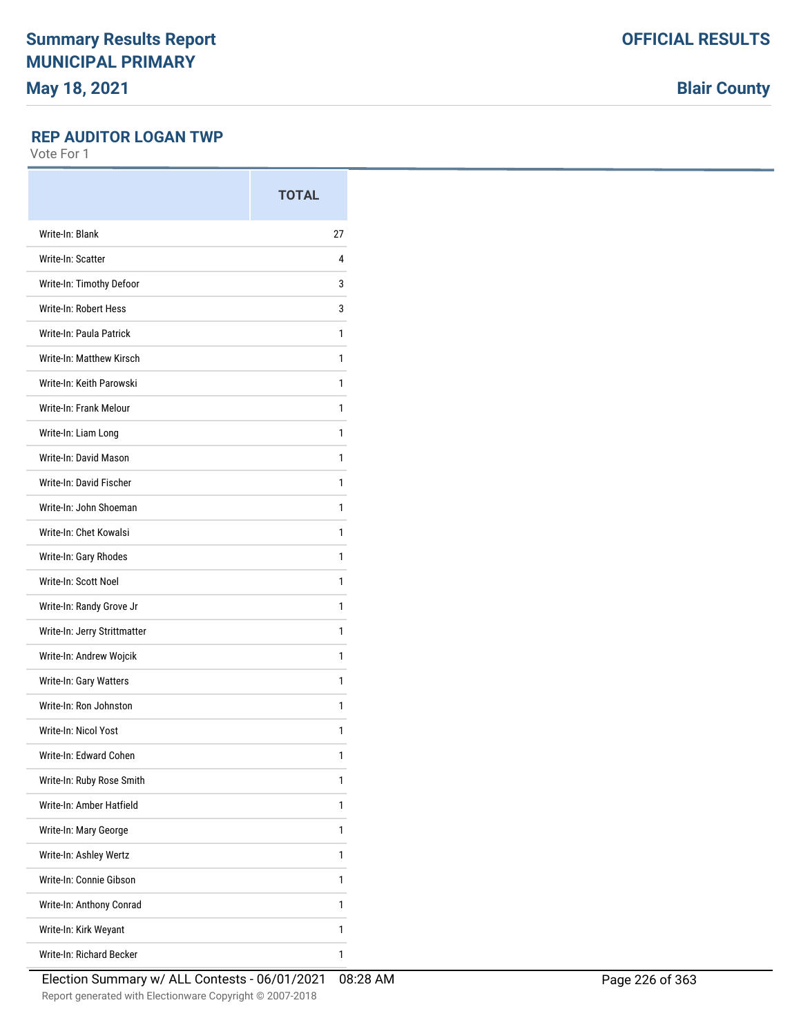# Summary Results Report
## MUNICIPAL PRIMARY
### May 18, 2021

**OFFICIAL RESULTS**

**Blair County**

### REP AUDITOR LOGAN TWP

Vote For 1

| | TOTAL |
|---|---|
| Write-In: Blank | 27 |
| Write-In: Scatter | 4 |
| Write-In: Timothy Defoor | 3 |
| Write-In: Robert Hess | 3 |
| Write-In: Paula Patrick | 1 |
| Write-In: Matthew Kirsch | 1 |
| Write-In: Keith Parowski | 1 |
| Write-In: Frank Melour | 1 |
| Write-In: Liam Long | 1 |
| Write-In: David Mason | 1 |
| Write-In: David Fischer | 1 |
| Write-In: John Shoeman | 1 |
| Write-In: Chet Kowalsi | 1 |
| Write-In: Gary Rhodes | 1 |
| Write-In: Scott Noel | 1 |
| Write-In: Randy Grove Jr | 1 |
| Write-In: Jerry Strittmatter | 1 |
| Write-In: Andrew Wojcik | 1 |
| Write-In: Gary Watters | 1 |
| Write-In: Ron Johnston | 1 |
| Write-In: Nicol Yost | 1 |
| Write-In: Edward Cohen | 1 |
| Write-In: Ruby Rose Smith | 1 |
| Write-In: Amber Hatfield | 1 |
| Write-In: Mary George | 1 |
| Write-In: Ashley Wertz | 1 |
| Write-In: Connie Gibson | 1 |
| Write-In: Anthony Conrad | 1 |
| Write-In: Kirk Weyant | 1 |
| Write-In: Richard Becker | 1 |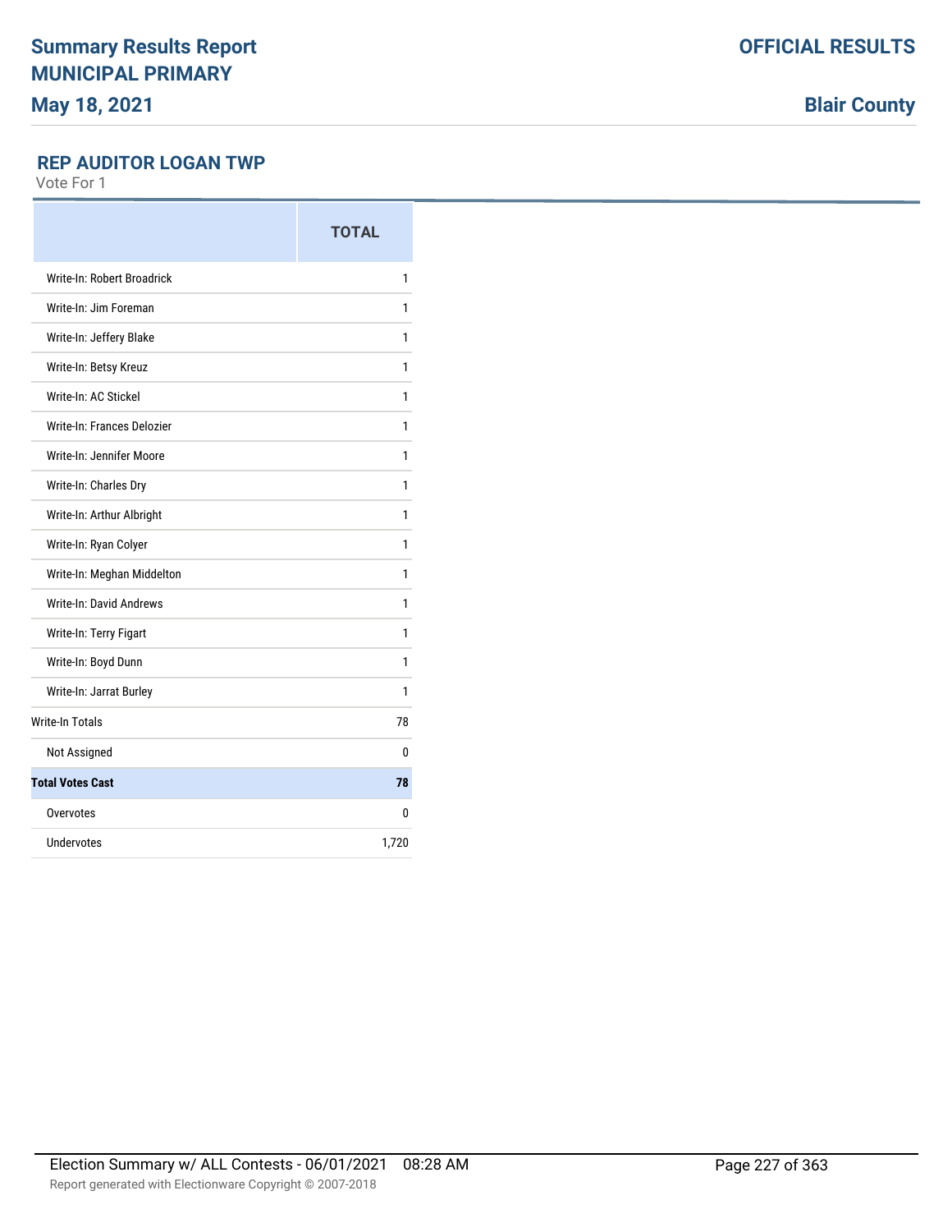## REP AUDITOR LOGAN TWP

Vote For 1

| | TOTAL |
|---|---|
| Write-In: Robert Broadrick | 1 |
| Write-In: Jim Foreman | 1 |
| Write-In: Jeffery Blake | 1 |
| Write-In: Betsy Kreuz | 1 |
| Write-In: AC Stickel | 1 |
| Write-In: Frances Delozier | 1 |
| Write-In: Jennifer Moore | 1 |
| Write-In: Charles Dry | 1 |
| Write-In: Arthur Albright | 1 |
| Write-In: Ryan Colyer | 1 |
| Write-In: Meghan Middelton | 1 |
| Write-In: David Andrews | 1 |
| Write-In: Terry Figart | 1 |
| Write-In: Boyd Dunn | 1 |
| Write-In: Jarrat Burley | 1 |
| Write-In Totals | 78 |
| Not Assigned | 0 |
| **Total Votes Cast** | **78** |
| Overvotes | 0 |
| Undervotes | 1,720 |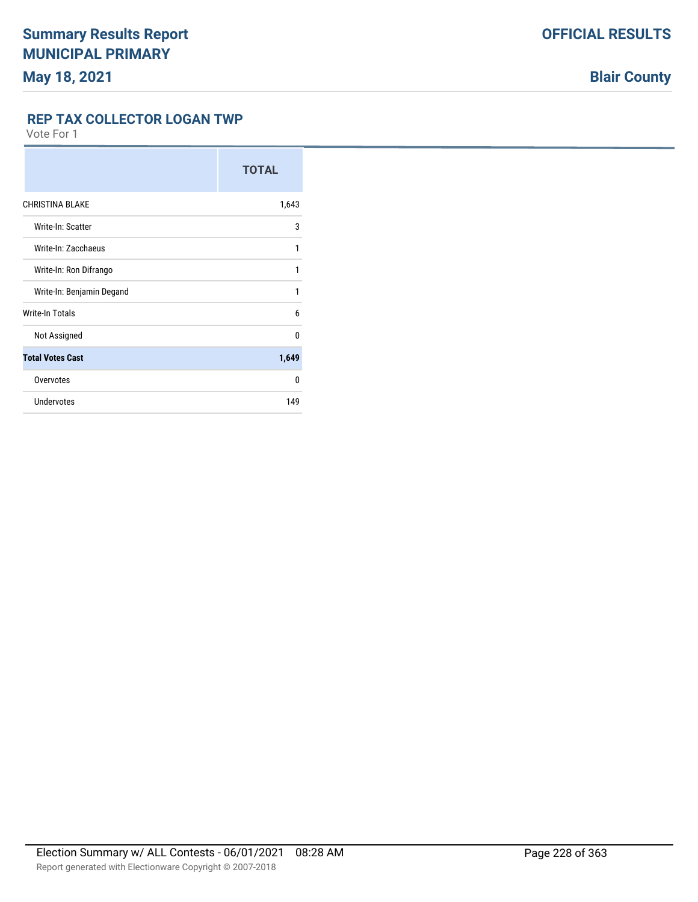# Summary Results Report
# MUNICIPAL PRIMARY
**May 18, 2021**

**OFFICIAL RESULTS**

**Blair County**

## REP TAX COLLECTOR LOGAN TWP

Vote For 1

| | TOTAL |
|---|---|
| CHRISTINA BLAKE | 1,643 |
| Write-In: Scatter | 3 |
| Write-In: Zacchaeus | 1 |
| Write-In: Ron Difrango | 1 |
| Write-In: Benjamin Degand | 1 |
| Write-In Totals | 6 |
| Not Assigned | 0 |
| **Total Votes Cast** | **1,649** |
| Overvotes | 0 |
| Undervotes | 149 |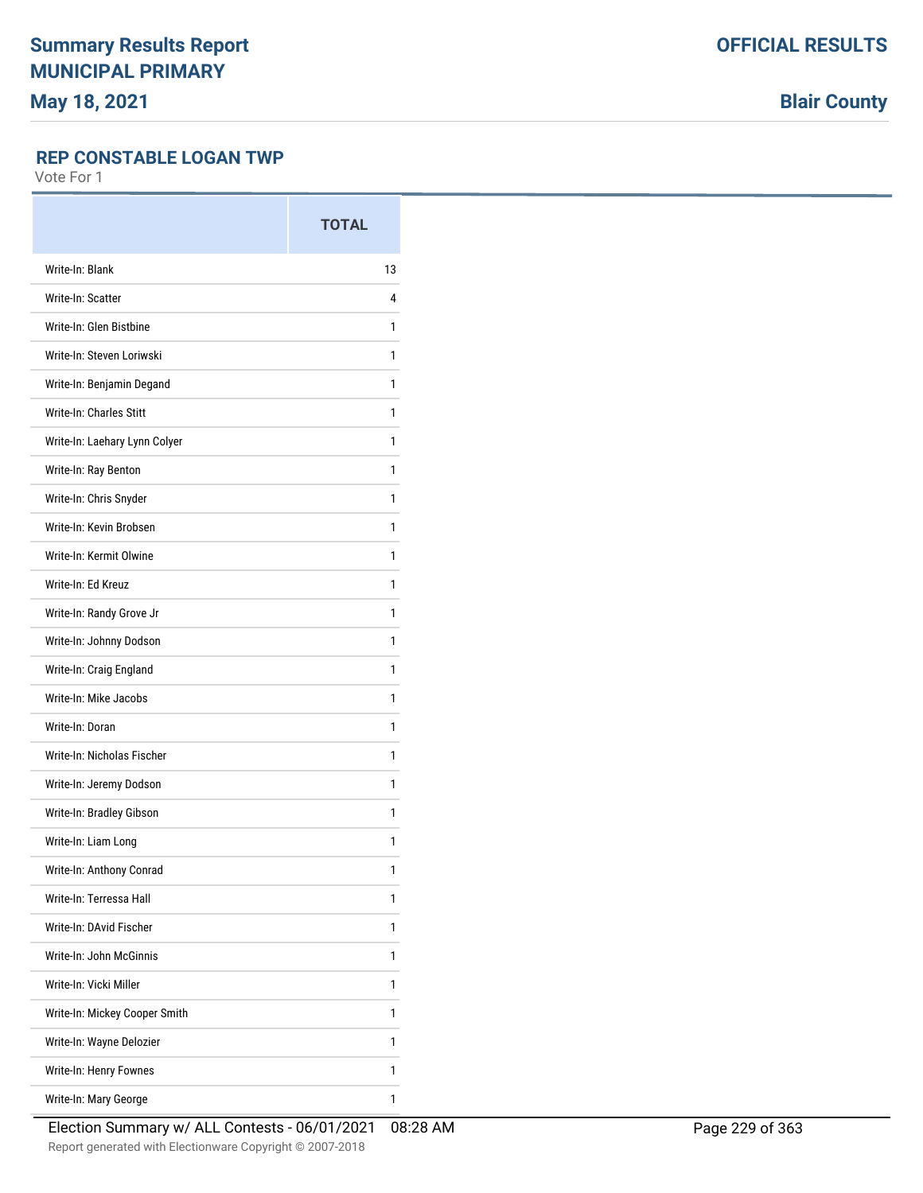## REP CONSTABLE LOGAN TWP

Vote For 1

| | TOTAL |
|---|---|
| Write-In: Blank | 13 |
| Write-In: Scatter | 4 |
| Write-In: Glen Bistbine | 1 |
| Write-In: Steven Loriwski | 1 |
| Write-In: Benjamin Degand | 1 |
| Write-In: Charles Stitt | 1 |
| Write-In: Laehary Lynn Colyer | 1 |
| Write-In: Ray Benton | 1 |
| Write-In: Chris Snyder | 1 |
| Write-In: Kevin Brobsen | 1 |
| Write-In: Kermit Olwine | 1 |
| Write-In: Ed Kreuz | 1 |
| Write-In: Randy Grove Jr | 1 |
| Write-In: Johnny Dodson | 1 |
| Write-In: Craig England | 1 |
| Write-In: Mike Jacobs | 1 |
| Write-In: Doran | 1 |
| Write-In: Nicholas Fischer | 1 |
| Write-In: Jeremy Dodson | 1 |
| Write-In: Bradley Gibson | 1 |
| Write-In: Liam Long | 1 |
| Write-In: Anthony Conrad | 1 |
| Write-In: Terressa Hall | 1 |
| Write-In: DAvid Fischer | 1 |
| Write-In: John McGinnis | 1 |
| Write-In: Vicki Miller | 1 |
| Write-In: Mickey Cooper Smith | 1 |
| Write-In: Wayne Delozier | 1 |
| Write-In: Henry Fownes | 1 |
| Write-In: Mary George | 1 |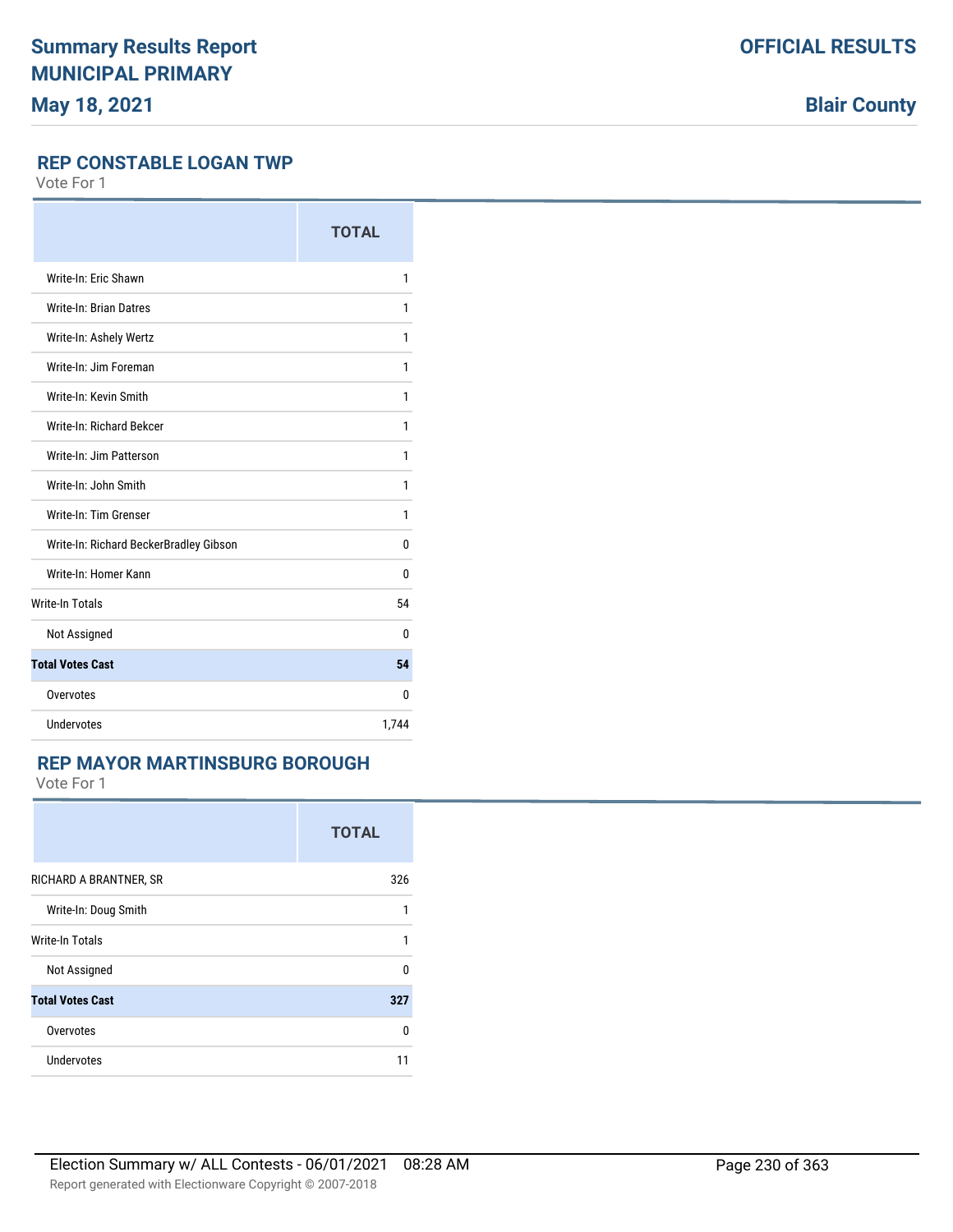# Summary Results Report
# MUNICIPAL PRIMARY
# May 18, 2021

**OFFICIAL RESULTS**

**Blair County**

## REP CONSTABLE LOGAN TWP

Vote For 1

| | TOTAL |
|---|---|
| Write-In: Eric Shawn | 1 |
| Write-In: Brian Datres | 1 |
| Write-In: Ashely Wertz | 1 |
| Write-In: Jim Foreman | 1 |
| Write-In: Kevin Smith | 1 |
| Write-In: Richard Bekcer | 1 |
| Write-In: Jim Patterson | 1 |
| Write-In: John Smith | 1 |
| Write-In: Tim Grenser | 1 |
| Write-In: Richard BeckerBradley Gibson | 0 |
| Write-In: Homer Kann | 0 |
| Write-In Totals | 54 |
| Not Assigned | 0 |
| **Total Votes Cast** | **54** |
| Overvotes | 0 |
| Undervotes | 1,744 |

## REP MAYOR MARTINSBURG BOROUGH

Vote For 1

| | TOTAL |
|---|---|
| RICHARD A BRANTNER, SR | 326 |
| Write-In: Doug Smith | 1 |
| Write-In Totals | 1 |
| Not Assigned | 0 |
| **Total Votes Cast** | **327** |
| Overvotes | 0 |
| Undervotes | 11 |

Election Summary w/ ALL Contests - 06/01/2021 08:28 AM

Report generated with Electionware Copyright © 2007-2018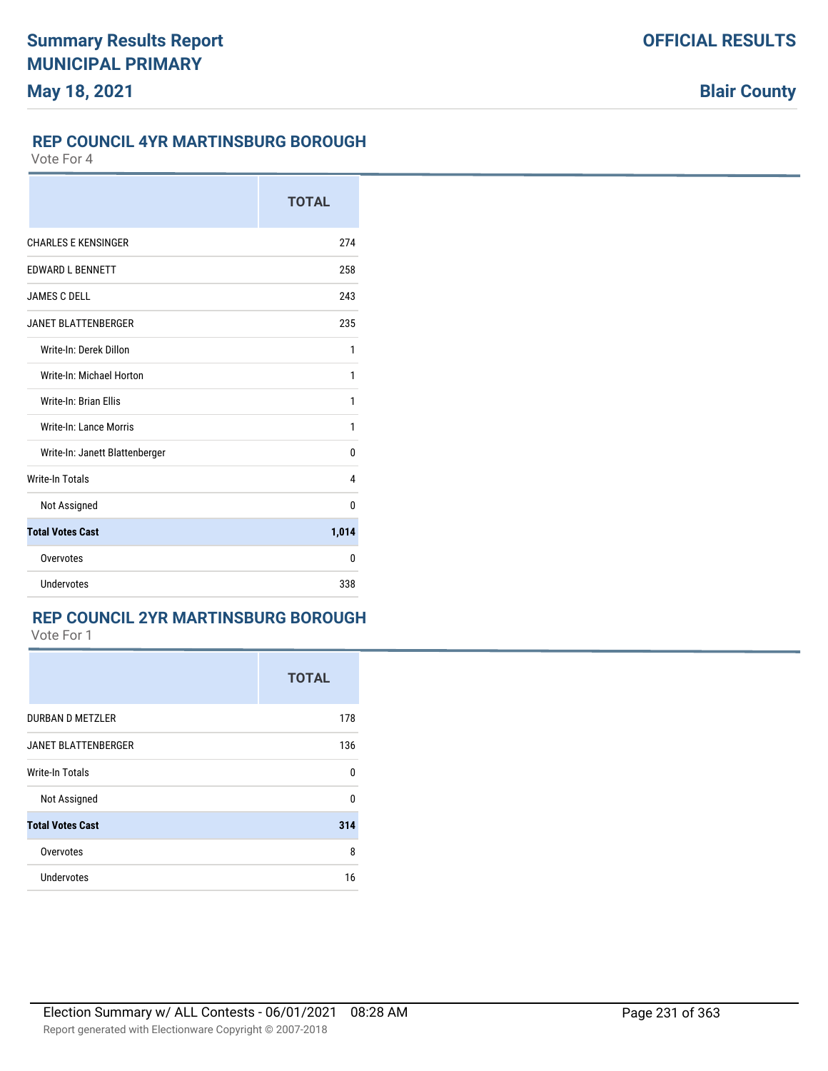## REP COUNCIL 4YR MARTINSBURG BOROUGH

Vote For 4

| | TOTAL |
|---|---|
| CHARLES E KENSINGER | 274 |
| EDWARD L BENNETT | 258 |
| JAMES C DELL | 243 |
| JANET BLATTENBERGER | 235 |
| Write-In: Derek Dillon | 1 |
| Write-In: Michael Horton | 1 |
| Write-In: Brian Ellis | 1 |
| Write-In: Lance Morris | 1 |
| Write-In: Janett Blattenberger | 0 |
| Write-In Totals | 4 |
| Not Assigned | 0 |
| **Total Votes Cast** | **1,014** |
| Overvotes | 0 |
| Undervotes | 338 |

## REP COUNCIL 2YR MARTINSBURG BOROUGH

Vote For 1

| | TOTAL |
|---|---|
| DURBAN D METZLER | 178 |
| JANET BLATTENBERGER | 136 |
| Write-In Totals | 0 |
| Not Assigned | 0 |
| **Total Votes Cast** | **314** |
| Overvotes | 8 |
| Undervotes | 16 |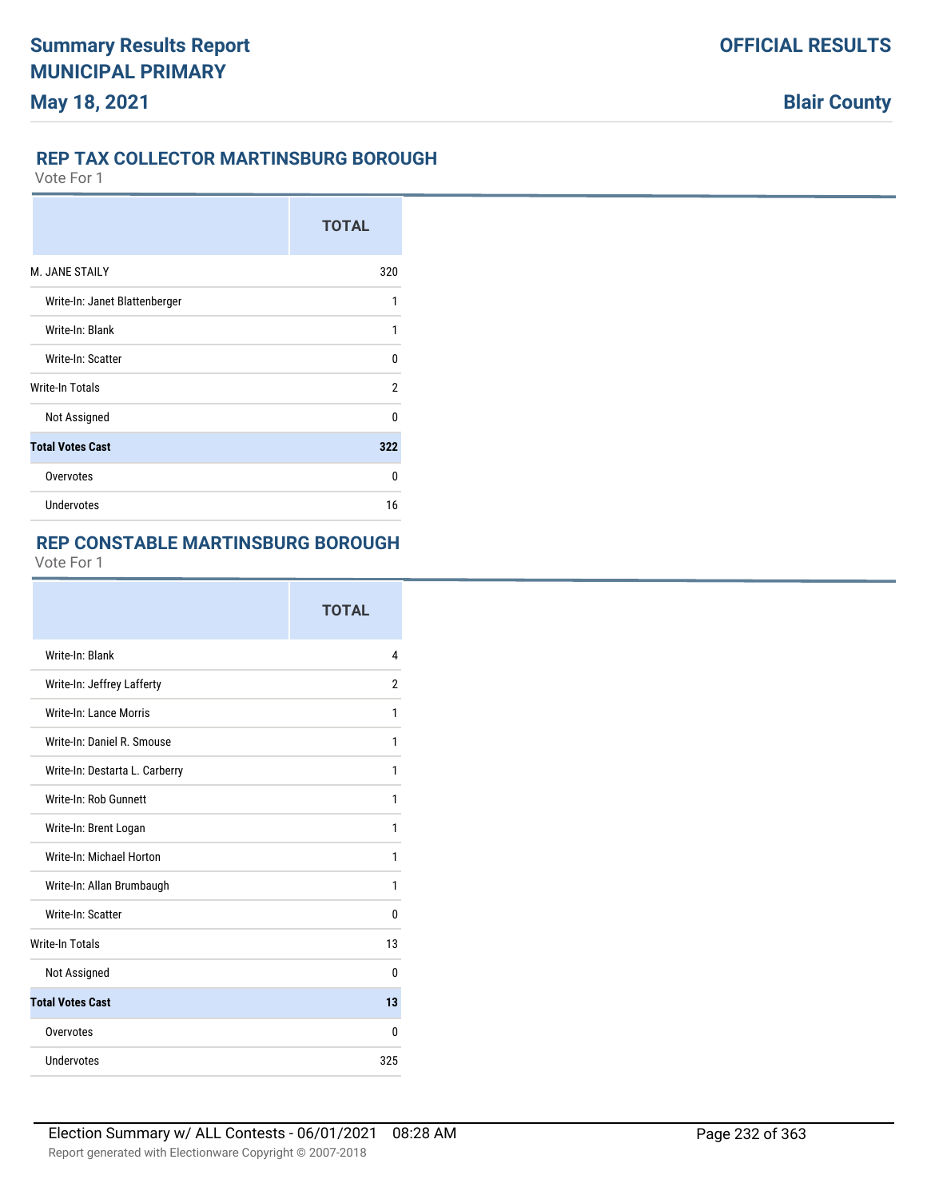## REP TAX COLLECTOR MARTINSBURG BOROUGH

Vote For 1

| | TOTAL |
|---|---|
| M. JANE STAILY | 320 |
| Write-In: Janet Blattenberger | 1 |
| Write-In: Blank | 1 |
| Write-In: Scatter | 0 |
| Write-In Totals | 2 |
| Not Assigned | 0 |
| **Total Votes Cast** | **322** |
| Overvotes | 0 |
| Undervotes | 16 |

## REP CONSTABLE MARTINSBURG BOROUGH

Vote For 1

| | TOTAL |
|---|---|
| Write-In: Blank | 4 |
| Write-In: Jeffrey Lafferty | 2 |
| Write-In: Lance Morris | 1 |
| Write-In: Daniel R. Smouse | 1 |
| Write-In: Destarta L. Carberry | 1 |
| Write-In: Rob Gunnett | 1 |
| Write-In: Brent Logan | 1 |
| Write-In: Michael Horton | 1 |
| Write-In: Allan Brumbaugh | 1 |
| Write-In: Scatter | 0 |
| Write-In Totals | 13 |
| Not Assigned | 0 |
| **Total Votes Cast** | **13** |
| Overvotes | 0 |
| Undervotes | 325 |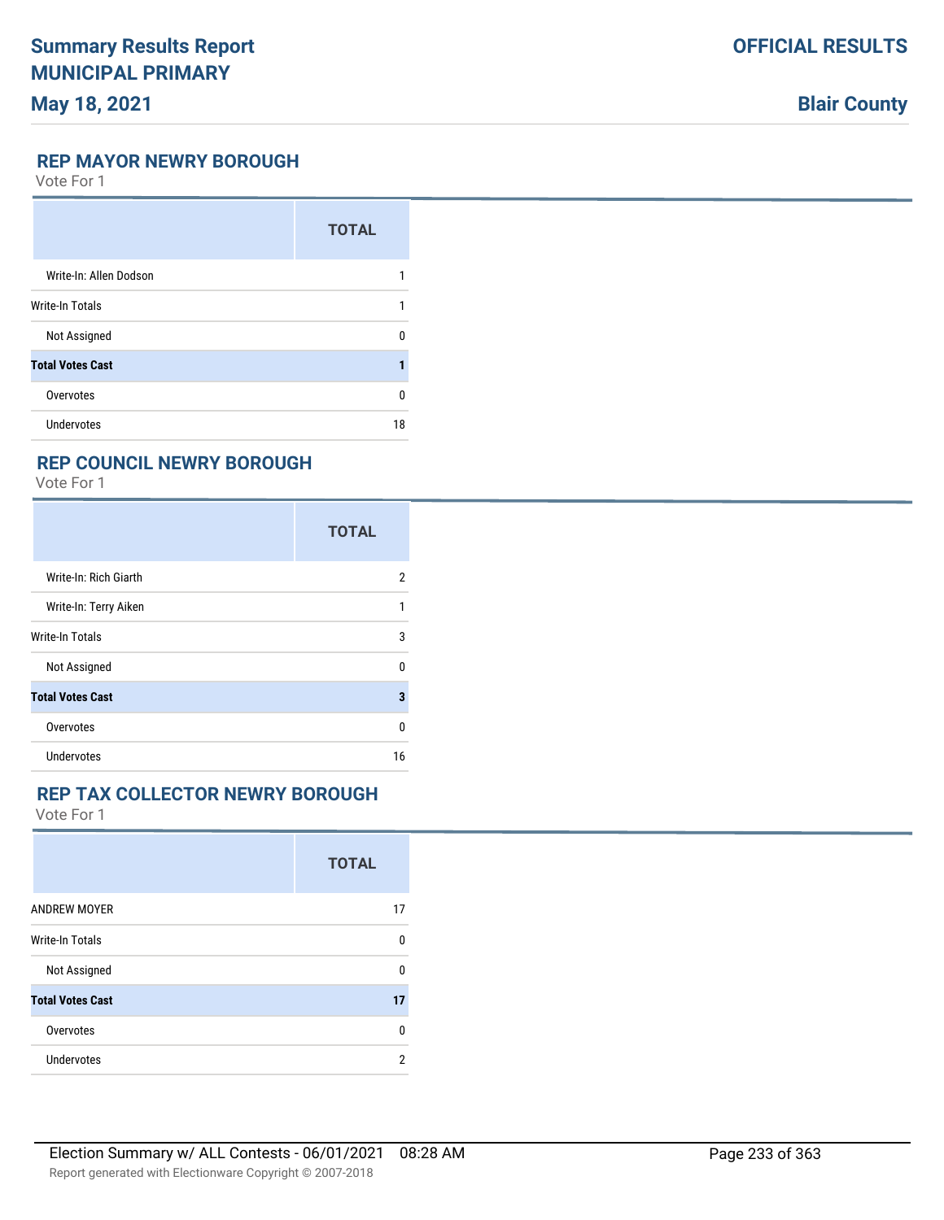## REP MAYOR NEWRY BOROUGH

Vote For 1

| | TOTAL |
|---|---|
| Write-In: Allen Dodson | 1 |
| Write-In Totals | 1 |
| Not Assigned | 0 |
| **Total Votes Cast** | **1** |
| Overvotes | 0 |
| Undervotes | 18 |

## REP COUNCIL NEWRY BOROUGH

Vote For 1

| | TOTAL |
|---|---|
| Write-In: Rich Giarth | 2 |
| Write-In: Terry Aiken | 1 |
| Write-In Totals | 3 |
| Not Assigned | 0 |
| **Total Votes Cast** | **3** |
| Overvotes | 0 |
| Undervotes | 16 |

## REP TAX COLLECTOR NEWRY BOROUGH

Vote For 1

| | TOTAL |
|---|---|
| ANDREW MOYER | 17 |
| Write-In Totals | 0 |
| Not Assigned | 0 |
| **Total Votes Cast** | **17** |
| Overvotes | 0 |
| Undervotes | 2 |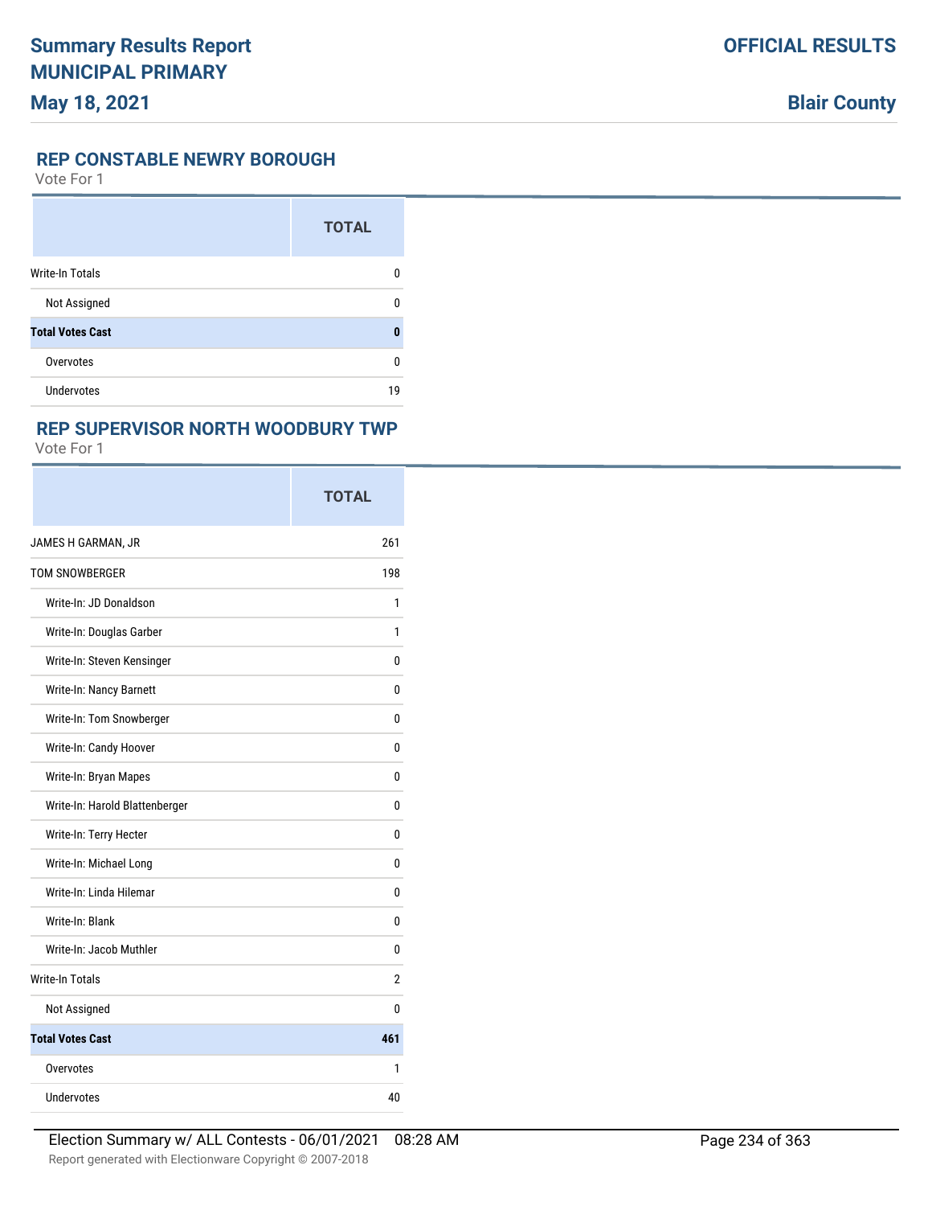## REP CONSTABLE NEWRY BOROUGH

Vote For 1

| | TOTAL |
|---|---|
| Write-In Totals | 0 |
| Not Assigned | 0 |
| **Total Votes Cast** | **0** |
| Overvotes | 0 |
| Undervotes | 19 |

## REP SUPERVISOR NORTH WOODBURY TWP

Vote For 1

| | TOTAL |
|---|---|
| JAMES H GARMAN, JR | 261 |
| TOM SNOWBERGER | 198 |
| Write-In: JD Donaldson | 1 |
| Write-In: Douglas Garber | 1 |
| Write-In: Steven Kensinger | 0 |
| Write-In: Nancy Barnett | 0 |
| Write-In: Tom Snowberger | 0 |
| Write-In: Candy Hoover | 0 |
| Write-In: Bryan Mapes | 0 |
| Write-In: Harold Blattenberger | 0 |
| Write-In: Terry Hecter | 0 |
| Write-In: Michael Long | 0 |
| Write-In: Linda Hilemar | 0 |
| Write-In: Blank | 0 |
| Write-In: Jacob Muthler | 0 |
| Write-In Totals | 2 |
| Not Assigned | 0 |
| **Total Votes Cast** | **461** |
| Overvotes | 1 |
| Undervotes | 40 |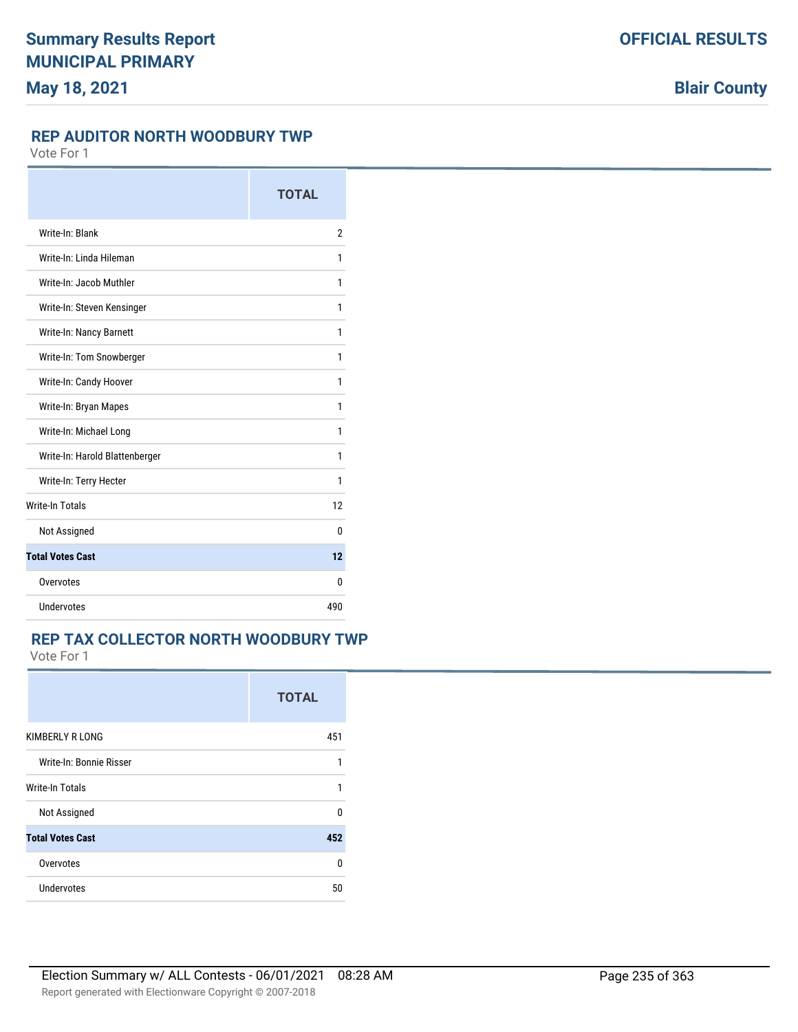## REP AUDITOR NORTH WOODBURY TWP

Vote For 1

| | TOTAL |
|---|---|
| Write-In: Blank | 2 |
| Write-In: Linda Hileman | 1 |
| Write-In: Jacob Muthler | 1 |
| Write-In: Steven Kensinger | 1 |
| Write-In: Nancy Barnett | 1 |
| Write-In: Tom Snowberger | 1 |
| Write-In: Candy Hoover | 1 |
| Write-In: Bryan Mapes | 1 |
| Write-In: Michael Long | 1 |
| Write-In: Harold Blattenberger | 1 |
| Write-In: Terry Hecter | 1 |
| Write-In Totals | 12 |
| Not Assigned | 0 |
| **Total Votes Cast** | **12** |
| Overvotes | 0 |
| Undervotes | 490 |

## REP TAX COLLECTOR NORTH WOODBURY TWP

Vote For 1

| | TOTAL |
|---|---|
| KIMBERLY R LONG | 451 |
| Write-In: Bonnie Risser | 1 |
| Write-In Totals | 1 |
| Not Assigned | 0 |
| **Total Votes Cast** | **452** |
| Overvotes | 0 |
| Undervotes | 50 |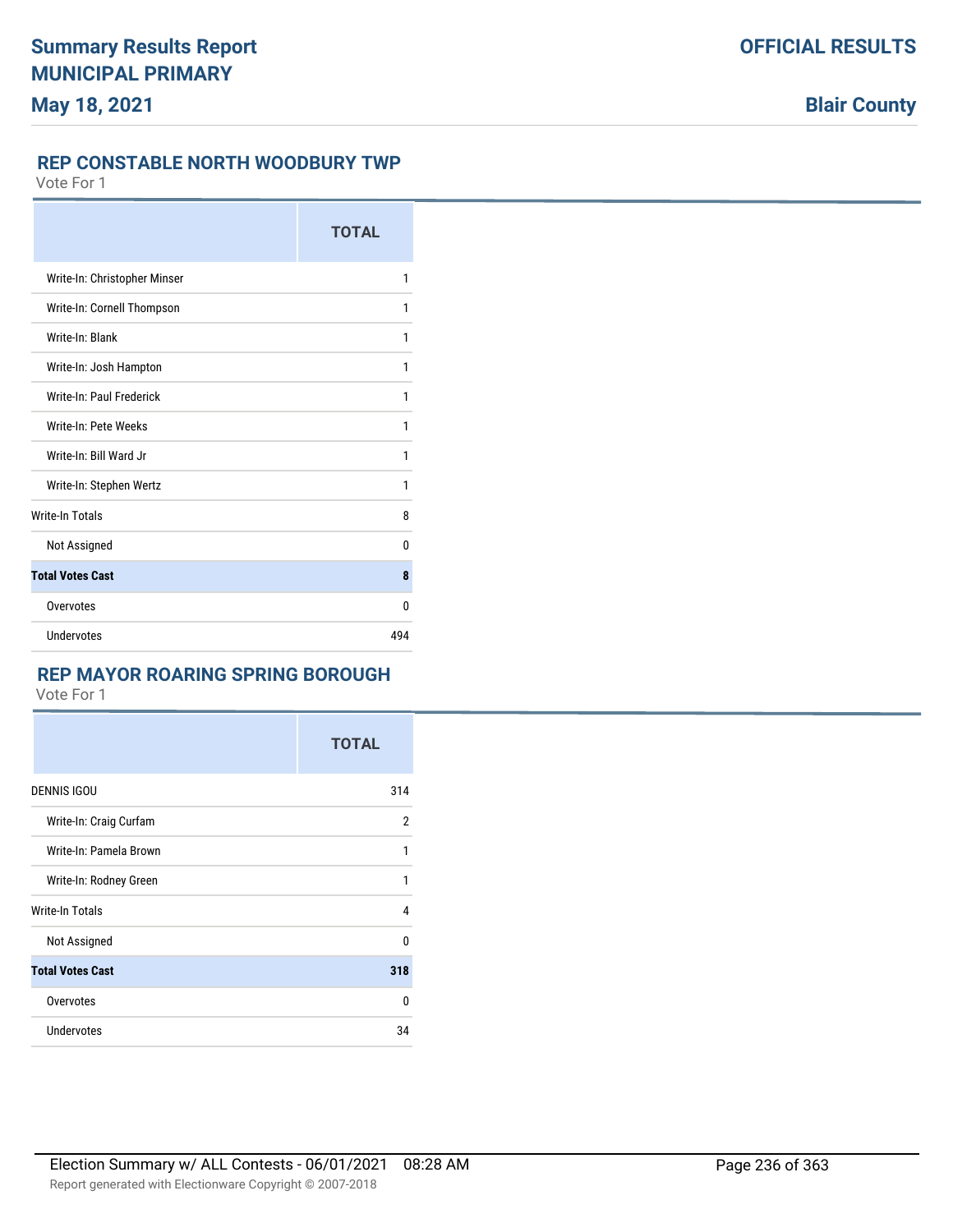## REP CONSTABLE NORTH WOODBURY TWP

Vote For 1

| | TOTAL |
|---|---|
| Write-In: Christopher Minser | 1 |
| Write-In: Cornell Thompson | 1 |
| Write-In: Blank | 1 |
| Write-In: Josh Hampton | 1 |
| Write-In: Paul Frederick | 1 |
| Write-In: Pete Weeks | 1 |
| Write-In: Bill Ward Jr | 1 |
| Write-In: Stephen Wertz | 1 |
| Write-In Totals | 8 |
| Not Assigned | 0 |
| **Total Votes Cast** | **8** |
| Overvotes | 0 |
| Undervotes | 494 |

## REP MAYOR ROARING SPRING BOROUGH

Vote For 1

| | TOTAL |
|---|---|
| DENNIS IGOU | 314 |
| Write-In: Craig Curfam | 2 |
| Write-In: Pamela Brown | 1 |
| Write-In: Rodney Green | 1 |
| Write-In Totals | 4 |
| Not Assigned | 0 |
| **Total Votes Cast** | **318** |
| Overvotes | 0 |
| Undervotes | 34 |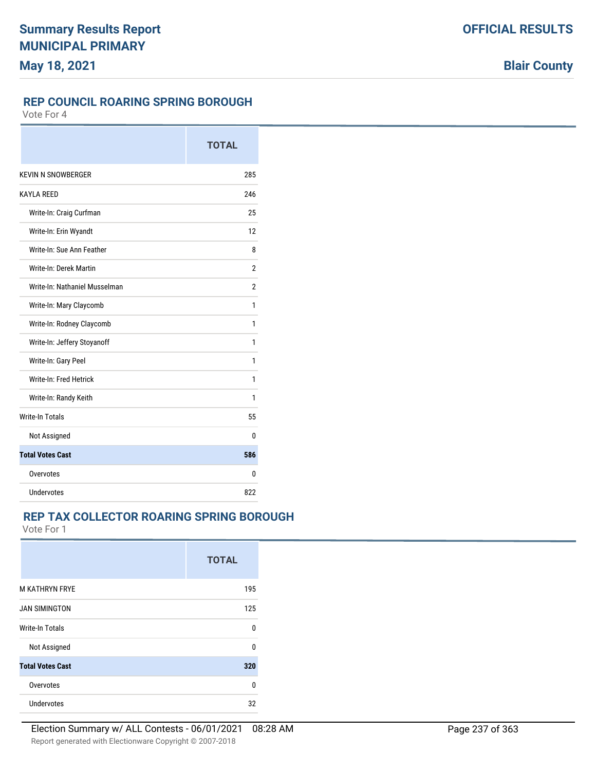# Summary Results Report
# MUNICIPAL PRIMARY
# May 18, 2021

**OFFICIAL RESULTS**

**Blair County**

## REP COUNCIL ROARING SPRING BOROUGH

Vote For 4

| | TOTAL |
|---|---|
| KEVIN N SNOWBERGER | 285 |
| KAYLA REED | 246 |
| Write-In: Craig Curfman | 25 |
| Write-In: Erin Wyandt | 12 |
| Write-In: Sue Ann Feather | 8 |
| Write-In: Derek Martin | 2 |
| Write-In: Nathaniel Musselman | 2 |
| Write-In: Mary Claycomb | 1 |
| Write-In: Rodney Claycomb | 1 |
| Write-In: Jeffery Stoyanoff | 1 |
| Write-In: Gary Peel | 1 |
| Write-In: Fred Hetrick | 1 |
| Write-In: Randy Keith | 1 |
| Write-In Totals | 55 |
| Not Assigned | 0 |
| **Total Votes Cast** | **586** |
| Overvotes | 0 |
| Undervotes | 822 |

## REP TAX COLLECTOR ROARING SPRING BOROUGH

Vote For 1

| | TOTAL |
|---|---|
| M KATHRYN FRYE | 195 |
| JAN SIMINGTON | 125 |
| Write-In Totals | 0 |
| Not Assigned | 0 |
| **Total Votes Cast** | **320** |
| Overvotes | 0 |
| Undervotes | 32 |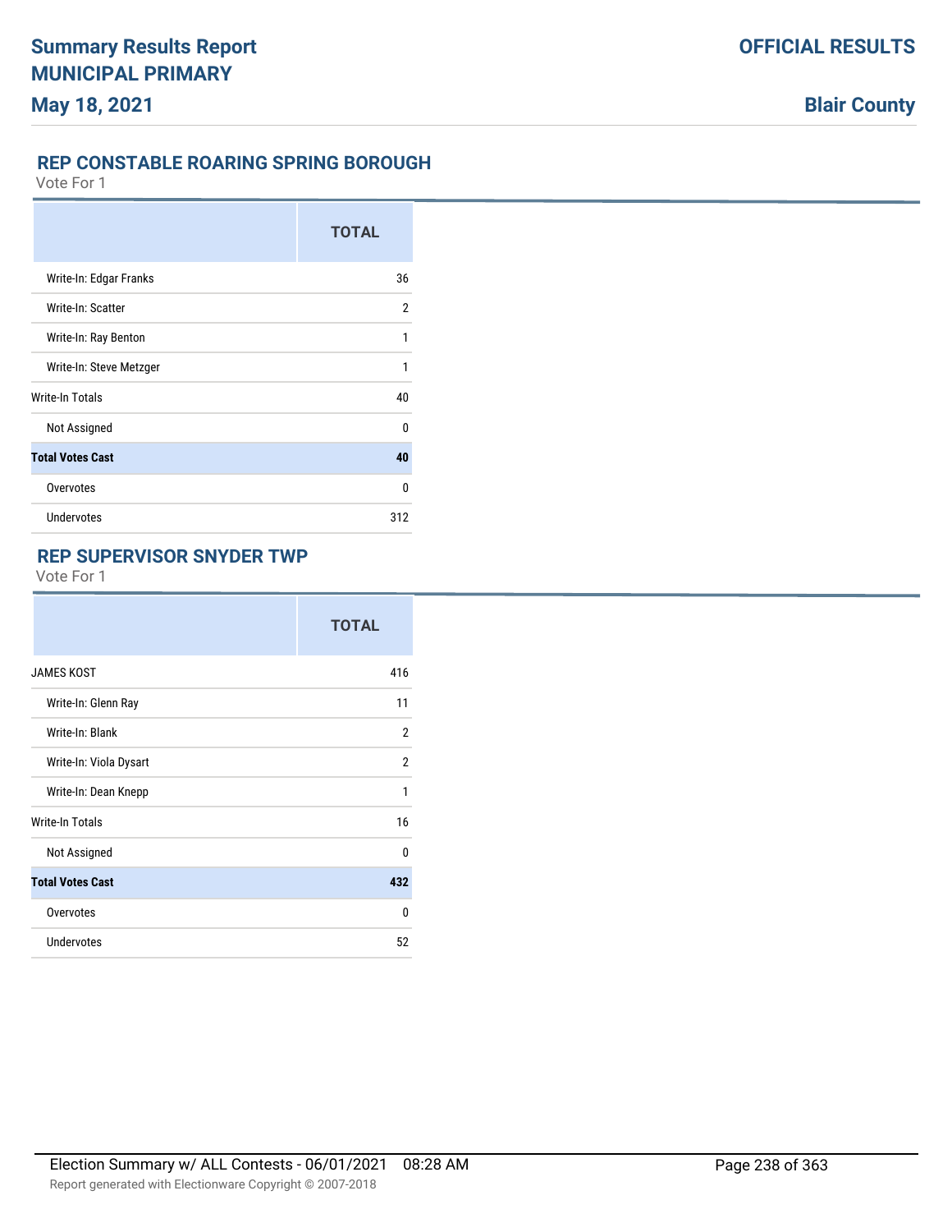## REP CONSTABLE ROARING SPRING BOROUGH

Vote For 1

| | TOTAL |
|---|---|
| Write-In: Edgar Franks | 36 |
| Write-In: Scatter | 2 |
| Write-In: Ray Benton | 1 |
| Write-In: Steve Metzger | 1 |
| Write-In Totals | 40 |
| Not Assigned | 0 |
| **Total Votes Cast** | **40** |
| Overvotes | 0 |
| Undervotes | 312 |

## REP SUPERVISOR SNYDER TWP

Vote For 1

| | TOTAL |
|---|---|
| JAMES KOST | 416 |
| Write-In: Glenn Ray | 11 |
| Write-In: Blank | 2 |
| Write-In: Viola Dysart | 2 |
| Write-In: Dean Knepp | 1 |
| Write-In Totals | 16 |
| Not Assigned | 0 |
| **Total Votes Cast** | **432** |
| Overvotes | 0 |
| Undervotes | 52 |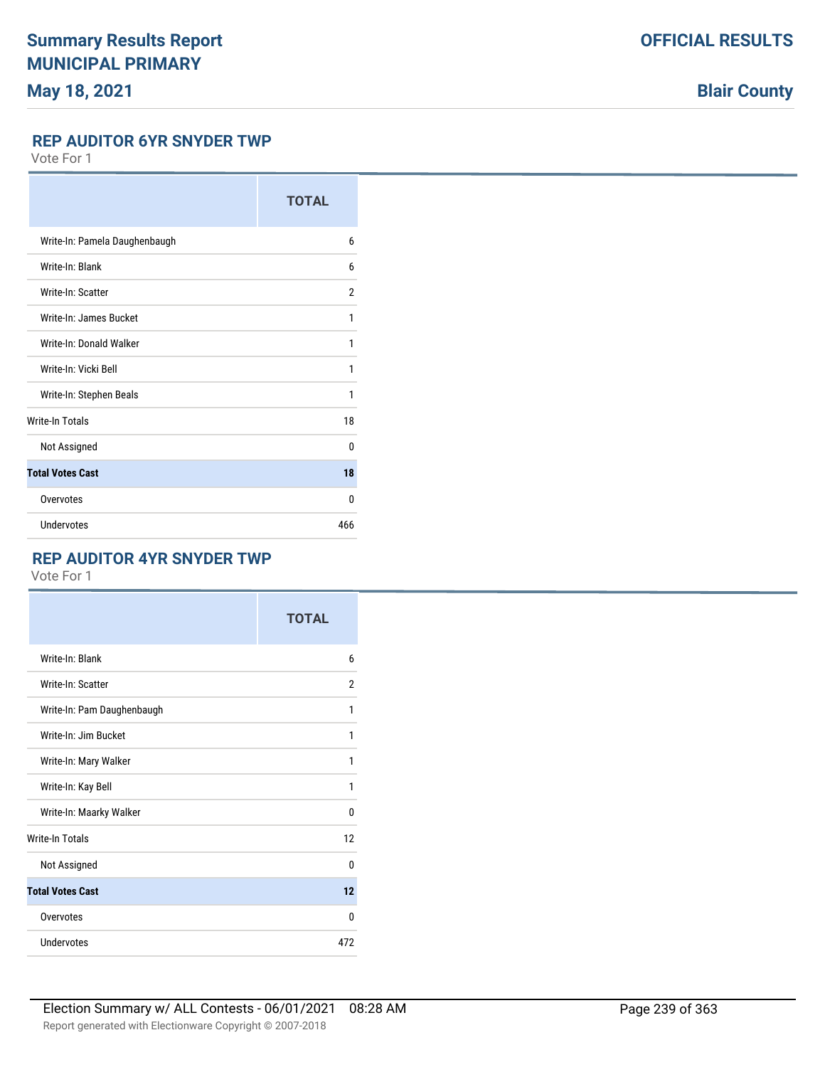## REP AUDITOR 6YR SNYDER TWP

Vote For 1

| | TOTAL |
|---|---|
| Write-In: Pamela Daughenbaugh | 6 |
| Write-In: Blank | 6 |
| Write-In: Scatter | 2 |
| Write-In: James Bucket | 1 |
| Write-In: Donald Walker | 1 |
| Write-In: Vicki Bell | 1 |
| Write-In: Stephen Beals | 1 |
| Write-In Totals | 18 |
| Not Assigned | 0 |
| **Total Votes Cast** | **18** |
| Overvotes | 0 |
| Undervotes | 466 |

## REP AUDITOR 4YR SNYDER TWP

Vote For 1

| | TOTAL |
|---|---|
| Write-In: Blank | 6 |
| Write-In: Scatter | 2 |
| Write-In: Pam Daughenbaugh | 1 |
| Write-In: Jim Bucket | 1 |
| Write-In: Mary Walker | 1 |
| Write-In: Kay Bell | 1 |
| Write-In: Maarky Walker | 0 |
| Write-In Totals | 12 |
| Not Assigned | 0 |
| **Total Votes Cast** | **12** |
| Overvotes | 0 |
| Undervotes | 472 |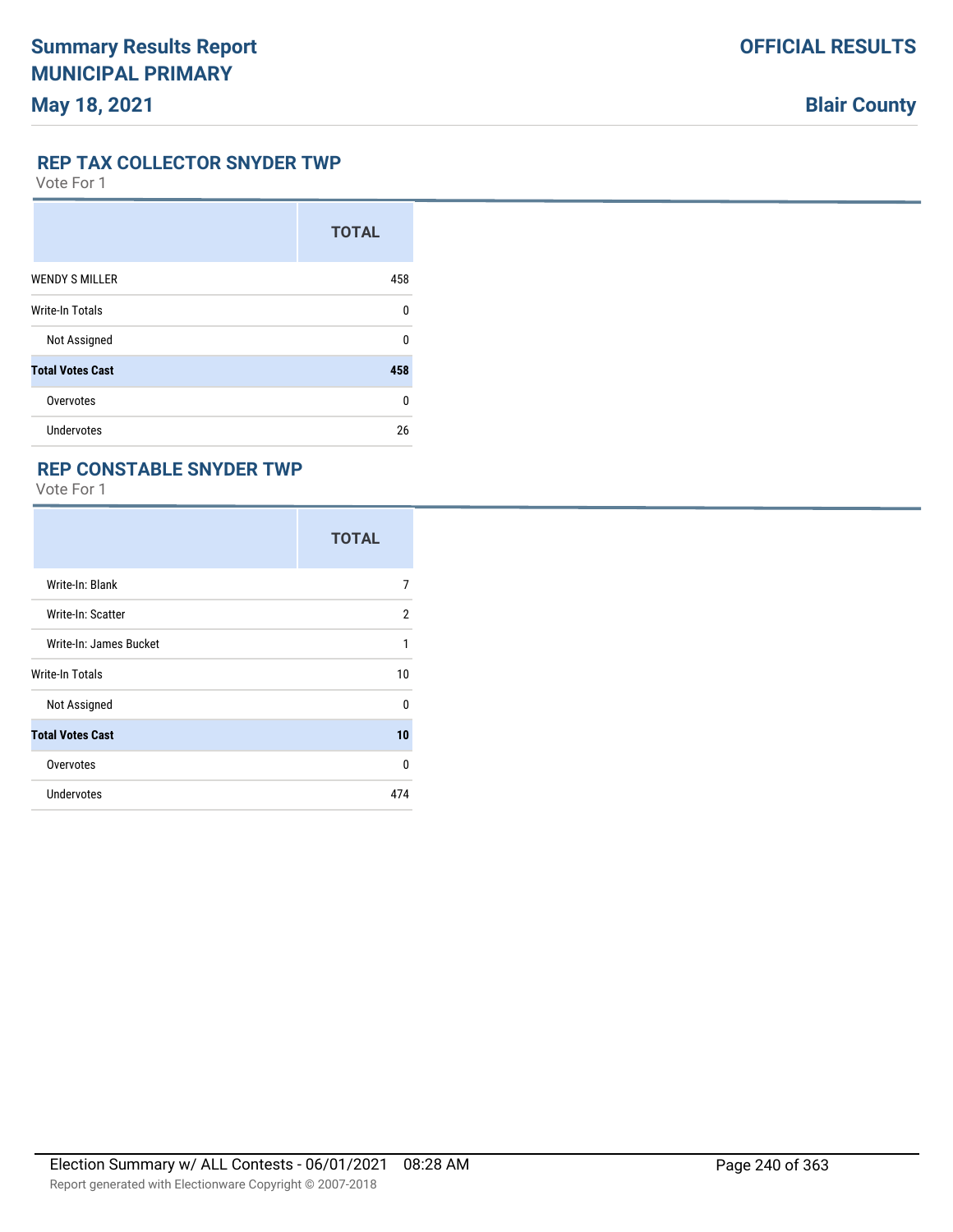## REP TAX COLLECTOR SNYDER TWP

Vote For 1

| | TOTAL |
|---|---|
| WENDY S MILLER | 458 |
| Write-In Totals | 0 |
| Not Assigned | 0 |
| **Total Votes Cast** | **458** |
| Overvotes | 0 |
| Undervotes | 26 |

## REP CONSTABLE SNYDER TWP

Vote For 1

| | TOTAL |
|---|---|
| Write-In: Blank | 7 |
| Write-In: Scatter | 2 |
| Write-In: James Bucket | 1 |
| Write-In Totals | 10 |
| Not Assigned | 0 |
| **Total Votes Cast** | **10** |
| Overvotes | 0 |
| Undervotes | 474 |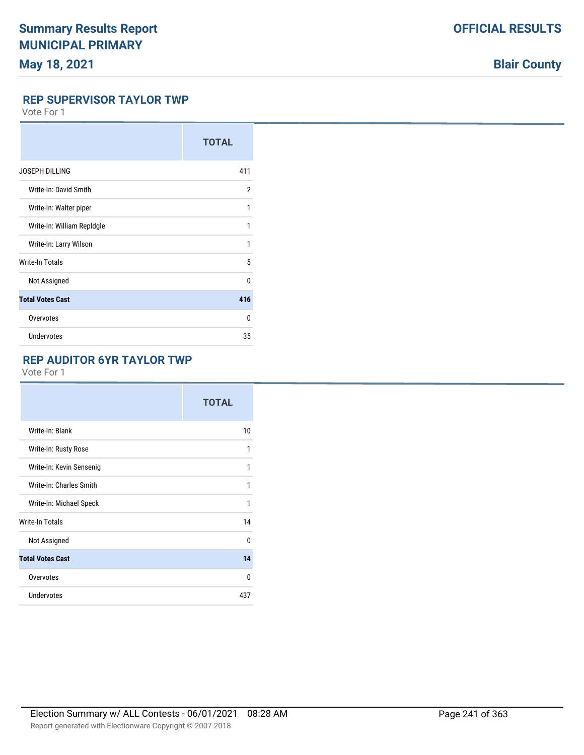## REP SUPERVISOR TAYLOR TWP

Vote For 1

| | TOTAL |
|---|---|
| JOSEPH DILLING | 411 |
| Write-In: David Smith | 2 |
| Write-In: Walter piper | 1 |
| Write-In: William Repldgle | 1 |
| Write-In: Larry Wilson | 1 |
| Write-In Totals | 5 |
| Not Assigned | 0 |
| **Total Votes Cast** | **416** |
| Overvotes | 0 |
| Undervotes | 35 |

## REP AUDITOR 6YR TAYLOR TWP

Vote For 1

| | TOTAL |
|---|---|
| Write-In: Blank | 10 |
| Write-In: Rusty Rose | 1 |
| Write-In: Kevin Sensenig | 1 |
| Write-In: Charles Smith | 1 |
| Write-In: Michael Speck | 1 |
| Write-In Totals | 14 |
| Not Assigned | 0 |
| **Total Votes Cast** | **14** |
| Overvotes | 0 |
| Undervotes | 437 |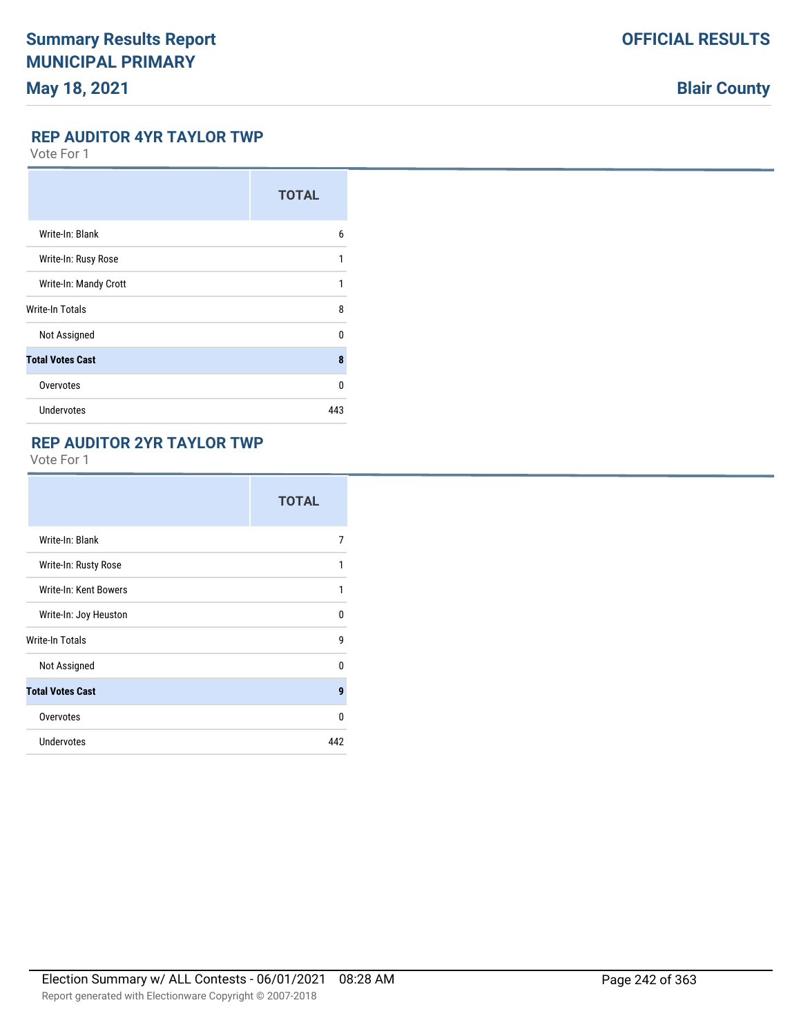## REP AUDITOR 4YR TAYLOR TWP

Vote For 1

| | TOTAL |
|---|---|
| Write-In: Blank | 6 |
| Write-In: Rusy Rose | 1 |
| Write-In: Mandy Crott | 1 |
| Write-In Totals | 8 |
| Not Assigned | 0 |
| **Total Votes Cast** | **8** |
| Overvotes | 0 |
| Undervotes | 443 |

## REP AUDITOR 2YR TAYLOR TWP

Vote For 1

| | TOTAL |
|---|---|
| Write-In: Blank | 7 |
| Write-In: Rusty Rose | 1 |
| Write-In: Kent Bowers | 1 |
| Write-In: Joy Heuston | 0 |
| Write-In Totals | 9 |
| Not Assigned | 0 |
| **Total Votes Cast** | **9** |
| Overvotes | 0 |
| Undervotes | 442 |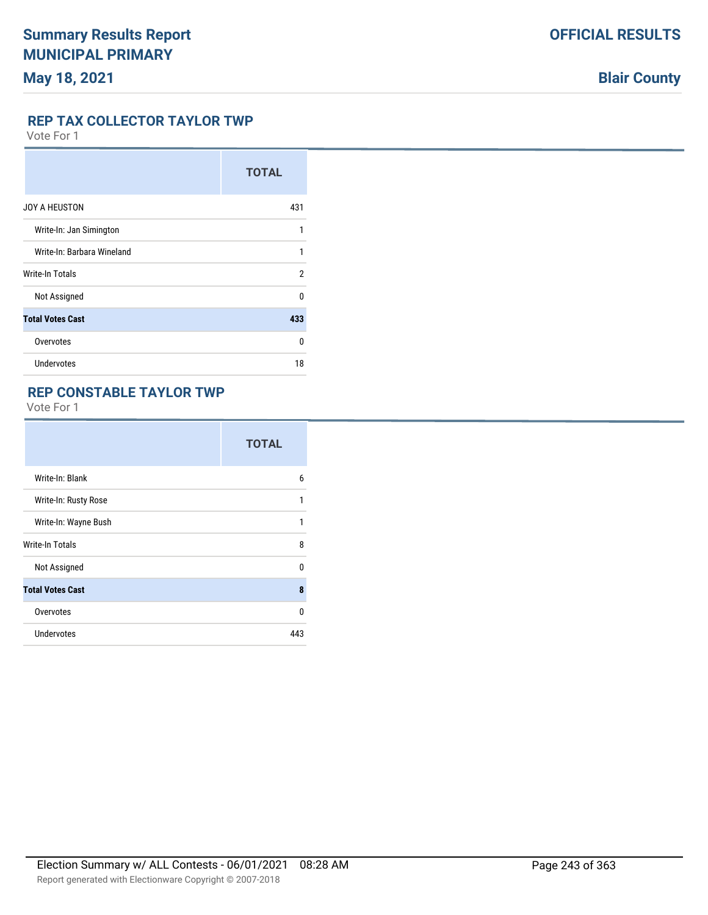## REP TAX COLLECTOR TAYLOR TWP

Vote For 1

| | TOTAL |
|---|---|
| JOY A HEUSTON | 431 |
| Write-In: Jan Simington | 1 |
| Write-In: Barbara Wineland | 1 |
| Write-In Totals | 2 |
| Not Assigned | 0 |
| **Total Votes Cast** | **433** |
| Overvotes | 0 |
| Undervotes | 18 |

## REP CONSTABLE TAYLOR TWP

Vote For 1

| | TOTAL |
|---|---|
| Write-In: Blank | 6 |
| Write-In: Rusty Rose | 1 |
| Write-In: Wayne Bush | 1 |
| Write-In Totals | 8 |
| Not Assigned | 0 |
| **Total Votes Cast** | **8** |
| Overvotes | 0 |
| Undervotes | 443 |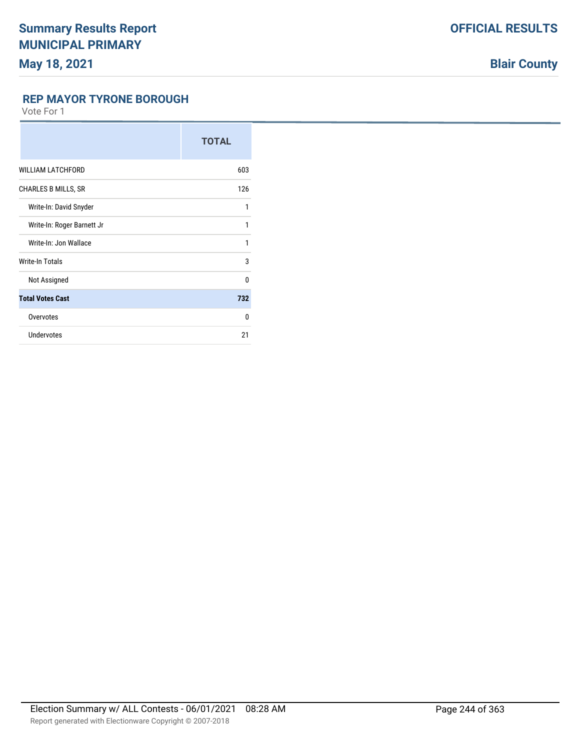## REP MAYOR TYRONE BOROUGH

Vote For 1

| | TOTAL |
|---|---|
| WILLIAM LATCHFORD | 603 |
| CHARLES B MILLS, SR | 126 |
| Write-In: David Snyder | 1 |
| Write-In: Roger Barnett Jr | 1 |
| Write-In: Jon Wallace | 1 |
| Write-In Totals | 3 |
| Not Assigned | 0 |
| **Total Votes Cast** | **732** |
| Overvotes | 0 |
| Undervotes | 21 |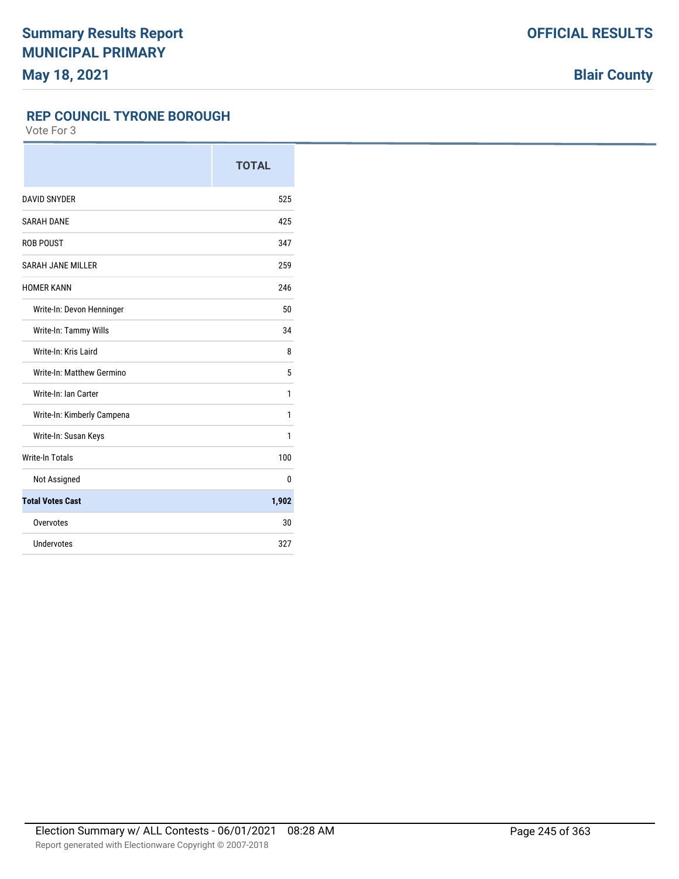## REP COUNCIL TYRONE BOROUGH

Vote For 3

| | TOTAL |
|---|---|
| DAVID SNYDER | 525 |
| SARAH DANE | 425 |
| ROB POUST | 347 |
| SARAH JANE MILLER | 259 |
| HOMER KANN | 246 |
| Write-In: Devon Henninger | 50 |
| Write-In: Tammy Wills | 34 |
| Write-In: Kris Laird | 8 |
| Write-In: Matthew Germino | 5 |
| Write-In: Ian Carter | 1 |
| Write-In: Kimberly Campena | 1 |
| Write-In: Susan Keys | 1 |
| Write-In Totals | 100 |
| Not Assigned | 0 |
| **Total Votes Cast** | **1,902** |
| Overvotes | 30 |
| Undervotes | 327 |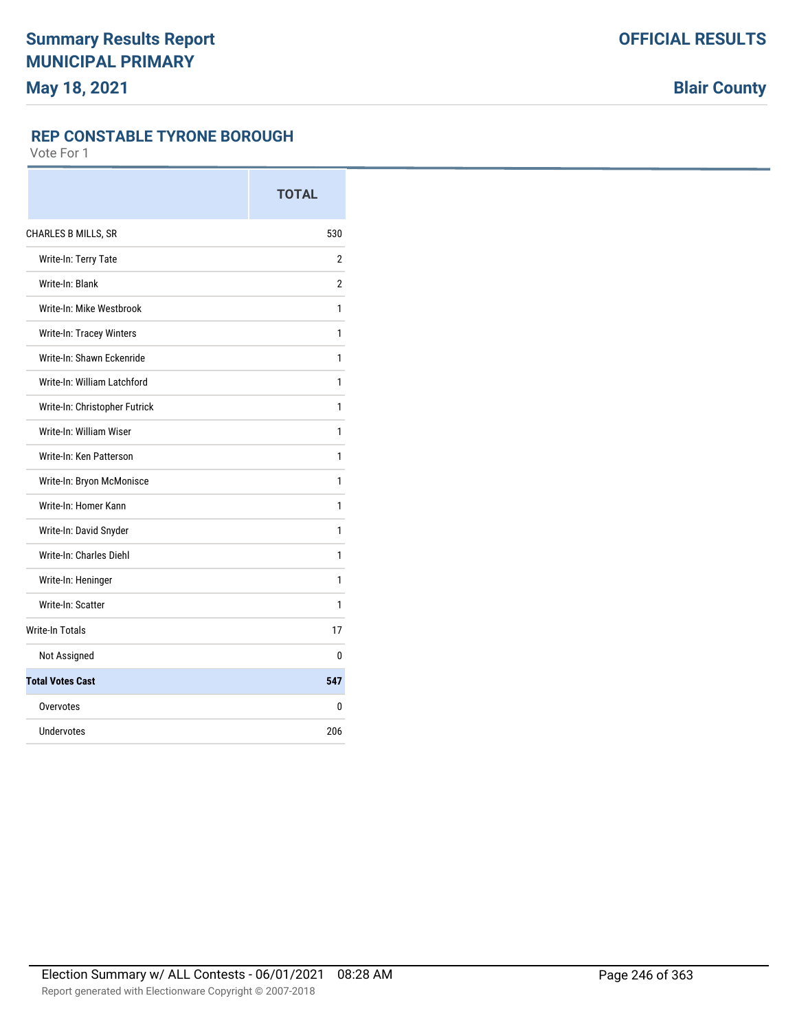## REP CONSTABLE TYRONE BOROUGH

Vote For 1

| | TOTAL |
|---|---|
| CHARLES B MILLS, SR | 530 |
| Write-In: Terry Tate | 2 |
| Write-In: Blank | 2 |
| Write-In: Mike Westbrook | 1 |
| Write-In: Tracey Winters | 1 |
| Write-In: Shawn Eckenride | 1 |
| Write-In: William Latchford | 1 |
| Write-In: Christopher Futrick | 1 |
| Write-In: William Wiser | 1 |
| Write-In: Ken Patterson | 1 |
| Write-In: Bryon McMonisce | 1 |
| Write-In: Homer Kann | 1 |
| Write-In: David Snyder | 1 |
| Write-In: Charles Diehl | 1 |
| Write-In: Heninger | 1 |
| Write-In: Scatter | 1 |
| Write-In Totals | 17 |
| Not Assigned | 0 |
| **Total Votes Cast** | **547** |
| Overvotes | 0 |
| Undervotes | 206 |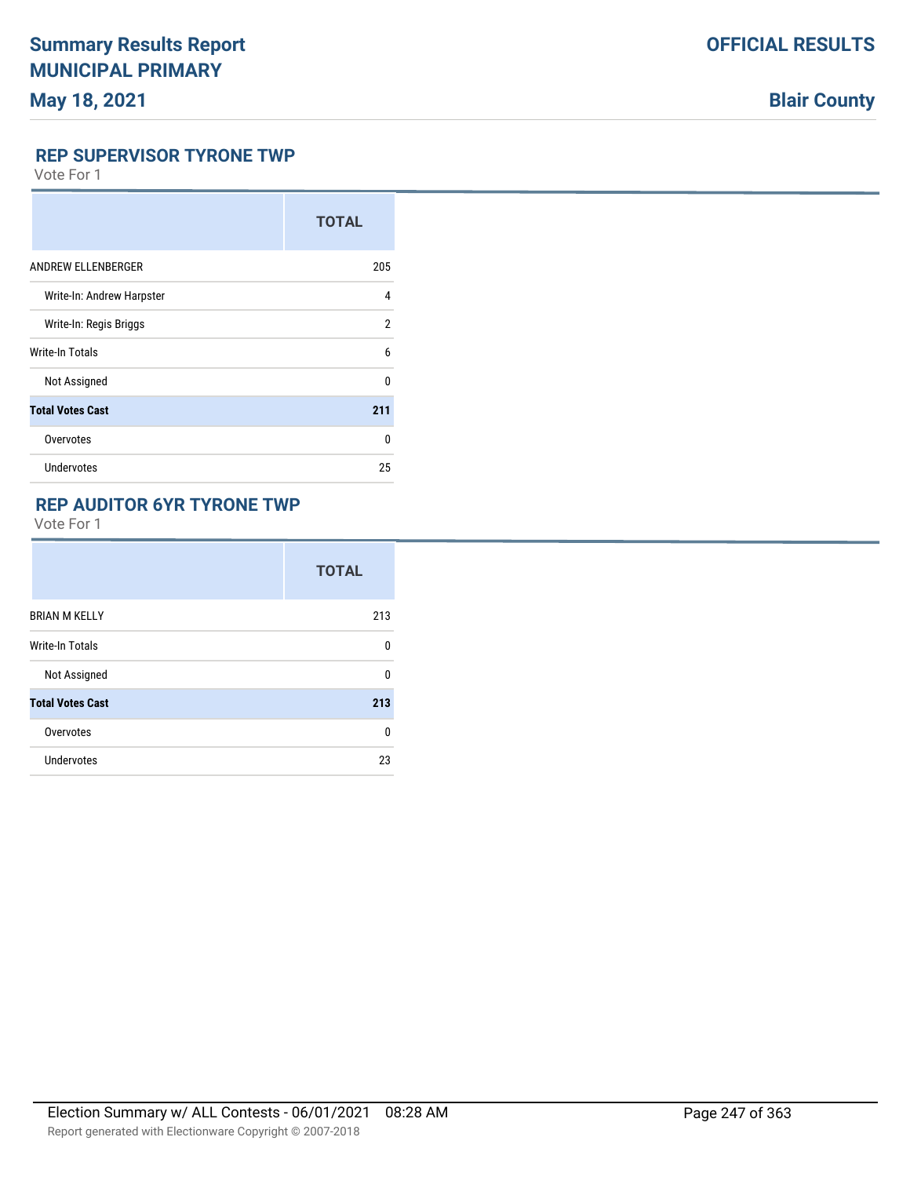# Summary Results Report
# MUNICIPAL PRIMARY
## May 18, 2021

**OFFICIAL RESULTS**

**Blair County**

### REP SUPERVISOR TYRONE TWP

Vote For 1

| | TOTAL |
|---|---|
| ANDREW ELLENBERGER | 205 |
| Write-In: Andrew Harpster | 4 |
| Write-In: Regis Briggs | 2 |
| Write-In Totals | 6 |
| Not Assigned | 0 |
| **Total Votes Cast** | **211** |
| Overvotes | 0 |
| Undervotes | 25 |

### REP AUDITOR 6YR TYRONE TWP

Vote For 1

| | TOTAL |
|---|---|
| BRIAN M KELLY | 213 |
| Write-In Totals | 0 |
| Not Assigned | 0 |
| **Total Votes Cast** | **213** |
| Overvotes | 0 |
| Undervotes | 23 |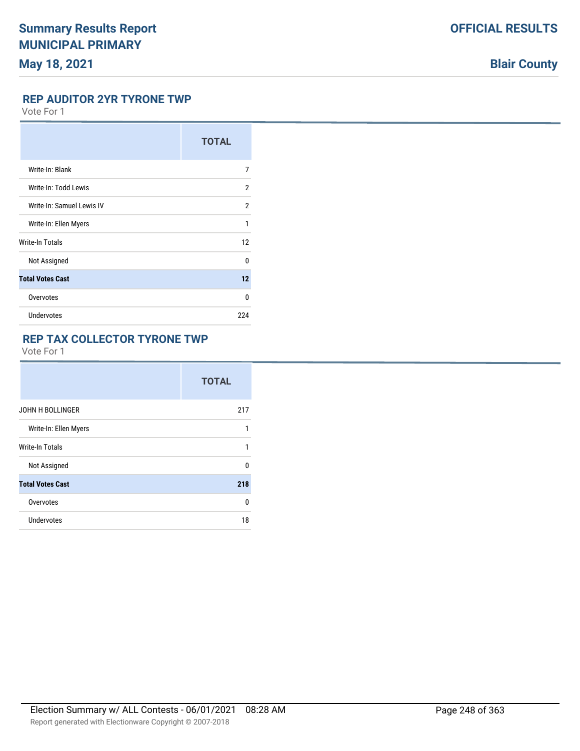## REP AUDITOR 2YR TYRONE TWP

Vote For 1

| | TOTAL |
|---|---|
| Write-In: Blank | 7 |
| Write-In: Todd Lewis | 2 |
| Write-In: Samuel Lewis IV | 2 |
| Write-In: Ellen Myers | 1 |
| Write-In Totals | 12 |
| Not Assigned | 0 |
| **Total Votes Cast** | **12** |
| Overvotes | 0 |
| Undervotes | 224 |

## REP TAX COLLECTOR TYRONE TWP

Vote For 1

| | TOTAL |
|---|---|
| JOHN H BOLLINGER | 217 |
| Write-In: Ellen Myers | 1 |
| Write-In Totals | 1 |
| Not Assigned | 0 |
| **Total Votes Cast** | **218** |
| Overvotes | 0 |
| Undervotes | 18 |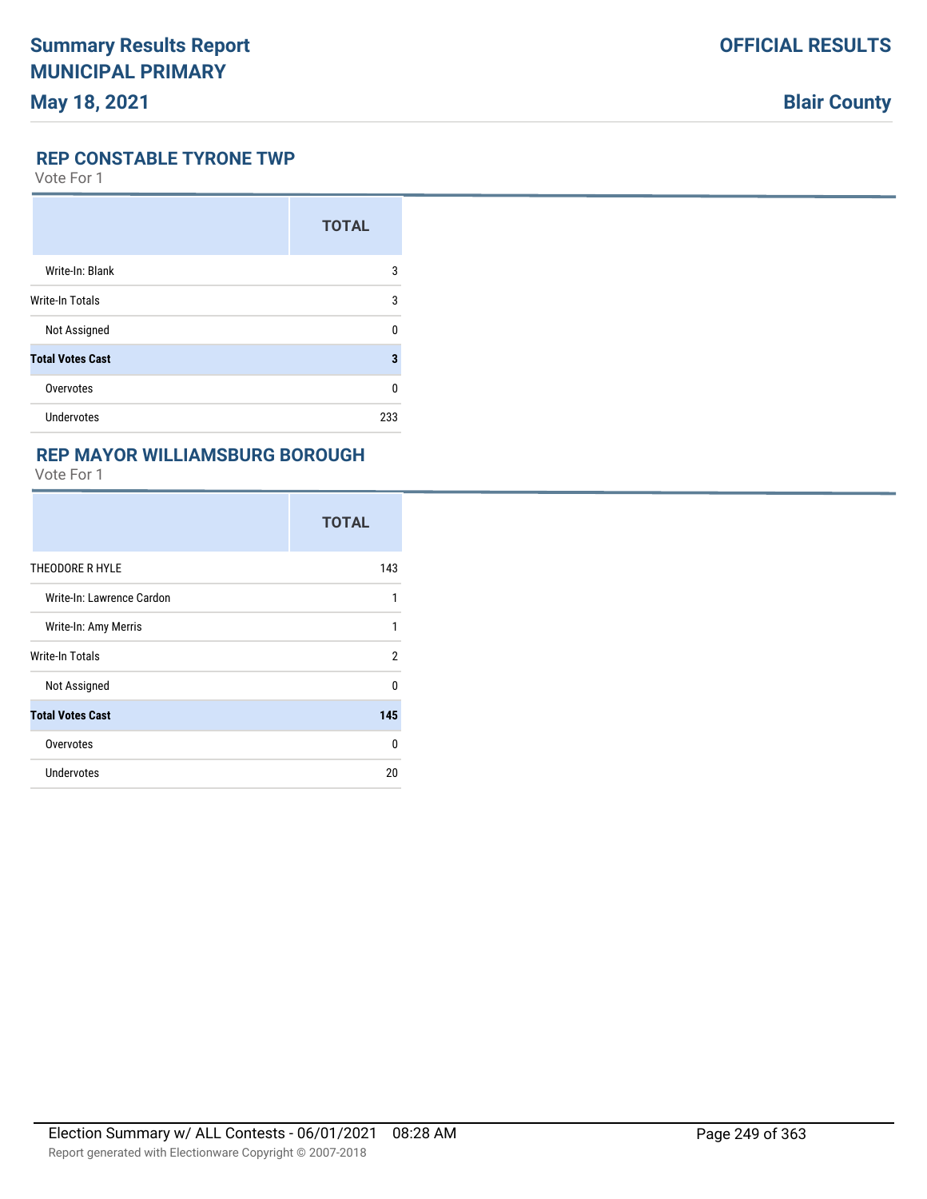# Summary Results Report
# MUNICIPAL PRIMARY
## May 18, 2021

**OFFICIAL RESULTS**

**Blair County**

### REP CONSTABLE TYRONE TWP

Vote For 1

| | TOTAL |
|---|---|
| Write-In: Blank | 3 |
| Write-In Totals | 3 |
| Not Assigned | 0 |
| **Total Votes Cast** | **3** |
| Overvotes | 0 |
| Undervotes | 233 |

### REP MAYOR WILLIAMSBURG BOROUGH

Vote For 1

| | TOTAL |
|---|---|
| THEODORE R HYLE | 143 |
| Write-In: Lawrence Cardon | 1 |
| Write-In: Amy Merris | 1 |
| Write-In Totals | 2 |
| Not Assigned | 0 |
| **Total Votes Cast** | **145** |
| Overvotes | 0 |
| Undervotes | 20 |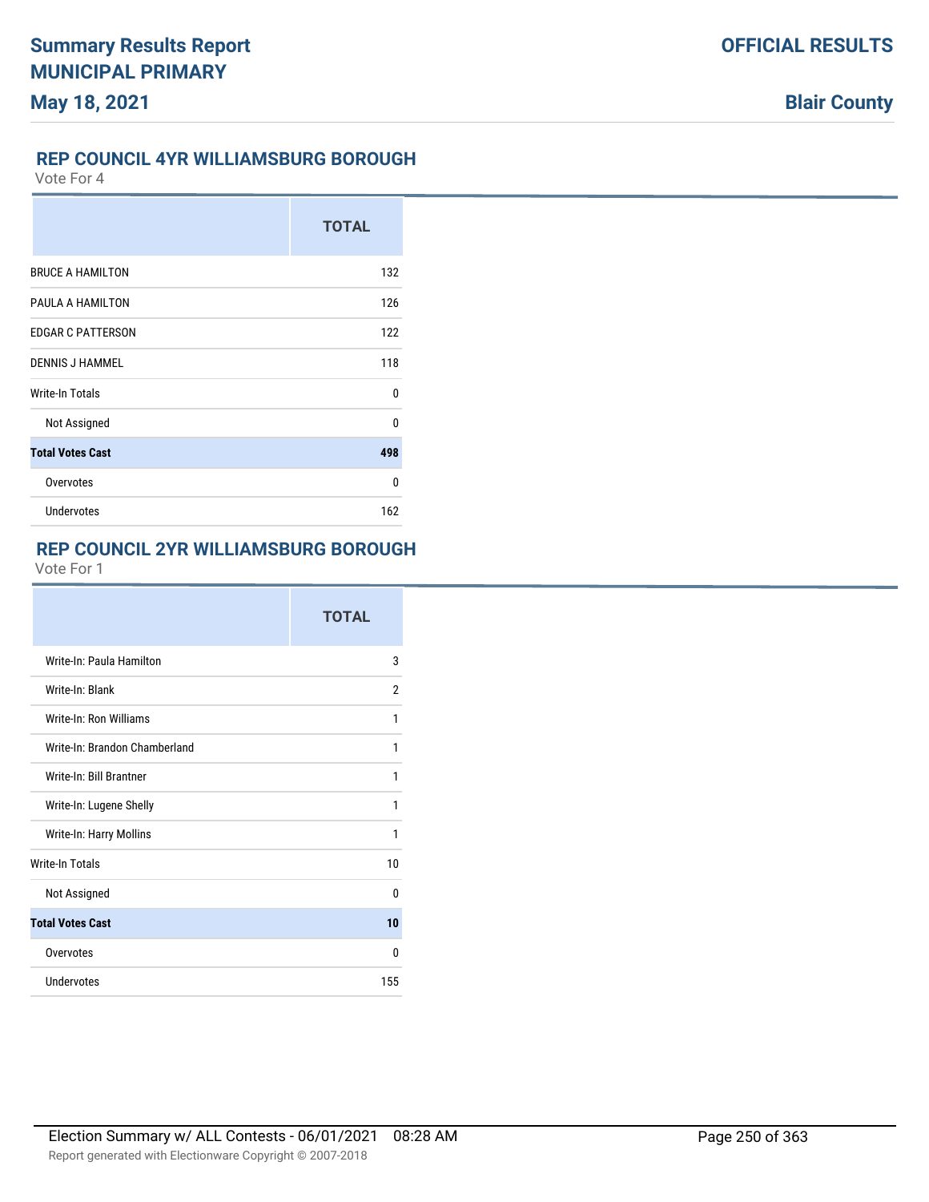## REP COUNCIL 4YR WILLIAMSBURG BOROUGH

Vote For 4

| | TOTAL |
|---|---|
| BRUCE A HAMILTON | 132 |
| PAULA A HAMILTON | 126 |
| EDGAR C PATTERSON | 122 |
| DENNIS J HAMMEL | 118 |
| Write-In Totals | 0 |
| Not Assigned | 0 |
| **Total Votes Cast** | **498** |
| Overvotes | 0 |
| Undervotes | 162 |

## REP COUNCIL 2YR WILLIAMSBURG BOROUGH

Vote For 1

| | TOTAL |
|---|---|
| Write-In: Paula Hamilton | 3 |
| Write-In: Blank | 2 |
| Write-In: Ron Williams | 1 |
| Write-In: Brandon Chamberland | 1 |
| Write-In: Bill Brantner | 1 |
| Write-In: Lugene Shelly | 1 |
| Write-In: Harry Mollins | 1 |
| Write-In Totals | 10 |
| Not Assigned | 0 |
| **Total Votes Cast** | **10** |
| Overvotes | 0 |
| Undervotes | 155 |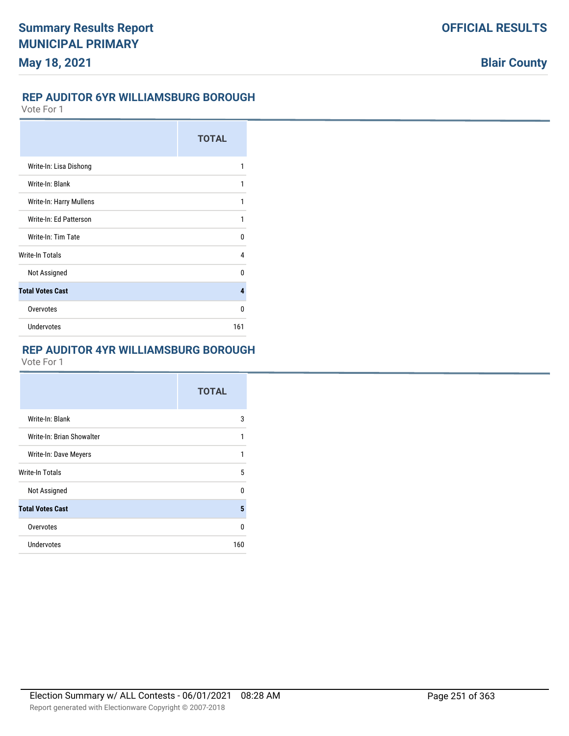## REP AUDITOR 6YR WILLIAMSBURG BOROUGH

Vote For 1

| | TOTAL |
|---|---|
| Write-In: Lisa Dishong | 1 |
| Write-In: Blank | 1 |
| Write-In: Harry Mullens | 1 |
| Write-In: Ed Patterson | 1 |
| Write-In: Tim Tate | 0 |
| Write-In Totals | 4 |
| Not Assigned | 0 |
| **Total Votes Cast** | **4** |
| Overvotes | 0 |
| Undervotes | 161 |

## REP AUDITOR 4YR WILLIAMSBURG BOROUGH

Vote For 1

| | TOTAL |
|---|---|
| Write-In: Blank | 3 |
| Write-In: Brian Showalter | 1 |
| Write-In: Dave Meyers | 1 |
| Write-In Totals | 5 |
| Not Assigned | 0 |
| **Total Votes Cast** | **5** |
| Overvotes | 0 |
| Undervotes | 160 |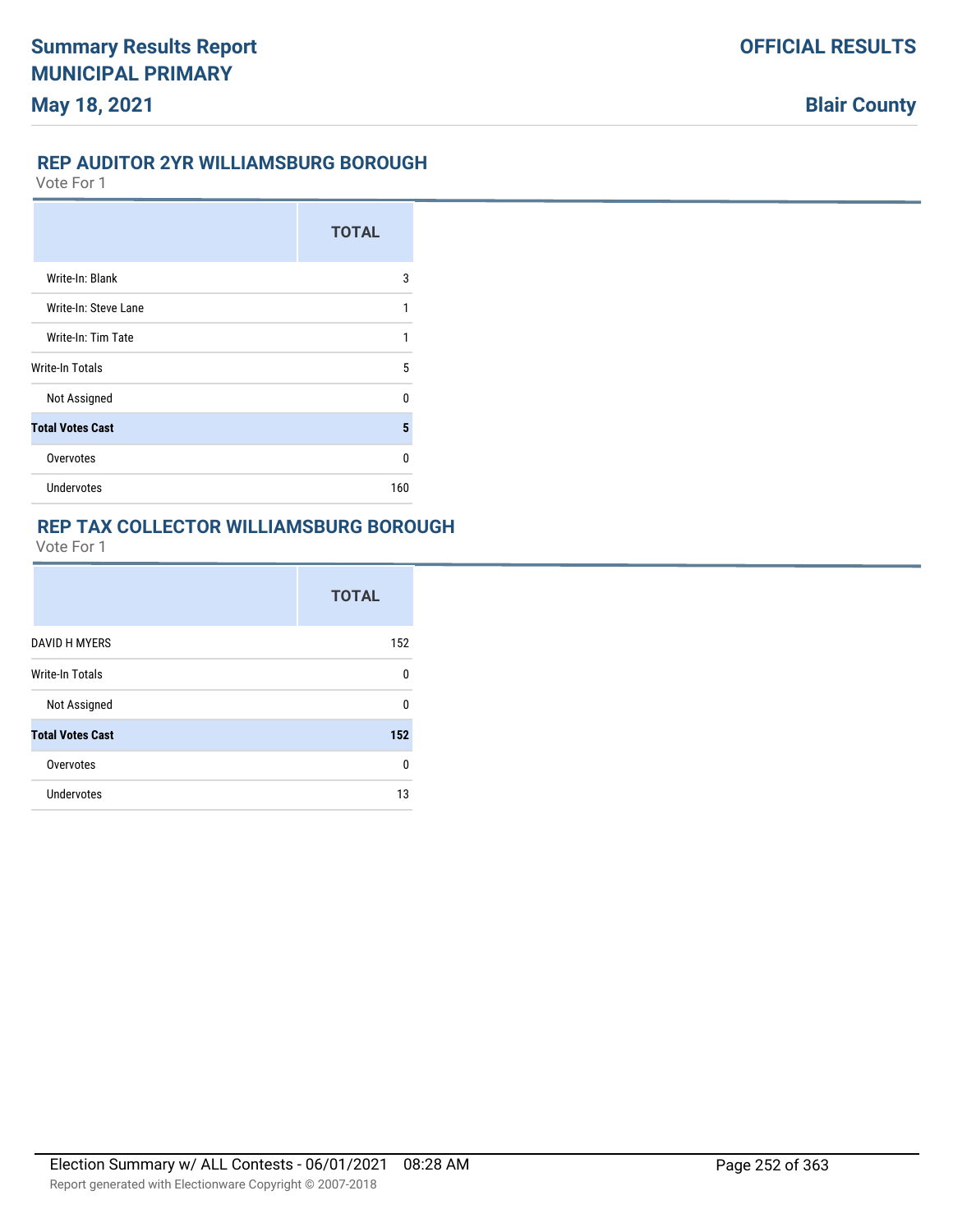## REP AUDITOR 2YR WILLIAMSBURG BOROUGH

Vote For 1

| | TOTAL |
|---|---|
| Write-In: Blank | 3 |
| Write-In: Steve Lane | 1 |
| Write-In: Tim Tate | 1 |
| Write-In Totals | 5 |
| Not Assigned | 0 |
| **Total Votes Cast** | **5** |
| Overvotes | 0 |
| Undervotes | 160 |

## REP TAX COLLECTOR WILLIAMSBURG BOROUGH

Vote For 1

| | TOTAL |
|---|---|
| DAVID H MYERS | 152 |
| Write-In Totals | 0 |
| Not Assigned | 0 |
| **Total Votes Cast** | **152** |
| Overvotes | 0 |
| Undervotes | 13 |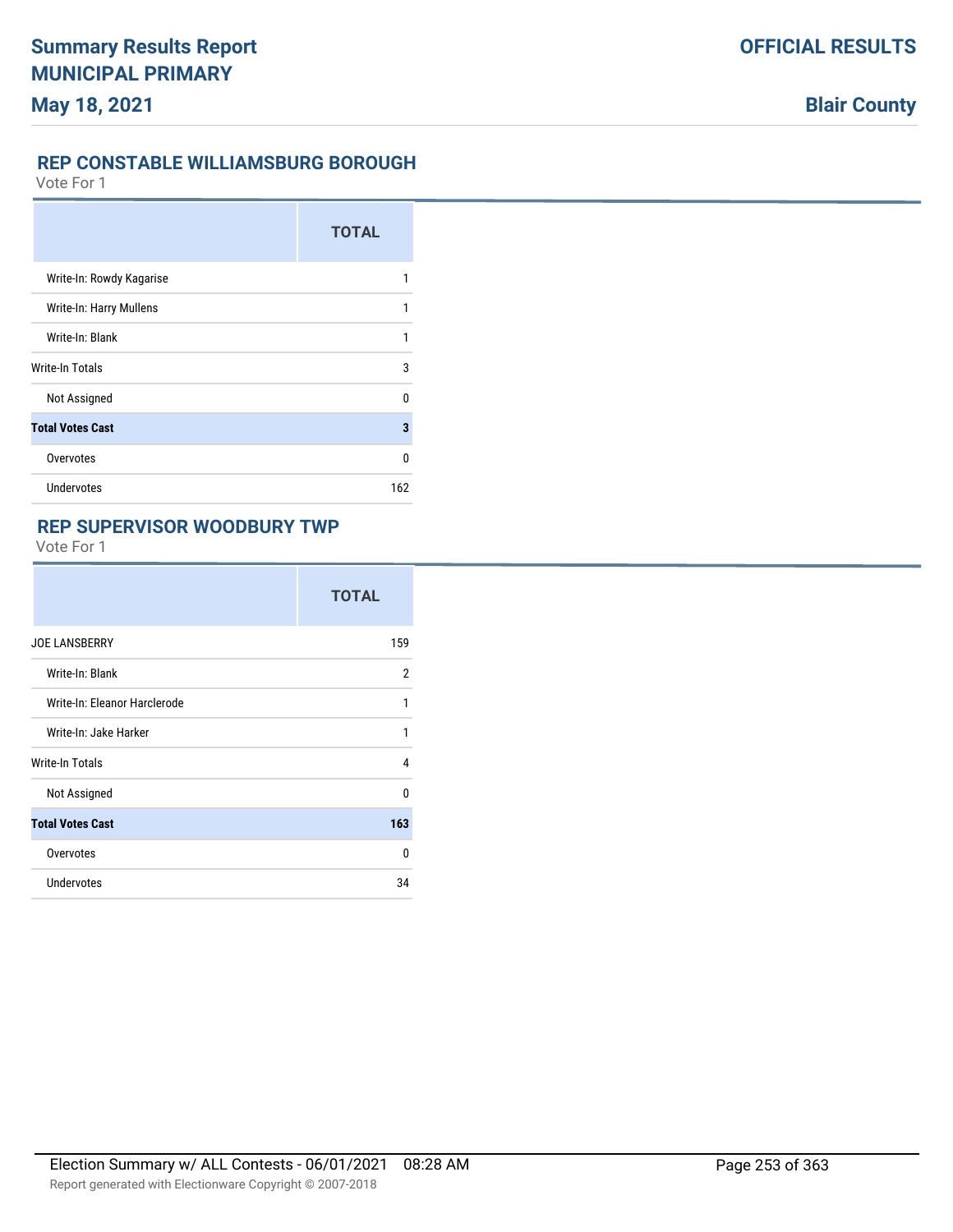## REP CONSTABLE WILLIAMSBURG BOROUGH

Vote For 1

| | TOTAL |
|---|---|
| Write-In: Rowdy Kagarise | 1 |
| Write-In: Harry Mullens | 1 |
| Write-In: Blank | 1 |
| Write-In Totals | 3 |
| Not Assigned | 0 |
| **Total Votes Cast** | **3** |
| Overvotes | 0 |
| Undervotes | 162 |

## REP SUPERVISOR WOODBURY TWP

Vote For 1

| | TOTAL |
|---|---|
| JOE LANSBERRY | 159 |
| Write-In: Blank | 2 |
| Write-In: Eleanor Harclerode | 1 |
| Write-In: Jake Harker | 1 |
| Write-In Totals | 4 |
| Not Assigned | 0 |
| **Total Votes Cast** | **163** |
| Overvotes | 0 |
| Undervotes | 34 |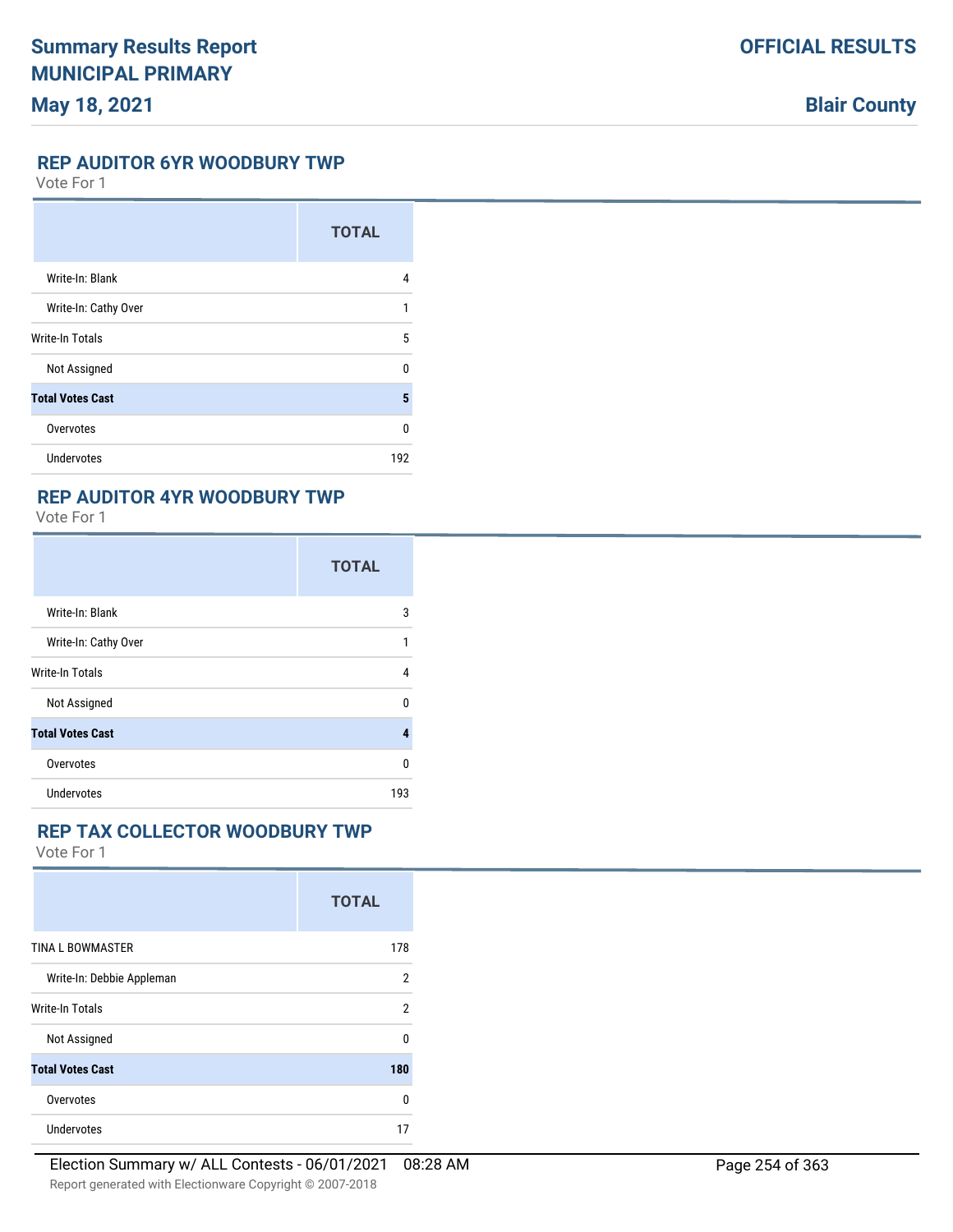## REP AUDITOR 6YR WOODBURY TWP

Vote For 1

| | TOTAL |
|---|---|
| Write-In: Blank | 4 |
| Write-In: Cathy Over | 1 |
| Write-In Totals | 5 |
| Not Assigned | 0 |
| **Total Votes Cast** | **5** |
| Overvotes | 0 |
| Undervotes | 192 |

## REP AUDITOR 4YR WOODBURY TWP

Vote For 1

| | TOTAL |
|---|---|
| Write-In: Blank | 3 |
| Write-In: Cathy Over | 1 |
| Write-In Totals | 4 |
| Not Assigned | 0 |
| **Total Votes Cast** | **4** |
| Overvotes | 0 |
| Undervotes | 193 |

## REP TAX COLLECTOR WOODBURY TWP

Vote For 1

| | TOTAL |
|---|---|
| TINA L BOWMASTER | 178 |
| Write-In: Debbie Appleman | 2 |
| Write-In Totals | 2 |
| Not Assigned | 0 |
| **Total Votes Cast** | **180** |
| Overvotes | 0 |
| Undervotes | 17 |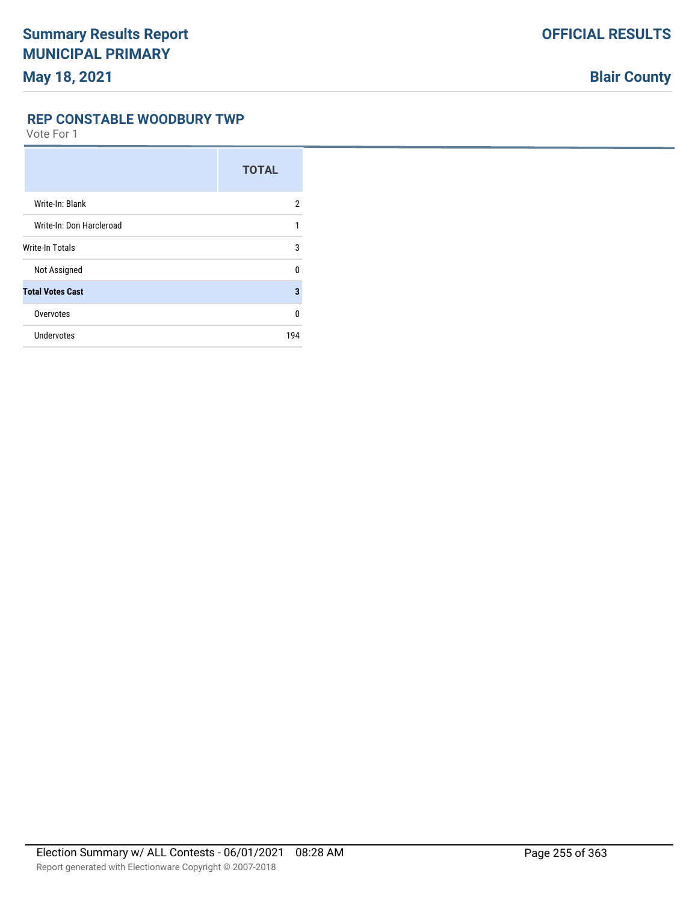# Summary Results Report
# MUNICIPAL PRIMARY

**May 18, 2021**

**OFFICIAL RESULTS**

**Blair County**

## REP CONSTABLE WOODBURY TWP

Vote For 1

| | TOTAL |
|---|---|
| Write-In: Blank | 2 |
| Write-In: Don Harcleroad | 1 |
| Write-In Totals | 3 |
| Not Assigned | 0 |
| **Total Votes Cast** | **3** |
| Overvotes | 0 |
| Undervotes | 194 |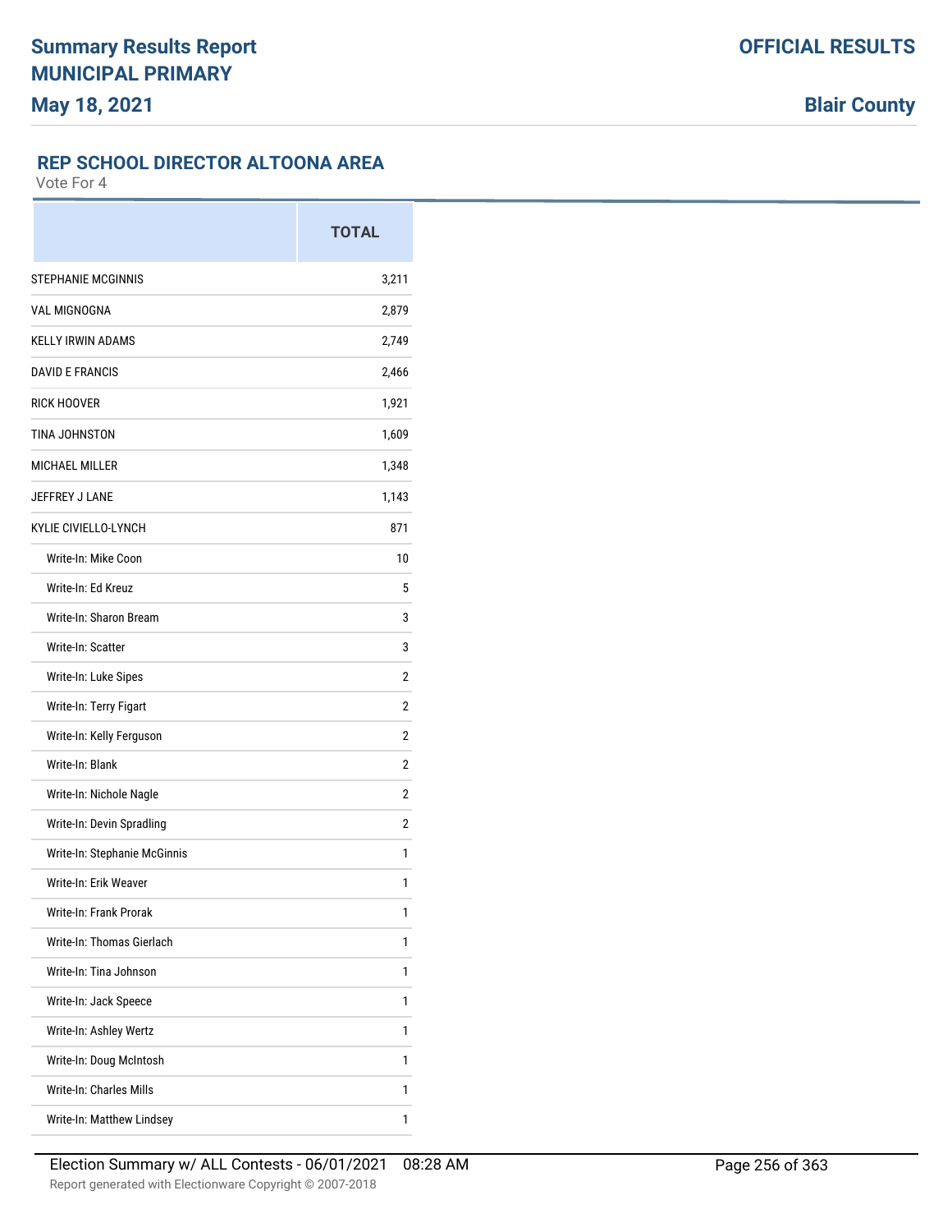# Summary Results Report
## MUNICIPAL PRIMARY
## May 18, 2021

**OFFICIAL RESULTS**

**Blair County**

### REP SCHOOL DIRECTOR ALTOONA AREA

Vote For 4

| | TOTAL |
|---|---|
| STEPHANIE MCGINNIS | 3,211 |
| VAL MIGNOGNA | 2,879 |
| KELLY IRWIN ADAMS | 2,749 |
| DAVID E FRANCIS | 2,466 |
| RICK HOOVER | 1,921 |
| TINA JOHNSTON | 1,609 |
| MICHAEL MILLER | 1,348 |
| JEFFREY J LANE | 1,143 |
| KYLIE CIVIELLO-LYNCH | 871 |
| Write-In: Mike Coon | 10 |
| Write-In: Ed Kreuz | 5 |
| Write-In: Sharon Bream | 3 |
| Write-In: Scatter | 3 |
| Write-In: Luke Sipes | 2 |
| Write-In: Terry Figart | 2 |
| Write-In: Kelly Ferguson | 2 |
| Write-In: Blank | 2 |
| Write-In: Nichole Nagle | 2 |
| Write-In: Devin Spradling | 2 |
| Write-In: Stephanie McGinnis | 1 |
| Write-In: Erik Weaver | 1 |
| Write-In: Frank Prorak | 1 |
| Write-In: Thomas Gierlach | 1 |
| Write-In: Tina Johnson | 1 |
| Write-In: Jack Speece | 1 |
| Write-In: Ashley Wertz | 1 |
| Write-In: Doug McIntosh | 1 |
| Write-In: Charles Mills | 1 |
| Write-In: Matthew Lindsey | 1 |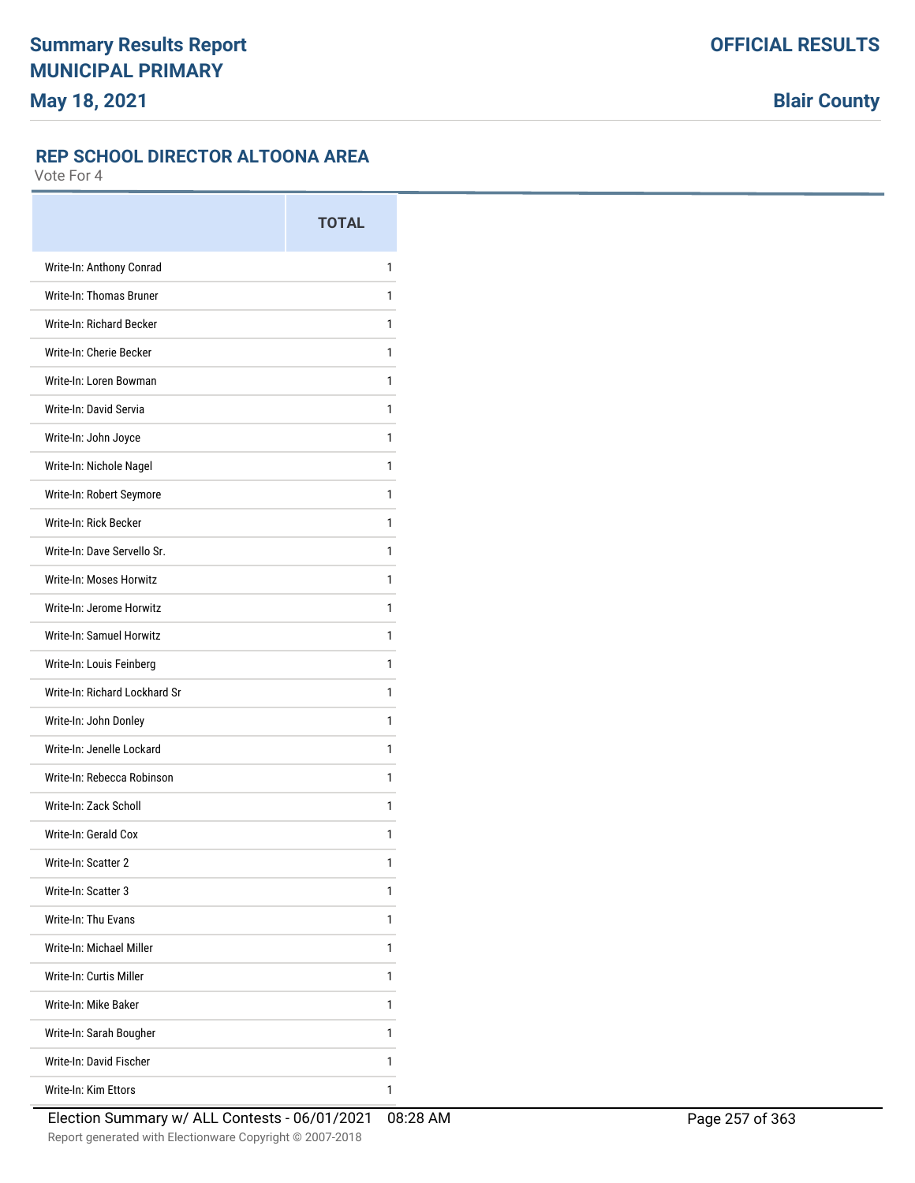## REP SCHOOL DIRECTOR ALTOONA AREA

Vote For 4

| | TOTAL |
|---|---|
| Write-In: Anthony Conrad | 1 |
| Write-In: Thomas Bruner | 1 |
| Write-In: Richard Becker | 1 |
| Write-In: Cherie Becker | 1 |
| Write-In: Loren Bowman | 1 |
| Write-In: David Servia | 1 |
| Write-In: John Joyce | 1 |
| Write-In: Nichole Nagel | 1 |
| Write-In: Robert Seymore | 1 |
| Write-In: Rick Becker | 1 |
| Write-In: Dave Servello Sr. | 1 |
| Write-In: Moses Horwitz | 1 |
| Write-In: Jerome Horwitz | 1 |
| Write-In: Samuel Horwitz | 1 |
| Write-In: Louis Feinberg | 1 |
| Write-In: Richard Lockhard Sr | 1 |
| Write-In: John Donley | 1 |
| Write-In: Jenelle Lockard | 1 |
| Write-In: Rebecca Robinson | 1 |
| Write-In: Zack Scholl | 1 |
| Write-In: Gerald Cox | 1 |
| Write-In: Scatter 2 | 1 |
| Write-In: Scatter 3 | 1 |
| Write-In: Thu Evans | 1 |
| Write-In: Michael Miller | 1 |
| Write-In: Curtis Miller | 1 |
| Write-In: Mike Baker | 1 |
| Write-In: Sarah Bougher | 1 |
| Write-In: David Fischer | 1 |
| Write-In: Kim Ettors | 1 |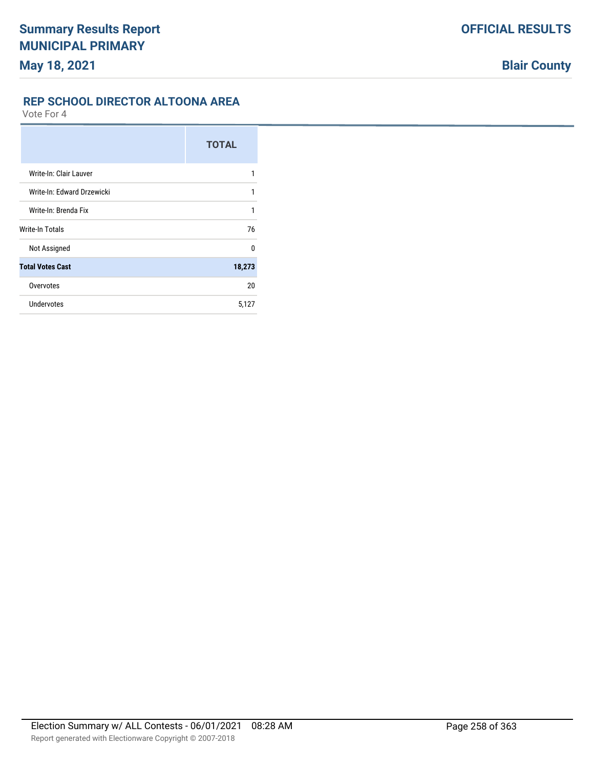## REP SCHOOL DIRECTOR ALTOONA AREA

Vote For 4

| | TOTAL |
|---|---|
| Write-In: Clair Lauver | 1 |
| Write-In: Edward Drzewicki | 1 |
| Write-In: Brenda Fix | 1 |
| Write-In Totals | 76 |
| Not Assigned | 0 |
| **Total Votes Cast** | **18,273** |
| Overvotes | 20 |
| Undervotes | 5,127 |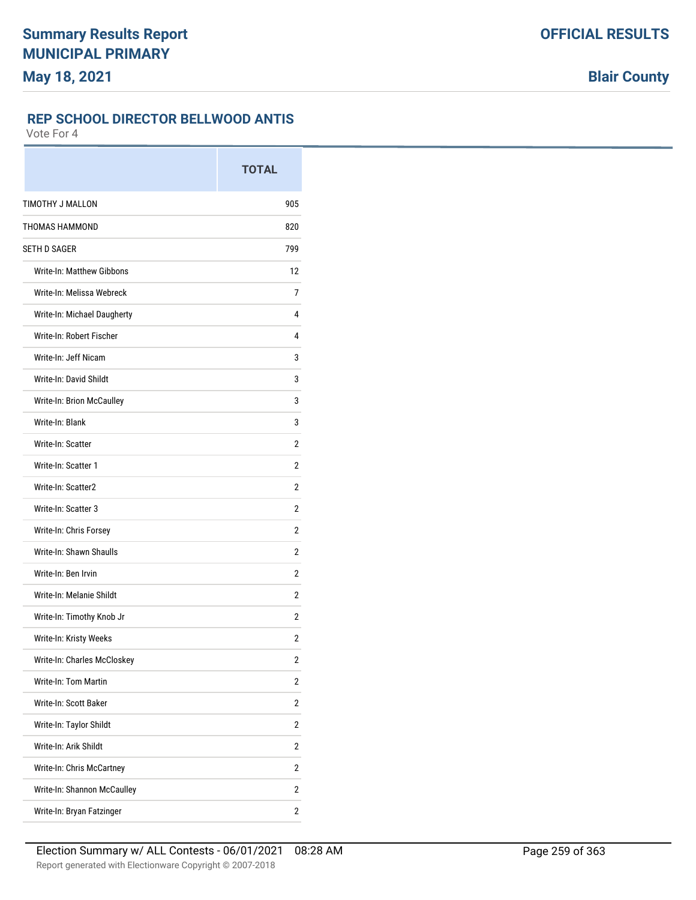## REP SCHOOL DIRECTOR BELLWOOD ANTIS

Vote For 4

| | TOTAL |
|---|---|
| TIMOTHY J MALLON | 905 |
| THOMAS HAMMOND | 820 |
| SETH D SAGER | 799 |
| Write-In: Matthew Gibbons | 12 |
| Write-In: Melissa Webreck | 7 |
| Write-In: Michael Daugherty | 4 |
| Write-In: Robert Fischer | 4 |
| Write-In: Jeff Nicam | 3 |
| Write-In: David Shildt | 3 |
| Write-In: Brion McCaulley | 3 |
| Write-In: Blank | 3 |
| Write-In: Scatter | 2 |
| Write-In: Scatter 1 | 2 |
| Write-In: Scatter2 | 2 |
| Write-In: Scatter 3 | 2 |
| Write-In: Chris Forsey | 2 |
| Write-In: Shawn Shaulls | 2 |
| Write-In: Ben Irvin | 2 |
| Write-In: Melanie Shildt | 2 |
| Write-In: Timothy Knob Jr | 2 |
| Write-In: Kristy Weeks | 2 |
| Write-In: Charles McCloskey | 2 |
| Write-In: Tom Martin | 2 |
| Write-In: Scott Baker | 2 |
| Write-In: Taylor Shildt | 2 |
| Write-In: Arik Shildt | 2 |
| Write-In: Chris McCartney | 2 |
| Write-In: Shannon McCaulley | 2 |
| Write-In: Bryan Fatzinger | 2 |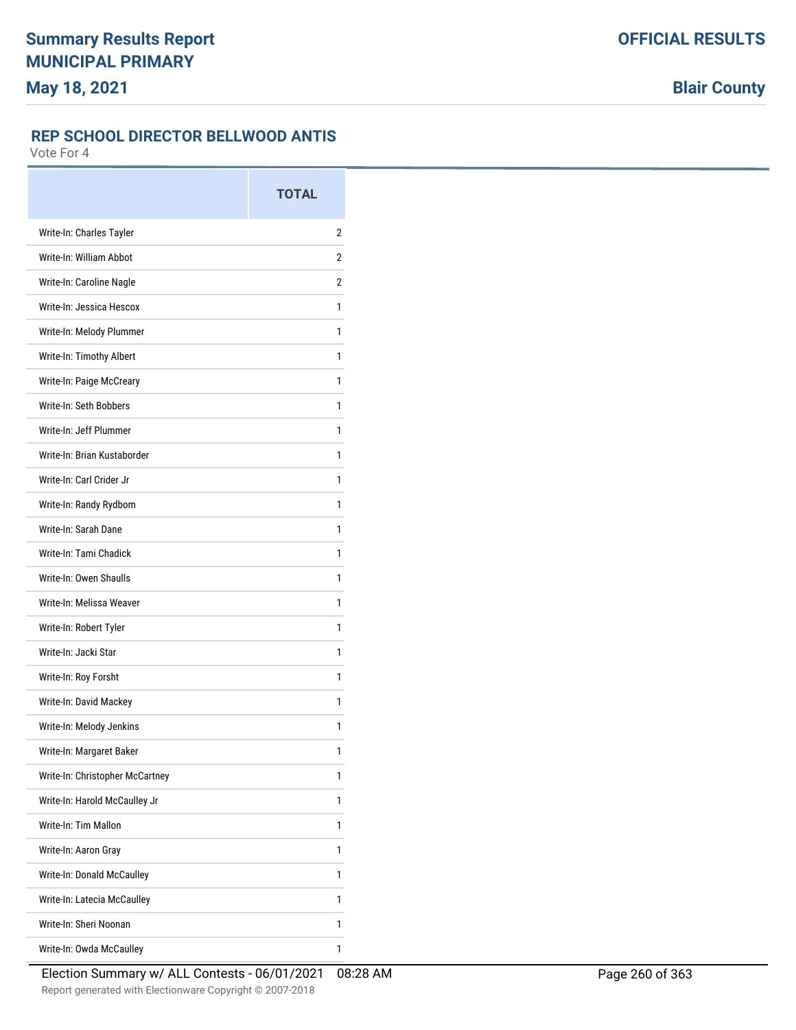## REP SCHOOL DIRECTOR BELLWOOD ANTIS

Vote For 4

| | TOTAL |
|---|---|
| Write-In: Charles Tayler | 2 |
| Write-In: William Abbot | 2 |
| Write-In: Caroline Nagle | 2 |
| Write-In: Jessica Hescox | 1 |
| Write-In: Melody Plummer | 1 |
| Write-In: Timothy Albert | 1 |
| Write-In: Paige McCreary | 1 |
| Write-In: Seth Bobbers | 1 |
| Write-In: Jeff Plummer | 1 |
| Write-In: Brian Kustaborder | 1 |
| Write-In: Carl Crider Jr | 1 |
| Write-In: Randy Rydbom | 1 |
| Write-In: Sarah Dane | 1 |
| Write-In: Tami Chadick | 1 |
| Write-In: Owen Shaulls | 1 |
| Write-In: Melissa Weaver | 1 |
| Write-In: Robert Tyler | 1 |
| Write-In: Jacki Star | 1 |
| Write-In: Roy Forsht | 1 |
| Write-In: David Mackey | 1 |
| Write-In: Melody Jenkins | 1 |
| Write-In: Margaret Baker | 1 |
| Write-In: Christopher McCartney | 1 |
| Write-In: Harold McCaulley Jr | 1 |
| Write-In: Tim Mallon | 1 |
| Write-In: Aaron Gray | 1 |
| Write-In: Donald McCaulley | 1 |
| Write-In: Latecia McCaulley | 1 |
| Write-In: Sheri Noonan | 1 |
| Write-In: Owda McCaulley | 1 |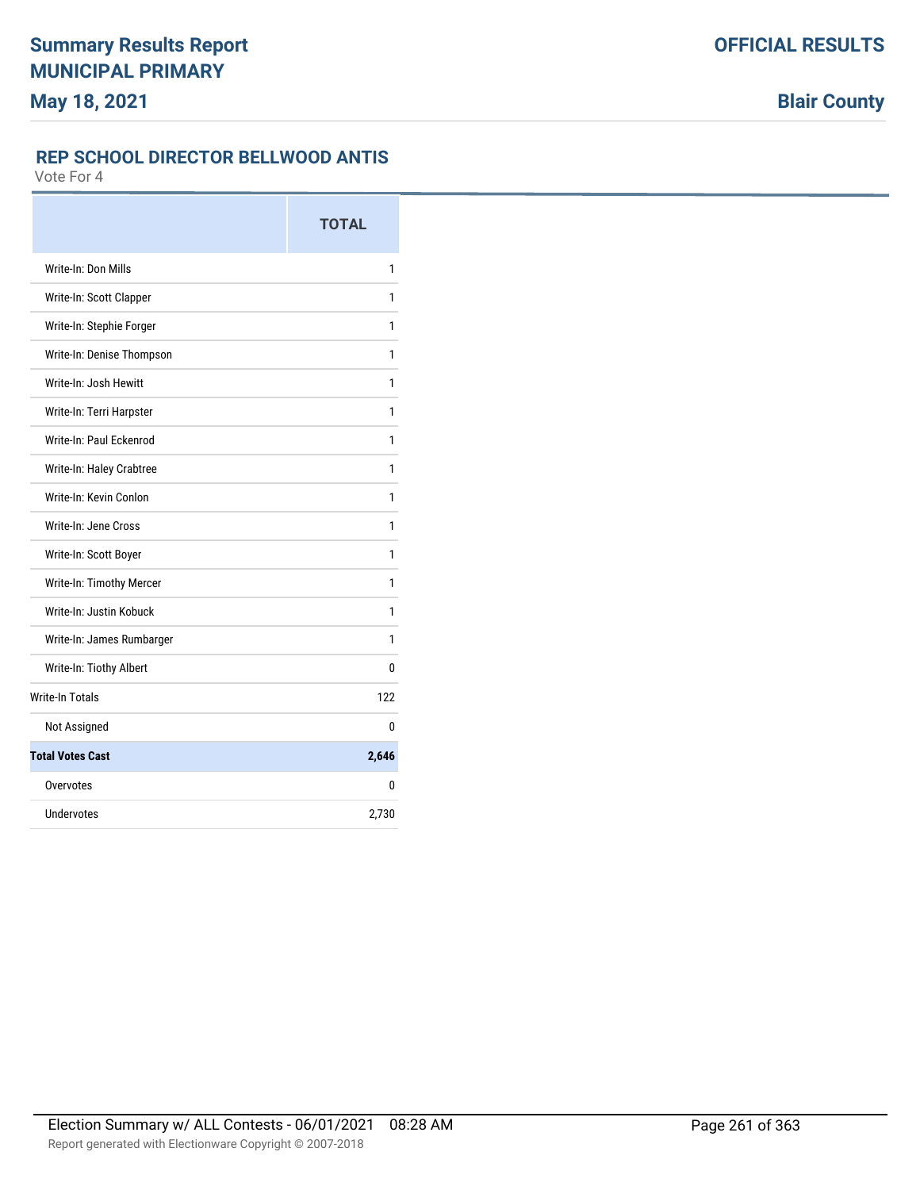# Summary Results Report
# MUNICIPAL PRIMARY
# May 18, 2021

**OFFICIAL RESULTS**

**Blair County**

## REP SCHOOL DIRECTOR BELLWOOD ANTIS

Vote For 4

| | TOTAL |
|---|---|
| Write-In: Don Mills | 1 |
| Write-In: Scott Clapper | 1 |
| Write-In: Stephie Forger | 1 |
| Write-In: Denise Thompson | 1 |
| Write-In: Josh Hewitt | 1 |
| Write-In: Terri Harpster | 1 |
| Write-In: Paul Eckenrod | 1 |
| Write-In: Haley Crabtree | 1 |
| Write-In: Kevin Conlon | 1 |
| Write-In: Jene Cross | 1 |
| Write-In: Scott Boyer | 1 |
| Write-In: Timothy Mercer | 1 |
| Write-In: Justin Kobuck | 1 |
| Write-In: James Rumbarger | 1 |
| Write-In: Tiothy Albert | 0 |
| Write-In Totals | 122 |
| Not Assigned | 0 |
| **Total Votes Cast** | **2,646** |
| Overvotes | 0 |
| Undervotes | 2,730 |

Election Summary w/ ALL Contests - 06/01/2021 08:28 AM

Report generated with Electionware Copyright © 2007-2018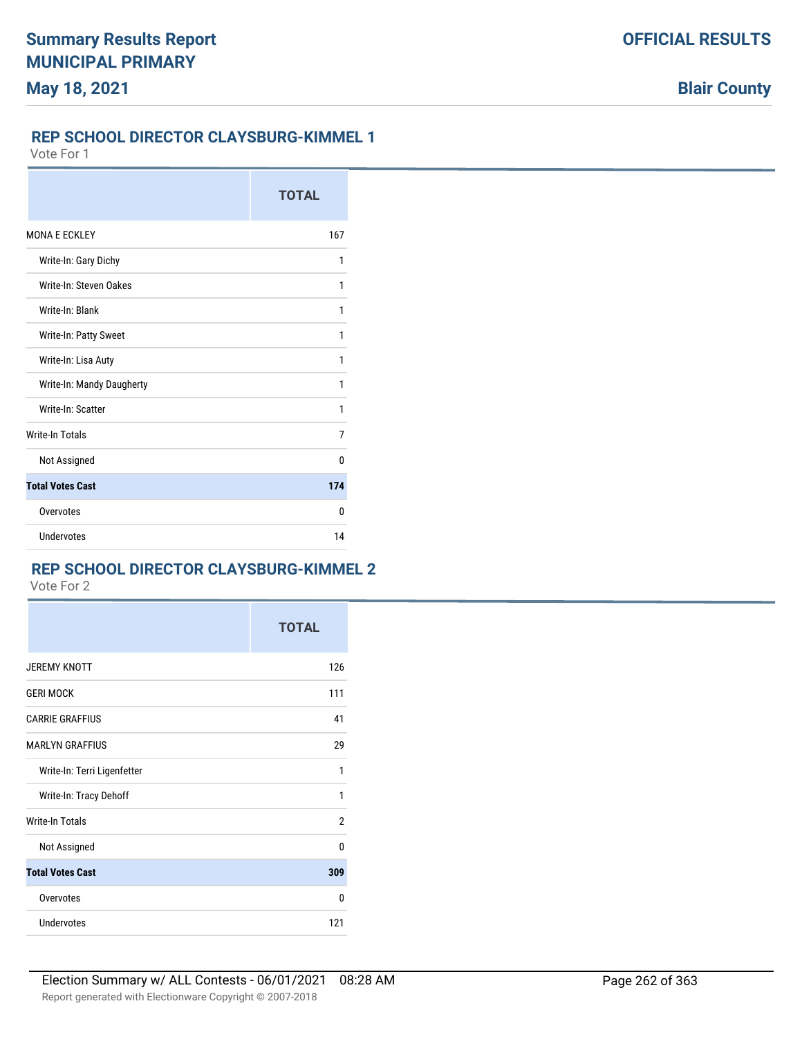# Summary Results Report
## MUNICIPAL PRIMARY
**May 18, 2021**

**OFFICIAL RESULTS**

**Blair County**

### REP SCHOOL DIRECTOR CLAYSBURG-KIMMEL 1
Vote For 1

| | TOTAL |
|---|---|
| MONA E ECKLEY | 167 |
| Write-In: Gary Dichy | 1 |
| Write-In: Steven Oakes | 1 |
| Write-In: Blank | 1 |
| Write-In: Patty Sweet | 1 |
| Write-In: Lisa Auty | 1 |
| Write-In: Mandy Daugherty | 1 |
| Write-In: Scatter | 1 |
| Write-In Totals | 7 |
| Not Assigned | 0 |
| **Total Votes Cast** | **174** |
| Overvotes | 0 |
| Undervotes | 14 |

### REP SCHOOL DIRECTOR CLAYSBURG-KIMMEL 2
Vote For 2

| | TOTAL |
|---|---|
| JEREMY KNOTT | 126 |
| GERI MOCK | 111 |
| CARRIE GRAFFIUS | 41 |
| MARLYN GRAFFIUS | 29 |
| Write-In: Terri Ligenfetter | 1 |
| Write-In: Tracy Dehoff | 1 |
| Write-In Totals | 2 |
| Not Assigned | 0 |
| **Total Votes Cast** | **309** |
| Overvotes | 0 |
| Undervotes | 121 |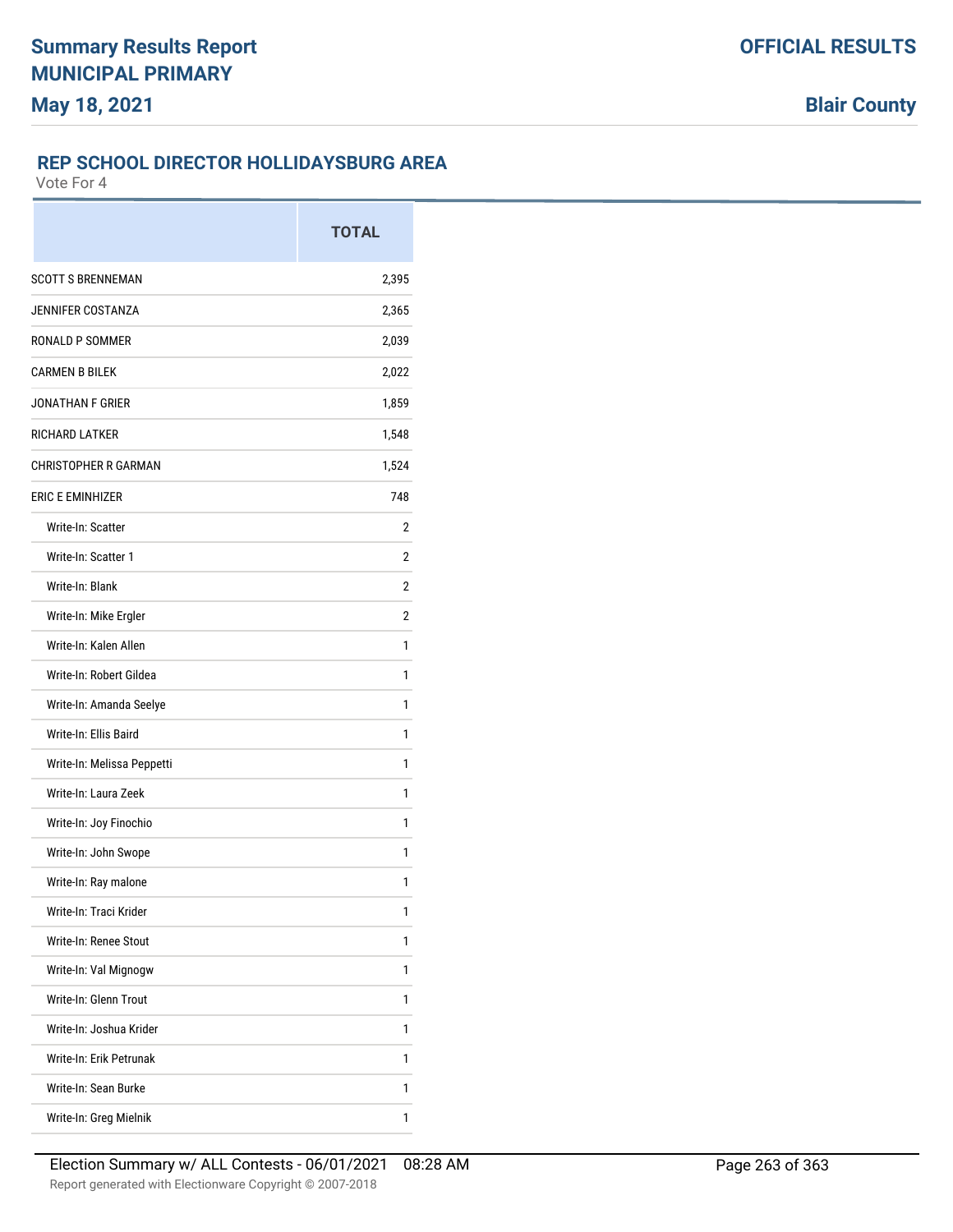## REP SCHOOL DIRECTOR HOLLIDAYSBURG AREA

Vote For 4

| | TOTAL |
|---|---|
| SCOTT S BRENNEMAN | 2,395 |
| JENNIFER COSTANZA | 2,365 |
| RONALD P SOMMER | 2,039 |
| CARMEN B BILEK | 2,022 |
| JONATHAN F GRIER | 1,859 |
| RICHARD LATKER | 1,548 |
| CHRISTOPHER R GARMAN | 1,524 |
| ERIC E EMINHIZER | 748 |
| Write-In: Scatter | 2 |
| Write-In: Scatter 1 | 2 |
| Write-In: Blank | 2 |
| Write-In: Mike Ergler | 2 |
| Write-In: Kalen Allen | 1 |
| Write-In: Robert Gildea | 1 |
| Write-In: Amanda Seelye | 1 |
| Write-In: Ellis Baird | 1 |
| Write-In: Melissa Peppetti | 1 |
| Write-In: Laura Zeek | 1 |
| Write-In: Joy Finochio | 1 |
| Write-In: John Swope | 1 |
| Write-In: Ray malone | 1 |
| Write-In: Traci Krider | 1 |
| Write-In: Renee Stout | 1 |
| Write-In: Val Mignogw | 1 |
| Write-In: Glenn Trout | 1 |
| Write-In: Joshua Krider | 1 |
| Write-In: Erik Petrunak | 1 |
| Write-In: Sean Burke | 1 |
| Write-In: Greg Mielnik | 1 |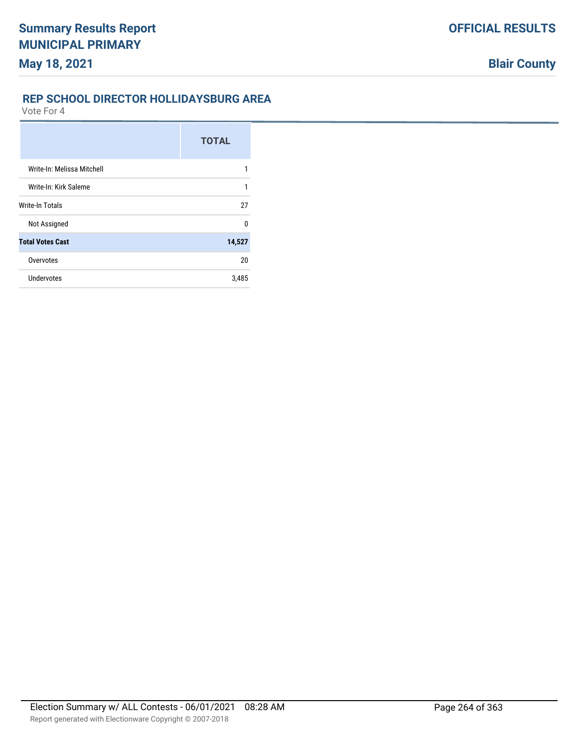## REP SCHOOL DIRECTOR HOLLIDAYSBURG AREA

Vote For 4

| | TOTAL |
|---|---|
| Write-In: Melissa Mitchell | 1 |
| Write-In: Kirk Saleme | 1 |
| Write-In Totals | 27 |
| Not Assigned | 0 |
| **Total Votes Cast** | **14,527** |
| Overvotes | 20 |
| Undervotes | 3,485 |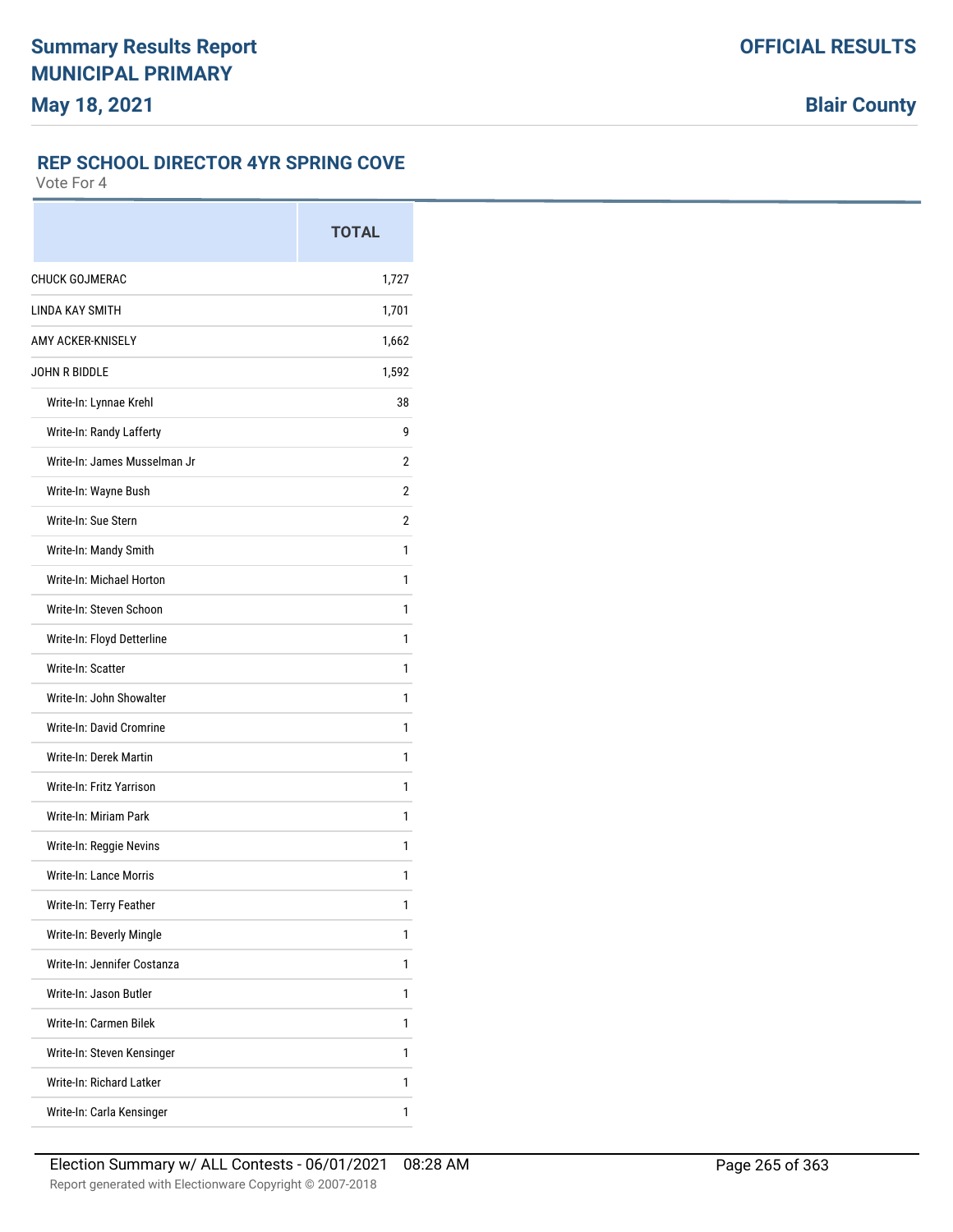# Summary Results Report
## MUNICIPAL PRIMARY
### May 18, 2021

**OFFICIAL RESULTS**

**Blair County**

### REP SCHOOL DIRECTOR 4YR SPRING COVE

Vote For 4

| | TOTAL |
|---|---|
| CHUCK GOJMERAC | 1,727 |
| LINDA KAY SMITH | 1,701 |
| AMY ACKER-KNISELY | 1,662 |
| JOHN R BIDDLE | 1,592 |
| Write-In: Lynnae Krehl | 38 |
| Write-In: Randy Lafferty | 9 |
| Write-In: James Musselman Jr | 2 |
| Write-In: Wayne Bush | 2 |
| Write-In: Sue Stern | 2 |
| Write-In: Mandy Smith | 1 |
| Write-In: Michael Horton | 1 |
| Write-In: Steven Schoon | 1 |
| Write-In: Floyd Detterline | 1 |
| Write-In: Scatter | 1 |
| Write-In: John Showalter | 1 |
| Write-In: David Cromrine | 1 |
| Write-In: Derek Martin | 1 |
| Write-In: Fritz Yarrison | 1 |
| Write-In: Miriam Park | 1 |
| Write-In: Reggie Nevins | 1 |
| Write-In: Lance Morris | 1 |
| Write-In: Terry Feather | 1 |
| Write-In: Beverly Mingle | 1 |
| Write-In: Jennifer Costanza | 1 |
| Write-In: Jason Butler | 1 |
| Write-In: Carmen Bilek | 1 |
| Write-In: Steven Kensinger | 1 |
| Write-In: Richard Latker | 1 |
| Write-In: Carla Kensinger | 1 |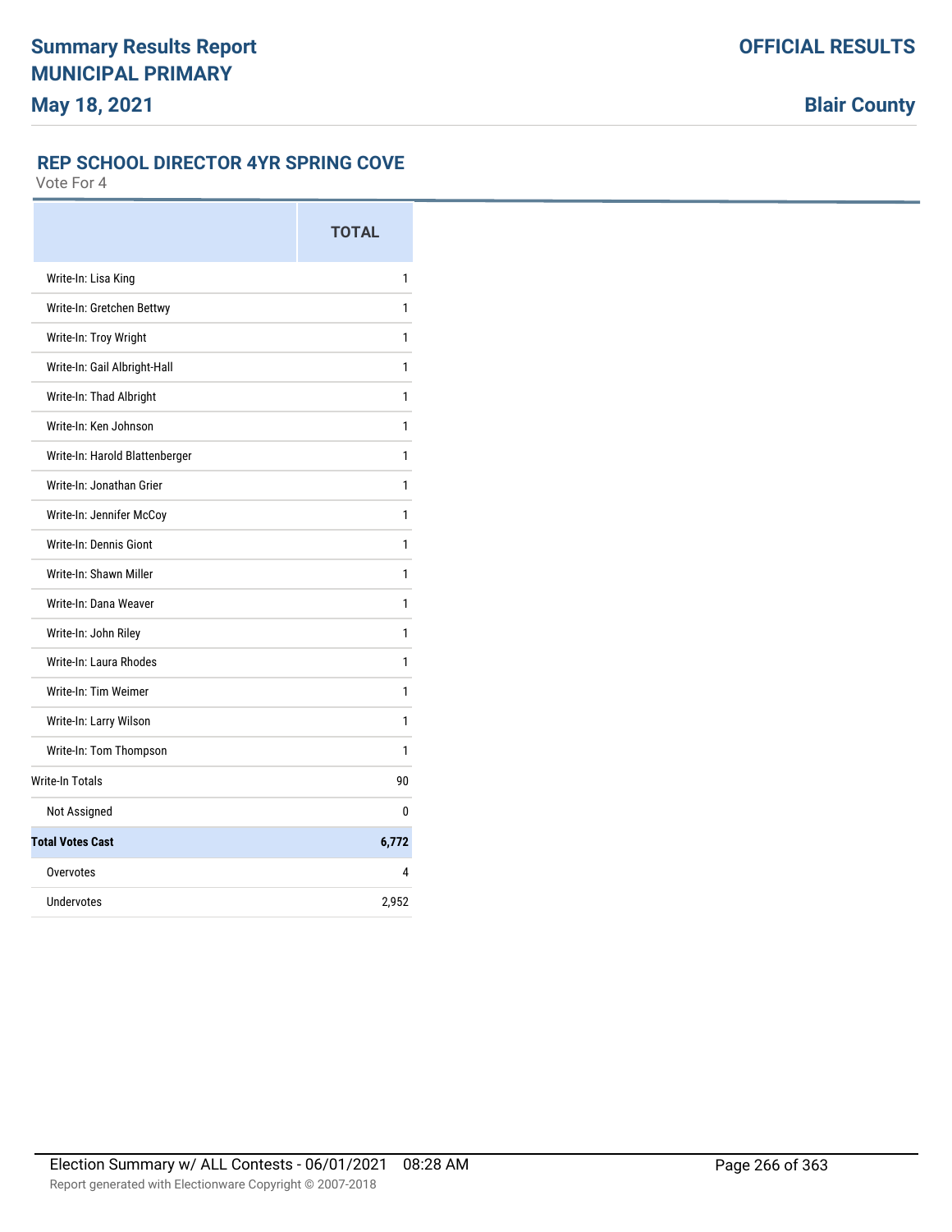## REP SCHOOL DIRECTOR 4YR SPRING COVE

Vote For 4

| | TOTAL |
|---|---|
| Write-In: Lisa King | 1 |
| Write-In: Gretchen Bettwy | 1 |
| Write-In: Troy Wright | 1 |
| Write-In: Gail Albright-Hall | 1 |
| Write-In: Thad Albright | 1 |
| Write-In: Ken Johnson | 1 |
| Write-In: Harold Blattenberger | 1 |
| Write-In: Jonathan Grier | 1 |
| Write-In: Jennifer McCoy | 1 |
| Write-In: Dennis Giont | 1 |
| Write-In: Shawn Miller | 1 |
| Write-In: Dana Weaver | 1 |
| Write-In: John Riley | 1 |
| Write-In: Laura Rhodes | 1 |
| Write-In: Tim Weimer | 1 |
| Write-In: Larry Wilson | 1 |
| Write-In: Tom Thompson | 1 |
| Write-In Totals | 90 |
| Not Assigned | 0 |
| **Total Votes Cast** | **6,772** |
| Overvotes | 4 |
| Undervotes | 2,952 |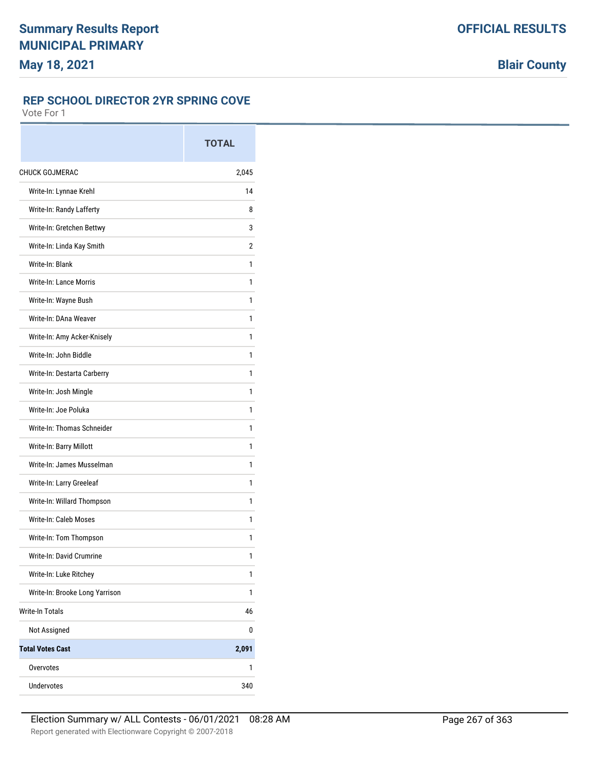# Summary Results Report
# MUNICIPAL PRIMARY
**May 18, 2021**

**OFFICIAL RESULTS**

**Blair County**

## REP SCHOOL DIRECTOR 2YR SPRING COVE
Vote For 1

| | TOTAL |
|---|---|
| CHUCK GOJMERAC | 2,045 |
| Write-In: Lynnae Krehl | 14 |
| Write-In: Randy Lafferty | 8 |
| Write-In: Gretchen Bettwy | 3 |
| Write-In: Linda Kay Smith | 2 |
| Write-In: Blank | 1 |
| Write-In: Lance Morris | 1 |
| Write-In: Wayne Bush | 1 |
| Write-In: DAna Weaver | 1 |
| Write-In: Amy Acker-Knisely | 1 |
| Write-In: John Biddle | 1 |
| Write-In: Destarta Carberry | 1 |
| Write-In: Josh Mingle | 1 |
| Write-In: Joe Poluka | 1 |
| Write-In: Thomas Schneider | 1 |
| Write-In: Barry Millott | 1 |
| Write-In: James Musselman | 1 |
| Write-In: Larry Greeleaf | 1 |
| Write-In: Willard Thompson | 1 |
| Write-In: Caleb Moses | 1 |
| Write-In: Tom Thompson | 1 |
| Write-In: David Crumrine | 1 |
| Write-In: Luke Ritchey | 1 |
| Write-In: Brooke Long Yarrison | 1 |
| Write-In Totals | 46 |
| Not Assigned | 0 |
| **Total Votes Cast** | **2,091** |
| Overvotes | 1 |
| Undervotes | 340 |

Election Summary w/ ALL Contests - 06/01/2021 08:28 AM

Report generated with Electionware Copyright © 2007-2018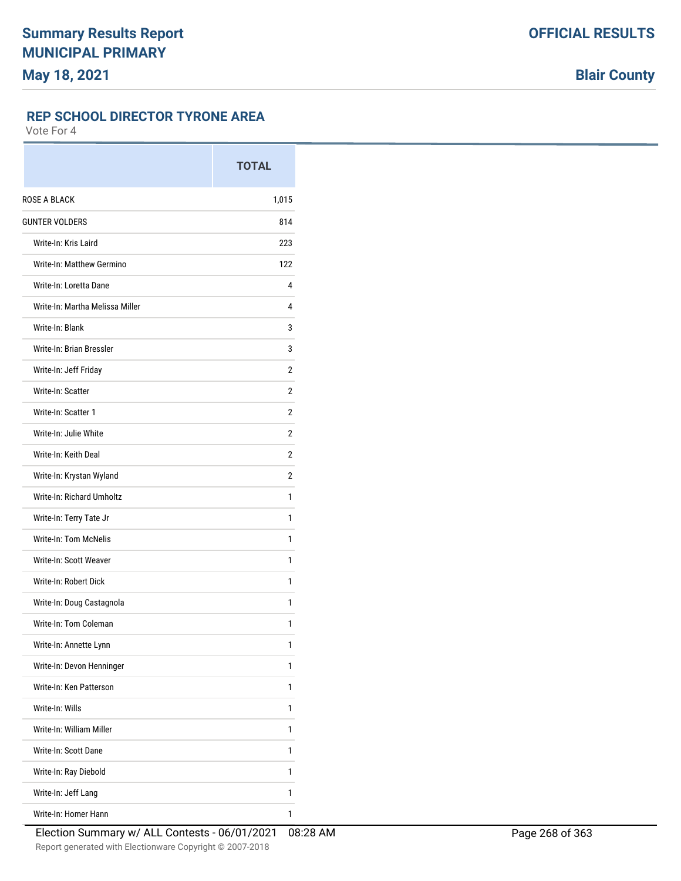# Summary Results Report
# MUNICIPAL PRIMARY
**May 18, 2021**

**OFFICIAL RESULTS**

**Blair County**

## REP SCHOOL DIRECTOR TYRONE AREA

Vote For 4

| | TOTAL |
|---|---|
| ROSE A BLACK | 1,015 |
| GUNTER VOLDERS | 814 |
| Write-In: Kris Laird | 223 |
| Write-In: Matthew Germino | 122 |
| Write-In: Loretta Dane | 4 |
| Write-In: Martha Melissa Miller | 4 |
| Write-In: Blank | 3 |
| Write-In: Brian Bressler | 3 |
| Write-In: Jeff Friday | 2 |
| Write-In: Scatter | 2 |
| Write-In: Scatter 1 | 2 |
| Write-In: Julie White | 2 |
| Write-In: Keith Deal | 2 |
| Write-In: Krystan Wyland | 2 |
| Write-In: Richard Umholtz | 1 |
| Write-In: Terry Tate Jr | 1 |
| Write-In: Tom McNelis | 1 |
| Write-In: Scott Weaver | 1 |
| Write-In: Robert Dick | 1 |
| Write-In: Doug Castagnola | 1 |
| Write-In: Tom Coleman | 1 |
| Write-In: Annette Lynn | 1 |
| Write-In: Devon Henninger | 1 |
| Write-In: Ken Patterson | 1 |
| Write-In: Wills | 1 |
| Write-In: William Miller | 1 |
| Write-In: Scott Dane | 1 |
| Write-In: Ray Diebold | 1 |
| Write-In: Jeff Lang | 1 |
| Write-In: Homer Hann | 1 |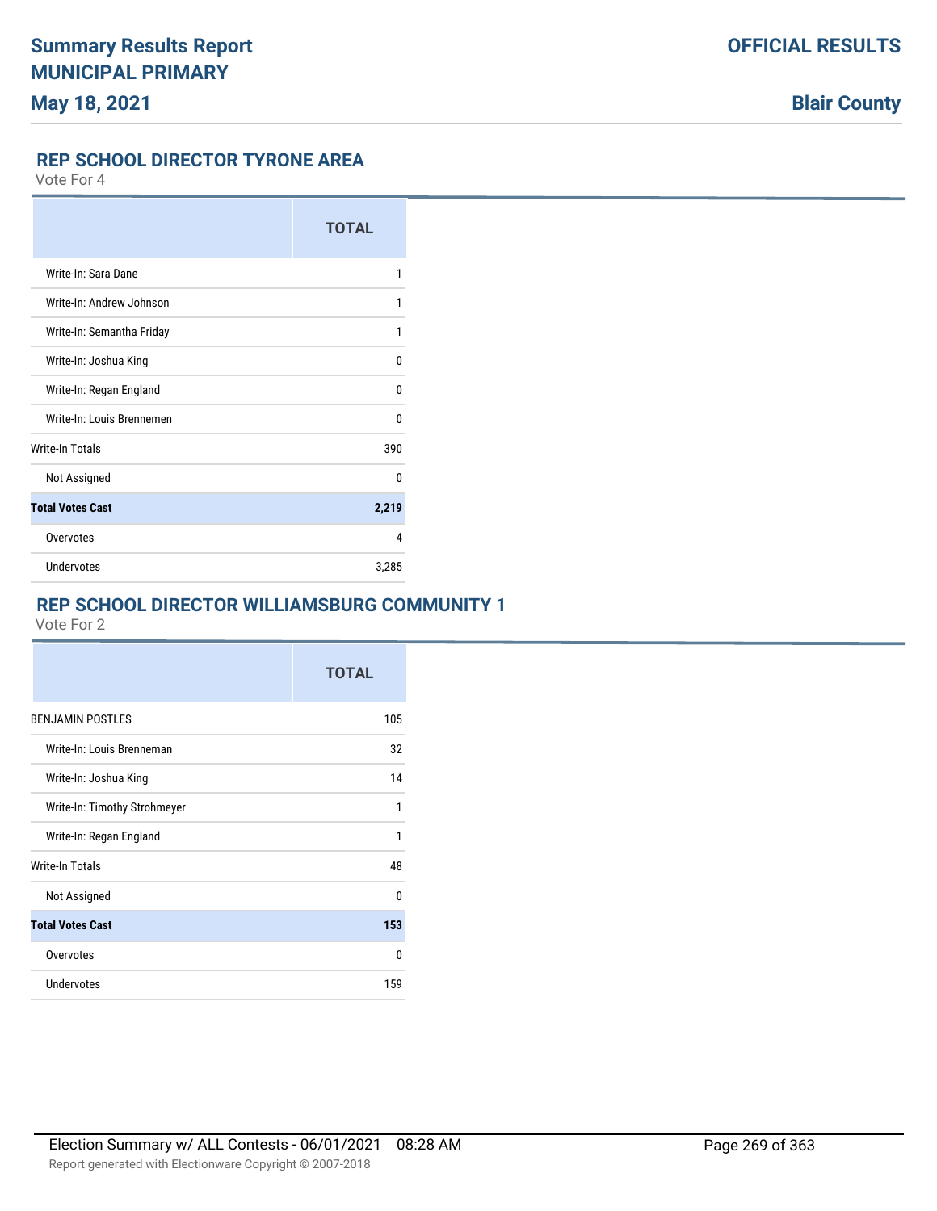Summary Results Report
MUNICIPAL PRIMARY
May 18, 2021

OFFICIAL RESULTS

Blair County

## REP SCHOOL DIRECTOR TYRONE AREA

Vote For 4

| | TOTAL |
|---|---|
| Write-In: Sara Dane | 1 |
| Write-In: Andrew Johnson | 1 |
| Write-In: Semantha Friday | 1 |
| Write-In: Joshua King | 0 |
| Write-In: Regan England | 0 |
| Write-In: Louis Brennemen | 0 |
| Write-In Totals | 390 |
| Not Assigned | 0 |
| **Total Votes Cast** | **2,219** |
| Overvotes | 4 |
| Undervotes | 3,285 |

## REP SCHOOL DIRECTOR WILLIAMSBURG COMMUNITY 1

Vote For 2

| | TOTAL |
|---|---|
| BENJAMIN POSTLES | 105 |
| Write-In: Louis Brenneman | 32 |
| Write-In: Joshua King | 14 |
| Write-In: Timothy Strohmeyer | 1 |
| Write-In: Regan England | 1 |
| Write-In Totals | 48 |
| Not Assigned | 0 |
| **Total Votes Cast** | **153** |
| Overvotes | 0 |
| Undervotes | 159 |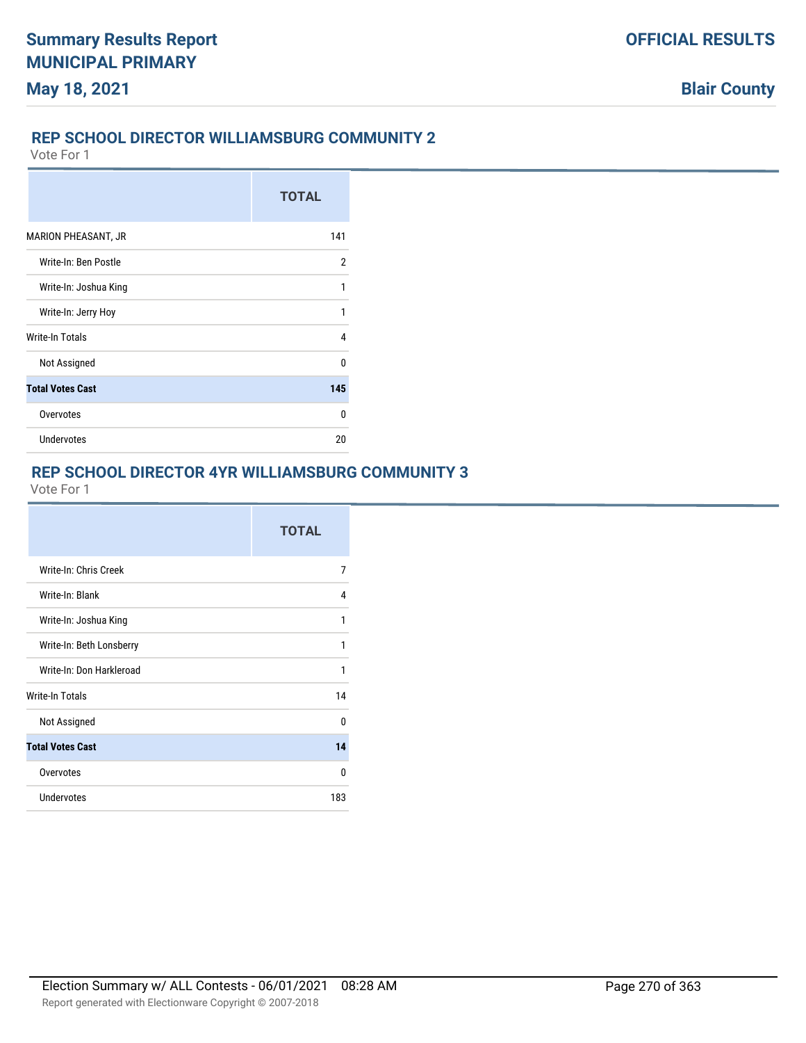## REP SCHOOL DIRECTOR WILLIAMSBURG COMMUNITY 2

Vote For 1

| | TOTAL |
|---|---|
| MARION PHEASANT, JR | 141 |
| Write-In: Ben Postle | 2 |
| Write-In: Joshua King | 1 |
| Write-In: Jerry Hoy | 1 |
| Write-In Totals | 4 |
| Not Assigned | 0 |
| **Total Votes Cast** | **145** |
| Overvotes | 0 |
| Undervotes | 20 |

## REP SCHOOL DIRECTOR 4YR WILLIAMSBURG COMMUNITY 3

Vote For 1

| | TOTAL |
|---|---|
| Write-In: Chris Creek | 7 |
| Write-In: Blank | 4 |
| Write-In: Joshua King | 1 |
| Write-In: Beth Lonsberry | 1 |
| Write-In: Don Harkleroad | 1 |
| Write-In Totals | 14 |
| Not Assigned | 0 |
| **Total Votes Cast** | **14** |
| Overvotes | 0 |
| Undervotes | 183 |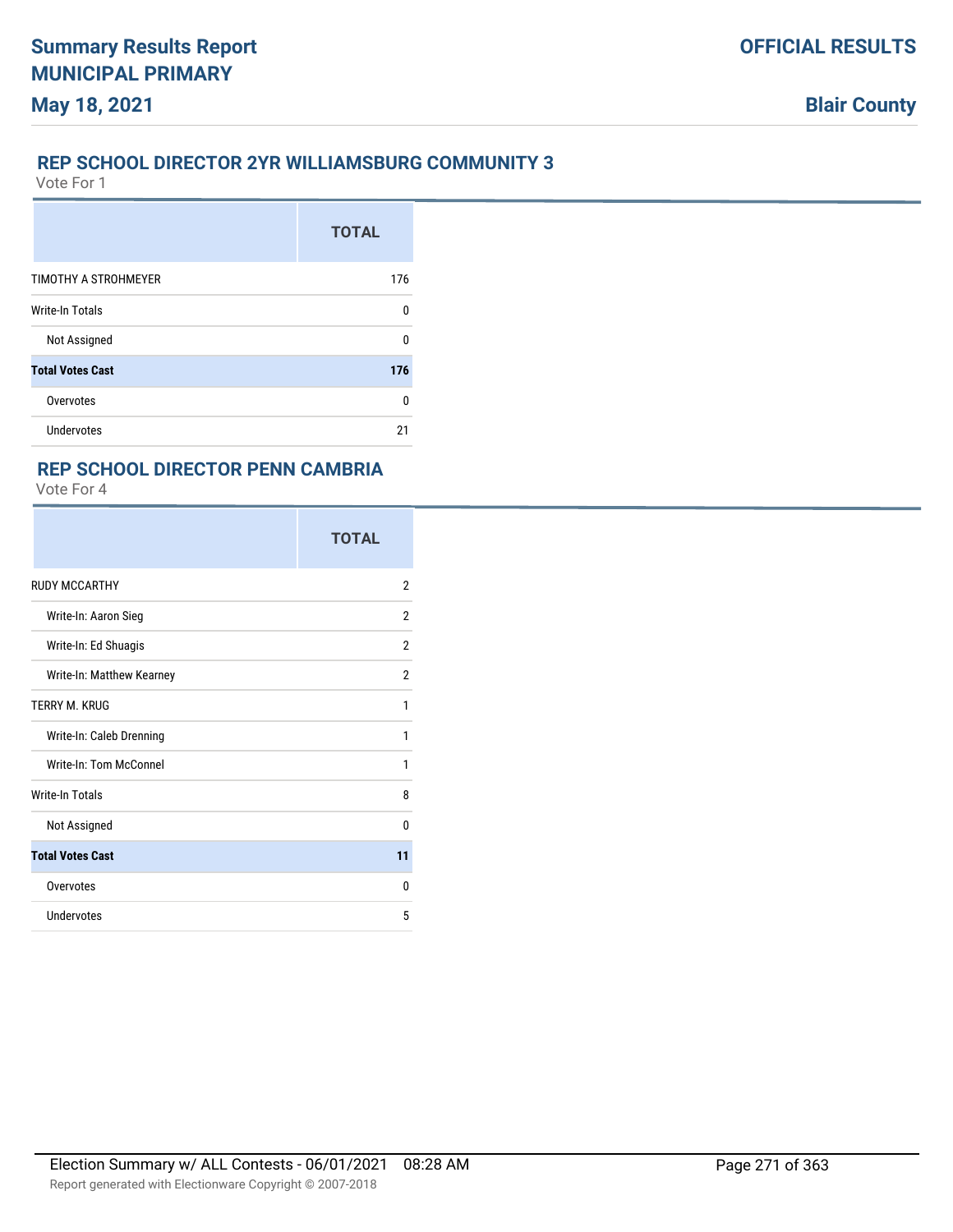## REP SCHOOL DIRECTOR 2YR WILLIAMSBURG COMMUNITY 3

Vote For 1

| | TOTAL |
|---|---|
| TIMOTHY A STROHMEYER | 176 |
| Write-In Totals | 0 |
| Not Assigned | 0 |
| **Total Votes Cast** | **176** |
| Overvotes | 0 |
| Undervotes | 21 |

## REP SCHOOL DIRECTOR PENN CAMBRIA

Vote For 4

| | TOTAL |
|---|---|
| RUDY MCCARTHY | 2 |
| Write-In: Aaron Sieg | 2 |
| Write-In: Ed Shuagis | 2 |
| Write-In: Matthew Kearney | 2 |
| TERRY M. KRUG | 1 |
| Write-In: Caleb Drenning | 1 |
| Write-In: Tom McConnel | 1 |
| Write-In Totals | 8 |
| Not Assigned | 0 |
| **Total Votes Cast** | **11** |
| Overvotes | 0 |
| Undervotes | 5 |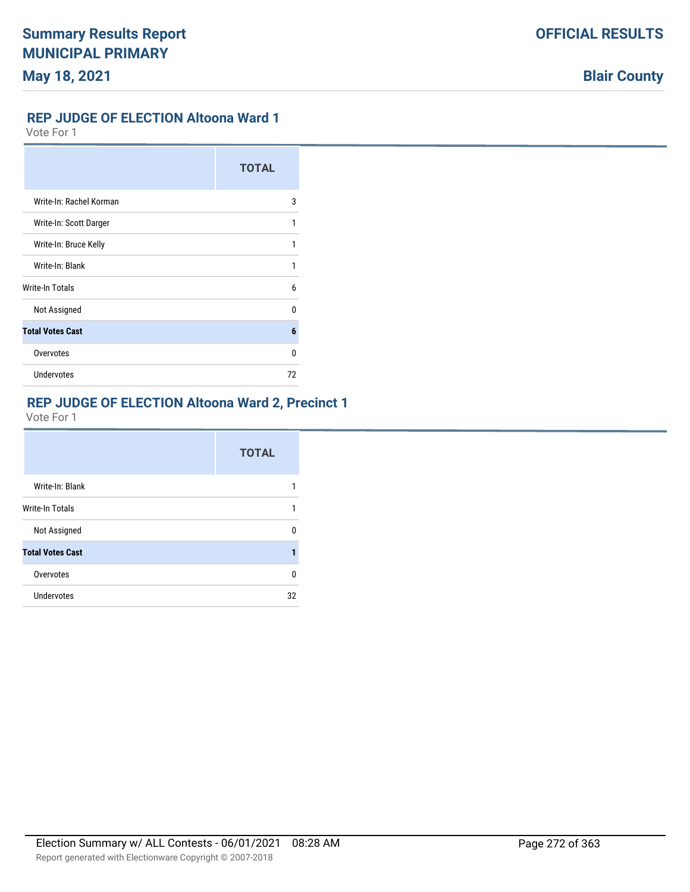## REP JUDGE OF ELECTION Altoona Ward 1

Vote For 1

| | TOTAL |
|---|---|
| Write-In: Rachel Korman | 3 |
| Write-In: Scott Darger | 1 |
| Write-In: Bruce Kelly | 1 |
| Write-In: Blank | 1 |
| Write-In Totals | 6 |
| Not Assigned | 0 |
| **Total Votes Cast** | **6** |
| Overvotes | 0 |
| Undervotes | 72 |

## REP JUDGE OF ELECTION Altoona Ward 2, Precinct 1

Vote For 1

| | TOTAL |
|---|---|
| Write-In: Blank | 1 |
| Write-In Totals | 1 |
| Not Assigned | 0 |
| **Total Votes Cast** | **1** |
| Overvotes | 0 |
| Undervotes | 32 |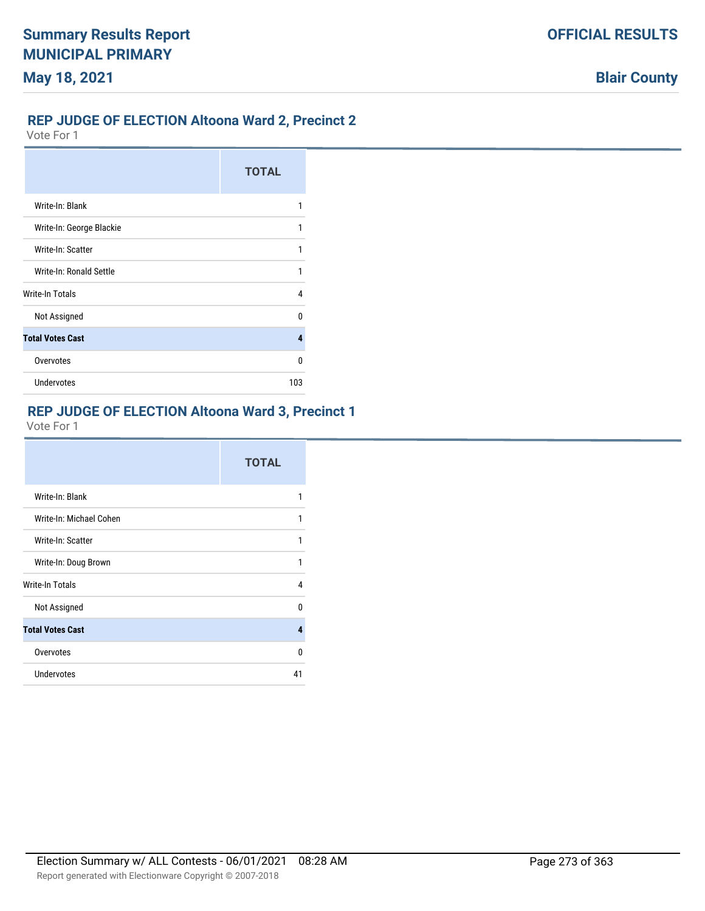## REP JUDGE OF ELECTION Altoona Ward 2, Precinct 2

Vote For 1

| | TOTAL |
|---|---|
| Write-In: Blank | 1 |
| Write-In: George Blackie | 1 |
| Write-In: Scatter | 1 |
| Write-In: Ronald Settle | 1 |
| Write-In Totals | 4 |
| Not Assigned | 0 |
| **Total Votes Cast** | **4** |
| Overvotes | 0 |
| Undervotes | 103 |

## REP JUDGE OF ELECTION Altoona Ward 3, Precinct 1

Vote For 1

| | TOTAL |
|---|---|
| Write-In: Blank | 1 |
| Write-In: Michael Cohen | 1 |
| Write-In: Scatter | 1 |
| Write-In: Doug Brown | 1 |
| Write-In Totals | 4 |
| Not Assigned | 0 |
| **Total Votes Cast** | **4** |
| Overvotes | 0 |
| Undervotes | 41 |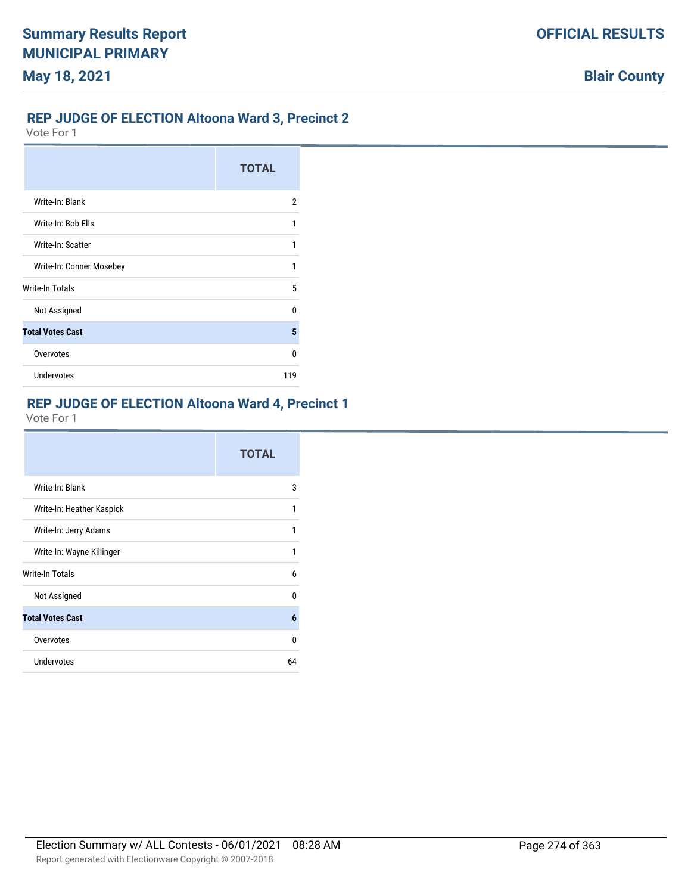## REP JUDGE OF ELECTION Altoona Ward 3, Precinct 2

Vote For 1

| | TOTAL |
|---|---|
| Write-In: Blank | 2 |
| Write-In: Bob Ells | 1 |
| Write-In: Scatter | 1 |
| Write-In: Conner Mosebey | 1 |
| Write-In Totals | 5 |
| Not Assigned | 0 |
| **Total Votes Cast** | **5** |
| Overvotes | 0 |
| Undervotes | 119 |

## REP JUDGE OF ELECTION Altoona Ward 4, Precinct 1

Vote For 1

| | TOTAL |
|---|---|
| Write-In: Blank | 3 |
| Write-In: Heather Kaspick | 1 |
| Write-In: Jerry Adams | 1 |
| Write-In: Wayne Killinger | 1 |
| Write-In Totals | 6 |
| Not Assigned | 0 |
| **Total Votes Cast** | **6** |
| Overvotes | 0 |
| Undervotes | 64 |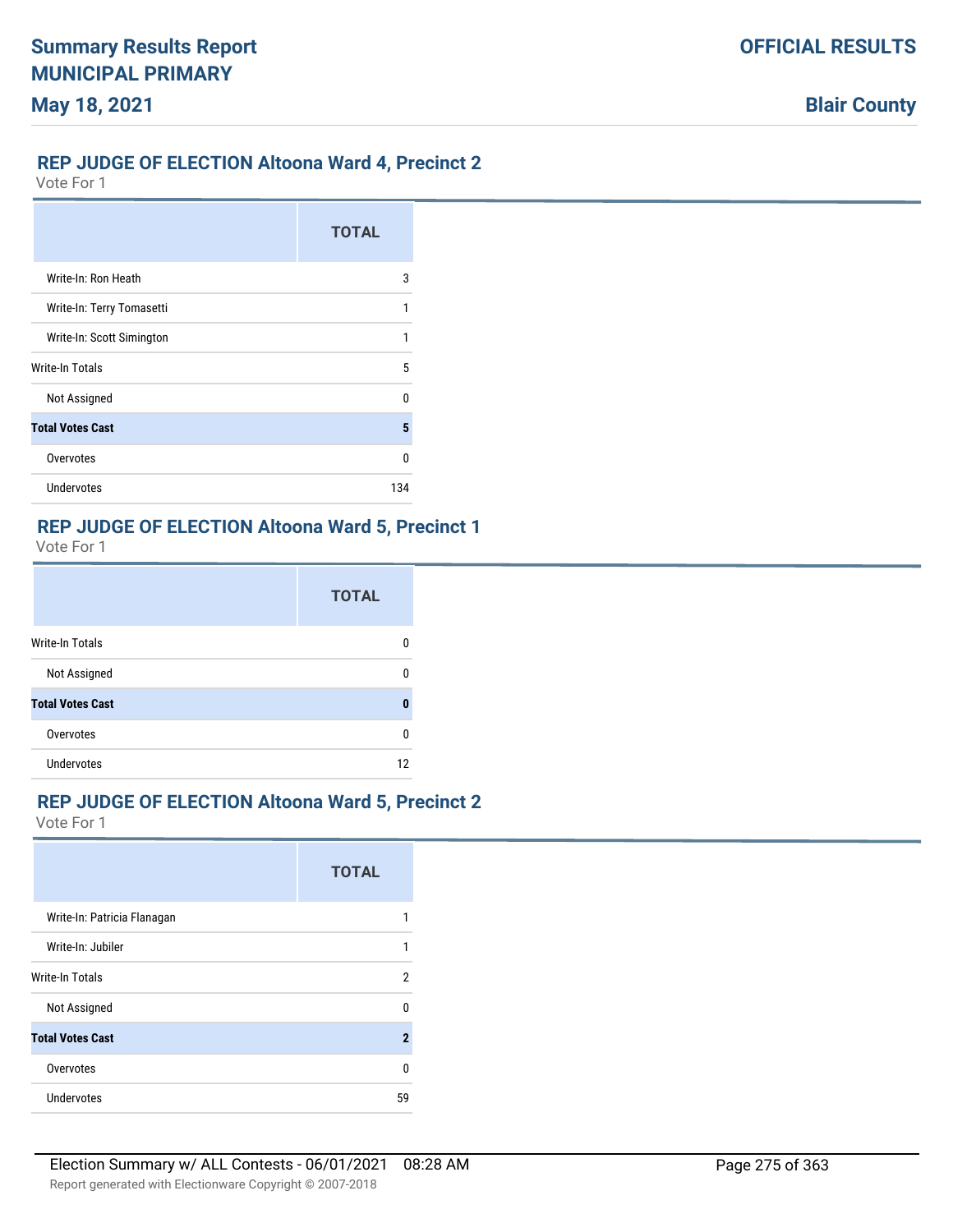## REP JUDGE OF ELECTION Altoona Ward 4, Precinct 2

Vote For 1

| | TOTAL |
|---|---|
| Write-In: Ron Heath | 3 |
| Write-In: Terry Tomasetti | 1 |
| Write-In: Scott Simington | 1 |
| Write-In Totals | 5 |
| Not Assigned | 0 |
| **Total Votes Cast** | **5** |
| Overvotes | 0 |
| Undervotes | 134 |

## REP JUDGE OF ELECTION Altoona Ward 5, Precinct 1

Vote For 1

| | TOTAL |
|---|---|
| Write-In Totals | 0 |
| Not Assigned | 0 |
| **Total Votes Cast** | **0** |
| Overvotes | 0 |
| Undervotes | 12 |

## REP JUDGE OF ELECTION Altoona Ward 5, Precinct 2

Vote For 1

| | TOTAL |
|---|---|
| Write-In: Patricia Flanagan | 1 |
| Write-In: Jubiler | 1 |
| Write-In Totals | 2 |
| Not Assigned | 0 |
| **Total Votes Cast** | **2** |
| Overvotes | 0 |
| Undervotes | 59 |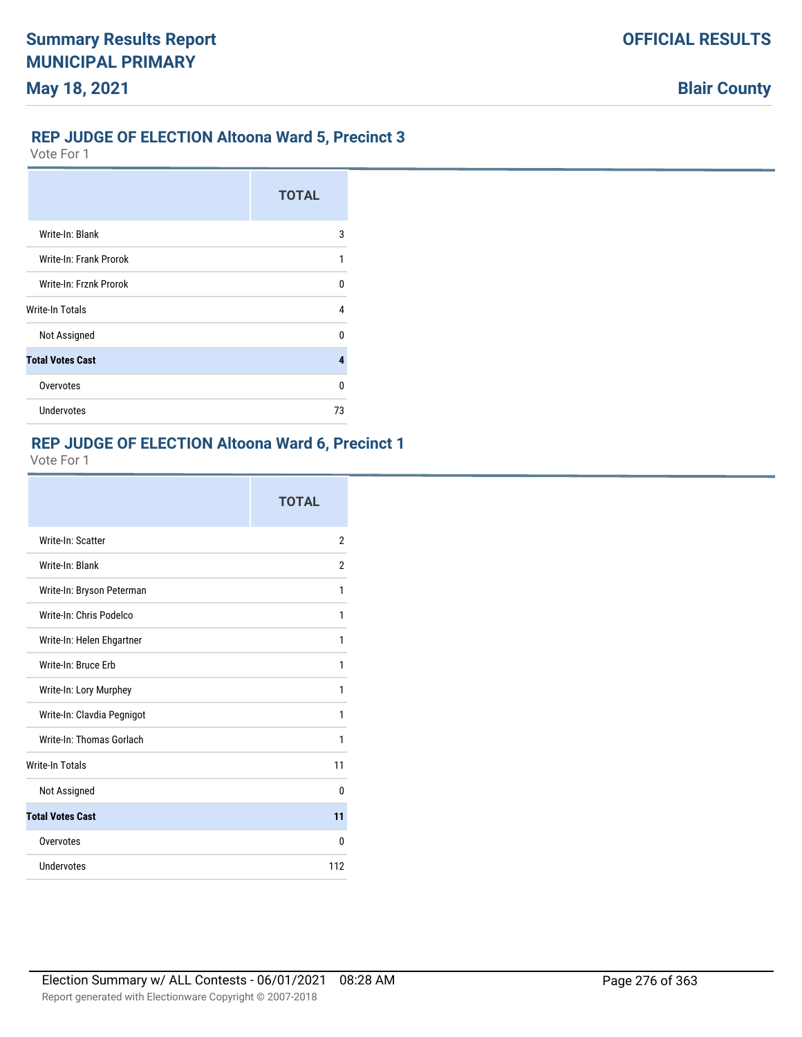## REP JUDGE OF ELECTION Altoona Ward 5, Precinct 3

Vote For 1

| | TOTAL |
|---|---|
| Write-In: Blank | 3 |
| Write-In: Frank Prorok | 1 |
| Write-In: Frznk Prorok | 0 |
| Write-In Totals | 4 |
| Not Assigned | 0 |
| **Total Votes Cast** | **4** |
| Overvotes | 0 |
| Undervotes | 73 |

## REP JUDGE OF ELECTION Altoona Ward 6, Precinct 1

Vote For 1

| | TOTAL |
|---|---|
| Write-In: Scatter | 2 |
| Write-In: Blank | 2 |
| Write-In: Bryson Peterman | 1 |
| Write-In: Chris Podelco | 1 |
| Write-In: Helen Ehgartner | 1 |
| Write-In: Bruce Erb | 1 |
| Write-In: Lory Murphey | 1 |
| Write-In: Clavdia Pegnigot | 1 |
| Write-In: Thomas Gorlach | 1 |
| Write-In Totals | 11 |
| Not Assigned | 0 |
| **Total Votes Cast** | **11** |
| Overvotes | 0 |
| Undervotes | 112 |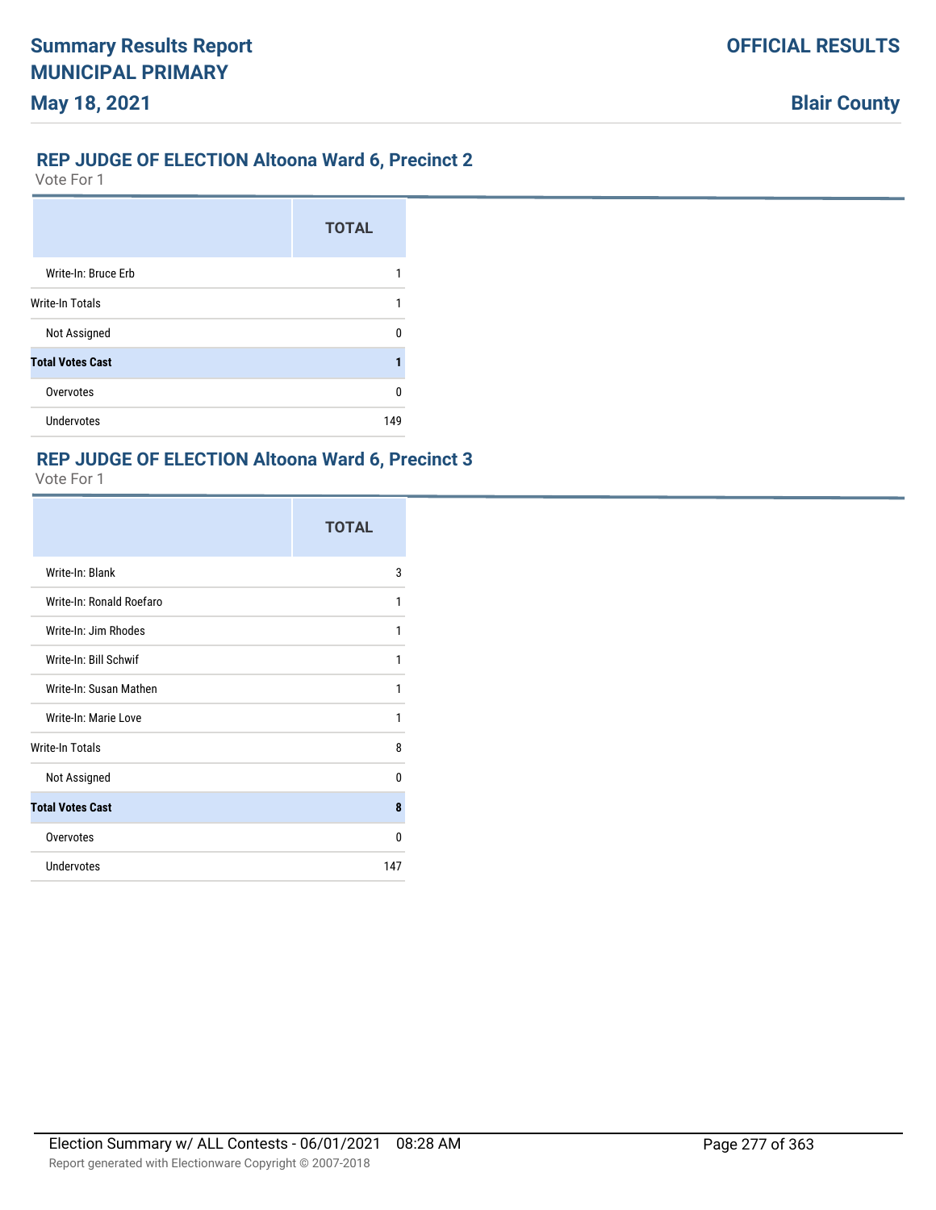## REP JUDGE OF ELECTION Altoona Ward 6, Precinct 2

Vote For 1

| | TOTAL |
|---|---|
| Write-In: Bruce Erb | 1 |
| Write-In Totals | 1 |
| Not Assigned | 0 |
| **Total Votes Cast** | **1** |
| Overvotes | 0 |
| Undervotes | 149 |

## REP JUDGE OF ELECTION Altoona Ward 6, Precinct 3

Vote For 1

| | TOTAL |
|---|---|
| Write-In: Blank | 3 |
| Write-In: Ronald Roefaro | 1 |
| Write-In: Jim Rhodes | 1 |
| Write-In: Bill Schwif | 1 |
| Write-In: Susan Mathen | 1 |
| Write-In: Marie Love | 1 |
| Write-In Totals | 8 |
| Not Assigned | 0 |
| **Total Votes Cast** | **8** |
| Overvotes | 0 |
| Undervotes | 147 |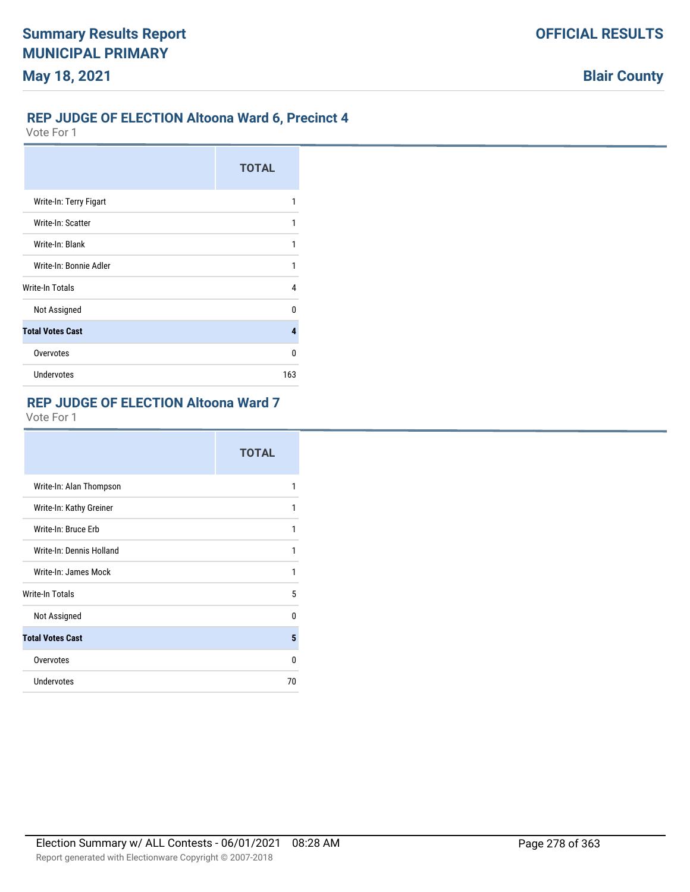## REP JUDGE OF ELECTION Altoona Ward 6, Precinct 4

Vote For 1

| | TOTAL |
|---|---|
| Write-In: Terry Figart | 1 |
| Write-In: Scatter | 1 |
| Write-In: Blank | 1 |
| Write-In: Bonnie Adler | 1 |
| Write-In Totals | 4 |
| Not Assigned | 0 |
| **Total Votes Cast** | **4** |
| Overvotes | 0 |
| Undervotes | 163 |

## REP JUDGE OF ELECTION Altoona Ward 7

Vote For 1

| | TOTAL |
|---|---|
| Write-In: Alan Thompson | 1 |
| Write-In: Kathy Greiner | 1 |
| Write-In: Bruce Erb | 1 |
| Write-In: Dennis Holland | 1 |
| Write-In: James Mock | 1 |
| Write-In Totals | 5 |
| Not Assigned | 0 |
| **Total Votes Cast** | **5** |
| Overvotes | 0 |
| Undervotes | 70 |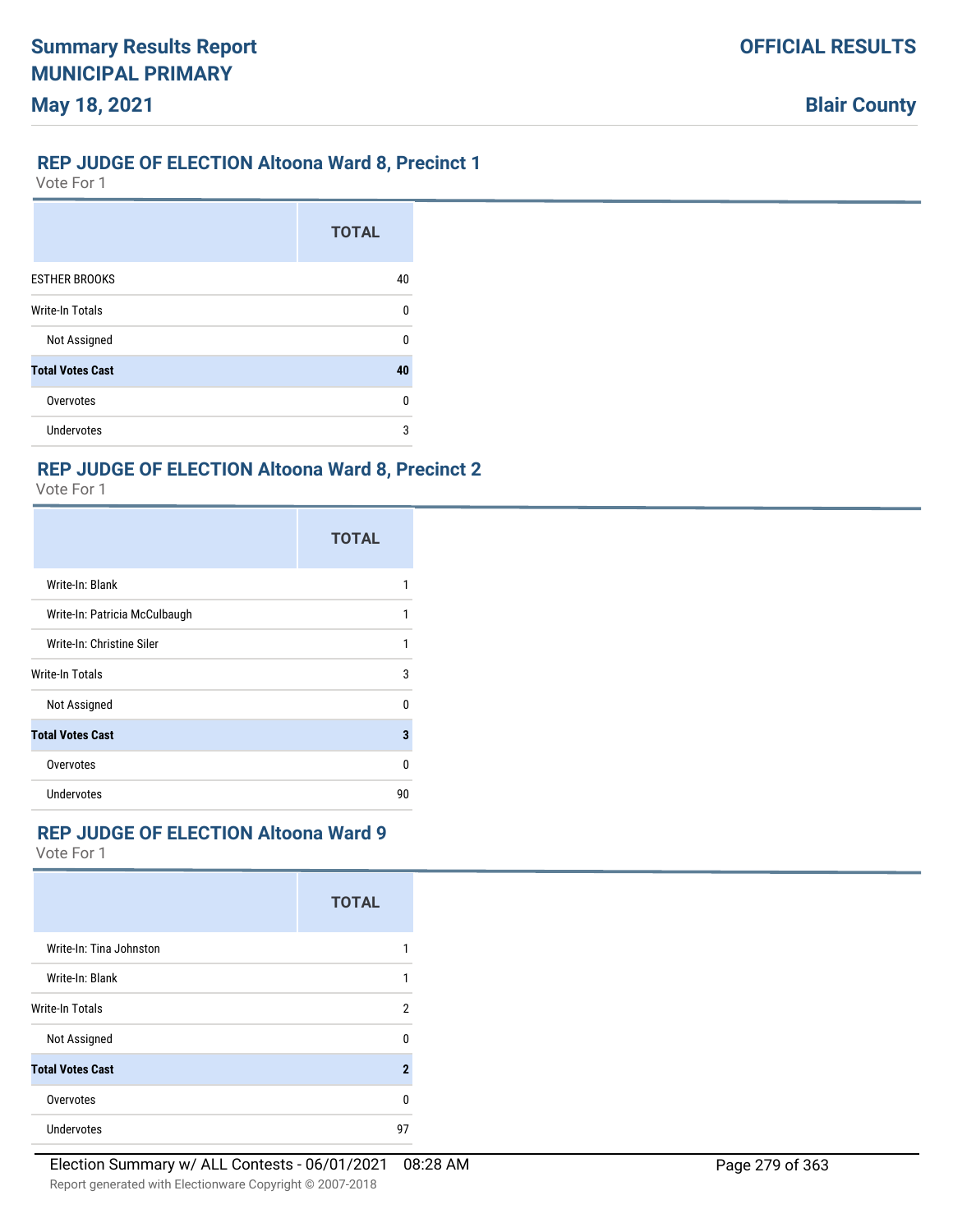## REP JUDGE OF ELECTION Altoona Ward 8, Precinct 1

Vote For 1

| | TOTAL |
|---|---|
| ESTHER BROOKS | 40 |
| Write-In Totals | 0 |
| Not Assigned | 0 |
| **Total Votes Cast** | **40** |
| Overvotes | 0 |
| Undervotes | 3 |

## REP JUDGE OF ELECTION Altoona Ward 8, Precinct 2

Vote For 1

| | TOTAL |
|---|---|
| Write-In: Blank | 1 |
| Write-In: Patricia McCulbaugh | 1 |
| Write-In: Christine Siler | 1 |
| Write-In Totals | 3 |
| Not Assigned | 0 |
| **Total Votes Cast** | **3** |
| Overvotes | 0 |
| Undervotes | 90 |

## REP JUDGE OF ELECTION Altoona Ward 9

Vote For 1

| | TOTAL |
|---|---|
| Write-In: Tina Johnston | 1 |
| Write-In: Blank | 1 |
| Write-In Totals | 2 |
| Not Assigned | 0 |
| **Total Votes Cast** | **2** |
| Overvotes | 0 |
| Undervotes | 97 |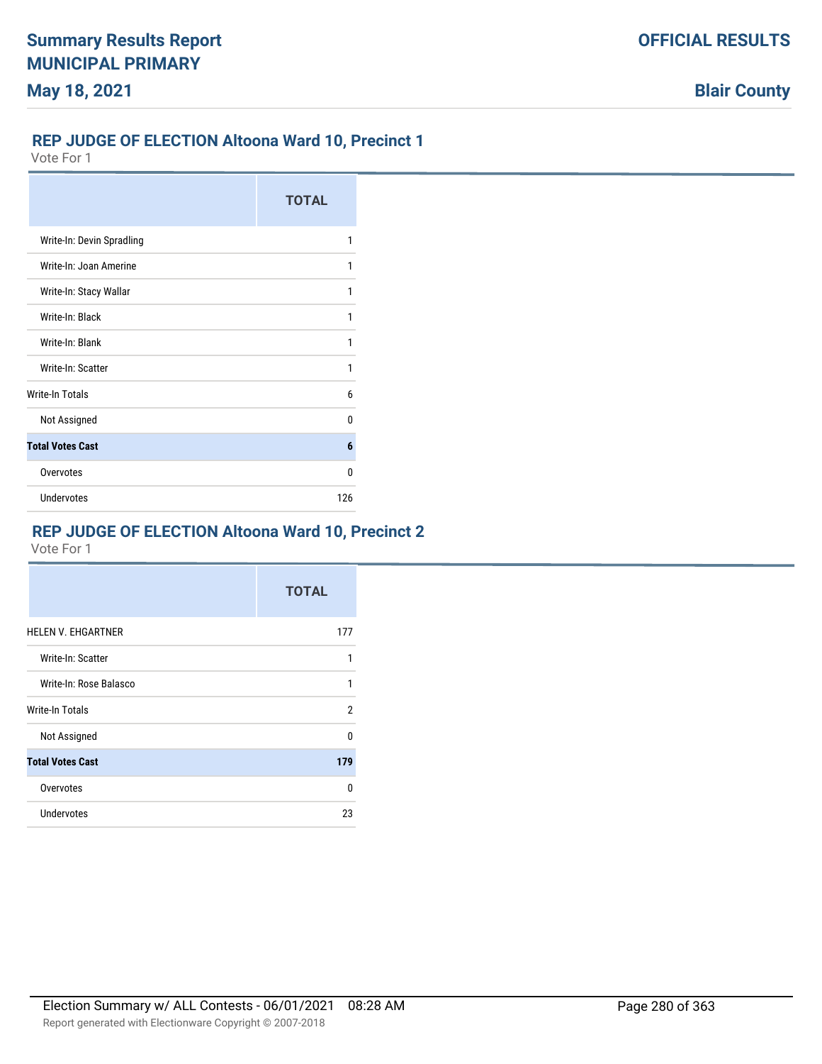## REP JUDGE OF ELECTION Altoona Ward 10, Precinct 1

Vote For 1

| | TOTAL |
|---|---|
| Write-In: Devin Spradling | 1 |
| Write-In: Joan Amerine | 1 |
| Write-In: Stacy Wallar | 1 |
| Write-In: Black | 1 |
| Write-In: Blank | 1 |
| Write-In: Scatter | 1 |
| Write-In Totals | 6 |
| Not Assigned | 0 |
| **Total Votes Cast** | **6** |
| Overvotes | 0 |
| Undervotes | 126 |

## REP JUDGE OF ELECTION Altoona Ward 10, Precinct 2

Vote For 1

| | TOTAL |
|---|---|
| HELEN V. EHGARTNER | 177 |
| Write-In: Scatter | 1 |
| Write-In: Rose Balasco | 1 |
| Write-In Totals | 2 |
| Not Assigned | 0 |
| **Total Votes Cast** | **179** |
| Overvotes | 0 |
| Undervotes | 23 |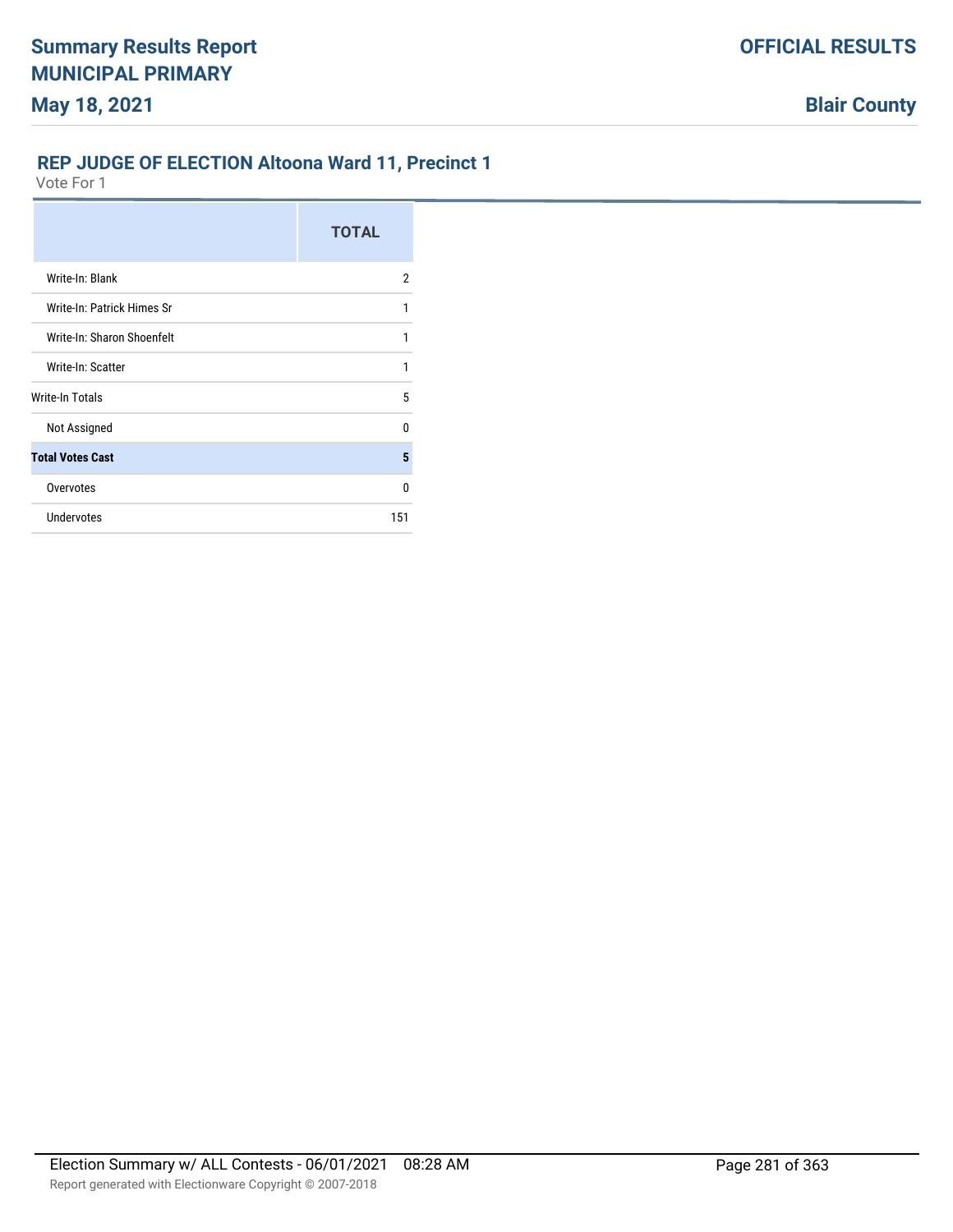# Summary Results Report
## MUNICIPAL PRIMARY
## May 18, 2021

**OFFICIAL RESULTS**

**Blair County**

### REP JUDGE OF ELECTION Altoona Ward 11, Precinct 1

Vote For 1

| | TOTAL |
|---|---|
| Write-In: Blank | 2 |
| Write-In: Patrick Himes Sr | 1 |
| Write-In: Sharon Shoenfelt | 1 |
| Write-In: Scatter | 1 |
| Write-In Totals | 5 |
| Not Assigned | 0 |
| **Total Votes Cast** | **5** |
| Overvotes | 0 |
| Undervotes | 151 |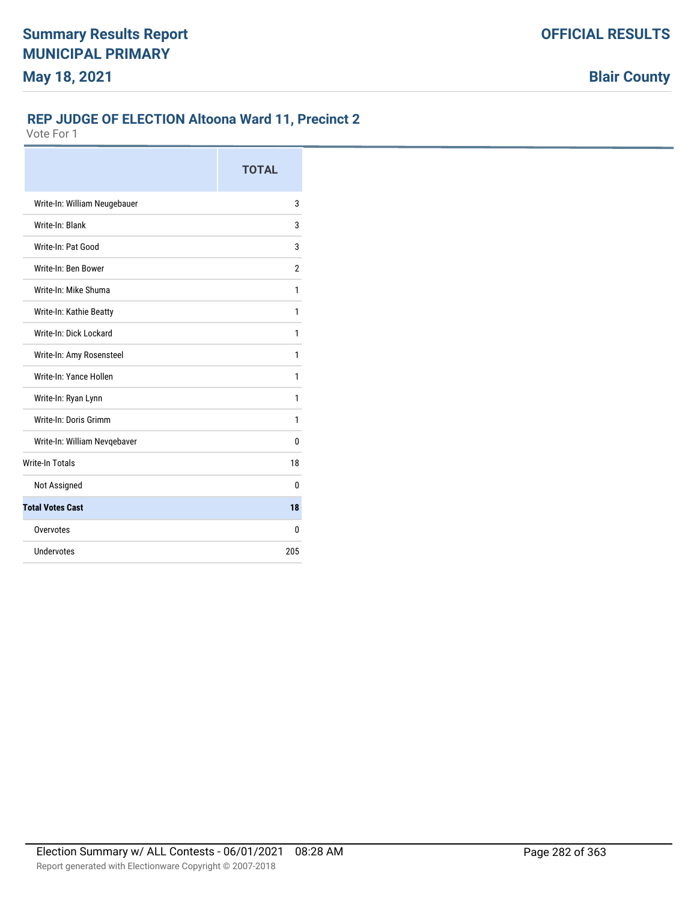## REP JUDGE OF ELECTION Altoona Ward 11, Precinct 2

Vote For 1

| | TOTAL |
|---|---|
| Write-In: William Neugebauer | 3 |
| Write-In: Blank | 3 |
| Write-In: Pat Good | 3 |
| Write-In: Ben Bower | 2 |
| Write-In: Mike Shuma | 1 |
| Write-In: Kathie Beatty | 1 |
| Write-In: Dick Lockard | 1 |
| Write-In: Amy Rosensteel | 1 |
| Write-In: Yance Hollen | 1 |
| Write-In: Ryan Lynn | 1 |
| Write-In: Doris Grimm | 1 |
| Write-In: William Nevqebaver | 0 |
| Write-In Totals | 18 |
| Not Assigned | 0 |
| **Total Votes Cast** | **18** |
| Overvotes | 0 |
| Undervotes | 205 |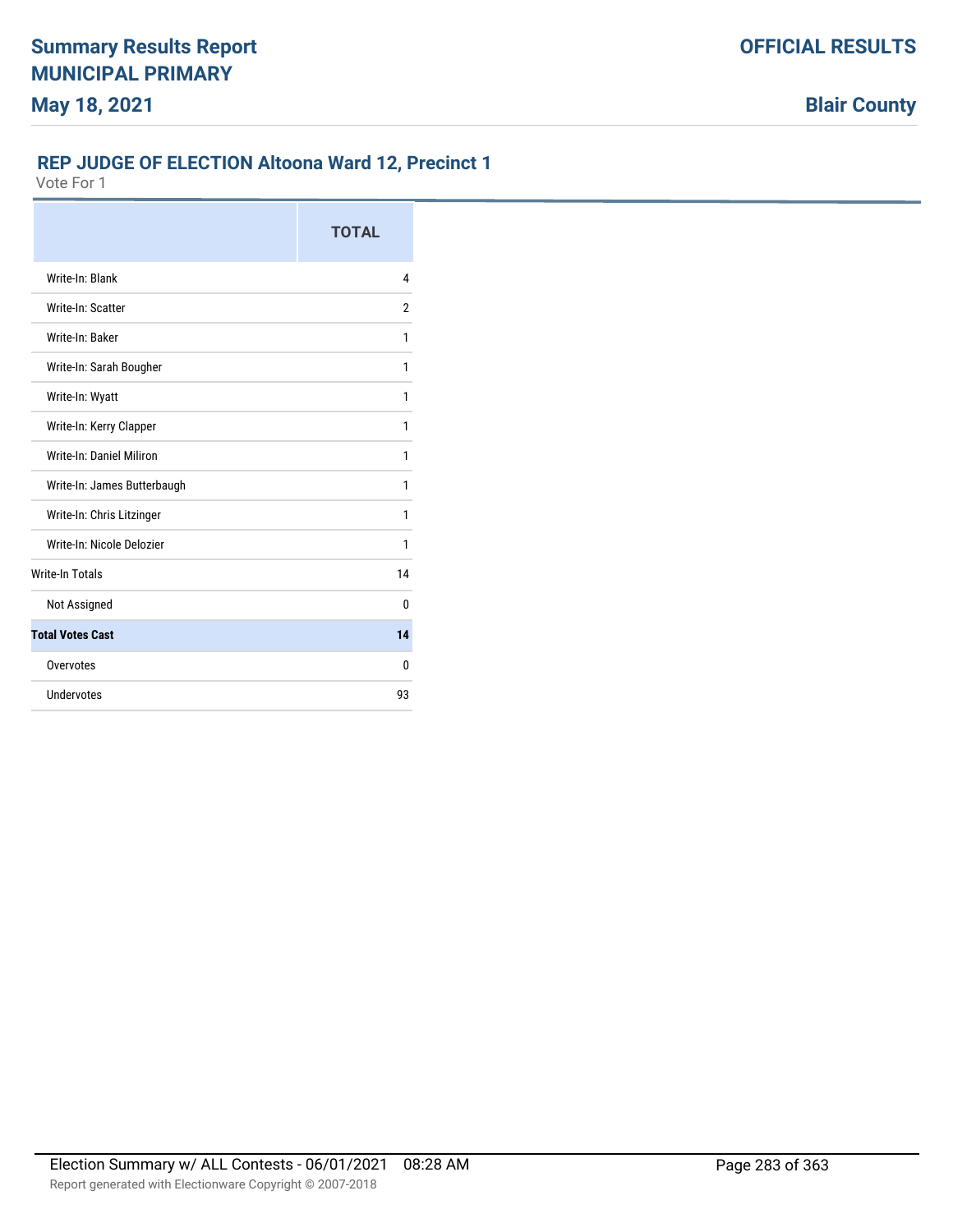# Summary Results Report
# MUNICIPAL PRIMARY

**May 18, 2021**

**OFFICIAL RESULTS**

**Blair County**

## REP JUDGE OF ELECTION Altoona Ward 12, Precinct 1

Vote For 1

| | TOTAL |
|---|---|
| Write-In: Blank | 4 |
| Write-In: Scatter | 2 |
| Write-In: Baker | 1 |
| Write-In: Sarah Bougher | 1 |
| Write-In: Wyatt | 1 |
| Write-In: Kerry Clapper | 1 |
| Write-In: Daniel Miliron | 1 |
| Write-In: James Butterbaugh | 1 |
| Write-In: Chris Litzinger | 1 |
| Write-In: Nicole Delozier | 1 |
| Write-In Totals | 14 |
| Not Assigned | 0 |
| **Total Votes Cast** | **14** |
| Overvotes | 0 |
| Undervotes | 93 |

Election Summary w/ ALL Contests - 06/01/2021 08:28 AM

Report generated with Electionware Copyright © 2007-2018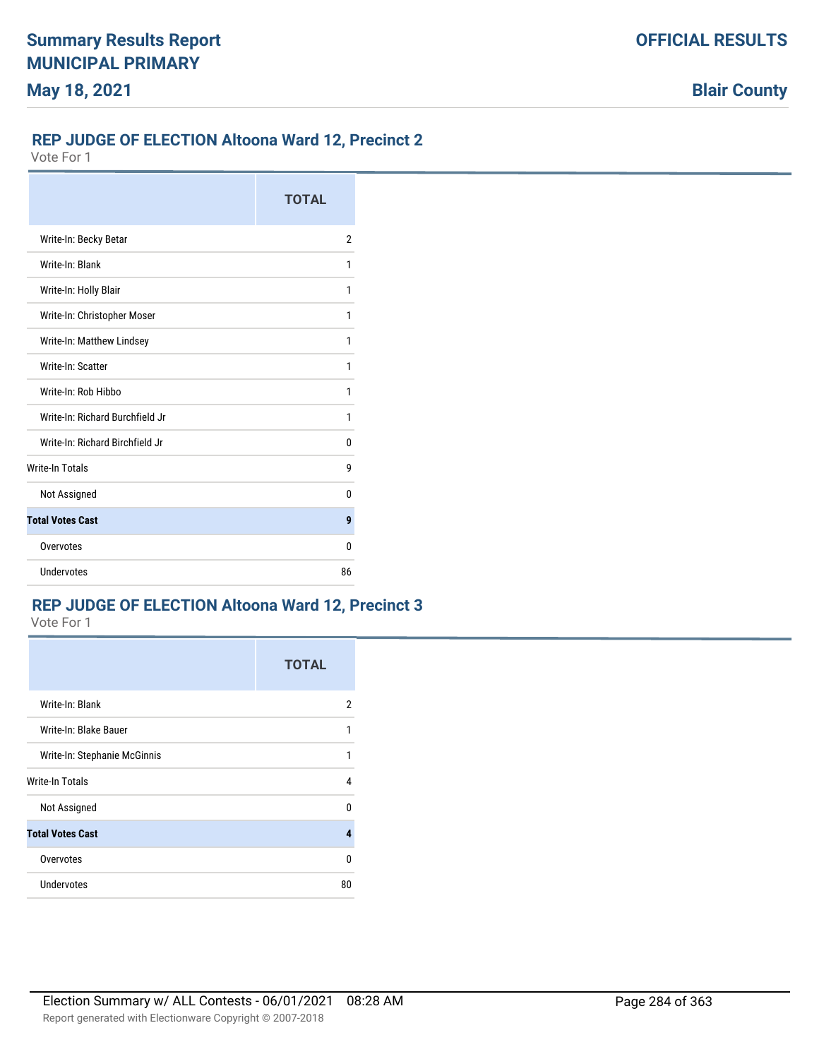## REP JUDGE OF ELECTION Altoona Ward 12, Precinct 2

Vote For 1

| | TOTAL |
|---|---|
| Write-In: Becky Betar | 2 |
| Write-In: Blank | 1 |
| Write-In: Holly Blair | 1 |
| Write-In: Christopher Moser | 1 |
| Write-In: Matthew Lindsey | 1 |
| Write-In: Scatter | 1 |
| Write-In: Rob Hibbo | 1 |
| Write-In: Richard Burchfield Jr | 1 |
| Write-In: Richard Birchfield Jr | 0 |
| Write-In Totals | 9 |
| Not Assigned | 0 |
| **Total Votes Cast** | **9** |
| Overvotes | 0 |
| Undervotes | 86 |

## REP JUDGE OF ELECTION Altoona Ward 12, Precinct 3

Vote For 1

| | TOTAL |
|---|---|
| Write-In: Blank | 2 |
| Write-In: Blake Bauer | 1 |
| Write-In: Stephanie McGinnis | 1 |
| Write-In Totals | 4 |
| Not Assigned | 0 |
| **Total Votes Cast** | **4** |
| Overvotes | 0 |
| Undervotes | 80 |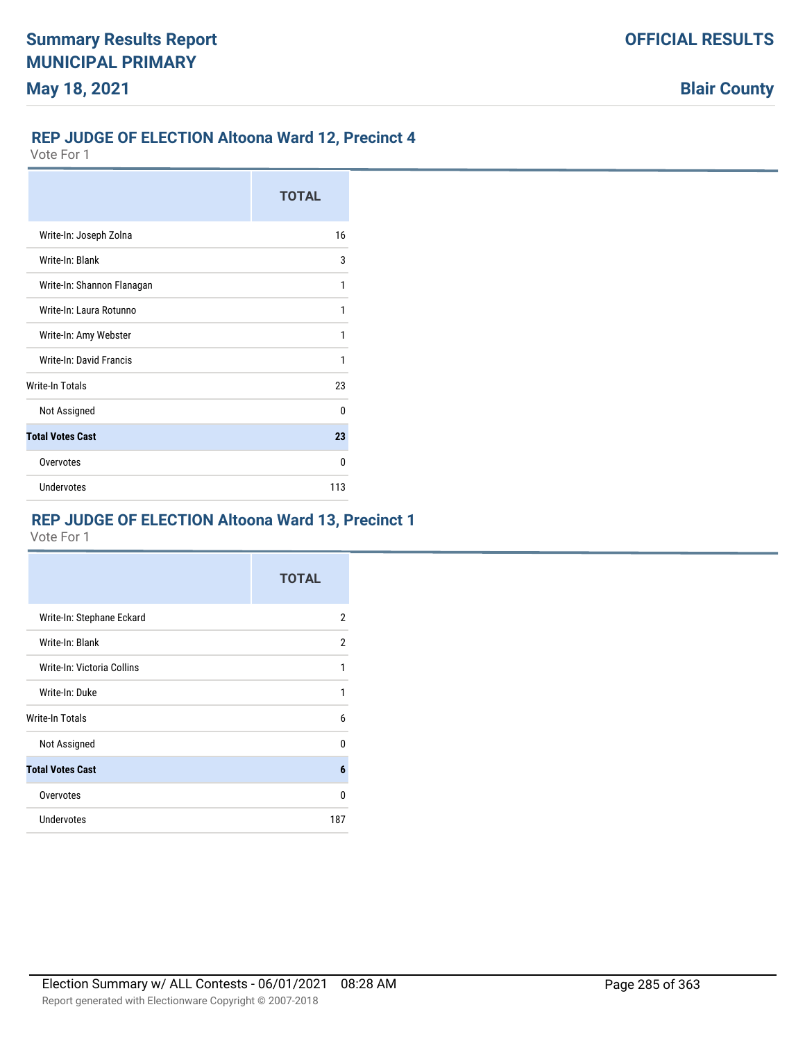# Summary Results Report
# MUNICIPAL PRIMARY
# May 18, 2021

**OFFICIAL RESULTS**

**Blair County**

## REP JUDGE OF ELECTION Altoona Ward 12, Precinct 4

Vote For 1

| | TOTAL |
|---|---|
| Write-In: Joseph Zolna | 16 |
| Write-In: Blank | 3 |
| Write-In: Shannon Flanagan | 1 |
| Write-In: Laura Rotunno | 1 |
| Write-In: Amy Webster | 1 |
| Write-In: David Francis | 1 |
| Write-In Totals | 23 |
| Not Assigned | 0 |
| **Total Votes Cast** | **23** |
| Overvotes | 0 |
| Undervotes | 113 |

## REP JUDGE OF ELECTION Altoona Ward 13, Precinct 1

Vote For 1

| | TOTAL |
|---|---|
| Write-In: Stephane Eckard | 2 |
| Write-In: Blank | 2 |
| Write-In: Victoria Collins | 1 |
| Write-In: Duke | 1 |
| Write-In Totals | 6 |
| Not Assigned | 0 |
| **Total Votes Cast** | **6** |
| Overvotes | 0 |
| Undervotes | 187 |

Election Summary w/ ALL Contests - 06/01/2021 08:28 AM

Report generated with Electionware Copyright © 2007-2018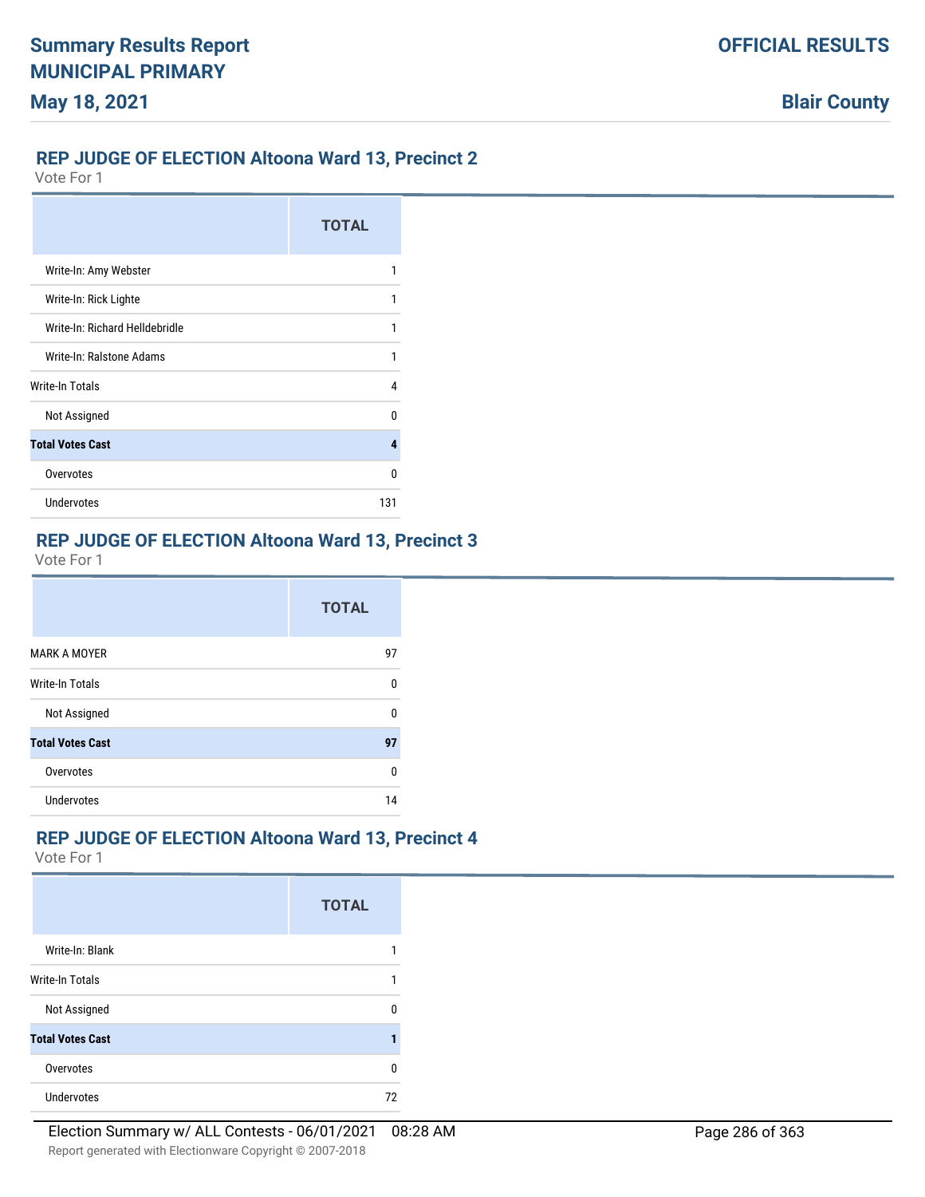Summary Results Report
MUNICIPAL PRIMARY
May 18, 2021

OFFICIAL RESULTS

Blair County

## REP JUDGE OF ELECTION Altoona Ward 13, Precinct 2

Vote For 1

| | TOTAL |
|---|---|
| Write-In: Amy Webster | 1 |
| Write-In: Rick Lighte | 1 |
| Write-In: Richard Helldebridle | 1 |
| Write-In: Ralstone Adams | 1 |
| Write-In Totals | 4 |
| Not Assigned | 0 |
| **Total Votes Cast** | **4** |
| Overvotes | 0 |
| Undervotes | 131 |

## REP JUDGE OF ELECTION Altoona Ward 13, Precinct 3

Vote For 1

| | TOTAL |
|---|---|
| MARK A MOYER | 97 |
| Write-In Totals | 0 |
| Not Assigned | 0 |
| **Total Votes Cast** | **97** |
| Overvotes | 0 |
| Undervotes | 14 |

## REP JUDGE OF ELECTION Altoona Ward 13, Precinct 4

Vote For 1

| | TOTAL |
|---|---|
| Write-In: Blank | 1 |
| Write-In Totals | 1 |
| Not Assigned | 0 |
| **Total Votes Cast** | **1** |
| Overvotes | 0 |
| Undervotes | 72 |

Election Summary w/ ALL Contests - 06/01/2021 08:28 AM

Report generated with Electionware Copyright © 2007-2018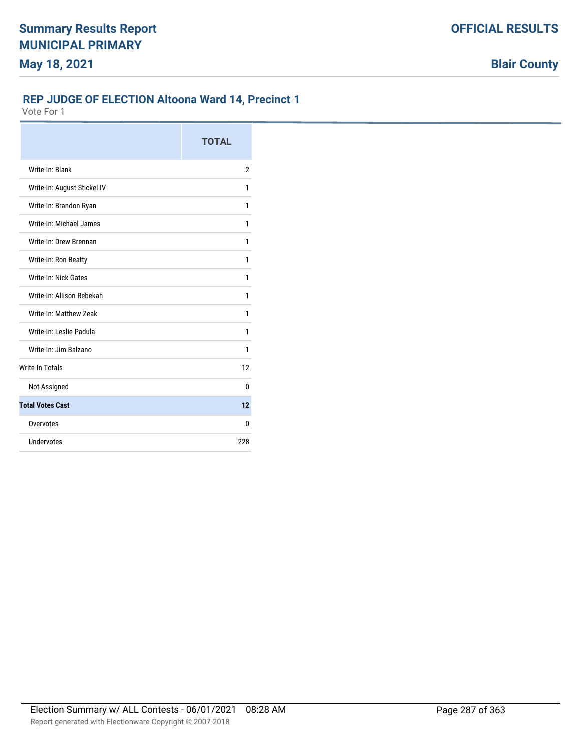# Summary Results Report
# MUNICIPAL PRIMARY
## May 18, 2021

**OFFICIAL RESULTS**

**Blair County**

### REP JUDGE OF ELECTION Altoona Ward 14, Precinct 1

Vote For 1

| | TOTAL |
|---|---|
| Write-In: Blank | 2 |
| Write-In: August Stickel IV | 1 |
| Write-In: Brandon Ryan | 1 |
| Write-In: Michael James | 1 |
| Write-In: Drew Brennan | 1 |
| Write-In: Ron Beatty | 1 |
| Write-In: Nick Gates | 1 |
| Write-In: Allison Rebekah | 1 |
| Write-In: Matthew Zeak | 1 |
| Write-In: Leslie Padula | 1 |
| Write-In: Jim Balzano | 1 |
| Write-In Totals | 12 |
| Not Assigned | 0 |
| **Total Votes Cast** | **12** |
| Overvotes | 0 |
| Undervotes | 228 |

Election Summary w/ ALL Contests - 06/01/2021 08:28 AM

Report generated with Electionware Copyright © 2007-2018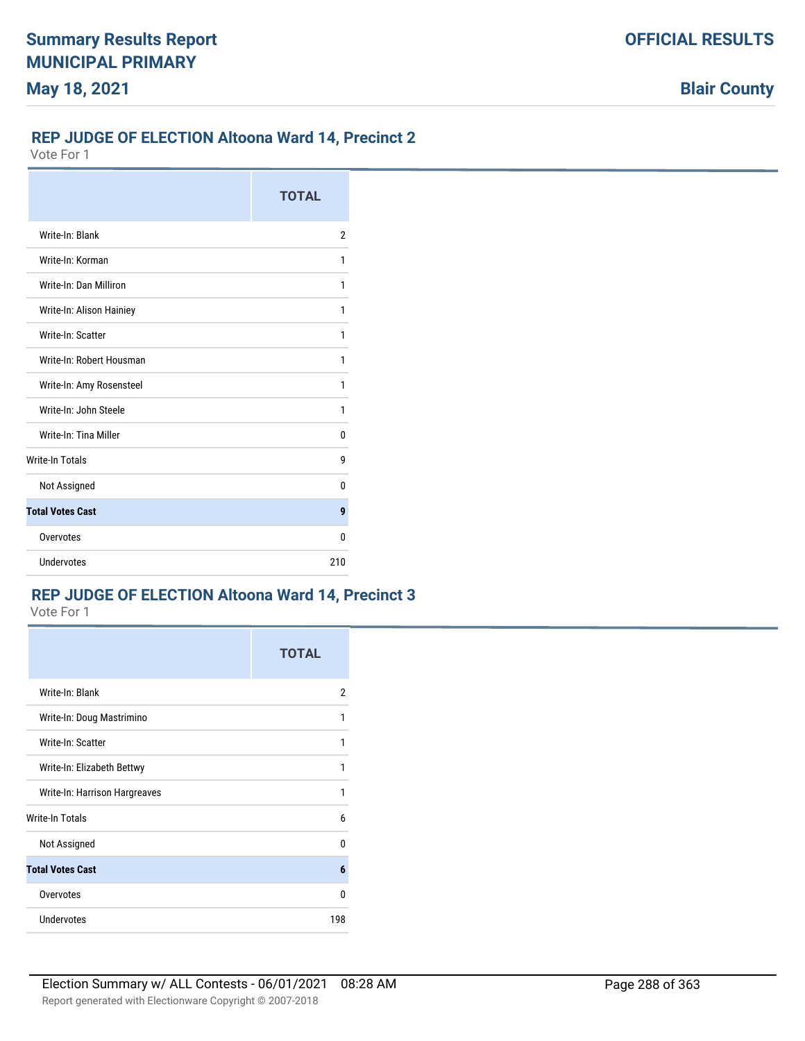## REP JUDGE OF ELECTION Altoona Ward 14, Precinct 2

Vote For 1

| | TOTAL |
|---|---|
| Write-In: Blank | 2 |
| Write-In: Korman | 1 |
| Write-In: Dan Milliron | 1 |
| Write-In: Alison Hainiey | 1 |
| Write-In: Scatter | 1 |
| Write-In: Robert Housman | 1 |
| Write-In: Amy Rosensteel | 1 |
| Write-In: John Steele | 1 |
| Write-In: Tina Miller | 0 |
| Write-In Totals | 9 |
| Not Assigned | 0 |
| **Total Votes Cast** | **9** |
| Overvotes | 0 |
| Undervotes | 210 |

## REP JUDGE OF ELECTION Altoona Ward 14, Precinct 3

Vote For 1

| | TOTAL |
|---|---|
| Write-In: Blank | 2 |
| Write-In: Doug Mastrimino | 1 |
| Write-In: Scatter | 1 |
| Write-In: Elizabeth Bettwy | 1 |
| Write-In: Harrison Hargreaves | 1 |
| Write-In Totals | 6 |
| Not Assigned | 0 |
| **Total Votes Cast** | **6** |
| Overvotes | 0 |
| Undervotes | 198 |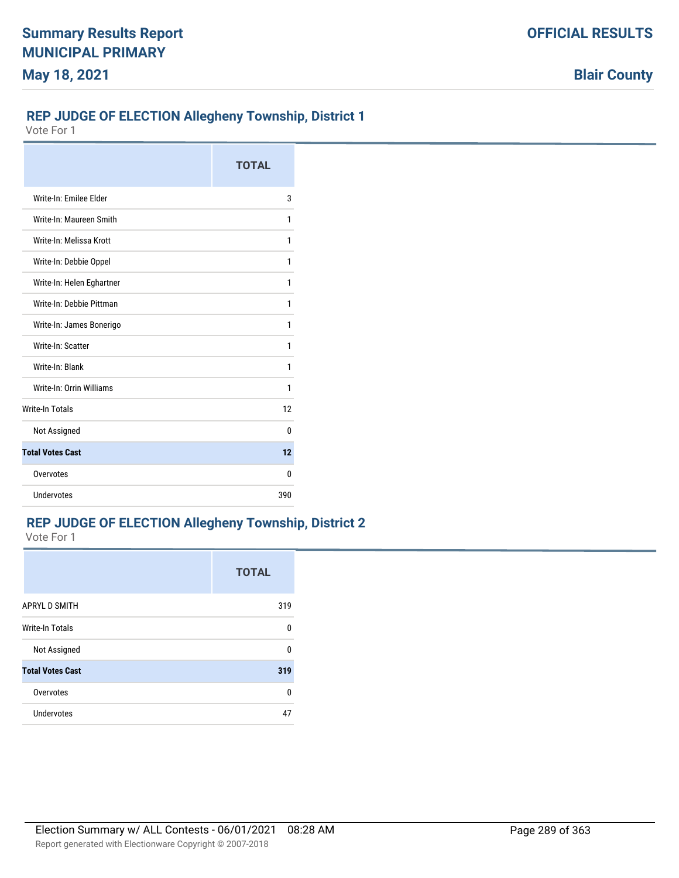## REP JUDGE OF ELECTION Allegheny Township, District 1

Vote For 1

| | TOTAL |
|---|---|
| Write-In: Emilee Elder | 3 |
| Write-In: Maureen Smith | 1 |
| Write-In: Melissa Krott | 1 |
| Write-In: Debbie Oppel | 1 |
| Write-In: Helen Eghartner | 1 |
| Write-In: Debbie Pittman | 1 |
| Write-In: James Bonerigo | 1 |
| Write-In: Scatter | 1 |
| Write-In: Blank | 1 |
| Write-In: Orrin Williams | 1 |
| Write-In Totals | 12 |
| Not Assigned | 0 |
| **Total Votes Cast** | **12** |
| Overvotes | 0 |
| Undervotes | 390 |

## REP JUDGE OF ELECTION Allegheny Township, District 2

Vote For 1

| | TOTAL |
|---|---|
| APRYL D SMITH | 319 |
| Write-In Totals | 0 |
| Not Assigned | 0 |
| **Total Votes Cast** | **319** |
| Overvotes | 0 |
| Undervotes | 47 |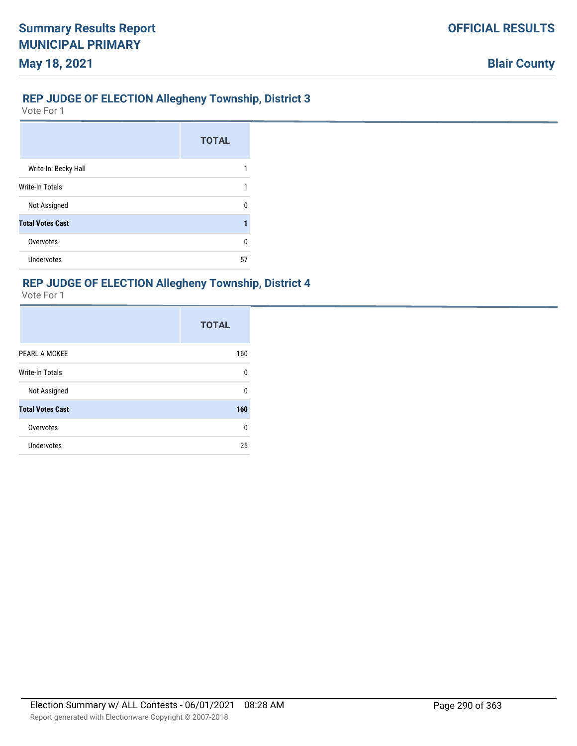## REP JUDGE OF ELECTION Allegheny Township, District 3

Vote For 1

| | TOTAL |
|---|---|
| Write-In: Becky Hall | 1 |
| Write-In Totals | 1 |
| Not Assigned | 0 |
| **Total Votes Cast** | **1** |
| Overvotes | 0 |
| Undervotes | 57 |

## REP JUDGE OF ELECTION Allegheny Township, District 4

Vote For 1

| | TOTAL |
|---|---|
| PEARL A MCKEE | 160 |
| Write-In Totals | 0 |
| Not Assigned | 0 |
| **Total Votes Cast** | **160** |
| Overvotes | 0 |
| Undervotes | 25 |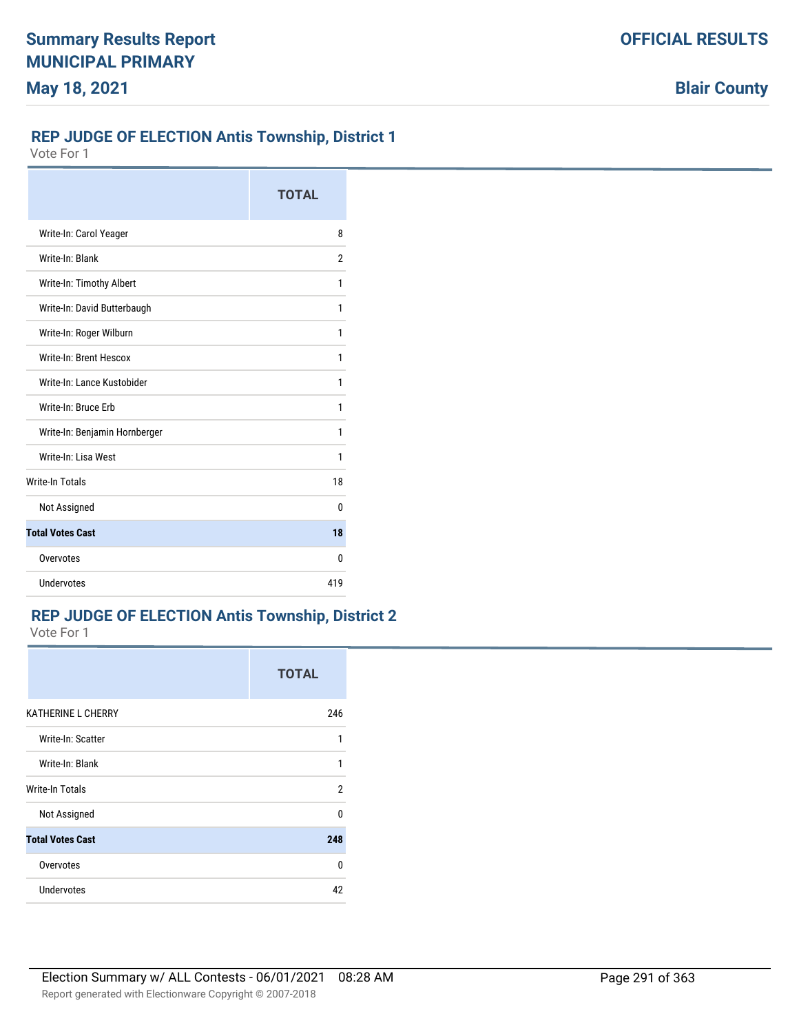## REP JUDGE OF ELECTION Antis Township, District 1

Vote For 1

| | TOTAL |
|---|---|
| Write-In: Carol Yeager | 8 |
| Write-In: Blank | 2 |
| Write-In: Timothy Albert | 1 |
| Write-In: David Butterbaugh | 1 |
| Write-In: Roger Wilburn | 1 |
| Write-In: Brent Hescox | 1 |
| Write-In: Lance Kustobider | 1 |
| Write-In: Bruce Erb | 1 |
| Write-In: Benjamin Hornberger | 1 |
| Write-In: Lisa West | 1 |
| Write-In Totals | 18 |
| Not Assigned | 0 |
| **Total Votes Cast** | **18** |
| Overvotes | 0 |
| Undervotes | 419 |

## REP JUDGE OF ELECTION Antis Township, District 2

Vote For 1

| | TOTAL |
|---|---|
| KATHERINE L CHERRY | 246 |
| Write-In: Scatter | 1 |
| Write-In: Blank | 1 |
| Write-In Totals | 2 |
| Not Assigned | 0 |
| **Total Votes Cast** | **248** |
| Overvotes | 0 |
| Undervotes | 42 |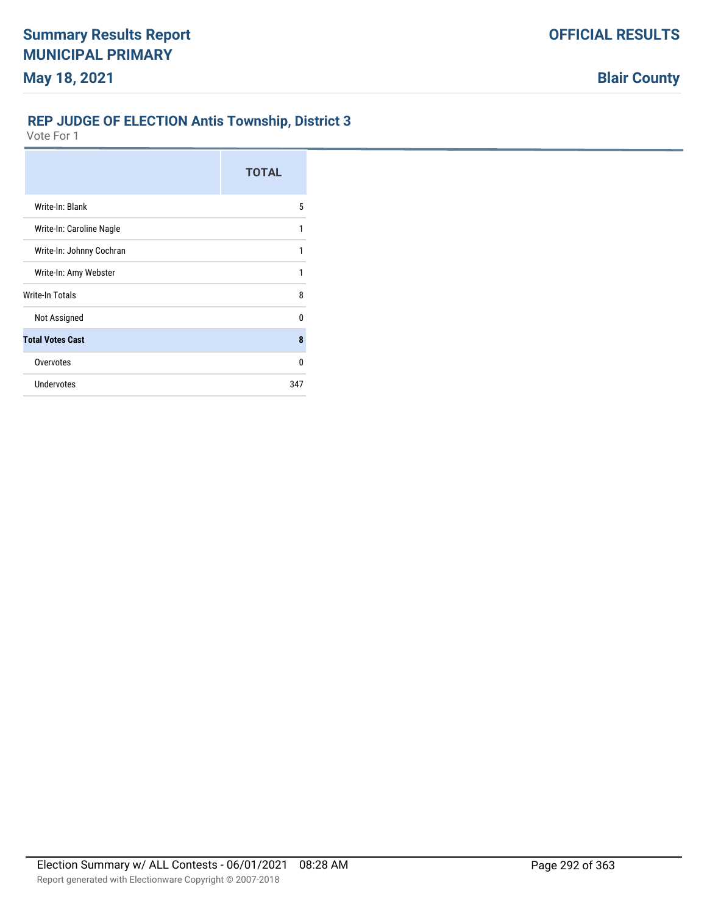## REP JUDGE OF ELECTION Antis Township, District 3

Vote For 1

| | TOTAL |
|---|---|
| Write-In: Blank | 5 |
| Write-In: Caroline Nagle | 1 |
| Write-In: Johnny Cochran | 1 |
| Write-In: Amy Webster | 1 |
| Write-In Totals | 8 |
| Not Assigned | 0 |
| **Total Votes Cast** | **8** |
| Overvotes | 0 |
| Undervotes | 347 |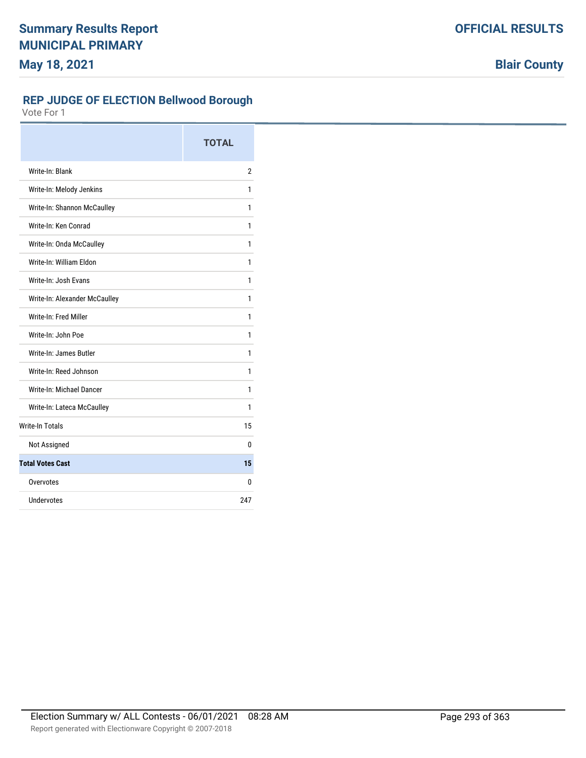# Summary Results Report
## MUNICIPAL PRIMARY
## May 18, 2021

**OFFICIAL RESULTS**

**Blair County**

### REP JUDGE OF ELECTION Bellwood Borough

Vote For 1

| | TOTAL |
|---|---|
| Write-In: Blank | 2 |
| Write-In: Melody Jenkins | 1 |
| Write-In: Shannon McCaulley | 1 |
| Write-In: Ken Conrad | 1 |
| Write-In: Onda McCaulley | 1 |
| Write-In: William Eldon | 1 |
| Write-In: Josh Evans | 1 |
| Write-In: Alexander McCaulley | 1 |
| Write-In: Fred Miller | 1 |
| Write-In: John Poe | 1 |
| Write-In: James Butler | 1 |
| Write-In: Reed Johnson | 1 |
| Write-In: Michael Dancer | 1 |
| Write-In: Lateca McCaulley | 1 |
| Write-In Totals | 15 |
| Not Assigned | 0 |
| **Total Votes Cast** | **15** |
| Overvotes | 0 |
| Undervotes | 247 |

Election Summary w/ ALL Contests - 06/01/2021 08:28 AM

Report generated with Electionware Copyright © 2007-2018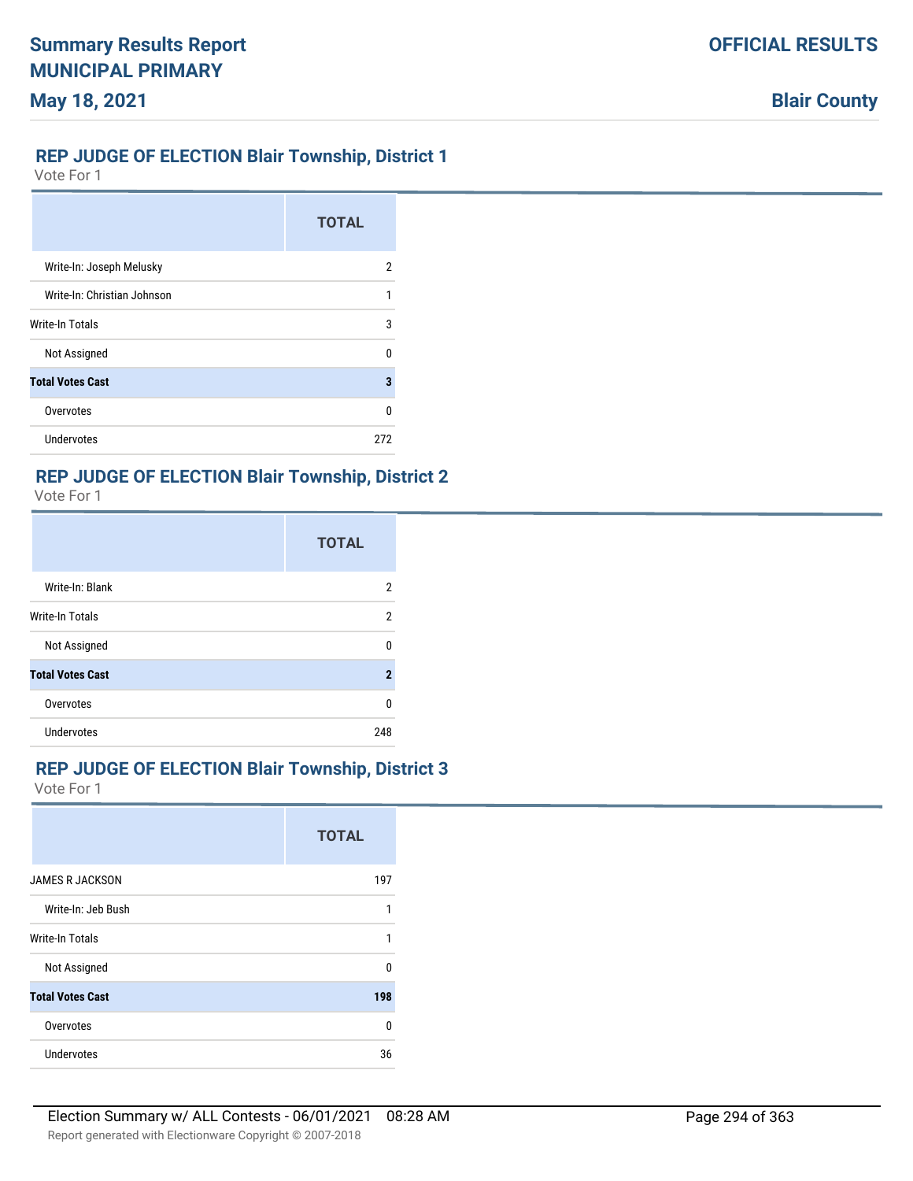## REP JUDGE OF ELECTION Blair Township, District 1

Vote For 1

| | TOTAL |
|---|---|
| Write-In: Joseph Melusky | 2 |
| Write-In: Christian Johnson | 1 |
| Write-In Totals | 3 |
| Not Assigned | 0 |
| **Total Votes Cast** | **3** |
| Overvotes | 0 |
| Undervotes | 272 |

## REP JUDGE OF ELECTION Blair Township, District 2

Vote For 1

| | TOTAL |
|---|---|
| Write-In: Blank | 2 |
| Write-In Totals | 2 |
| Not Assigned | 0 |
| **Total Votes Cast** | **2** |
| Overvotes | 0 |
| Undervotes | 248 |

## REP JUDGE OF ELECTION Blair Township, District 3

Vote For 1

| | TOTAL |
|---|---|
| JAMES R JACKSON | 197 |
| Write-In: Jeb Bush | 1 |
| Write-In Totals | 1 |
| Not Assigned | 0 |
| **Total Votes Cast** | **198** |
| Overvotes | 0 |
| Undervotes | 36 |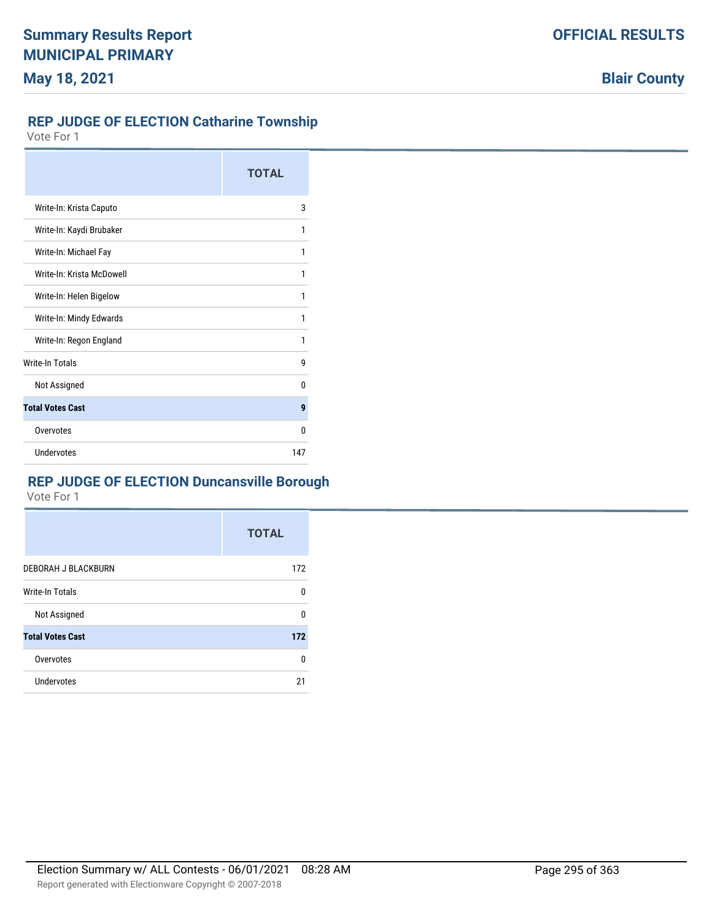## REP JUDGE OF ELECTION Catharine Township

Vote For 1

| | TOTAL |
|---|---|
| Write-In: Krista Caputo | 3 |
| Write-In: Kaydi Brubaker | 1 |
| Write-In: Michael Fay | 1 |
| Write-In: Krista McDowell | 1 |
| Write-In: Helen Bigelow | 1 |
| Write-In: Mindy Edwards | 1 |
| Write-In: Regon England | 1 |
| Write-In Totals | 9 |
| Not Assigned | 0 |
| **Total Votes Cast** | **9** |
| Overvotes | 0 |
| Undervotes | 147 |

## REP JUDGE OF ELECTION Duncansville Borough

Vote For 1

| | TOTAL |
|---|---|
| DEBORAH J BLACKBURN | 172 |
| Write-In Totals | 0 |
| Not Assigned | 0 |
| **Total Votes Cast** | **172** |
| Overvotes | 0 |
| Undervotes | 21 |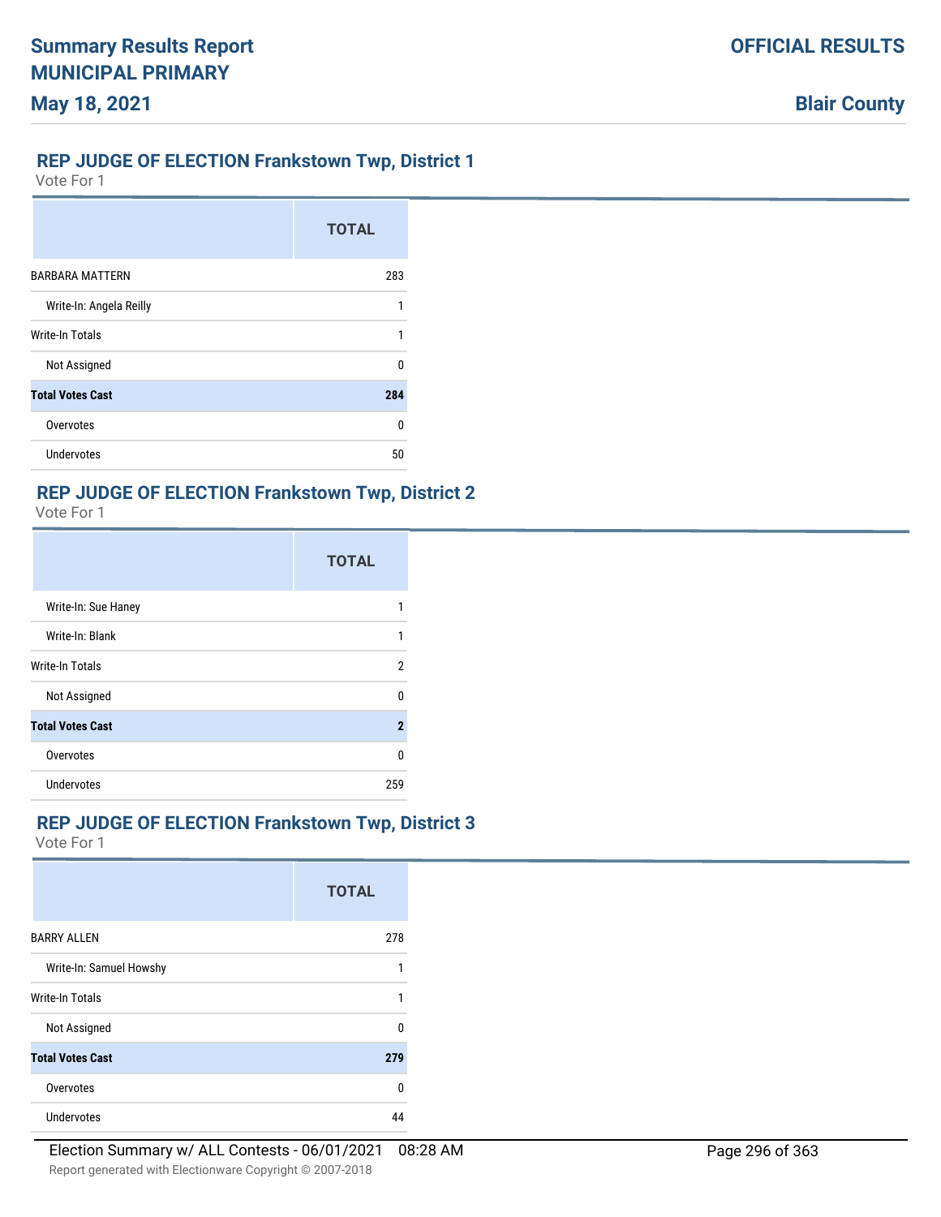## REP JUDGE OF ELECTION Frankstown Twp, District 1

Vote For 1

| | TOTAL |
|---|---|
| BARBARA MATTERN | 283 |
| Write-In: Angela Reilly | 1 |
| Write-In Totals | 1 |
| Not Assigned | 0 |
| **Total Votes Cast** | **284** |
| Overvotes | 0 |
| Undervotes | 50 |

## REP JUDGE OF ELECTION Frankstown Twp, District 2

Vote For 1

| | TOTAL |
|---|---|
| Write-In: Sue Haney | 1 |
| Write-In: Blank | 1 |
| Write-In Totals | 2 |
| Not Assigned | 0 |
| **Total Votes Cast** | **2** |
| Overvotes | 0 |
| Undervotes | 259 |

## REP JUDGE OF ELECTION Frankstown Twp, District 3

Vote For 1

| | TOTAL |
|---|---|
| BARRY ALLEN | 278 |
| Write-In: Samuel Howshy | 1 |
| Write-In Totals | 1 |
| Not Assigned | 0 |
| **Total Votes Cast** | **279** |
| Overvotes | 0 |
| Undervotes | 44 |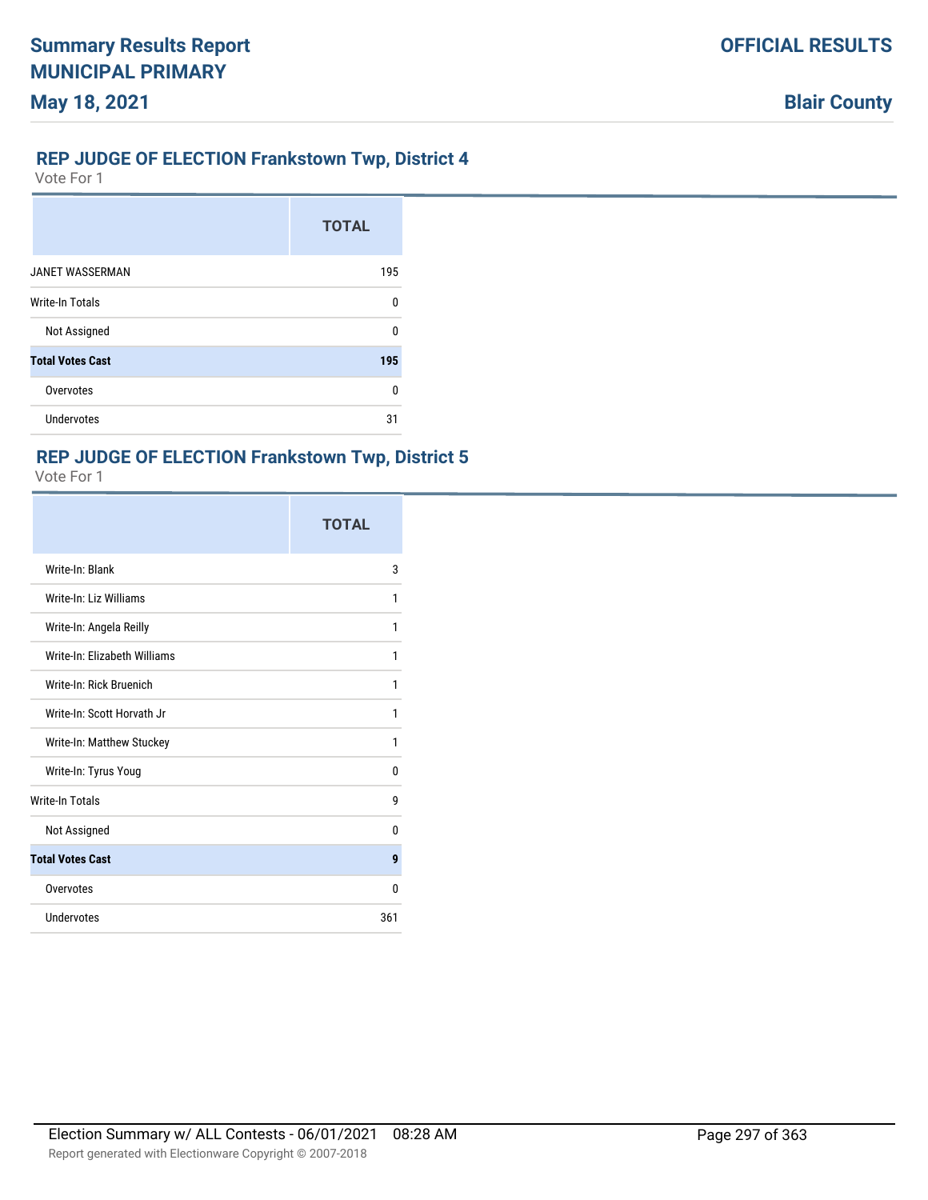## REP JUDGE OF ELECTION Frankstown Twp, District 4

Vote For 1

| | TOTAL |
|---|---|
| JANET WASSERMAN | 195 |
| Write-In Totals | 0 |
| Not Assigned | 0 |
| **Total Votes Cast** | **195** |
| Overvotes | 0 |
| Undervotes | 31 |

## REP JUDGE OF ELECTION Frankstown Twp, District 5

Vote For 1

| | TOTAL |
|---|---|
| Write-In: Blank | 3 |
| Write-In: Liz Williams | 1 |
| Write-In: Angela Reilly | 1 |
| Write-In: Elizabeth Williams | 1 |
| Write-In: Rick Bruenich | 1 |
| Write-In: Scott Horvath Jr | 1 |
| Write-In: Matthew Stuckey | 1 |
| Write-In: Tyrus Youg | 0 |
| Write-In Totals | 9 |
| Not Assigned | 0 |
| **Total Votes Cast** | **9** |
| Overvotes | 0 |
| Undervotes | 361 |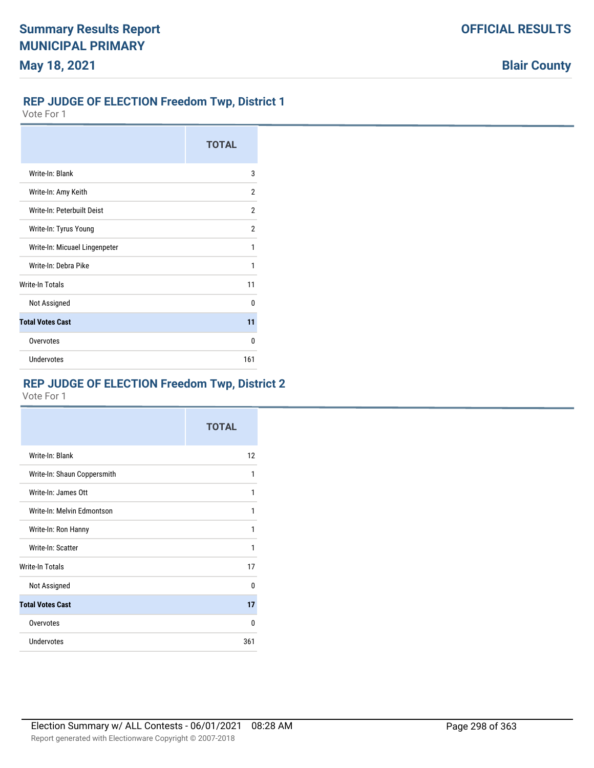# Summary Results Report
# MUNICIPAL PRIMARY
**May 18, 2021**

**OFFICIAL RESULTS**

**Blair County**

## REP JUDGE OF ELECTION Freedom Twp, District 1
Vote For 1

| | TOTAL |
|---|---|
| Write-In: Blank | 3 |
| Write-In: Amy Keith | 2 |
| Write-In: Peterbuilt Deist | 2 |
| Write-In: Tyrus Young | 2 |
| Write-In: Micuael Lingenpeter | 1 |
| Write-In: Debra Pike | 1 |
| Write-In Totals | 11 |
| Not Assigned | 0 |
| **Total Votes Cast** | **11** |
| Overvotes | 0 |
| Undervotes | 161 |

## REP JUDGE OF ELECTION Freedom Twp, District 2
Vote For 1

| | TOTAL |
|---|---|
| Write-In: Blank | 12 |
| Write-In: Shaun Coppersmith | 1 |
| Write-In: James Ott | 1 |
| Write-In: Melvin Edmontson | 1 |
| Write-In: Ron Hanny | 1 |
| Write-In: Scatter | 1 |
| Write-In Totals | 17 |
| Not Assigned | 0 |
| **Total Votes Cast** | **17** |
| Overvotes | 0 |
| Undervotes | 361 |

Election Summary w/ ALL Contests - 06/01/2021 08:28 AM

Report generated with Electionware Copyright © 2007-2018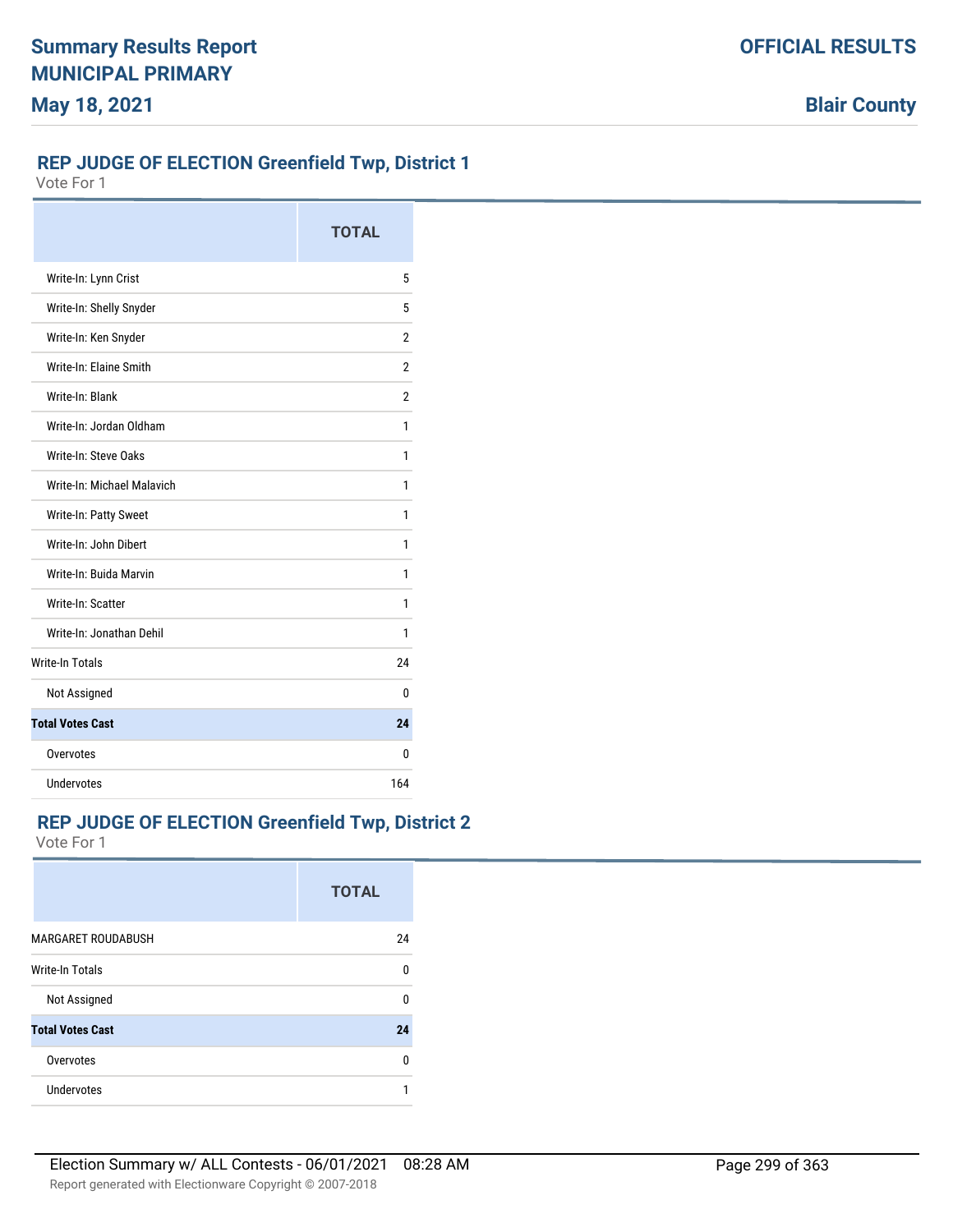## REP JUDGE OF ELECTION Greenfield Twp, District 1

Vote For 1

| | TOTAL |
|---|---|
| Write-In: Lynn Crist | 5 |
| Write-In: Shelly Snyder | 5 |
| Write-In: Ken Snyder | 2 |
| Write-In: Elaine Smith | 2 |
| Write-In: Blank | 2 |
| Write-In: Jordan Oldham | 1 |
| Write-In: Steve Oaks | 1 |
| Write-In: Michael Malavich | 1 |
| Write-In: Patty Sweet | 1 |
| Write-In: John Dibert | 1 |
| Write-In: Buida Marvin | 1 |
| Write-In: Scatter | 1 |
| Write-In: Jonathan Dehil | 1 |
| Write-In Totals | 24 |
| Not Assigned | 0 |
| **Total Votes Cast** | **24** |
| Overvotes | 0 |
| Undervotes | 164 |

## REP JUDGE OF ELECTION Greenfield Twp, District 2

Vote For 1

| | TOTAL |
|---|---|
| MARGARET ROUDABUSH | 24 |
| Write-In Totals | 0 |
| Not Assigned | 0 |
| **Total Votes Cast** | **24** |
| Overvotes | 0 |
| Undervotes | 1 |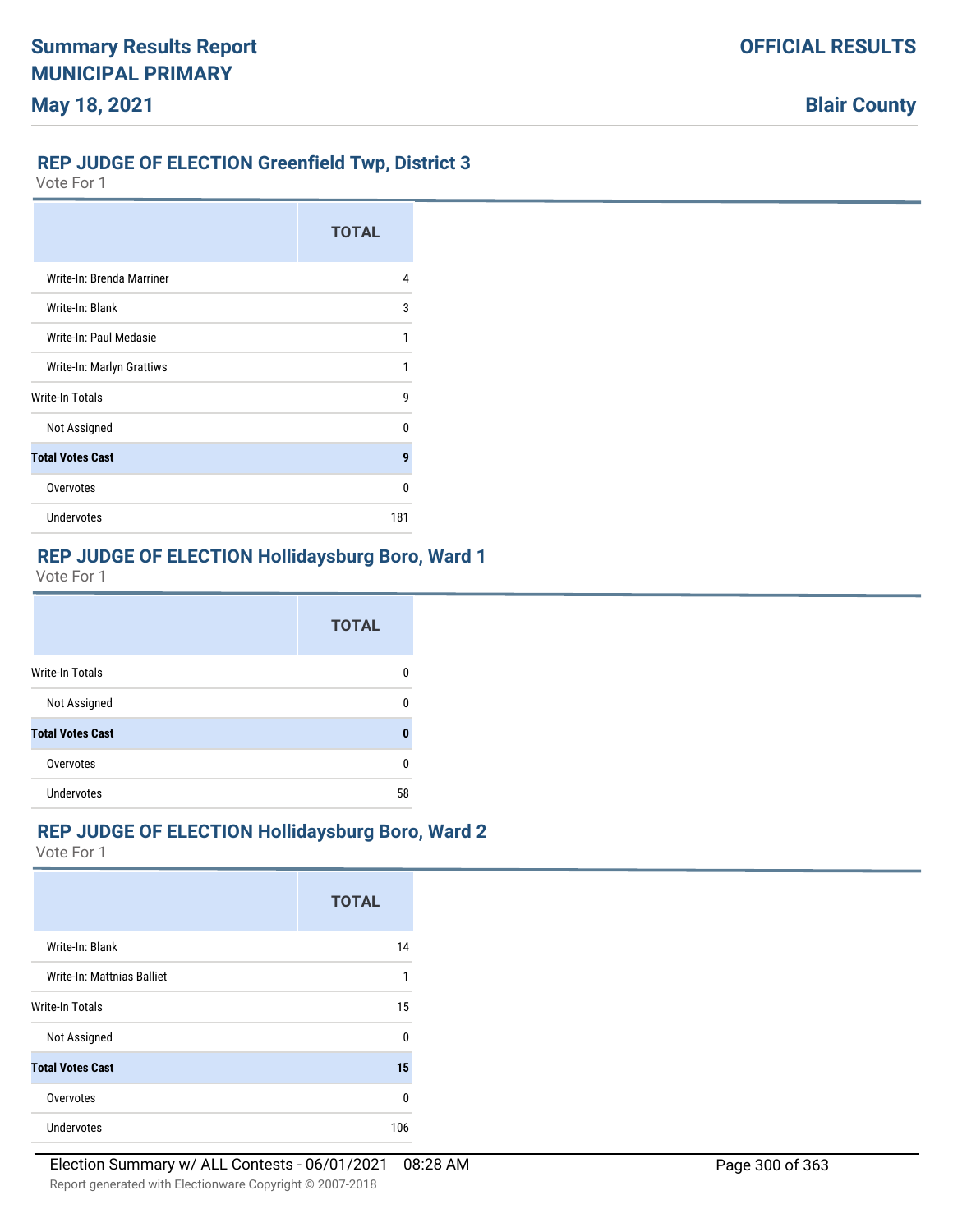## REP JUDGE OF ELECTION Greenfield Twp, District 3

Vote For 1

| | TOTAL |
|---|---|
| Write-In: Brenda Marriner | 4 |
| Write-In: Blank | 3 |
| Write-In: Paul Medasie | 1 |
| Write-In: Marlyn Grattiws | 1 |
| Write-In Totals | 9 |
| Not Assigned | 0 |
| **Total Votes Cast** | **9** |
| Overvotes | 0 |
| Undervotes | 181 |

## REP JUDGE OF ELECTION Hollidaysburg Boro, Ward 1

Vote For 1

| | TOTAL |
|---|---|
| Write-In Totals | 0 |
| Not Assigned | 0 |
| **Total Votes Cast** | **0** |
| Overvotes | 0 |
| Undervotes | 58 |

## REP JUDGE OF ELECTION Hollidaysburg Boro, Ward 2

Vote For 1

| | TOTAL |
|---|---|
| Write-In: Blank | 14 |
| Write-In: Mattnias Balliet | 1 |
| Write-In Totals | 15 |
| Not Assigned | 0 |
| **Total Votes Cast** | **15** |
| Overvotes | 0 |
| Undervotes | 106 |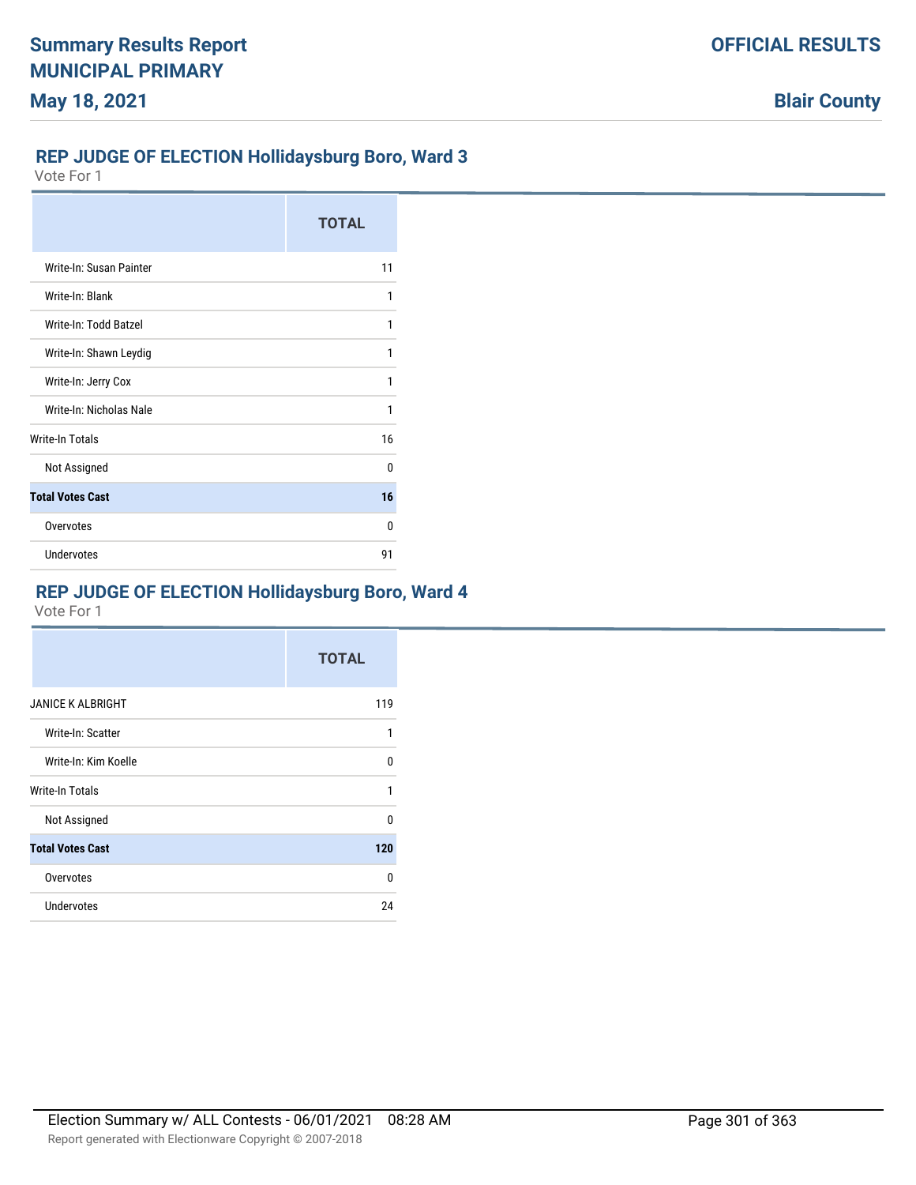## REP JUDGE OF ELECTION Hollidaysburg Boro, Ward 3

Vote For 1

| | TOTAL |
|---|---|
| Write-In: Susan Painter | 11 |
| Write-In: Blank | 1 |
| Write-In: Todd Batzel | 1 |
| Write-In: Shawn Leydig | 1 |
| Write-In: Jerry Cox | 1 |
| Write-In: Nicholas Nale | 1 |
| Write-In Totals | 16 |
| Not Assigned | 0 |
| **Total Votes Cast** | **16** |
| Overvotes | 0 |
| Undervotes | 91 |

## REP JUDGE OF ELECTION Hollidaysburg Boro, Ward 4

Vote For 1

| | TOTAL |
|---|---|
| JANICE K ALBRIGHT | 119 |
| Write-In: Scatter | 1 |
| Write-In: Kim Koelle | 0 |
| Write-In Totals | 1 |
| Not Assigned | 0 |
| **Total Votes Cast** | **120** |
| Overvotes | 0 |
| Undervotes | 24 |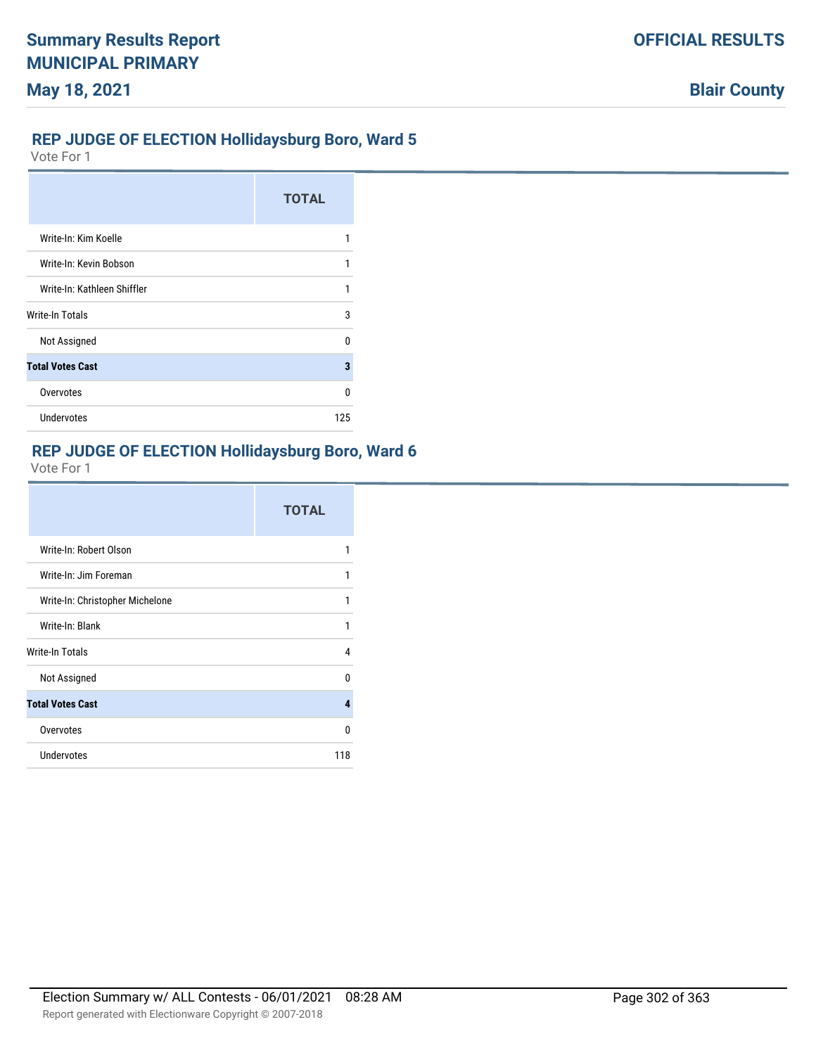## REP JUDGE OF ELECTION Hollidaysburg Boro, Ward 5

Vote For 1

| | TOTAL |
|---|---|
| Write-In: Kim Koelle | 1 |
| Write-In: Kevin Bobson | 1 |
| Write-In: Kathleen Shiffler | 1 |
| Write-In Totals | 3 |
| Not Assigned | 0 |
| **Total Votes Cast** | **3** |
| Overvotes | 0 |
| Undervotes | 125 |

## REP JUDGE OF ELECTION Hollidaysburg Boro, Ward 6

Vote For 1

| | TOTAL |
|---|---|
| Write-In: Robert Olson | 1 |
| Write-In: Jim Foreman | 1 |
| Write-In: Christopher Michelone | 1 |
| Write-In: Blank | 1 |
| Write-In Totals | 4 |
| Not Assigned | 0 |
| **Total Votes Cast** | **4** |
| Overvotes | 0 |
| Undervotes | 118 |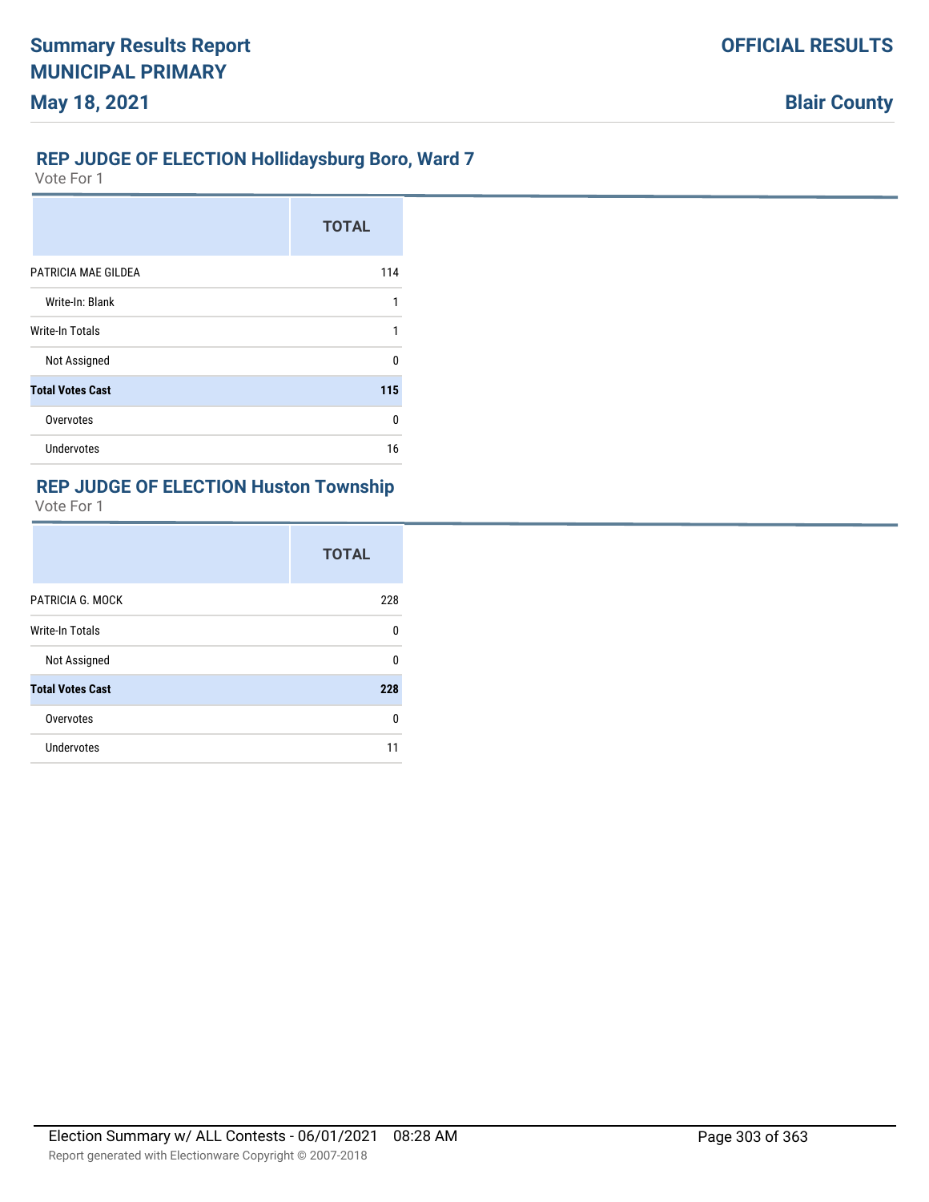## REP JUDGE OF ELECTION Hollidaysburg Boro, Ward 7

Vote For 1

| | TOTAL |
|---|---|
| PATRICIA MAE GILDEA | 114 |
| Write-In: Blank | 1 |
| Write-In Totals | 1 |
| Not Assigned | 0 |
| **Total Votes Cast** | **115** |
| Overvotes | 0 |
| Undervotes | 16 |

## REP JUDGE OF ELECTION Huston Township

Vote For 1

| | TOTAL |
|---|---|
| PATRICIA G. MOCK | 228 |
| Write-In Totals | 0 |
| Not Assigned | 0 |
| **Total Votes Cast** | **228** |
| Overvotes | 0 |
| Undervotes | 11 |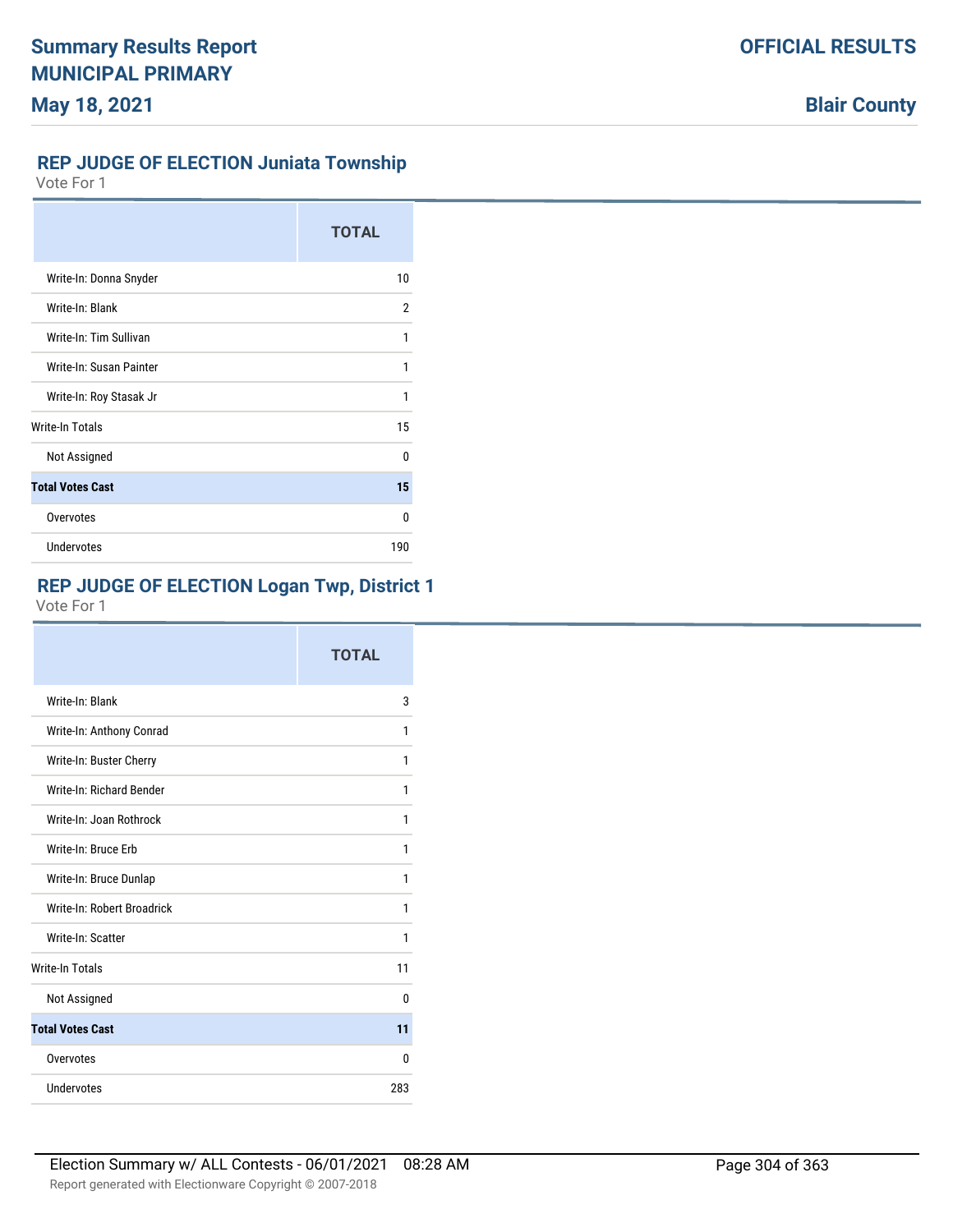# Summary Results Report
## MUNICIPAL PRIMARY
### May 18, 2021

**OFFICIAL RESULTS**

**Blair County**

### REP JUDGE OF ELECTION Juniata Township

Vote For 1

| | TOTAL |
|---|---|
| Write-In: Donna Snyder | 10 |
| Write-In: Blank | 2 |
| Write-In: Tim Sullivan | 1 |
| Write-In: Susan Painter | 1 |
| Write-In: Roy Stasak Jr | 1 |
| Write-In Totals | 15 |
| Not Assigned | 0 |
| **Total Votes Cast** | **15** |
| Overvotes | 0 |
| Undervotes | 190 |

### REP JUDGE OF ELECTION Logan Twp, District 1

Vote For 1

| | TOTAL |
|---|---|
| Write-In: Blank | 3 |
| Write-In: Anthony Conrad | 1 |
| Write-In: Buster Cherry | 1 |
| Write-In: Richard Bender | 1 |
| Write-In: Joan Rothrock | 1 |
| Write-In: Bruce Erb | 1 |
| Write-In: Bruce Dunlap | 1 |
| Write-In: Robert Broadrick | 1 |
| Write-In: Scatter | 1 |
| Write-In Totals | 11 |
| Not Assigned | 0 |
| **Total Votes Cast** | **11** |
| Overvotes | 0 |
| Undervotes | 283 |

Election Summary w/ ALL Contests - 06/01/2021 08:28 AM

Report generated with Electionware Copyright © 2007-2018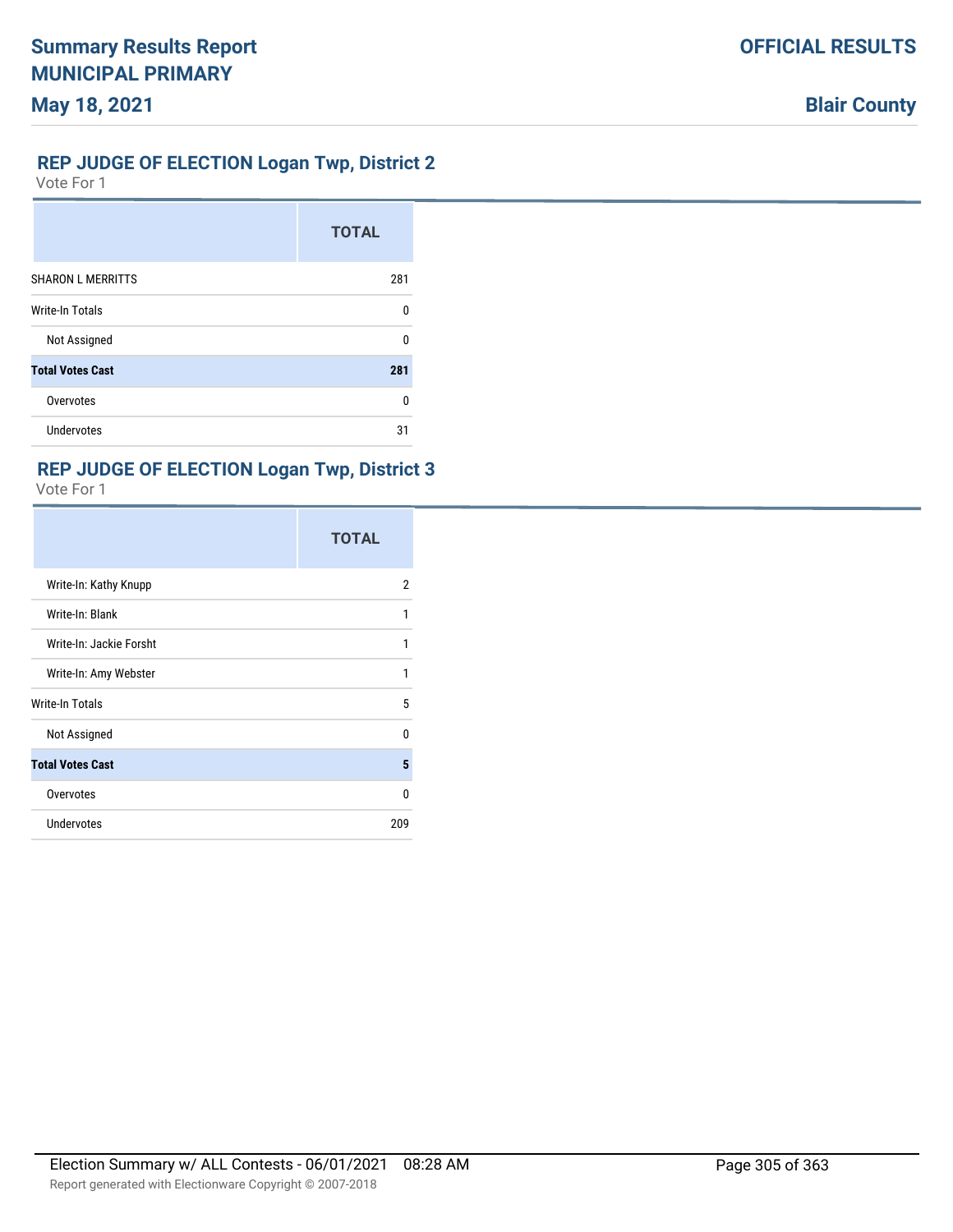## REP JUDGE OF ELECTION Logan Twp, District 2

Vote For 1

| | TOTAL |
|---|---|
| SHARON L MERRITTS | 281 |
| Write-In Totals | 0 |
| Not Assigned | 0 |
| **Total Votes Cast** | **281** |
| Overvotes | 0 |
| Undervotes | 31 |

## REP JUDGE OF ELECTION Logan Twp, District 3

Vote For 1

| | TOTAL |
|---|---|
| Write-In: Kathy Knupp | 2 |
| Write-In: Blank | 1 |
| Write-In: Jackie Forsht | 1 |
| Write-In: Amy Webster | 1 |
| Write-In Totals | 5 |
| Not Assigned | 0 |
| **Total Votes Cast** | **5** |
| Overvotes | 0 |
| Undervotes | 209 |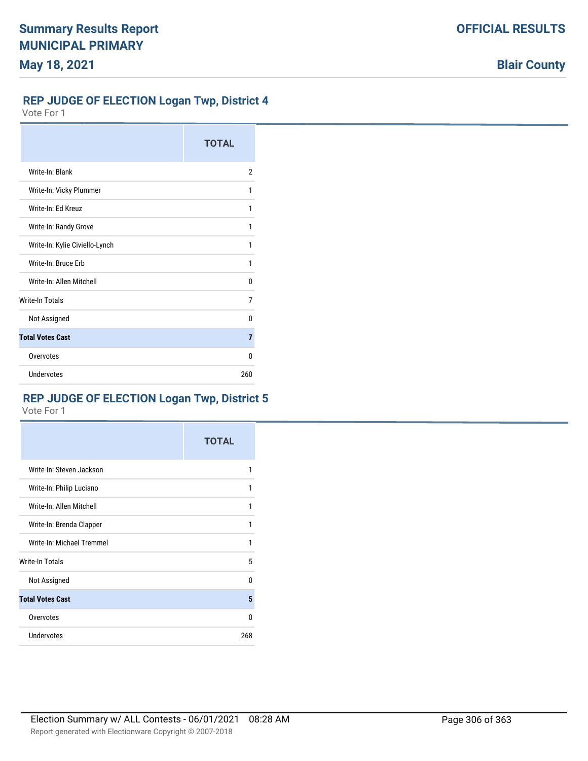## REP JUDGE OF ELECTION Logan Twp, District 4

Vote For 1

| | TOTAL |
|---|---|
| Write-In: Blank | 2 |
| Write-In: Vicky Plummer | 1 |
| Write-In: Ed Kreuz | 1 |
| Write-In: Randy Grove | 1 |
| Write-In: Kylie Civiello-Lynch | 1 |
| Write-In: Bruce Erb | 1 |
| Write-In: Allen Mitchell | 0 |
| Write-In Totals | 7 |
| Not Assigned | 0 |
| **Total Votes Cast** | **7** |
| Overvotes | 0 |
| Undervotes | 260 |

## REP JUDGE OF ELECTION Logan Twp, District 5

Vote For 1

| | TOTAL |
|---|---|
| Write-In: Steven Jackson | 1 |
| Write-In: Philip Luciano | 1 |
| Write-In: Allen Mitchell | 1 |
| Write-In: Brenda Clapper | 1 |
| Write-In: Michael Tremmel | 1 |
| Write-In Totals | 5 |
| Not Assigned | 0 |
| **Total Votes Cast** | **5** |
| Overvotes | 0 |
| Undervotes | 268 |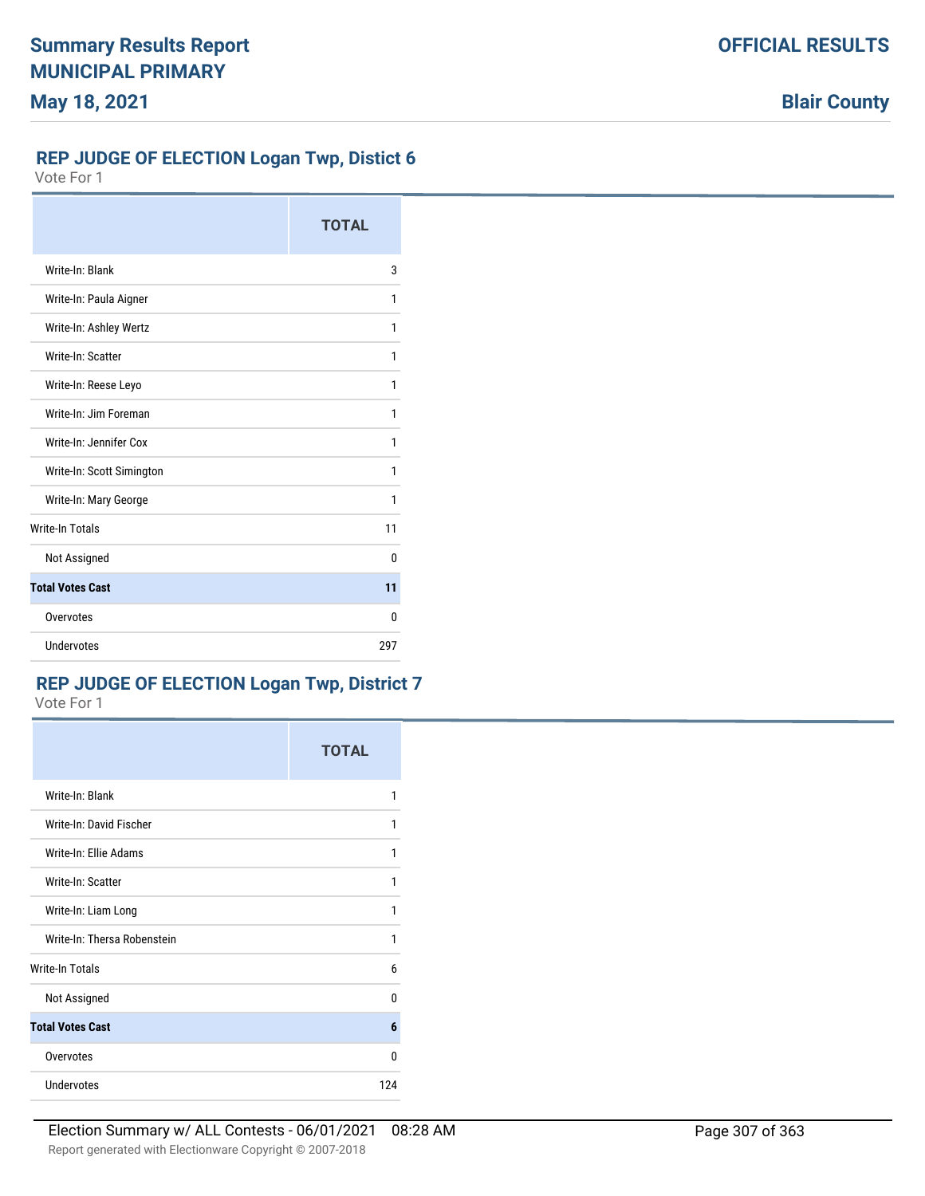## REP JUDGE OF ELECTION Logan Twp, Distict 6

Vote For 1

| | TOTAL |
|---|---|
| Write-In: Blank | 3 |
| Write-In: Paula Aigner | 1 |
| Write-In: Ashley Wertz | 1 |
| Write-In: Scatter | 1 |
| Write-In: Reese Leyo | 1 |
| Write-In: Jim Foreman | 1 |
| Write-In: Jennifer Cox | 1 |
| Write-In: Scott Simington | 1 |
| Write-In: Mary George | 1 |
| Write-In Totals | 11 |
| Not Assigned | 0 |
| **Total Votes Cast** | **11** |
| Overvotes | 0 |
| Undervotes | 297 |

## REP JUDGE OF ELECTION Logan Twp, District 7

Vote For 1

| | TOTAL |
|---|---|
| Write-In: Blank | 1 |
| Write-In: David Fischer | 1 |
| Write-In: Ellie Adams | 1 |
| Write-In: Scatter | 1 |
| Write-In: Liam Long | 1 |
| Write-In: Thersa Robenstein | 1 |
| Write-In Totals | 6 |
| Not Assigned | 0 |
| **Total Votes Cast** | **6** |
| Overvotes | 0 |
| Undervotes | 124 |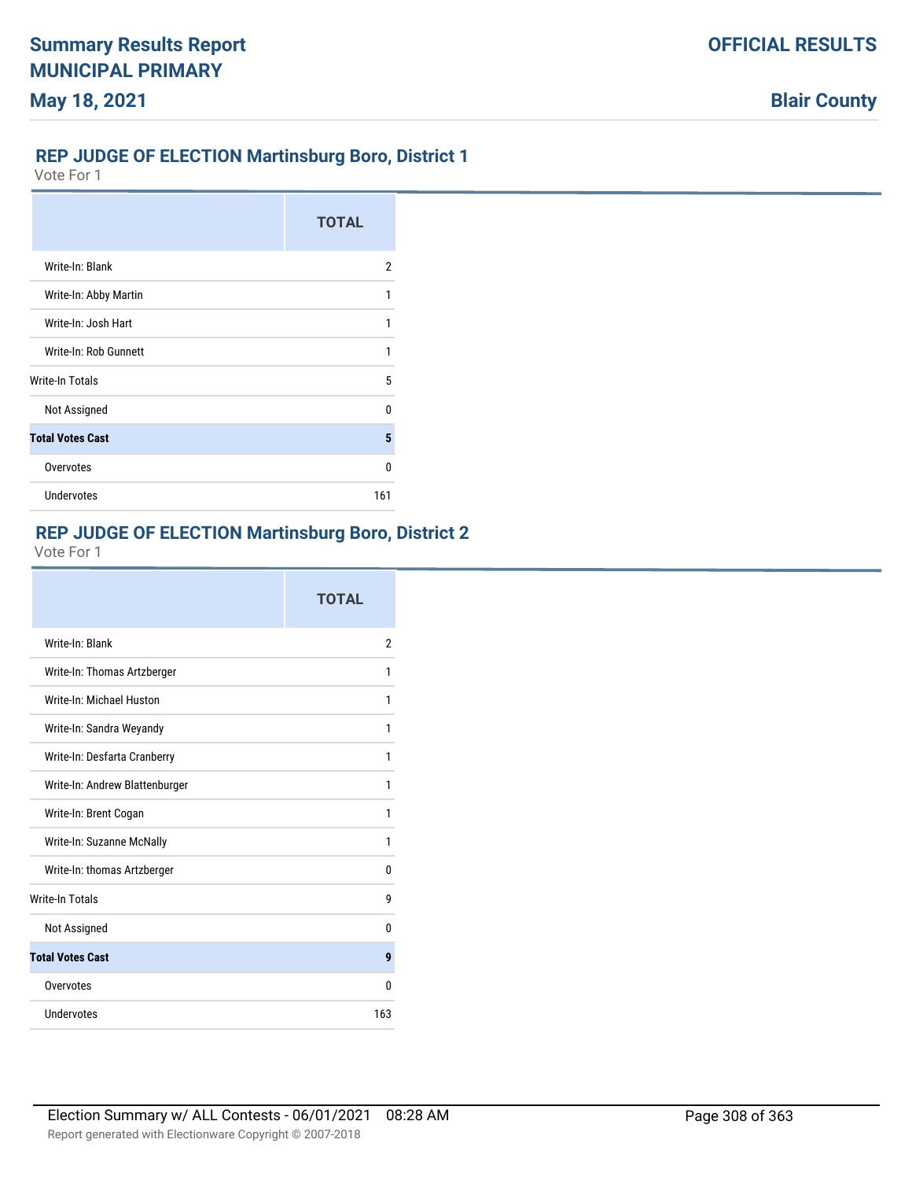## REP JUDGE OF ELECTION Martinsburg Boro, District 1

Vote For 1

| | TOTAL |
|---|---|
| Write-In: Blank | 2 |
| Write-In: Abby Martin | 1 |
| Write-In: Josh Hart | 1 |
| Write-In: Rob Gunnett | 1 |
| Write-In Totals | 5 |
| Not Assigned | 0 |
| **Total Votes Cast** | **5** |
| Overvotes | 0 |
| Undervotes | 161 |

## REP JUDGE OF ELECTION Martinsburg Boro, District 2

Vote For 1

| | TOTAL |
|---|---|
| Write-In: Blank | 2 |
| Write-In: Thomas Artzberger | 1 |
| Write-In: Michael Huston | 1 |
| Write-In: Sandra Weyandy | 1 |
| Write-In: Desfarta Cranberry | 1 |
| Write-In: Andrew Blattenburger | 1 |
| Write-In: Brent Cogan | 1 |
| Write-In: Suzanne McNally | 1 |
| Write-In: thomas Artzberger | 0 |
| Write-In Totals | 9 |
| Not Assigned | 0 |
| **Total Votes Cast** | **9** |
| Overvotes | 0 |
| Undervotes | 163 |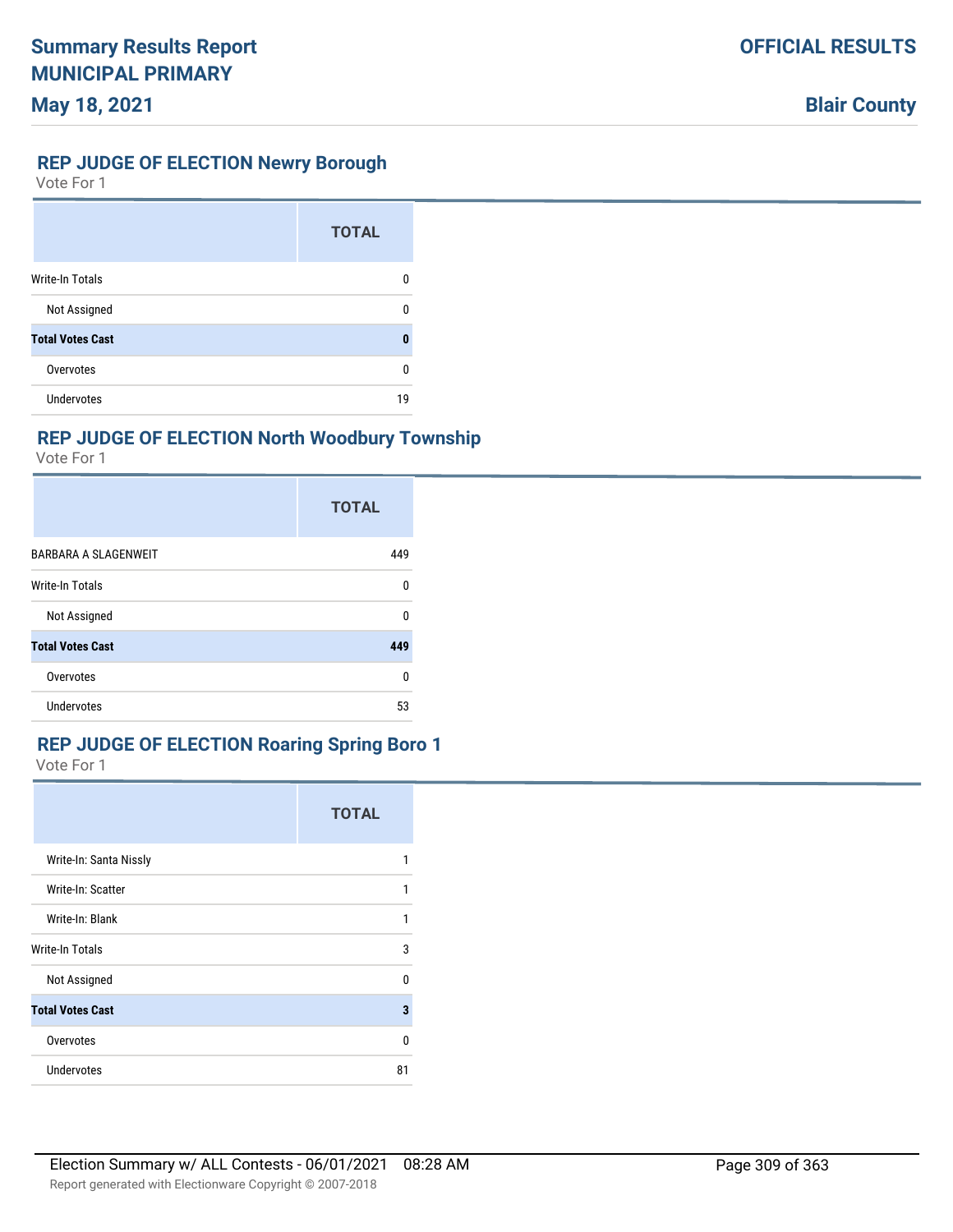## REP JUDGE OF ELECTION Newry Borough

Vote For 1

| | TOTAL |
|---|---|
| Write-In Totals | 0 |
| Not Assigned | 0 |
| **Total Votes Cast** | **0** |
| Overvotes | 0 |
| Undervotes | 19 |

## REP JUDGE OF ELECTION North Woodbury Township

Vote For 1

| | TOTAL |
|---|---|
| BARBARA A SLAGENWEIT | 449 |
| Write-In Totals | 0 |
| Not Assigned | 0 |
| **Total Votes Cast** | **449** |
| Overvotes | 0 |
| Undervotes | 53 |

## REP JUDGE OF ELECTION Roaring Spring Boro 1

Vote For 1

| | TOTAL |
|---|---|
| Write-In: Santa Nissly | 1 |
| Write-In: Scatter | 1 |
| Write-In: Blank | 1 |
| Write-In Totals | 3 |
| Not Assigned | 0 |
| **Total Votes Cast** | **3** |
| Overvotes | 0 |
| Undervotes | 81 |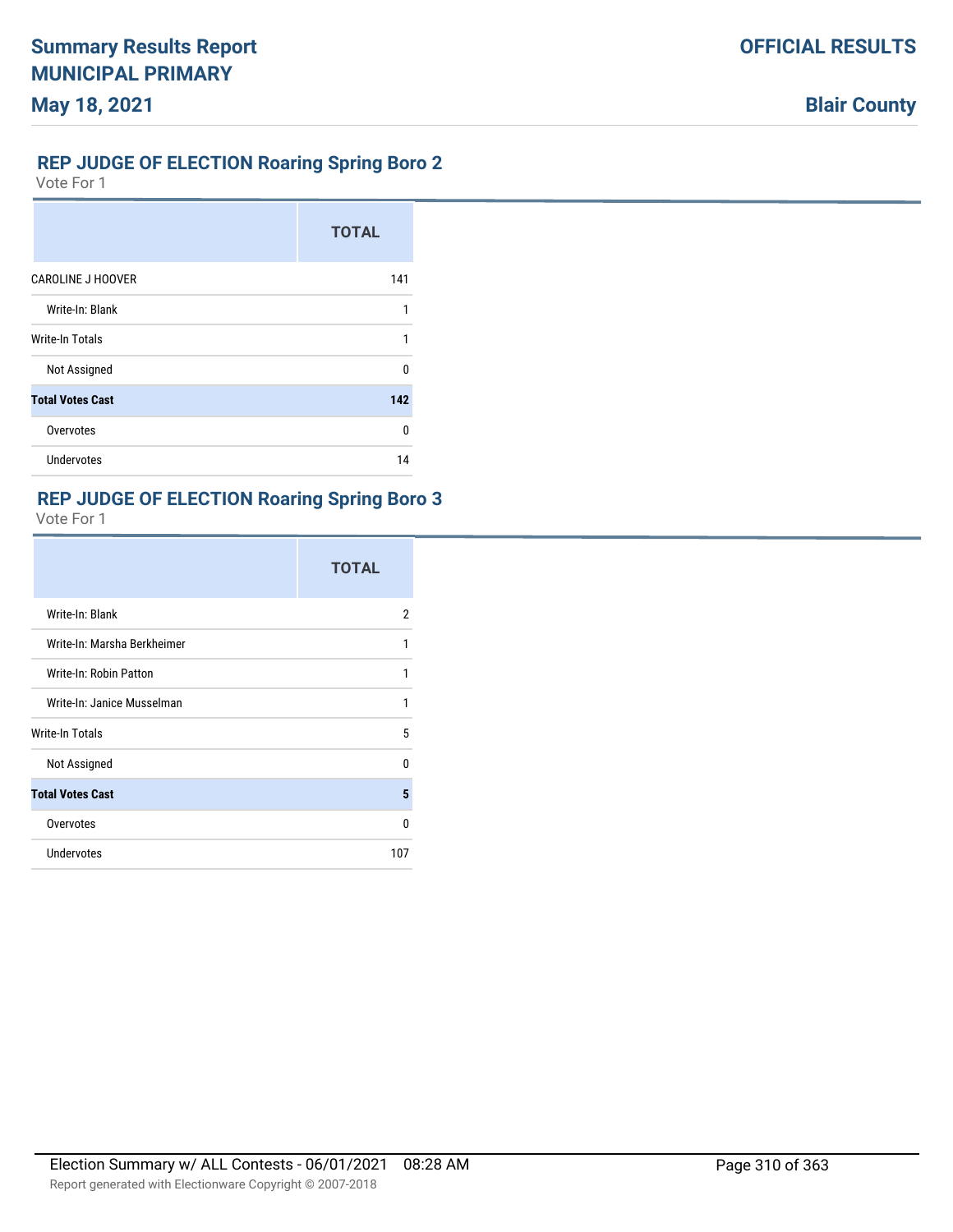## REP JUDGE OF ELECTION Roaring Spring Boro 2

Vote For 1

| | TOTAL |
|---|---|
| CAROLINE J HOOVER | 141 |
| Write-In: Blank | 1 |
| Write-In Totals | 1 |
| Not Assigned | 0 |
| **Total Votes Cast** | **142** |
| Overvotes | 0 |
| Undervotes | 14 |

## REP JUDGE OF ELECTION Roaring Spring Boro 3

Vote For 1

| | TOTAL |
|---|---|
| Write-In: Blank | 2 |
| Write-In: Marsha Berkheimer | 1 |
| Write-In: Robin Patton | 1 |
| Write-In: Janice Musselman | 1 |
| Write-In Totals | 5 |
| Not Assigned | 0 |
| **Total Votes Cast** | **5** |
| Overvotes | 0 |
| Undervotes | 107 |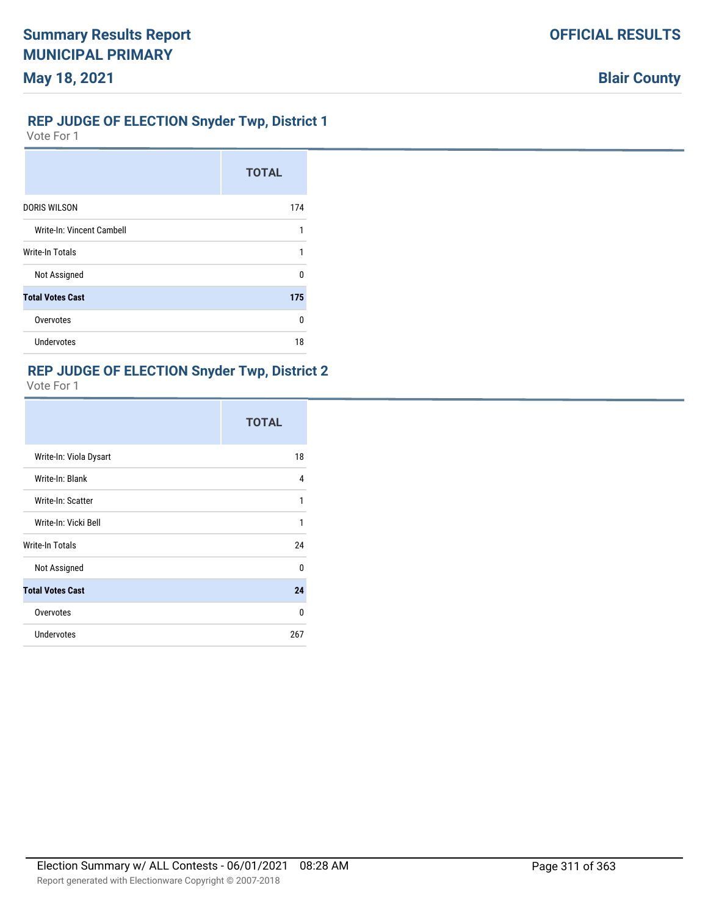## REP JUDGE OF ELECTION Snyder Twp, District 1

Vote For 1

| | TOTAL |
|---|---|
| DORIS WILSON | 174 |
| Write-In: Vincent Cambell | 1 |
| Write-In Totals | 1 |
| Not Assigned | 0 |
| **Total Votes Cast** | **175** |
| Overvotes | 0 |
| Undervotes | 18 |

## REP JUDGE OF ELECTION Snyder Twp, District 2

Vote For 1

| | TOTAL |
|---|---|
| Write-In: Viola Dysart | 18 |
| Write-In: Blank | 4 |
| Write-In: Scatter | 1 |
| Write-In: Vicki Bell | 1 |
| Write-In Totals | 24 |
| Not Assigned | 0 |
| **Total Votes Cast** | **24** |
| Overvotes | 0 |
| Undervotes | 267 |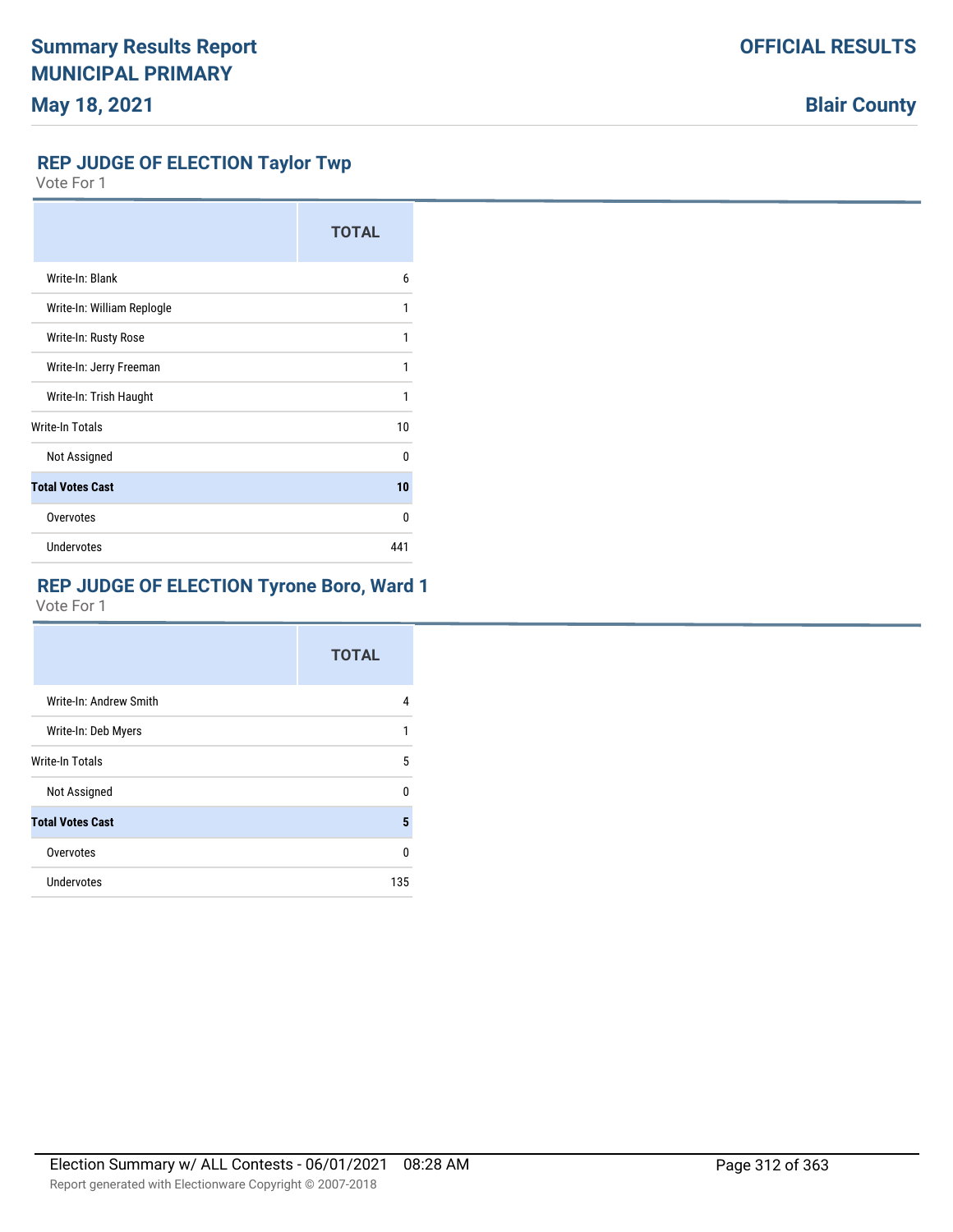## REP JUDGE OF ELECTION Taylor Twp

Vote For 1

| | TOTAL |
|---|---|
| Write-In: Blank | 6 |
| Write-In: William Replogle | 1 |
| Write-In: Rusty Rose | 1 |
| Write-In: Jerry Freeman | 1 |
| Write-In: Trish Haught | 1 |
| Write-In Totals | 10 |
| Not Assigned | 0 |
| **Total Votes Cast** | **10** |
| Overvotes | 0 |
| Undervotes | 441 |

## REP JUDGE OF ELECTION Tyrone Boro, Ward 1

Vote For 1

| | TOTAL |
|---|---|
| Write-In: Andrew Smith | 4 |
| Write-In: Deb Myers | 1 |
| Write-In Totals | 5 |
| Not Assigned | 0 |
| **Total Votes Cast** | **5** |
| Overvotes | 0 |
| Undervotes | 135 |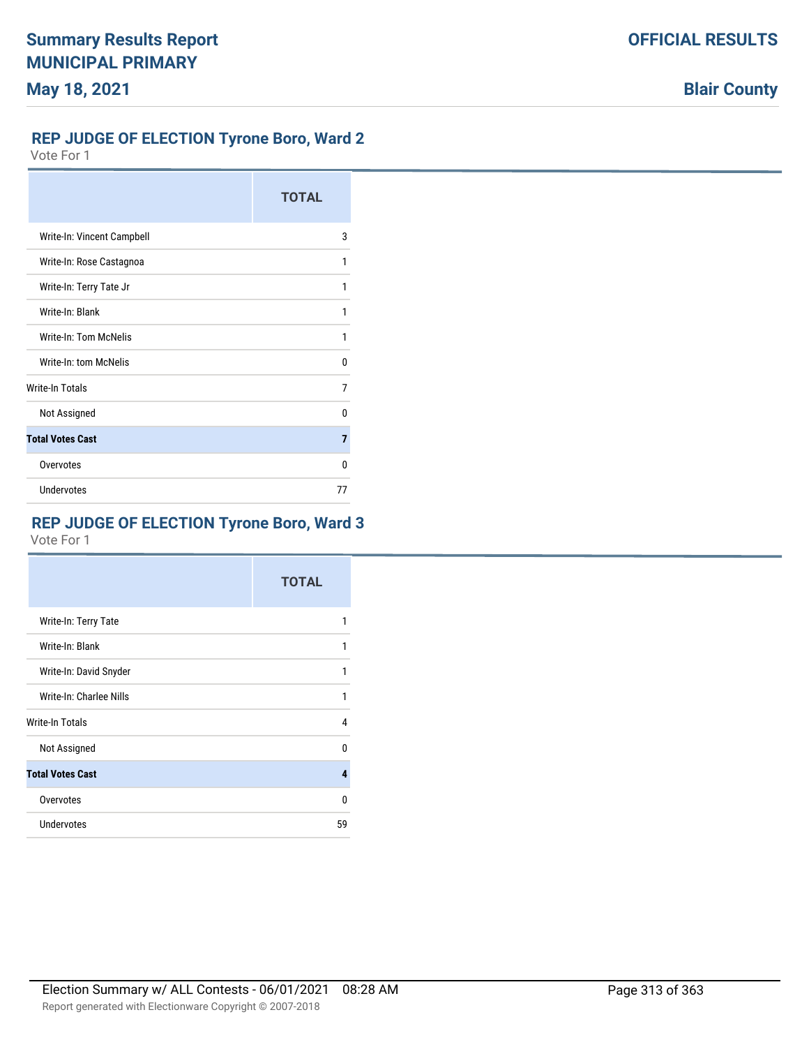## REP JUDGE OF ELECTION Tyrone Boro, Ward 2

Vote For 1

| | TOTAL |
|---|---|
| Write-In: Vincent Campbell | 3 |
| Write-In: Rose Castagnoa | 1 |
| Write-In: Terry Tate Jr | 1 |
| Write-In: Blank | 1 |
| Write-In: Tom McNelis | 1 |
| Write-In: tom McNelis | 0 |
| Write-In Totals | 7 |
| Not Assigned | 0 |
| **Total Votes Cast** | **7** |
| Overvotes | 0 |
| Undervotes | 77 |

## REP JUDGE OF ELECTION Tyrone Boro, Ward 3

Vote For 1

| | TOTAL |
|---|---|
| Write-In: Terry Tate | 1 |
| Write-In: Blank | 1 |
| Write-In: David Snyder | 1 |
| Write-In: Charlee Nills | 1 |
| Write-In Totals | 4 |
| Not Assigned | 0 |
| **Total Votes Cast** | **4** |
| Overvotes | 0 |
| Undervotes | 59 |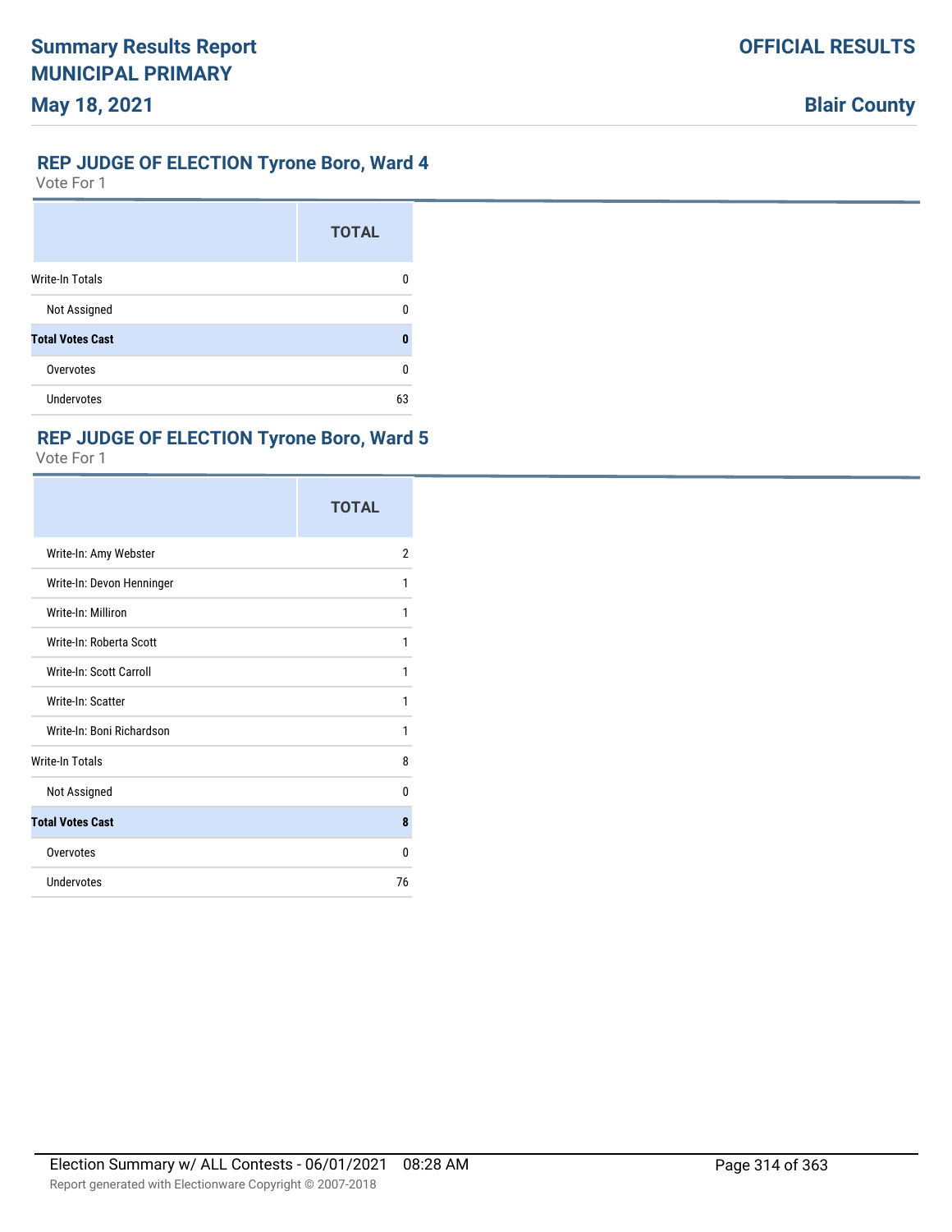## REP JUDGE OF ELECTION Tyrone Boro, Ward 4

Vote For 1

| | TOTAL |
|---|---|
| Write-In Totals | 0 |
| Not Assigned | 0 |
| **Total Votes Cast** | **0** |
| Overvotes | 0 |
| Undervotes | 63 |

## REP JUDGE OF ELECTION Tyrone Boro, Ward 5

Vote For 1

| | TOTAL |
|---|---|
| Write-In: Amy Webster | 2 |
| Write-In: Devon Henninger | 1 |
| Write-In: Milliron | 1 |
| Write-In: Roberta Scott | 1 |
| Write-In: Scott Carroll | 1 |
| Write-In: Scatter | 1 |
| Write-In: Boni Richardson | 1 |
| Write-In Totals | 8 |
| Not Assigned | 0 |
| **Total Votes Cast** | **8** |
| Overvotes | 0 |
| Undervotes | 76 |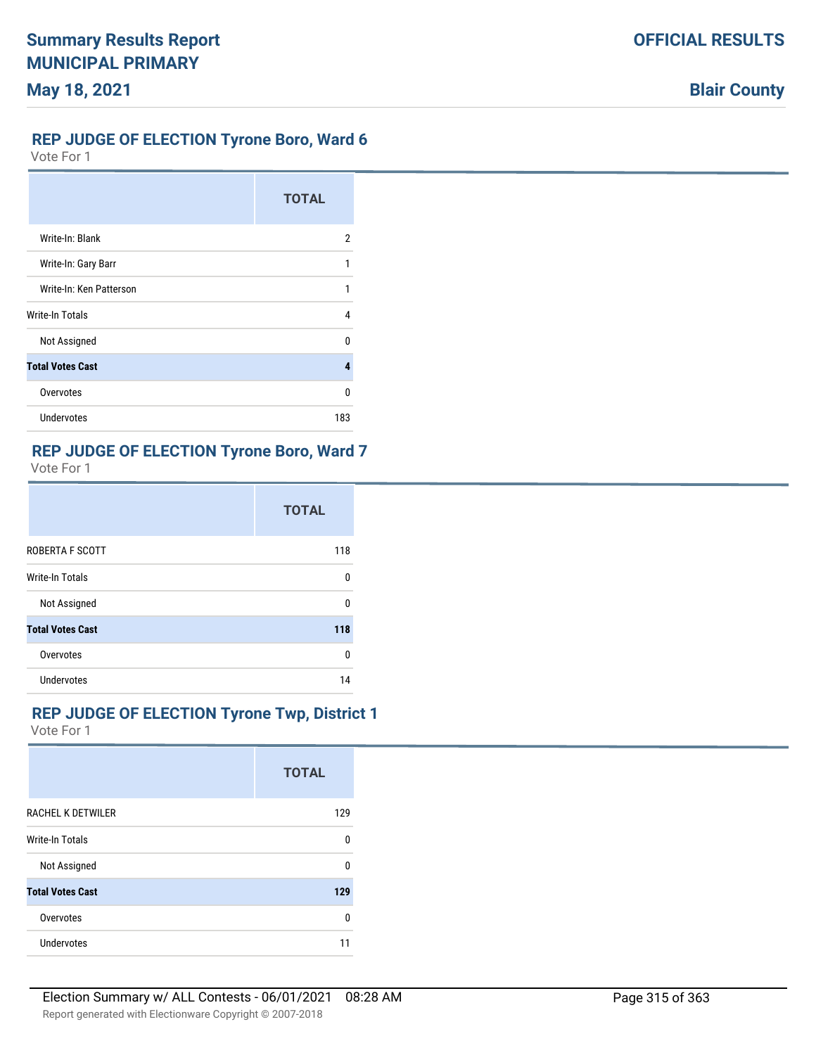## REP JUDGE OF ELECTION Tyrone Boro, Ward 6

Vote For 1

| | TOTAL |
|---|---|
| Write-In: Blank | 2 |
| Write-In: Gary Barr | 1 |
| Write-In: Ken Patterson | 1 |
| Write-In Totals | 4 |
| Not Assigned | 0 |
| **Total Votes Cast** | **4** |
| Overvotes | 0 |
| Undervotes | 183 |

## REP JUDGE OF ELECTION Tyrone Boro, Ward 7

Vote For 1

| | TOTAL |
|---|---|
| ROBERTA F SCOTT | 118 |
| Write-In Totals | 0 |
| Not Assigned | 0 |
| **Total Votes Cast** | **118** |
| Overvotes | 0 |
| Undervotes | 14 |

## REP JUDGE OF ELECTION Tyrone Twp, District 1

Vote For 1

| | TOTAL |
|---|---|
| RACHEL K DETWILER | 129 |
| Write-In Totals | 0 |
| Not Assigned | 0 |
| **Total Votes Cast** | **129** |
| Overvotes | 0 |
| Undervotes | 11 |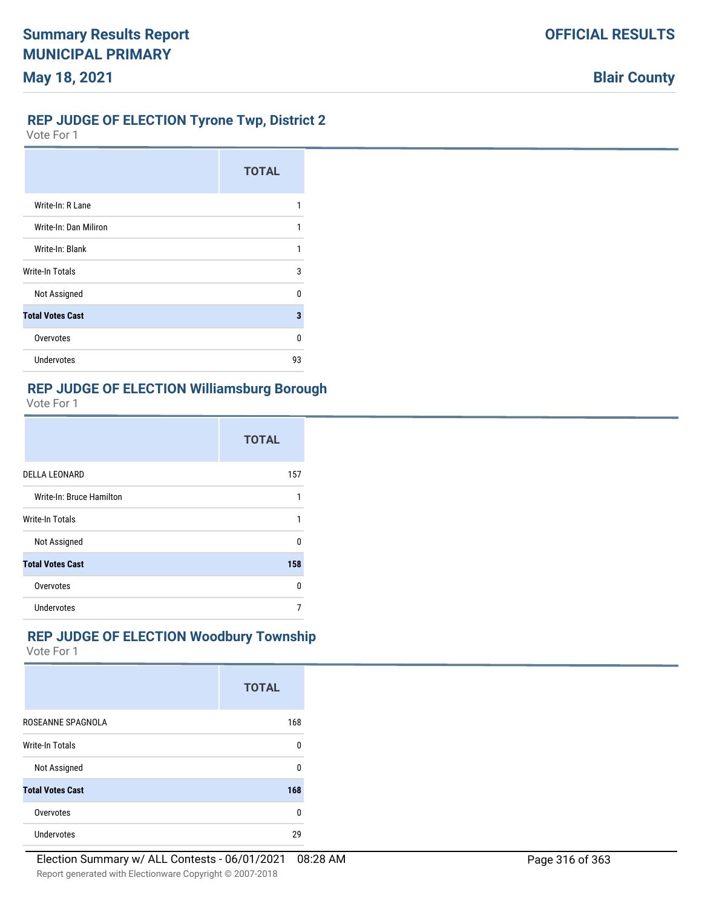## REP JUDGE OF ELECTION Tyrone Twp, District 2

Vote For 1

| | TOTAL |
|---|---|
| Write-In: R Lane | 1 |
| Write-In: Dan Miliron | 1 |
| Write-In: Blank | 1 |
| Write-In Totals | 3 |
| Not Assigned | 0 |
| **Total Votes Cast** | **3** |
| Overvotes | 0 |
| Undervotes | 93 |

## REP JUDGE OF ELECTION Williamsburg Borough

Vote For 1

| | TOTAL |
|---|---|
| DELLA LEONARD | 157 |
| Write-In: Bruce Hamilton | 1 |
| Write-In Totals | 1 |
| Not Assigned | 0 |
| **Total Votes Cast** | **158** |
| Overvotes | 0 |
| Undervotes | 7 |

## REP JUDGE OF ELECTION Woodbury Township

Vote For 1

| | TOTAL |
|---|---|
| ROSEANNE SPAGNOLA | 168 |
| Write-In Totals | 0 |
| Not Assigned | 0 |
| **Total Votes Cast** | **168** |
| Overvotes | 0 |
| Undervotes | 29 |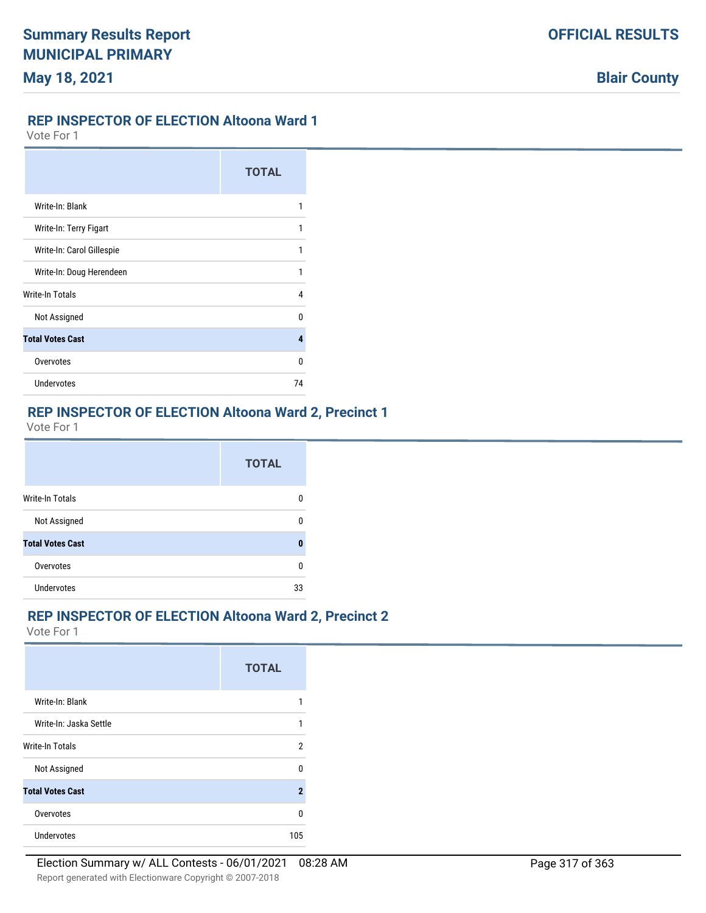## REP INSPECTOR OF ELECTION Altoona Ward 1

Vote For 1

| | TOTAL |
|---|---|
| Write-In: Blank | 1 |
| Write-In: Terry Figart | 1 |
| Write-In: Carol Gillespie | 1 |
| Write-In: Doug Herendeen | 1 |
| Write-In Totals | 4 |
| Not Assigned | 0 |
| **Total Votes Cast** | **4** |
| Overvotes | 0 |
| Undervotes | 74 |

## REP INSPECTOR OF ELECTION Altoona Ward 2, Precinct 1

Vote For 1

| | TOTAL |
|---|---|
| Write-In Totals | 0 |
| Not Assigned | 0 |
| **Total Votes Cast** | **0** |
| Overvotes | 0 |
| Undervotes | 33 |

## REP INSPECTOR OF ELECTION Altoona Ward 2, Precinct 2

Vote For 1

| | TOTAL |
|---|---|
| Write-In: Blank | 1 |
| Write-In: Jaska Settle | 1 |
| Write-In Totals | 2 |
| Not Assigned | 0 |
| **Total Votes Cast** | **2** |
| Overvotes | 0 |
| Undervotes | 105 |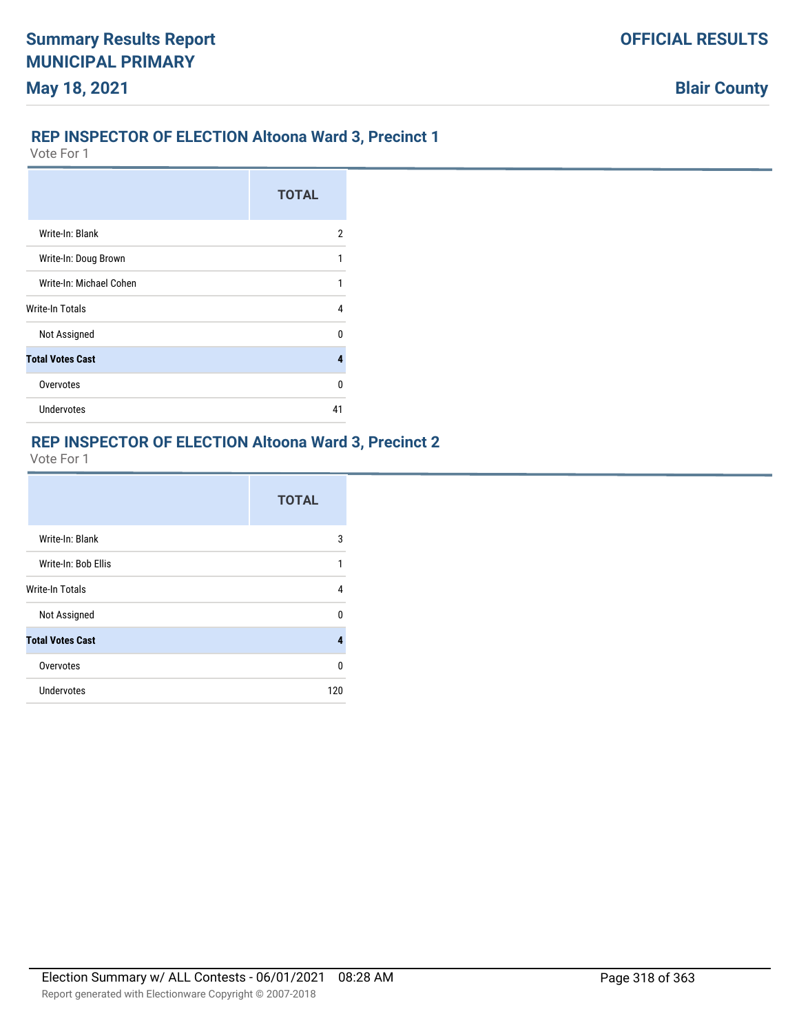## REP INSPECTOR OF ELECTION Altoona Ward 3, Precinct 1

Vote For 1

| | TOTAL |
|---|---|
| Write-In: Blank | 2 |
| Write-In: Doug Brown | 1 |
| Write-In: Michael Cohen | 1 |
| Write-In Totals | 4 |
| Not Assigned | 0 |
| **Total Votes Cast** | **4** |
| Overvotes | 0 |
| Undervotes | 41 |

## REP INSPECTOR OF ELECTION Altoona Ward 3, Precinct 2

Vote For 1

| | TOTAL |
|---|---|
| Write-In: Blank | 3 |
| Write-In: Bob Ellis | 1 |
| Write-In Totals | 4 |
| Not Assigned | 0 |
| **Total Votes Cast** | **4** |
| Overvotes | 0 |
| Undervotes | 120 |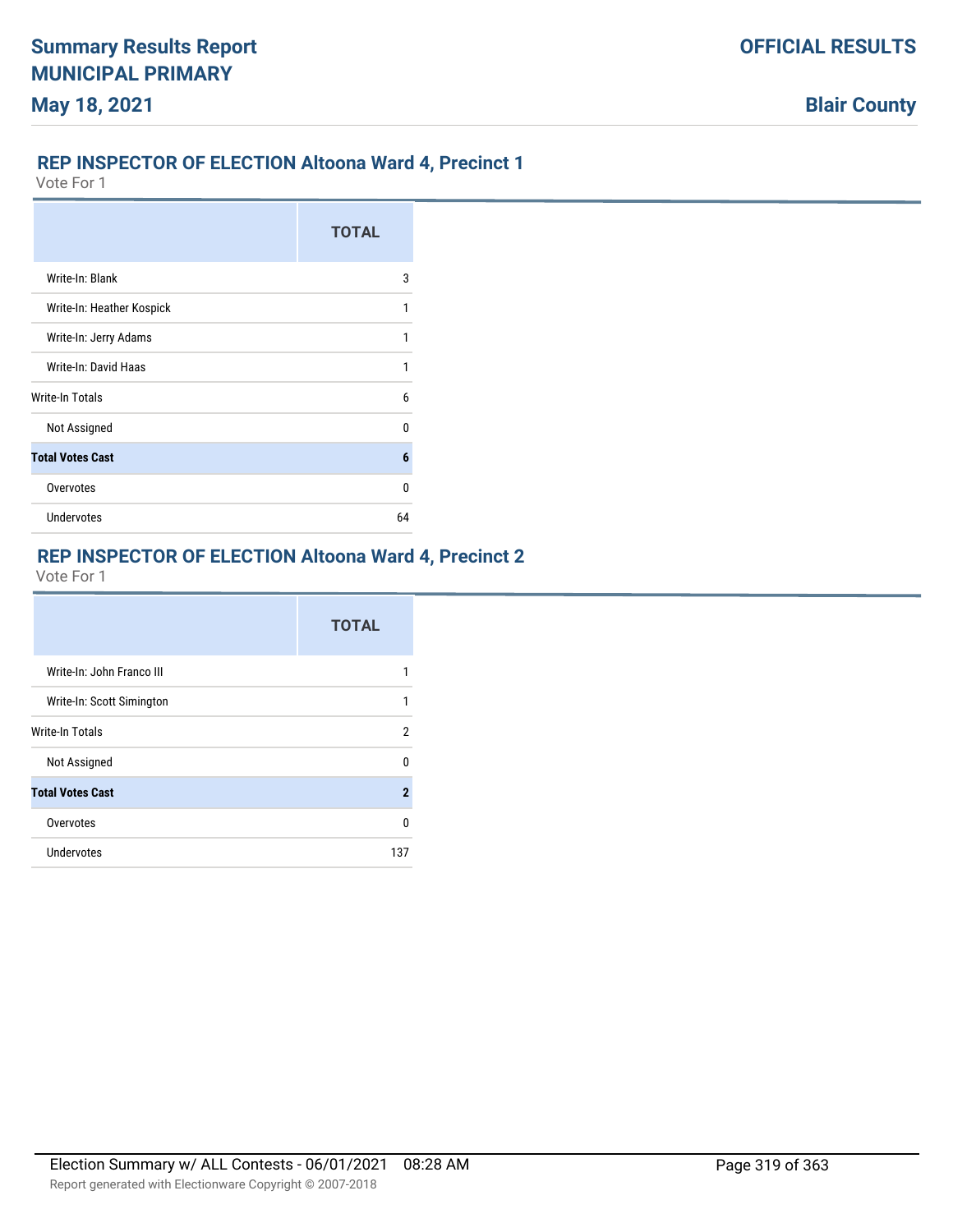# Summary Results Report
# MUNICIPAL PRIMARY
# May 18, 2021

**OFFICIAL RESULTS**

**Blair County**

## REP INSPECTOR OF ELECTION Altoona Ward 4, Precinct 1

Vote For 1

| | TOTAL |
|---|---|
| Write-In: Blank | 3 |
| Write-In: Heather Kospick | 1 |
| Write-In: Jerry Adams | 1 |
| Write-In: David Haas | 1 |
| Write-In Totals | 6 |
| Not Assigned | 0 |
| **Total Votes Cast** | **6** |
| Overvotes | 0 |
| Undervotes | 64 |

## REP INSPECTOR OF ELECTION Altoona Ward 4, Precinct 2

Vote For 1

| | TOTAL |
|---|---|
| Write-In: John Franco III | 1 |
| Write-In: Scott Simington | 1 |
| Write-In Totals | 2 |
| Not Assigned | 0 |
| **Total Votes Cast** | **2** |
| Overvotes | 0 |
| Undervotes | 137 |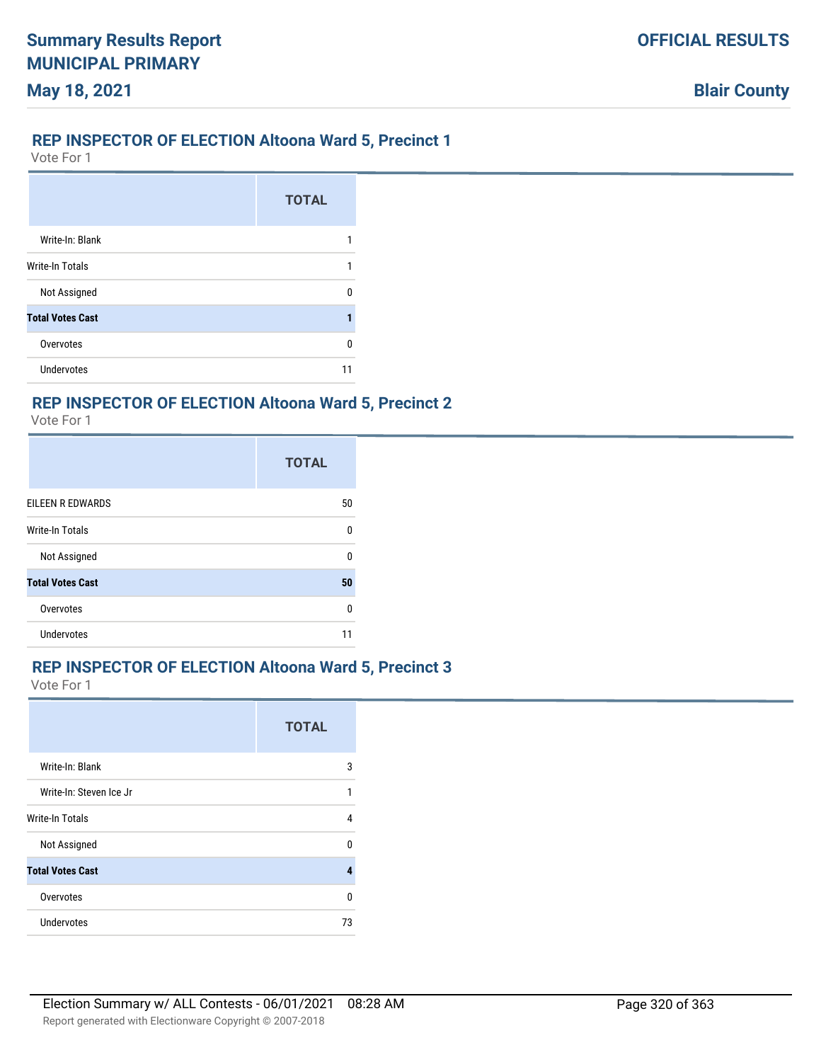# Summary Results Report

## MUNICIPAL PRIMARY

**May 18, 2021**

**OFFICIAL RESULTS**

**Blair County**

### REP INSPECTOR OF ELECTION Altoona Ward 5, Precinct 1

Vote For 1

| | TOTAL |
|---|---|
| Write-In: Blank | 1 |
| Write-In Totals | 1 |
| Not Assigned | 0 |
| **Total Votes Cast** | **1** |
| Overvotes | 0 |
| Undervotes | 11 |

### REP INSPECTOR OF ELECTION Altoona Ward 5, Precinct 2

Vote For 1

| | TOTAL |
|---|---|
| EILEEN R EDWARDS | 50 |
| Write-In Totals | 0 |
| Not Assigned | 0 |
| **Total Votes Cast** | **50** |
| Overvotes | 0 |
| Undervotes | 11 |

### REP INSPECTOR OF ELECTION Altoona Ward 5, Precinct 3

Vote For 1

| | TOTAL |
|---|---|
| Write-In: Blank | 3 |
| Write-In: Steven Ice Jr | 1 |
| Write-In Totals | 4 |
| Not Assigned | 0 |
| **Total Votes Cast** | **4** |
| Overvotes | 0 |
| Undervotes | 73 |

Election Summary w/ ALL Contests - 06/01/2021 08:28 AM

Report generated with Electionware Copyright © 2007-2018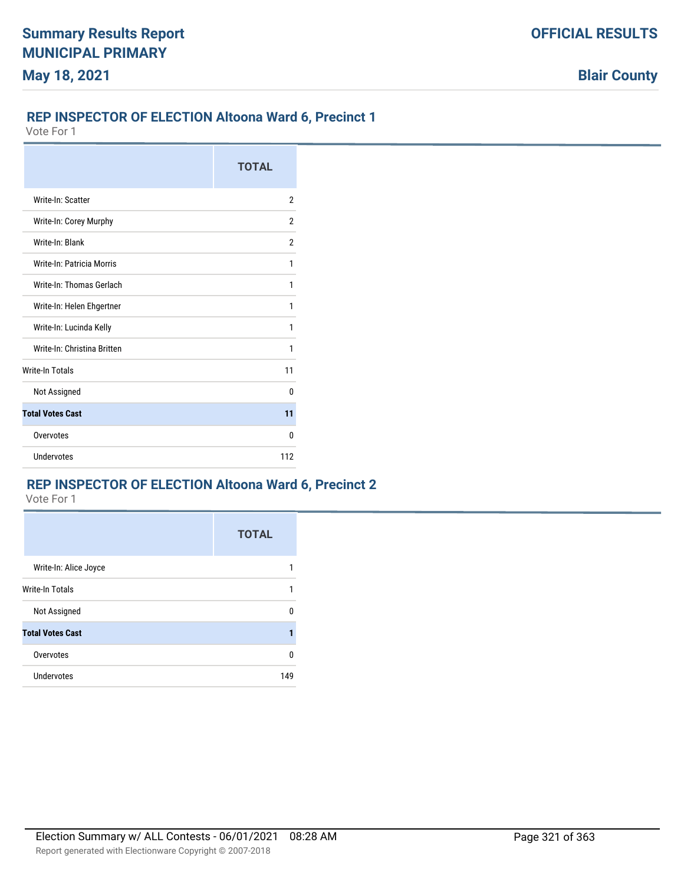## REP INSPECTOR OF ELECTION Altoona Ward 6, Precinct 1

Vote For 1

| | TOTAL |
|---|---|
| Write-In: Scatter | 2 |
| Write-In: Corey Murphy | 2 |
| Write-In: Blank | 2 |
| Write-In: Patricia Morris | 1 |
| Write-In: Thomas Gerlach | 1 |
| Write-In: Helen Ehgertner | 1 |
| Write-In: Lucinda Kelly | 1 |
| Write-In: Christina Britten | 1 |
| Write-In Totals | 11 |
| Not Assigned | 0 |
| **Total Votes Cast** | **11** |
| Overvotes | 0 |
| Undervotes | 112 |

## REP INSPECTOR OF ELECTION Altoona Ward 6, Precinct 2

Vote For 1

| | TOTAL |
|---|---|
| Write-In: Alice Joyce | 1 |
| Write-In Totals | 1 |
| Not Assigned | 0 |
| **Total Votes Cast** | **1** |
| Overvotes | 0 |
| Undervotes | 149 |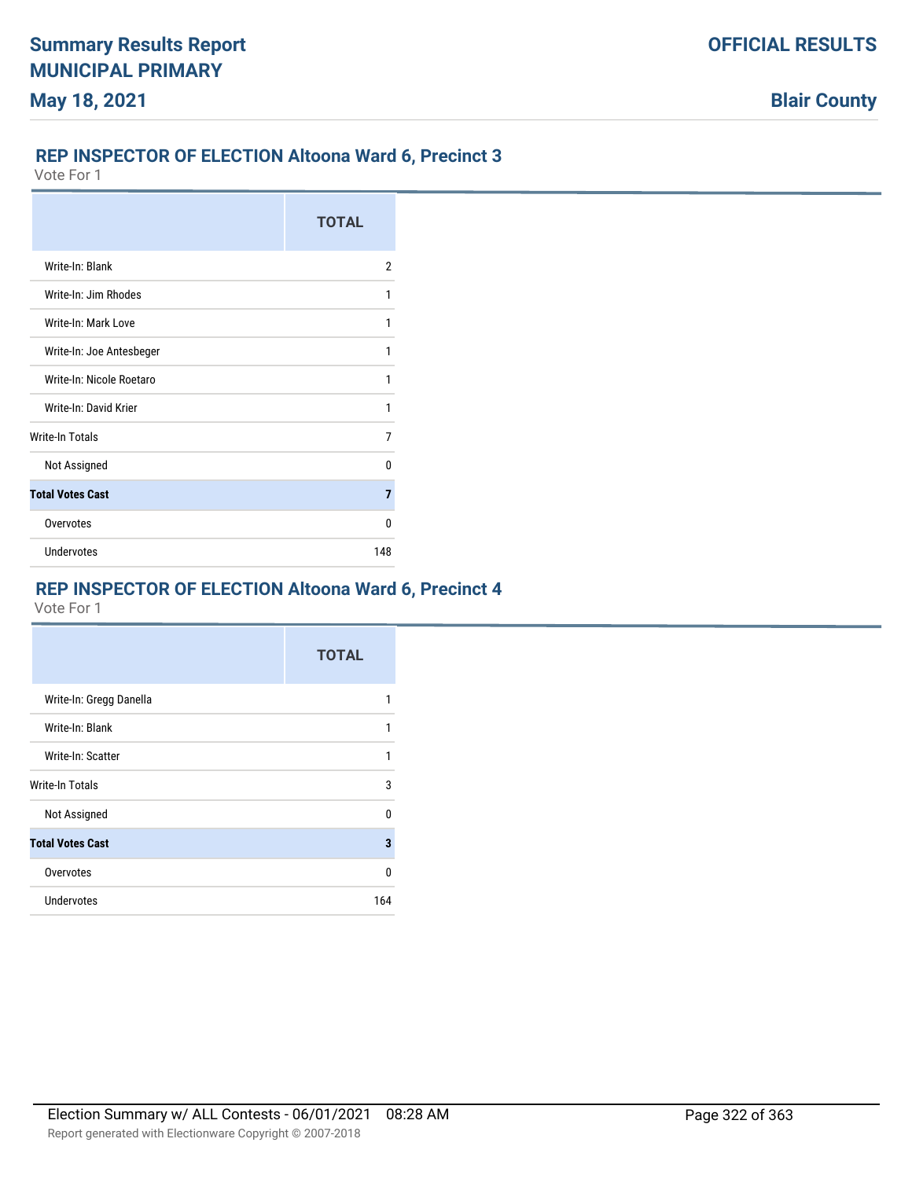Summary Results Report
MUNICIPAL PRIMARY
May 18, 2021

OFFICIAL RESULTS

Blair County

## REP INSPECTOR OF ELECTION Altoona Ward 6, Precinct 3

Vote For 1

| | TOTAL |
|---|---|
| Write-In: Blank | 2 |
| Write-In: Jim Rhodes | 1 |
| Write-In: Mark Love | 1 |
| Write-In: Joe Antesbeger | 1 |
| Write-In: Nicole Roetaro | 1 |
| Write-In: David Krier | 1 |
| Write-In Totals | 7 |
| Not Assigned | 0 |
| **Total Votes Cast** | **7** |
| Overvotes | 0 |
| Undervotes | 148 |

## REP INSPECTOR OF ELECTION Altoona Ward 6, Precinct 4

Vote For 1

| | TOTAL |
|---|---|
| Write-In: Gregg Danella | 1 |
| Write-In: Blank | 1 |
| Write-In: Scatter | 1 |
| Write-In Totals | 3 |
| Not Assigned | 0 |
| **Total Votes Cast** | **3** |
| Overvotes | 0 |
| Undervotes | 164 |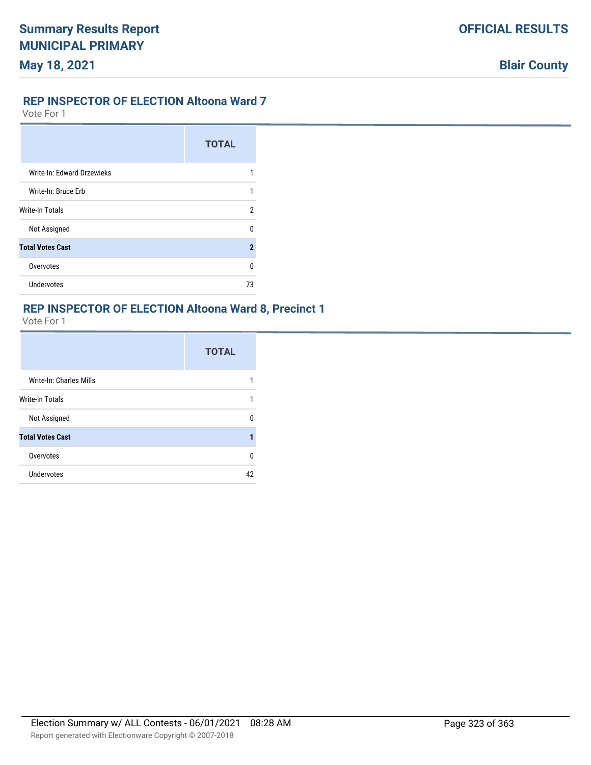## REP INSPECTOR OF ELECTION Altoona Ward 7

Vote For 1

| | TOTAL |
|---|---|
| Write-In: Edward Drzewieks | 1 |
| Write-In: Bruce Erb | 1 |
| Write-In Totals | 2 |
| Not Assigned | 0 |
| **Total Votes Cast** | **2** |
| Overvotes | 0 |
| Undervotes | 73 |

## REP INSPECTOR OF ELECTION Altoona Ward 8, Precinct 1

Vote For 1

| | TOTAL |
|---|---|
| Write-In: Charles Mills | 1 |
| Write-In Totals | 1 |
| Not Assigned | 0 |
| **Total Votes Cast** | **1** |
| Overvotes | 0 |
| Undervotes | 42 |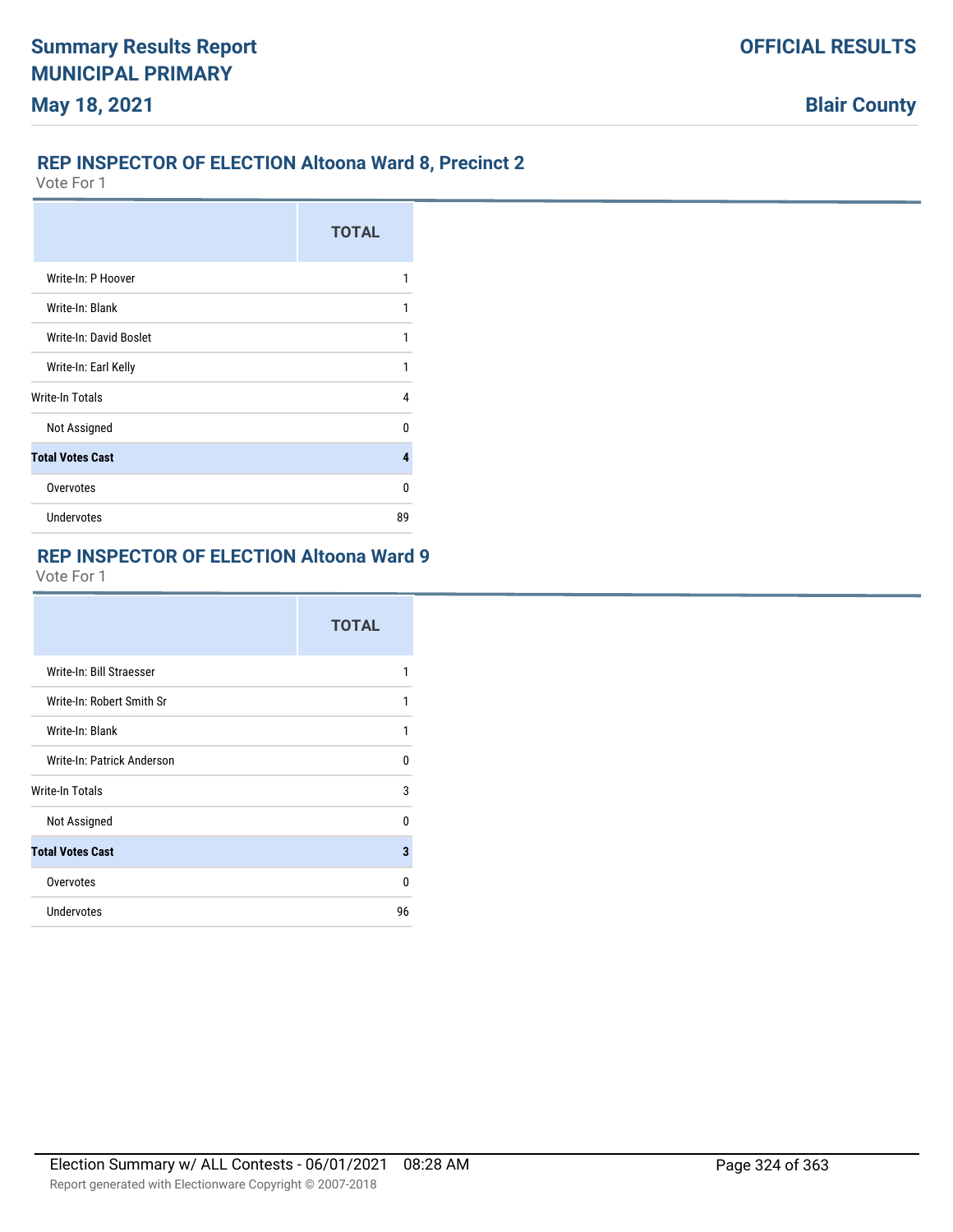## REP INSPECTOR OF ELECTION Altoona Ward 8, Precinct 2

Vote For 1

| | TOTAL |
|---|---|
| Write-In: P Hoover | 1 |
| Write-In: Blank | 1 |
| Write-In: David Boslet | 1 |
| Write-In: Earl Kelly | 1 |
| Write-In Totals | 4 |
| Not Assigned | 0 |
| **Total Votes Cast** | **4** |
| Overvotes | 0 |
| Undervotes | 89 |

## REP INSPECTOR OF ELECTION Altoona Ward 9

Vote For 1

| | TOTAL |
|---|---|
| Write-In: Bill Straesser | 1 |
| Write-In: Robert Smith Sr | 1 |
| Write-In: Blank | 1 |
| Write-In: Patrick Anderson | 0 |
| Write-In Totals | 3 |
| Not Assigned | 0 |
| **Total Votes Cast** | **3** |
| Overvotes | 0 |
| Undervotes | 96 |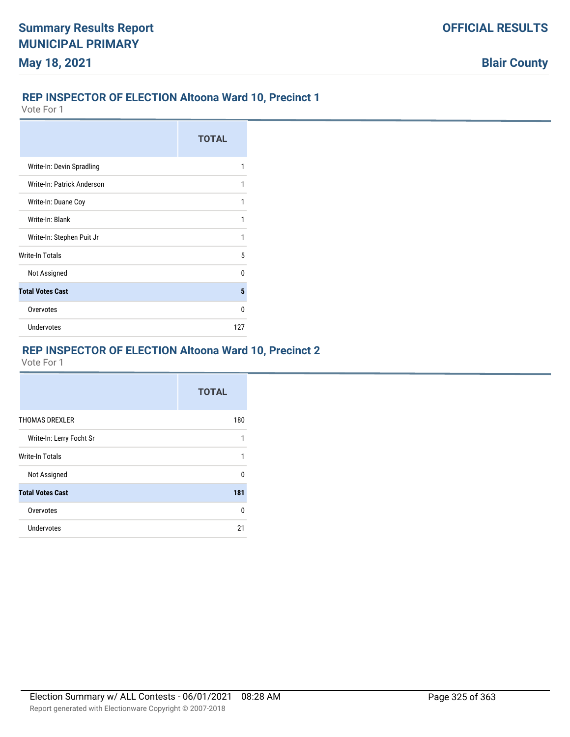## REP INSPECTOR OF ELECTION Altoona Ward 10, Precinct 1

Vote For 1

| | TOTAL |
|---|---|
| Write-In: Devin Spradling | 1 |
| Write-In: Patrick Anderson | 1 |
| Write-In: Duane Coy | 1 |
| Write-In: Blank | 1 |
| Write-In: Stephen Puit Jr | 1 |
| Write-In Totals | 5 |
| Not Assigned | 0 |
| **Total Votes Cast** | **5** |
| Overvotes | 0 |
| Undervotes | 127 |

## REP INSPECTOR OF ELECTION Altoona Ward 10, Precinct 2

Vote For 1

| | TOTAL |
|---|---|
| THOMAS DREXLER | 180 |
| Write-In: Lerry Focht Sr | 1 |
| Write-In Totals | 1 |
| Not Assigned | 0 |
| **Total Votes Cast** | **181** |
| Overvotes | 0 |
| Undervotes | 21 |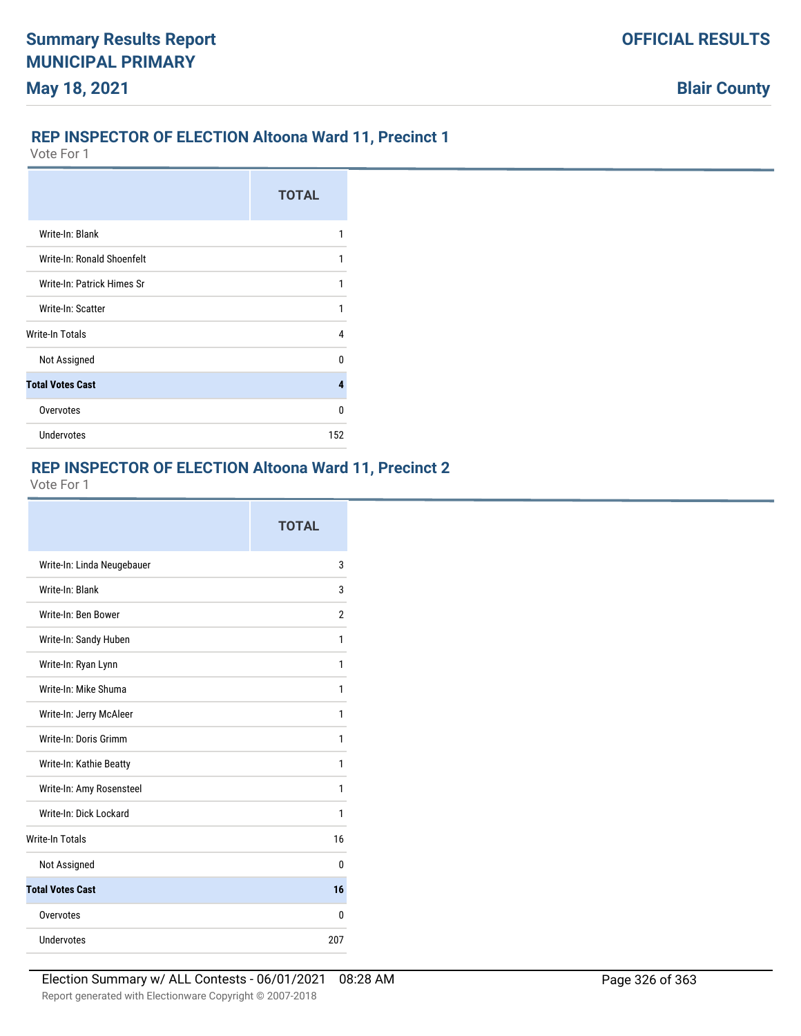## REP INSPECTOR OF ELECTION Altoona Ward 11, Precinct 1

Vote For 1

| | TOTAL |
|---|---|
| Write-In: Blank | 1 |
| Write-In: Ronald Shoenfelt | 1 |
| Write-In: Patrick Himes Sr | 1 |
| Write-In: Scatter | 1 |
| Write-In Totals | 4 |
| Not Assigned | 0 |
| **Total Votes Cast** | **4** |
| Overvotes | 0 |
| Undervotes | 152 |

## REP INSPECTOR OF ELECTION Altoona Ward 11, Precinct 2

Vote For 1

| | TOTAL |
|---|---|
| Write-In: Linda Neugebauer | 3 |
| Write-In: Blank | 3 |
| Write-In: Ben Bower | 2 |
| Write-In: Sandy Huben | 1 |
| Write-In: Ryan Lynn | 1 |
| Write-In: Mike Shuma | 1 |
| Write-In: Jerry McAleer | 1 |
| Write-In: Doris Grimm | 1 |
| Write-In: Kathie Beatty | 1 |
| Write-In: Amy Rosensteel | 1 |
| Write-In: Dick Lockard | 1 |
| Write-In Totals | 16 |
| Not Assigned | 0 |
| **Total Votes Cast** | **16** |
| Overvotes | 0 |
| Undervotes | 207 |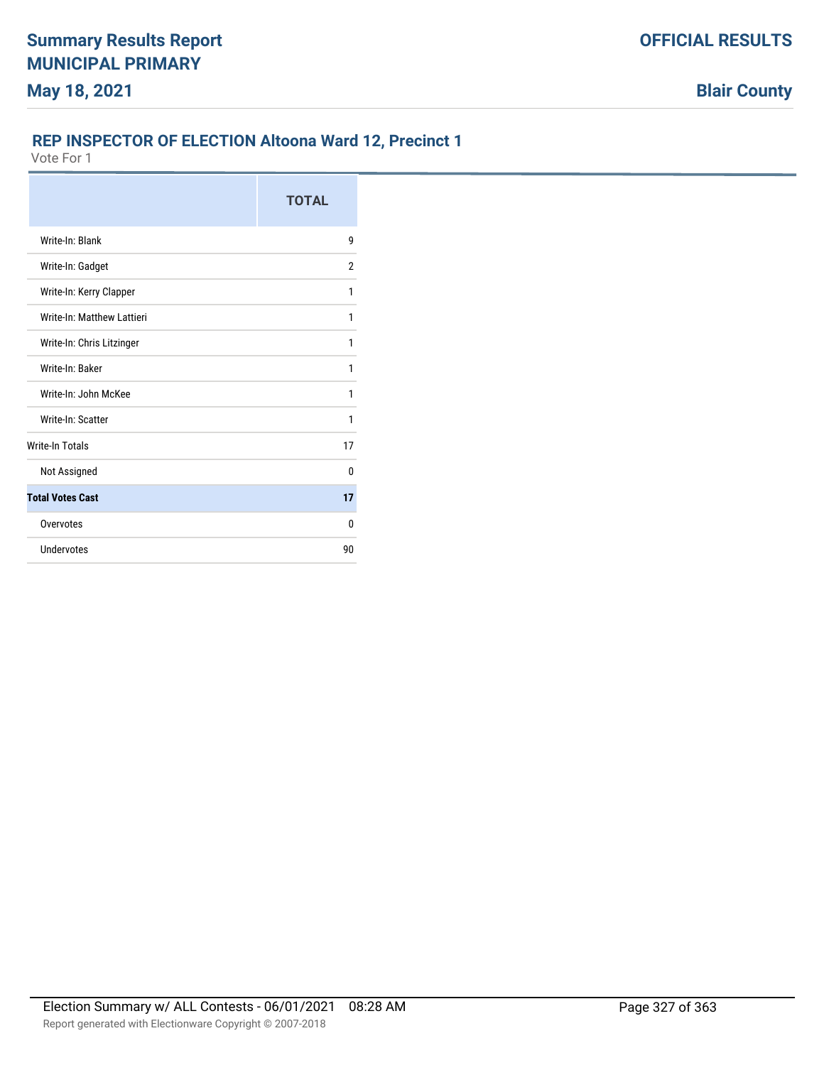# Summary Results Report
## MUNICIPAL PRIMARY
**May 18, 2021**

**OFFICIAL RESULTS**

**Blair County**

### REP INSPECTOR OF ELECTION Altoona Ward 12, Precinct 1

Vote For 1

| | TOTAL |
|---|---|
| Write-In: Blank | 9 |
| Write-In: Gadget | 2 |
| Write-In: Kerry Clapper | 1 |
| Write-In: Matthew Lattieri | 1 |
| Write-In: Chris Litzinger | 1 |
| Write-In: Baker | 1 |
| Write-In: John McKee | 1 |
| Write-In: Scatter | 1 |
| Write-In Totals | 17 |
| Not Assigned | 0 |
| **Total Votes Cast** | **17** |
| Overvotes | 0 |
| Undervotes | 90 |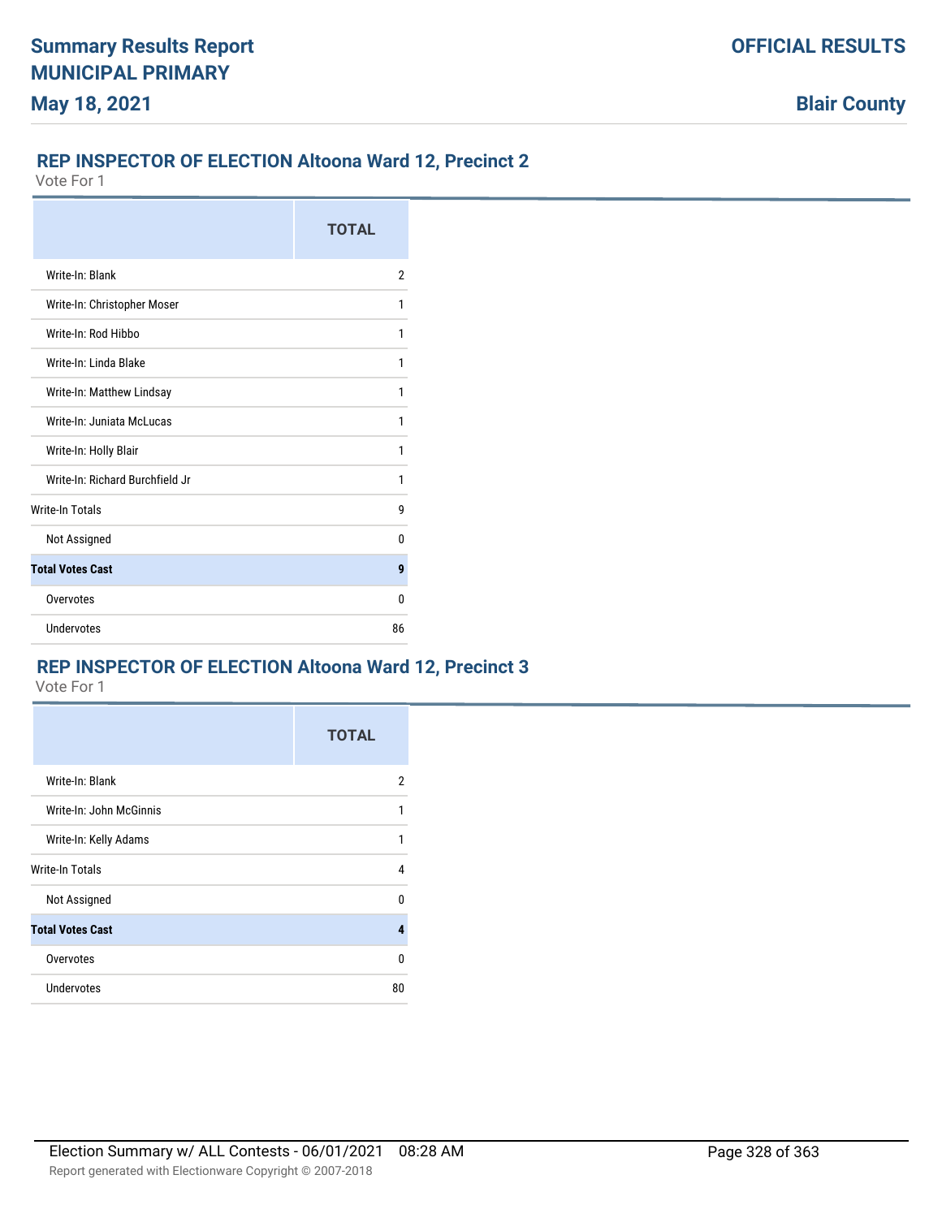## REP INSPECTOR OF ELECTION Altoona Ward 12, Precinct 2

Vote For 1

| | TOTAL |
|---|---|
| Write-In: Blank | 2 |
| Write-In: Christopher Moser | 1 |
| Write-In: Rod Hibbo | 1 |
| Write-In: Linda Blake | 1 |
| Write-In: Matthew Lindsay | 1 |
| Write-In: Juniata McLucas | 1 |
| Write-In: Holly Blair | 1 |
| Write-In: Richard Burchfield Jr | 1 |
| Write-In Totals | 9 |
| Not Assigned | 0 |
| **Total Votes Cast** | **9** |
| Overvotes | 0 |
| Undervotes | 86 |

## REP INSPECTOR OF ELECTION Altoona Ward 12, Precinct 3

Vote For 1

| | TOTAL |
|---|---|
| Write-In: Blank | 2 |
| Write-In: John McGinnis | 1 |
| Write-In: Kelly Adams | 1 |
| Write-In Totals | 4 |
| Not Assigned | 0 |
| **Total Votes Cast** | **4** |
| Overvotes | 0 |
| Undervotes | 80 |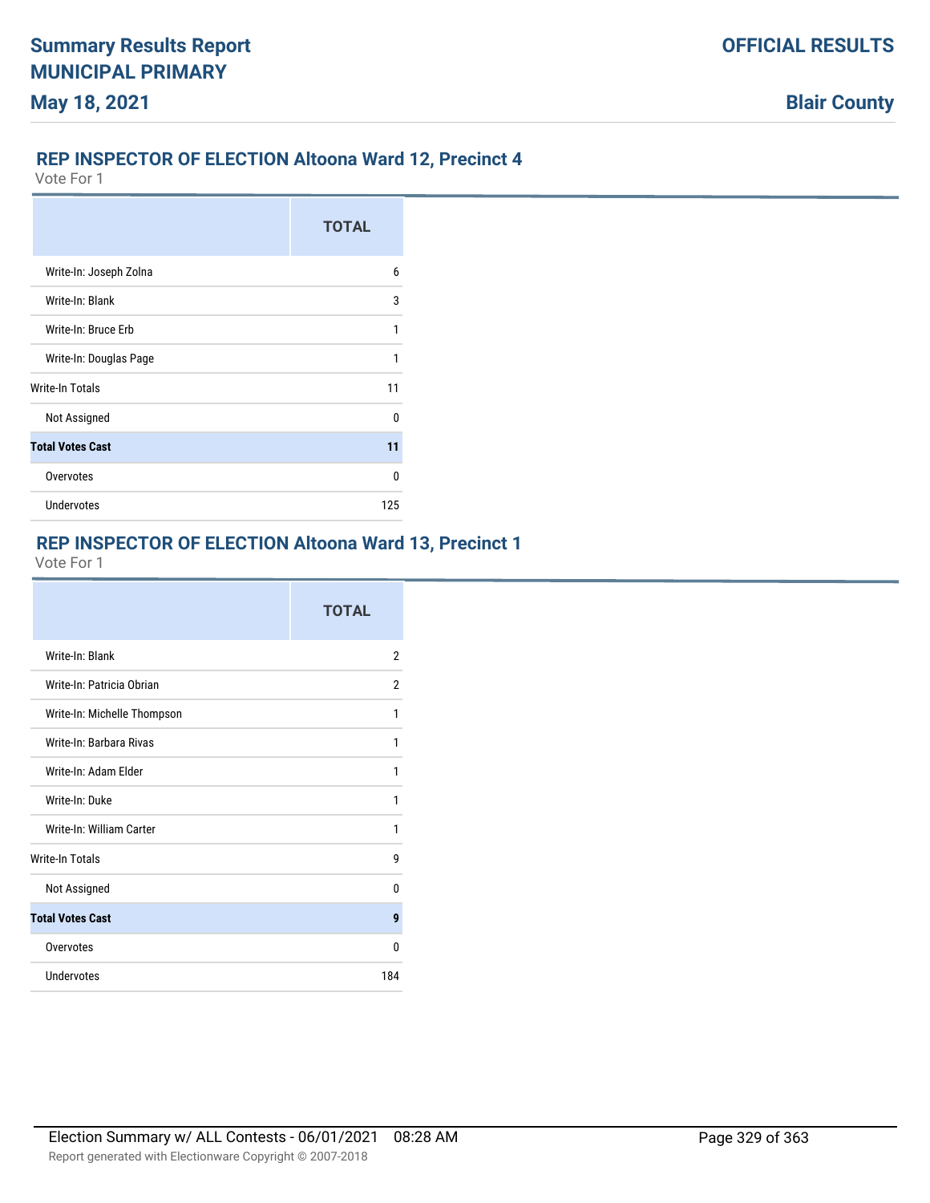## REP INSPECTOR OF ELECTION Altoona Ward 12, Precinct 4

Vote For 1

| | TOTAL |
|---|---|
| Write-In: Joseph Zolna | 6 |
| Write-In: Blank | 3 |
| Write-In: Bruce Erb | 1 |
| Write-In: Douglas Page | 1 |
| Write-In Totals | 11 |
| Not Assigned | 0 |
| **Total Votes Cast** | **11** |
| Overvotes | 0 |
| Undervotes | 125 |

## REP INSPECTOR OF ELECTION Altoona Ward 13, Precinct 1

Vote For 1

| | TOTAL |
|---|---|
| Write-In: Blank | 2 |
| Write-In: Patricia Obrian | 2 |
| Write-In: Michelle Thompson | 1 |
| Write-In: Barbara Rivas | 1 |
| Write-In: Adam Elder | 1 |
| Write-In: Duke | 1 |
| Write-In: William Carter | 1 |
| Write-In Totals | 9 |
| Not Assigned | 0 |
| **Total Votes Cast** | **9** |
| Overvotes | 0 |
| Undervotes | 184 |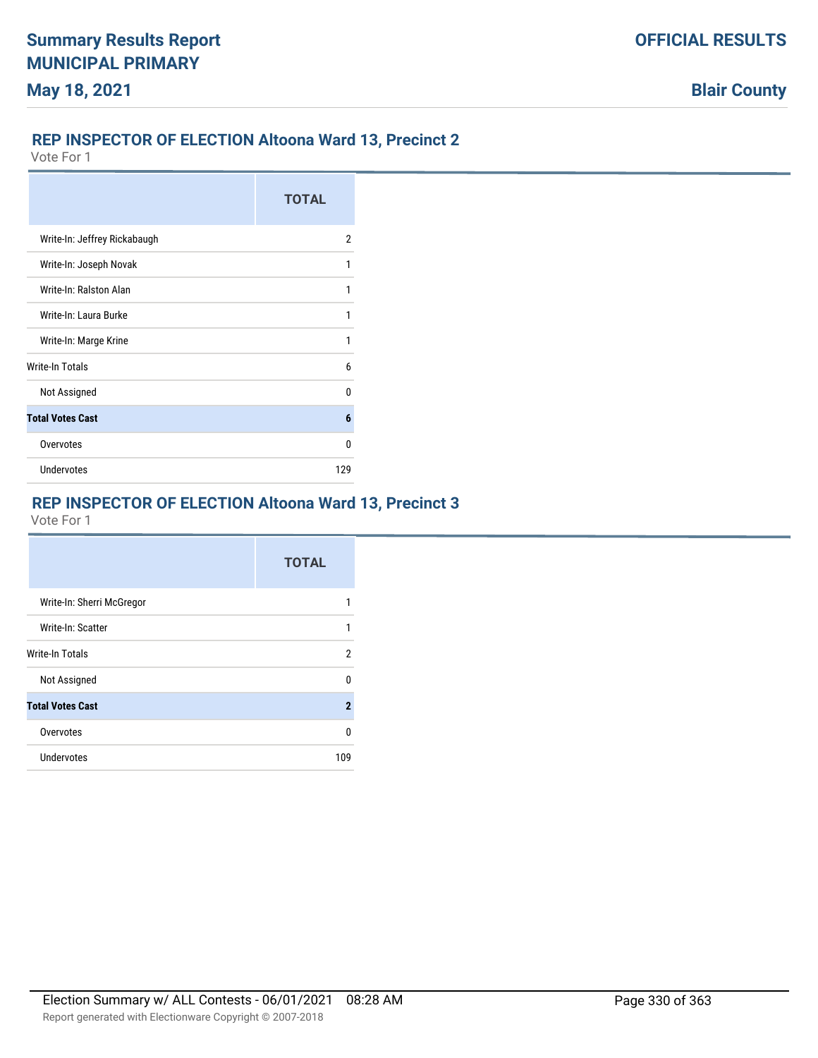## REP INSPECTOR OF ELECTION Altoona Ward 13, Precinct 2

Vote For 1

| | TOTAL |
|---|---|
| Write-In: Jeffrey Rickabaugh | 2 |
| Write-In: Joseph Novak | 1 |
| Write-In: Ralston Alan | 1 |
| Write-In: Laura Burke | 1 |
| Write-In: Marge Krine | 1 |
| Write-In Totals | 6 |
| Not Assigned | 0 |
| **Total Votes Cast** | **6** |
| Overvotes | 0 |
| Undervotes | 129 |

## REP INSPECTOR OF ELECTION Altoona Ward 13, Precinct 3

Vote For 1

| | TOTAL |
|---|---|
| Write-In: Sherri McGregor | 1 |
| Write-In: Scatter | 1 |
| Write-In Totals | 2 |
| Not Assigned | 0 |
| **Total Votes Cast** | **2** |
| Overvotes | 0 |
| Undervotes | 109 |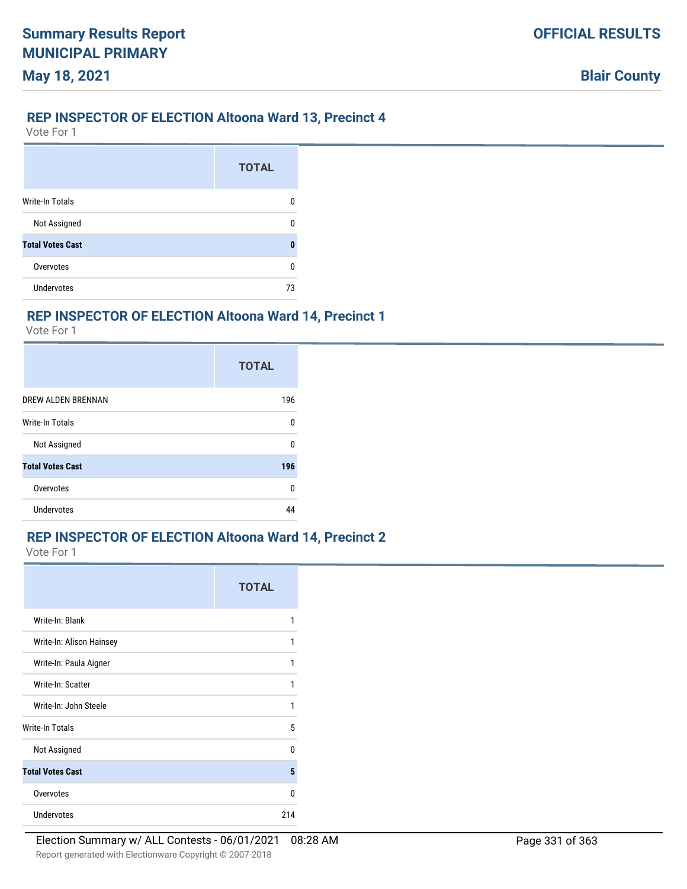## REP INSPECTOR OF ELECTION Altoona Ward 13, Precinct 4

Vote For 1

| | TOTAL |
|---|---|
| Write-In Totals | 0 |
| Not Assigned | 0 |
| **Total Votes Cast** | **0** |
| Overvotes | 0 |
| Undervotes | 73 |

## REP INSPECTOR OF ELECTION Altoona Ward 14, Precinct 1

Vote For 1

| | TOTAL |
|---|---|
| DREW ALDEN BRENNAN | 196 |
| Write-In Totals | 0 |
| Not Assigned | 0 |
| **Total Votes Cast** | **196** |
| Overvotes | 0 |
| Undervotes | 44 |

## REP INSPECTOR OF ELECTION Altoona Ward 14, Precinct 2

Vote For 1

| | TOTAL |
|---|---|
| Write-In: Blank | 1 |
| Write-In: Alison Hainsey | 1 |
| Write-In: Paula Aigner | 1 |
| Write-In: Scatter | 1 |
| Write-In: John Steele | 1 |
| Write-In Totals | 5 |
| Not Assigned | 0 |
| **Total Votes Cast** | **5** |
| Overvotes | 0 |
| Undervotes | 214 |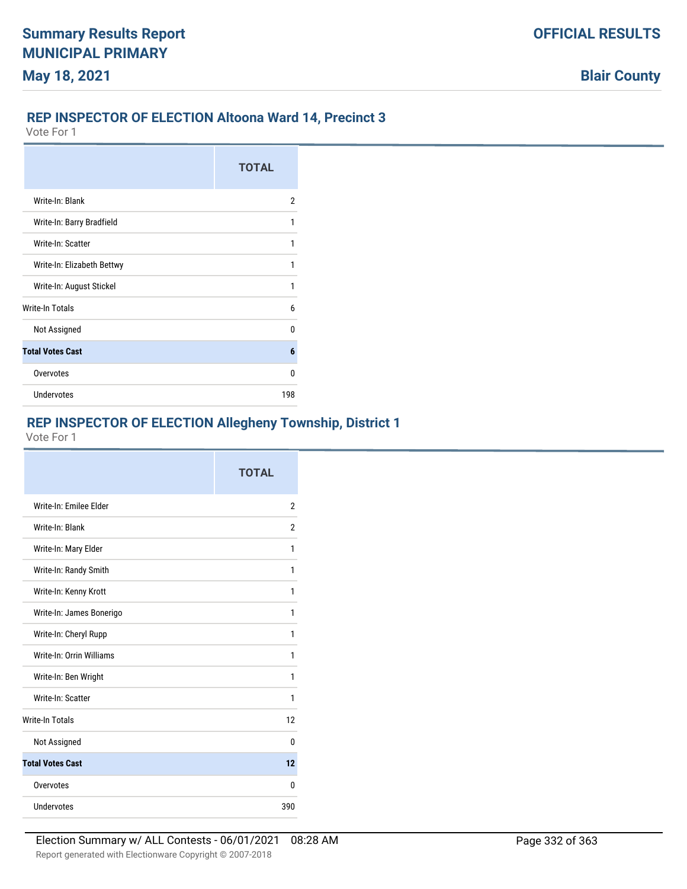## REP INSPECTOR OF ELECTION Altoona Ward 14, Precinct 3

Vote For 1

| | TOTAL |
|---|---|
| Write-In: Blank | 2 |
| Write-In: Barry Bradfield | 1 |
| Write-In: Scatter | 1 |
| Write-In: Elizabeth Bettwy | 1 |
| Write-In: August Stickel | 1 |
| Write-In Totals | 6 |
| Not Assigned | 0 |
| **Total Votes Cast** | **6** |
| Overvotes | 0 |
| Undervotes | 198 |

## REP INSPECTOR OF ELECTION Allegheny Township, District 1

Vote For 1

| | TOTAL |
|---|---|
| Write-In: Emilee Elder | 2 |
| Write-In: Blank | 2 |
| Write-In: Mary Elder | 1 |
| Write-In: Randy Smith | 1 |
| Write-In: Kenny Krott | 1 |
| Write-In: James Bonerigo | 1 |
| Write-In: Cheryl Rupp | 1 |
| Write-In: Orrin Williams | 1 |
| Write-In: Ben Wright | 1 |
| Write-In: Scatter | 1 |
| Write-In Totals | 12 |
| Not Assigned | 0 |
| **Total Votes Cast** | **12** |
| Overvotes | 0 |
| Undervotes | 390 |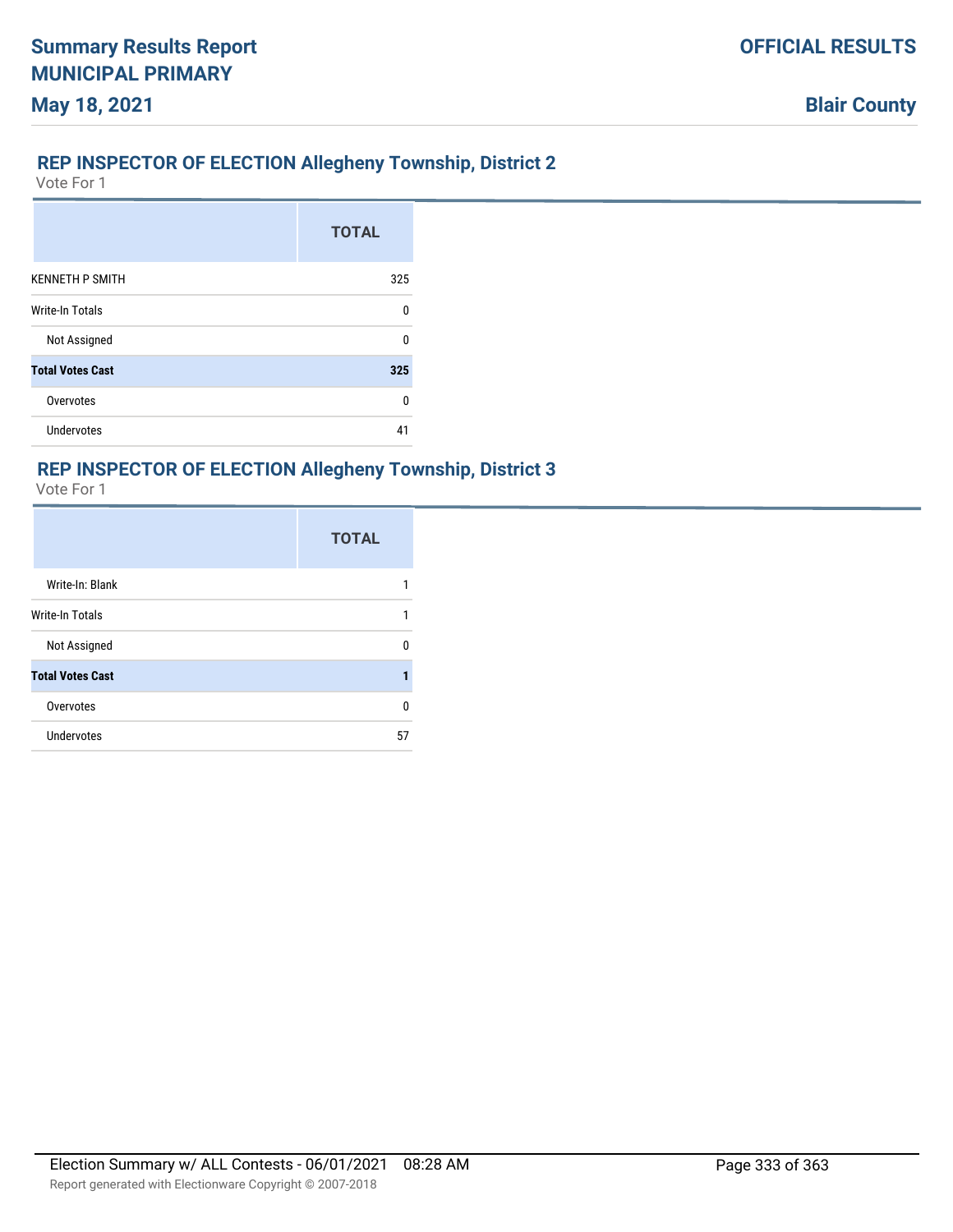## REP INSPECTOR OF ELECTION Allegheny Township, District 2

Vote For 1

| | TOTAL |
|---|---|
| KENNETH P SMITH | 325 |
| Write-In Totals | 0 |
| Not Assigned | 0 |
| **Total Votes Cast** | **325** |
| Overvotes | 0 |
| Undervotes | 41 |

## REP INSPECTOR OF ELECTION Allegheny Township, District 3

Vote For 1

| | TOTAL |
|---|---|
| Write-In: Blank | 1 |
| Write-In Totals | 1 |
| Not Assigned | 0 |
| **Total Votes Cast** | **1** |
| Overvotes | 0 |
| Undervotes | 57 |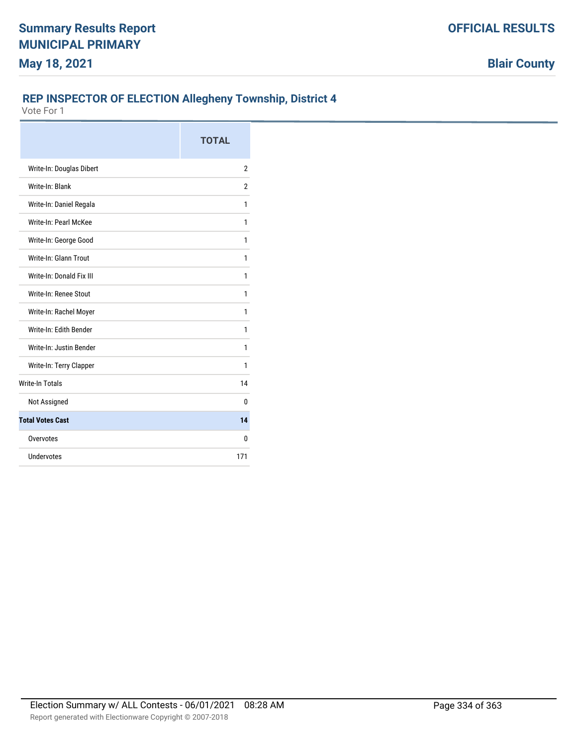# Summary Results Report
# MUNICIPAL PRIMARY
# May 18, 2021

**OFFICIAL RESULTS**

**Blair County**

## REP INSPECTOR OF ELECTION Allegheny Township, District 4

Vote For 1

| | TOTAL |
|---|---|
| Write-In: Douglas Dibert | 2 |
| Write-In: Blank | 2 |
| Write-In: Daniel Regala | 1 |
| Write-In: Pearl McKee | 1 |
| Write-In: George Good | 1 |
| Write-In: Glann Trout | 1 |
| Write-In: Donald Fix III | 1 |
| Write-In: Renee Stout | 1 |
| Write-In: Rachel Moyer | 1 |
| Write-In: Edith Bender | 1 |
| Write-In: Justin Bender | 1 |
| Write-In: Terry Clapper | 1 |
| Write-In Totals | 14 |
| Not Assigned | 0 |
| **Total Votes Cast** | **14** |
| Overvotes | 0 |
| Undervotes | 171 |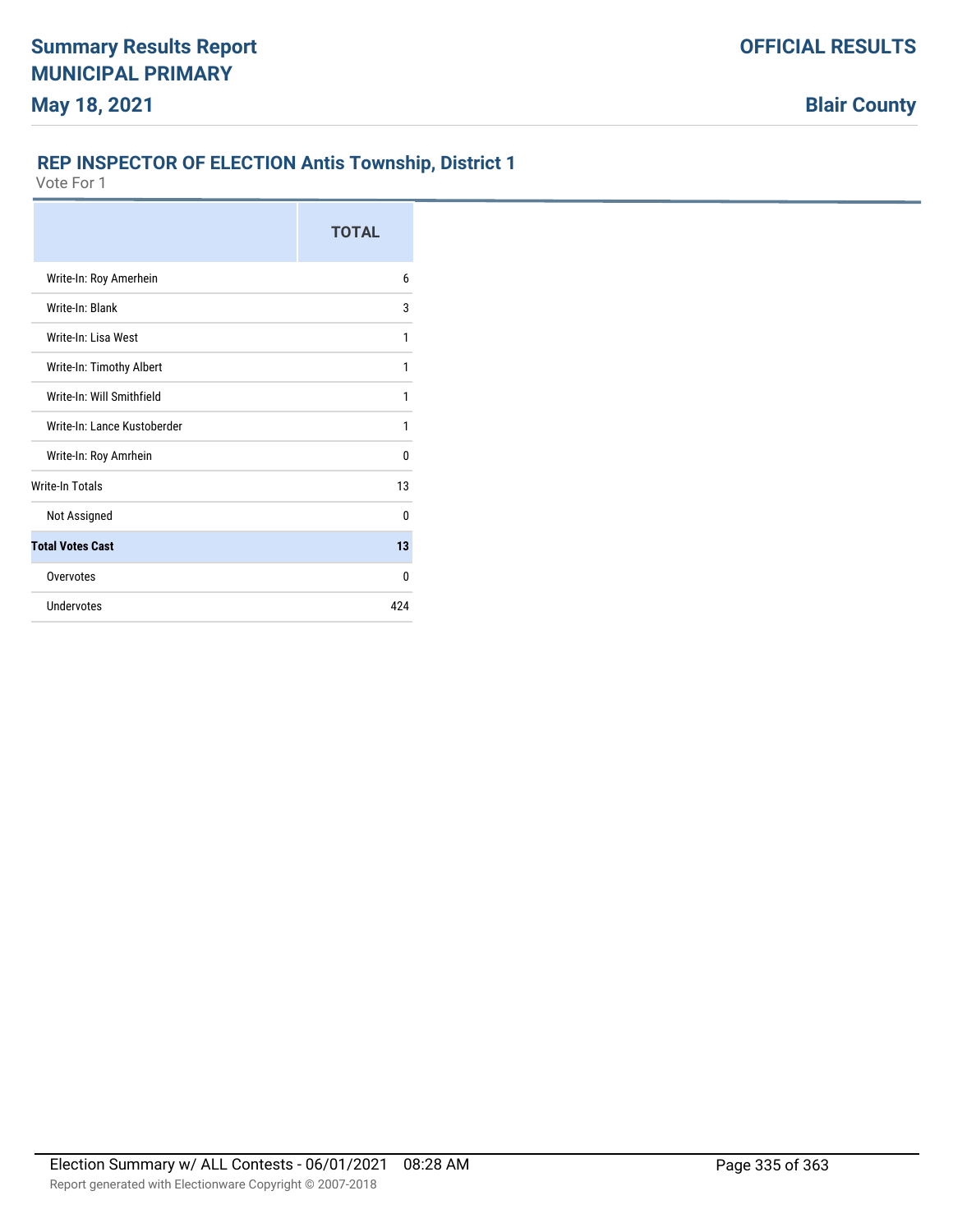## REP INSPECTOR OF ELECTION Antis Township, District 1

Vote For 1

| | TOTAL |
|---|---|
| Write-In: Roy Amerhein | 6 |
| Write-In: Blank | 3 |
| Write-In: Lisa West | 1 |
| Write-In: Timothy Albert | 1 |
| Write-In: Will Smithfield | 1 |
| Write-In: Lance Kustoberder | 1 |
| Write-In: Roy Amrhein | 0 |
| Write-In Totals | 13 |
| Not Assigned | 0 |
| **Total Votes Cast** | **13** |
| Overvotes | 0 |
| Undervotes | 424 |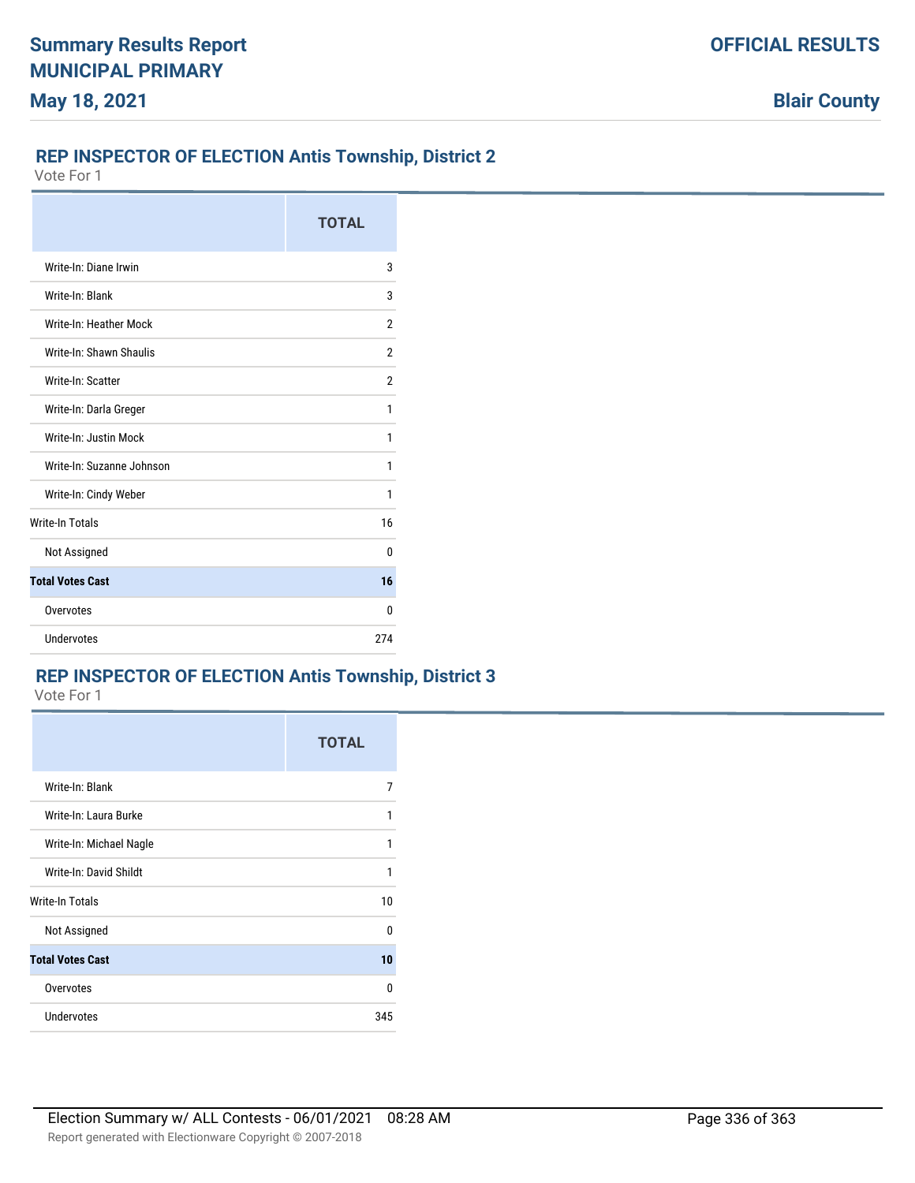## REP INSPECTOR OF ELECTION Antis Township, District 2

Vote For 1

| | TOTAL |
|---|---|
| Write-In: Diane Irwin | 3 |
| Write-In: Blank | 3 |
| Write-In: Heather Mock | 2 |
| Write-In: Shawn Shaulis | 2 |
| Write-In: Scatter | 2 |
| Write-In: Darla Greger | 1 |
| Write-In: Justin Mock | 1 |
| Write-In: Suzanne Johnson | 1 |
| Write-In: Cindy Weber | 1 |
| Write-In Totals | 16 |
| Not Assigned | 0 |
| **Total Votes Cast** | **16** |
| Overvotes | 0 |
| Undervotes | 274 |

## REP INSPECTOR OF ELECTION Antis Township, District 3

Vote For 1

| | TOTAL |
|---|---|
| Write-In: Blank | 7 |
| Write-In: Laura Burke | 1 |
| Write-In: Michael Nagle | 1 |
| Write-In: David Shildt | 1 |
| Write-In Totals | 10 |
| Not Assigned | 0 |
| **Total Votes Cast** | **10** |
| Overvotes | 0 |
| Undervotes | 345 |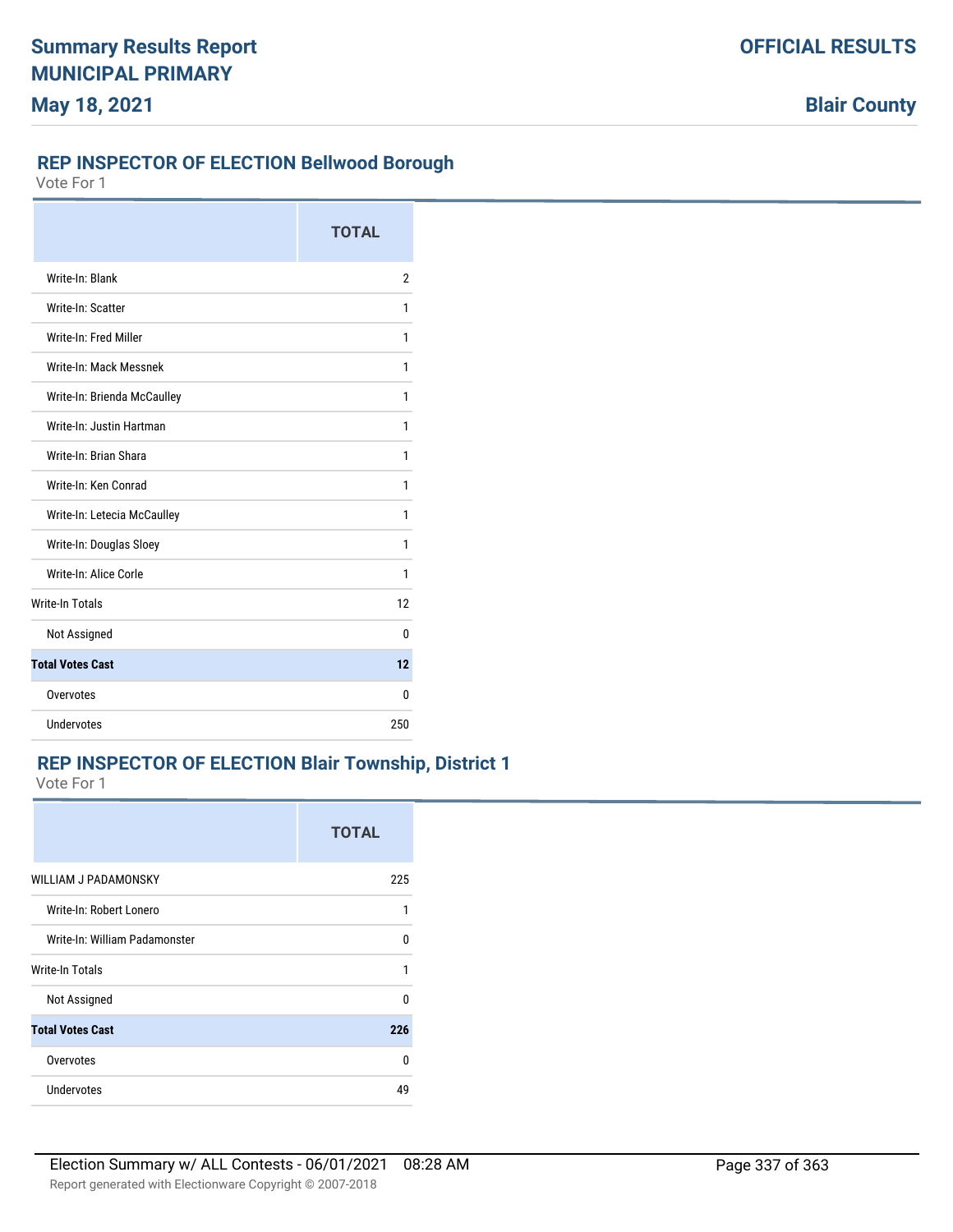## REP INSPECTOR OF ELECTION Bellwood Borough

Vote For 1

| | TOTAL |
|---|---|
| Write-In: Blank | 2 |
| Write-In: Scatter | 1 |
| Write-In: Fred Miller | 1 |
| Write-In: Mack Messnek | 1 |
| Write-In: Brienda McCaulley | 1 |
| Write-In: Justin Hartman | 1 |
| Write-In: Brian Shara | 1 |
| Write-In: Ken Conrad | 1 |
| Write-In: Letecia McCaulley | 1 |
| Write-In: Douglas Sloey | 1 |
| Write-In: Alice Corle | 1 |
| Write-In Totals | 12 |
| Not Assigned | 0 |
| **Total Votes Cast** | **12** |
| Overvotes | 0 |
| Undervotes | 250 |

## REP INSPECTOR OF ELECTION Blair Township, District 1

Vote For 1

| | TOTAL |
|---|---|
| WILLIAM J PADAMONSKY | 225 |
| Write-In: Robert Lonero | 1 |
| Write-In: William Padamonster | 0 |
| Write-In Totals | 1 |
| Not Assigned | 0 |
| **Total Votes Cast** | **226** |
| Overvotes | 0 |
| Undervotes | 49 |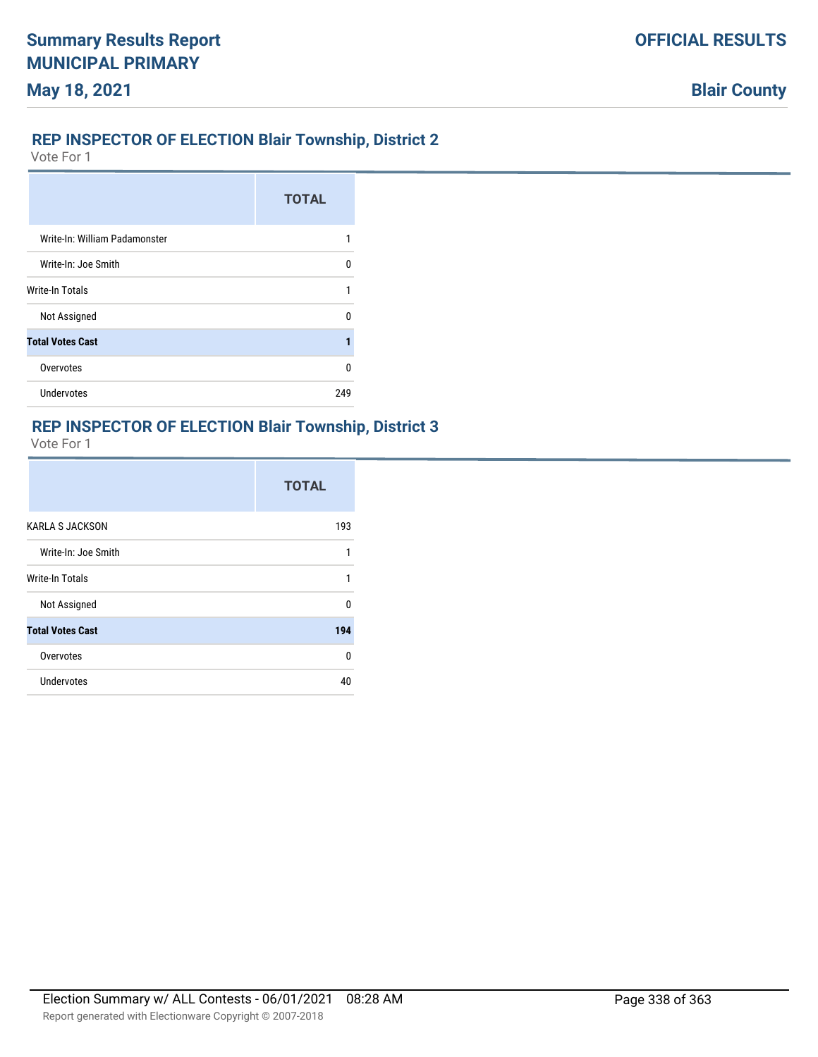## REP INSPECTOR OF ELECTION Blair Township, District 2

Vote For 1

| | TOTAL |
|---|---|
| Write-In: William Padamonster | 1 |
| Write-In: Joe Smith | 0 |
| Write-In Totals | 1 |
| Not Assigned | 0 |
| **Total Votes Cast** | **1** |
| Overvotes | 0 |
| Undervotes | 249 |

## REP INSPECTOR OF ELECTION Blair Township, District 3

Vote For 1

| | TOTAL |
|---|---|
| KARLA S JACKSON | 193 |
| Write-In: Joe Smith | 1 |
| Write-In Totals | 1 |
| Not Assigned | 0 |
| **Total Votes Cast** | **194** |
| Overvotes | 0 |
| Undervotes | 40 |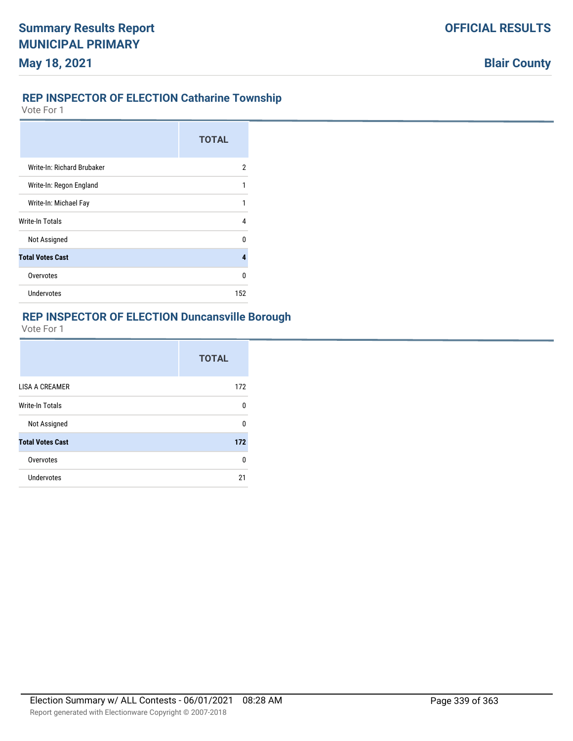## REP INSPECTOR OF ELECTION Catharine Township

Vote For 1

| | TOTAL |
|---|---|
| Write-In: Richard Brubaker | 2 |
| Write-In: Regon England | 1 |
| Write-In: Michael Fay | 1 |
| Write-In Totals | 4 |
| Not Assigned | 0 |
| **Total Votes Cast** | **4** |
| Overvotes | 0 |
| Undervotes | 152 |

## REP INSPECTOR OF ELECTION Duncansville Borough

Vote For 1

| | TOTAL |
|---|---|
| LISA A CREAMER | 172 |
| Write-In Totals | 0 |
| Not Assigned | 0 |
| **Total Votes Cast** | **172** |
| Overvotes | 0 |
| Undervotes | 21 |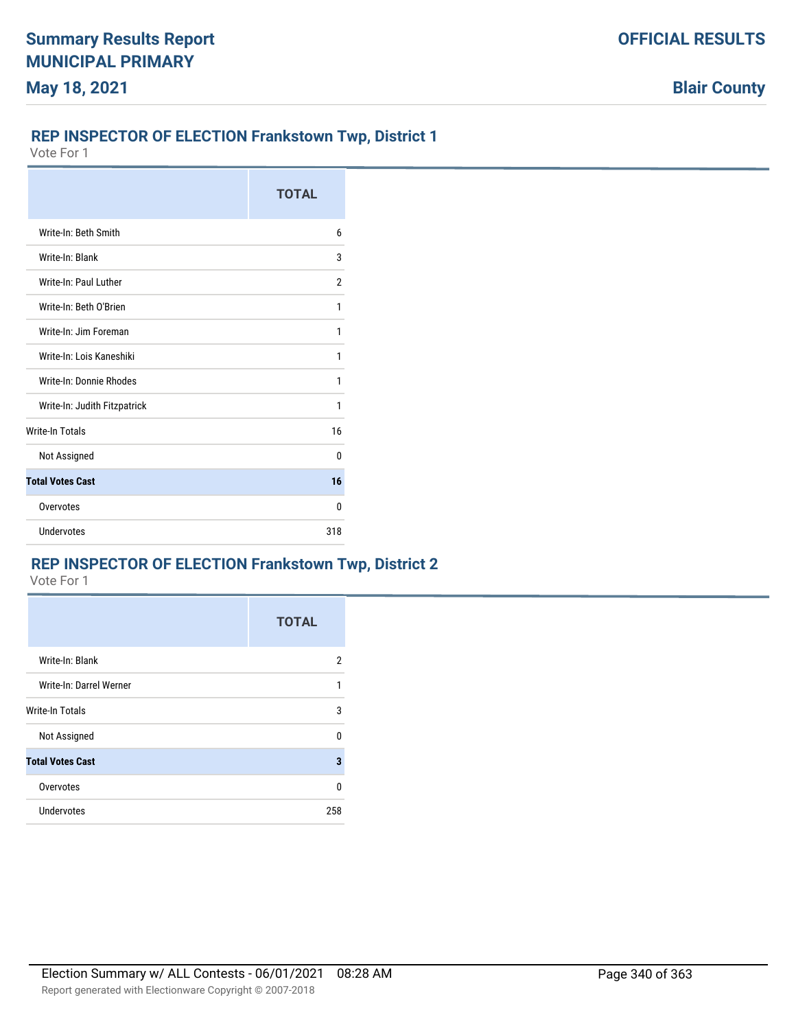## REP INSPECTOR OF ELECTION Frankstown Twp, District 1

Vote For 1

| | TOTAL |
|---|---|
| Write-In: Beth Smith | 6 |
| Write-In: Blank | 3 |
| Write-In: Paul Luther | 2 |
| Write-In: Beth O'Brien | 1 |
| Write-In: Jim Foreman | 1 |
| Write-In: Lois Kaneshiki | 1 |
| Write-In: Donnie Rhodes | 1 |
| Write-In: Judith Fitzpatrick | 1 |
| Write-In Totals | 16 |
| Not Assigned | 0 |
| **Total Votes Cast** | **16** |
| Overvotes | 0 |
| Undervotes | 318 |

## REP INSPECTOR OF ELECTION Frankstown Twp, District 2

Vote For 1

| | TOTAL |
|---|---|
| Write-In: Blank | 2 |
| Write-In: Darrel Werner | 1 |
| Write-In Totals | 3 |
| Not Assigned | 0 |
| **Total Votes Cast** | **3** |
| Overvotes | 0 |
| Undervotes | 258 |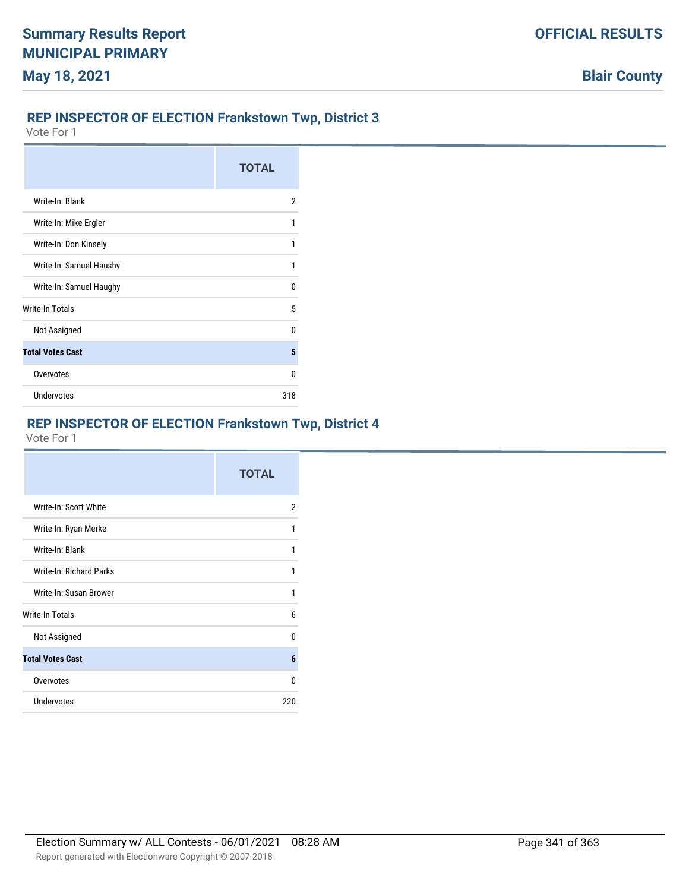## REP INSPECTOR OF ELECTION Frankstown Twp, District 3

Vote For 1

| | TOTAL |
|---|---|
| Write-In: Blank | 2 |
| Write-In: Mike Ergler | 1 |
| Write-In: Don Kinsely | 1 |
| Write-In: Samuel Haushy | 1 |
| Write-In: Samuel Haughy | 0 |
| Write-In Totals | 5 |
| Not Assigned | 0 |
| **Total Votes Cast** | **5** |
| Overvotes | 0 |
| Undervotes | 318 |

## REP INSPECTOR OF ELECTION Frankstown Twp, District 4

Vote For 1

| | TOTAL |
|---|---|
| Write-In: Scott White | 2 |
| Write-In: Ryan Merke | 1 |
| Write-In: Blank | 1 |
| Write-In: Richard Parks | 1 |
| Write-In: Susan Brower | 1 |
| Write-In Totals | 6 |
| Not Assigned | 0 |
| **Total Votes Cast** | **6** |
| Overvotes | 0 |
| Undervotes | 220 |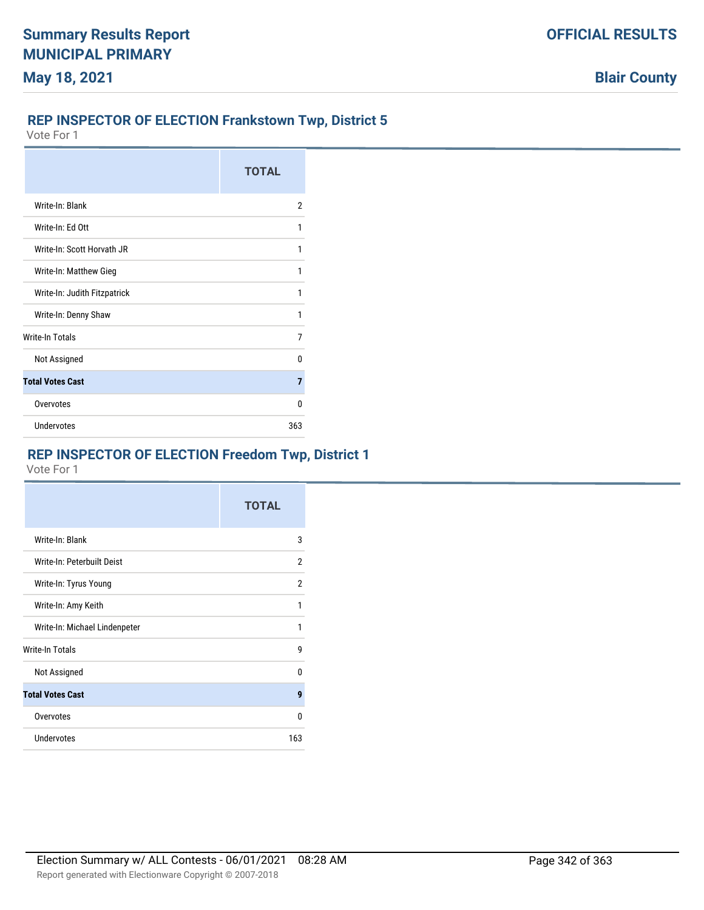## REP INSPECTOR OF ELECTION Frankstown Twp, District 5

Vote For 1

| | TOTAL |
|---|---|
| Write-In: Blank | 2 |
| Write-In: Ed Ott | 1 |
| Write-In: Scott Horvath JR | 1 |
| Write-In: Matthew Gieg | 1 |
| Write-In: Judith Fitzpatrick | 1 |
| Write-In: Denny Shaw | 1 |
| Write-In Totals | 7 |
| Not Assigned | 0 |
| **Total Votes Cast** | **7** |
| Overvotes | 0 |
| Undervotes | 363 |

## REP INSPECTOR OF ELECTION Freedom Twp, District 1

Vote For 1

| | TOTAL |
|---|---|
| Write-In: Blank | 3 |
| Write-In: Peterbuilt Deist | 2 |
| Write-In: Tyrus Young | 2 |
| Write-In: Amy Keith | 1 |
| Write-In: Michael Lindenpeter | 1 |
| Write-In Totals | 9 |
| Not Assigned | 0 |
| **Total Votes Cast** | **9** |
| Overvotes | 0 |
| Undervotes | 163 |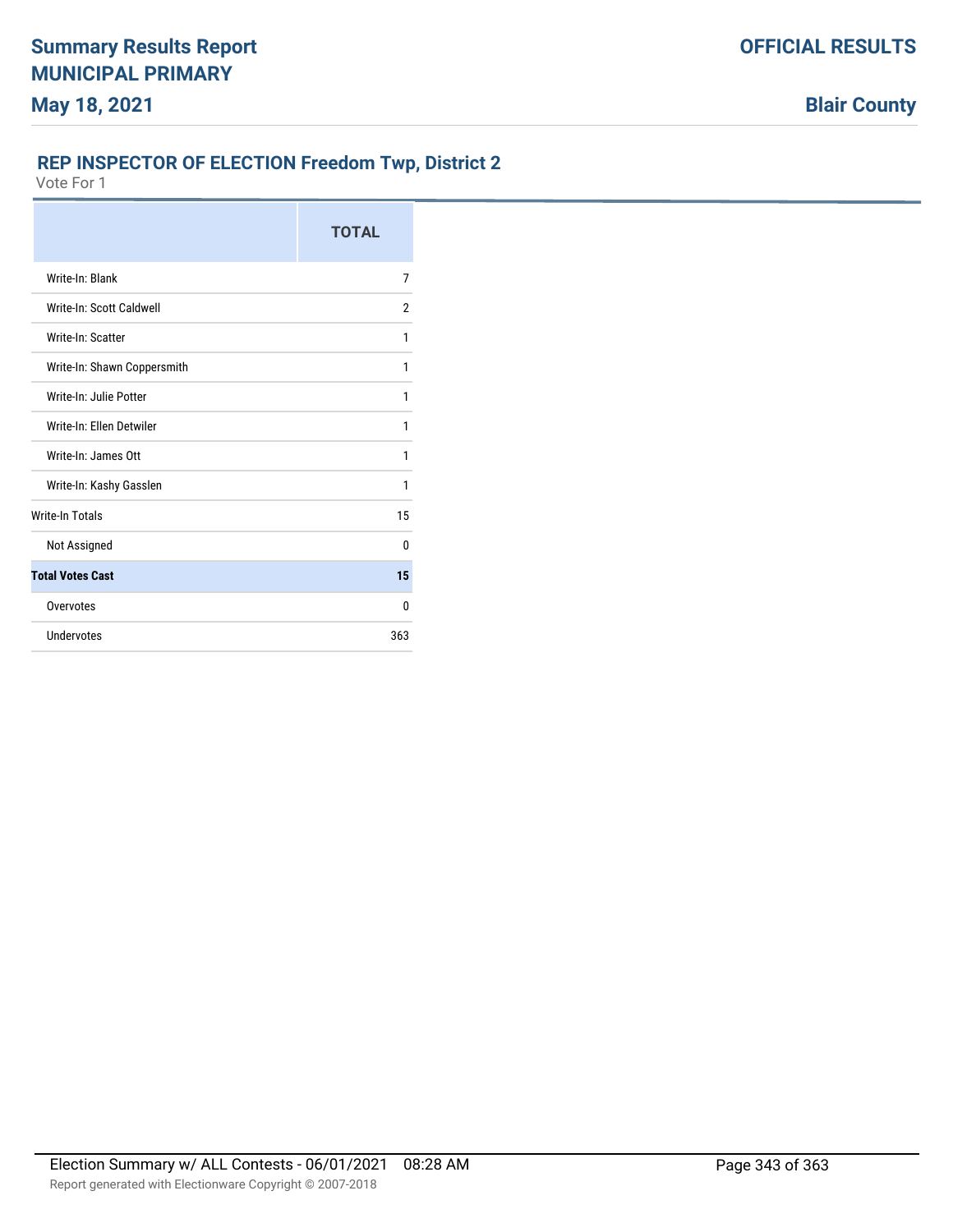## REP INSPECTOR OF ELECTION Freedom Twp, District 2

Vote For 1

| | TOTAL |
|---|---|
| Write-In: Blank | 7 |
| Write-In: Scott Caldwell | 2 |
| Write-In: Scatter | 1 |
| Write-In: Shawn Coppersmith | 1 |
| Write-In: Julie Potter | 1 |
| Write-In: Ellen Detwiler | 1 |
| Write-In: James Ott | 1 |
| Write-In: Kashy Gasslen | 1 |
| Write-In Totals | 15 |
| Not Assigned | 0 |
| **Total Votes Cast** | **15** |
| Overvotes | 0 |
| Undervotes | 363 |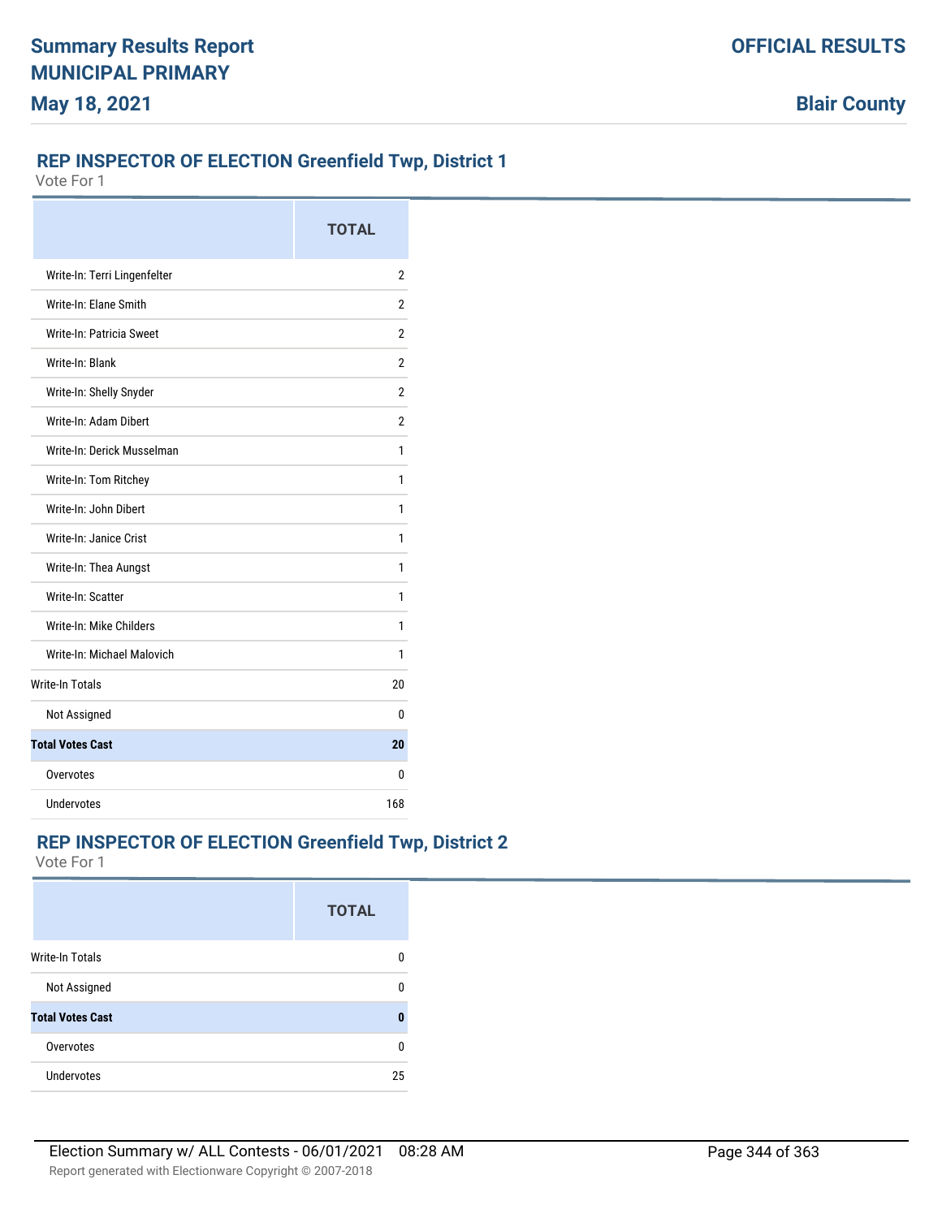## REP INSPECTOR OF ELECTION Greenfield Twp, District 1

Vote For 1

| | TOTAL |
|---|---|
| Write-In: Terri Lingenfelter | 2 |
| Write-In: Elane Smith | 2 |
| Write-In: Patricia Sweet | 2 |
| Write-In: Blank | 2 |
| Write-In: Shelly Snyder | 2 |
| Write-In: Adam Dibert | 2 |
| Write-In: Derick Musselman | 1 |
| Write-In: Tom Ritchey | 1 |
| Write-In: John Dibert | 1 |
| Write-In: Janice Crist | 1 |
| Write-In: Thea Aungst | 1 |
| Write-In: Scatter | 1 |
| Write-In: Mike Childers | 1 |
| Write-In: Michael Malovich | 1 |
| Write-In Totals | 20 |
| Not Assigned | 0 |
| **Total Votes Cast** | **20** |
| Overvotes | 0 |
| Undervotes | 168 |

## REP INSPECTOR OF ELECTION Greenfield Twp, District 2

Vote For 1

| | TOTAL |
|---|---|
| Write-In Totals | 0 |
| Not Assigned | 0 |
| **Total Votes Cast** | **0** |
| Overvotes | 0 |
| Undervotes | 25 |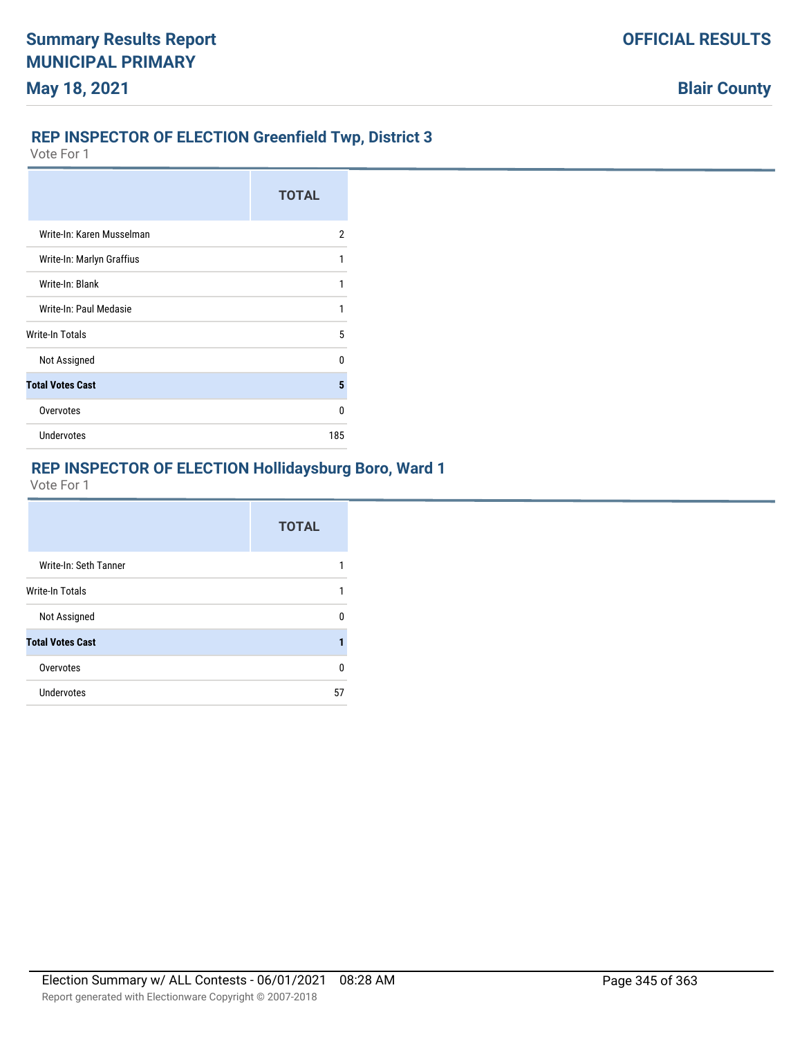## REP INSPECTOR OF ELECTION Greenfield Twp, District 3

Vote For 1

| | TOTAL |
|---|---|
| Write-In: Karen Musselman | 2 |
| Write-In: Marlyn Graffius | 1 |
| Write-In: Blank | 1 |
| Write-In: Paul Medasie | 1 |
| Write-In Totals | 5 |
| Not Assigned | 0 |
| **Total Votes Cast** | **5** |
| Overvotes | 0 |
| Undervotes | 185 |

## REP INSPECTOR OF ELECTION Hollidaysburg Boro, Ward 1

Vote For 1

| | TOTAL |
|---|---|
| Write-In: Seth Tanner | 1 |
| Write-In Totals | 1 |
| Not Assigned | 0 |
| **Total Votes Cast** | **1** |
| Overvotes | 0 |
| Undervotes | 57 |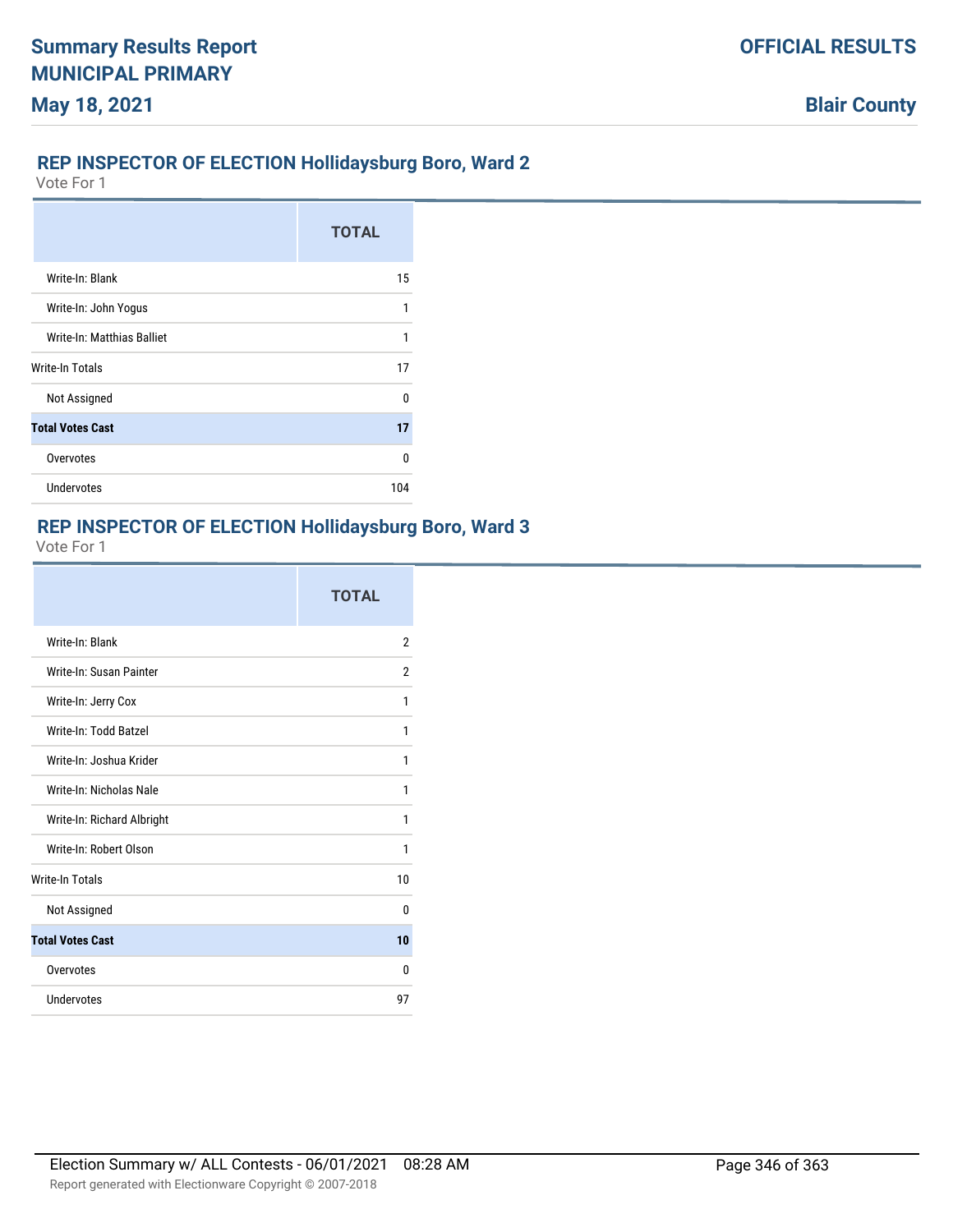## REP INSPECTOR OF ELECTION Hollidaysburg Boro, Ward 2

Vote For 1

| | TOTAL |
|---|---|
| Write-In: Blank | 15 |
| Write-In: John Yogus | 1 |
| Write-In: Matthias Balliet | 1 |
| Write-In Totals | 17 |
| Not Assigned | 0 |
| **Total Votes Cast** | **17** |
| Overvotes | 0 |
| Undervotes | 104 |

## REP INSPECTOR OF ELECTION Hollidaysburg Boro, Ward 3

Vote For 1

| | TOTAL |
|---|---|
| Write-In: Blank | 2 |
| Write-In: Susan Painter | 2 |
| Write-In: Jerry Cox | 1 |
| Write-In: Todd Batzel | 1 |
| Write-In: Joshua Krider | 1 |
| Write-In: Nicholas Nale | 1 |
| Write-In: Richard Albright | 1 |
| Write-In: Robert Olson | 1 |
| Write-In Totals | 10 |
| Not Assigned | 0 |
| **Total Votes Cast** | **10** |
| Overvotes | 0 |
| Undervotes | 97 |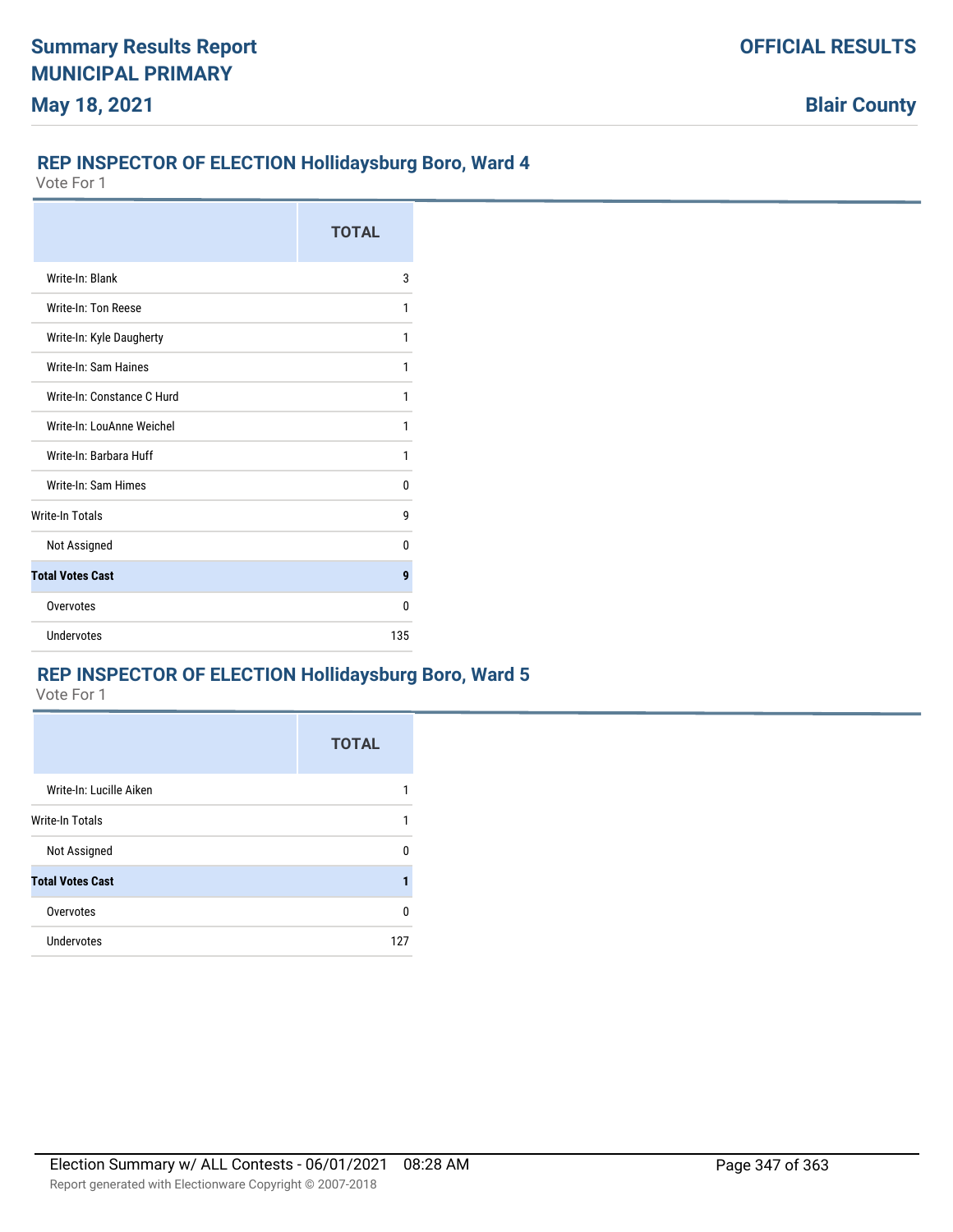## REP INSPECTOR OF ELECTION Hollidaysburg Boro, Ward 4

Vote For 1

| | TOTAL |
|---|---|
| Write-In: Blank | 3 |
| Write-In: Ton Reese | 1 |
| Write-In: Kyle Daugherty | 1 |
| Write-In: Sam Haines | 1 |
| Write-In: Constance C Hurd | 1 |
| Write-In: LouAnne Weichel | 1 |
| Write-In: Barbara Huff | 1 |
| Write-In: Sam Himes | 0 |
| Write-In Totals | 9 |
| Not Assigned | 0 |
| **Total Votes Cast** | **9** |
| Overvotes | 0 |
| Undervotes | 135 |

## REP INSPECTOR OF ELECTION Hollidaysburg Boro, Ward 5

Vote For 1

| | TOTAL |
|---|---|
| Write-In: Lucille Aiken | 1 |
| Write-In Totals | 1 |
| Not Assigned | 0 |
| **Total Votes Cast** | **1** |
| Overvotes | 0 |
| Undervotes | 127 |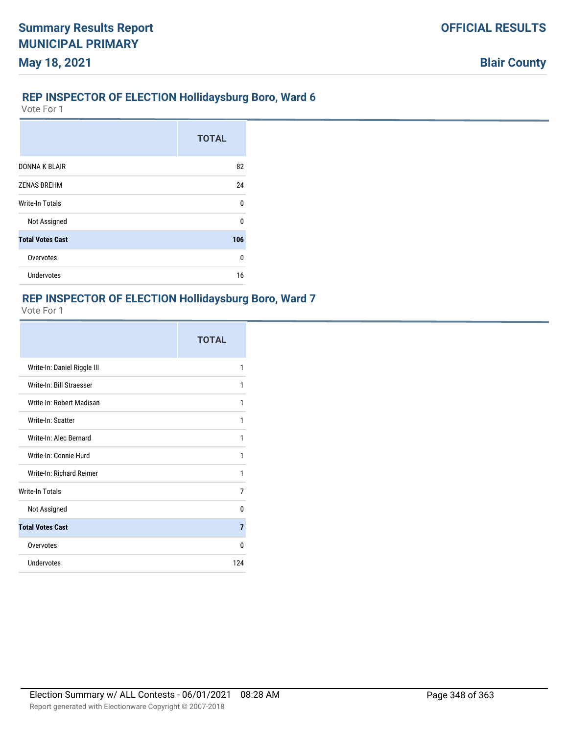## REP INSPECTOR OF ELECTION Hollidaysburg Boro, Ward 6

Vote For 1

| | TOTAL |
|---|---|
| DONNA K BLAIR | 82 |
| ZENAS BREHM | 24 |
| Write-In Totals | 0 |
| Not Assigned | 0 |
| **Total Votes Cast** | **106** |
| Overvotes | 0 |
| Undervotes | 16 |

## REP INSPECTOR OF ELECTION Hollidaysburg Boro, Ward 7

Vote For 1

| | TOTAL |
|---|---|
| Write-In: Daniel Riggle III | 1 |
| Write-In: Bill Straesser | 1 |
| Write-In: Robert Madisan | 1 |
| Write-In: Scatter | 1 |
| Write-In: Alec Bernard | 1 |
| Write-In: Connie Hurd | 1 |
| Write-In: Richard Reimer | 1 |
| Write-In Totals | 7 |
| Not Assigned | 0 |
| **Total Votes Cast** | **7** |
| Overvotes | 0 |
| Undervotes | 124 |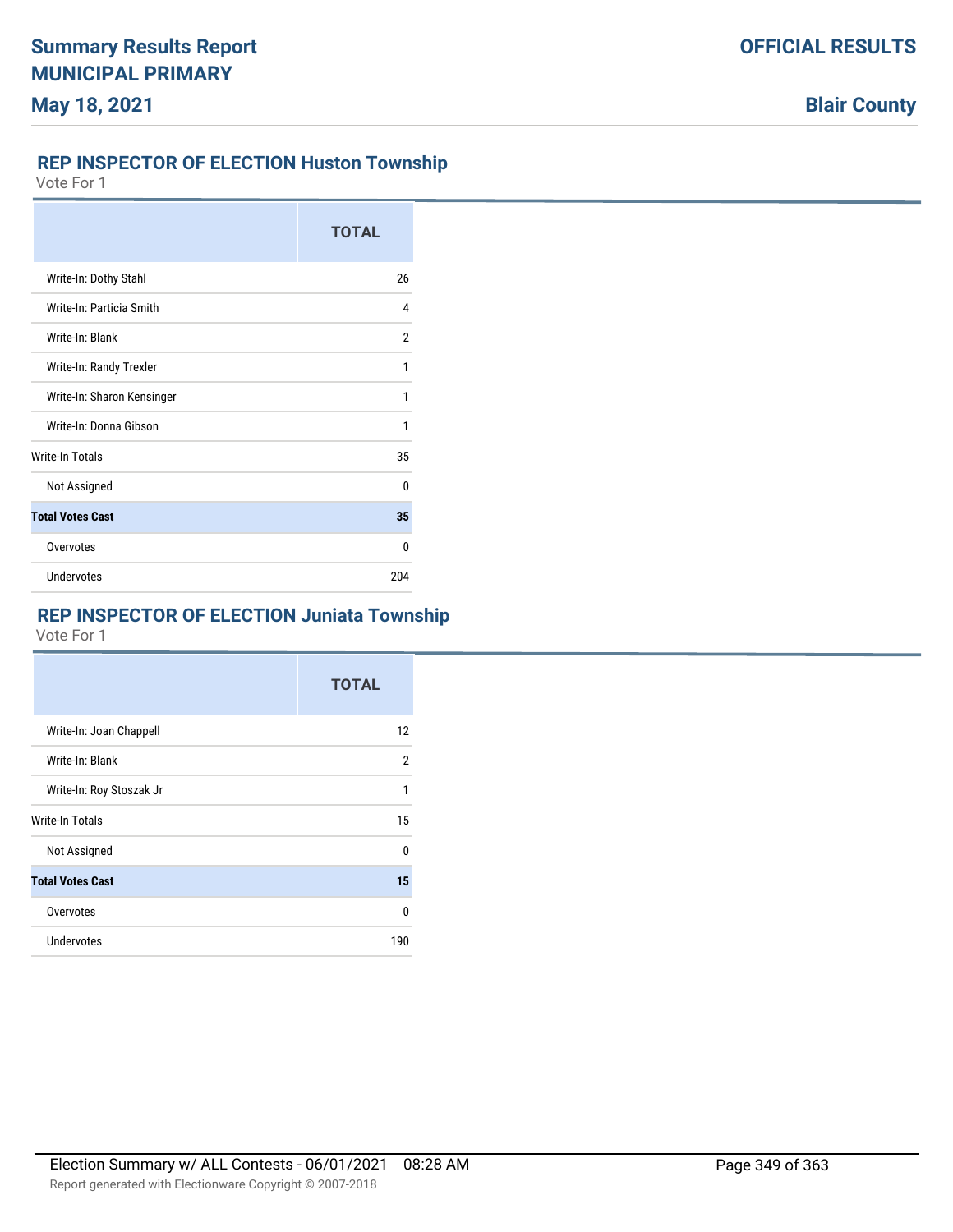## REP INSPECTOR OF ELECTION Huston Township

Vote For 1

| | TOTAL |
|---|---|
| Write-In: Dothy Stahl | 26 |
| Write-In: Particia Smith | 4 |
| Write-In: Blank | 2 |
| Write-In: Randy Trexler | 1 |
| Write-In: Sharon Kensinger | 1 |
| Write-In: Donna Gibson | 1 |
| Write-In Totals | 35 |
| Not Assigned | 0 |
| **Total Votes Cast** | **35** |
| Overvotes | 0 |
| Undervotes | 204 |

## REP INSPECTOR OF ELECTION Juniata Township

Vote For 1

| | TOTAL |
|---|---|
| Write-In: Joan Chappell | 12 |
| Write-In: Blank | 2 |
| Write-In: Roy Stoszak Jr | 1 |
| Write-In Totals | 15 |
| Not Assigned | 0 |
| **Total Votes Cast** | **15** |
| Overvotes | 0 |
| Undervotes | 190 |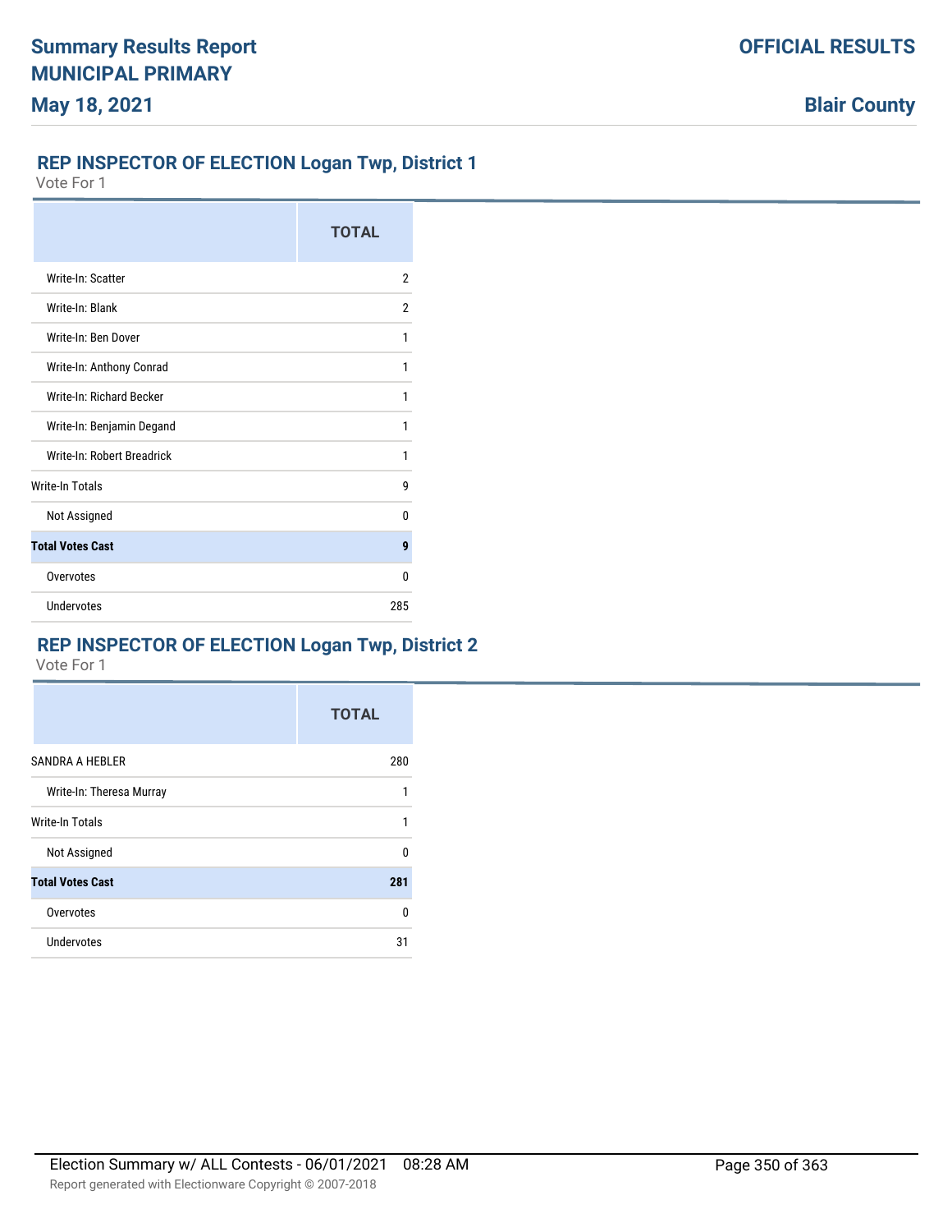## REP INSPECTOR OF ELECTION Logan Twp, District 1

Vote For 1

| | TOTAL |
|---|---|
| Write-In: Scatter | 2 |
| Write-In: Blank | 2 |
| Write-In: Ben Dover | 1 |
| Write-In: Anthony Conrad | 1 |
| Write-In: Richard Becker | 1 |
| Write-In: Benjamin Degand | 1 |
| Write-In: Robert Breadrick | 1 |
| Write-In Totals | 9 |
| Not Assigned | 0 |
| **Total Votes Cast** | **9** |
| Overvotes | 0 |
| Undervotes | 285 |

## REP INSPECTOR OF ELECTION Logan Twp, District 2

Vote For 1

| | TOTAL |
|---|---|
| SANDRA A HEBLER | 280 |
| Write-In: Theresa Murray | 1 |
| Write-In Totals | 1 |
| Not Assigned | 0 |
| **Total Votes Cast** | **281** |
| Overvotes | 0 |
| Undervotes | 31 |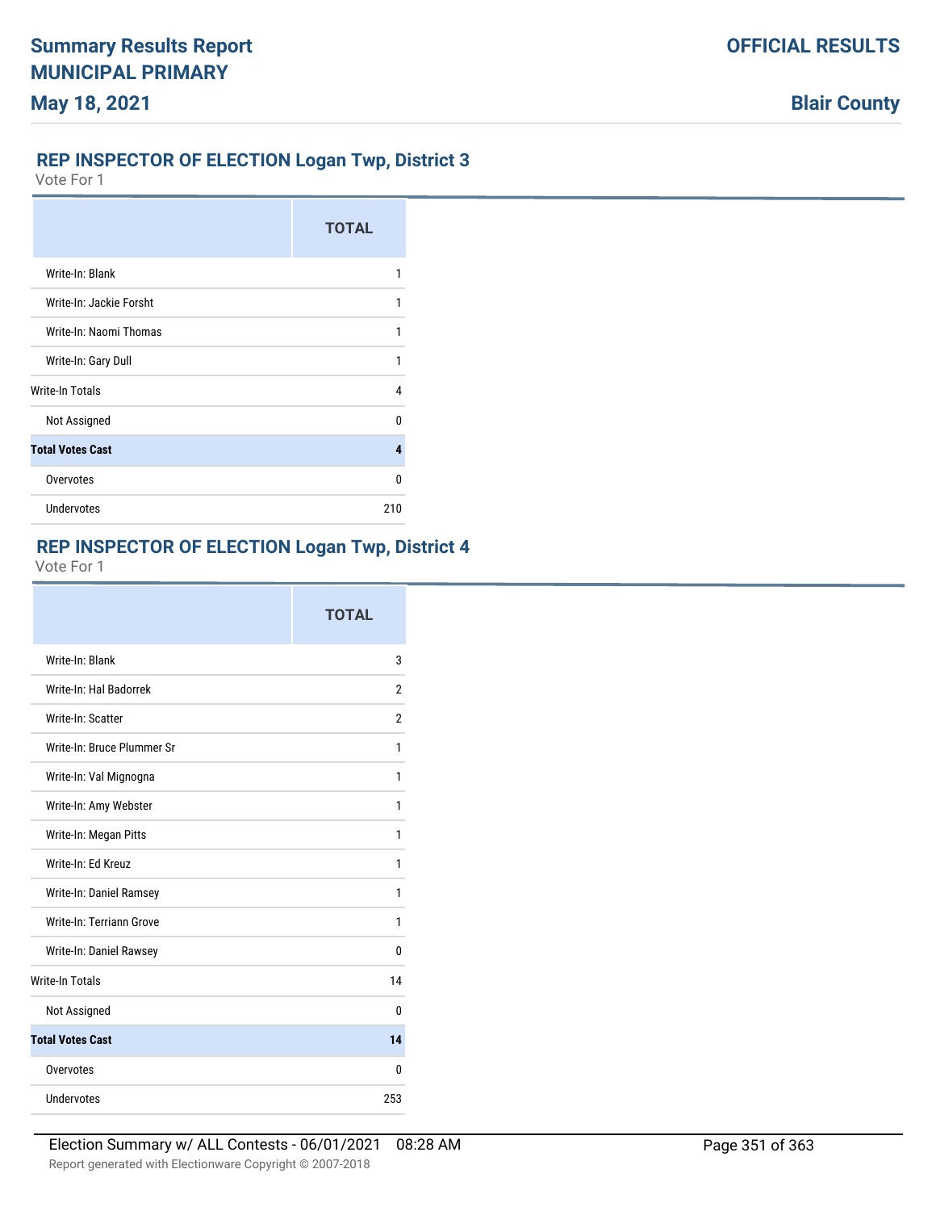## REP INSPECTOR OF ELECTION Logan Twp, District 3

Vote For 1

| | TOTAL |
|---|---|
| Write-In: Blank | 1 |
| Write-In: Jackie Forsht | 1 |
| Write-In: Naomi Thomas | 1 |
| Write-In: Gary Dull | 1 |
| Write-In Totals | 4 |
| Not Assigned | 0 |
| **Total Votes Cast** | **4** |
| Overvotes | 0 |
| Undervotes | 210 |

## REP INSPECTOR OF ELECTION Logan Twp, District 4

Vote For 1

| | TOTAL |
|---|---|
| Write-In: Blank | 3 |
| Write-In: Hal Badorrek | 2 |
| Write-In: Scatter | 2 |
| Write-In: Bruce Plummer Sr | 1 |
| Write-In: Val Mignogna | 1 |
| Write-In: Amy Webster | 1 |
| Write-In: Megan Pitts | 1 |
| Write-In: Ed Kreuz | 1 |
| Write-In: Daniel Ramsey | 1 |
| Write-In: Terriann Grove | 1 |
| Write-In: Daniel Rawsey | 0 |
| Write-In Totals | 14 |
| Not Assigned | 0 |
| **Total Votes Cast** | **14** |
| Overvotes | 0 |
| Undervotes | 253 |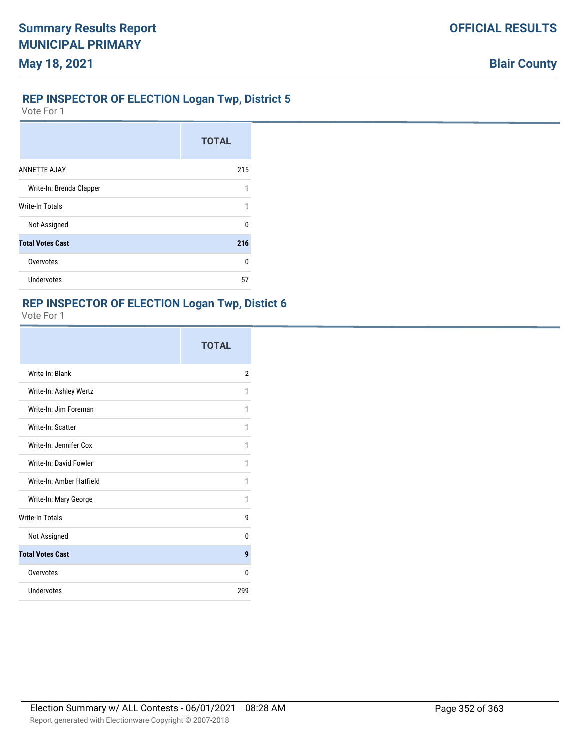## REP INSPECTOR OF ELECTION Logan Twp, District 5

Vote For 1

| | TOTAL |
|---|---|
| ANNETTE AJAY | 215 |
| Write-In: Brenda Clapper | 1 |
| Write-In Totals | 1 |
| Not Assigned | 0 |
| **Total Votes Cast** | **216** |
| Overvotes | 0 |
| Undervotes | 57 |

## REP INSPECTOR OF ELECTION Logan Twp, Distict 6

Vote For 1

| | TOTAL |
|---|---|
| Write-In: Blank | 2 |
| Write-In: Ashley Wertz | 1 |
| Write-In: Jim Foreman | 1 |
| Write-In: Scatter | 1 |
| Write-In: Jennifer Cox | 1 |
| Write-In: David Fowler | 1 |
| Write-In: Amber Hatfield | 1 |
| Write-In: Mary George | 1 |
| Write-In Totals | 9 |
| Not Assigned | 0 |
| **Total Votes Cast** | **9** |
| Overvotes | 0 |
| Undervotes | 299 |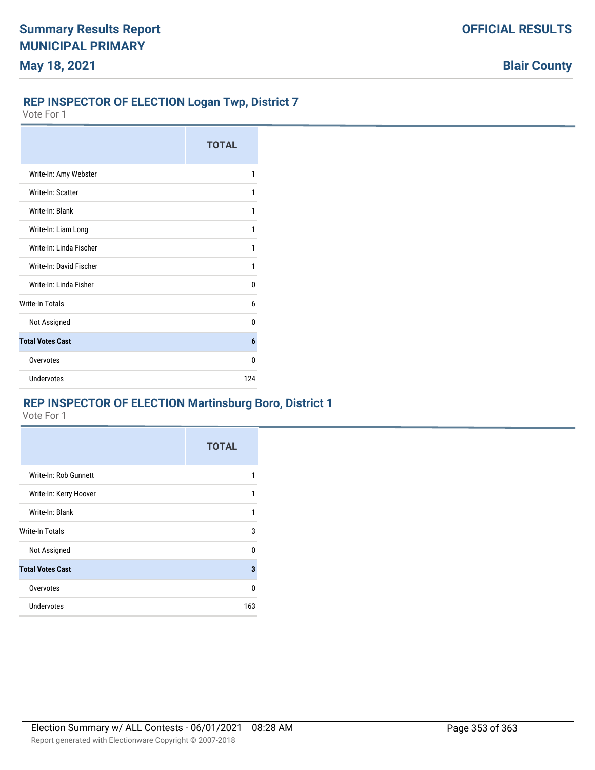## REP INSPECTOR OF ELECTION Logan Twp, District 7

Vote For 1

| | TOTAL |
|---|---|
| Write-In: Amy Webster | 1 |
| Write-In: Scatter | 1 |
| Write-In: Blank | 1 |
| Write-In: Liam Long | 1 |
| Write-In: Linda Fischer | 1 |
| Write-In: David Fischer | 1 |
| Write-In: Linda Fisher | 0 |
| Write-In Totals | 6 |
| Not Assigned | 0 |
| **Total Votes Cast** | **6** |
| Overvotes | 0 |
| Undervotes | 124 |

## REP INSPECTOR OF ELECTION Martinsburg Boro, District 1

Vote For 1

| | TOTAL |
|---|---|
| Write-In: Rob Gunnett | 1 |
| Write-In: Kerry Hoover | 1 |
| Write-In: Blank | 1 |
| Write-In Totals | 3 |
| Not Assigned | 0 |
| **Total Votes Cast** | **3** |
| Overvotes | 0 |
| Undervotes | 163 |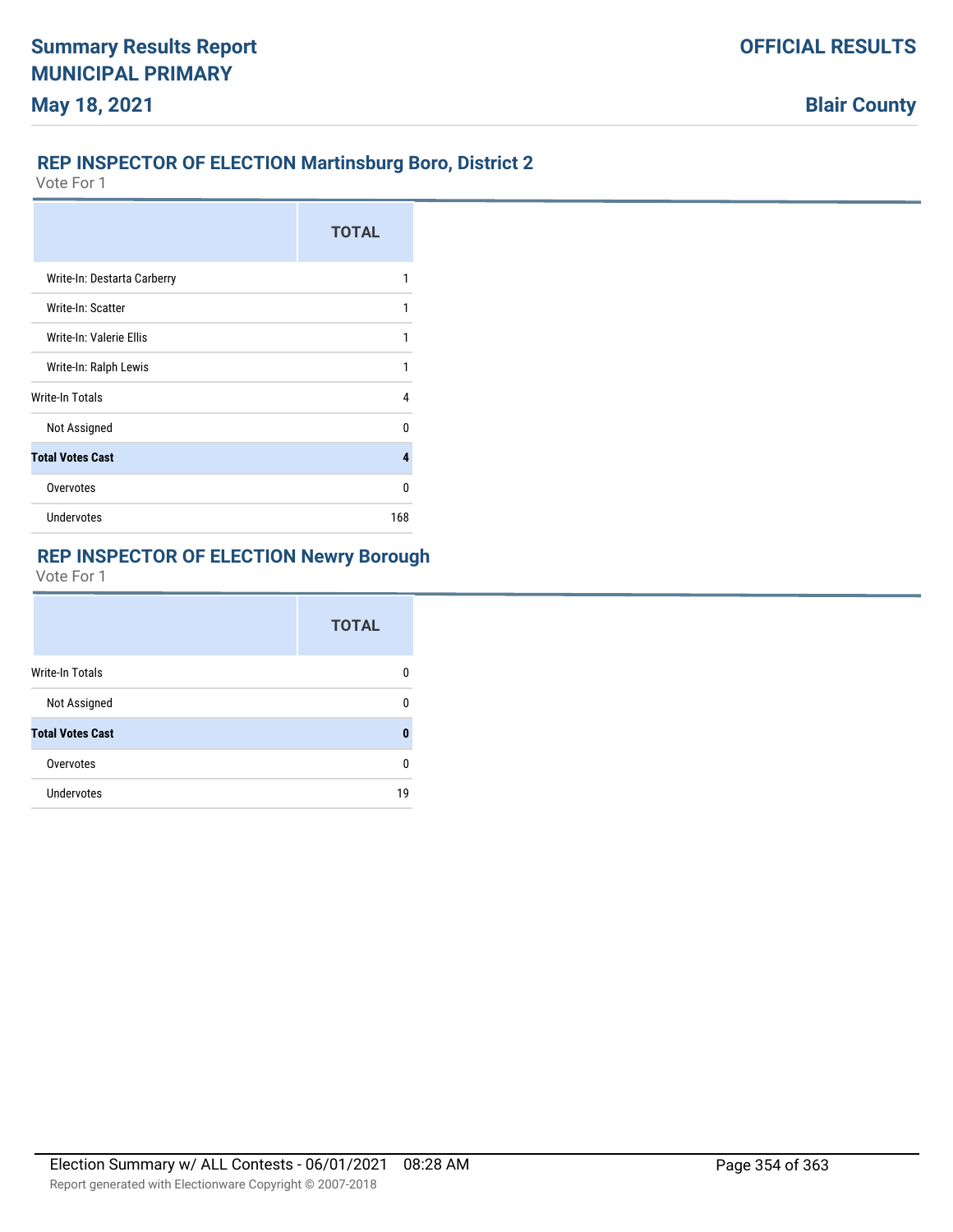## REP INSPECTOR OF ELECTION Martinsburg Boro, District 2

Vote For 1

| | TOTAL |
|---|---|
| Write-In: Destarta Carberry | 1 |
| Write-In: Scatter | 1 |
| Write-In: Valerie Ellis | 1 |
| Write-In: Ralph Lewis | 1 |
| Write-In Totals | 4 |
| Not Assigned | 0 |
| **Total Votes Cast** | **4** |
| Overvotes | 0 |
| Undervotes | 168 |

## REP INSPECTOR OF ELECTION Newry Borough

Vote For 1

| | TOTAL |
|---|---|
| Write-In Totals | 0 |
| Not Assigned | 0 |
| **Total Votes Cast** | **0** |
| Overvotes | 0 |
| Undervotes | 19 |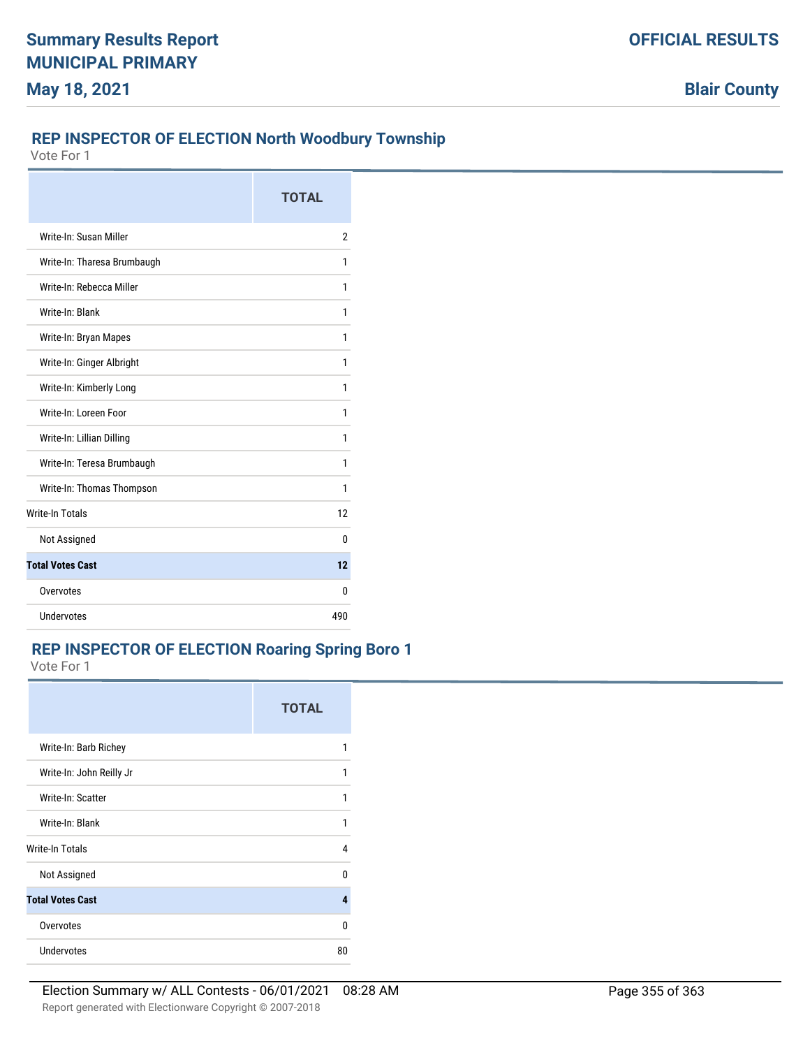## REP INSPECTOR OF ELECTION North Woodbury Township

Vote For 1

| | TOTAL |
|---|---|
| Write-In: Susan Miller | 2 |
| Write-In: Tharesa Brumbaugh | 1 |
| Write-In: Rebecca Miller | 1 |
| Write-In: Blank | 1 |
| Write-In: Bryan Mapes | 1 |
| Write-In: Ginger Albright | 1 |
| Write-In: Kimberly Long | 1 |
| Write-In: Loreen Foor | 1 |
| Write-In: Lillian Dilling | 1 |
| Write-In: Teresa Brumbaugh | 1 |
| Write-In: Thomas Thompson | 1 |
| Write-In Totals | 12 |
| Not Assigned | 0 |
| **Total Votes Cast** | **12** |
| Overvotes | 0 |
| Undervotes | 490 |

## REP INSPECTOR OF ELECTION Roaring Spring Boro 1

Vote For 1

| | TOTAL |
|---|---|
| Write-In: Barb Richey | 1 |
| Write-In: John Reilly Jr | 1 |
| Write-In: Scatter | 1 |
| Write-In: Blank | 1 |
| Write-In Totals | 4 |
| Not Assigned | 0 |
| **Total Votes Cast** | **4** |
| Overvotes | 0 |
| Undervotes | 80 |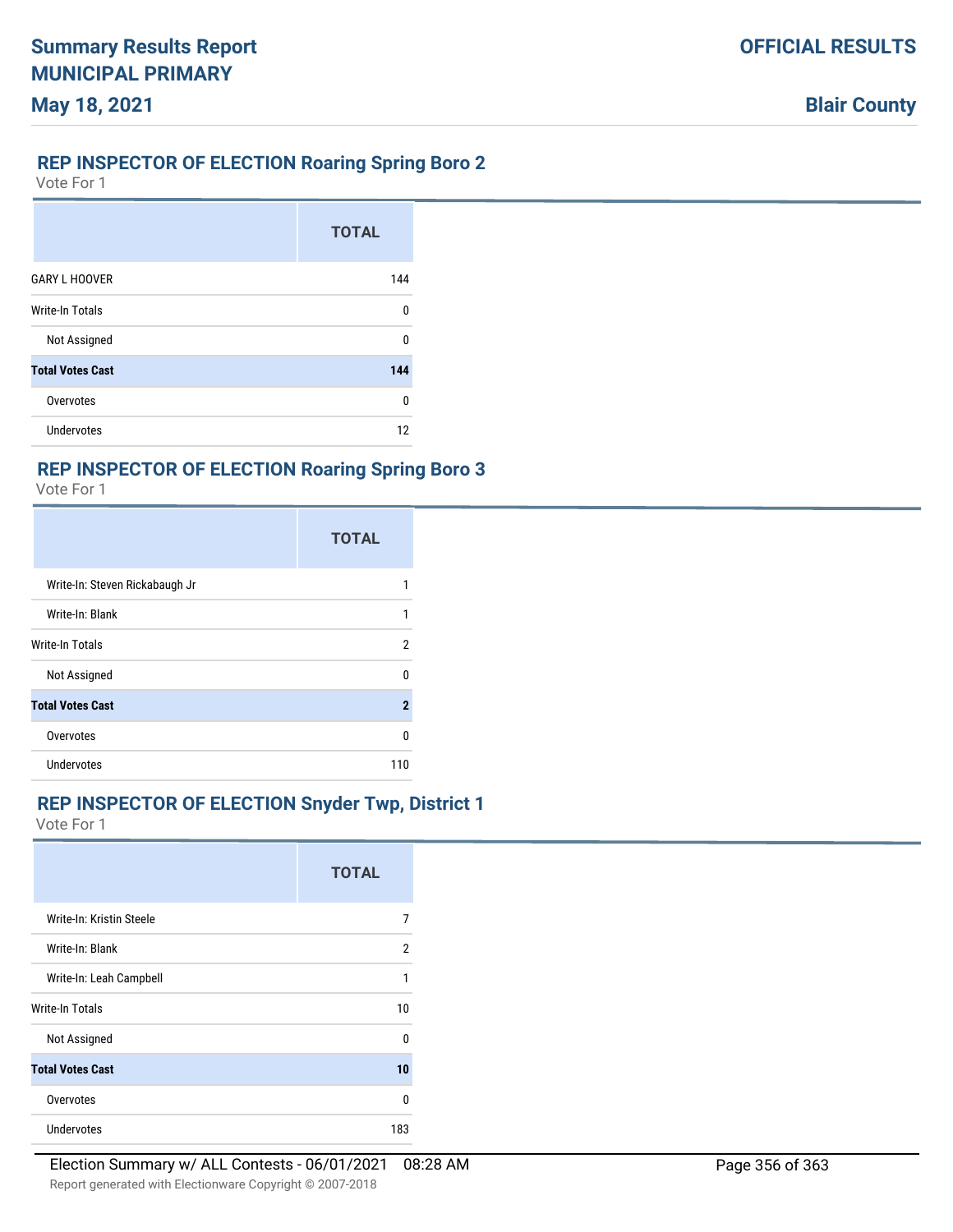## REP INSPECTOR OF ELECTION Roaring Spring Boro 2

Vote For 1

| | TOTAL |
|---|---|
| GARY L HOOVER | 144 |
| Write-In Totals | 0 |
| Not Assigned | 0 |
| **Total Votes Cast** | **144** |
| Overvotes | 0 |
| Undervotes | 12 |

## REP INSPECTOR OF ELECTION Roaring Spring Boro 3

Vote For 1

| | TOTAL |
|---|---|
| Write-In: Steven Rickabaugh Jr | 1 |
| Write-In: Blank | 1 |
| Write-In Totals | 2 |
| Not Assigned | 0 |
| **Total Votes Cast** | **2** |
| Overvotes | 0 |
| Undervotes | 110 |

## REP INSPECTOR OF ELECTION Snyder Twp, District 1

Vote For 1

| | TOTAL |
|---|---|
| Write-In: Kristin Steele | 7 |
| Write-In: Blank | 2 |
| Write-In: Leah Campbell | 1 |
| Write-In Totals | 10 |
| Not Assigned | 0 |
| **Total Votes Cast** | **10** |
| Overvotes | 0 |
| Undervotes | 183 |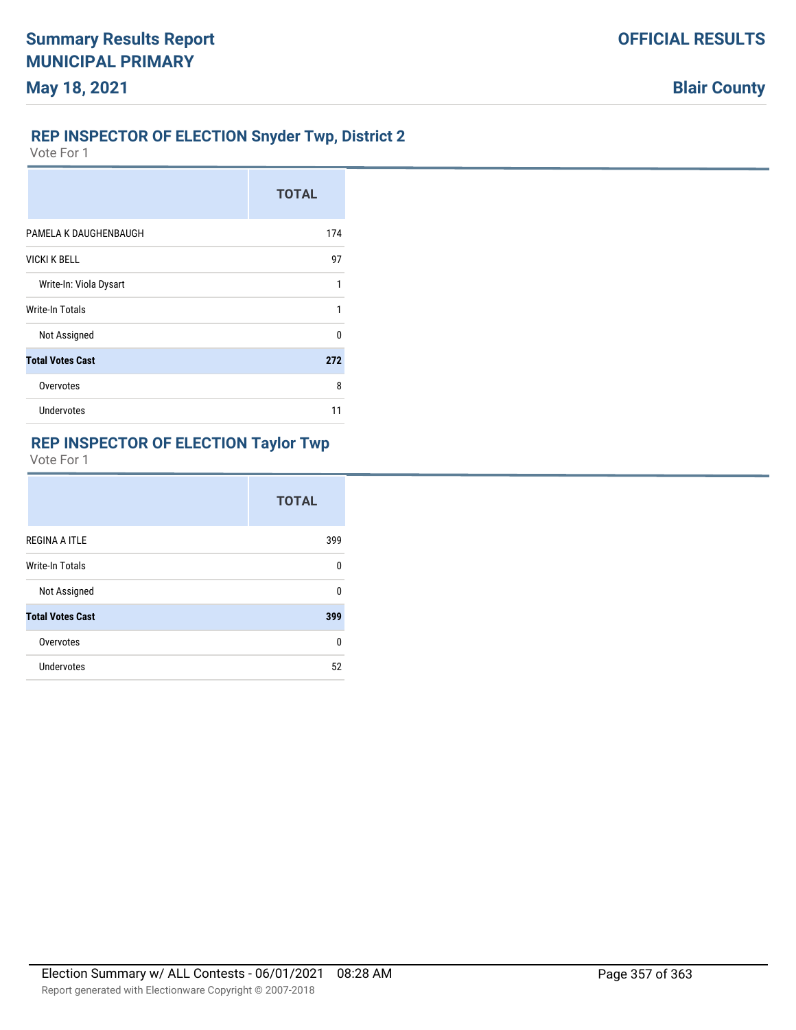## REP INSPECTOR OF ELECTION Snyder Twp, District 2

Vote For 1

| | TOTAL |
|---|---|
| PAMELA K DAUGHENBAUGH | 174 |
| VICKI K BELL | 97 |
| Write-In: Viola Dysart | 1 |
| Write-In Totals | 1 |
| Not Assigned | 0 |
| **Total Votes Cast** | **272** |
| Overvotes | 8 |
| Undervotes | 11 |

## REP INSPECTOR OF ELECTION Taylor Twp

Vote For 1

| | TOTAL |
|---|---|
| REGINA A ITLE | 399 |
| Write-In Totals | 0 |
| Not Assigned | 0 |
| **Total Votes Cast** | **399** |
| Overvotes | 0 |
| Undervotes | 52 |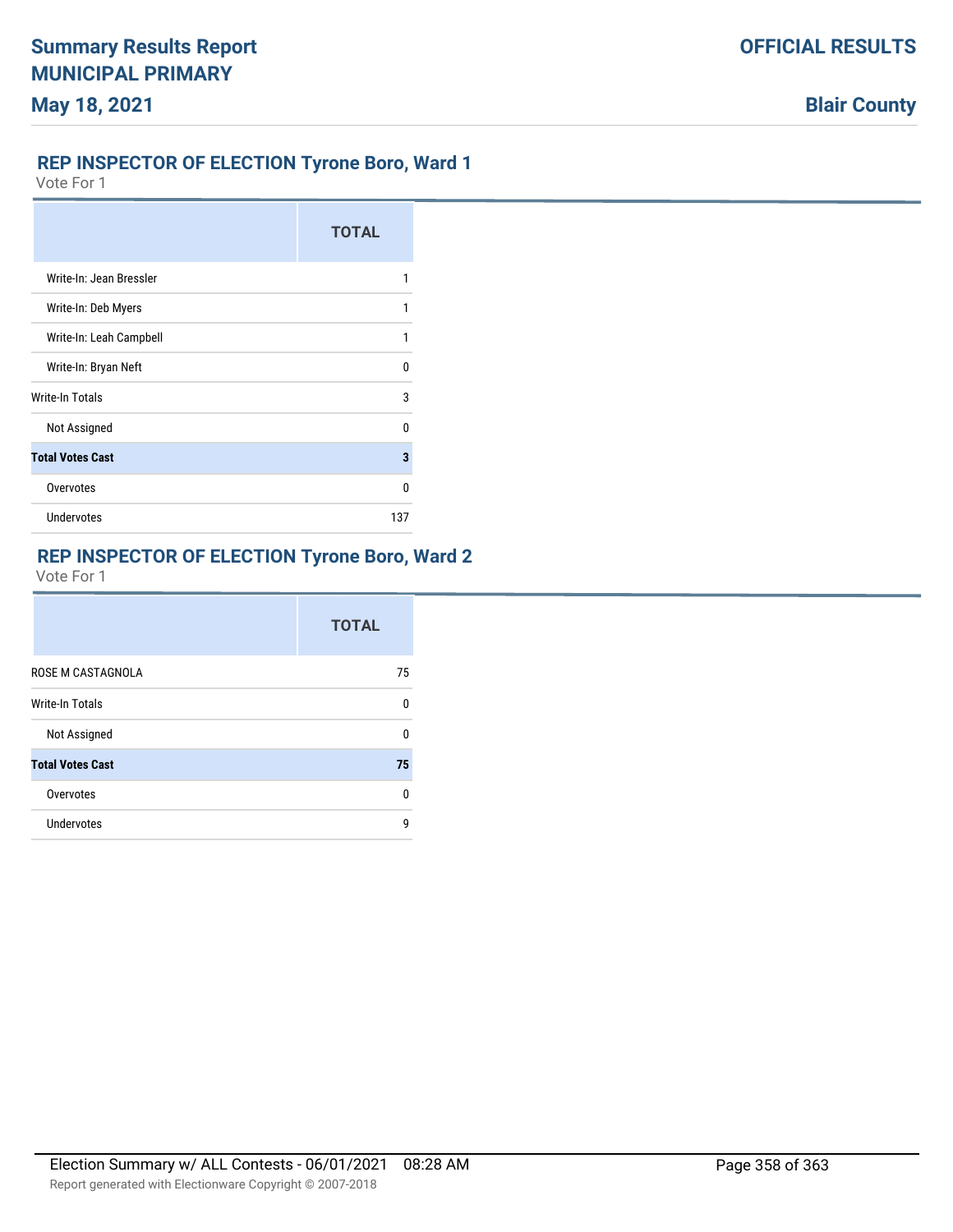## REP INSPECTOR OF ELECTION Tyrone Boro, Ward 1

Vote For 1

| | TOTAL |
|---|---|
| Write-In: Jean Bressler | 1 |
| Write-In: Deb Myers | 1 |
| Write-In: Leah Campbell | 1 |
| Write-In: Bryan Neft | 0 |
| Write-In Totals | 3 |
| Not Assigned | 0 |
| **Total Votes Cast** | **3** |
| Overvotes | 0 |
| Undervotes | 137 |

## REP INSPECTOR OF ELECTION Tyrone Boro, Ward 2

Vote For 1

| | TOTAL |
|---|---|
| ROSE M CASTAGNOLA | 75 |
| Write-In Totals | 0 |
| Not Assigned | 0 |
| **Total Votes Cast** | **75** |
| Overvotes | 0 |
| Undervotes | 9 |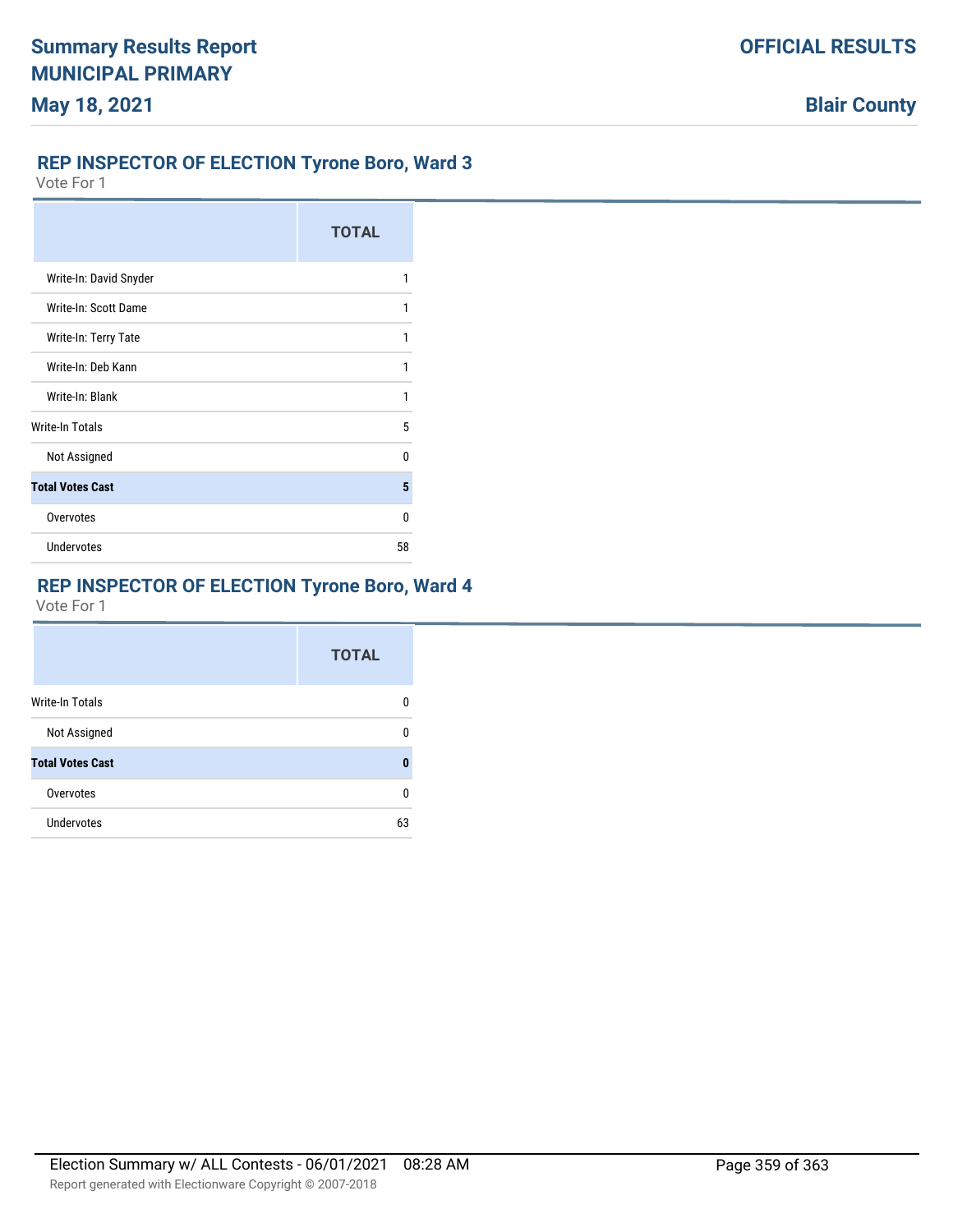## REP INSPECTOR OF ELECTION Tyrone Boro, Ward 3

Vote For 1

| | TOTAL |
|---|---|
| Write-In: David Snyder | 1 |
| Write-In: Scott Dame | 1 |
| Write-In: Terry Tate | 1 |
| Write-In: Deb Kann | 1 |
| Write-In: Blank | 1 |
| Write-In Totals | 5 |
| Not Assigned | 0 |
| **Total Votes Cast** | **5** |
| Overvotes | 0 |
| Undervotes | 58 |

## REP INSPECTOR OF ELECTION Tyrone Boro, Ward 4

Vote For 1

| | TOTAL |
|---|---|
| Write-In Totals | 0 |
| Not Assigned | 0 |
| **Total Votes Cast** | **0** |
| Overvotes | 0 |
| Undervotes | 63 |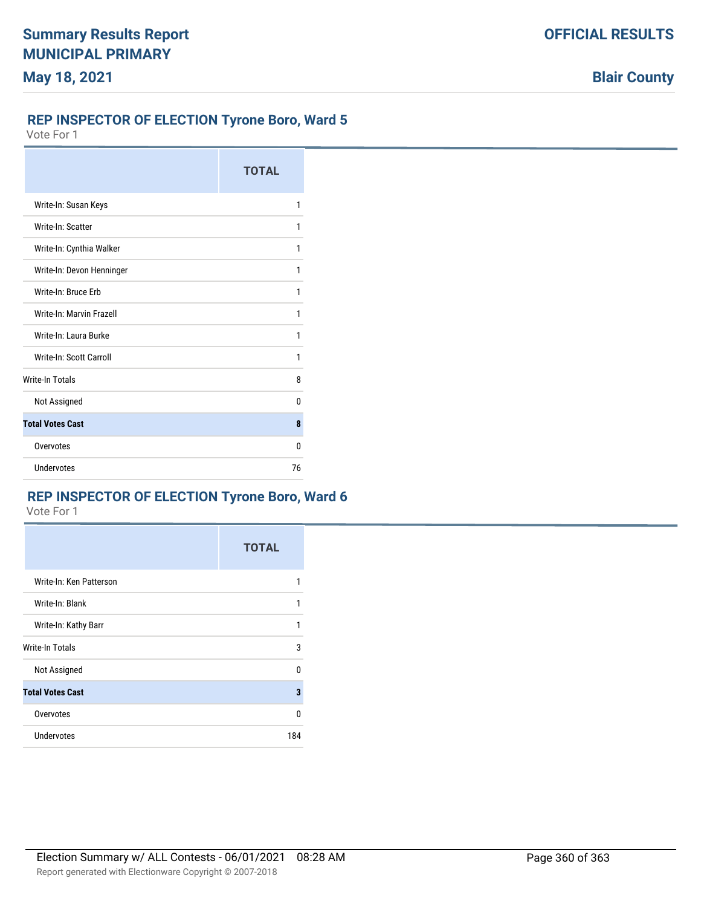## REP INSPECTOR OF ELECTION Tyrone Boro, Ward 5

Vote For 1

| | TOTAL |
|---|---|
| Write-In: Susan Keys | 1 |
| Write-In: Scatter | 1 |
| Write-In: Cynthia Walker | 1 |
| Write-In: Devon Henninger | 1 |
| Write-In: Bruce Erb | 1 |
| Write-In: Marvin Frazell | 1 |
| Write-In: Laura Burke | 1 |
| Write-In: Scott Carroll | 1 |
| Write-In Totals | 8 |
| Not Assigned | 0 |
| **Total Votes Cast** | **8** |
| Overvotes | 0 |
| Undervotes | 76 |

## REP INSPECTOR OF ELECTION Tyrone Boro, Ward 6

Vote For 1

| | TOTAL |
|---|---|
| Write-In: Ken Patterson | 1 |
| Write-In: Blank | 1 |
| Write-In: Kathy Barr | 1 |
| Write-In Totals | 3 |
| Not Assigned | 0 |
| **Total Votes Cast** | **3** |
| Overvotes | 0 |
| Undervotes | 184 |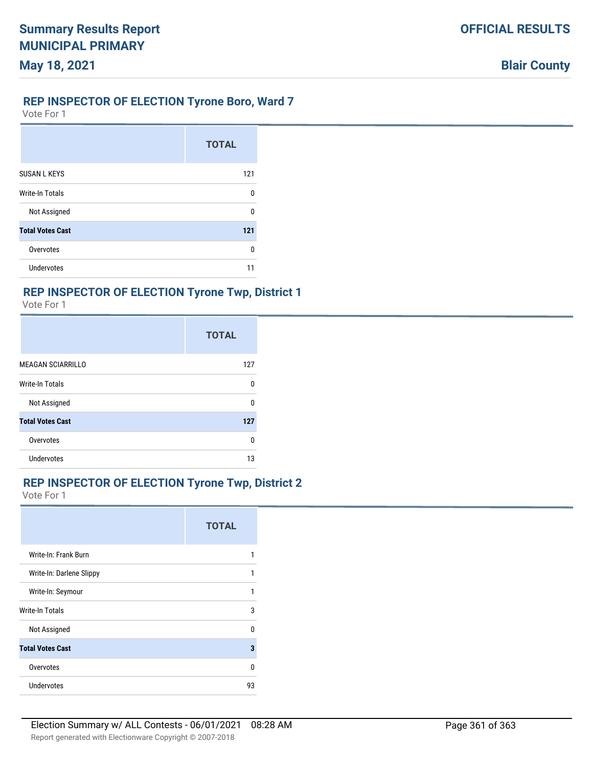## REP INSPECTOR OF ELECTION Tyrone Boro, Ward 7

Vote For 1

| | TOTAL |
|---|---|
| SUSAN L KEYS | 121 |
| Write-In Totals | 0 |
| Not Assigned | 0 |
| **Total Votes Cast** | **121** |
| Overvotes | 0 |
| Undervotes | 11 |

## REP INSPECTOR OF ELECTION Tyrone Twp, District 1

Vote For 1

| | TOTAL |
|---|---|
| MEAGAN SCIARRILLO | 127 |
| Write-In Totals | 0 |
| Not Assigned | 0 |
| **Total Votes Cast** | **127** |
| Overvotes | 0 |
| Undervotes | 13 |

## REP INSPECTOR OF ELECTION Tyrone Twp, District 2

Vote For 1

| | TOTAL |
|---|---|
| Write-In: Frank Burn | 1 |
| Write-In: Darlene Slippy | 1 |
| Write-In: Seymour | 1 |
| Write-In Totals | 3 |
| Not Assigned | 0 |
| **Total Votes Cast** | **3** |
| Overvotes | 0 |
| Undervotes | 93 |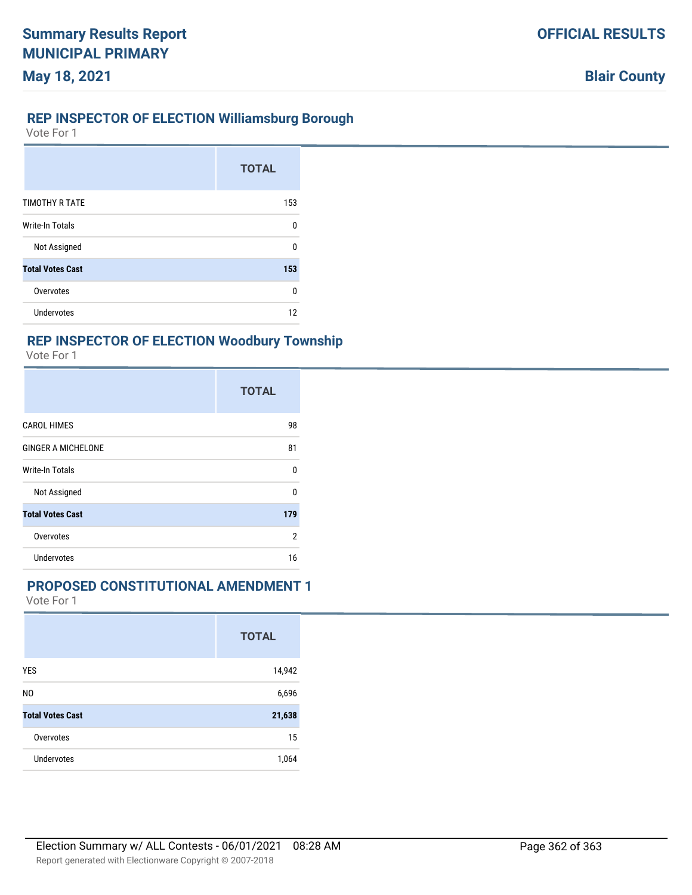## REP INSPECTOR OF ELECTION Williamsburg Borough

Vote For 1

| | TOTAL |
|---|---|
| TIMOTHY R TATE | 153 |
| Write-In Totals | 0 |
| Not Assigned | 0 |
| **Total Votes Cast** | **153** |
| Overvotes | 0 |
| Undervotes | 12 |

## REP INSPECTOR OF ELECTION Woodbury Township

Vote For 1

| | TOTAL |
|---|---|
| CAROL HIMES | 98 |
| GINGER A MICHELONE | 81 |
| Write-In Totals | 0 |
| Not Assigned | 0 |
| **Total Votes Cast** | **179** |
| Overvotes | 2 |
| Undervotes | 16 |

## PROPOSED CONSTITUTIONAL AMENDMENT 1

Vote For 1

| | TOTAL |
|---|---|
| YES | 14,942 |
| NO | 6,696 |
| **Total Votes Cast** | **21,638** |
| Overvotes | 15 |
| Undervotes | 1,064 |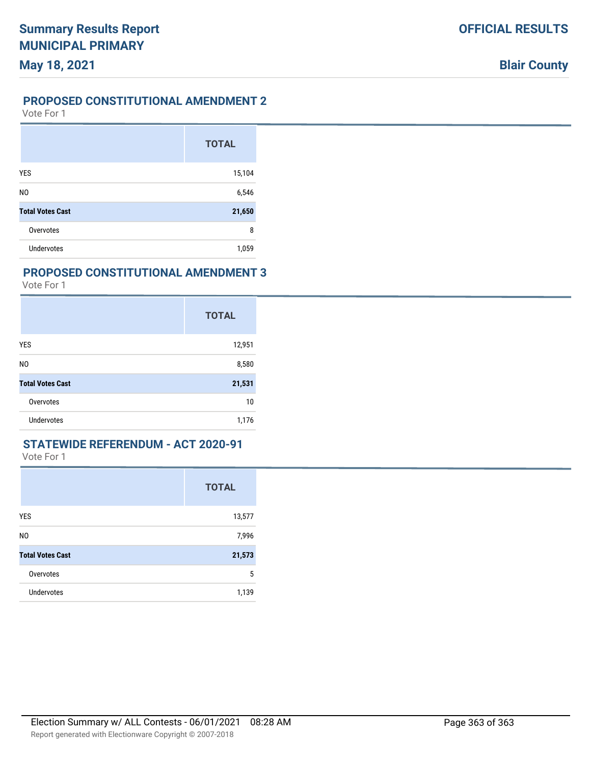## PROPOSED CONSTITUTIONAL AMENDMENT 2

Vote For 1

| | TOTAL |
|---|---|
| YES | 15,104 |
| NO | 6,546 |
| **Total Votes Cast** | **21,650** |
| Overvotes | 8 |
| Undervotes | 1,059 |

## PROPOSED CONSTITUTIONAL AMENDMENT 3

Vote For 1

| | TOTAL |
|---|---|
| YES | 12,951 |
| NO | 8,580 |
| **Total Votes Cast** | **21,531** |
| Overvotes | 10 |
| Undervotes | 1,176 |

## STATEWIDE REFERENDUM - ACT 2020-91

Vote For 1

| | TOTAL |
|---|---|
| YES | 13,577 |
| NO | 7,996 |
| **Total Votes Cast** | **21,573** |
| Overvotes | 5 |
| Undervotes | 1,139 |